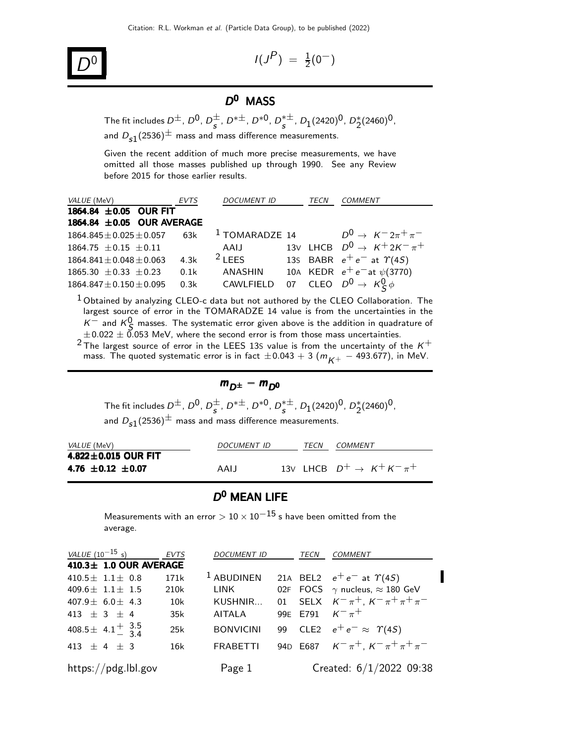# $D^0$

$I(J^P) = \frac{1}{2}(0^-)$

## $D^0$ MASS

The fit includes $D^\pm$, $D^0$, $D_s^\pm$, $D^{*\pm}$, $D^{*0}$, $D_s^{*\pm}$, $D_1(2420)^0$, $D_2^*(2460)^0$, and $D_{s1}(2536)^\pm$ mass and mass difference measurements.

Given the recent addition of much more precise measurements, we have omitted all those masses published up through 1990. See any Review before 2015 for those earlier results.

| VALUE (MeV) | EVTS | DOCUMENT ID | | TECN | COMMENT |
|---|---|---|---|---|---|
| **1864.84 ±0.05 OUR FIT** | | | | | |
| **1864.84 ±0.05 OUR AVERAGE** | | | | | |
| 1864.845±0.025±0.057 | 63k | [1] TOMARADZE | 14 | | $D^0 \to K^- 2\pi^+ \pi^-$ |
| 1864.75 ±0.15 ±0.11 | | AAIJ | 13V | LHCB | $D^0 \to K^+ 2K^- \pi^+$ |
| 1864.841±0.048±0.063 | 4.3k | [2] LEES | 13S | BABR | $e^+ e^-$ at $\Upsilon(4S)$ |
| 1865.30 ±0.33 ±0.23 | 0.1k | ANASHIN | 10A | KEDR | $e^+ e^-$ at $\psi(3770)$ |
| 1864.847±0.150±0.095 | 0.3k | CAWLFIELD | 07 | CLEO | $D^0 \to K_S^0 \phi$ |

[1] Obtained by analyzing CLEO-c data but not authored by the CLEO Collaboration. The largest source of error in the TOMARADZE 14 value is from the uncertainties in the $K^-$ and $K_S^0$ masses. The systematic error given above is the addition in quadrature of $\pm 0.022 \pm 0.053$ MeV, where the second error is from those mass uncertainties.

[2] The largest source of error in the LEES 13S value is from the uncertainty of the $K^+$ mass. The quoted systematic error is in fact $\pm 0.043 + 3\,(m_{K^+} - 493.677)$, in MeV.

## $m_{D^\pm} - m_{D^0}$

The fit includes $D^\pm$, $D^0$, $D_s^\pm$, $D^{*\pm}$, $D^{*0}$, $D_s^{*\pm}$, $D_1(2420)^0$, $D_2^*(2460)^0$, and $D_{s1}(2536)^\pm$ mass and mass difference measurements.

| VALUE (MeV) | DOCUMENT ID | | TECN | COMMENT |
|---|---|---|---|---|
| **4.822±0.015 OUR FIT** | | | | |
| **4.76 ±0.12 ±0.07** | AAIJ | 13V | LHCB | $D^+ \to K^+ K^- \pi^+$ |

## $D^0$ MEAN LIFE

Measurements with an error $> 10 \times 10^{-15}$ s have been omitted from the average.

| VALUE ($10^{-15}$ s) | EVTS | DOCUMENT ID | | TECN | COMMENT |
|---|---|---|---|---|---|
| **410.3± 1.0 OUR AVERAGE** | | | | | |
| 410.5± 1.1± 0.8 | 171k | [1] ABUDINEN | 21A | BEL2 | $e^+ e^-$ at $\Upsilon(4S)$ |
| 409.6± 1.1± 1.5 | 210k | LINK | 02F | FOCS | $\gamma$ nucleus, $\approx 180$ GeV |
| 407.9± 6.0± 4.3 | 10k | KUSHNIR... | 01 | SELX | $K^- \pi^+$, $K^- \pi^+ \pi^+ \pi^-$ |
| 413 ± 3 ± 4 | 35k | AITALA | 99E | E791 | $K^- \pi^+$ |
| 408.5± 4.1$^{+3.5}_{-3.4}$ | 25k | BONVICINI | 99 | CLE2 | $e^+ e^- \approx \Upsilon(4S)$ |
| 413 ± 4 ± 3 | 16k | FRABETTI | 94D | E687 | $K^- \pi^+$, $K^- \pi^+ \pi^+ \pi^-$ |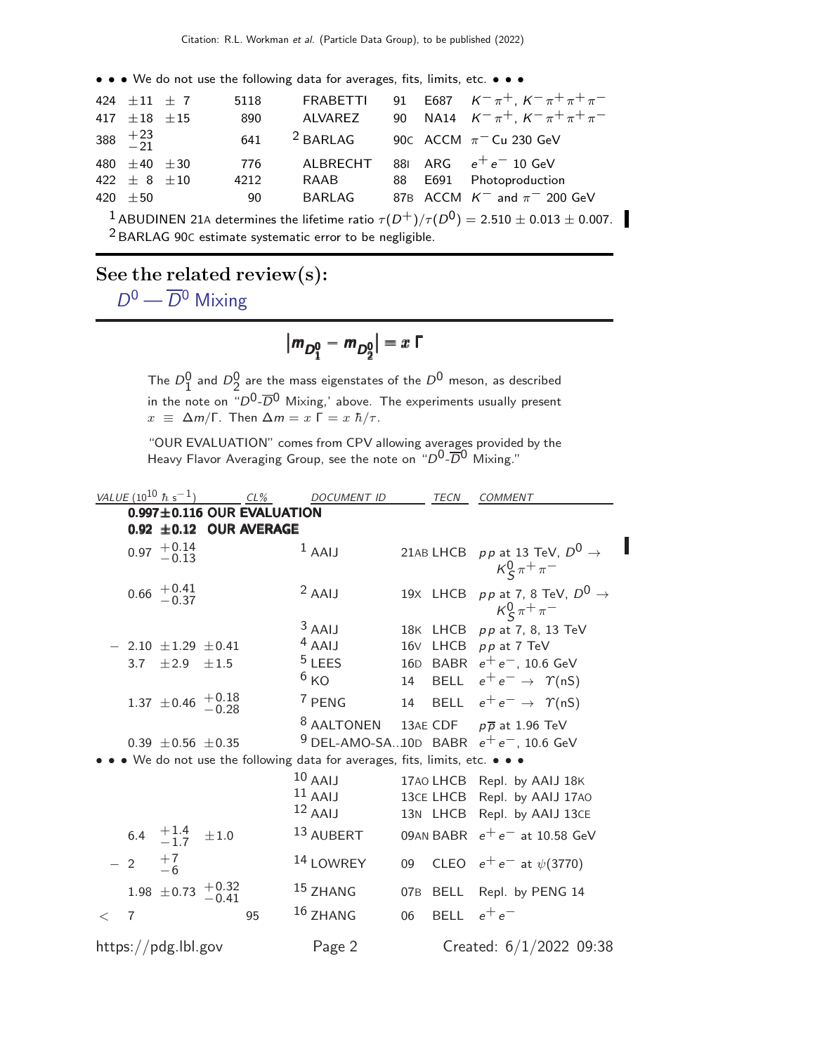• • • We do not use the following data for averages, fits, limits, etc. • • •

| | | | | |
|---|---|---|---|---|
| 424 $\pm 11$ $\pm 7$ | 5118 | FRABETTI | 91 E687 | $K^- \pi^+$, $K^- \pi^+ \pi^+ \pi^-$ |
| 417 $\pm 18$ $\pm 15$ | 890 | ALVAREZ | 90 NA14 | $K^- \pi^+$, $K^- \pi^+ \pi^+ \pi^-$ |
| 388 $^{+23}_{-21}$ | 641 | [2] BARLAG | 90C ACCM | $\pi^-$ Cu 230 GeV |
| 480 $\pm 40$ $\pm 30$ | 776 | ALBRECHT | 88I ARG | $e^+ e^-$ 10 GeV |
| 422 $\pm 8$ $\pm 10$ | 4212 | RAAB | 88 E691 | Photoproduction |
| 420 $\pm 50$ | 90 | BARLAG | 87B ACCM | $K^-$ and $\pi^-$ 200 GeV |

[1] ABUDINEN 21A determines the lifetime ratio $\tau(D^+)/\tau(D^0) = 2.510 \pm 0.013 \pm 0.007$.
[2] BARLAG 90C estimate systematic error to be negligible.

## See the related review(s):

$D^0$ — $\overline{D}^0$ Mixing

## $\left|m_{D_1^0} - m_{D_2^0}\right| = x\,\Gamma$

The $D_1^0$ and $D_2^0$ are the mass eigenstates of the $D^0$ meson, as described in the note on "$D^0$-$\overline{D}^0$ Mixing," above. The experiments usually present $x \equiv \Delta m/\Gamma$. Then $\Delta m = x\,\Gamma = x\,\hbar/\tau$.

"OUR EVALUATION" comes from CPV allowing averages provided by the Heavy Flavor Averaging Group, see the note on "$D^0$-$\overline{D}^0$ Mixing."

| *VALUE* ($10^{10}\ \hbar\ \mathrm{s}^{-1}$) | *CL%* | *DOCUMENT ID* | *TECN* | *COMMENT* |
|---|---|---|---|---|
| **0.997±0.116 OUR EVALUATION** | | | | |
| **0.92 ±0.12 OUR AVERAGE** | | | | |
| 0.97 $^{+0.14}_{-0.13}$ | | [1] AAIJ | 21AB LHCB | $pp$ at 13 TeV, $D^0 \to K_S^0 \pi^+ \pi^-$ |
| 0.66 $^{+0.41}_{-0.37}$ | | [2] AAIJ | 19X LHCB | $pp$ at 7, 8 TeV, $D^0 \to K_S^0 \pi^+ \pi^-$ |
| | | [3] AAIJ | 18K LHCB | $pp$ at 7, 8, 13 TeV |
| $-$ 2.10 $\pm 1.29$ $\pm 0.41$ | | [4] AAIJ | 16V LHCB | $pp$ at 7 TeV |
| 3.7 $\pm 2.9$ $\pm 1.5$ | | [5] LEES | 16D BABR | $e^+ e^-$, 10.6 GeV |
| | | [6] KO | 14 BELL | $e^+ e^- \to \Upsilon(nS)$ |
| 1.37 $\pm 0.46$ $^{+0.18}_{-0.28}$ | | [7] PENG | 14 BELL | $e^+ e^- \to \Upsilon(nS)$ |
| | | [8] AALTONEN | 13AE CDF | $p\overline{p}$ at 1.96 TeV |
| 0.39 $\pm 0.56$ $\pm 0.35$ | | [9] DEL-AMO-SA...10D | BABR | $e^+ e^-$, 10.6 GeV |
| • • • We do not use the following data for averages, fits, limits, etc. • • • | | | | |
| | | [10] AAIJ | 17AO LHCB | Repl. by AAIJ 18K |
| | | [11] AAIJ | 13CE LHCB | Repl. by AAIJ 17AO |
| | | [12] AAIJ | 13N LHCB | Repl. by AAIJ 13CE |
| 6.4 $^{+1.4}_{-1.7}$ $\pm 1.0$ | | [13] AUBERT | 09AN BABR | $e^+ e^-$ at 10.58 GeV |
| $-$ 2 $^{+7}_{-6}$ | | [14] LOWREY | 09 CLEO | $e^+ e^-$ at $\psi(3770)$ |
| 1.98 $\pm 0.73$ $^{+0.32}_{-0.41}$ | | [15] ZHANG | 07B BELL | Repl. by PENG 14 |
| $<$ 7 | 95 | [16] ZHANG | 06 BELL | $e^+ e^-$ |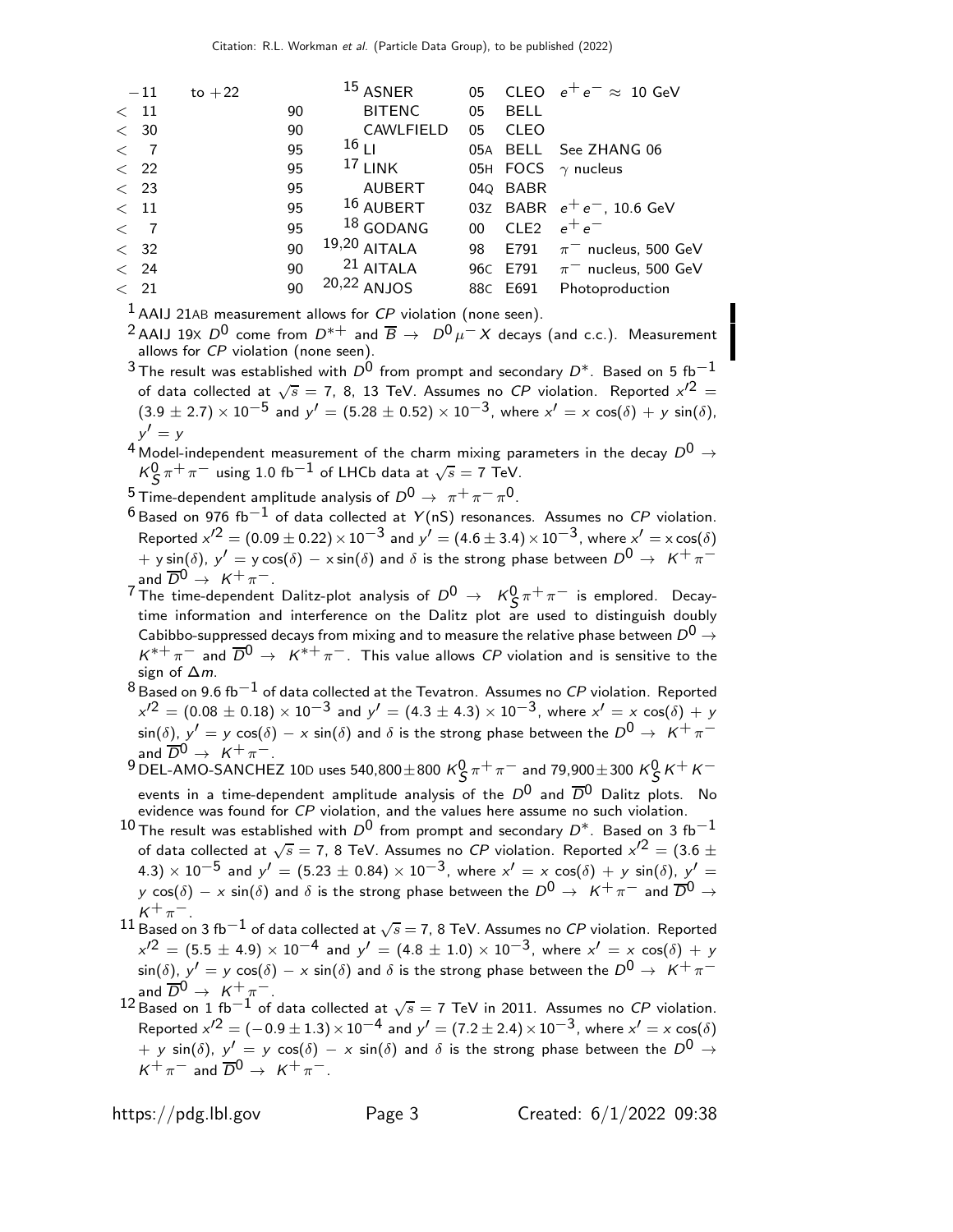| VALUE | CL% | DOCUMENT ID | | TECN | COMMENT |
|---|---|---|---|---|---|
| $-11$ to $+22$ | | [15] ASNER | 05 | CLEO | $e^+e^- \approx$ 10 GeV |
| $<$ 11 | 90 | BITENC | 05 | BELL | |
| $<$ 30 | 90 | CAWLFIELD | 05 | CLEO | |
| $<$ 7 | 95 | [16] LI | 05A | BELL | See ZHANG 06 |
| $<$ 22 | 95 | [17] LINK | 05H | FOCS | $\gamma$ nucleus |
| $<$ 23 | 95 | AUBERT | 04Q | BABR | |
| $<$ 11 | 95 | [16] AUBERT | 03Z | BABR | $e^+e^-$, 10.6 GeV |
| $<$ 7 | 95 | [18] GODANG | 00 | CLE2 | $e^+e^-$ |
| $<$ 32 | 90 | [19,20] AITALA | 98 | E791 | $\pi^-$ nucleus, 500 GeV |
| $<$ 24 | 90 | [21] AITALA | 96C | E791 | $\pi^-$ nucleus, 500 GeV |
| $<$ 21 | 90 | [20,22] ANJOS | 88C | E691 | Photoproduction |

[1] AAIJ 21AB measurement allows for *CP* violation (none seen).

[2] AAIJ 19X $D^0$ come from $D^{*+}$ and $\overline{B} \to D^0 \mu^- X$ decays (and c.c.). Measurement allows for *CP* violation (none seen).

[3] The result was established with $D^0$ from prompt and secondary $D^*$. Based on 5 fb$^{-1}$ of data collected at $\sqrt{s}$ = 7, 8, 13 TeV. Assumes no *CP* violation. Reported $x'^2 = (3.9 \pm 2.7) \times 10^{-5}$ and $y' = (5.28 \pm 0.52) \times 10^{-3}$, where $x' = x\cos(\delta) + y\sin(\delta)$, $y' = y$

[4] Model-independent measurement of the charm mixing parameters in the decay $D^0 \to K^0_S \pi^+\pi^-$ using 1.0 fb$^{-1}$ of LHCb data at $\sqrt{s}$ = 7 TeV.

[5] Time-dependent amplitude analysis of $D^0 \to \pi^+\pi^-\pi^0$.

[6] Based on 976 fb$^{-1}$ of data collected at $\Upsilon$(nS) resonances. Assumes no *CP* violation. Reported $x'^2 = (0.09 \pm 0.22) \times 10^{-3}$ and $y' = (4.6 \pm 3.4) \times 10^{-3}$, where $x' = x\cos(\delta) + y\sin(\delta)$, $y' = y\cos(\delta) - x\sin(\delta)$ and $\delta$ is the strong phase between $D^0 \to K^+\pi^-$ and $\overline{D}^0 \to K^+\pi^-$.

[7] The time-dependent Dalitz-plot analysis of $D^0 \to K^0_S \pi^+\pi^-$ is emplored. Decay-time information and interference on the Dalitz plot are used to distinguish doubly Cabibbo-suppressed decays from mixing and to measure the relative phase between $D^0 \to K^{*+}\pi^-$ and $\overline{D}^0 \to K^{*+}\pi^-$. This value allows *CP* violation and is sensitive to the sign of $\Delta m$.

[8] Based on 9.6 fb$^{-1}$ of data collected at the Tevatron. Assumes no *CP* violation. Reported $x'^2 = (0.08 \pm 0.18) \times 10^{-3}$ and $y' = (4.3 \pm 4.3) \times 10^{-3}$, where $x' = x\cos(\delta) + y\sin(\delta)$, $y' = y\cos(\delta) - x\sin(\delta)$ and $\delta$ is the strong phase between the $D^0 \to K^+\pi^-$ and $\overline{D}^0 \to K^+\pi^-$.

[9] DEL-AMO-SANCHEZ 10D uses 540,800$\pm$800 $K^0_S \pi^+\pi^-$ and 79,900$\pm$300 $K^0_S K^+K^-$ events in a time-dependent amplitude analysis of the $D^0$ and $\overline{D}^0$ Dalitz plots. No evidence was found for *CP* violation, and the values here assume no such violation.

[10] The result was established with $D^0$ from prompt and secondary $D^*$. Based on 3 fb$^{-1}$ of data collected at $\sqrt{s}$ = 7, 8 TeV. Assumes no *CP* violation. Reported $x'^2 = (3.6 \pm 4.3) \times 10^{-5}$ and $y' = (5.23 \pm 0.84) \times 10^{-3}$, where $x' = x\cos(\delta) + y\sin(\delta)$, $y' = y\cos(\delta) - x\sin(\delta)$ and $\delta$ is the strong phase between the $D^0 \to K^+\pi^-$ and $\overline{D}^0 \to K^+\pi^-$.

[11] Based on 3 fb$^{-1}$ of data collected at $\sqrt{s}$ = 7, 8 TeV. Assumes no *CP* violation. Reported $x'^2 = (5.5 \pm 4.9) \times 10^{-4}$ and $y' = (4.8 \pm 1.0) \times 10^{-3}$, where $x' = x\cos(\delta) + y\sin(\delta)$, $y' = y\cos(\delta) - x\sin(\delta)$ and $\delta$ is the strong phase between the $D^0 \to K^+\pi^-$ and $\overline{D}^0 \to K^+\pi^-$.

[12] Based on 1 fb$^{-1}$ of data collected at $\sqrt{s}$ = 7 TeV in 2011. Assumes no *CP* violation. Reported $x'^2 = (-0.9 \pm 1.3) \times 10^{-4}$ and $y' = (7.2 \pm 2.4) \times 10^{-3}$, where $x' = x\cos(\delta) + y\sin(\delta)$, $y' = y\cos(\delta) - x\sin(\delta)$ and $\delta$ is the strong phase between the $D^0 \to K^+\pi^-$ and $\overline{D}^0 \to K^+\pi^-$.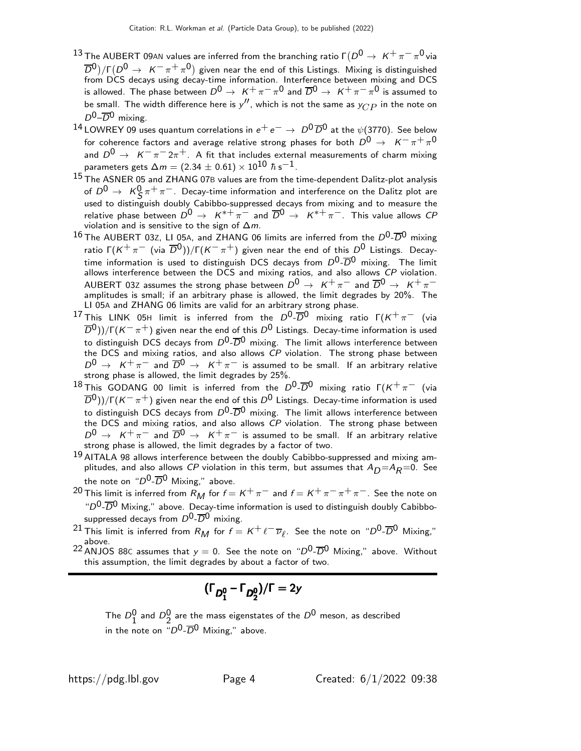[13] The AUBERT 09AN values are inferred from the branching ratio $\Gamma(D^0 \to K^+\pi^-\pi^0$ via $\overline{D}^0)/\Gamma(D^0 \to K^-\pi^+\pi^0)$ given near the end of this Listings. Mixing is distinguished from DCS decays using decay-time information. Interference between mixing and DCS is allowed. The phase between $D^0 \to K^+\pi^-\pi^0$ and $\overline{D}^0 \to K^+\pi^-\pi^0$ is assumed to be small. The width difference here is $y''$, which is not the same as $y_{CP}$ in the note on $D^0$–$\overline{D}^0$ mixing.

[14] LOWREY 09 uses quantum correlations in $e^+e^- \to D^0\overline{D}^0$ at the $\psi(3770)$. See below for coherence factors and average relative strong phases for both $D^0 \to K^-\pi^+\pi^0$ and $D^0 \to K^-\pi^-2\pi^+$. A fit that includes external measurements of charm mixing parameters gets $\Delta m = (2.34 \pm 0.61) \times 10^{10}\ \hbar\,\text{s}^{-1}$.

[15] The ASNER 05 and ZHANG 07B values are from the time-dependent Dalitz-plot analysis of $D^0 \to K^0_S\pi^+\pi^-$. Decay-time information and interference on the Dalitz plot are used to distinguish doubly Cabibbo-suppressed decays from mixing and to measure the relative phase between $D^0 \to K^{*+}\pi^-$ and $\overline{D}^0 \to K^{*+}\pi^-$. This value allows *CP* violation and is sensitive to the sign of $\Delta m$.

[16] The AUBERT 03Z, LI 05A, and ZHANG 06 limits are inferred from the $D^0$-$\overline{D}^0$ mixing ratio $\Gamma(K^+\pi^-$ (via $\overline{D}^0))/\Gamma(K^-\pi^+)$ given near the end of this $D^0$ Listings. Decay-time information is used to distinguish DCS decays from $D^0$-$\overline{D}^0$ mixing. The limit allows interference between the DCS and mixing ratios, and also allows *CP* violation. AUBERT 03Z assumes the strong phase between $D^0 \to K^+\pi^-$ and $\overline{D}^0 \to K^+\pi^-$ amplitudes is small; if an arbitrary phase is allowed, the limit degrades by 20%. The LI 05A and ZHANG 06 limits are valid for an arbitrary strong phase.

[17] This LINK 05H limit is inferred from the $D^0$-$\overline{D}^0$ mixing ratio $\Gamma(K^+\pi^-$ (via $\overline{D}^0))/\Gamma(K^-\pi^+)$ given near the end of this $D^0$ Listings. Decay-time information is used to distinguish DCS decays from $D^0$-$\overline{D}^0$ mixing. The limit allows interference between the DCS and mixing ratios, and also allows *CP* violation. The strong phase between $D^0 \to K^+\pi^-$ and $\overline{D}^0 \to K^+\pi^-$ is assumed to be small. If an arbitrary relative strong phase is allowed, the limit degrades by 25%.

[18] This GODANG 00 limit is inferred from the $D^0$-$\overline{D}^0$ mixing ratio $\Gamma(K^+\pi^-$ (via $\overline{D}^0))/\Gamma(K^-\pi^+)$ given near the end of this $D^0$ Listings. Decay-time information is used to distinguish DCS decays from $D^0$-$\overline{D}^0$ mixing. The limit allows interference between the DCS and mixing ratios, and also allows *CP* violation. The strong phase between $D^0 \to K^+\pi^-$ and $\overline{D}^0 \to K^+\pi^-$ is assumed to be small. If an arbitrary relative strong phase is allowed, the limit degrades by a factor of two.

[19] AITALA 98 allows interference between the doubly Cabibbo-suppressed and mixing amplitudes, and also allows *CP* violation in this term, but assumes that $A_D$=$A_R$=0. See the note on "$D^0$-$\overline{D}^0$ Mixing," above.

[20] This limit is inferred from $R_M$ for $f = K^+\pi^-$ and $f = K^+\pi^-\pi^+\pi^-$. See the note on "$D^0$-$\overline{D}^0$ Mixing," above. Decay-time information is used to distinguish doubly Cabibbo-suppressed decays from $D^0$-$\overline{D}^0$ mixing.

[21] This limit is inferred from $R_M$ for $f = K^+\ell^-\overline{\nu}_\ell$. See the note on "$D^0$-$\overline{D}^0$ Mixing," above.

[22] ANJOS 88C assumes that $y = 0$. See the note on "$D^0$-$\overline{D}^0$ Mixing," above. Without this assumption, the limit degrades by about a factor of two.

## $(\Gamma_{D^0_1} - \Gamma_{D^0_2})/\Gamma = 2y$

The $D^0_1$ and $D^0_2$ are the mass eigenstates of the $D^0$ meson, as described in the note on "$D^0$-$\overline{D}^0$ Mixing," above.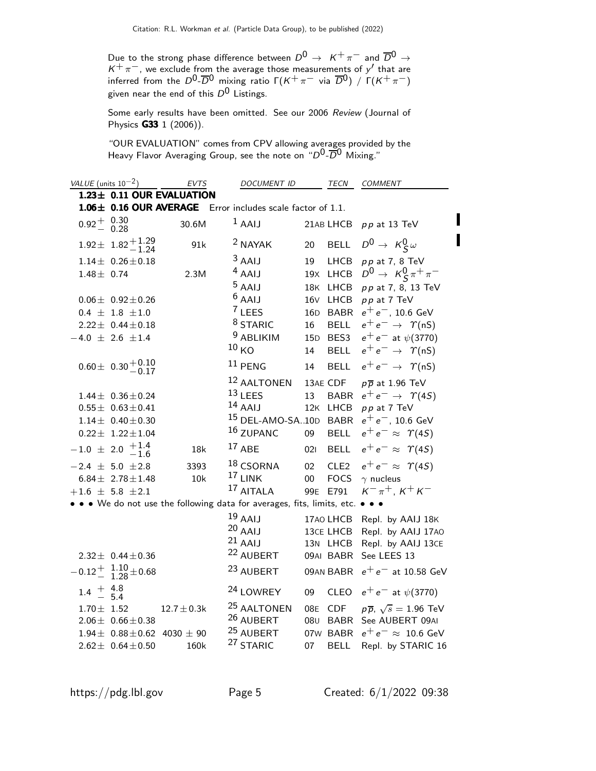Due to the strong phase difference between $D^0 \to K^+\pi^-$ and $\overline{D}^0 \to K^+\pi^-$, we exclude from the average those measurements of $y'$ that are inferred from the $D^0$-$\overline{D}^0$ mixing ratio $\Gamma(K^+\pi^-$ via $\overline{D}^0)$ / $\Gamma(K^+\pi^-)$ given near the end of this $D^0$ Listings.

Some early results have been omitted. See our 2006 *Review* (Journal of Physics **G33** 1 (2006)).

"OUR EVALUATION" comes from CPV allowing averages provided by the Heavy Flavor Averaging Group, see the note on "$D^0$-$\overline{D}^0$ Mixing."

| VALUE (units $10^{-2}$) | EVTS | DOCUMENT ID | | TECN | COMMENT |
|---|---|---|---|---|---|
| **1.23± 0.11 OUR EVALUATION** | | | | | |
| **1.06± 0.16 OUR AVERAGE** | | Error includes scale factor of 1.1. | | | |
| $0.92^{+0.30}_{-0.28}$ | 30.6M | [1] AAIJ | 21AB | LHCB | $pp$ at 13 TeV |
| $1.92 \pm 1.82^{+1.29}_{-1.24}$ | 91k | [2] NAYAK | 20 | BELL | $D^0 \to K^0_S \omega$ |
| $1.14 \pm 0.26 \pm 0.18$ | | [3] AAIJ | 19 | LHCB | $pp$ at 7, 8 TeV |
| $1.48 \pm 0.74$ | 2.3M | [4] AAIJ | 19X | LHCB | $D^0 \to K^0_S \pi^+\pi^-$ |
| | | [5] AAIJ | 18K | LHCB | $pp$ at 7, 8, 13 TeV |
| $0.06 \pm 0.92 \pm 0.26$ | | [6] AAIJ | 16V | LHCB | $pp$ at 7 TeV |
| $0.4 \pm 1.8 \pm 1.0$ | | [7] LEES | 16D | BABR | $e^+e^-$, 10.6 GeV |
| $2.22 \pm 0.44 \pm 0.18$ | | [8] STARIC | 16 | BELL | $e^+e^- \to \Upsilon(nS)$ |
| $-4.0 \pm 2.6 \pm 1.4$ | | [9] ABLIKIM | 15D | BES3 | $e^+e^-$ at $\psi(3770)$ |
| | | [10] KO | 14 | BELL | $e^+e^- \to \Upsilon(nS)$ |
| $0.60 \pm 0.30^{+0.10}_{-0.17}$ | | [11] PENG | 14 | BELL | $e^+e^- \to \Upsilon(nS)$ |
| | | [12] AALTONEN | 13AE | CDF | $p\overline{p}$ at 1.96 TeV |
| $1.44 \pm 0.36 \pm 0.24$ | | [13] LEES | 13 | BABR | $e^+e^- \to \Upsilon(4S)$ |
| $0.55 \pm 0.63 \pm 0.41$ | | [14] AAIJ | 12K | LHCB | $pp$ at 7 TeV |
| $1.14 \pm 0.40 \pm 0.30$ | | [15] DEL-AMO-SA...10D | | BABR | $e^+e^-$, 10.6 GeV |
| $0.22 \pm 1.22 \pm 1.04$ | | [16] ZUPANC | 09 | BELL | $e^+e^- \approx \Upsilon(4S)$ |
| $-1.0 \pm 2.0 ^{+1.4}_{-1.6}$ | 18k | [17] ABE | 02I | BELL | $e^+e^- \approx \Upsilon(4S)$ |
| $-2.4 \pm 5.0 \pm 2.8$ | 3393 | [18] CSORNA | 02 | CLE2 | $e^+e^- \approx \Upsilon(4S)$ |
| $6.84 \pm 2.78 \pm 1.48$ | 10k | [17] LINK | 00 | FOCS | $\gamma$ nucleus |
| $+1.6 \pm 5.8 \pm 2.1$ | | [17] AITALA | 99E | E791 | $K^-\pi^+$, $K^+K^-$ |
| • • • We do not use the following data for averages, fits, limits, etc. • • • | | | | | |
| | | [19] AAIJ | 17AO | LHCB | Repl. by AAIJ 18K |
| | | [20] AAIJ | 13CE | LHCB | Repl. by AAIJ 17AO |
| | | [21] AAIJ | 13N | LHCB | Repl. by AAIJ 13CE |
| $2.32 \pm 0.44 \pm 0.36$ | | [22] AUBERT | 09AI | BABR | See LEES 13 |
| $-0.12^{+1.10}_{-1.28} \pm 0.68$ | | [23] AUBERT | 09AN | BABR | $e^+e^-$ at 10.58 GeV |
| $1.4^{+4.8}_{-5.4}$ | | [24] LOWREY | 09 | CLEO | $e^+e^-$ at $\psi(3770)$ |
| $1.70 \pm 1.52$ | $12.7 \pm 0.3$k | [25] AALTONEN | 08E | CDF | $p\overline{p}$, $\sqrt{s} = 1.96$ TeV |
| $2.06 \pm 0.66 \pm 0.38$ | | [26] AUBERT | 08U | BABR | See AUBERT 09AI |
| $1.94 \pm 0.88 \pm 0.62$ | $4030 \pm 90$ | [25] AUBERT | 07W | BABR | $e^+e^- \approx 10.6$ GeV |
| $2.62 \pm 0.64 \pm 0.50$ | 160k | [27] STARIC | 07 | BELL | Repl. by STARIC 16 |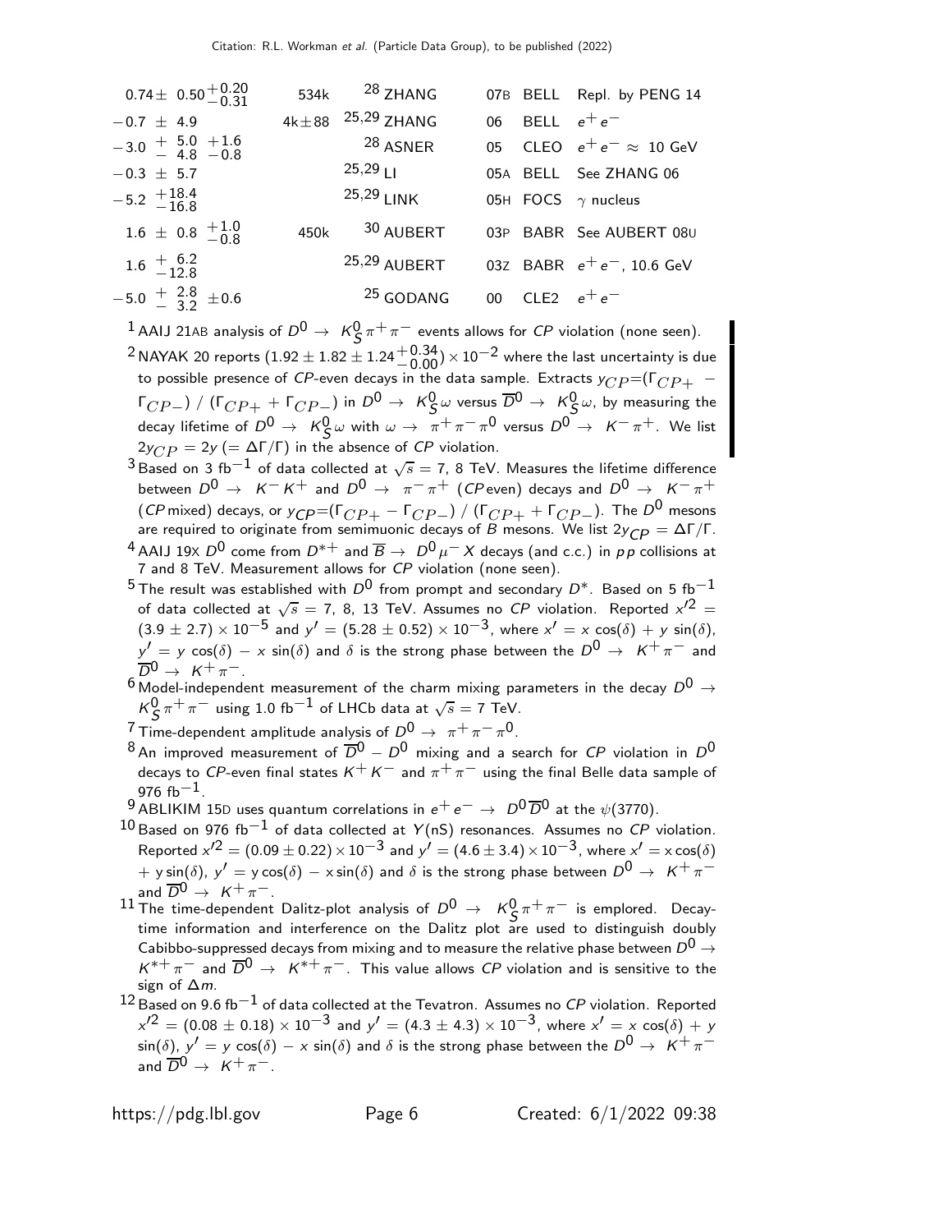| VALUE | EVTS | DOCUMENT ID | | TECN | COMMENT |
|---|---|---|---|---|---|
| $0.74 \pm 0.50^{+0.20}_{-0.31}$ | 534k | [28] ZHANG | 07B | BELL | Repl. by PENG 14 |
| $-0.7 \pm 4.9$ | $4k \pm 88$ | [25,29] ZHANG | 06 | BELL | $e^+e^-$ |
| $-3.0\ {}^{+\ 5.0}_{-\ 4.8}\ {}^{+1.6}_{-0.8}$ | | [28] ASNER | 05 | CLEO | $e^+e^- \approx$ 10 GeV |
| $-0.3 \pm 5.7$ | | [25,29] LI | 05A | BELL | See ZHANG 06 |
| $-5.2\ {}^{+18.4}_{-16.8}$ | | [25,29] LINK | 05H | FOCS | $\gamma$ nucleus |
| $1.6 \pm 0.8\ {}^{+1.0}_{-0.8}$ | 450k | [30] AUBERT | 03P | BABR | See AUBERT 08U |
| $1.6\ {}^{+\ 6.2}_{-12.8}$ | | [25,29] AUBERT | 03Z | BABR | $e^+e^-$, 10.6 GeV |
| $-5.0\ {}^{+\ 2.8}_{-\ 3.2} \pm 0.6$ | | [25] GODANG | 00 | CLE2 | $e^+e^-$ |

[1] AAIJ 21AB analysis of $D^0 \rightarrow K^0_S \pi^+\pi^-$ events allows for *CP* violation (none seen).

[2] NAYAK 20 reports $(1.92 \pm 1.82 \pm 1.24^{+0.34}_{-0.00}) \times 10^{-2}$ where the last uncertainty is due to possible presence of *CP*-even decays in the data sample. Extracts $y_{CP}$=$(\Gamma_{CP+} - \Gamma_{CP-})$ / $(\Gamma_{CP+} + \Gamma_{CP-})$ in $D^0 \rightarrow K^0_S \omega$ versus $\overline{D}^0 \rightarrow K^0_S \omega$, by measuring the decay lifetime of $D^0 \rightarrow K^0_S \omega$ with $\omega \rightarrow \pi^+\pi^-\pi^0$ versus $D^0 \rightarrow K^-\pi^+$. We list $2y_{CP} = 2y$ $(= \Delta\Gamma/\Gamma)$ in the absence of *CP* violation.

[3] Based on 3 fb$^{-1}$ of data collected at $\sqrt{s}$ = 7, 8 TeV. Measures the lifetime difference between $D^0 \rightarrow K^-K^+$ and $D^0 \rightarrow \pi^-\pi^+$ (*CP* even) decays and $D^0 \rightarrow K^-\pi^+$ (*CP* mixed) decays, or $y_{CP}$=$(\Gamma_{CP+} - \Gamma_{CP-})$ / $(\Gamma_{CP+} + \Gamma_{CP-})$. The $D^0$ mesons are required to originate from semimuonic decays of *B* mesons. We list $2y_{CP} = \Delta\Gamma/\Gamma$.

[4] AAIJ 19X $D^0$ come from $D^{*+}$ and $\overline{B} \rightarrow D^0 \mu^- X$ decays (and c.c.) in $pp$ collisions at 7 and 8 TeV. Measurement allows for *CP* violation (none seen).

[5] The result was established with $D^0$ from prompt and secondary $D^*$. Based on 5 fb$^{-1}$ of data collected at $\sqrt{s}$ = 7, 8, 13 TeV. Assumes no *CP* violation. Reported $x'^2 = (3.9 \pm 2.7) \times 10^{-5}$ and $y' = (5.28 \pm 0.52) \times 10^{-3}$, where $x' = x \cos(\delta) + y \sin(\delta)$, $y' = y \cos(\delta) - x \sin(\delta)$ and $\delta$ is the strong phase between the $D^0 \rightarrow K^+\pi^-$ and $\overline{D}^0 \rightarrow K^+\pi^-$.

[6] Model-independent measurement of the charm mixing parameters in the decay $D^0 \rightarrow K^0_S \pi^+\pi^-$ using 1.0 fb$^{-1}$ of LHCb data at $\sqrt{s}$ = 7 TeV.

[7] Time-dependent amplitude analysis of $D^0 \rightarrow \pi^+\pi^-\pi^0$.

[8] An improved measurement of $\overline{D}^0 - D^0$ mixing and a search for *CP* violation in $D^0$ decays to *CP*-even final states $K^+K^-$ and $\pi^+\pi^-$ using the final Belle data sample of 976 fb$^{-1}$.

[9] ABLIKIM 15D uses quantum correlations in $e^+e^- \rightarrow D^0\overline{D}^0$ at the $\psi(3770)$.

[10] Based on 976 fb$^{-1}$ of data collected at $\Upsilon(nS)$ resonances. Assumes no *CP* violation. Reported $x'^2 = (0.09 \pm 0.22) \times 10^{-3}$ and $y' = (4.6 \pm 3.4) \times 10^{-3}$, where $x' = x \cos(\delta) + y \sin(\delta)$, $y' = y \cos(\delta) - x \sin(\delta)$ and $\delta$ is the strong phase between $D^0 \rightarrow K^+\pi^-$ and $\overline{D}^0 \rightarrow K^+\pi^-$.

[11] The time-dependent Dalitz-plot analysis of $D^0 \rightarrow K^0_S \pi^+\pi^-$ is emplored. Decay-time information and interference on the Dalitz plot are used to distinguish doubly Cabibbo-suppressed decays from mixing and to measure the relative phase between $D^0 \rightarrow K^{*+}\pi^-$ and $\overline{D}^0 \rightarrow K^{*+}\pi^-$. This value allows *CP* violation and is sensitive to the sign of $\Delta m$.

[12] Based on 9.6 fb$^{-1}$ of data collected at the Tevatron. Assumes no *CP* violation. Reported $x'^2 = (0.08 \pm 0.18) \times 10^{-3}$ and $y' = (4.3 \pm 4.3) \times 10^{-3}$, where $x' = x \cos(\delta) + y \sin(\delta)$, $y' = y \cos(\delta) - x \sin(\delta)$ and $\delta$ is the strong phase between the $D^0 \rightarrow K^+\pi^-$ and $\overline{D}^0 \rightarrow K^+\pi^-$.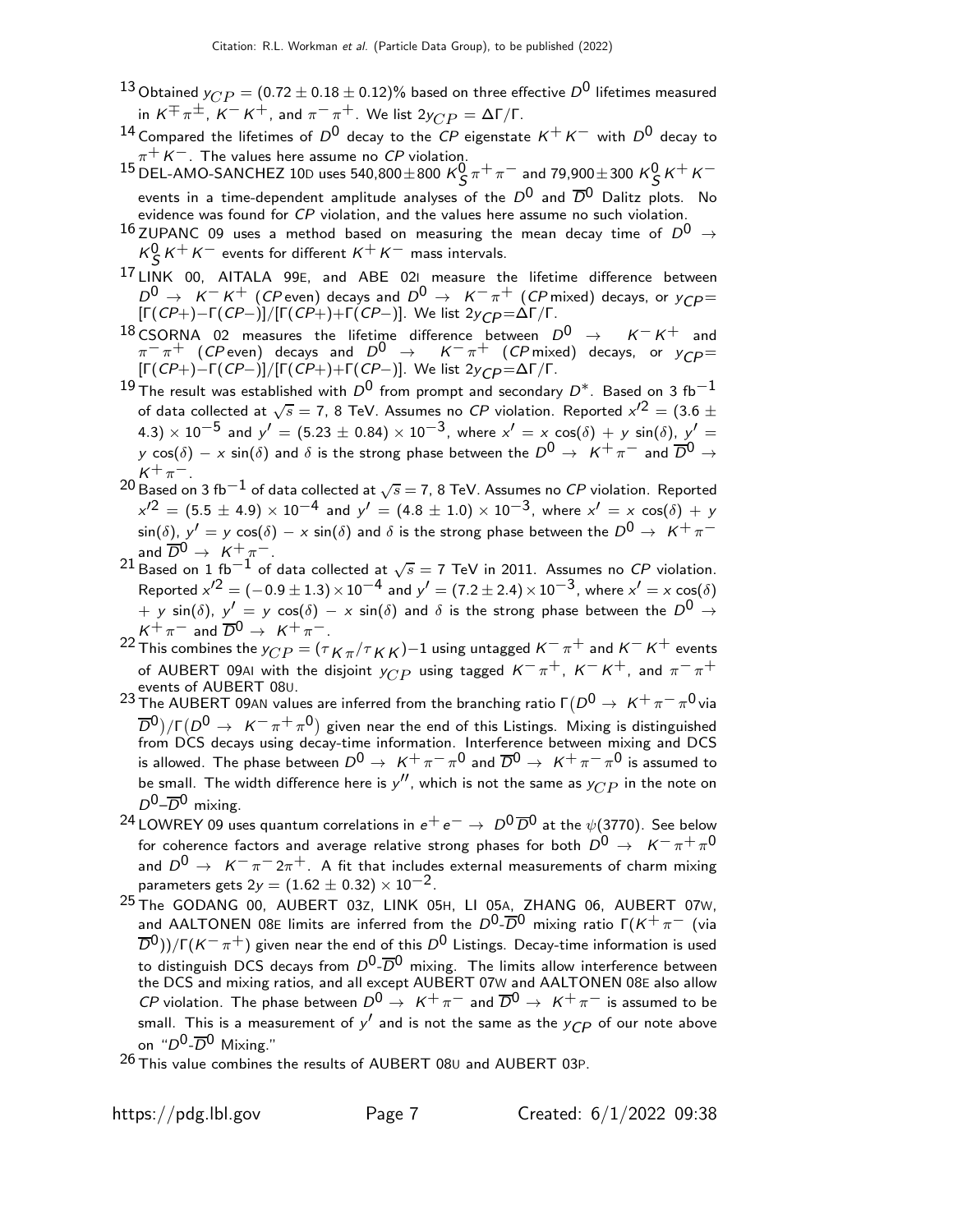[13] Obtained $y_{CP} = (0.72 \pm 0.18 \pm 0.12)\%$ based on three effective $D^0$ lifetimes measured in $K^{\mp}\pi^{\pm}$, $K^- K^+$, and $\pi^- \pi^+$. We list $2y_{CP} = \Delta\Gamma/\Gamma$.

[14] Compared the lifetimes of $D^0$ decay to the $CP$ eigenstate $K^+ K^-$ with $D^0$ decay to $\pi^+ K^-$. The values here assume no $CP$ violation.

[15] DEL-AMO-SANCHEZ 10D uses $540{,}800 \pm 800$ $K^0_S \pi^+ \pi^-$ and $79{,}900 \pm 300$ $K^0_S K^+ K^-$ events in a time-dependent amplitude analyses of the $D^0$ and $\overline{D}^0$ Dalitz plots. No evidence was found for $CP$ violation, and the values here assume no such violation.

[16] ZUPANC 09 uses a method based on measuring the mean decay time of $D^0 \to K^0_S K^+ K^-$ events for different $K^+ K^-$ mass intervals.

[17] LINK 00, AITALA 99E, and ABE 02I measure the lifetime difference between $D^0 \to K^- K^+$ ($CP$ even) decays and $D^0 \to K^- \pi^+$ ($CP$ mixed) decays, or $y_{CP}$= $[\Gamma(CP+)-\Gamma(CP-)]/[\Gamma(CP+)+\Gamma(CP-)]$. We list $2y_{CP}$=$\Delta\Gamma/\Gamma$.

[18] CSORNA 02 measures the lifetime difference between $D^0 \to K^- K^+$ and $\pi^- \pi^+$ ($CP$ even) decays and $D^0 \to K^- \pi^+$ ($CP$ mixed) decays, or $y_{CP}$= $[\Gamma(CP+)-\Gamma(CP-)]/[\Gamma(CP+)+\Gamma(CP-)]$. We list $2y_{CP}$=$\Delta\Gamma/\Gamma$.

[19] The result was established with $D^0$ from prompt and secondary $D^*$. Based on 3 fb$^{-1}$ of data collected at $\sqrt{s} = 7$, 8 TeV. Assumes no $CP$ violation. Reported $x'^2 = (3.6 \pm 4.3) \times 10^{-5}$ and $y' = (5.23 \pm 0.84) \times 10^{-3}$, where $x' = x\cos(\delta) + y\sin(\delta)$, $y' = y\cos(\delta) - x\sin(\delta)$ and $\delta$ is the strong phase between the $D^0 \to K^+ \pi^-$ and $\overline{D}^0 \to K^+ \pi^-$.

[20] Based on 3 fb$^{-1}$ of data collected at $\sqrt{s} = 7$, 8 TeV. Assumes no $CP$ violation. Reported $x'^2 = (5.5 \pm 4.9) \times 10^{-4}$ and $y' = (4.8 \pm 1.0) \times 10^{-3}$, where $x' = x\cos(\delta) + y\sin(\delta)$, $y' = y\cos(\delta) - x\sin(\delta)$ and $\delta$ is the strong phase between the $D^0 \to K^+ \pi^-$ and $\overline{D}^0 \to K^+ \pi^-$.

[21] Based on 1 fb$^{-1}$ of data collected at $\sqrt{s} = 7$ TeV in 2011. Assumes no $CP$ violation. Reported $x'^2 = (-0.9 \pm 1.3) \times 10^{-4}$ and $y' = (7.2 \pm 2.4) \times 10^{-3}$, where $x' = x\cos(\delta) + y\sin(\delta)$, $y' = y\cos(\delta) - x\sin(\delta)$ and $\delta$ is the strong phase between the $D^0 \to K^+ \pi^-$ and $\overline{D}^0 \to K^+ \pi^-$.

[22] This combines the $y_{CP} = (\tau_{K\pi}/\tau_{KK}) - 1$ using untagged $K^- \pi^+$ and $K^- K^+$ events of AUBERT 09AI with the disjoint $y_{CP}$ using tagged $K^- \pi^+$, $K^- K^+$, and $\pi^- \pi^+$ events of AUBERT 08U.

[23] The AUBERT 09AN values are inferred from the branching ratio $\Gamma(D^0 \to K^+ \pi^- \pi^0$ via $\overline{D}^0)/\Gamma(D^0 \to K^- \pi^+ \pi^0)$ given near the end of this Listings. Mixing is distinguished from DCS decays using decay-time information. Interference between mixing and DCS is allowed. The phase between $D^0 \to K^+ \pi^- \pi^0$ and $\overline{D}^0 \to K^+ \pi^- \pi^0$ is assumed to be small. The width difference here is $y''$, which is not the same as $y_{CP}$ in the note on $D^0$–$\overline{D}^0$ mixing.

[24] LOWREY 09 uses quantum correlations in $e^+ e^- \to D^0 \overline{D}^0$ at the $\psi(3770)$. See below for coherence factors and average relative strong phases for both $D^0 \to K^- \pi^+ \pi^0$ and $D^0 \to K^- \pi^- 2\pi^+$. A fit that includes external measurements of charm mixing parameters gets $2y = (1.62 \pm 0.32) \times 10^{-2}$.

[25] The GODANG 00, AUBERT 03Z, LINK 05H, LI 05A, ZHANG 06, AUBERT 07W, and AALTONEN 08E limits are inferred from the $D^0$-$\overline{D}^0$ mixing ratio $\Gamma(K^+ \pi^-$ (via $\overline{D}^0))/\Gamma(K^- \pi^+)$ given near the end of this $D^0$ Listings. Decay-time information is used to distinguish DCS decays from $D^0$-$\overline{D}^0$ mixing. The limits allow interference between the DCS and mixing ratios, and all except AUBERT 07W and AALTONEN 08E also allow $CP$ violation. The phase between $D^0 \to K^+ \pi^-$ and $\overline{D}^0 \to K^+ \pi^-$ is assumed to be small. This is a measurement of $y'$ and is not the same as the $y_{CP}$ of our note above on "$D^0$-$\overline{D}^0$ Mixing."

[26] This value combines the results of AUBERT 08U and AUBERT 03P.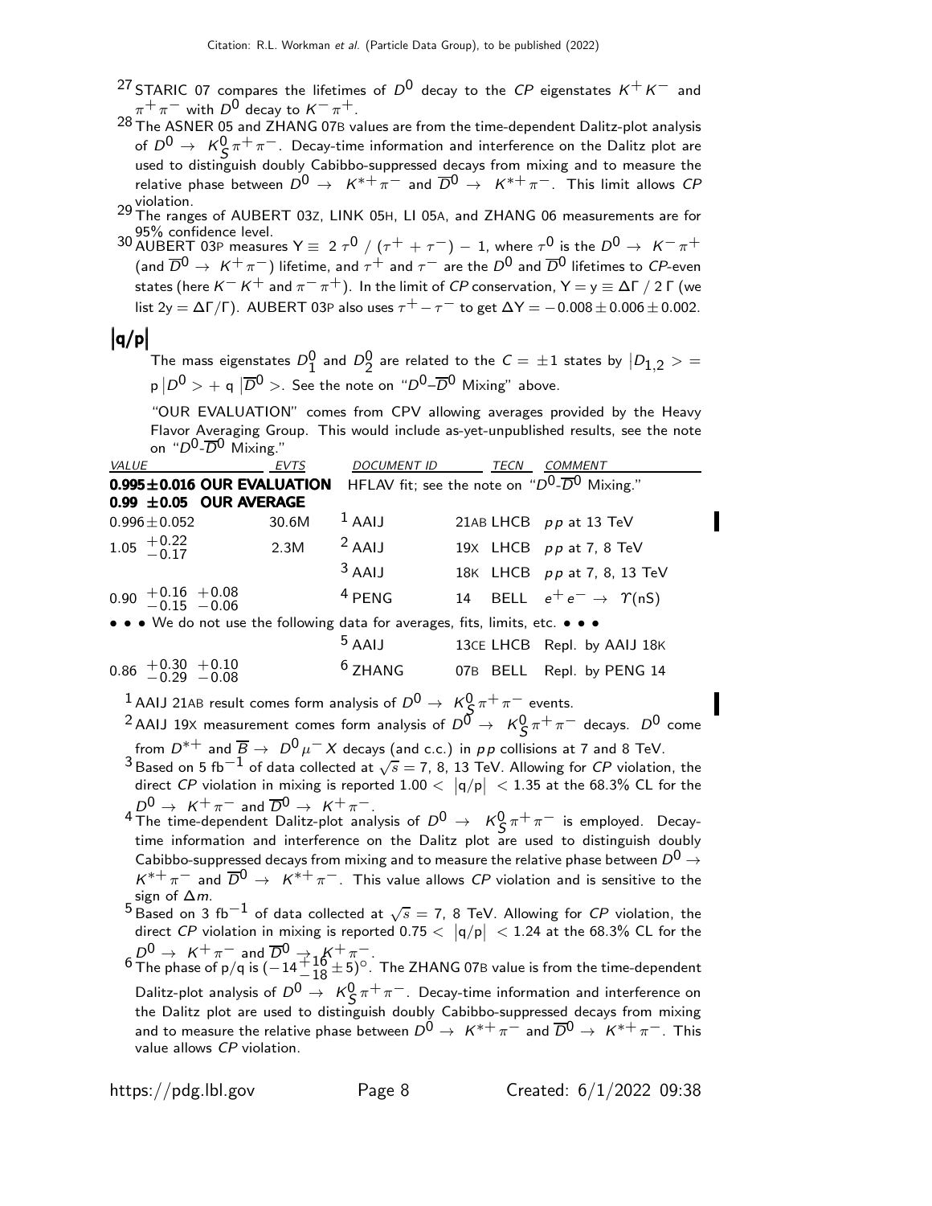[27] STARIC 07 compares the lifetimes of $D^0$ decay to the *CP* eigenstates $K^+K^-$ and $\pi^+\pi^-$ with $D^0$ decay to $K^-\pi^+$.

[28] The ASNER 05 and ZHANG 07B values are from the time-dependent Dalitz-plot analysis of $D^0 \rightarrow K^0_S\pi^+\pi^-$. Decay-time information and interference on the Dalitz plot are used to distinguish doubly Cabibbo-suppressed decays from mixing and to measure the relative phase between $D^0 \rightarrow K^{*+}\pi^-$ and $\overline{D}^0 \rightarrow K^{*+}\pi^-$. This limit allows *CP* violation.

[29] The ranges of AUBERT 03Z, LINK 05H, LI 05A, and ZHANG 06 measurements are for 95% confidence level.

[30] AUBERT 03P measures $Y \equiv 2\,\tau^0 / (\tau^+ + \tau^-) - 1$, where $\tau^0$ is the $D^0 \rightarrow K^-\pi^+$ (and $\overline{D}^0 \rightarrow K^+\pi^-$) lifetime, and $\tau^+$ and $\tau^-$ are the $D^0$ and $\overline{D}^0$ lifetimes to *CP*-even states (here $K^-K^+$ and $\pi^-\pi^+$). In the limit of *CP* conservation, $Y = y \equiv \Delta\Gamma / 2\,\Gamma$ (we list $2y = \Delta\Gamma/\Gamma$). AUBERT 03P also uses $\tau^+ - \tau^-$ to get $\Delta Y = -0.008 \pm 0.006 \pm 0.002$.

## $|q/p|$

The mass eigenstates $D^0_1$ and $D^0_2$ are related to the $C = \pm1$ states by $|D_{1,2}> = p\,|D^0> + q\,|\overline{D}^0>$. See the note on "$D^0$–$\overline{D}^0$ Mixing" above.

"OUR EVALUATION" comes from CPV allowing averages provided by the Heavy Flavor Averaging Group. This would include as-yet-unpublished results, see the note on "$D^0$-$\overline{D}^0$ Mixing."

| VALUE | EVTS | DOCUMENT ID | TECN | COMMENT |
|---|---|---|---|---|
| **0.995±0.016 OUR EVALUATION** | | HFLAV fit; see the note on "$D^0$-$\overline{D}^0$ Mixing." | | |
| **0.99 ±0.05 OUR AVERAGE** | | | | |
| $0.996 \pm 0.052$ | 30.6M | [1] AAIJ 21AB | LHCB | $pp$ at 13 TeV |
| $1.05\ ^{+0.22}_{-0.17}$ | 2.3M | [2] AAIJ 19X | LHCB | $pp$ at 7, 8 TeV |
| | | [3] AAIJ 18K | LHCB | $pp$ at 7, 8, 13 TeV |
| $0.90\ ^{+0.16}_{-0.15}\ ^{+0.08}_{-0.06}$ | | [4] PENG 14 | BELL | $e^+e^- \rightarrow \Upsilon(nS)$ |
| • • • We do not use the following data for averages, fits, limits, etc. • • • | | | | |
| | | [5] AAIJ 13CE | LHCB | Repl. by AAIJ 18K |
| $0.86\ ^{+0.30}_{-0.29}\ ^{+0.10}_{-0.08}$ | | [6] ZHANG 07B | BELL | Repl. by PENG 14 |

[1] AAIJ 21AB result comes form analysis of $D^0 \rightarrow K^0_S\pi^+\pi^-$ events.

[2] AAIJ 19X measurement comes form analysis of $D^0 \rightarrow K^0_S\pi^+\pi^-$ decays. $D^0$ come from $D^{*+}$ and $\overline{B} \rightarrow D^0\mu^-X$ decays (and c.c.) in $pp$ collisions at 7 and 8 TeV.

[3] Based on 5 fb$^{-1}$ of data collected at $\sqrt{s}$ = 7, 8, 13 TeV. Allowing for *CP* violation, the direct *CP* violation in mixing is reported $1.00 < |q/p| < 1.35$ at the 68.3% CL for the $D^0 \rightarrow K^+\pi^-$ and $\overline{D}^0 \rightarrow K^+\pi^-$.

[4] The time-dependent Dalitz-plot analysis of $D^0 \rightarrow K^0_S\pi^+\pi^-$ is employed. Decay-time information and interference on the Dalitz plot are used to distinguish doubly Cabibbo-suppressed decays from mixing and to measure the relative phase between $D^0 \rightarrow K^{*+}\pi^-$ and $\overline{D}^0 \rightarrow K^{*+}\pi^-$. This value allows *CP* violation and is sensitive to the sign of $\Delta m$.

[5] Based on 3 fb$^{-1}$ of data collected at $\sqrt{s}$ = 7, 8 TeV. Allowing for *CP* violation, the direct *CP* violation in mixing is reported $0.75 < |q/p| < 1.24$ at the 68.3% CL for the $D^0 \rightarrow K^+\pi^-$ and $\overline{D}^0 \rightarrow K^+\pi^-$.

[6] The phase of p/q is $(-14^{+16}_{-18} \pm 5)^\circ$. The ZHANG 07B value is from the time-dependent Dalitz-plot analysis of $D^0 \rightarrow K^0_S\pi^+\pi^-$. Decay-time information and interference on the Dalitz plot are used to distinguish doubly Cabibbo-suppressed decays from mixing and to measure the relative phase between $D^0 \rightarrow K^{*+}\pi^-$ and $\overline{D}^0 \rightarrow K^{*+}\pi^-$. This value allows *CP* violation.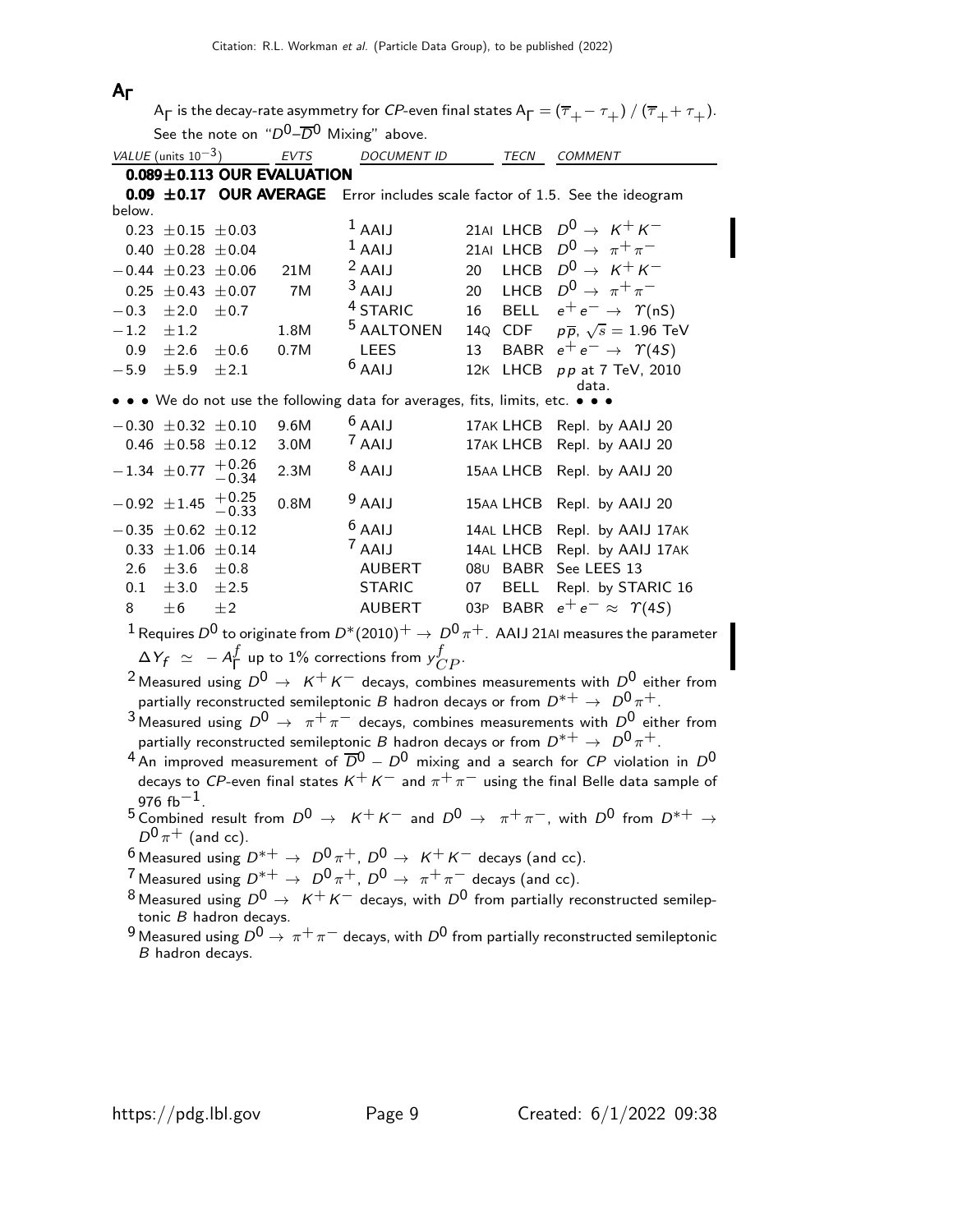## $A_\Gamma$

$A_\Gamma$ is the decay-rate asymmetry for $CP$-even final states $A_\Gamma = (\overline{\tau}_+ - \tau_+) / (\overline{\tau}_+ + \tau_+)$. See the note on "$D^0$–$\overline{D}^0$ Mixing" above.

| VALUE (units $10^{-3}$) | EVTS | DOCUMENT ID | | TECN | COMMENT |
|---|---|---|---|---|---|
| **0.089±0.113 OUR EVALUATION** | | | | | |
| **0.09 ±0.17 OUR AVERAGE** Error includes scale factor of 1.5. See the ideogram below. | | | | | |
| 0.23 ±0.15 ±0.03 | | [1] AAIJ | 21AI | LHCB | $D^0 \to K^+K^-$ |
| 0.40 ±0.28 ±0.04 | | [1] AAIJ | 21AI | LHCB | $D^0 \to \pi^+\pi^-$ |
| −0.44 ±0.23 ±0.06 | 21M | [2] AAIJ | 20 | LHCB | $D^0 \to K^+K^-$ |
| 0.25 ±0.43 ±0.07 | 7M | [3] AAIJ | 20 | LHCB | $D^0 \to \pi^+\pi^-$ |
| −0.3 ±2.0 ±0.7 | | [4] STARIC | 16 | BELL | $e^+e^- \to \Upsilon(nS)$ |
| −1.2 ±1.2 | 1.8M | [5] AALTONEN | 14Q | CDF | $p\overline{p}$, $\sqrt{s} = 1.96$ TeV |
| 0.9 ±2.6 ±0.6 | 0.7M | LEES | 13 | BABR | $e^+e^- \to \Upsilon(4S)$ |
| −5.9 ±5.9 ±2.1 | | [6] AAIJ | 12K | LHCB | $pp$ at 7 TeV, 2010 data. |
| • • • We do not use the following data for averages, fits, limits, etc. • • • | | | | | |
| −0.30 ±0.32 ±0.10 | 9.6M | [6] AAIJ | 17AK | LHCB | Repl. by AAIJ 20 |
| 0.46 ±0.58 ±0.12 | 3.0M | [7] AAIJ | 17AK | LHCB | Repl. by AAIJ 20 |
| −1.34 ±0.77 $^{+0.26}_{-0.34}$ | 2.3M | [8] AAIJ | 15AA | LHCB | Repl. by AAIJ 20 |
| −0.92 ±1.45 $^{+0.25}_{-0.33}$ | 0.8M | [9] AAIJ | 15AA | LHCB | Repl. by AAIJ 20 |
| −0.35 ±0.62 ±0.12 | | [6] AAIJ | 14AL | LHCB | Repl. by AAIJ 17AK |
| 0.33 ±1.06 ±0.14 | | [7] AAIJ | 14AL | LHCB | Repl. by AAIJ 17AK |
| 2.6 ±3.6 ±0.8 | | AUBERT | 08U | BABR | See LEES 13 |
| 0.1 ±3.0 ±2.5 | | STARIC | 07 | BELL | Repl. by STARIC 16 |
| 8 ±6 ±2 | | AUBERT | 03P | BABR | $e^+e^- \approx \Upsilon(4S)$ |

[1] Requires $D^0$ to originate from $D^*(2010)^+ \to D^0\pi^+$. AAIJ 21AI measures the parameter $\Delta Y_f \simeq -A^f_\Gamma$ up to 1% corrections from $y^f_{CP}$.

[2] Measured using $D^0 \to K^+K^-$ decays, combines measurements with $D^0$ either from partially reconstructed semileptonic $B$ hadron decays or from $D^{*+} \to D^0\pi^+$.

[3] Measured using $D^0 \to \pi^+\pi^-$ decays, combines measurements with $D^0$ either from partially reconstructed semileptonic $B$ hadron decays or from $D^{*+} \to D^0\pi^+$.

[4] An improved measurement of $\overline{D}^0 - D^0$ mixing and a search for $CP$ violation in $D^0$ decays to $CP$-even final states $K^+K^-$ and $\pi^+\pi^-$ using the final Belle data sample of 976 fb$^{-1}$.

[5] Combined result from $D^0 \to K^+K^-$ and $D^0 \to \pi^+\pi^-$, with $D^0$ from $D^{*+} \to D^0\pi^+$ (and cc).

[6] Measured using $D^{*+} \to D^0\pi^+$, $D^0 \to K^+K^-$ decays (and cc).

[7] Measured using $D^{*+} \to D^0\pi^+$, $D^0 \to \pi^+\pi^-$ decays (and cc).

[8] Measured using $D^0 \to K^+K^-$ decays, with $D^0$ from partially reconstructed semileptonic $B$ hadron decays.

[9] Measured using $D^0 \to \pi^+\pi^-$ decays, with $D^0$ from partially reconstructed semileptonic $B$ hadron decays.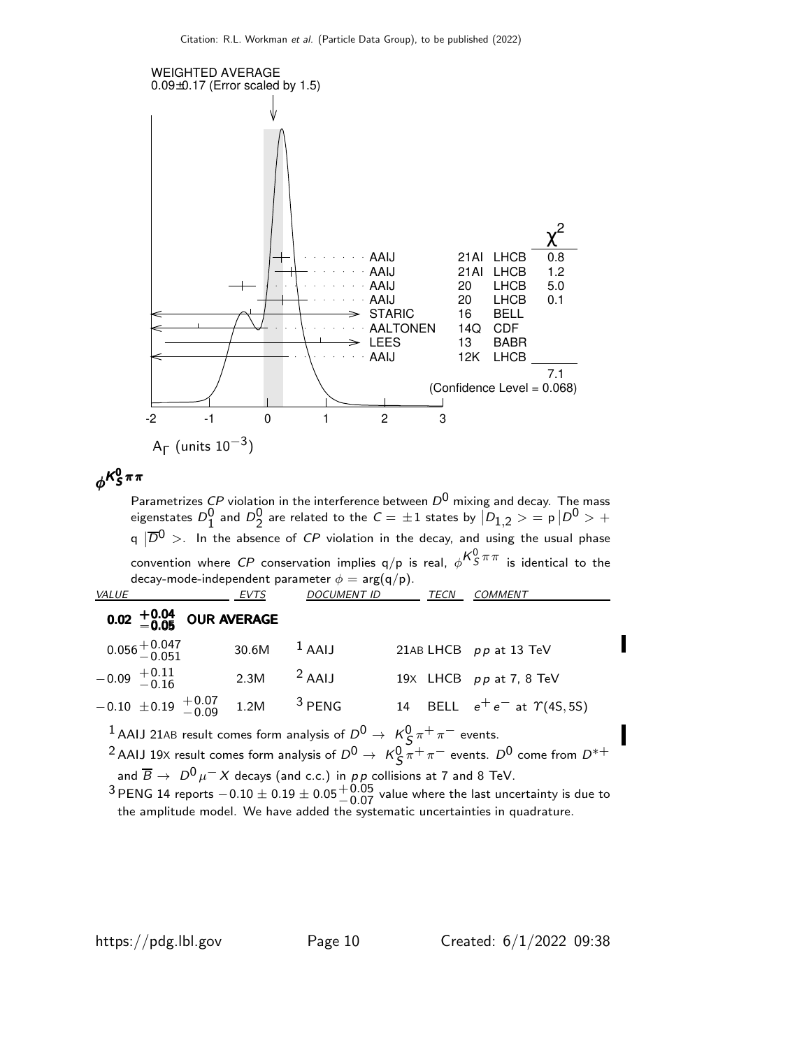WEIGHTED AVERAGE
0.09±0.17 (Error scaled by 1.5)

| | | | | $\chi^2$ |
|---|---|---|---|---|
| AAIJ | 21AI | LHCB | | 0.8 |
| AAIJ | 21AI | LHCB | | 1.2 |
| AAIJ | 20 | LHCB | | 5.0 |
| AAIJ | 20 | LHCB | | 0.1 |
| STARIC | 16 | BELL | | |
| AALTONEN | 14Q | CDF | | |
| LEES | 13 | BABR | | |
| AAIJ | 12K | LHCB | | |
| | | | | 7.1 |

(Confidence Level = 0.068)

$A_\Gamma$ (units $10^{-3}$)

## $\phi^{K^0_S \pi\pi}$

Parametrizes *CP* violation in the interference between $D^0$ mixing and decay. The mass eigenstates $D^0_1$ and $D^0_2$ are related to the $C = \pm 1$ states by $|D_{1,2}> = \text{p}\,|D^0> + \text{q}\,|\overline{D}^0>$. In the absence of *CP* violation in the decay, and using the usual phase convention where *CP* conservation implies q/p is real, $\phi^{K^0_S \pi\pi}$ is identical to the decay-mode-independent parameter $\phi = \arg(\text{q/p})$.

| VALUE | EVTS | DOCUMENT ID | TECN | COMMENT |
|---|---|---|---|---|
| $\mathbf{0.02\ {}^{+0.04}_{-0.05}}$ **OUR AVERAGE** | | | | |
| $0.056^{+0.047}_{-0.051}$ | 30.6M | [1] AAIJ 21AB | LHCB | $pp$ at 13 TeV |
| $-0.09\ {}^{+0.11}_{-0.16}$ | 2.3M | [2] AAIJ 19X | LHCB | $pp$ at 7, 8 TeV |
| $-0.10\ \pm 0.19\ {}^{+0.07}_{-0.09}$ | 1.2M | [3] PENG 14 | BELL | $e^+e^-$ at $\Upsilon(4S, 5S)$ |

[1] AAIJ 21AB result comes form analysis of $D^0 \rightarrow K^0_S \pi^+\pi^-$ events.

[2] AAIJ 19X result comes form analysis of $D^0 \rightarrow K^0_S \pi^+\pi^-$ events. $D^0$ come from $D^{*+}$ and $\overline{B} \rightarrow D^0 \mu^- X$ decays (and c.c.) in $pp$ collisions at 7 and 8 TeV.

[3] PENG 14 reports $-0.10 \pm 0.19 \pm 0.05^{+0.05}_{-0.07}$ value where the last uncertainty is due to the amplitude model. We have added the systematic uncertainties in quadrature.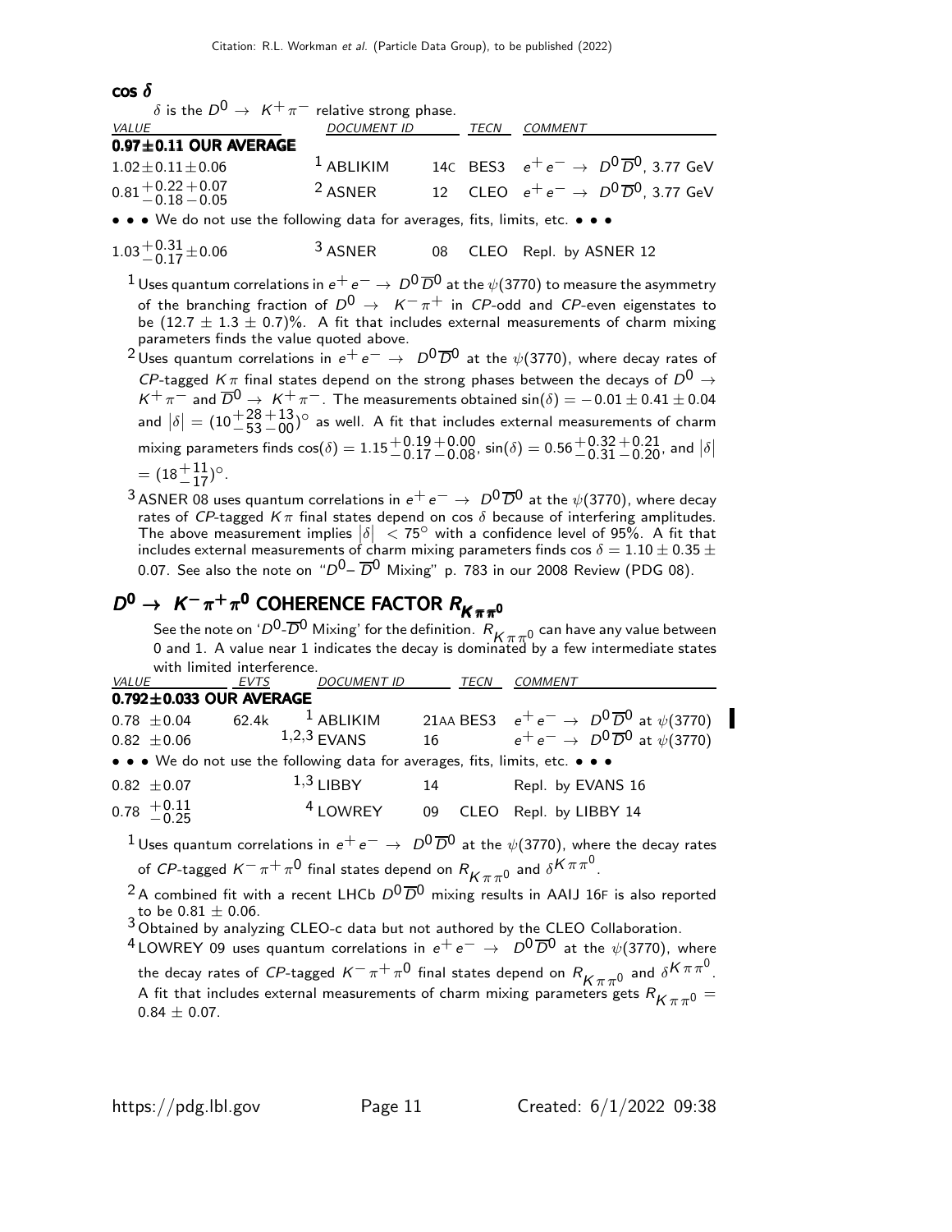### $\cos\delta$

$\delta$ is the $D^0 \to K^+\pi^-$ relative strong phase.

| VALUE | DOCUMENT ID | | TECN | COMMENT |
|---|---|---|---|---|
| **0.97±0.11 OUR AVERAGE** | | | | |
| $1.02\pm0.11\pm0.06$ | [1] ABLIKIM | 14C | BES3 | $e^+e^- \to D^0\overline{D}{}^0$, 3.77 GeV |
| $0.81^{+0.22}_{-0.18}{}^{+0.07}_{-0.05}$ | [2] ASNER | 12 | CLEO | $e^+e^- \to D^0\overline{D}{}^0$, 3.77 GeV |
| • • • We do not use the following data for averages, fits, limits, etc. • • • | | | | |
| $1.03^{+0.31}_{-0.17}\pm0.06$ | [3] ASNER | 08 | CLEO | Repl. by ASNER 12 |

[1] Uses quantum correlations in $e^+e^- \to D^0\overline{D}{}^0$ at the $\psi(3770)$ to measure the asymmetry of the branching fraction of $D^0 \to K^-\pi^+$ in $CP$-odd and $CP$-even eigenstates to be $(12.7 \pm 1.3 \pm 0.7)\%$. A fit that includes external measurements of charm mixing parameters finds the value quoted above.

[2] Uses quantum correlations in $e^+e^- \to D^0\overline{D}{}^0$ at the $\psi(3770)$, where decay rates of $CP$-tagged $K\pi$ final states depend on the strong phases between the decays of $D^0 \to K^+\pi^-$ and $\overline{D}{}^0 \to K^+\pi^-$. The measurements obtained $\sin(\delta) = -0.01 \pm 0.41 \pm 0.04$ and $|\delta| = (10^{+28}_{-53}{}^{+13}_{-00})^\circ$ as well. A fit that includes external measurements of charm mixing parameters finds $\cos(\delta) = 1.15^{+0.19}_{-0.17}{}^{+0.00}_{-0.08}$, $\sin(\delta) = 0.56^{+0.32}_{-0.31}{}^{+0.21}_{-0.20}$, and $|\delta| = (18^{+11}_{-17})^\circ$.

[3] ASNER 08 uses quantum correlations in $e^+e^- \to D^0\overline{D}{}^0$ at the $\psi(3770)$, where decay rates of $CP$-tagged $K\pi$ final states depend on $\cos\delta$ because of interfering amplitudes. The above measurement implies $|\delta| < 75^\circ$ with a confidence level of 95%. A fit that includes external measurements of charm mixing parameters finds $\cos\delta = 1.10 \pm 0.35 \pm 0.07$. See also the note on "$D^0$–$\overline{D}{}^0$ Mixing" p. 783 in our 2008 Review (PDG 08).

## $D^0 \to K^-\pi^+\pi^0$ COHERENCE FACTOR $R_{K\pi\pi^0}$

See the note on '$D^0$-$\overline{D}{}^0$ Mixing' for the definition. $R_{K\pi\pi^0}$ can have any value between 0 and 1. A value near 1 indicates the decay is dominated by a few intermediate states with limited interference.

| VALUE | EVTS | DOCUMENT ID | | TECN | COMMENT |
|---|---|---|---|---|---|
| **0.792±0.033 OUR AVERAGE** | | | | | |
| $0.78 \pm0.04$ | 62.4k | [1] ABLIKIM | 21AA | BES3 | $e^+e^- \to D^0\overline{D}{}^0$ at $\psi(3770)$ |
| $0.82 \pm0.06$ | | [1,2,3] EVANS | 16 | | $e^+e^- \to D^0\overline{D}{}^0$ at $\psi(3770)$ |
| • • • We do not use the following data for averages, fits, limits, etc. • • • | | | | | |
| $0.82 \pm0.07$ | | [1,3] LIBBY | 14 | | Repl. by EVANS 16 |
| $0.78\ ^{+0.11}_{-0.25}$ | | [4] LOWREY | 09 | CLEO | Repl. by LIBBY 14 |

[1] Uses quantum correlations in $e^+e^- \to D^0\overline{D}{}^0$ at the $\psi(3770)$, where the decay rates of $CP$-tagged $K^-\pi^+\pi^0$ final states depend on $R_{K\pi\pi^0}$ and $\delta^{K\pi\pi^0}$.

[2] A combined fit with a recent LHCb $D^0\overline{D}{}^0$ mixing results in AAIJ 16F is also reported to be $0.81 \pm 0.06$.

[3] Obtained by analyzing CLEO-c data but not authored by the CLEO Collaboration.

[4] LOWREY 09 uses quantum correlations in $e^+e^- \to D^0\overline{D}{}^0$ at the $\psi(3770)$, where the decay rates of $CP$-tagged $K^-\pi^+\pi^0$ final states depend on $R_{K\pi\pi^0}$ and $\delta^{K\pi\pi^0}$. A fit that includes external measurements of charm mixing parameters gets $R_{K\pi\pi^0} = 0.84 \pm 0.07$.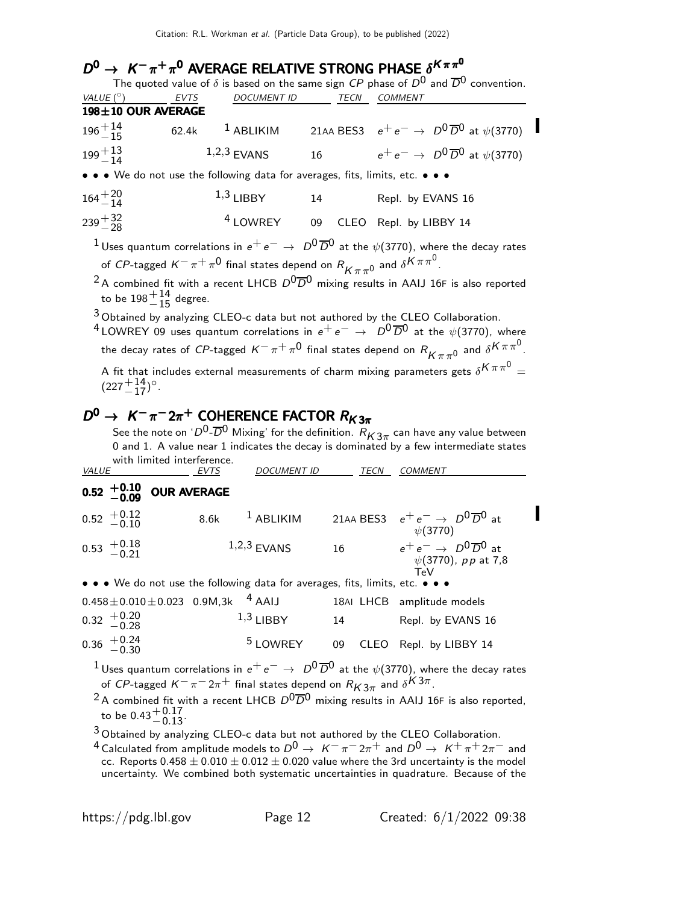## $D^0 \to K^- \pi^+ \pi^0$ AVERAGE RELATIVE STRONG PHASE $\delta^{K\pi\pi^0}$

The quoted value of $\delta$ is based on the same sign $CP$ phase of $D^0$ and $\overline{D}^0$ convention.

| VALUE (°) | EVTS | DOCUMENT ID | | TECN | COMMENT |
|---|---|---|---|---|---|
| **198±10 OUR AVERAGE** | | | | | |
| $196^{+14}_{-15}$ | 62.4k | [1] ABLIKIM | 21AA | BES3 | $e^+e^- \to D^0\overline{D}^0$ at $\psi(3770)$ |
| $199^{+13}_{-14}$ | | [1,2,3] EVANS | 16 | | $e^+e^- \to D^0\overline{D}^0$ at $\psi(3770)$ |
| • • • We do not use the following data for averages, fits, limits, etc. • • • | | | | | |
| $164^{+20}_{-14}$ | | [1,3] LIBBY | 14 | | Repl. by EVANS 16 |
| $239^{+32}_{-28}$ | | [4] LOWREY | 09 | CLEO | Repl. by LIBBY 14 |

[1] Uses quantum correlations in $e^+e^- \to D^0\overline{D}^0$ at the $\psi(3770)$, where the decay rates of $CP$-tagged $K^-\pi^+\pi^0$ final states depend on $R_{K\pi\pi^0}$ and $\delta^{K\pi\pi^0}$.

[2] A combined fit with a recent LHCB $D^0\overline{D}^0$ mixing results in AAIJ 16F is also reported to be $198^{+14}_{-15}$ degree.

[3] Obtained by analyzing CLEO-c data but not authored by the CLEO Collaboration.

[4] LOWREY 09 uses quantum correlations in $e^+e^- \to D^0\overline{D}^0$ at the $\psi(3770)$, where the decay rates of $CP$-tagged $K^-\pi^+\pi^0$ final states depend on $R_{K\pi\pi^0}$ and $\delta^{K\pi\pi^0}$. A fit that includes external measurements of charm mixing parameters gets $\delta^{K\pi\pi^0} = (227^{+14}_{-17})^\circ$.

## $D^0 \to K^- \pi^- 2\pi^+$ COHERENCE FACTOR $R_{K3\pi}$

See the note on '$D^0$-$\overline{D}^0$ Mixing' for the definition. $R_{K3\pi}$ can have any value between 0 and 1. A value near 1 indicates the decay is dominated by a few intermediate states with limited interference.

| VALUE | EVTS | DOCUMENT ID | | TECN | COMMENT |
|---|---|---|---|---|---|
| **$0.52^{+0.10}_{-0.09}$ OUR AVERAGE** | | | | | |
| $0.52^{+0.12}_{-0.10}$ | 8.6k | [1] ABLIKIM | 21AA | BES3 | $e^+e^- \to D^0\overline{D}^0$ at $\psi(3770)$ |
| $0.53^{+0.18}_{-0.21}$ | | [1,2,3] EVANS | 16 | | $e^+e^- \to D^0\overline{D}^0$ at $\psi(3770)$, $pp$ at 7,8 TeV |
| • • • We do not use the following data for averages, fits, limits, etc. • • • | | | | | |
| $0.458\pm0.010\pm0.023$ | 0.9M,3k | [4] AAIJ | 18AI | LHCB | amplitude models |
| $0.32^{+0.20}_{-0.28}$ | | [1,3] LIBBY | 14 | | Repl. by EVANS 16 |
| $0.36^{+0.24}_{-0.30}$ | | [5] LOWREY | 09 | CLEO | Repl. by LIBBY 14 |

[1] Uses quantum correlations in $e^+e^- \to D^0\overline{D}^0$ at the $\psi(3770)$, where the decay rates of $CP$-tagged $K^-\pi^-2\pi^+$ final states depend on $R_{K3\pi}$ and $\delta^{K3\pi}$.

[2] A combined fit with a recent LHCB $D^0\overline{D}^0$ mixing results in AAIJ 16F is also reported, to be $0.43^{+0.17}_{-0.13}$.

[3] Obtained by analyzing CLEO-c data but not authored by the CLEO Collaboration.

[4] Calculated from amplitude models to $D^0 \to K^-\pi^-2\pi^+$ and $D^0 \to K^+\pi^+2\pi^-$ and cc. Reports $0.458 \pm 0.010 \pm 0.012 \pm 0.020$ value where the 3rd uncertainty is the model uncertainty. We combined both systematic uncertainties in quadrature. Because of the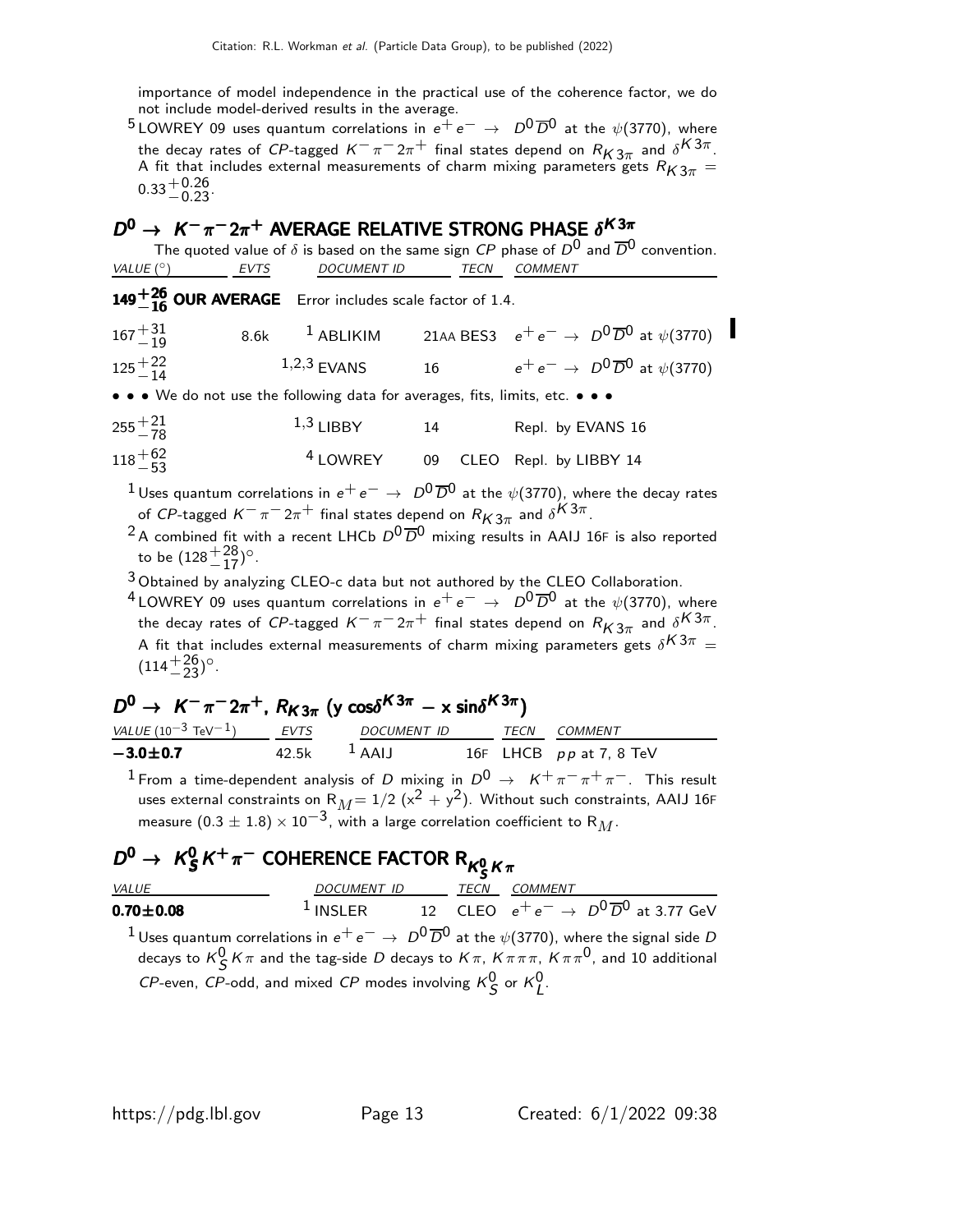importance of model independence in the practical use of the coherence factor, we do not include model-derived results in the average.

[5] LOWREY 09 uses quantum correlations in $e^+e^- \rightarrow D^0\overline{D}^0$ at the $\psi(3770)$, where the decay rates of $CP$-tagged $K^-\pi^-2\pi^+$ final states depend on $R_{K3\pi}$ and $\delta^{K3\pi}$. A fit that includes external measurements of charm mixing parameters gets $R_{K3\pi} = 0.33^{+0.26}_{-0.23}$.

## $D^0 \rightarrow K^-\pi^-2\pi^+$ AVERAGE RELATIVE STRONG PHASE $\delta^{K3\pi}$

The quoted value of $\delta$ is based on the same sign $CP$ phase of $D^0$ and $\overline{D}^0$ convention.

| VALUE (°) | EVTS | DOCUMENT ID | | TECN | COMMENT |
|---|---|---|---|---|---|
| **$149^{+26}_{-16}$ OUR AVERAGE** | Error includes scale factor of 1.4. | | | | |
| $167^{+31}_{-19}$ | 8.6k | [1] ABLIKIM | 21AA | BES3 | $e^+e^- \rightarrow D^0\overline{D}^0$ at $\psi(3770)$ |
| $125^{+22}_{-14}$ | | [1,2,3] EVANS | 16 | | $e^+e^- \rightarrow D^0\overline{D}^0$ at $\psi(3770)$ |
| • • • We do not use the following data for averages, fits, limits, etc. • • • | | | | | |
| $255^{+21}_{-78}$ | | [1,3] LIBBY | 14 | | Repl. by EVANS 16 |
| $118^{+62}_{-53}$ | | [4] LOWREY | 09 | CLEO | Repl. by LIBBY 14 |

[1] Uses quantum correlations in $e^+e^- \rightarrow D^0\overline{D}^0$ at the $\psi(3770)$, where the decay rates of $CP$-tagged $K^-\pi^-2\pi^+$ final states depend on $R_{K3\pi}$ and $\delta^{K3\pi}$.

[2] A combined fit with a recent LHCb $D^0\overline{D}^0$ mixing results in AAIJ 16F is also reported to be $(128^{+28}_{-17})^\circ$.

[3] Obtained by analyzing CLEO-c data but not authored by the CLEO Collaboration.

[4] LOWREY 09 uses quantum correlations in $e^+e^- \rightarrow D^0\overline{D}^0$ at the $\psi(3770)$, where the decay rates of $CP$-tagged $K^-\pi^-2\pi^+$ final states depend on $R_{K3\pi}$ and $\delta^{K3\pi}$. A fit that includes external measurements of charm mixing parameters gets $\delta^{K3\pi} = (114^{+26}_{-23})^\circ$.

## $D^0 \rightarrow K^-\pi^-2\pi^+$, $R_{K3\pi}$ ($y\cos\delta^{K3\pi} - x\sin\delta^{K3\pi}$)

| VALUE ($10^{-3}$ TeV$^{-1}$) | EVTS | DOCUMENT ID | | TECN | COMMENT |
|---|---|---|---|---|---|
| **$-3.0\pm0.7$** | 42.5k | [1] AAIJ | 16F | LHCB | $pp$ at 7, 8 TeV |

[1] From a time-dependent analysis of $D$ mixing in $D^0 \rightarrow K^+\pi^-\pi^+\pi^-$. This result uses external constraints on $R_M = 1/2\,(x^2 + y^2)$. Without such constraints, AAIJ 16F measure $(0.3 \pm 1.8) \times 10^{-3}$, with a large correlation coefficient to $R_M$.

## $D^0 \rightarrow K^0_S K^+\pi^-$ COHERENCE FACTOR $R_{K^0_S K\pi}$

| VALUE | DOCUMENT ID | | TECN | COMMENT |
|---|---|---|---|---|
| **$0.70\pm0.08$** | [1] INSLER | 12 | CLEO | $e^+e^- \rightarrow D^0\overline{D}^0$ at 3.77 GeV |

[1] Uses quantum correlations in $e^+e^- \rightarrow D^0\overline{D}^0$ at the $\psi(3770)$, where the signal side $D$ decays to $K^0_S K\pi$ and the tag-side $D$ decays to $K\pi$, $K\pi\pi\pi$, $K\pi\pi^0$, and 10 additional $CP$-even, $CP$-odd, and mixed $CP$ modes involving $K^0_S$ or $K^0_L$.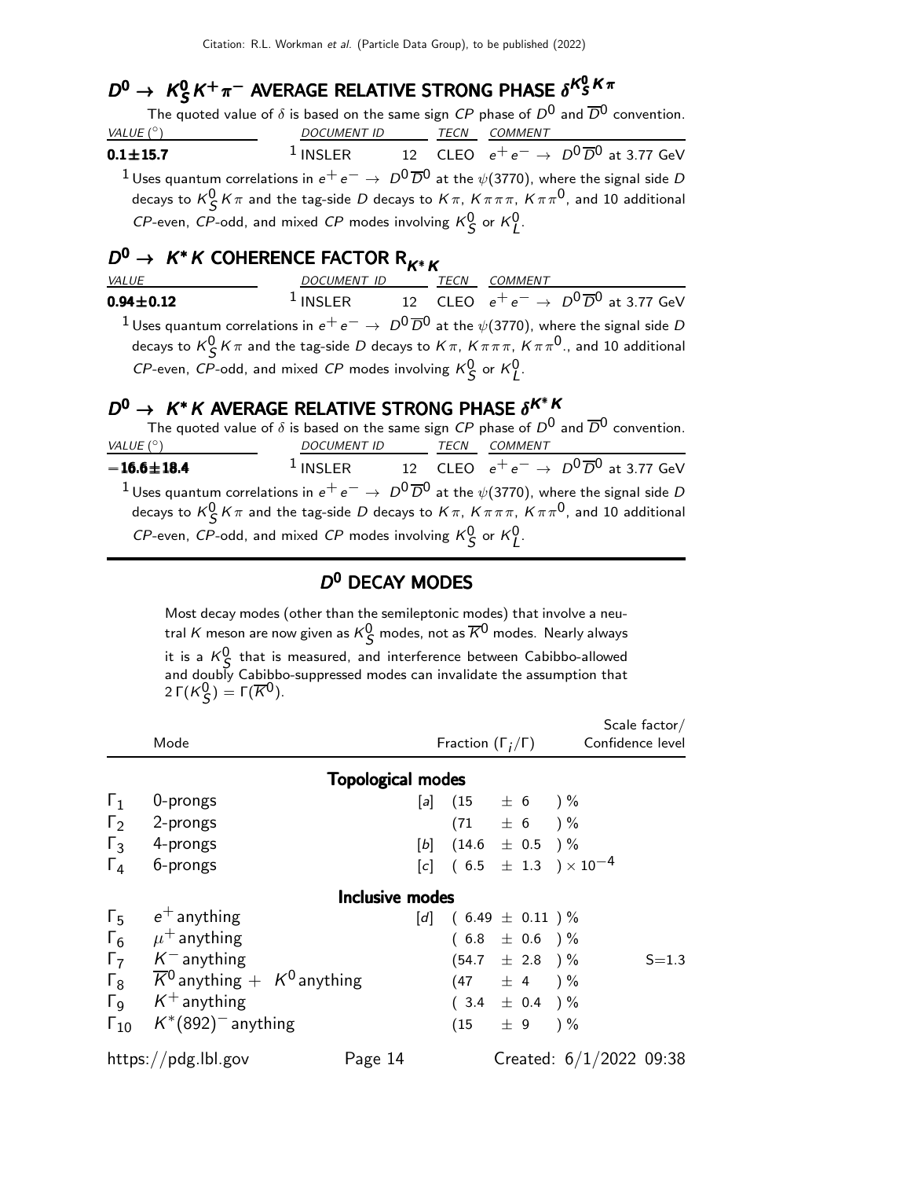## $D^0 \to K^0_S K^+ \pi^-$ AVERAGE RELATIVE STRONG PHASE $\delta^{K^0_S K\pi}$

The quoted value of $\delta$ is based on the same sign $CP$ phase of $D^0$ and $\overline{D}^0$ convention.

| VALUE (°) | DOCUMENT ID | | TECN | COMMENT |
|---|---|---|---|---|
| **0.1±15.7** | [1] INSLER | 12 | CLEO | $e^+ e^- \to D^0 \overline{D}^0$ at 3.77 GeV |

[1] Uses quantum correlations in $e^+ e^- \to D^0 \overline{D}^0$ at the $\psi(3770)$, where the signal side $D$ decays to $K^0_S K\pi$ and the tag-side $D$ decays to $K\pi$, $K\pi\pi\pi$, $K\pi\pi^0$, and 10 additional $CP$-even, $CP$-odd, and mixed $CP$ modes involving $K^0_S$ or $K^0_L$.

## $D^0 \to K^* K$ COHERENCE FACTOR $R_{K^* K}$

| VALUE | DOCUMENT ID | | TECN | COMMENT |
|---|---|---|---|---|
| **0.94±0.12** | [1] INSLER | 12 | CLEO | $e^+ e^- \to D^0 \overline{D}^0$ at 3.77 GeV |

[1] Uses quantum correlations in $e^+ e^- \to D^0 \overline{D}^0$ at the $\psi(3770)$, where the signal side $D$ decays to $K^0_S K\pi$ and the tag-side $D$ decays to $K\pi$, $K\pi\pi\pi$, $K\pi\pi^0$., and 10 additional $CP$-even, $CP$-odd, and mixed $CP$ modes involving $K^0_S$ or $K^0_L$.

## $D^0 \to K^* K$ AVERAGE RELATIVE STRONG PHASE $\delta^{K^* K}$

The quoted value of $\delta$ is based on the same sign $CP$ phase of $D^0$ and $\overline{D}^0$ convention.

| VALUE (°) | DOCUMENT ID | | TECN | COMMENT |
|---|---|---|---|---|
| **−16.6±18.4** | [1] INSLER | 12 | CLEO | $e^+ e^- \to D^0 \overline{D}^0$ at 3.77 GeV |

[1] Uses quantum correlations in $e^+ e^- \to D^0 \overline{D}^0$ at the $\psi(3770)$, where the signal side $D$ decays to $K^0_S K\pi$ and the tag-side $D$ decays to $K\pi$, $K\pi\pi\pi$, $K\pi\pi^0$, and 10 additional $CP$-even, $CP$-odd, and mixed $CP$ modes involving $K^0_S$ or $K^0_L$.

# $D^0$ DECAY MODES

Most decay modes (other than the semileptonic modes) that involve a neutral $K$ meson are now given as $K^0_S$ modes, not as $\overline{K}^0$ modes. Nearly always it is a $K^0_S$ that is measured, and interference between Cabibbo-allowed and doubly Cabibbo-suppressed modes can invalidate the assumption that $2\,\Gamma(K^0_S) = \Gamma(\overline{K}^0)$.

| | Mode | | Fraction ($\Gamma_i/\Gamma$) | Scale factor/ Confidence level |
|---|---|---|---|---|
| | **Topological modes** | | | |
| $\Gamma_1$ | 0-prongs | [a] | (15 ± 6 ) % | |
| $\Gamma_2$ | 2-prongs | | (71 ± 6 ) % | |
| $\Gamma_3$ | 4-prongs | [b] | (14.6 ± 0.5 ) % | |
| $\Gamma_4$ | 6-prongs | [c] | ( 6.5 ± 1.3 ) $\times 10^{-4}$ | |
| | **Inclusive modes** | | | |
| $\Gamma_5$ | $e^+$ anything | [d] | ( 6.49 ± 0.11 ) % | |
| $\Gamma_6$ | $\mu^+$ anything | | ( 6.8 ± 0.6 ) % | |
| $\Gamma_7$ | $K^-$ anything | | (54.7 ± 2.8 ) % | S=1.3 |
| $\Gamma_8$ | $\overline{K}^0$ anything + $K^0$ anything | | (47 ± 4 ) % | |
| $\Gamma_9$ | $K^+$ anything | | ( 3.4 ± 0.4 ) % | |
| $\Gamma_{10}$ | $K^*(892)^-$ anything | | (15 ± 9 ) % | |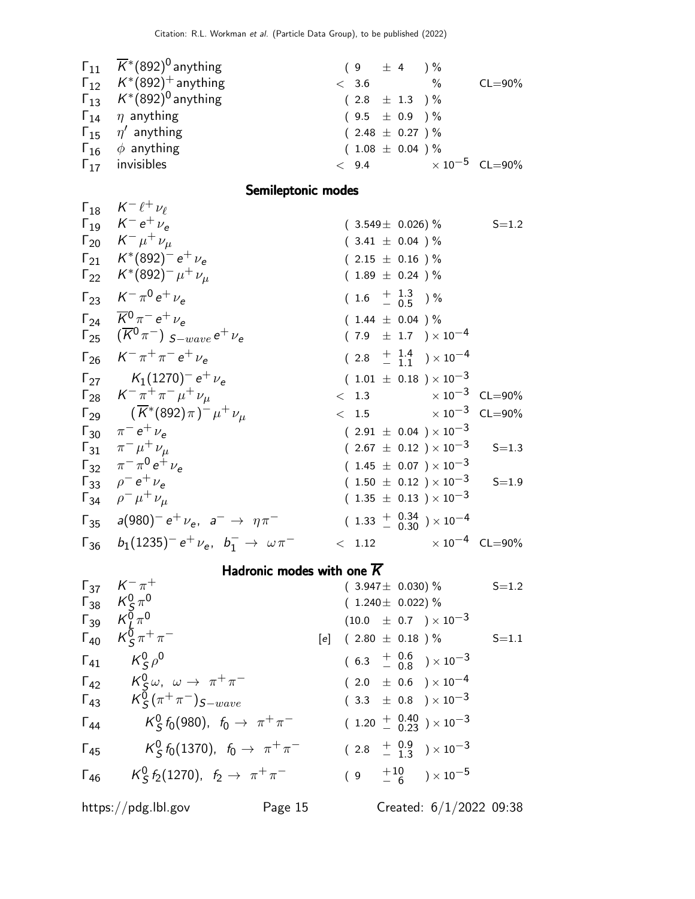| | Mode | | Fraction ($\Gamma_i/\Gamma$) | Scale factor/ Confidence level |
|---|---|---|---|---|
| $\Gamma_{11}$ | $\overline{K}^*(892)^0$ anything | | $(9 \pm 4)$ % | |
| $\Gamma_{12}$ | $K^*(892)^+$ anything | | $< 3.6$ % | CL=90% |
| $\Gamma_{13}$ | $K^*(892)^0$ anything | | $(2.8 \pm 1.3)$ % | |
| $\Gamma_{14}$ | $\eta$ anything | | $(9.5 \pm 0.9)$ % | |
| $\Gamma_{15}$ | $\eta'$ anything | | $(2.48 \pm 0.27)$ % | |
| $\Gamma_{16}$ | $\phi$ anything | | $(1.08 \pm 0.04)$ % | |
| $\Gamma_{17}$ | invisibles | | $< 9.4 \times 10^{-5}$ | CL=90% |

## Semileptonic modes

| | Mode | | Fraction ($\Gamma_i/\Gamma$) | Scale factor/ Confidence level |
|---|---|---|---|---|
| $\Gamma_{18}$ | $K^- \ell^+ \nu_\ell$ | | | |
| $\Gamma_{19}$ | $K^- e^+ \nu_e$ | | $(3.549 \pm 0.026)$ % | S=1.2 |
| $\Gamma_{20}$ | $K^- \mu^+ \nu_\mu$ | | $(3.41 \pm 0.04)$ % | |
| $\Gamma_{21}$ | $K^*(892)^- e^+ \nu_e$ | | $(2.15 \pm 0.16)$ % | |
| $\Gamma_{22}$ | $K^*(892)^- \mu^+ \nu_\mu$ | | $(1.89 \pm 0.24)$ % | |
| $\Gamma_{23}$ | $K^- \pi^0 e^+ \nu_e$ | | $(1.6 \, ^{+1.3}_{-0.5})$ % | |
| $\Gamma_{24}$ | $\overline{K}^0 \pi^- e^+ \nu_e$ | | $(1.44 \pm 0.04)$ % | |
| $\Gamma_{25}$ | $(\overline{K}^0 \pi^-)_{S-wave} e^+ \nu_e$ | | $(7.9 \pm 1.7) \times 10^{-4}$ | |
| $\Gamma_{26}$ | $K^- \pi^+ \pi^- e^+ \nu_e$ | | $(2.8 \, ^{+1.4}_{-1.1}) \times 10^{-4}$ | |
| $\Gamma_{27}$ | $K_1(1270)^- e^+ \nu_e$ | | $(1.01 \pm 0.18) \times 10^{-3}$ | |
| $\Gamma_{28}$ | $K^- \pi^+ \pi^- \mu^+ \nu_\mu$ | | $< 1.3 \times 10^{-3}$ | CL=90% |
| $\Gamma_{29}$ | $(\overline{K}^*(892) \pi)^- \mu^+ \nu_\mu$ | | $< 1.5 \times 10^{-3}$ | CL=90% |
| $\Gamma_{30}$ | $\pi^- e^+ \nu_e$ | | $(2.91 \pm 0.04) \times 10^{-3}$ | |
| $\Gamma_{31}$ | $\pi^- \mu^+ \nu_\mu$ | | $(2.67 \pm 0.12) \times 10^{-3}$ | S=1.3 |
| $\Gamma_{32}$ | $\pi^- \pi^0 e^+ \nu_e$ | | $(1.45 \pm 0.07) \times 10^{-3}$ | |
| $\Gamma_{33}$ | $\rho^- e^+ \nu_e$ | | $(1.50 \pm 0.12) \times 10^{-3}$ | S=1.9 |
| $\Gamma_{34}$ | $\rho^- \mu^+ \nu_\mu$ | | $(1.35 \pm 0.13) \times 10^{-3}$ | |
| $\Gamma_{35}$ | $a(980)^- e^+ \nu_e$, $a^- \to \eta \pi^-$ | | $(1.33 \, ^{+0.34}_{-0.30}) \times 10^{-4}$ | |
| $\Gamma_{36}$ | $b_1(1235)^- e^+ \nu_e$, $b_1^- \to \omega \pi^-$ | | $< 1.12 \times 10^{-4}$ | CL=90% |

## Hadronic modes with one $\overline{K}$

| | Mode | | Fraction ($\Gamma_i/\Gamma$) | Scale factor/ Confidence level |
|---|---|---|---|---|
| $\Gamma_{37}$ | $K^- \pi^+$ | | $(3.947 \pm 0.030)$ % | S=1.2 |
| $\Gamma_{38}$ | $K^0_S \pi^0$ | | $(1.240 \pm 0.022)$ % | |
| $\Gamma_{39}$ | $K^0_L \pi^0$ | | $(10.0 \pm 0.7) \times 10^{-3}$ | |
| $\Gamma_{40}$ | $K^0_S \pi^+ \pi^-$ | [e] | $(2.80 \pm 0.18)$ % | S=1.1 |
| $\Gamma_{41}$ | $K^0_S \rho^0$ | | $(6.3 \, ^{+0.6}_{-0.8}) \times 10^{-3}$ | |
| $\Gamma_{42}$ | $K^0_S \omega$, $\omega \to \pi^+ \pi^-$ | | $(2.0 \pm 0.6) \times 10^{-4}$ | |
| $\Gamma_{43}$ | $K^0_S (\pi^+ \pi^-)_{S-wave}$ | | $(3.3 \pm 0.8) \times 10^{-3}$ | |
| $\Gamma_{44}$ | $K^0_S f_0(980)$, $f_0 \to \pi^+ \pi^-$ | | $(1.20 \, ^{+0.40}_{-0.23}) \times 10^{-3}$ | |
| $\Gamma_{45}$ | $K^0_S f_0(1370)$, $f_0 \to \pi^+ \pi^-$ | | $(2.8 \, ^{+0.9}_{-1.3}) \times 10^{-3}$ | |
| $\Gamma_{46}$ | $K^0_S f_2(1270)$, $f_2 \to \pi^+ \pi^-$ | | $(9 \, ^{+10}_{-6}) \times 10^{-5}$ | |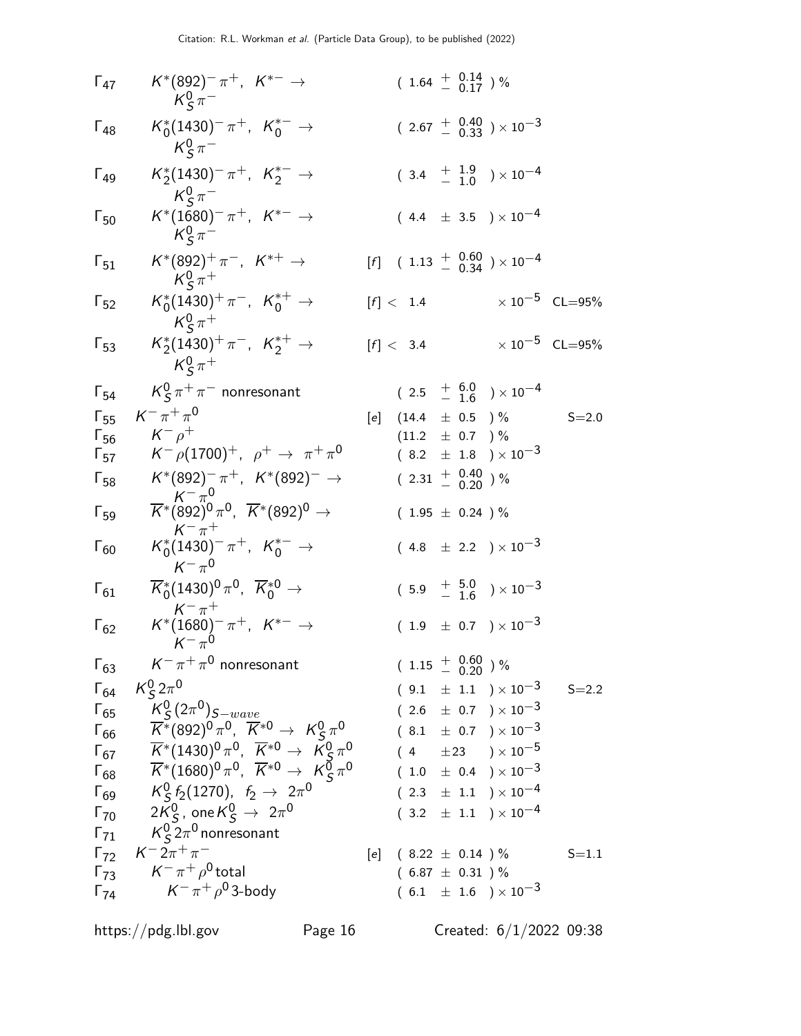| | Mode | | Fraction | Scale/CL |
|---|---|---|---|---|
| $\Gamma_{47}$ | $K^*(892)^-\pi^+$, $K^{*-} \to K^0_S\pi^-$ | | $(1.64 \ ^{+\ 0.14}_{-\ 0.17})$ % | |
| $\Gamma_{48}$ | $K^*_0(1430)^-\pi^+$, $K^{*-}_0 \to K^0_S\pi^-$ | | $(2.67 \ ^{+\ 0.40}_{-\ 0.33}) \times 10^{-3}$ | |
| $\Gamma_{49}$ | $K^*_2(1430)^-\pi^+$, $K^{*-}_2 \to K^0_S\pi^-$ | | $(3.4 \ ^{+\ 1.9}_{-\ 1.0}) \times 10^{-4}$ | |
| $\Gamma_{50}$ | $K^*(1680)^-\pi^+$, $K^{*-} \to K^0_S\pi^-$ | | $(4.4 \pm 3.5) \times 10^{-4}$ | |
| $\Gamma_{51}$ | $K^*(892)^+\pi^-$, $K^{*+} \to K^0_S\pi^+$ | [f] | $(1.13 \ ^{+\ 0.60}_{-\ 0.34}) \times 10^{-4}$ | |
| $\Gamma_{52}$ | $K^*_0(1430)^+\pi^-$, $K^{*+}_0 \to K^0_S\pi^+$ | [f] | $< 1.4 \times 10^{-5}$ | CL=95% |
| $\Gamma_{53}$ | $K^*_2(1430)^+\pi^-$, $K^{*+}_2 \to K^0_S\pi^+$ | [f] | $< 3.4 \times 10^{-5}$ | CL=95% |
| $\Gamma_{54}$ | $K^0_S\pi^+\pi^-$ nonresonant | | $(2.5 \ ^{+\ 6.0}_{-\ 1.6}) \times 10^{-4}$ | |
| $\Gamma_{55}$ | $K^-\pi^+\pi^0$ | [e] | $(14.4 \pm 0.5)$ % | S=2.0 |
| $\Gamma_{56}$ | $K^-\rho^+$ | | $(11.2 \pm 0.7)$ % | |
| $\Gamma_{57}$ | $K^-\rho(1700)^+$, $\rho^+ \to \pi^+\pi^0$ | | $(8.2 \pm 1.8) \times 10^{-3}$ | |
| $\Gamma_{58}$ | $K^*(892)^-\pi^+$, $K^*(892)^- \to K^-\pi^0$ | | $(2.31 \ ^{+\ 0.40}_{-\ 0.20})$ % | |
| $\Gamma_{59}$ | $\overline{K}^*(892)^0\pi^0$, $\overline{K}^*(892)^0 \to K^-\pi^+$ | | $(1.95 \pm 0.24)$ % | |
| $\Gamma_{60}$ | $K^*_0(1430)^-\pi^+$, $K^{*-}_0 \to K^-\pi^0$ | | $(4.8 \pm 2.2) \times 10^{-3}$ | |
| $\Gamma_{61}$ | $\overline{K}^*_0(1430)^0\pi^0$, $\overline{K}^{*0}_0 \to K^-\pi^+$ | | $(5.9 \ ^{+\ 5.0}_{-\ 1.6}) \times 10^{-3}$ | |
| $\Gamma_{62}$ | $K^*(1680)^-\pi^+$, $K^{*-} \to K^-\pi^0$ | | $(1.9 \pm 0.7) \times 10^{-3}$ | |
| $\Gamma_{63}$ | $K^-\pi^+\pi^0$ nonresonant | | $(1.15 \ ^{+\ 0.60}_{-\ 0.20})$ % | |
| $\Gamma_{64}$ | $K^0_S 2\pi^0$ | | $(9.1 \pm 1.1) \times 10^{-3}$ | S=2.2 |
| $\Gamma_{65}$ | $K^0_S(2\pi^0)_{S-wave}$ | | $(2.6 \pm 0.7) \times 10^{-3}$ | |
| $\Gamma_{66}$ | $\overline{K}^*(892)^0\pi^0$, $\overline{K}^{*0} \to K^0_S\pi^0$ | | $(8.1 \pm 0.7) \times 10^{-3}$ | |
| $\Gamma_{67}$ | $\overline{K}^*(1430)^0\pi^0$, $\overline{K}^{*0} \to K^0_S\pi^0$ | | $(4 \pm 23) \times 10^{-5}$ | |
| $\Gamma_{68}$ | $\overline{K}^*(1680)^0\pi^0$, $\overline{K}^{*0} \to K^0_S\pi^0$ | | $(1.0 \pm 0.4) \times 10^{-3}$ | |
| $\Gamma_{69}$ | $K^0_S f_2(1270)$, $f_2 \to 2\pi^0$ | | $(2.3 \pm 1.1) \times 10^{-4}$ | |
| $\Gamma_{70}$ | $2K^0_S$, one $K^0_S \to 2\pi^0$ | | $(3.2 \pm 1.1) \times 10^{-4}$ | |
| $\Gamma_{71}$ | $K^0_S 2\pi^0$ nonresonant | | | |
| $\Gamma_{72}$ | $K^-2\pi^+\pi^-$ | [e] | $(8.22 \pm 0.14)$ % | S=1.1 |
| $\Gamma_{73}$ | $K^-\pi^+\rho^0$ total | | $(6.87 \pm 0.31)$ % | |
| $\Gamma_{74}$ | $K^-\pi^+\rho^0$ 3-body | | $(6.1 \pm 1.6) \times 10^{-3}$ | |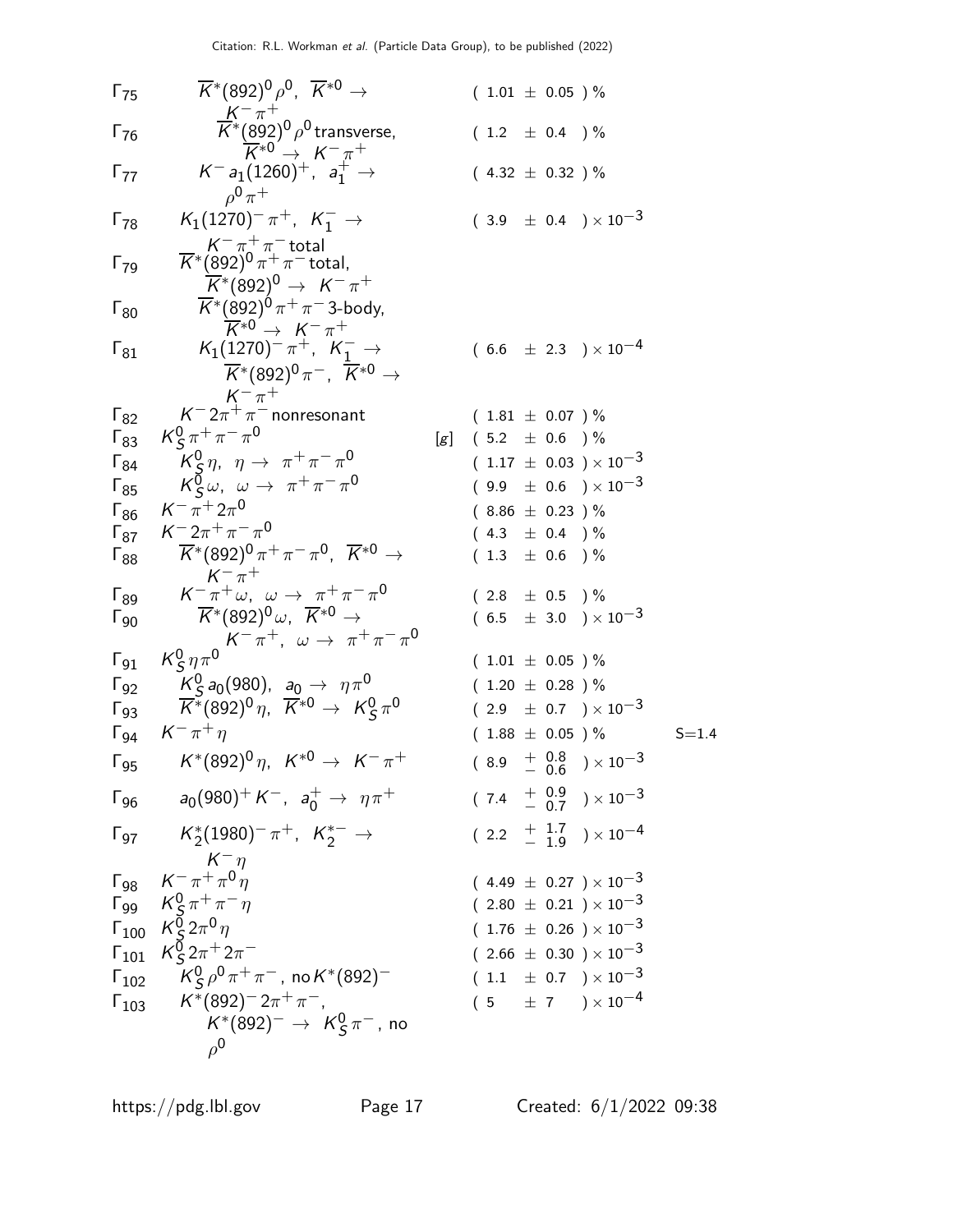| | Mode | | Fraction ($\Gamma_i/\Gamma$) | Scale factor |
|---|---|---|---|---|
| $\Gamma_{75}$ | $\overline{K}^*(892)^0 \rho^0$, $\overline{K}^{*0} \to K^- \pi^+$ | | $(1.01 \pm 0.05)$ % | |
| $\Gamma_{76}$ | $\overline{K}^*(892)^0 \rho^0$ transverse, $\overline{K}^{*0} \to K^- \pi^+$ | | $(1.2 \pm 0.4)$ % | |
| $\Gamma_{77}$ | $K^- a_1(1260)^+$, $a_1^+ \to \rho^0 \pi^+$ | | $(4.32 \pm 0.32)$ % | |
| $\Gamma_{78}$ | $K_1(1270)^- \pi^+$, $K_1^- \to K^- \pi^+ \pi^-$ total | | $(3.9 \pm 0.4) \times 10^{-3}$ | |
| $\Gamma_{79}$ | $\overline{K}^*(892)^0 \pi^+ \pi^-$ total, $\overline{K}^*(892)^0 \to K^- \pi^+$ | | | |
| $\Gamma_{80}$ | $\overline{K}^*(892)^0 \pi^+ \pi^-$ 3-body, $\overline{K}^{*0} \to K^- \pi^+$ | | | |
| $\Gamma_{81}$ | $K_1(1270)^- \pi^+$, $K_1^- \to \overline{K}^*(892)^0 \pi^-$, $\overline{K}^{*0} \to K^- \pi^+$ | | $(6.6 \pm 2.3) \times 10^{-4}$ | |
| $\Gamma_{82}$ | $K^- 2\pi^+ \pi^-$ nonresonant | | $(1.81 \pm 0.07)$ % | |
| $\Gamma_{83}$ | $K_S^0 \pi^+ \pi^- \pi^0$ | [g] | $(5.2 \pm 0.6)$ % | |
| $\Gamma_{84}$ | $K_S^0 \eta$, $\eta \to \pi^+ \pi^- \pi^0$ | | $(1.17 \pm 0.03) \times 10^{-3}$ | |
| $\Gamma_{85}$ | $K_S^0 \omega$, $\omega \to \pi^+ \pi^- \pi^0$ | | $(9.9 \pm 0.6) \times 10^{-3}$ | |
| $\Gamma_{86}$ | $K^- \pi^+ 2\pi^0$ | | $(8.86 \pm 0.23)$ % | |
| $\Gamma_{87}$ | $K^- 2\pi^+ \pi^- \pi^0$ | | $(4.3 \pm 0.4)$ % | |
| $\Gamma_{88}$ | $\overline{K}^*(892)^0 \pi^+ \pi^- \pi^0$, $\overline{K}^{*0} \to K^- \pi^+$ | | $(1.3 \pm 0.6)$ % | |
| $\Gamma_{89}$ | $K^- \pi^+ \omega$, $\omega \to \pi^+ \pi^- \pi^0$ | | $(2.8 \pm 0.5)$ % | |
| $\Gamma_{90}$ | $\overline{K}^*(892)^0 \omega$, $\overline{K}^{*0} \to K^- \pi^+$, $\omega \to \pi^+ \pi^- \pi^0$ | | $(6.5 \pm 3.0) \times 10^{-3}$ | |
| $\Gamma_{91}$ | $K_S^0 \eta \pi^0$ | | $(1.01 \pm 0.05)$ % | |
| $\Gamma_{92}$ | $K_S^0 a_0(980)$, $a_0 \to \eta \pi^0$ | | $(1.20 \pm 0.28)$ % | |
| $\Gamma_{93}$ | $\overline{K}^*(892)^0 \eta$, $\overline{K}^{*0} \to K_S^0 \pi^0$ | | $(2.9 \pm 0.7) \times 10^{-3}$ | |
| $\Gamma_{94}$ | $K^- \pi^+ \eta$ | | $(1.88 \pm 0.05)$ % | S=1.4 |
| $\Gamma_{95}$ | $K^*(892)^0 \eta$, $K^{*0} \to K^- \pi^+$ | | $(8.9 \, ^{+0.8}_{-0.6}) \times 10^{-3}$ | |
| $\Gamma_{96}$ | $a_0(980)^+ K^-$, $a_0^+ \to \eta \pi^+$ | | $(7.4 \, ^{+0.9}_{-0.7}) \times 10^{-3}$ | |
| $\Gamma_{97}$ | $K_2^*(1980)^- \pi^+$, $K_2^{*-} \to K^- \eta$ | | $(2.2 \, ^{+1.7}_{-1.9}) \times 10^{-4}$ | |
| $\Gamma_{98}$ | $K^- \pi^+ \pi^0 \eta$ | | $(4.49 \pm 0.27) \times 10^{-3}$ | |
| $\Gamma_{99}$ | $K_S^0 \pi^+ \pi^- \eta$ | | $(2.80 \pm 0.21) \times 10^{-3}$ | |
| $\Gamma_{100}$ | $K_S^0 2\pi^0 \eta$ | | $(1.76 \pm 0.26) \times 10^{-3}$ | |
| $\Gamma_{101}$ | $K_S^0 2\pi^+ 2\pi^-$ | | $(2.66 \pm 0.30) \times 10^{-3}$ | |
| $\Gamma_{102}$ | $K_S^0 \rho^0 \pi^+ \pi^-$, no $K^*(892)^-$ | | $(1.1 \pm 0.7) \times 10^{-3}$ | |
| $\Gamma_{103}$ | $K^*(892)^- 2\pi^+ \pi^-$, $K^*(892)^- \to K_S^0 \pi^-$, no $\rho^0$ | | $(5 \pm 7) \times 10^{-4}$ | |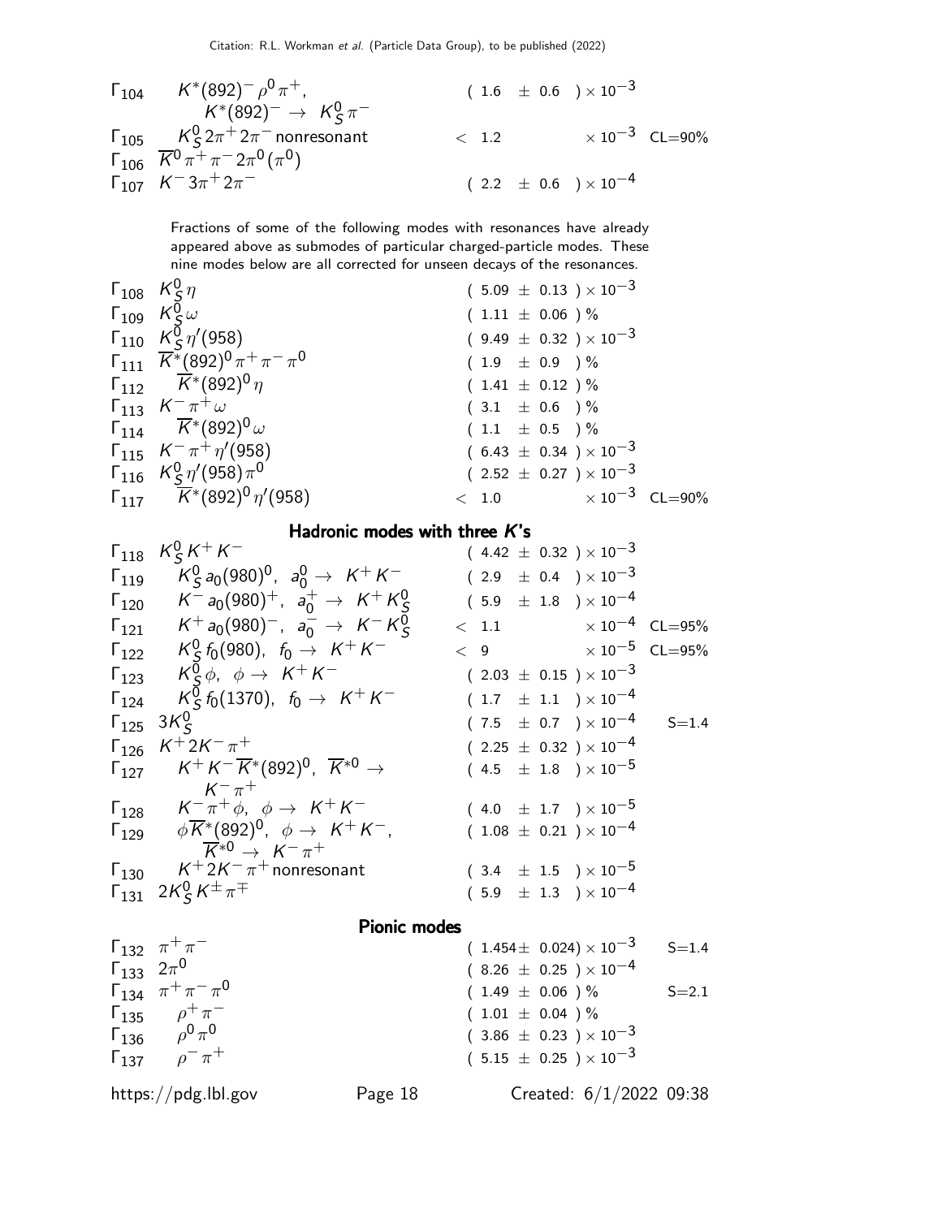| | Mode | Fraction | Scale / CL |
|---|---|---|---|
| $\Gamma_{104}$ | $K^*(892)^- \rho^0 \pi^+$, $K^*(892)^- \to K^0_S \pi^-$ | $(1.6 \pm 0.6) \times 10^{-3}$ | |
| $\Gamma_{105}$ | $K^0_S 2\pi^+ 2\pi^-$ nonresonant | $< 1.2 \times 10^{-3}$ | CL=90% |
| $\Gamma_{106}$ | $\overline{K}^0 \pi^+ \pi^- 2\pi^0 (\pi^0)$ | | |
| $\Gamma_{107}$ | $K^- 3\pi^+ 2\pi^-$ | $(2.2 \pm 0.6) \times 10^{-4}$ | |

Fractions of some of the following modes with resonances have already appeared above as submodes of particular charged-particle modes. These nine modes below are all corrected for unseen decays of the resonances.

| | Mode | Fraction | Scale / CL |
|---|---|---|---|
| $\Gamma_{108}$ | $K^0_S \eta$ | $(5.09 \pm 0.13) \times 10^{-3}$ | |
| $\Gamma_{109}$ | $K^0_S \omega$ | $(1.11 \pm 0.06)$ % | |
| $\Gamma_{110}$ | $K^0_S \eta'(958)$ | $(9.49 \pm 0.32) \times 10^{-3}$ | |
| $\Gamma_{111}$ | $\overline{K}^*(892)^0 \pi^+ \pi^- \pi^0$ | $(1.9 \pm 0.9)$ % | |
| $\Gamma_{112}$ | $\overline{K}^*(892)^0 \eta$ | $(1.41 \pm 0.12)$ % | |
| $\Gamma_{113}$ | $K^- \pi^+ \omega$ | $(3.1 \pm 0.6)$ % | |
| $\Gamma_{114}$ | $\overline{K}^*(892)^0 \omega$ | $(1.1 \pm 0.5)$ % | |
| $\Gamma_{115}$ | $K^- \pi^+ \eta'(958)$ | $(6.43 \pm 0.34) \times 10^{-3}$ | |
| $\Gamma_{116}$ | $K^0_S \eta'(958) \pi^0$ | $(2.52 \pm 0.27) \times 10^{-3}$ | |
| $\Gamma_{117}$ | $\overline{K}^*(892)^0 \eta'(958)$ | $< 1.0 \times 10^{-3}$ | CL=90% |

## Hadronic modes with three $K$'s

| | Mode | Fraction | Scale / CL |
|---|---|---|---|
| $\Gamma_{118}$ | $K^0_S K^+ K^-$ | $(4.42 \pm 0.32) \times 10^{-3}$ | |
| $\Gamma_{119}$ | $K^0_S a_0(980)^0$, $a^0_0 \to K^+ K^-$ | $(2.9 \pm 0.4) \times 10^{-3}$ | |
| $\Gamma_{120}$ | $K^- a_0(980)^+$, $a^+_0 \to K^+ K^0_S$ | $(5.9 \pm 1.8) \times 10^{-4}$ | |
| $\Gamma_{121}$ | $K^+ a_0(980)^-$, $a^-_0 \to K^- K^0_S$ | $< 1.1 \times 10^{-4}$ | CL=95% |
| $\Gamma_{122}$ | $K^0_S f_0(980)$, $f_0 \to K^+ K^-$ | $< 9 \times 10^{-5}$ | CL=95% |
| $\Gamma_{123}$ | $K^0_S \phi$, $\phi \to K^+ K^-$ | $(2.03 \pm 0.15) \times 10^{-3}$ | |
| $\Gamma_{124}$ | $K^0_S f_0(1370)$, $f_0 \to K^+ K^-$ | $(1.7 \pm 1.1) \times 10^{-4}$ | |
| $\Gamma_{125}$ | $3K^0_S$ | $(7.5 \pm 0.7) \times 10^{-4}$ | S=1.4 |
| $\Gamma_{126}$ | $K^+ 2K^- \pi^+$ | $(2.25 \pm 0.32) \times 10^{-4}$ | |
| $\Gamma_{127}$ | $K^+ K^- \overline{K}^*(892)^0$, $\overline{K}^{*0} \to K^- \pi^+$ | $(4.5 \pm 1.8) \times 10^{-5}$ | |
| $\Gamma_{128}$ | $K^- \pi^+ \phi$, $\phi \to K^+ K^-$ | $(4.0 \pm 1.7) \times 10^{-5}$ | |
| $\Gamma_{129}$ | $\phi \overline{K}^*(892)^0$, $\phi \to K^+ K^-$, $\overline{K}^{*0} \to K^- \pi^+$ | $(1.08 \pm 0.21) \times 10^{-4}$ | |
| $\Gamma_{130}$ | $K^+ 2K^- \pi^+$ nonresonant | $(3.4 \pm 1.5) \times 10^{-5}$ | |
| $\Gamma_{131}$ | $2K^0_S K^\pm \pi^\mp$ | $(5.9 \pm 1.3) \times 10^{-4}$ | |

## Pionic modes

| | Mode | Fraction | Scale / CL |
|---|---|---|---|
| $\Gamma_{132}$ | $\pi^+ \pi^-$ | $(1.454 \pm 0.024) \times 10^{-3}$ | S=1.4 |
| $\Gamma_{133}$ | $2\pi^0$ | $(8.26 \pm 0.25) \times 10^{-4}$ | |
| $\Gamma_{134}$ | $\pi^+ \pi^- \pi^0$ | $(1.49 \pm 0.06)$ % | S=2.1 |
| $\Gamma_{135}$ | $\rho^+ \pi^-$ | $(1.01 \pm 0.04)$ % | |
| $\Gamma_{136}$ | $\rho^0 \pi^0$ | $(3.86 \pm 0.23) \times 10^{-3}$ | |
| $\Gamma_{137}$ | $\rho^- \pi^+$ | $(5.15 \pm 0.25) \times 10^{-3}$ | |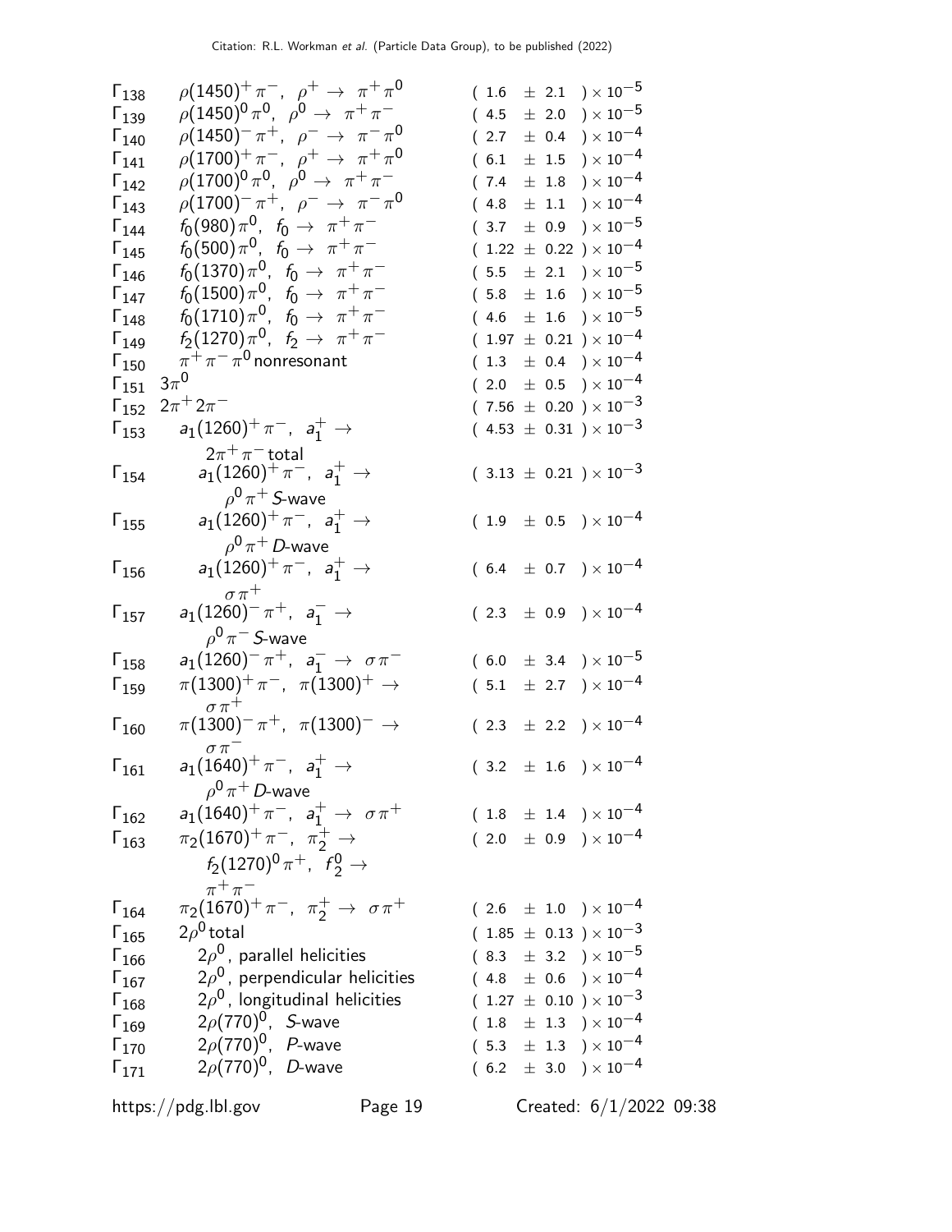| | Mode | Fraction |
|---|---|---|
| $\Gamma_{138}$ | $\rho(1450)^+\pi^-$, $\rho^+ \to \pi^+\pi^0$ | $(1.6 \pm 2.1) \times 10^{-5}$ |
| $\Gamma_{139}$ | $\rho(1450)^0\pi^0$, $\rho^0 \to \pi^+\pi^-$ | $(4.5 \pm 2.0) \times 10^{-5}$ |
| $\Gamma_{140}$ | $\rho(1450)^-\pi^+$, $\rho^- \to \pi^-\pi^0$ | $(2.7 \pm 0.4) \times 10^{-4}$ |
| $\Gamma_{141}$ | $\rho(1700)^+\pi^-$, $\rho^+ \to \pi^+\pi^0$ | $(6.1 \pm 1.5) \times 10^{-4}$ |
| $\Gamma_{142}$ | $\rho(1700)^0\pi^0$, $\rho^0 \to \pi^+\pi^-$ | $(7.4 \pm 1.8) \times 10^{-4}$ |
| $\Gamma_{143}$ | $\rho(1700)^-\pi^+$, $\rho^- \to \pi^-\pi^0$ | $(4.8 \pm 1.1) \times 10^{-4}$ |
| $\Gamma_{144}$ | $f_0(980)\pi^0$, $f_0 \to \pi^+\pi^-$ | $(3.7 \pm 0.9) \times 10^{-5}$ |
| $\Gamma_{145}$ | $f_0(500)\pi^0$, $f_0 \to \pi^+\pi^-$ | $(1.22 \pm 0.22) \times 10^{-4}$ |
| $\Gamma_{146}$ | $f_0(1370)\pi^0$, $f_0 \to \pi^+\pi^-$ | $(5.5 \pm 2.1) \times 10^{-5}$ |
| $\Gamma_{147}$ | $f_0(1500)\pi^0$, $f_0 \to \pi^+\pi^-$ | $(5.8 \pm 1.6) \times 10^{-5}$ |
| $\Gamma_{148}$ | $f_0(1710)\pi^0$, $f_0 \to \pi^+\pi^-$ | $(4.6 \pm 1.6) \times 10^{-5}$ |
| $\Gamma_{149}$ | $f_2(1270)\pi^0$, $f_2 \to \pi^+\pi^-$ | $(1.97 \pm 0.21) \times 10^{-4}$ |
| $\Gamma_{150}$ | $\pi^+\pi^-\pi^0$ nonresonant | $(1.3 \pm 0.4) \times 10^{-4}$ |
| $\Gamma_{151}$ | $3\pi^0$ | $(2.0 \pm 0.5) \times 10^{-4}$ |
| $\Gamma_{152}$ | $2\pi^+2\pi^-$ | $(7.56 \pm 0.20) \times 10^{-3}$ |
| $\Gamma_{153}$ | $a_1(1260)^+\pi^-$, $a_1^+ \to 2\pi^+\pi^-$ total | $(4.53 \pm 0.31) \times 10^{-3}$ |
| $\Gamma_{154}$ | $a_1(1260)^+\pi^-$, $a_1^+ \to \rho^0\pi^+$ $S$-wave | $(3.13 \pm 0.21) \times 10^{-3}$ |
| $\Gamma_{155}$ | $a_1(1260)^+\pi^-$, $a_1^+ \to \rho^0\pi^+$ $D$-wave | $(1.9 \pm 0.5) \times 10^{-4}$ |
| $\Gamma_{156}$ | $a_1(1260)^+\pi^-$, $a_1^+ \to \sigma\pi^+$ | $(6.4 \pm 0.7) \times 10^{-4}$ |
| $\Gamma_{157}$ | $a_1(1260)^-\pi^+$, $a_1^- \to \rho^0\pi^-$ $S$-wave | $(2.3 \pm 0.9) \times 10^{-4}$ |
| $\Gamma_{158}$ | $a_1(1260)^-\pi^+$, $a_1^- \to \sigma\pi^-$ | $(6.0 \pm 3.4) \times 10^{-5}$ |
| $\Gamma_{159}$ | $\pi(1300)^+\pi^-$, $\pi(1300)^+ \to \sigma\pi^+$ | $(5.1 \pm 2.7) \times 10^{-4}$ |
| $\Gamma_{160}$ | $\pi(1300)^-\pi^+$, $\pi(1300)^- \to \sigma\pi^-$ | $(2.3 \pm 2.2) \times 10^{-4}$ |
| $\Gamma_{161}$ | $a_1(1640)^+\pi^-$, $a_1^+ \to \rho^0\pi^+$ $D$-wave | $(3.2 \pm 1.6) \times 10^{-4}$ |
| $\Gamma_{162}$ | $a_1(1640)^+\pi^-$, $a_1^+ \to \sigma\pi^+$ | $(1.8 \pm 1.4) \times 10^{-4}$ |
| $\Gamma_{163}$ | $\pi_2(1670)^+\pi^-$, $\pi_2^+ \to f_2(1270)^0\pi^+$, $f_2^0 \to \pi^+\pi^-$ | $(2.0 \pm 0.9) \times 10^{-4}$ |
| $\Gamma_{164}$ | $\pi_2(1670)^+\pi^-$, $\pi_2^+ \to \sigma\pi^+$ | $(2.6 \pm 1.0) \times 10^{-4}$ |
| $\Gamma_{165}$ | $2\rho^0$ total | $(1.85 \pm 0.13) \times 10^{-3}$ |
| $\Gamma_{166}$ | $2\rho^0$, parallel helicities | $(8.3 \pm 3.2) \times 10^{-5}$ |
| $\Gamma_{167}$ | $2\rho^0$, perpendicular helicities | $(4.8 \pm 0.6) \times 10^{-4}$ |
| $\Gamma_{168}$ | $2\rho^0$, longitudinal helicities | $(1.27 \pm 0.10) \times 10^{-3}$ |
| $\Gamma_{169}$ | $2\rho(770)^0$, $S$-wave | $(1.8 \pm 1.3) \times 10^{-4}$ |
| $\Gamma_{170}$ | $2\rho(770)^0$, $P$-wave | $(5.3 \pm 1.3) \times 10^{-4}$ |
| $\Gamma_{171}$ | $2\rho(770)^0$, $D$-wave | $(6.2 \pm 3.0) \times 10^{-4}$ |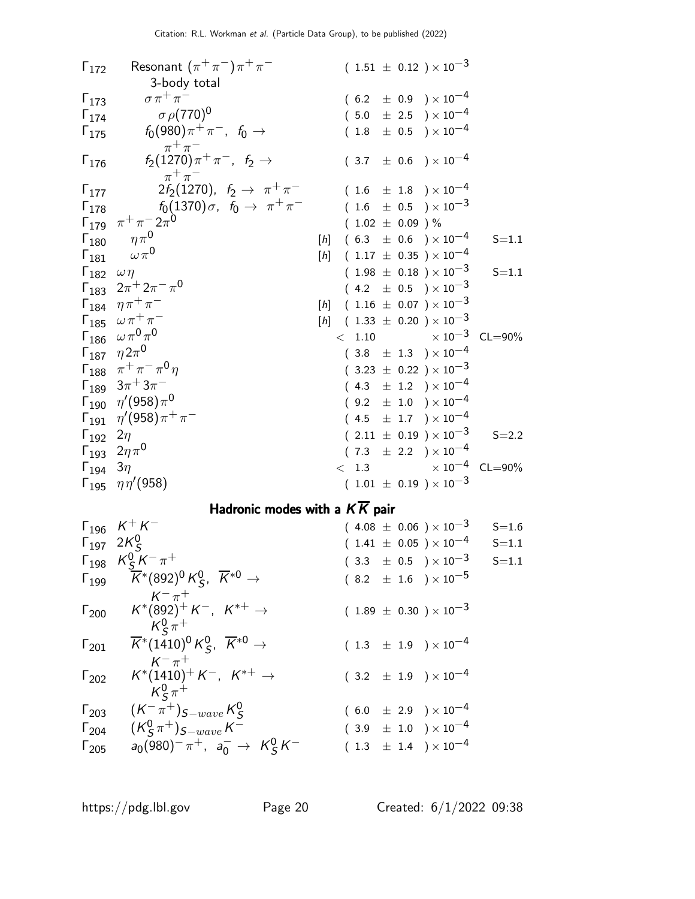| | Mode | | Fraction | Scale factor / Conf. level |
|---|---|---|---|---|
| $\Gamma_{172}$ | Resonant $(\pi^+\pi^-)\pi^+\pi^-$ 3-body total | | $(1.51 \pm 0.12) \times 10^{-3}$ | |
| $\Gamma_{173}$ | $\sigma\pi^+\pi^-$ | | $(6.2 \pm 0.9) \times 10^{-4}$ | |
| $\Gamma_{174}$ | $\sigma\rho(770)^0$ | | $(5.0 \pm 2.5) \times 10^{-4}$ | |
| $\Gamma_{175}$ | $f_0(980)\pi^+\pi^-$, $f_0 \to \pi^+\pi^-$ | | $(1.8 \pm 0.5) \times 10^{-4}$ | |
| $\Gamma_{176}$ | $f_2(1270)\pi^+\pi^-$, $f_2 \to \pi^+\pi^-$ | | $(3.7 \pm 0.6) \times 10^{-4}$ | |
| $\Gamma_{177}$ | $2f_2(1270)$, $f_2 \to \pi^+\pi^-$ | | $(1.6 \pm 1.8) \times 10^{-4}$ | |
| $\Gamma_{178}$ | $f_0(1370)\sigma$, $f_0 \to \pi^+\pi^-$ | | $(1.6 \pm 0.5) \times 10^{-3}$ | |
| $\Gamma_{179}$ | $\pi^+\pi^-2\pi^0$ | | $(1.02 \pm 0.09)$ % | |
| $\Gamma_{180}$ | $\eta\pi^0$ | [h] | $(6.3 \pm 0.6) \times 10^{-4}$ | S=1.1 |
| $\Gamma_{181}$ | $\omega\pi^0$ | [h] | $(1.17 \pm 0.35) \times 10^{-4}$ | |
| $\Gamma_{182}$ | $\omega\eta$ | | $(1.98 \pm 0.18) \times 10^{-3}$ | S=1.1 |
| $\Gamma_{183}$ | $2\pi^+2\pi^-\pi^0$ | | $(4.2 \pm 0.5) \times 10^{-3}$ | |
| $\Gamma_{184}$ | $\eta\pi^+\pi^-$ | [h] | $(1.16 \pm 0.07) \times 10^{-3}$ | |
| $\Gamma_{185}$ | $\omega\pi^+\pi^-$ | [h] | $(1.33 \pm 0.20) \times 10^{-3}$ | |
| $\Gamma_{186}$ | $\omega\pi^0\pi^0$ | | $< 1.10 \times 10^{-3}$ | CL=90% |
| $\Gamma_{187}$ | $\eta 2\pi^0$ | | $(3.8 \pm 1.3) \times 10^{-4}$ | |
| $\Gamma_{188}$ | $\pi^+\pi^-\pi^0\eta$ | | $(3.23 \pm 0.22) \times 10^{-3}$ | |
| $\Gamma_{189}$ | $3\pi^+3\pi^-$ | | $(4.3 \pm 1.2) \times 10^{-4}$ | |
| $\Gamma_{190}$ | $\eta'(958)\pi^0$ | | $(9.2 \pm 1.0) \times 10^{-4}$ | |
| $\Gamma_{191}$ | $\eta'(958)\pi^+\pi^-$ | | $(4.5 \pm 1.7) \times 10^{-4}$ | |
| $\Gamma_{192}$ | $2\eta$ | | $(2.11 \pm 0.19) \times 10^{-3}$ | S=2.2 |
| $\Gamma_{193}$ | $2\eta\pi^0$ | | $(7.3 \pm 2.2) \times 10^{-4}$ | |
| $\Gamma_{194}$ | $3\eta$ | | $< 1.3 \times 10^{-4}$ | CL=90% |
| $\Gamma_{195}$ | $\eta\eta'(958)$ | | $(1.01 \pm 0.19) \times 10^{-3}$ | |

## Hadronic modes with a $K\overline{K}$ pair

| | Mode | | Fraction | Scale factor / Conf. level |
|---|---|---|---|---|
| $\Gamma_{196}$ | $K^+K^-$ | | $(4.08 \pm 0.06) \times 10^{-3}$ | S=1.6 |
| $\Gamma_{197}$ | $2K^0_S$ | | $(1.41 \pm 0.05) \times 10^{-4}$ | S=1.1 |
| $\Gamma_{198}$ | $K^0_S K^-\pi^+$ | | $(3.3 \pm 0.5) \times 10^{-3}$ | S=1.1 |
| $\Gamma_{199}$ | $\overline{K}^*(892)^0 K^0_S$, $\overline{K}^{*0} \to K^-\pi^+$ | | $(8.2 \pm 1.6) \times 10^{-5}$ | |
| $\Gamma_{200}$ | $K^*(892)^+ K^-$, $K^{*+} \to K^0_S\pi^+$ | | $(1.89 \pm 0.30) \times 10^{-3}$ | |
| $\Gamma_{201}$ | $\overline{K}^*(1410)^0 K^0_S$, $\overline{K}^{*0} \to K^-\pi^+$ | | $(1.3 \pm 1.9) \times 10^{-4}$ | |
| $\Gamma_{202}$ | $K^*(1410)^+ K^-$, $K^{*+} \to K^0_S\pi^+$ | | $(3.2 \pm 1.9) \times 10^{-4}$ | |
| $\Gamma_{203}$ | $(K^-\pi^+)_{S-wave} K^0_S$ | | $(6.0 \pm 2.9) \times 10^{-4}$ | |
| $\Gamma_{204}$ | $(K^0_S\pi^+)_{S-wave} K^-$ | | $(3.9 \pm 1.0) \times 10^{-4}$ | |
| $\Gamma_{205}$ | $a_0(980)^-\pi^+$, $a_0^- \to K^0_S K^-$ | | $(1.3 \pm 1.4) \times 10^{-4}$ | |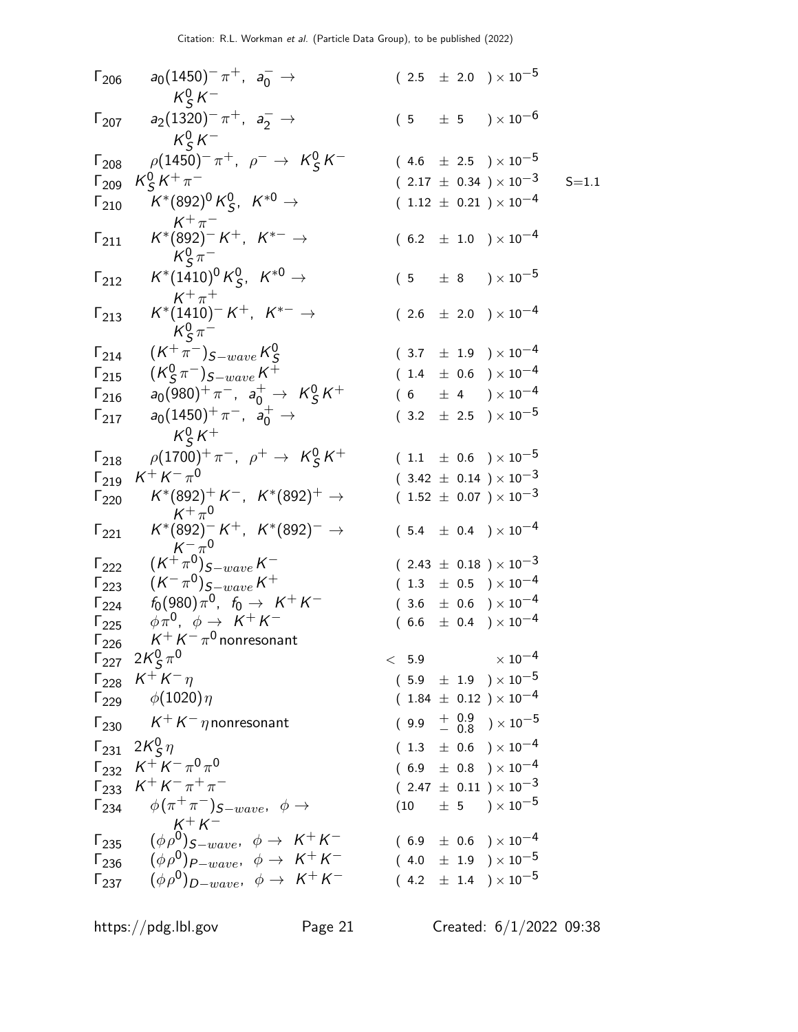| Mode | Decay | Fraction | Scale factor |
|---|---|---|---|
| $\Gamma_{206}$ | $a_0(1450)^- \pi^+$, $a_0^- \to K_S^0 K^-$ | $(2.5 \pm 2.0) \times 10^{-5}$ | |
| $\Gamma_{207}$ | $a_2(1320)^- \pi^+$, $a_2^- \to K_S^0 K^-$ | $(5 \pm 5) \times 10^{-6}$ | |
| $\Gamma_{208}$ | $\rho(1450)^- \pi^+$, $\rho^- \to K_S^0 K^-$ | $(4.6 \pm 2.5) \times 10^{-5}$ | |
| $\Gamma_{209}$ | $K_S^0 K^+ \pi^-$ | $(2.17 \pm 0.34) \times 10^{-3}$ | S=1.1 |
| $\Gamma_{210}$ | $K^*(892)^0 K_S^0$, $K^{*0} \to K^+ \pi^-$ | $(1.12 \pm 0.21) \times 10^{-4}$ | |
| $\Gamma_{211}$ | $K^*(892)^- K^+$, $K^{*-} \to K_S^0 \pi^-$ | $(6.2 \pm 1.0) \times 10^{-4}$ | |
| $\Gamma_{212}$ | $K^*(1410)^0 K_S^0$, $K^{*0} \to K^+ \pi^+$ | $(5 \pm 8) \times 10^{-5}$ | |
| $\Gamma_{213}$ | $K^*(1410)^- K^+$, $K^{*-} \to K_S^0 \pi^-$ | $(2.6 \pm 2.0) \times 10^{-4}$ | |
| $\Gamma_{214}$ | $(K^+ \pi^-)_{S-wave} K_S^0$ | $(3.7 \pm 1.9) \times 10^{-4}$ | |
| $\Gamma_{215}$ | $(K_S^0 \pi^-)_{S-wave} K^+$ | $(1.4 \pm 0.6) \times 10^{-4}$ | |
| $\Gamma_{216}$ | $a_0(980)^+ \pi^-$, $a_0^+ \to K_S^0 K^+$ | $(6 \pm 4) \times 10^{-4}$ | |
| $\Gamma_{217}$ | $a_0(1450)^+ \pi^-$, $a_0^+ \to K_S^0 K^+$ | $(3.2 \pm 2.5) \times 10^{-5}$ | |
| $\Gamma_{218}$ | $\rho(1700)^+ \pi^-$, $\rho^+ \to K_S^0 K^+$ | $(1.1 \pm 0.6) \times 10^{-5}$ | |
| $\Gamma_{219}$ | $K^+ K^- \pi^0$ | $(3.42 \pm 0.14) \times 10^{-3}$ | |
| $\Gamma_{220}$ | $K^*(892)^+ K^-$, $K^*(892)^+ \to K^+ \pi^0$ | $(1.52 \pm 0.07) \times 10^{-3}$ | |
| $\Gamma_{221}$ | $K^*(892)^- K^+$, $K^*(892)^- \to K^- \pi^0$ | $(5.4 \pm 0.4) \times 10^{-4}$ | |
| $\Gamma_{222}$ | $(K^+ \pi^0)_{S-wave} K^-$ | $(2.43 \pm 0.18) \times 10^{-3}$ | |
| $\Gamma_{223}$ | $(K^- \pi^0)_{S-wave} K^+$ | $(1.3 \pm 0.5) \times 10^{-4}$ | |
| $\Gamma_{224}$ | $f_0(980) \pi^0$, $f_0 \to K^+ K^-$ | $(3.6 \pm 0.6) \times 10^{-4}$ | |
| $\Gamma_{225}$ | $\phi \pi^0$, $\phi \to K^+ K^-$ | $(6.6 \pm 0.4) \times 10^{-4}$ | |
| $\Gamma_{226}$ | $K^+ K^- \pi^0$ nonresonant | | |
| $\Gamma_{227}$ | $2K_S^0 \pi^0$ | $< 5.9 \times 10^{-4}$ | |
| $\Gamma_{228}$ | $K^+ K^- \eta$ | $(5.9 \pm 1.9) \times 10^{-5}$ | |
| $\Gamma_{229}$ | $\phi(1020) \eta$ | $(1.84 \pm 0.12) \times 10^{-4}$ | |
| $\Gamma_{230}$ | $K^+ K^- \eta$ nonresonant | $(9.9 \, {}^{+0.9}_{-0.8}) \times 10^{-5}$ | |
| $\Gamma_{231}$ | $2K_S^0 \eta$ | $(1.3 \pm 0.6) \times 10^{-4}$ | |
| $\Gamma_{232}$ | $K^+ K^- \pi^0 \pi^0$ | $(6.9 \pm 0.8) \times 10^{-4}$ | |
| $\Gamma_{233}$ | $K^+ K^- \pi^+ \pi^-$ | $(2.47 \pm 0.11) \times 10^{-3}$ | |
| $\Gamma_{234}$ | $\phi(\pi^+ \pi^-)_{S-wave}$, $\phi \to K^+ K^-$ | $(10 \pm 5) \times 10^{-5}$ | |
| $\Gamma_{235}$ | $(\phi \rho^0)_{S-wave}$, $\phi \to K^+ K^-$ | $(6.9 \pm 0.6) \times 10^{-4}$ | |
| $\Gamma_{236}$ | $(\phi \rho^0)_{P-wave}$, $\phi \to K^+ K^-$ | $(4.0 \pm 1.9) \times 10^{-5}$ | |
| $\Gamma_{237}$ | $(\phi \rho^0)_{D-wave}$, $\phi \to K^+ K^-$ | $(4.2 \pm 1.4) \times 10^{-5}$ | |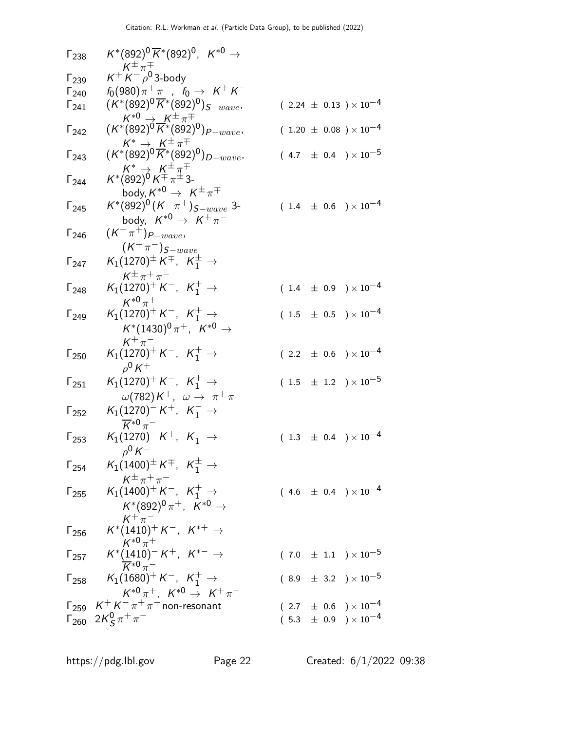| | Mode | Fraction |
|---|---|---|
| $\Gamma_{238}$ | $K^*(892)^0 \overline{K}^*(892)^0$, $K^{*0} \to K^\pm \pi^\mp$ | |
| $\Gamma_{239}$ | $K^+ K^- \rho^0$ 3-body | |
| $\Gamma_{240}$ | $f_0(980) \pi^+ \pi^-$, $f_0 \to K^+ K^-$ | |
| $\Gamma_{241}$ | $(K^*(892)^0 \overline{K}^*(892)^0)_{S-wave}$, $K^{*0} \to K^\pm \pi^\mp$ | $(2.24 \pm 0.13) \times 10^{-4}$ |
| $\Gamma_{242}$ | $(K^*(892)^0 \overline{K}^*(892)^0)_{P-wave}$, $K^* \to K^\pm \pi^\mp$ | $(1.20 \pm 0.08) \times 10^{-4}$ |
| $\Gamma_{243}$ | $(K^*(892)^0 \overline{K}^*(892)^0)_{D-wave}$, $K^* \to K^\pm \pi^\mp$ | $(4.7 \pm 0.4) \times 10^{-5}$ |
| $\Gamma_{244}$ | $K^*(892)^0 K^\mp \pi^\pm$ 3-body, $K^{*0} \to K^\pm \pi^\mp$ | |
| $\Gamma_{245}$ | $K^*(892)^0 (K^- \pi^+)_{S-wave}$ 3-body, $K^{*0} \to K^+ \pi^-$ | $(1.4 \pm 0.6) \times 10^{-4}$ |
| $\Gamma_{246}$ | $(K^- \pi^+)_{P-wave}$, $(K^+ \pi^-)_{S-wave}$ | |
| $\Gamma_{247}$ | $K_1(1270)^\pm K^\mp$, $K_1^\pm \to K^\pm \pi^+ \pi^-$ | |
| $\Gamma_{248}$ | $K_1(1270)^+ K^-$, $K_1^+ \to K^{*0} \pi^+$ | $(1.4 \pm 0.9) \times 10^{-4}$ |
| $\Gamma_{249}$ | $K_1(1270)^+ K^-$, $K_1^+ \to K^*(1430)^0 \pi^+$, $K^{*0} \to K^+ \pi^-$ | $(1.5 \pm 0.5) \times 10^{-4}$ |
| $\Gamma_{250}$ | $K_1(1270)^+ K^-$, $K_1^+ \to \rho^0 K^+$ | $(2.2 \pm 0.6) \times 10^{-4}$ |
| $\Gamma_{251}$ | $K_1(1270)^+ K^-$, $K_1^+ \to \omega(782) K^+$, $\omega \to \pi^+ \pi^-$ | $(1.5 \pm 1.2) \times 10^{-5}$ |
| $\Gamma_{252}$ | $K_1(1270)^- K^+$, $K_1^- \to \overline{K}^{*0} \pi^-$ | |
| $\Gamma_{253}$ | $K_1(1270)^- K^+$, $K_1^- \to \rho^0 K^-$ | $(1.3 \pm 0.4) \times 10^{-4}$ |
| $\Gamma_{254}$ | $K_1(1400)^\pm K^\mp$, $K_1^\pm \to K^\pm \pi^+ \pi^-$ | |
| $\Gamma_{255}$ | $K_1(1400)^+ K^-$, $K_1^+ \to K^*(892)^0 \pi^+$, $K^{*0} \to K^+ \pi^-$ | $(4.6 \pm 0.4) \times 10^{-4}$ |
| $\Gamma_{256}$ | $K^*(1410)^+ K^-$, $K^{*+} \to K^{*0} \pi^+$ | |
| $\Gamma_{257}$ | $K^*(1410)^- K^+$, $K^{*-} \to \overline{K}^{*0} \pi^-$ | $(7.0 \pm 1.1) \times 10^{-5}$ |
| $\Gamma_{258}$ | $K_1(1680)^+ K^-$, $K_1^+ \to K^{*0} \pi^+$, $K^{*0} \to K^+ \pi^-$ | $(8.9 \pm 3.2) \times 10^{-5}$ |
| $\Gamma_{259}$ | $K^+ K^- \pi^+ \pi^-$ non-resonant | $(2.7 \pm 0.6) \times 10^{-4}$ |
| $\Gamma_{260}$ | $2K_S^0 \pi^+ \pi^-$ | $(5.3 \pm 0.9) \times 10^{-4}$ |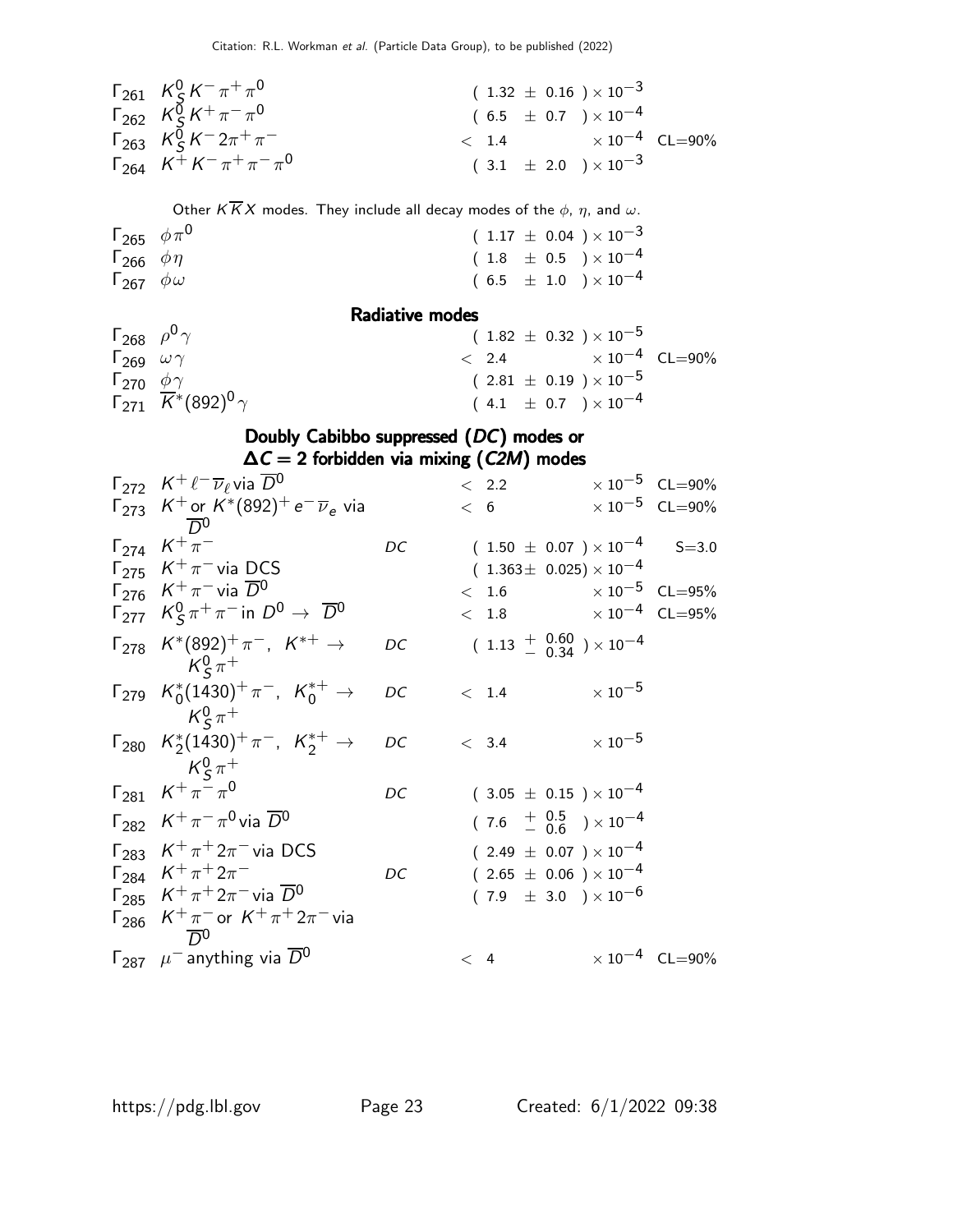| Mode | | | Fraction ($\Gamma_i/\Gamma$) | Scale factor/ Confidence level |
|---|---|---|---|---|
| $\Gamma_{261}$ | $K^0_S K^- \pi^+ \pi^0$ | | $(1.32 \pm 0.16) \times 10^{-3}$ | |
| $\Gamma_{262}$ | $K^0_S K^+ \pi^- \pi^0$ | | $(6.5 \pm 0.7) \times 10^{-4}$ | |
| $\Gamma_{263}$ | $K^0_S K^- 2\pi^+ \pi^-$ | | $< 1.4 \times 10^{-4}$ | CL=90% |
| $\Gamma_{264}$ | $K^+ K^- \pi^+ \pi^- \pi^0$ | | $(3.1 \pm 2.0) \times 10^{-3}$ | |

Other $K\overline{K}X$ modes. They include all decay modes of the $\phi$, $\eta$, and $\omega$.

| Mode | | | Fraction ($\Gamma_i/\Gamma$) | Scale factor/ Confidence level |
|---|---|---|---|---|
| $\Gamma_{265}$ | $\phi \pi^0$ | | $(1.17 \pm 0.04) \times 10^{-3}$ | |
| $\Gamma_{266}$ | $\phi \eta$ | | $(1.8 \pm 0.5) \times 10^{-4}$ | |
| $\Gamma_{267}$ | $\phi \omega$ | | $(6.5 \pm 1.0) \times 10^{-4}$ | |

## Radiative modes

| Mode | | | Fraction ($\Gamma_i/\Gamma$) | Scale factor/ Confidence level |
|---|---|---|---|---|
| $\Gamma_{268}$ | $\rho^0 \gamma$ | | $(1.82 \pm 0.32) \times 10^{-5}$ | |
| $\Gamma_{269}$ | $\omega \gamma$ | | $< 2.4 \times 10^{-4}$ | CL=90% |
| $\Gamma_{270}$ | $\phi \gamma$ | | $(2.81 \pm 0.19) \times 10^{-5}$ | |
| $\Gamma_{271}$ | $\overline{K}^*(892)^0 \gamma$ | | $(4.1 \pm 0.7) \times 10^{-4}$ | |

## Doubly Cabibbo suppressed (*DC*) modes or $\Delta C = 2$ forbidden via mixing (*C2M*) modes

| Mode | | | Fraction ($\Gamma_i/\Gamma$) | Scale factor/ Confidence level |
|---|---|---|---|---|
| $\Gamma_{272}$ | $K^+ \ell^- \overline{\nu}_\ell$ via $\overline{D}^0$ | | $< 2.2 \times 10^{-5}$ | CL=90% |
| $\Gamma_{273}$ | $K^+$ or $K^*(892)^+ e^- \overline{\nu}_e$ via $\overline{D}^0$ | | $< 6 \times 10^{-5}$ | CL=90% |
| $\Gamma_{274}$ | $K^+ \pi^-$ | *DC* | $(1.50 \pm 0.07) \times 10^{-4}$ | S=3.0 |
| $\Gamma_{275}$ | $K^+ \pi^-$ via DCS | | $(1.363 \pm 0.025) \times 10^{-4}$ | |
| $\Gamma_{276}$ | $K^+ \pi^-$ via $\overline{D}^0$ | | $< 1.6 \times 10^{-5}$ | CL=95% |
| $\Gamma_{277}$ | $K^0_S \pi^+ \pi^-$ in $D^0 \to \overline{D}^0$ | | $< 1.8 \times 10^{-4}$ | CL=95% |
| $\Gamma_{278}$ | $K^*(892)^+ \pi^-$, $K^{*+} \to K^0_S \pi^+$ | *DC* | $(1.13 \,^{+\,0.60}_{-\,0.34}) \times 10^{-4}$ | |
| $\Gamma_{279}$ | $K^*_0(1430)^+ \pi^-$, $K^{*+}_0 \to K^0_S \pi^+$ | *DC* | $< 1.4 \times 10^{-5}$ | |
| $\Gamma_{280}$ | $K^*_2(1430)^+ \pi^-$, $K^{*+}_2 \to K^0_S \pi^+$ | *DC* | $< 3.4 \times 10^{-5}$ | |
| $\Gamma_{281}$ | $K^+ \pi^- \pi^0$ | *DC* | $(3.05 \pm 0.15) \times 10^{-4}$ | |
| $\Gamma_{282}$ | $K^+ \pi^- \pi^0$ via $\overline{D}^0$ | | $(7.6 \,^{+\,0.5}_{-\,0.6}) \times 10^{-4}$ | |
| $\Gamma_{283}$ | $K^+ \pi^+ 2\pi^-$ via DCS | | $(2.49 \pm 0.07) \times 10^{-4}$ | |
| $\Gamma_{284}$ | $K^+ \pi^+ 2\pi^-$ | *DC* | $(2.65 \pm 0.06) \times 10^{-4}$ | |
| $\Gamma_{285}$ | $K^+ \pi^+ 2\pi^-$ via $\overline{D}^0$ | | $(7.9 \pm 3.0) \times 10^{-6}$ | |
| $\Gamma_{286}$ | $K^+ \pi^-$ or $K^+ \pi^+ 2\pi^-$ via $\overline{D}^0$ | | | |
| $\Gamma_{287}$ | $\mu^-$ anything via $\overline{D}^0$ | | $< 4 \times 10^{-4}$ | CL=90% |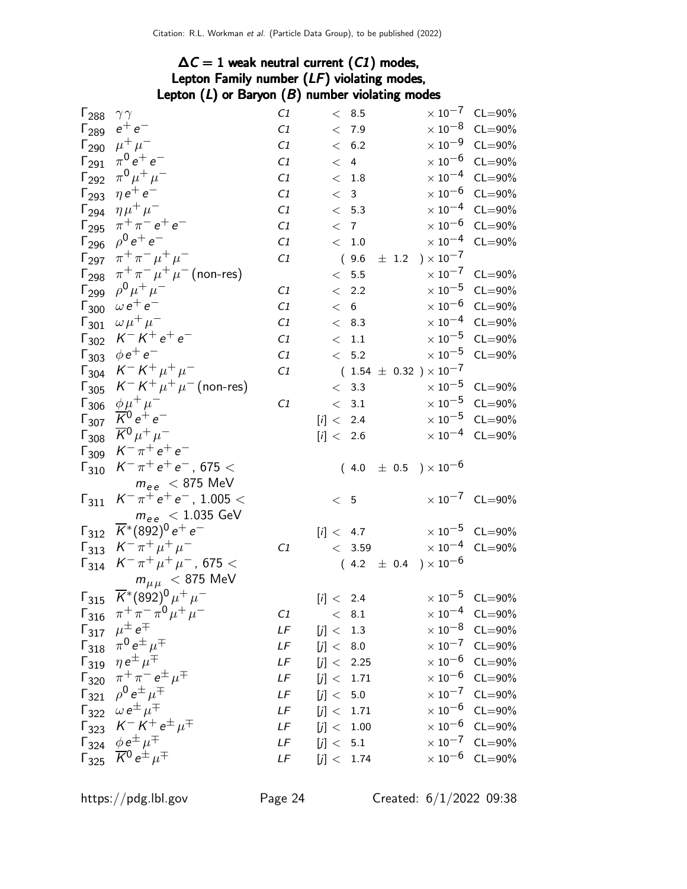### $\Delta C = 1$ weak neutral current (*C1*) modes, Lepton Family number (*LF*) violating modes, Lepton (*L*) or Baryon (*B*) number violating modes

| | Mode | | Fraction | | CL |
|---|---|---|---|---|---|
| $\Gamma_{288}$ | $\gamma\gamma$ | *C1* | $< 8.5$ | $\times 10^{-7}$ | CL=90% |
| $\Gamma_{289}$ | $e^+e^-$ | *C1* | $< 7.9$ | $\times 10^{-8}$ | CL=90% |
| $\Gamma_{290}$ | $\mu^+\mu^-$ | *C1* | $< 6.2$ | $\times 10^{-9}$ | CL=90% |
| $\Gamma_{291}$ | $\pi^0 e^+e^-$ | *C1* | $< 4$ | $\times 10^{-6}$ | CL=90% |
| $\Gamma_{292}$ | $\pi^0\mu^+\mu^-$ | *C1* | $< 1.8$ | $\times 10^{-4}$ | CL=90% |
| $\Gamma_{293}$ | $\eta e^+e^-$ | *C1* | $< 3$ | $\times 10^{-6}$ | CL=90% |
| $\Gamma_{294}$ | $\eta\mu^+\mu^-$ | *C1* | $< 5.3$ | $\times 10^{-4}$ | CL=90% |
| $\Gamma_{295}$ | $\pi^+\pi^- e^+e^-$ | *C1* | $< 7$ | $\times 10^{-6}$ | CL=90% |
| $\Gamma_{296}$ | $\rho^0 e^+e^-$ | *C1* | $< 1.0$ | $\times 10^{-4}$ | CL=90% |
| $\Gamma_{297}$ | $\pi^+\pi^-\mu^+\mu^-$ | *C1* | $(9.6 \pm 1.2)$ | $\times 10^{-7}$ | |
| $\Gamma_{298}$ | $\pi^+\pi^-\mu^+\mu^-$ (non-res) | | $< 5.5$ | $\times 10^{-7}$ | CL=90% |
| $\Gamma_{299}$ | $\rho^0\mu^+\mu^-$ | *C1* | $< 2.2$ | $\times 10^{-5}$ | CL=90% |
| $\Gamma_{300}$ | $\omega e^+e^-$ | *C1* | $< 6$ | $\times 10^{-6}$ | CL=90% |
| $\Gamma_{301}$ | $\omega\mu^+\mu^-$ | *C1* | $< 8.3$ | $\times 10^{-4}$ | CL=90% |
| $\Gamma_{302}$ | $K^-K^+e^+e^-$ | *C1* | $< 1.1$ | $\times 10^{-5}$ | CL=90% |
| $\Gamma_{303}$ | $\phi e^+e^-$ | *C1* | $< 5.2$ | $\times 10^{-5}$ | CL=90% |
| $\Gamma_{304}$ | $K^-K^+\mu^+\mu^-$ | *C1* | $(1.54 \pm 0.32)$ | $\times 10^{-7}$ | |
| $\Gamma_{305}$ | $K^-K^+\mu^+\mu^-$ (non-res) | | $< 3.3$ | $\times 10^{-5}$ | CL=90% |
| $\Gamma_{306}$ | $\phi\mu^+\mu^-$ | *C1* | $< 3.1$ | $\times 10^{-5}$ | CL=90% |
| $\Gamma_{307}$ | $\overline{K}^0 e^+e^-$ | | [i] $< 2.4$ | $\times 10^{-5}$ | CL=90% |
| $\Gamma_{308}$ | $\overline{K}^0\mu^+\mu^-$ | | [i] $< 2.6$ | $\times 10^{-4}$ | CL=90% |
| $\Gamma_{309}$ | $K^-\pi^+e^+e^-$ | | | | |
| $\Gamma_{310}$ | $K^-\pi^+e^+e^-$, $675 < m_{ee} < 875$ MeV | | $(4.0 \pm 0.5)$ | $\times 10^{-6}$ | |
| $\Gamma_{311}$ | $K^-\pi^+e^+e^-$, $1.005 < m_{ee} < 1.035$ GeV | | $< 5$ | $\times 10^{-7}$ | CL=90% |
| $\Gamma_{312}$ | $\overline{K}^*(892)^0 e^+e^-$ | | [i] $< 4.7$ | $\times 10^{-5}$ | CL=90% |
| $\Gamma_{313}$ | $K^-\pi^+\mu^+\mu^-$ | *C1* | $< 3.59$ | $\times 10^{-4}$ | CL=90% |
| $\Gamma_{314}$ | $K^-\pi^+\mu^+\mu^-$, $675 < m_{\mu\mu} < 875$ MeV | | $(4.2 \pm 0.4)$ | $\times 10^{-6}$ | |
| $\Gamma_{315}$ | $\overline{K}^*(892)^0\mu^+\mu^-$ | | [i] $< 2.4$ | $\times 10^{-5}$ | CL=90% |
| $\Gamma_{316}$ | $\pi^+\pi^-\pi^0\mu^+\mu^-$ | *C1* | $< 8.1$ | $\times 10^{-4}$ | CL=90% |
| $\Gamma_{317}$ | $\mu^\pm e^\mp$ | *LF* | [j] $< 1.3$ | $\times 10^{-8}$ | CL=90% |
| $\Gamma_{318}$ | $\pi^0 e^\pm\mu^\mp$ | *LF* | [j] $< 8.0$ | $\times 10^{-7}$ | CL=90% |
| $\Gamma_{319}$ | $\eta e^\pm\mu^\mp$ | *LF* | [j] $< 2.25$ | $\times 10^{-6}$ | CL=90% |
| $\Gamma_{320}$ | $\pi^+\pi^- e^\pm\mu^\mp$ | *LF* | [j] $< 1.71$ | $\times 10^{-6}$ | CL=90% |
| $\Gamma_{321}$ | $\rho^0 e^\pm\mu^\mp$ | *LF* | [j] $< 5.0$ | $\times 10^{-7}$ | CL=90% |
| $\Gamma_{322}$ | $\omega e^\pm\mu^\mp$ | *LF* | [j] $< 1.71$ | $\times 10^{-6}$ | CL=90% |
| $\Gamma_{323}$ | $K^-K^+e^\pm\mu^\mp$ | *LF* | [j] $< 1.00$ | $\times 10^{-6}$ | CL=90% |
| $\Gamma_{324}$ | $\phi e^\pm\mu^\mp$ | *LF* | [j] $< 5.1$ | $\times 10^{-7}$ | CL=90% |
| $\Gamma_{325}$ | $\overline{K}^0 e^\pm\mu^\mp$ | *LF* | [j] $< 1.74$ | $\times 10^{-6}$ | CL=90% |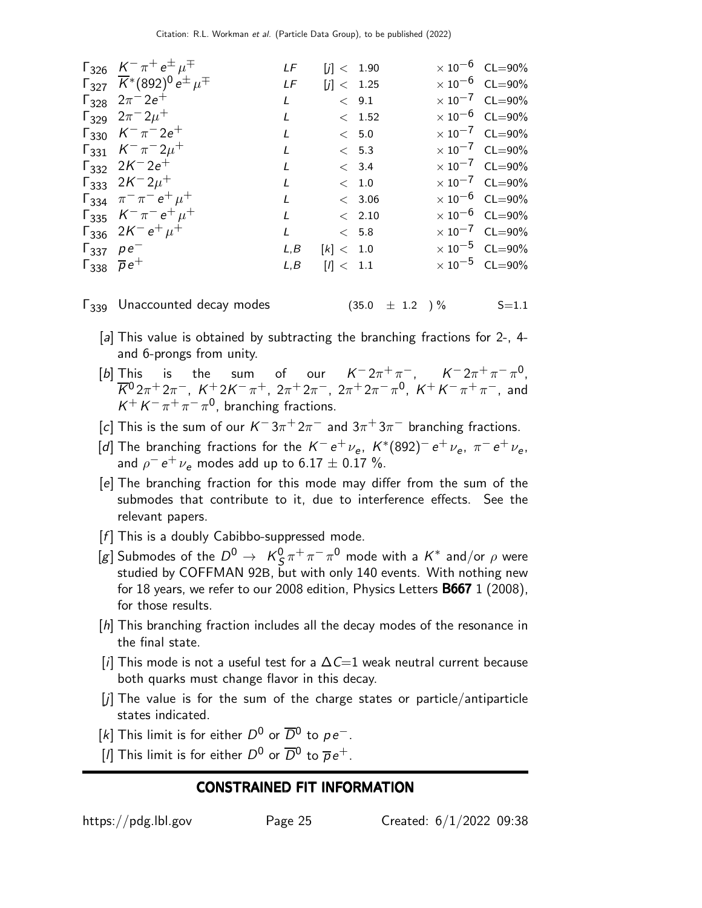| | | | | | |
|---|---|---|---|---|---|
| $\Gamma_{326}$ | $K^-\pi^+e^\pm\mu^\mp$ | LF | [j] < 1.90 | $\times 10^{-6}$ | CL=90% |
| $\Gamma_{327}$ | $\overline{K}^*(892)^0 e^\pm\mu^\mp$ | LF | [j] < 1.25 | $\times 10^{-6}$ | CL=90% |
| $\Gamma_{328}$ | $2\pi^- 2e^+$ | L | < 9.1 | $\times 10^{-7}$ | CL=90% |
| $\Gamma_{329}$ | $2\pi^- 2\mu^+$ | L | < 1.52 | $\times 10^{-6}$ | CL=90% |
| $\Gamma_{330}$ | $K^-\pi^- 2e^+$ | L | < 5.0 | $\times 10^{-7}$ | CL=90% |
| $\Gamma_{331}$ | $K^-\pi^- 2\mu^+$ | L | < 5.3 | $\times 10^{-7}$ | CL=90% |
| $\Gamma_{332}$ | $2K^- 2e^+$ | L | < 3.4 | $\times 10^{-7}$ | CL=90% |
| $\Gamma_{333}$ | $2K^- 2\mu^+$ | L | < 1.0 | $\times 10^{-7}$ | CL=90% |
| $\Gamma_{334}$ | $\pi^-\pi^- e^+\mu^+$ | L | < 3.06 | $\times 10^{-6}$ | CL=90% |
| $\Gamma_{335}$ | $K^-\pi^- e^+\mu^+$ | L | < 2.10 | $\times 10^{-6}$ | CL=90% |
| $\Gamma_{336}$ | $2K^- e^+\mu^+$ | L | < 5.8 | $\times 10^{-7}$ | CL=90% |
| $\Gamma_{337}$ | $p e^-$ | L,B | [k] < 1.0 | $\times 10^{-5}$ | CL=90% |
| $\Gamma_{338}$ | $\overline{p} e^+$ | L,B | [l] < 1.1 | $\times 10^{-5}$ | CL=90% |

| | | | |
|---|---|---|---|
| $\Gamma_{339}$ | Unaccounted decay modes | $(35.0 \pm 1.2)$ % | S=1.1 |

[a] This value is obtained by subtracting the branching fractions for 2-, 4- and 6-prongs from unity.

[b] This is the sum of our $K^- 2\pi^+\pi^-$, $K^- 2\pi^+\pi^-\pi^0$, $\overline{K}^0 2\pi^+ 2\pi^-$, $K^+ 2K^-\pi^+$, $2\pi^+ 2\pi^-$, $2\pi^+ 2\pi^-\pi^0$, $K^+K^-\pi^+\pi^-$, and $K^+K^-\pi^+\pi^-\pi^0$, branching fractions.

[c] This is the sum of our $K^- 3\pi^+ 2\pi^-$ and $3\pi^+ 3\pi^-$ branching fractions.

[d] The branching fractions for the $K^- e^+\nu_e$, $K^*(892)^- e^+\nu_e$, $\pi^- e^+\nu_e$, and $\rho^- e^+\nu_e$ modes add up to $6.17 \pm 0.17$ %.

[e] The branching fraction for this mode may differ from the sum of the submodes that contribute to it, due to interference effects. See the relevant papers.

[f] This is a doubly Cabibbo-suppressed mode.

[g] Submodes of the $D^0 \to K^0_S\pi^+\pi^-\pi^0$ mode with a $K^*$ and/or $\rho$ were studied by COFFMAN 92B, but with only 140 events. With nothing new for 18 years, we refer to our 2008 edition, Physics Letters **B667** 1 (2008), for those results.

[h] This branching fraction includes all the decay modes of the resonance in the final state.

[i] This mode is not a useful test for a $\Delta C$=1 weak neutral current because both quarks must change flavor in this decay.

[j] The value is for the sum of the charge states or particle/antiparticle states indicated.

[k] This limit is for either $D^0$ or $\overline{D}^0$ to $p e^-$.

[l] This limit is for either $D^0$ or $\overline{D}^0$ to $\overline{p} e^+$.

## CONSTRAINED FIT INFORMATION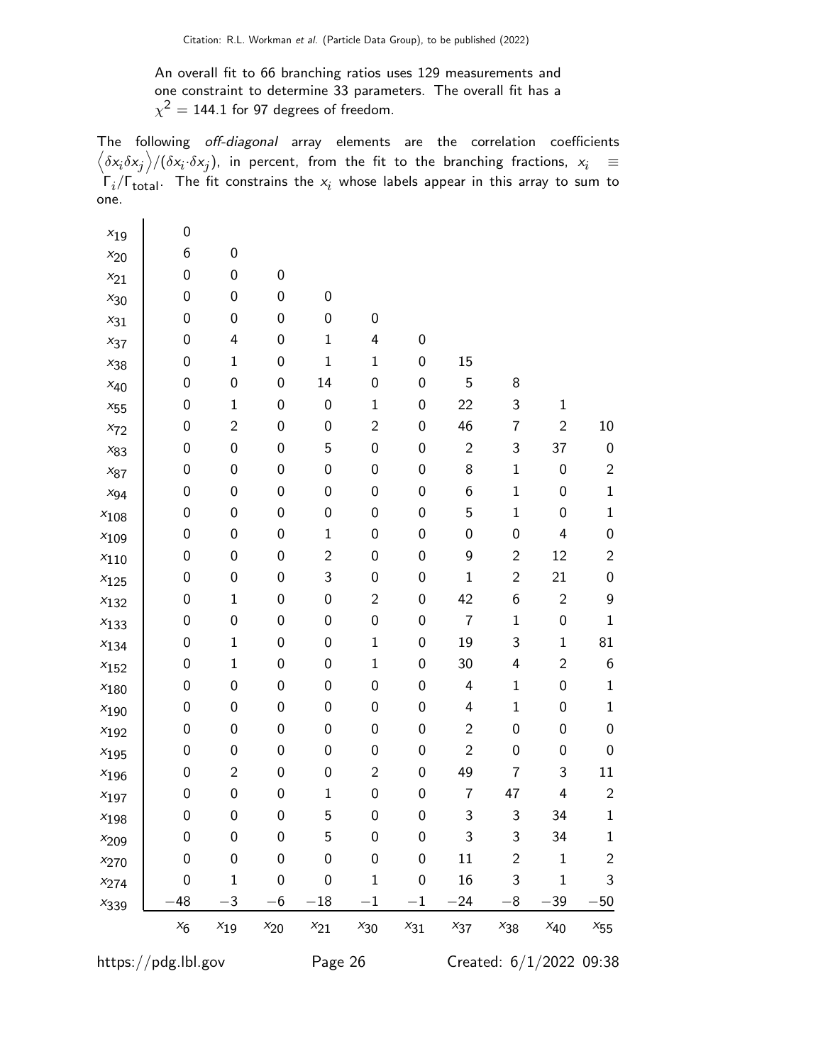An overall fit to 66 branching ratios uses 129 measurements and one constraint to determine 33 parameters. The overall fit has a $\chi^2 = 144.1$ for 97 degrees of freedom.

The following *off-diagonal* array elements are the correlation coefficients $\left\langle \delta x_i \delta x_j \right\rangle / (\delta x_i \cdot \delta x_j)$, in percent, from the fit to the branching fractions, $x_i \equiv \Gamma_i / \Gamma_{\text{total}}$. The fit constrains the $x_i$ whose labels appear in this array to sum to one.

| | | | | | | | | | | |
|---|---|---|---|---|---|---|---|---|---|---|
| $x_{19}$ | 0 | | | | | | | | | |
| $x_{20}$ | 6 | 0 | | | | | | | | |
| $x_{21}$ | 0 | 0 | 0 | | | | | | | |
| $x_{30}$ | 0 | 0 | 0 | 0 | | | | | | |
| $x_{31}$ | 0 | 0 | 0 | 0 | 0 | | | | | |
| $x_{37}$ | 0 | 4 | 0 | 1 | 4 | 0 | | | | |
| $x_{38}$ | 0 | 1 | 0 | 1 | 1 | 0 | 15 | | | |
| $x_{40}$ | 0 | 0 | 0 | 14 | 0 | 0 | 5 | 8 | | |
| $x_{55}$ | 0 | 1 | 0 | 0 | 1 | 0 | 22 | 3 | 1 | |
| $x_{72}$ | 0 | 2 | 0 | 0 | 2 | 0 | 46 | 7 | 2 | 10 |
| $x_{83}$ | 0 | 0 | 0 | 5 | 0 | 0 | 2 | 3 | 37 | 0 |
| $x_{87}$ | 0 | 0 | 0 | 0 | 0 | 0 | 8 | 1 | 0 | 2 |
| $x_{94}$ | 0 | 0 | 0 | 0 | 0 | 0 | 6 | 1 | 0 | 1 |
| $x_{108}$ | 0 | 0 | 0 | 0 | 0 | 0 | 5 | 1 | 0 | 1 |
| $x_{109}$ | 0 | 0 | 0 | 1 | 0 | 0 | 0 | 0 | 4 | 0 |
| $x_{110}$ | 0 | 0 | 0 | 2 | 0 | 0 | 9 | 2 | 12 | 2 |
| $x_{125}$ | 0 | 0 | 0 | 3 | 0 | 0 | 1 | 2 | 21 | 0 |
| $x_{132}$ | 0 | 1 | 0 | 0 | 2 | 0 | 42 | 6 | 2 | 9 |
| $x_{133}$ | 0 | 0 | 0 | 0 | 0 | 0 | 7 | 1 | 0 | 1 |
| $x_{134}$ | 0 | 1 | 0 | 0 | 1 | 0 | 19 | 3 | 1 | 81 |
| $x_{152}$ | 0 | 1 | 0 | 0 | 1 | 0 | 30 | 4 | 2 | 6 |
| $x_{180}$ | 0 | 0 | 0 | 0 | 0 | 0 | 4 | 1 | 0 | 1 |
| $x_{190}$ | 0 | 0 | 0 | 0 | 0 | 0 | 4 | 1 | 0 | 1 |
| $x_{192}$ | 0 | 0 | 0 | 0 | 0 | 0 | 2 | 0 | 0 | 0 |
| $x_{195}$ | 0 | 0 | 0 | 0 | 0 | 0 | 2 | 0 | 0 | 0 |
| $x_{196}$ | 0 | 2 | 0 | 0 | 2 | 0 | 49 | 7 | 3 | 11 |
| $x_{197}$ | 0 | 0 | 0 | 1 | 0 | 0 | 7 | 47 | 4 | 2 |
| $x_{198}$ | 0 | 0 | 0 | 5 | 0 | 0 | 3 | 3 | 34 | 1 |
| $x_{209}$ | 0 | 0 | 0 | 5 | 0 | 0 | 3 | 3 | 34 | 1 |
| $x_{270}$ | 0 | 0 | 0 | 0 | 0 | 0 | 11 | 2 | 1 | 2 |
| $x_{274}$ | 0 | 1 | 0 | 0 | 1 | 0 | 16 | 3 | 1 | 3 |
| $x_{339}$ | −48 | −3 | −6 | −18 | −1 | −1 | −24 | −8 | −39 | −50 |
| | $x_6$ | $x_{19}$ | $x_{20}$ | $x_{21}$ | $x_{30}$ | $x_{31}$ | $x_{37}$ | $x_{38}$ | $x_{40}$ | $x_{55}$ |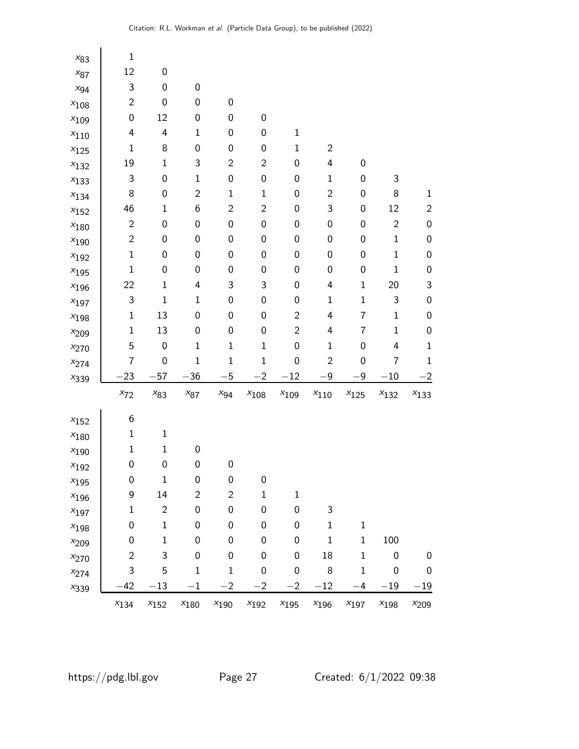| | $x_{72}$ | $x_{83}$ | $x_{87}$ | $x_{94}$ | $x_{108}$ | $x_{109}$ | $x_{110}$ | $x_{125}$ | $x_{132}$ | $x_{133}$ |
|---|---|---|---|---|---|---|---|---|---|---|
| $x_{83}$ | 1 | | | | | | | | | |
| $x_{87}$ | 12 | 0 | | | | | | | | |
| $x_{94}$ | 3 | 0 | 0 | | | | | | | |
| $x_{108}$ | 2 | 0 | 0 | 0 | | | | | | |
| $x_{109}$ | 0 | 12 | 0 | 0 | 0 | | | | | |
| $x_{110}$ | 4 | 4 | 1 | 0 | 0 | 1 | | | | |
| $x_{125}$ | 1 | 8 | 0 | 0 | 0 | 1 | 2 | | | |
| $x_{132}$ | 19 | 1 | 3 | 2 | 2 | 0 | 4 | 0 | | |
| $x_{133}$ | 3 | 0 | 1 | 0 | 0 | 0 | 1 | 0 | 3 | |
| $x_{134}$ | 8 | 0 | 2 | 1 | 1 | 0 | 2 | 0 | 8 | 1 |
| $x_{152}$ | 46 | 1 | 6 | 2 | 2 | 0 | 3 | 0 | 12 | 2 |
| $x_{180}$ | 2 | 0 | 0 | 0 | 0 | 0 | 0 | 0 | 2 | 0 |
| $x_{190}$ | 2 | 0 | 0 | 0 | 0 | 0 | 0 | 0 | 1 | 0 |
| $x_{192}$ | 1 | 0 | 0 | 0 | 0 | 0 | 0 | 0 | 1 | 0 |
| $x_{195}$ | 1 | 0 | 0 | 0 | 0 | 0 | 0 | 0 | 1 | 0 |
| $x_{196}$ | 22 | 1 | 4 | 3 | 3 | 0 | 4 | 1 | 20 | 3 |
| $x_{197}$ | 3 | 1 | 1 | 0 | 0 | 0 | 1 | 1 | 3 | 0 |
| $x_{198}$ | 1 | 13 | 0 | 0 | 0 | 2 | 4 | 7 | 1 | 0 |
| $x_{209}$ | 1 | 13 | 0 | 0 | 0 | 2 | 4 | 7 | 1 | 0 |
| $x_{270}$ | 5 | 0 | 1 | 1 | 1 | 0 | 1 | 0 | 4 | 1 |
| $x_{274}$ | 7 | 0 | 1 | 1 | 1 | 0 | 2 | 0 | 7 | 1 |
| $x_{339}$ | −23 | −57 | −36 | −5 | −2 | −12 | −9 | −9 | −10 | −2 |

| | $x_{134}$ | $x_{152}$ | $x_{180}$ | $x_{190}$ | $x_{192}$ | $x_{195}$ | $x_{196}$ | $x_{197}$ | $x_{198}$ | $x_{209}$ |
|---|---|---|---|---|---|---|---|---|---|---|
| $x_{152}$ | 6 | | | | | | | | | |
| $x_{180}$ | 1 | 1 | | | | | | | | |
| $x_{190}$ | 1 | 1 | 0 | | | | | | | |
| $x_{192}$ | 0 | 0 | 0 | 0 | | | | | | |
| $x_{195}$ | 0 | 1 | 0 | 0 | 0 | | | | | |
| $x_{196}$ | 9 | 14 | 2 | 2 | 1 | 1 | | | | |
| $x_{197}$ | 1 | 2 | 0 | 0 | 0 | 0 | 3 | | | |
| $x_{198}$ | 0 | 1 | 0 | 0 | 0 | 0 | 1 | 1 | | |
| $x_{209}$ | 0 | 1 | 0 | 0 | 0 | 0 | 1 | 1 | 100 | |
| $x_{270}$ | 2 | 3 | 0 | 0 | 0 | 0 | 18 | 1 | 0 | 0 |
| $x_{274}$ | 3 | 5 | 1 | 1 | 0 | 0 | 8 | 1 | 0 | 0 |
| $x_{339}$ | −42 | −13 | −1 | −2 | −2 | −2 | −12 | −4 | −19 | −19 |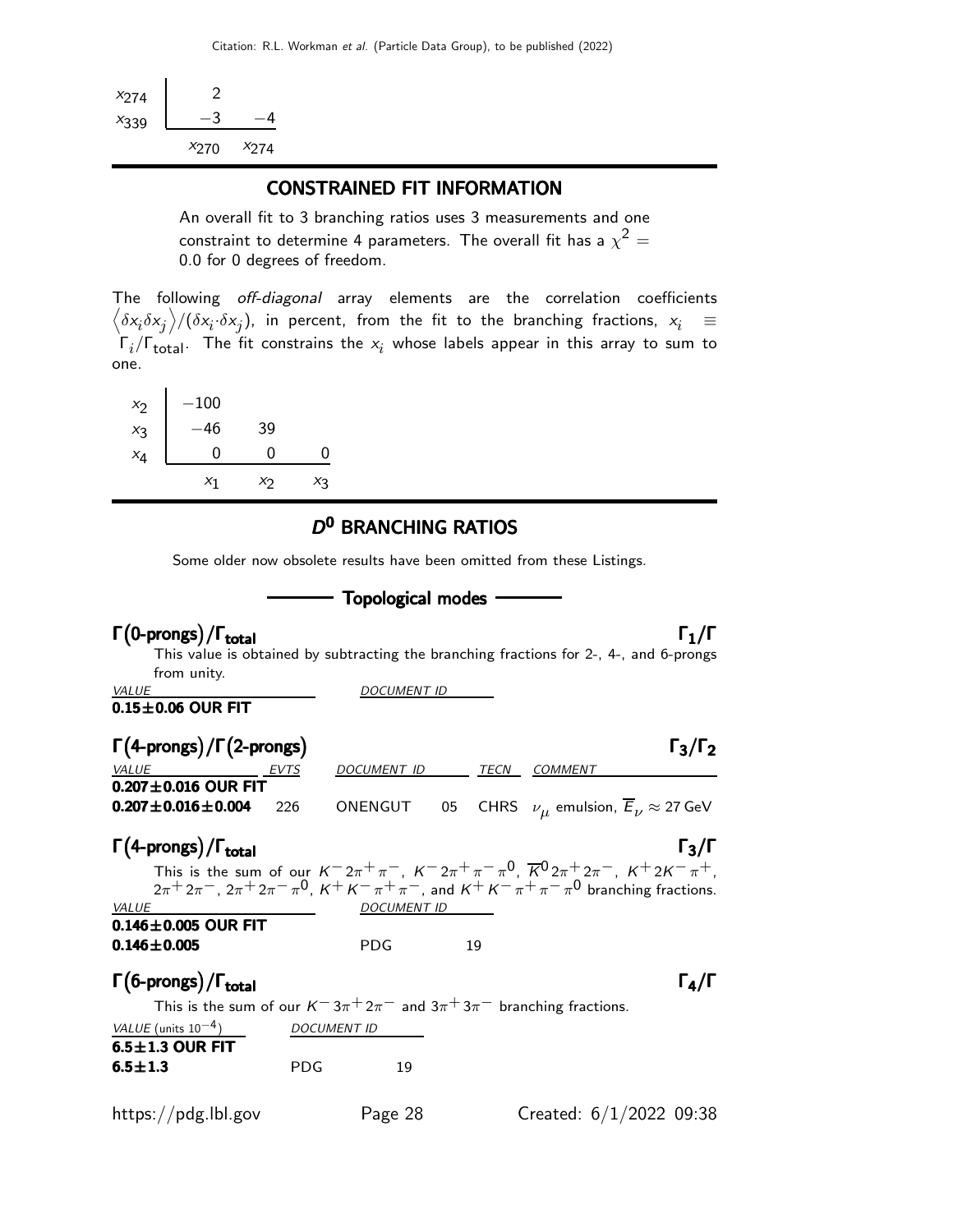| | | |
|---|---|---|
| $x_{274}$ | 2 | |
| $x_{339}$ | −3 | −4 |
| | $x_{270}$ | $x_{274}$ |

## CONSTRAINED FIT INFORMATION

An overall fit to 3 branching ratios uses 3 measurements and one constraint to determine 4 parameters. The overall fit has a $\chi^2 =$ 0.0 for 0 degrees of freedom.

The following *off-diagonal* array elements are the correlation coefficients $\left\langle\delta x_i \delta x_j\right\rangle/(\delta x_i \cdot \delta x_j)$, in percent, from the fit to the branching fractions, $x_i \equiv \Gamma_i/\Gamma_{\rm total}$. The fit constrains the $x_i$ whose labels appear in this array to sum to one.

| | | | |
|---|---|---|---|
| $x_2$ | −100 | | |
| $x_3$ | −46 | 39 | |
| $x_4$ | 0 | 0 | 0 |
| | $x_1$ | $x_2$ | $x_3$ |

## $D^0$ BRANCHING RATIOS

Some older now obsolete results have been omitted from these Listings.

### Topological modes

### $\Gamma(\text{0-prongs})/\Gamma_{\text{total}}$ $\qquad \Gamma_1/\Gamma$

This value is obtained by subtracting the branching fractions for 2-, 4-, and 6-prongs from unity.

| *VALUE* | *DOCUMENT ID* |
|---|---|
| **0.15±0.06 OUR FIT** | |

### $\Gamma(\text{4-prongs})/\Gamma(\text{2-prongs})$ $\qquad \Gamma_3/\Gamma_2$

| *VALUE* | *EVTS* | *DOCUMENT ID* | | *TECN* | *COMMENT* |
|---|---|---|---|---|---|
| **0.207±0.016 OUR FIT** | | | | | |
| **0.207±0.016±0.004** | 226 | ONENGUT | 05 | CHRS | $\nu_\mu$ emulsion, $\overline{E}_\nu \approx$ 27 GeV |

### $\Gamma(\text{4-prongs})/\Gamma_{\text{total}}$ $\qquad \Gamma_3/\Gamma$

This is the sum of our $K^- 2\pi^+ \pi^-$, $K^- 2\pi^+ \pi^- \pi^0$, $\overline{K}^0 2\pi^+ 2\pi^-$, $K^+ 2K^- \pi^+$, $2\pi^+ 2\pi^-$, $2\pi^+ 2\pi^- \pi^0$, $K^+ K^- \pi^+ \pi^-$, and $K^+ K^- \pi^+ \pi^- \pi^0$ branching fractions.

| *VALUE* | *DOCUMENT ID* | |
|---|---|---|
| **0.146±0.005 OUR FIT** | | |
| **0.146±0.005** | PDG | 19 |

### $\Gamma(\text{6-prongs})/\Gamma_{\text{total}}$ $\qquad \Gamma_4/\Gamma$

This is the sum of our $K^- 3\pi^+ 2\pi^-$ and $3\pi^+ 3\pi^-$ branching fractions.

| *VALUE* (units $10^{-4}$) | *DOCUMENT ID* | |
|---|---|---|
| **6.5±1.3 OUR FIT** | | |
| **6.5±1.3** | PDG | 19 |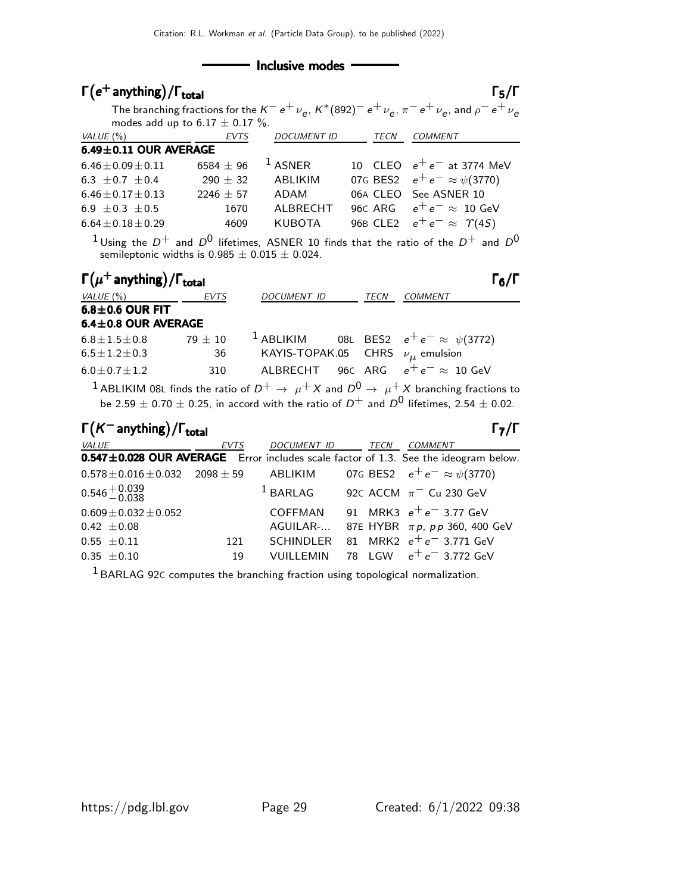## Inclusive modes

### $\Gamma(e^+ \text{anything})/\Gamma_{\text{total}}$ $\Gamma_5/\Gamma$

The branching fractions for the $K^- e^+ \nu_e$, $K^*(892)^- e^+ \nu_e$, $\pi^- e^+ \nu_e$, and $\rho^- e^+ \nu_e$ modes add up to $6.17 \pm 0.17$ %.

| VALUE (%) | EVTS | DOCUMENT ID | | TECN | COMMENT |
|---|---|---|---|---|---|
| **6.49±0.11 OUR AVERAGE** | | | | | |
| $6.46 \pm 0.09 \pm 0.11$ | $6584 \pm 96$ | [1] ASNER | 10 | CLEO | $e^+ e^-$ at 3774 MeV |
| $6.3 \pm 0.7 \pm 0.4$ | $290 \pm 32$ | ABLIKIM | 07G | BES2 | $e^+ e^- \approx \psi(3770)$ |
| $6.46 \pm 0.17 \pm 0.13$ | $2246 \pm 57$ | ADAM | 06A | CLEO | See ASNER 10 |
| $6.9 \pm 0.3 \pm 0.5$ | 1670 | ALBRECHT | 96C | ARG | $e^+ e^- \approx$ 10 GeV |
| $6.64 \pm 0.18 \pm 0.29$ | 4609 | KUBOTA | 96B | CLE2 | $e^+ e^- \approx \Upsilon(4S)$ |

[1] Using the $D^+$ and $D^0$ lifetimes, ASNER 10 finds that the ratio of the $D^+$ and $D^0$ semileptonic widths is $0.985 \pm 0.015 \pm 0.024$.

### $\Gamma(\mu^+ \text{anything})/\Gamma_{\text{total}}$ $\Gamma_6/\Gamma$

| VALUE (%) | EVTS | DOCUMENT ID | | TECN | COMMENT |
|---|---|---|---|---|---|
| **6.8±0.6 OUR FIT** | | | | | |
| **6.4±0.8 OUR AVERAGE** | | | | | |
| $6.8 \pm 1.5 \pm 0.8$ | $79 \pm 10$ | [1] ABLIKIM | 08L | BES2 | $e^+ e^- \approx \psi(3772)$ |
| $6.5 \pm 1.2 \pm 0.3$ | 36 | KAYIS-TOPAK. | 05 | CHRS | $\nu_\mu$ emulsion |
| $6.0 \pm 0.7 \pm 1.2$ | 310 | ALBRECHT | 96C | ARG | $e^+ e^- \approx$ 10 GeV |

[1] ABLIKIM 08L finds the ratio of $D^+ \to \mu^+ X$ and $D^0 \to \mu^+ X$ branching fractions to be $2.59 \pm 0.70 \pm 0.25$, in accord with the ratio of $D^+$ and $D^0$ lifetimes, $2.54 \pm 0.02$.

### $\Gamma(K^- \text{anything})/\Gamma_{\text{total}}$ $\Gamma_7/\Gamma$

| VALUE | EVTS | DOCUMENT ID | | TECN | COMMENT |
|---|---|---|---|---|---|
| **0.547±0.028 OUR AVERAGE** | Error includes scale factor of 1.3. See the ideogram below. | | | | |
| $0.578 \pm 0.016 \pm 0.032$ | $2098 \pm 59$ | ABLIKIM | 07G | BES2 | $e^+ e^- \approx \psi(3770)$ |
| $0.546^{+0.039}_{-0.038}$ | | [1] BARLAG | 92C | ACCM | $\pi^-$ Cu 230 GeV |
| $0.609 \pm 0.032 \pm 0.052$ | | COFFMAN | 91 | MRK3 | $e^+ e^-$ 3.77 GeV |
| $0.42 \pm 0.08$ | | AGUILAR-... | 87E | HYBR | $\pi p$, $p p$ 360, 400 GeV |
| $0.55 \pm 0.11$ | 121 | SCHINDLER | 81 | MRK2 | $e^+ e^-$ 3.771 GeV |
| $0.35 \pm 0.10$ | 19 | VUILLEMIN | 78 | LGW | $e^+ e^-$ 3.772 GeV |

[1] BARLAG 92C computes the branching fraction using topological normalization.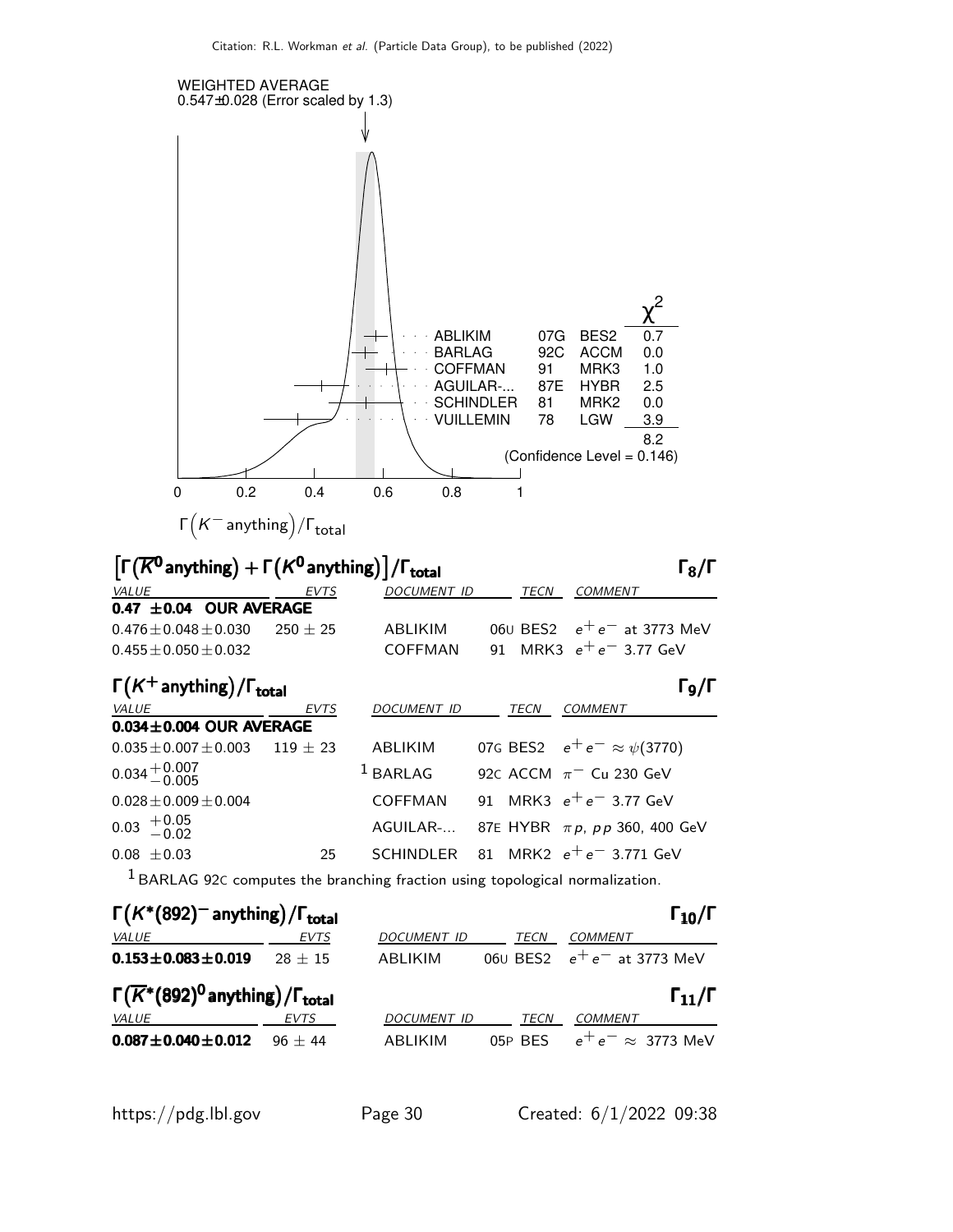WEIGHTED AVERAGE
0.547±0.028 (Error scaled by 1.3)

| | | | $\chi^2$ |
|---|---|---|---|
| ABLIKIM | 07G | BES2 | 0.7 |
| BARLAG | 92C | ACCM | 0.0 |
| COFFMAN | 91 | MRK3 | 1.0 |
| AGUILAR-... | 87E | HYBR | 2.5 |
| SCHINDLER | 81 | MRK2 | 0.0 |
| VUILLEMIN | 78 | LGW | 3.9 |
| | | | 8.2 |

(Confidence Level = 0.146)

$\Gamma\left(K^- \text{anything}\right)/\Gamma_{\text{total}}$

## $\left[\Gamma(\overline{K}^0 \text{anything}) + \Gamma(K^0 \text{anything})\right]/\Gamma_{\text{total}}$ — $\Gamma_8/\Gamma$

| VALUE | EVTS | DOCUMENT ID | TECN | COMMENT |
|---|---|---|---|---|
| **0.47 ±0.04 OUR AVERAGE** | | | | |
| 0.476±0.048±0.030 | 250 ± 25 | ABLIKIM | 06U BES2 | $e^+e^-$ at 3773 MeV |
| 0.455±0.050±0.032 | | COFFMAN | 91 MRK3 | $e^+e^-$ 3.77 GeV |

## $\Gamma(K^+ \text{anything})/\Gamma_{\text{total}}$ — $\Gamma_9/\Gamma$

| VALUE | EVTS | DOCUMENT ID | TECN | COMMENT |
|---|---|---|---|---|
| **0.034±0.004 OUR AVERAGE** | | | | |
| 0.035±0.007±0.003 | 119 ± 23 | ABLIKIM | 07G BES2 | $e^+e^- \approx \psi(3770)$ |
| $0.034^{+0.007}_{-0.005}$ | | [1] BARLAG | 92C ACCM | $\pi^-$ Cu 230 GeV |
| 0.028±0.009±0.004 | | COFFMAN | 91 MRK3 | $e^+e^-$ 3.77 GeV |
| $0.03\ ^{+0.05}_{-0.02}$ | | AGUILAR-... | 87E HYBR | $\pi p$, $pp$ 360, 400 GeV |
| 0.08 ±0.03 | 25 | SCHINDLER | 81 MRK2 | $e^+e^-$ 3.771 GeV |

[1] BARLAG 92C computes the branching fraction using topological normalization.

## $\Gamma(K^*(892)^- \text{anything})/\Gamma_{\text{total}}$ — $\Gamma_{10}/\Gamma$

| VALUE | EVTS | DOCUMENT ID | TECN | COMMENT |
|---|---|---|---|---|
| **0.153±0.083±0.019** | 28 ± 15 | ABLIKIM | 06U BES2 | $e^+e^-$ at 3773 MeV |

## $\Gamma(\overline{K}^*(892)^0 \text{anything})/\Gamma_{\text{total}}$ — $\Gamma_{11}/\Gamma$

| VALUE | EVTS | DOCUMENT ID | TECN | COMMENT |
|---|---|---|---|---|
| **0.087±0.040±0.012** | 96 ± 44 | ABLIKIM | 05P BES | $e^+e^- \approx$ 3773 MeV |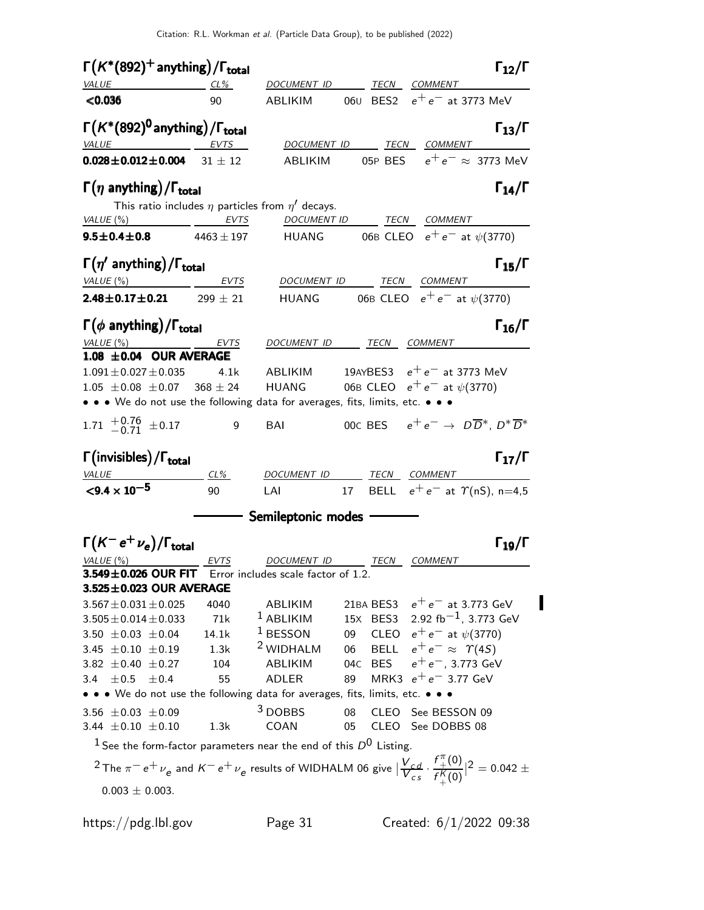### $\Gamma(K^*(892)^+ \text{anything})/\Gamma_{\text{total}}$ $\Gamma_{12}/\Gamma$

| VALUE | CL% | DOCUMENT ID | | TECN | COMMENT |
|---|---|---|---|---|---|
| **<0.036** | 90 | ABLIKIM | 06U | BES2 | $e^+e^-$ at 3773 MeV |

### $\Gamma(K^*(892)^0 \text{anything})/\Gamma_{\text{total}}$ $\Gamma_{13}/\Gamma$

| VALUE | EVTS | DOCUMENT ID | | TECN | COMMENT |
|---|---|---|---|---|---|
| **0.028±0.012±0.004** | 31 ± 12 | ABLIKIM | 05P | BES | $e^+e^- \approx$ 3773 MeV |

### $\Gamma(\eta \text{ anything})/\Gamma_{\text{total}}$ $\Gamma_{14}/\Gamma$

This ratio includes $\eta$ particles from $\eta'$ decays.

| VALUE (%) | EVTS | DOCUMENT ID | | TECN | COMMENT |
|---|---|---|---|---|---|
| **9.5±0.4±0.8** | 4463 ± 197 | HUANG | 06B | CLEO | $e^+e^-$ at $\psi(3770)$ |

### $\Gamma(\eta' \text{ anything})/\Gamma_{\text{total}}$ $\Gamma_{15}/\Gamma$

| VALUE (%) | EVTS | DOCUMENT ID | | TECN | COMMENT |
|---|---|---|---|---|---|
| **2.48±0.17±0.21** | 299 ± 21 | HUANG | 06B | CLEO | $e^+e^-$ at $\psi(3770)$ |

### $\Gamma(\phi \text{ anything})/\Gamma_{\text{total}}$ $\Gamma_{16}/\Gamma$

| VALUE (%) | EVTS | DOCUMENT ID | | TECN | COMMENT |
|---|---|---|---|---|---|
| **1.08 ±0.04 OUR AVERAGE** | | | | | |
| 1.091±0.027±0.035 | 4.1k | ABLIKIM | 19AY | BES3 | $e^+e^-$ at 3773 MeV |
| 1.05 ±0.08 ±0.07 | 368 ± 24 | HUANG | 06B | CLEO | $e^+e^-$ at $\psi(3770)$ |
| • • • We do not use the following data for averages, fits, limits, etc. • • • | | | | | |
| $1.71\ ^{+0.76}_{-0.71}$ ±0.17 | 9 | BAI | 00C | BES | $e^+e^- \rightarrow D\overline{D}^*, D^*\overline{D}^*$ |

### $\Gamma(\text{invisibles})/\Gamma_{\text{total}}$ $\Gamma_{17}/\Gamma$

| VALUE | CL% | DOCUMENT ID | | TECN | COMMENT |
|---|---|---|---|---|---|
| **<9.4 × 10$^{-5}$** | 90 | LAI | 17 | BELL | $e^+e^-$ at $\Upsilon$(nS), n=4,5 |

## Semileptonic modes

### $\Gamma(K^- e^+ \nu_e)/\Gamma_{\text{total}}$ $\Gamma_{19}/\Gamma$

| VALUE (%) | EVTS | DOCUMENT ID | | TECN | COMMENT |
|---|---|---|---|---|---|
| **3.549±0.026 OUR FIT** | Error includes scale factor of 1.2. | | | | |
| **3.525±0.023 OUR AVERAGE** | | | | | |
| 3.567±0.031±0.025 | 4040 | ABLIKIM | 21BA | BES3 | $e^+e^-$ at 3.773 GeV |
| 3.505±0.014±0.033 | 71k | [1] ABLIKIM | 15X | BES3 | 2.92 fb$^{-1}$, 3.773 GeV |
| 3.50 ±0.03 ±0.04 | 14.1k | [1] BESSON | 09 | CLEO | $e^+e^-$ at $\psi(3770)$ |
| 3.45 ±0.10 ±0.19 | 1.3k | [2] WIDHALM | 06 | BELL | $e^+e^- \approx \Upsilon(4S)$ |
| 3.82 ±0.40 ±0.27 | 104 | ABLIKIM | 04C | BES | $e^+e^-$, 3.773 GeV |
| 3.4 ±0.5 ±0.4 | 55 | ADLER | 89 | MRK3 | $e^+e^-$ 3.77 GeV |
| • • • We do not use the following data for averages, fits, limits, etc. • • • | | | | | |
| 3.56 ±0.03 ±0.09 | | [3] DOBBS | 08 | CLEO | See BESSON 09 |
| 3.44 ±0.10 ±0.10 | 1.3k | COAN | 05 | CLEO | See DOBBS 08 |

[1] See the form-factor parameters near the end of this $D^0$ Listing.

[2] The $\pi^- e^+ \nu_e$ and $K^- e^+ \nu_e$ results of WIDHALM 06 give $|\frac{V_{cd}}{V_{cs}} \cdot \frac{f_+^\pi(0)}{f_+^K(0)}|^2 = 0.042 \pm 0.003 \pm 0.003$.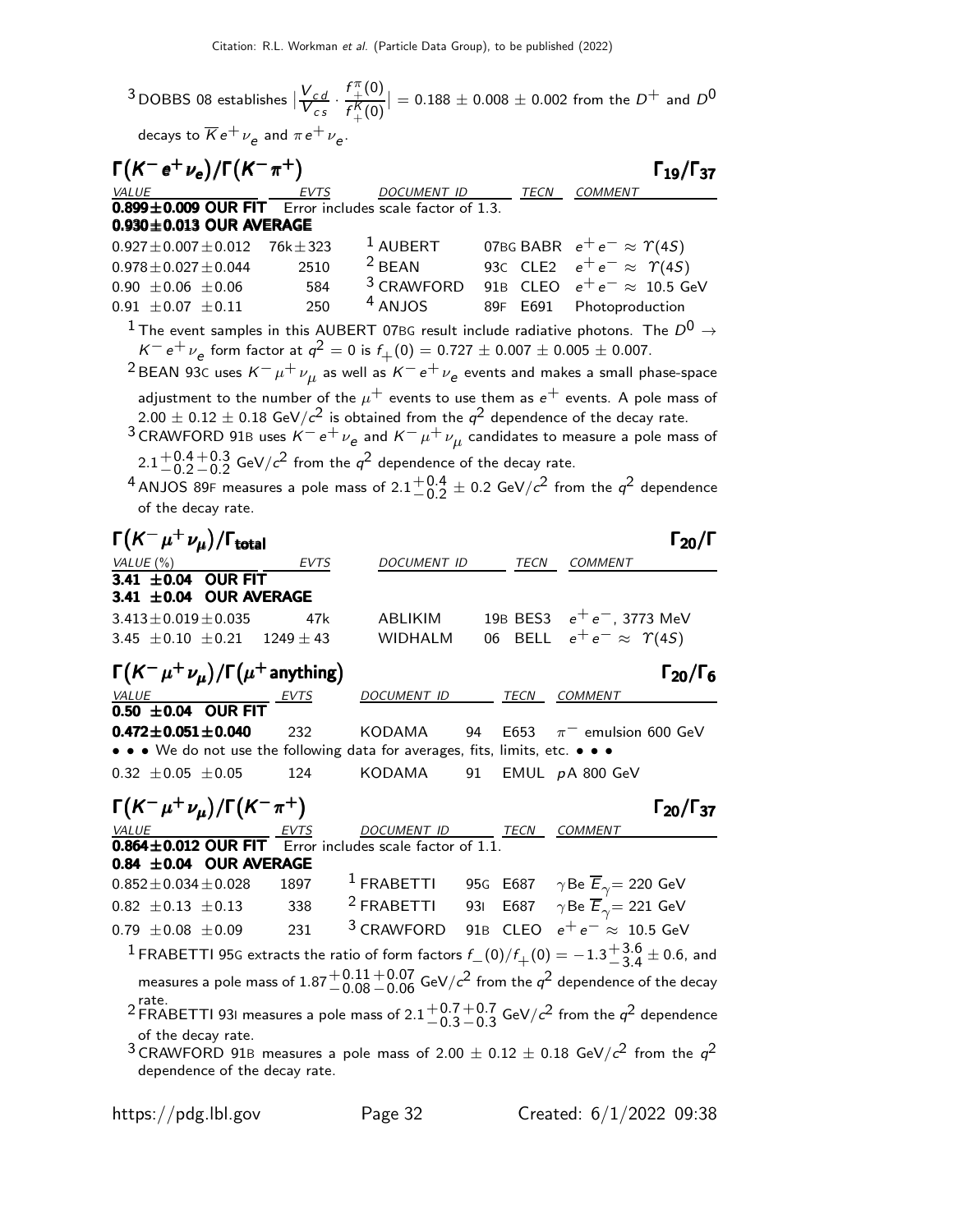[3] DOBBS 08 establishes $\left|\frac{V_{cd}}{V_{cs}} \cdot \frac{f_+^\pi(0)}{f_+^K(0)}\right| = 0.188 \pm 0.008 \pm 0.002$ from the $D^+$ and $D^0$ decays to $\overline{K} e^+ \nu_e$ and $\pi e^+ \nu_e$.

### $\Gamma(K^- e^+ \nu_e)/\Gamma(K^- \pi^+)$ — $\Gamma_{19}/\Gamma_{37}$

| VALUE | EVTS | DOCUMENT ID | | TECN | COMMENT |
|---|---|---|---|---|---|
| **0.899±0.009 OUR FIT** Error includes scale factor of 1.3. | | | | | |
| **0.930±0.013 OUR AVERAGE** | | | | | |
| $0.927 \pm 0.007 \pm 0.012$ | 76k±323 | [1] AUBERT | 07BG | BABR | $e^+ e^- \approx \Upsilon(4S)$ |
| $0.978 \pm 0.027 \pm 0.044$ | 2510 | [2] BEAN | 93C | CLE2 | $e^+ e^- \approx \Upsilon(4S)$ |
| $0.90 \pm 0.06 \pm 0.06$ | 584 | [3] CRAWFORD | 91B | CLEO | $e^+ e^- \approx$ 10.5 GeV |
| $0.91 \pm 0.07 \pm 0.11$ | 250 | [4] ANJOS | 89F | E691 | Photoproduction |

[1] The event samples in this AUBERT 07BG result include radiative photons. The $D^0 \rightarrow K^- e^+ \nu_e$ form factor at $q^2 = 0$ is $f_+(0) = 0.727 \pm 0.007 \pm 0.005 \pm 0.007$.

[2] BEAN 93C uses $K^- \mu^+ \nu_\mu$ as well as $K^- e^+ \nu_e$ events and makes a small phase-space adjustment to the number of the $\mu^+$ events to use them as $e^+$ events. A pole mass of $2.00 \pm 0.12 \pm 0.18$ GeV/$c^2$ is obtained from the $q^2$ dependence of the decay rate.

[3] CRAWFORD 91B uses $K^- e^+ \nu_e$ and $K^- \mu^+ \nu_\mu$ candidates to measure a pole mass of $2.1^{+0.4}_{-0.2}{}^{+0.3}_{-0.2}$ GeV/$c^2$ from the $q^2$ dependence of the decay rate.

[4] ANJOS 89F measures a pole mass of $2.1^{+0.4}_{-0.2} \pm 0.2$ GeV/$c^2$ from the $q^2$ dependence of the decay rate.

### $\Gamma(K^- \mu^+ \nu_\mu)/\Gamma_{\text{total}}$ — $\Gamma_{20}/\Gamma$

| VALUE (%) | EVTS | DOCUMENT ID | | TECN | COMMENT |
|---|---|---|---|---|---|
| **3.41 ±0.04 OUR FIT** | | | | | |
| **3.41 ±0.04 OUR AVERAGE** | | | | | |
| $3.413 \pm 0.019 \pm 0.035$ | 47k | ABLIKIM | 19B | BES3 | $e^+ e^-$, 3773 MeV |
| $3.45 \pm 0.10 \pm 0.21$ | 1249 ± 43 | WIDHALM | 06 | BELL | $e^+ e^- \approx \Upsilon(4S)$ |

### $\Gamma(K^- \mu^+ \nu_\mu)/\Gamma(\mu^+ \text{anything})$ — $\Gamma_{20}/\Gamma_6$

| VALUE | EVTS | DOCUMENT ID | | TECN | COMMENT |
|---|---|---|---|---|---|
| **0.50 ±0.04 OUR FIT** | | | | | |
| **$0.472 \pm 0.051 \pm 0.040$** | 232 | KODAMA | 94 | E653 | $\pi^-$ emulsion 600 GeV |
| • • • We do not use the following data for averages, fits, limits, etc. • • • | | | | | |
| $0.32 \pm 0.05 \pm 0.05$ | 124 | KODAMA | 91 | EMUL | $pA$ 800 GeV |

### $\Gamma(K^- \mu^+ \nu_\mu)/\Gamma(K^- \pi^+)$ — $\Gamma_{20}/\Gamma_{37}$

| VALUE | EVTS | DOCUMENT ID | | TECN | COMMENT |
|---|---|---|---|---|---|
| **0.864±0.012 OUR FIT** Error includes scale factor of 1.1. | | | | | |
| **0.84 ±0.04 OUR AVERAGE** | | | | | |
| $0.852 \pm 0.034 \pm 0.028$ | 1897 | [1] FRABETTI | 95G | E687 | $\gamma$Be $\overline{E}_\gamma$= 220 GeV |
| $0.82 \pm 0.13 \pm 0.13$ | 338 | [2] FRABETTI | 93I | E687 | $\gamma$Be $\overline{E}_\gamma$= 221 GeV |
| $0.79 \pm 0.08 \pm 0.09$ | 231 | [3] CRAWFORD | 91B | CLEO | $e^+ e^- \approx$ 10.5 GeV |

[1] FRABETTI 95G extracts the ratio of form factors $f_-(0)/f_+(0) = -1.3^{+3.6}_{-3.4} \pm 0.6$, and measures a pole mass of $1.87^{+0.11}_{-0.08}{}^{+0.07}_{-0.06}$ GeV/$c^2$ from the $q^2$ dependence of the decay rate.

[2] FRABETTI 93I measures a pole mass of $2.1^{+0.7}_{-0.3}{}^{+0.7}_{-0.3}$ GeV/$c^2$ from the $q^2$ dependence of the decay rate.

[3] CRAWFORD 91B measures a pole mass of $2.00 \pm 0.12 \pm 0.18$ GeV/$c^2$ from the $q^2$ dependence of the decay rate.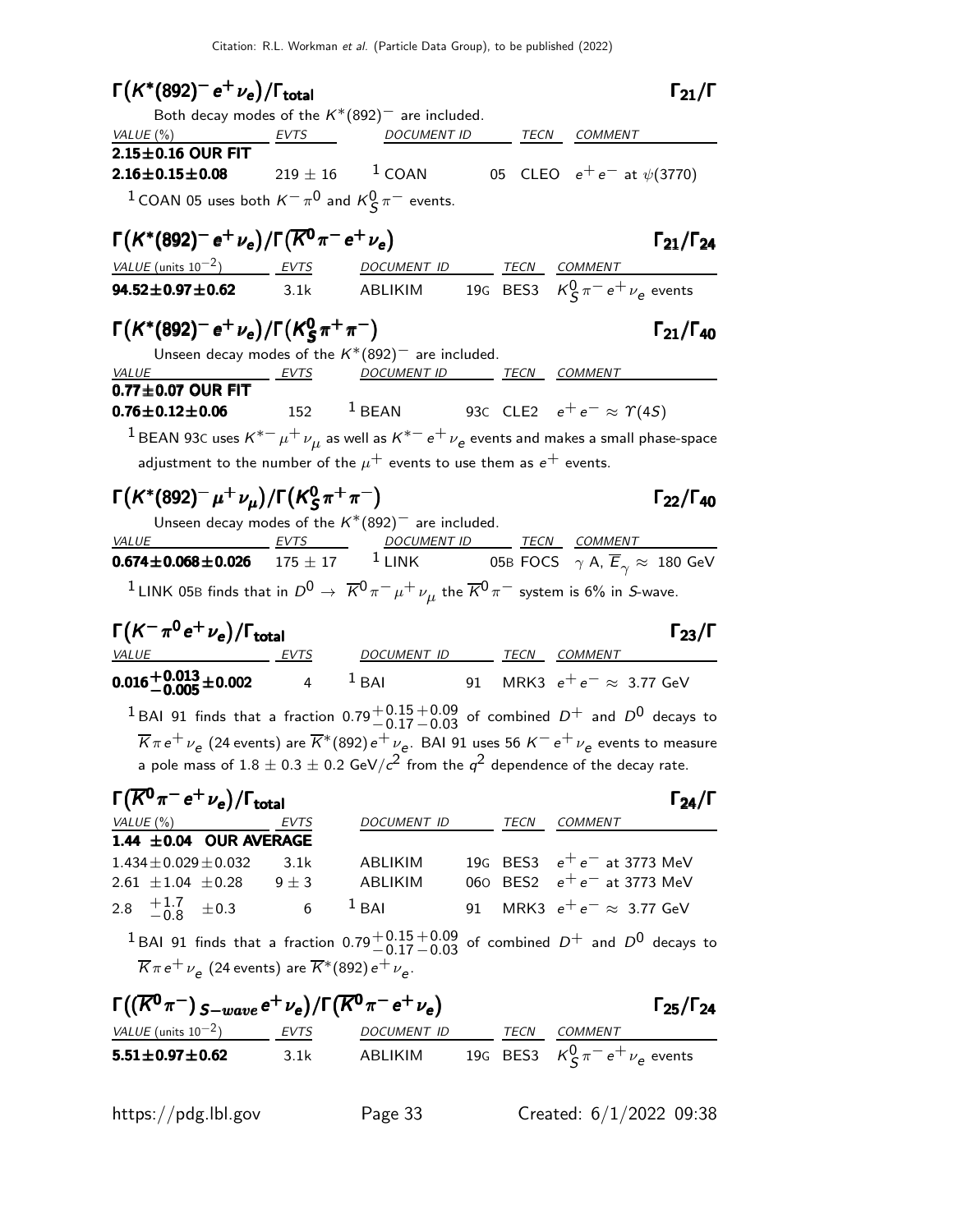### $\Gamma(K^*(892)^- e^+ \nu_e)/\Gamma_{total}$ $\Gamma_{21}/\Gamma$

Both decay modes of the $K^*(892)^-$ are included.

| VALUE (%) | EVTS | DOCUMENT ID | | TECN | COMMENT |
|---|---|---|---|---|---|
| **2.15±0.16 OUR FIT** | | | | | |
| **2.16±0.15±0.08** | 219 ± 16 | [1] COAN | 05 | CLEO | $e^+e^-$ at $\psi(3770)$ |

[1] COAN 05 uses both $K^-\pi^0$ and $K^0_S\pi^-$ events.

### $\Gamma(K^*(892)^- e^+ \nu_e)/\Gamma(\overline{K}^0 \pi^- e^+ \nu_e)$ $\Gamma_{21}/\Gamma_{24}$

| VALUE (units $10^{-2}$) | EVTS | DOCUMENT ID | | TECN | COMMENT |
|---|---|---|---|---|---|
| **94.52±0.97±0.62** | 3.1k | ABLIKIM | 19G | BES3 | $K^0_S\pi^- e^+\nu_e$ events |

### $\Gamma(K^*(892)^- e^+ \nu_e)/\Gamma(K^0_S \pi^+ \pi^-)$ $\Gamma_{21}/\Gamma_{40}$

Unseen decay modes of the $K^*(892)^-$ are included.

| VALUE | EVTS | DOCUMENT ID | | TECN | COMMENT |
|---|---|---|---|---|---|
| **0.77±0.07 OUR FIT** | | | | | |
| **0.76±0.12±0.06** | 152 | [1] BEAN | 93C | CLE2 | $e^+e^- \approx \Upsilon(4S)$ |

[1] BEAN 93C uses $K^{*-}\mu^+\nu_\mu$ as well as $K^{*-}e^+\nu_e$ events and makes a small phase-space adjustment to the number of the $\mu^+$ events to use them as $e^+$ events.

### $\Gamma(K^*(892)^- \mu^+ \nu_\mu)/\Gamma(K^0_S \pi^+ \pi^-)$ $\Gamma_{22}/\Gamma_{40}$

Unseen decay modes of the $K^*(892)^-$ are included.

| VALUE | EVTS | DOCUMENT ID | | TECN | COMMENT |
|---|---|---|---|---|---|
| **0.674±0.068±0.026** | 175 ± 17 | [1] LINK | 05B | FOCS | $\gamma$ A, $\overline{E}_\gamma \approx$ 180 GeV |

[1] LINK 05B finds that in $D^0 \rightarrow \overline{K}^0\pi^-\mu^+\nu_\mu$ the $\overline{K}^0\pi^-$ system is 6% in S-wave.

### $\Gamma(K^- \pi^0 e^+ \nu_e)/\Gamma_{total}$ $\Gamma_{23}/\Gamma$

| VALUE | EVTS | DOCUMENT ID | | TECN | COMMENT |
|---|---|---|---|---|---|
| **$0.016^{+0.013}_{-0.005}$±0.002** | 4 | [1] BAI | 91 | MRK3 | $e^+e^- \approx$ 3.77 GeV |

[1] BAI 91 finds that a fraction $0.79^{+0.15}_{-0.17}{}^{+0.09}_{-0.03}$ of combined $D^+$ and $D^0$ decays to $\overline{K}\pi e^+\nu_e$ (24 events) are $\overline{K}^*(892)e^+\nu_e$. BAI 91 uses 56 $K^-e^+\nu_e$ events to measure a pole mass of $1.8 \pm 0.3 \pm 0.2$ GeV/$c^2$ from the $q^2$ dependence of the decay rate.

### $\Gamma(\overline{K}^0 \pi^- e^+ \nu_e)/\Gamma_{total}$ $\Gamma_{24}/\Gamma$

| VALUE (%) | EVTS | DOCUMENT ID | | TECN | COMMENT |
|---|---|---|---|---|---|
| **1.44 ±0.04 OUR AVERAGE** | | | | | |
| 1.434±0.029±0.032 | 3.1k | ABLIKIM | 19G | BES3 | $e^+e^-$ at 3773 MeV |
| 2.61 ±1.04 ±0.28 | 9 ± 3 | ABLIKIM | 06O | BES2 | $e^+e^-$ at 3773 MeV |
| 2.8 $^{+1.7}_{-0.8}$ ±0.3 | 6 | [1] BAI | 91 | MRK3 | $e^+e^- \approx$ 3.77 GeV |

[1] BAI 91 finds that a fraction $0.79^{+0.15}_{-0.17}{}^{+0.09}_{-0.03}$ of combined $D^+$ and $D^0$ decays to $\overline{K}\pi e^+\nu_e$ (24 events) are $\overline{K}^*(892)e^+\nu_e$.

### $\Gamma((\overline{K}^0 \pi^-)_{S-wave} e^+ \nu_e)/\Gamma(\overline{K}^0 \pi^- e^+ \nu_e)$ $\Gamma_{25}/\Gamma_{24}$

| VALUE (units $10^{-2}$) | EVTS | DOCUMENT ID | | TECN | COMMENT |
|---|---|---|---|---|---|
| **5.51±0.97±0.62** | 3.1k | ABLIKIM | 19G | BES3 | $K^0_S\pi^- e^+\nu_e$ events |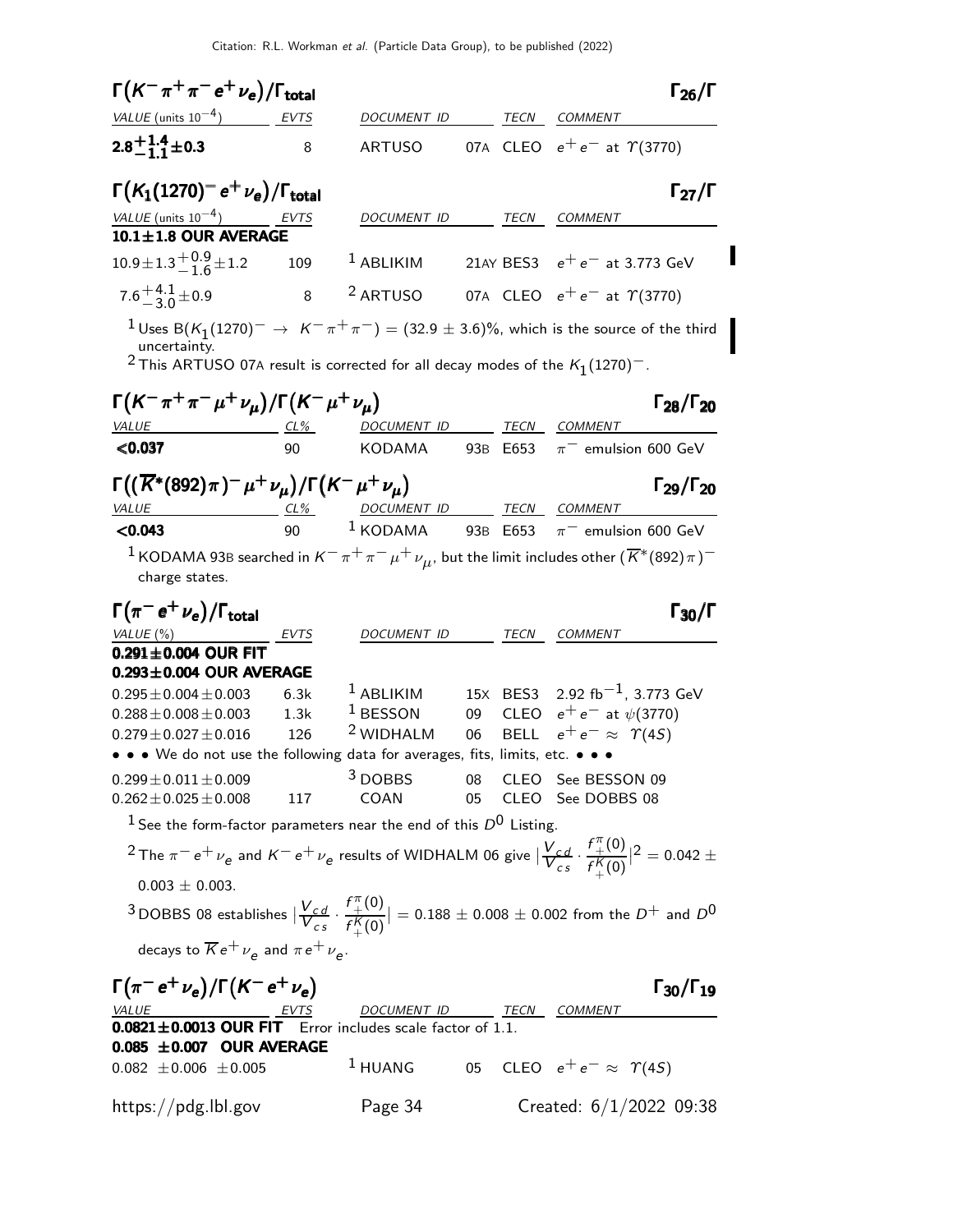## $\Gamma(K^- \pi^+ \pi^- e^+ \nu_e)/\Gamma_{total}$ — $\Gamma_{26}/\Gamma$

| VALUE (units $10^{-4}$) | EVTS | DOCUMENT ID | | TECN | COMMENT |
|---|---|---|---|---|---|
| $\mathbf{2.8^{+1.4}_{-1.1}\pm0.3}$ | 8 | ARTUSO | 07A | CLEO | $e^+e^-$ at $\Upsilon(3770)$ |

## $\Gamma(K_1(1270)^- e^+ \nu_e)/\Gamma_{total}$ — $\Gamma_{27}/\Gamma$

| VALUE (units $10^{-4}$) | EVTS | DOCUMENT ID | | TECN | COMMENT |
|---|---|---|---|---|---|
| **10.1±1.8 OUR AVERAGE** | | | | | |
| $10.9\pm1.3^{+0.9}_{-1.6}\pm1.2$ | 109 | [1] ABLIKIM | 21AY | BES3 | $e^+e^-$ at 3.773 GeV |
| $7.6^{+4.1}_{-3.0}\pm0.9$ | 8 | [2] ARTUSO | 07A | CLEO | $e^+e^-$ at $\Upsilon(3770)$ |

[1] Uses $B(K_1(1270)^- \rightarrow K^-\pi^+\pi^-) = (32.9 \pm 3.6)\%$, which is the source of the third uncertainty.

[2] This ARTUSO 07A result is corrected for all decay modes of the $K_1(1270)^-$.

## $\Gamma(K^- \pi^+ \pi^- \mu^+ \nu_\mu)/\Gamma(K^- \mu^+ \nu_\mu)$ — $\Gamma_{28}/\Gamma_{20}$

| VALUE | CL% | DOCUMENT ID | | TECN | COMMENT |
|---|---|---|---|---|---|
| **<0.037** | 90 | KODAMA | 93B | E653 | $\pi^-$ emulsion 600 GeV |

## $\Gamma((\overline{K}^*(892)\pi)^- \mu^+ \nu_\mu)/\Gamma(K^- \mu^+ \nu_\mu)$ — $\Gamma_{29}/\Gamma_{20}$

| VALUE | CL% | DOCUMENT ID | | TECN | COMMENT |
|---|---|---|---|---|---|
| **<0.043** | 90 | [1] KODAMA | 93B | E653 | $\pi^-$ emulsion 600 GeV |

[1] KODAMA 93B searched in $K^-\pi^+\pi^-\mu^+\nu_\mu$, but the limit includes other $(\overline{K}^*(892)\pi)^-$ charge states.

## $\Gamma(\pi^- e^+ \nu_e)/\Gamma_{total}$ — $\Gamma_{30}/\Gamma$

| VALUE (%) | EVTS | DOCUMENT ID | | TECN | COMMENT |
|---|---|---|---|---|---|
| **0.291±0.004 OUR FIT** | | | | | |
| **0.293±0.004 OUR AVERAGE** | | | | | |
| $0.295\pm0.004\pm0.003$ | 6.3k | [1] ABLIKIM | 15X | BES3 | 2.92 fb$^{-1}$, 3.773 GeV |
| $0.288\pm0.008\pm0.003$ | 1.3k | [1] BESSON | 09 | CLEO | $e^+e^-$ at $\psi(3770)$ |
| $0.279\pm0.027\pm0.016$ | 126 | [2] WIDHALM | 06 | BELL | $e^+e^- \approx \Upsilon(4S)$ |
| • • • We do not use the following data for averages, fits, limits, etc. • • • | | | | | |
| $0.299\pm0.011\pm0.009$ | | [3] DOBBS | 08 | CLEO | See BESSON 09 |
| $0.262\pm0.025\pm0.008$ | 117 | COAN | 05 | CLEO | See DOBBS 08 |

[1] See the form-factor parameters near the end of this $D^0$ Listing.

[2] The $\pi^- e^+ \nu_e$ and $K^- e^+ \nu_e$ results of WIDHALM 06 give $|\frac{V_{cd}}{V_{cs}} \cdot \frac{f_+^\pi(0)}{f_+^K(0)}|^2 = 0.042 \pm 0.003 \pm 0.003$.

[3] DOBBS 08 establishes $|\frac{V_{cd}}{V_{cs}} \cdot \frac{f_+^\pi(0)}{f_+^K(0)}| = 0.188 \pm 0.008 \pm 0.002$ from the $D^+$ and $D^0$ decays to $\overline{K} e^+ \nu_e$ and $\pi e^+ \nu_e$.

## $\Gamma(\pi^- e^+ \nu_e)/\Gamma(K^- e^+ \nu_e)$ — $\Gamma_{30}/\Gamma_{19}$

| VALUE | EVTS | DOCUMENT ID | | TECN | COMMENT |
|---|---|---|---|---|---|
| **0.0821±0.0013 OUR FIT** Error includes scale factor of 1.1. | | | | | |
| **0.085 ±0.007 OUR AVERAGE** | | | | | |
| $0.082\pm0.006\pm0.005$ | | [1] HUANG | 05 | CLEO | $e^+e^- \approx \Upsilon(4S)$ |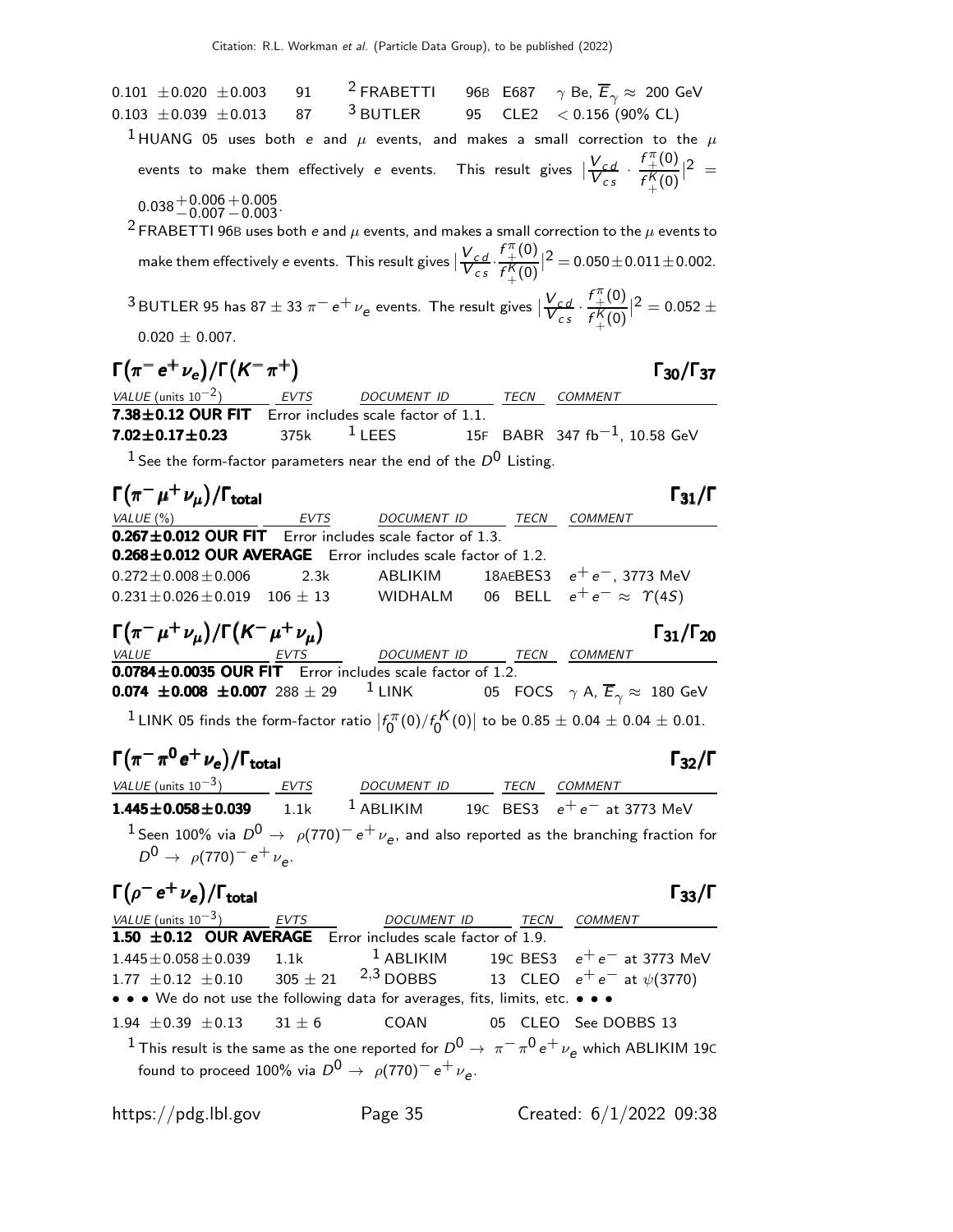| | | | | | |
|---|---|---|---|---|---|
| 0.101 ±0.020 ±0.003 | 91 | [2] FRABETTI | 96B | E687 | $\gamma$ Be, $\overline{E}_\gamma \approx$ 200 GeV |
| 0.103 ±0.039 ±0.013 | 87 | [3] BUTLER | 95 | CLE2 | < 0.156 (90% CL) |

[1] HUANG 05 uses both $e$ and $\mu$ events, and makes a small correction to the $\mu$ events to make them effectively $e$ events. This result gives $|\frac{V_{cd}}{V_{cs}} \cdot \frac{f_+^\pi(0)}{f_+^K(0)}|^2 = 0.038^{+0.006}_{-0.007}{}^{+0.005}_{-0.003}$.

[2] FRABETTI 96B uses both $e$ and $\mu$ events, and makes a small correction to the $\mu$ events to make them effectively $e$ events. This result gives $|\frac{V_{cd}}{V_{cs}} \cdot \frac{f_+^\pi(0)}{f_+^K(0)}|^2 = 0.050 \pm 0.011 \pm 0.002$.

[3] BUTLER 95 has 87 ± 33 $\pi^- e^+ \nu_e$ events. The result gives $|\frac{V_{cd}}{V_{cs}} \cdot \frac{f_+^\pi(0)}{f_+^K(0)}|^2 = 0.052 \pm 0.020 \pm 0.007$.

## $\Gamma(\pi^- e^+ \nu_e)/\Gamma(K^- \pi^+)$ — $\Gamma_{30}/\Gamma_{37}$

| VALUE (units $10^{-2}$) | EVTS | DOCUMENT ID | | TECN | COMMENT |
|---|---|---|---|---|---|
| **7.38±0.12 OUR FIT** | Error includes scale factor of 1.1. | | | | |
| **7.02±0.17±0.23** | 375k | [1] LEES | 15F | BABR | 347 fb$^{-1}$, 10.58 GeV |

[1] See the form-factor parameters near the end of the $D^0$ Listing.

## $\Gamma(\pi^- \mu^+ \nu_\mu)/\Gamma_{total}$ — $\Gamma_{31}/\Gamma$

| VALUE (%) | EVTS | DOCUMENT ID | | TECN | COMMENT |
|---|---|---|---|---|---|
| **0.267±0.012 OUR FIT** | Error includes scale factor of 1.3. | | | | |
| **0.268±0.012 OUR AVERAGE** | Error includes scale factor of 1.2. | | | | |
| 0.272±0.008±0.006 | 2.3k | ABLIKIM | 18AE | BES3 | $e^+e^-$, 3773 MeV |
| 0.231±0.026±0.019 | 106 ± 13 | WIDHALM | 06 | BELL | $e^+e^- \approx \Upsilon(4S)$ |

## $\Gamma(\pi^- \mu^+ \nu_\mu)/\Gamma(K^- \mu^+ \nu_\mu)$ — $\Gamma_{31}/\Gamma_{20}$

| VALUE | EVTS | DOCUMENT ID | | TECN | COMMENT |
|---|---|---|---|---|---|
| **0.0784±0.0035 OUR FIT** | Error includes scale factor of 1.2. | | | | |
| **0.074 ±0.008 ±0.007** | 288 ± 29 | [1] LINK | 05 | FOCS | $\gamma$ A, $\overline{E}_\gamma \approx$ 180 GeV |

[1] LINK 05 finds the form-factor ratio $|f_0^\pi(0)/f_0^K(0)|$ to be 0.85 ± 0.04 ± 0.04 ± 0.01.

## $\Gamma(\pi^- \pi^0 e^+ \nu_e)/\Gamma_{total}$ — $\Gamma_{32}/\Gamma$

| VALUE (units $10^{-3}$) | EVTS | DOCUMENT ID | | TECN | COMMENT |
|---|---|---|---|---|---|
| **1.445±0.058±0.039** | 1.1k | [1] ABLIKIM | 19C | BES3 | $e^+e^-$ at 3773 MeV |

[1] Seen 100% via $D^0 \to \rho(770)^- e^+ \nu_e$, and also reported as the branching fraction for $D^0 \to \rho(770)^- e^+ \nu_e$.

## $\Gamma(\rho^- e^+ \nu_e)/\Gamma_{total}$ — $\Gamma_{33}/\Gamma$

| VALUE (units $10^{-3}$) | EVTS | DOCUMENT ID | | TECN | COMMENT |
|---|---|---|---|---|---|
| **1.50 ±0.12 OUR AVERAGE** | Error includes scale factor of 1.9. | | | | |
| 1.445±0.058±0.039 | 1.1k | [1] ABLIKIM | 19C | BES3 | $e^+e^-$ at 3773 MeV |
| 1.77 ±0.12 ±0.10 | 305 ± 21 | [2,3] DOBBS | 13 | CLEO | $e^+e^-$ at $\psi(3770)$ |
| • • • We do not use the following data for averages, fits, limits, etc. • • • | | | | | |
| 1.94 ±0.39 ±0.13 | 31 ± 6 | COAN | 05 | CLEO | See DOBBS 13 |

[1] This result is the same as the one reported for $D^0 \to \pi^- \pi^0 e^+ \nu_e$ which ABLIKIM 19C found to proceed 100% via $D^0 \to \rho(770)^- e^+ \nu_e$.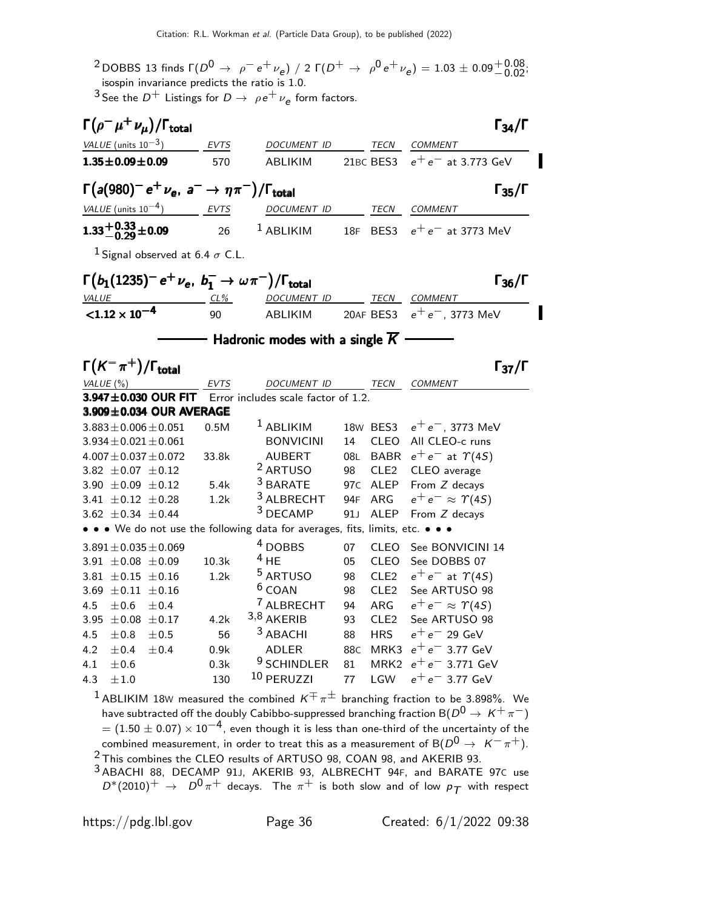[2] DOBBS 13 finds $\Gamma(D^0 \to \rho^- e^+ \nu_e)$ / 2 $\Gamma(D^+ \to \rho^0 e^+ \nu_e) = 1.03 \pm 0.09^{+0.08}_{-0.02}$; isospin invariance predicts the ratio is 1.0.

[3] See the $D^+$ Listings for $D \to \rho e^+ \nu_e$ form factors.

### $\Gamma(\rho^- \mu^+ \nu_\mu)/\Gamma_{\text{total}}$ — $\Gamma_{34}/\Gamma$

| VALUE (units $10^{-3}$) | EVTS | DOCUMENT ID | | TECN | COMMENT |
|---|---|---|---|---|---|
| **1.35±0.09±0.09** | 570 | ABLIKIM | 21BC | BES3 | $e^+e^-$ at 3.773 GeV |

### $\Gamma(a(980)^- e^+ \nu_e,\ a^- \to \eta\pi^-)/\Gamma_{\text{total}}$ — $\Gamma_{35}/\Gamma$

| VALUE (units $10^{-4}$) | EVTS | DOCUMENT ID | | TECN | COMMENT |
|---|---|---|---|---|---|
| $\mathbf{1.33^{+0.33}_{-0.29}\pm0.09}$ | 26 | [1] ABLIKIM | 18F | BES3 | $e^+e^-$ at 3773 MeV |

[1] Signal observed at 6.4 $\sigma$ C.L.

### $\Gamma(b_1(1235)^- e^+ \nu_e,\ b_1^- \to \omega\pi^-)/\Gamma_{\text{total}}$ — $\Gamma_{36}/\Gamma$

| VALUE | CL% | DOCUMENT ID | | TECN | COMMENT |
|---|---|---|---|---|---|
| $\mathbf{<1.12 \times 10^{-4}}$ | 90 | ABLIKIM | 20AF | BES3 | $e^+e^-$, 3773 MeV |

## Hadronic modes with a single $\overline{K}$

### $\Gamma(K^-\pi^+)/\Gamma_{\text{total}}$ — $\Gamma_{37}/\Gamma$

| VALUE (%) | EVTS | DOCUMENT ID | | TECN | COMMENT |
|---|---|---|---|---|---|
| **3.947±0.030 OUR FIT** | | Error includes scale factor of 1.2. | | | |
| **3.909±0.034 OUR AVERAGE** | | | | | |
| 3.883±0.006±0.051 | 0.5M | [1] ABLIKIM | 18W | BES3 | $e^+e^-$, 3773 MeV |
| 3.934±0.021±0.061 | | BONVICINI | 14 | CLEO | All CLEO-c runs |
| 4.007±0.037±0.072 | 33.8k | AUBERT | 08L | BABR | $e^+e^-$ at $\Upsilon(4S)$ |
| 3.82 ±0.07 ±0.12 | | [2] ARTUSO | 98 | CLE2 | CLEO average |
| 3.90 ±0.09 ±0.12 | 5.4k | [3] BARATE | 97C | ALEP | From $Z$ decays |
| 3.41 ±0.12 ±0.28 | 1.2k | [3] ALBRECHT | 94F | ARG | $e^+e^- \approx \Upsilon(4S)$ |
| 3.62 ±0.34 ±0.44 | | [3] DECAMP | 91J | ALEP | From $Z$ decays |
| • • • We do not use the following data for averages, fits, limits, etc. • • • | | | | | |
| 3.891±0.035±0.069 | | [4] DOBBS | 07 | CLEO | See BONVICINI 14 |
| 3.91 ±0.08 ±0.09 | 10.3k | [4] HE | 05 | CLEO | See DOBBS 07 |
| 3.81 ±0.15 ±0.16 | 1.2k | [5] ARTUSO | 98 | CLE2 | $e^+e^-$ at $\Upsilon(4S)$ |
| 3.69 ±0.11 ±0.16 | | [6] COAN | 98 | CLE2 | See ARTUSO 98 |
| 4.5 ±0.6 ±0.4 | | [7] ALBRECHT | 94 | ARG | $e^+e^- \approx \Upsilon(4S)$ |
| 3.95 ±0.08 ±0.17 | 4.2k | [3,8] AKERIB | 93 | CLE2 | See ARTUSO 98 |
| 4.5 ±0.8 ±0.5 | 56 | [3] ABACHI | 88 | HRS | $e^+e^-$ 29 GeV |
| 4.2 ±0.4 ±0.4 | 0.9k | ADLER | 88C | MRK3 | $e^+e^-$ 3.77 GeV |
| 4.1 ±0.6 | 0.3k | [9] SCHINDLER | 81 | MRK2 | $e^+e^-$ 3.771 GeV |
| 4.3 ±1.0 | 130 | [10] PERUZZI | 77 | LGW | $e^+e^-$ 3.77 GeV |

[1] ABLIKIM 18W measured the combined $K^\mp\pi^\pm$ branching fraction to be 3.898%. We have subtracted off the doubly Cabibbo-suppressed branching fraction $B(D^0 \to K^+\pi^-) = (1.50 \pm 0.07) \times 10^{-4}$, even though it is less than one-third of the uncertainty of the combined measurement, in order to treat this as a measurement of $B(D^0 \to K^-\pi^+)$.

[2] This combines the CLEO results of ARTUSO 98, COAN 98, and AKERIB 93.

[3] ABACHI 88, DECAMP 91J, AKERIB 93, ALBRECHT 94F, and BARATE 97C use $D^*(2010)^+ \to D^0\pi^+$ decays. The $\pi^+$ is both slow and of low $p_T$ with respect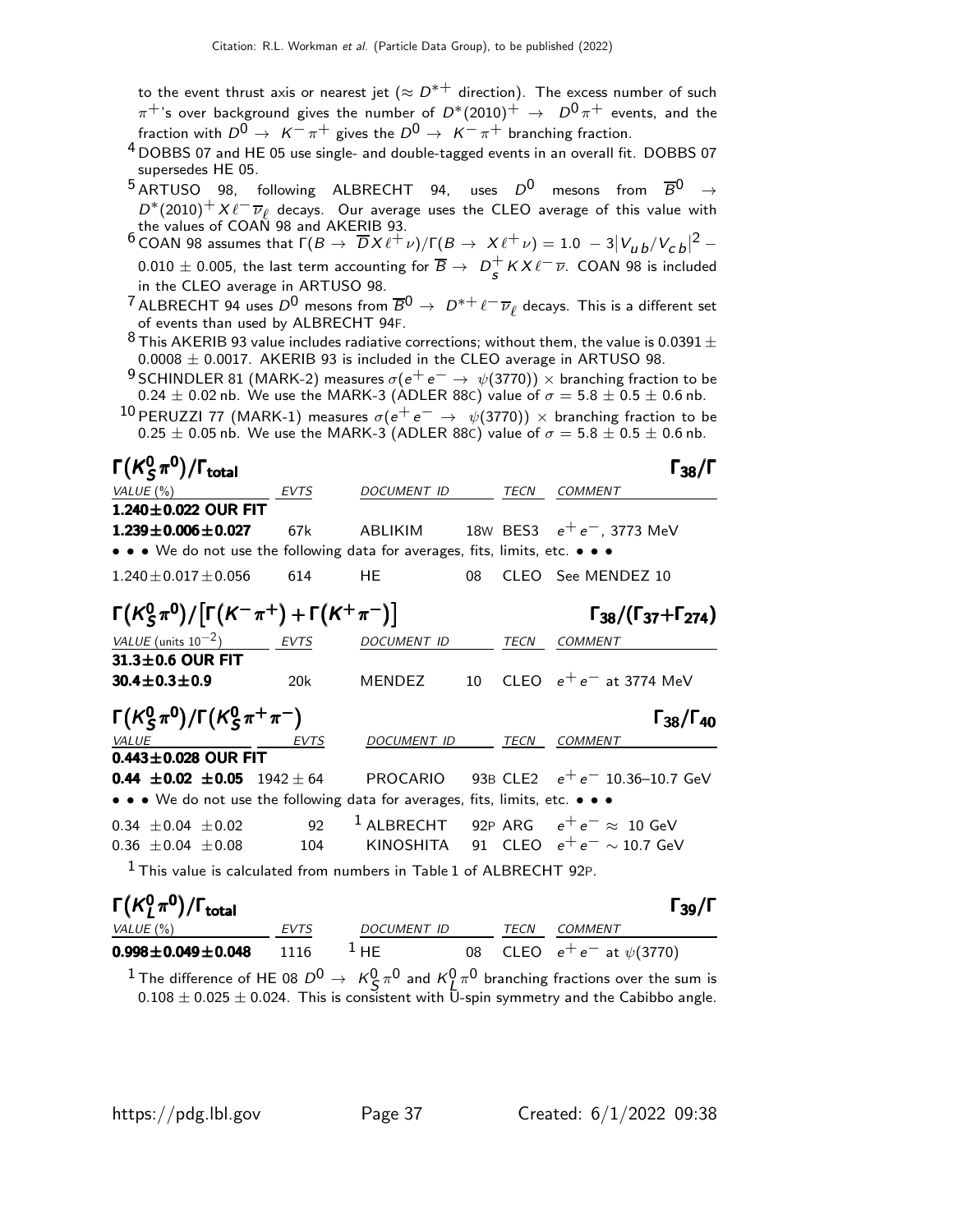to the event thrust axis or nearest jet ($\approx D^{*+}$ direction). The excess number of such $\pi^+$'s over background gives the number of $D^*(2010)^+ \rightarrow D^0\pi^+$ events, and the fraction with $D^0 \rightarrow K^-\pi^+$ gives the $D^0 \rightarrow K^-\pi^+$ branching fraction.

[4] DOBBS 07 and HE 05 use single- and double-tagged events in an overall fit. DOBBS 07 supersedes HE 05.

[5] ARTUSO 98, following ALBRECHT 94, uses $D^0$ mesons from $\overline{B}^0 \rightarrow D^*(2010)^+ X \ell^- \overline{\nu}_\ell$ decays. Our average uses the CLEO average of this value with the values of COAN 98 and AKERIB 93.

[6] COAN 98 assumes that $\Gamma(B \rightarrow \overline{D} X \ell^+ \nu)/\Gamma(B \rightarrow X \ell^+ \nu) = 1.0 - 3|V_{ub}/V_{cb}|^2 - 0.010 \pm 0.005$, the last term accounting for $\overline{B} \rightarrow D_s^+ K X \ell^- \overline{\nu}$. COAN 98 is included in the CLEO average in ARTUSO 98.

[7] ALBRECHT 94 uses $D^0$ mesons from $\overline{B}^0 \rightarrow D^{*+} \ell^- \overline{\nu}_\ell$ decays. This is a different set of events than used by ALBRECHT 94F.

[8] This AKERIB 93 value includes radiative corrections; without them, the value is $0.0391 \pm 0.0008 \pm 0.0017$. AKERIB 93 is included in the CLEO average in ARTUSO 98.

[9] SCHINDLER 81 (MARK-2) measures $\sigma(e^+e^- \rightarrow \psi(3770)) \times$ branching fraction to be $0.24 \pm 0.02$ nb. We use the MARK-3 (ADLER 88C) value of $\sigma = 5.8 \pm 0.5 \pm 0.6$ nb.

[10] PERUZZI 77 (MARK-1) measures $\sigma(e^+e^- \rightarrow \psi(3770)) \times$ branching fraction to be $0.25 \pm 0.05$ nb. We use the MARK-3 (ADLER 88C) value of $\sigma = 5.8 \pm 0.5 \pm 0.6$ nb.

### $\Gamma(K_S^0\pi^0)/\Gamma_{\text{total}}$ — $\Gamma_{38}/\Gamma$

| VALUE (%) | EVTS | DOCUMENT ID | | TECN | COMMENT |
|---|---|---|---|---|---|
| **1.240±0.022 OUR FIT** | | | | | |
| **1.239±0.006±0.027** | 67k | ABLIKIM | 18W | BES3 | $e^+e^-$, 3773 MeV |
| • • • We do not use the following data for averages, fits, limits, etc. • • • | | | | | |
| 1.240±0.017±0.056 | 614 | HE | 08 | CLEO | See MENDEZ 10 |

### $\Gamma(K_S^0\pi^0)/[\Gamma(K^-\pi^+)+\Gamma(K^+\pi^-)]$ — $\Gamma_{38}/(\Gamma_{37}+\Gamma_{274})$

| VALUE (units $10^{-2}$) | EVTS | DOCUMENT ID | | TECN | COMMENT |
|---|---|---|---|---|---|
| **31.3±0.6 OUR FIT** | | | | | |
| **30.4±0.3±0.9** | 20k | MENDEZ | 10 | CLEO | $e^+e^-$ at 3774 MeV |

### $\Gamma(K_S^0\pi^0)/\Gamma(K_S^0\pi^+\pi^-)$ — $\Gamma_{38}/\Gamma_{40}$

| VALUE | EVTS | DOCUMENT ID | | TECN | COMMENT |
|---|---|---|---|---|---|
| **0.443±0.028 OUR FIT** | | | | | |
| **0.44 ±0.02 ±0.05** | 1942 ± 64 | PROCARIO | 93B | CLE2 | $e^+e^-$ 10.36–10.7 GeV |
| • • • We do not use the following data for averages, fits, limits, etc. • • • | | | | | |
| 0.34 ±0.04 ±0.02 | 92 | [1] ALBRECHT | 92P | ARG | $e^+e^- \approx$ 10 GeV |
| 0.36 ±0.04 ±0.08 | 104 | KINOSHITA | 91 | CLEO | $e^+e^- \sim$ 10.7 GeV |

[1] This value is calculated from numbers in Table 1 of ALBRECHT 92P.

### $\Gamma(K_L^0\pi^0)/\Gamma_{\text{total}}$ — $\Gamma_{39}/\Gamma$

| VALUE (%) | EVTS | DOCUMENT ID | | TECN | COMMENT |
|---|---|---|---|---|---|
| **0.998±0.049±0.048** | 1116 | [1] HE | 08 | CLEO | $e^+e^-$ at $\psi(3770)$ |

[1] The difference of HE 08 $D^0 \rightarrow K_S^0\pi^0$ and $K_L^0\pi^0$ branching fractions over the sum is $0.108 \pm 0.025 \pm 0.024$. This is consistent with U-spin symmetry and the Cabibbo angle.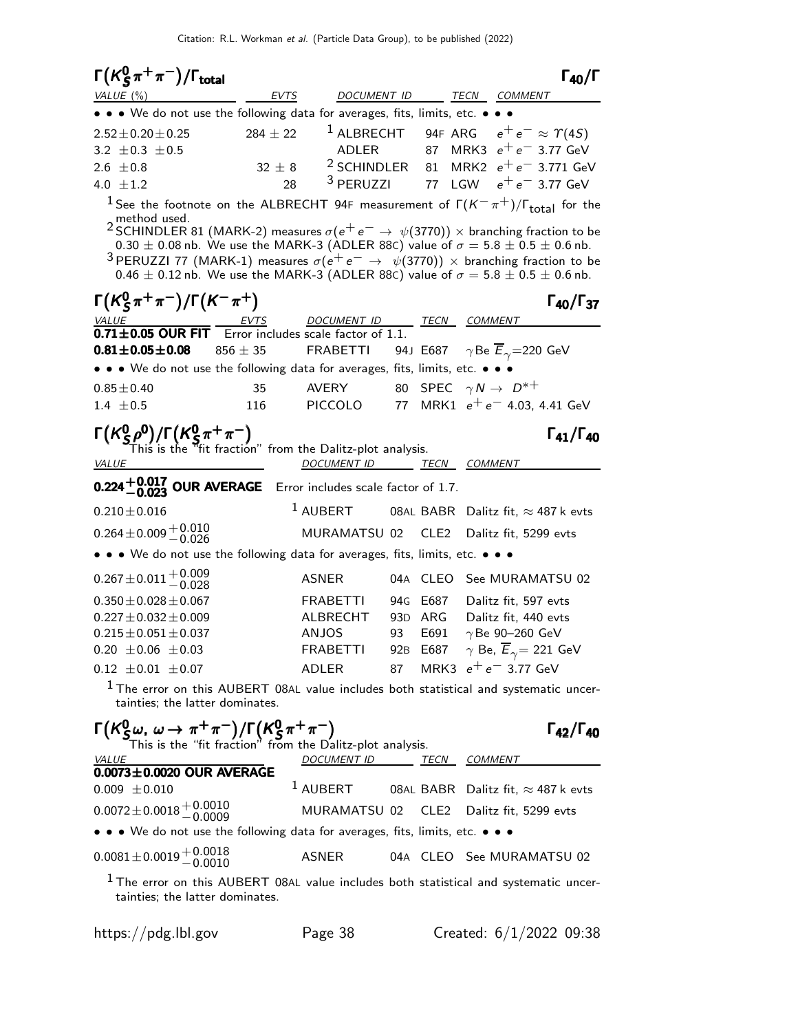## $\Gamma(K^0_S\pi^+\pi^-)/\Gamma_{\rm total}$ — $\Gamma_{40}/\Gamma$

| VALUE (%) | EVTS | DOCUMENT ID | | TECN | COMMENT |
|---|---|---|---|---|---|
| • • • We do not use the following data for averages, fits, limits, etc. • • • | | | | | |
| $2.52\pm0.20\pm0.25$ | $284\pm22$ | [1] ALBRECHT | 94F | ARG | $e^+e^-\approx\Upsilon(4S)$ |
| $3.2\pm0.3\pm0.5$ | | ADLER | 87 | MRK3 | $e^+e^-$ 3.77 GeV |
| $2.6\pm0.8$ | $32\pm8$ | [2] SCHINDLER | 81 | MRK2 | $e^+e^-$ 3.771 GeV |
| $4.0\pm1.2$ | 28 | [3] PERUZZI | 77 | LGW | $e^+e^-$ 3.77 GeV |

[1] See the footnote on the ALBRECHT 94F measurement of $\Gamma(K^-\pi^+)/\Gamma_{\rm total}$ for the method used.

[2] SCHINDLER 81 (MARK-2) measures $\sigma(e^+e^-\to\psi(3770))\times$ branching fraction to be $0.30\pm0.08$ nb. We use the MARK-3 (ADLER 88C) value of $\sigma=5.8\pm0.5\pm0.6$ nb.

[3] PERUZZI 77 (MARK-1) measures $\sigma(e^+e^-\to\psi(3770))\times$ branching fraction to be $0.46\pm0.12$ nb. We use the MARK-3 (ADLER 88C) value of $\sigma=5.8\pm0.5\pm0.6$ nb.

## $\Gamma(K^0_S\pi^+\pi^-)/\Gamma(K^-\pi^+)$ — $\Gamma_{40}/\Gamma_{37}$

| VALUE | EVTS | DOCUMENT ID | | TECN | COMMENT |
|---|---|---|---|---|---|
| **$0.71\pm0.05$ OUR FIT** | Error includes scale factor of 1.1. | | | | |
| **$0.81\pm0.05\pm0.08$** | $856\pm35$ | FRABETTI | 94J | E687 | $\gamma$Be $\overline{E}_\gamma$=220 GeV |
| • • • We do not use the following data for averages, fits, limits, etc. • • • | | | | | |
| $0.85\pm0.40$ | 35 | AVERY | 80 | SPEC | $\gamma N\to D^{*+}$ |
| $1.4\pm0.5$ | 116 | PICCOLO | 77 | MRK1 | $e^+e^-$ 4.03, 4.41 GeV |

## $\Gamma(K^0_S\rho^0)/\Gamma(K^0_S\pi^+\pi^-)$ — $\Gamma_{41}/\Gamma_{40}$

This is the "fit fraction" from the Dalitz-plot analysis.

| VALUE | DOCUMENT ID | | TECN | COMMENT |
|---|---|---|---|---|
| **$0.224^{+0.017}_{-0.023}$ OUR AVERAGE** | Error includes scale factor of 1.7. | | | |
| $0.210\pm0.016$ | [1] AUBERT | 08AL | BABR | Dalitz fit, $\approx$ 487 k evts |
| $0.264\pm0.009^{+0.010}_{-0.026}$ | MURAMATSU | 02 | CLE2 | Dalitz fit, 5299 evts |
| • • • We do not use the following data for averages, fits, limits, etc. • • • | | | | |
| $0.267\pm0.011^{+0.009}_{-0.028}$ | ASNER | 04A | CLEO | See MURAMATSU 02 |
| $0.350\pm0.028\pm0.067$ | FRABETTI | 94G | E687 | Dalitz fit, 597 evts |
| $0.227\pm0.032\pm0.009$ | ALBRECHT | 93D | ARG | Dalitz fit, 440 evts |
| $0.215\pm0.051\pm0.037$ | ANJOS | 93 | E691 | $\gamma$Be 90–260 GeV |
| $0.20\pm0.06\pm0.03$ | FRABETTI | 92B | E687 | $\gamma$ Be, $\overline{E}_\gamma$= 221 GeV |
| $0.12\pm0.01\pm0.07$ | ADLER | 87 | MRK3 | $e^+e^-$ 3.77 GeV |

[1] The error on this AUBERT 08AL value includes both statistical and systematic uncertainties; the latter dominates.

## $\Gamma(K^0_S\omega,\ \omega\to\pi^+\pi^-)/\Gamma(K^0_S\pi^+\pi^-)$ — $\Gamma_{42}/\Gamma_{40}$

This is the "fit fraction" from the Dalitz-plot analysis.

| VALUE | DOCUMENT ID | | TECN | COMMENT |
|---|---|---|---|---|
| **$0.0073\pm0.0020$ OUR AVERAGE** | | | | |
| $0.009\pm0.010$ | [1] AUBERT | 08AL | BABR | Dalitz fit, $\approx$ 487 k evts |
| $0.0072\pm0.0018^{+0.0010}_{-0.0009}$ | MURAMATSU | 02 | CLE2 | Dalitz fit, 5299 evts |
| • • • We do not use the following data for averages, fits, limits, etc. • • • | | | | |
| $0.0081\pm0.0019^{+0.0018}_{-0.0010}$ | ASNER | 04A | CLEO | See MURAMATSU 02 |

[1] The error on this AUBERT 08AL value includes both statistical and systematic uncertainties; the latter dominates.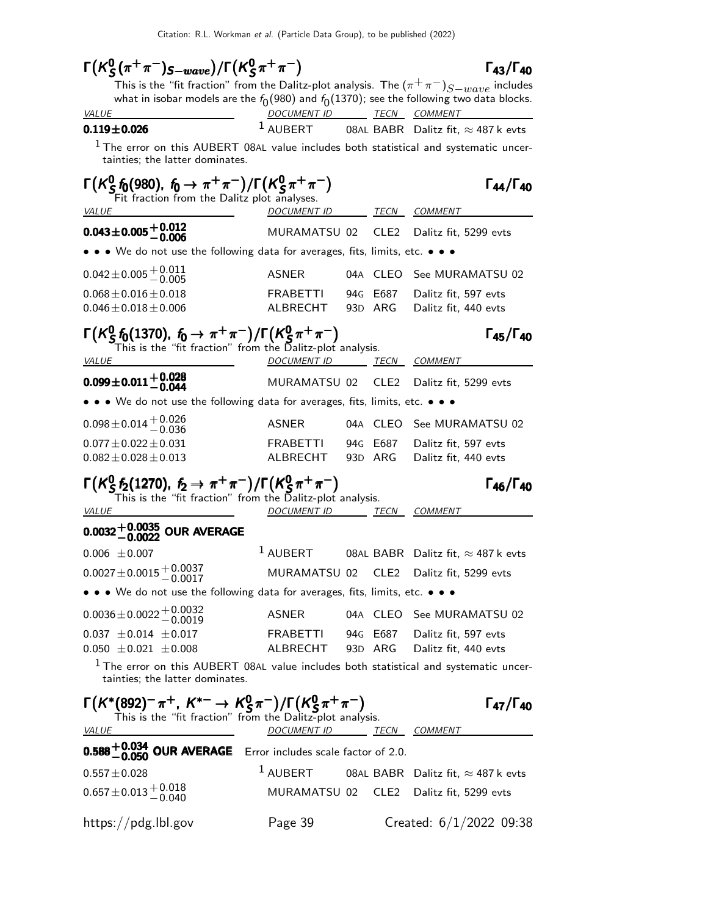### $\Gamma(K^0_S(\pi^+\pi^-)_{S-wave})/\Gamma(K^0_S\pi^+\pi^-)$ $\Gamma_{43}/\Gamma_{40}$

This is the "fit fraction" from the Dalitz-plot analysis. The $(\pi^+\pi^-)_{S-wave}$ includes what in isobar models are the $f_0(980)$ and $f_0(1370)$; see the following two data blocks.

| VALUE | DOCUMENT ID | TECN | COMMENT |
|---|---|---|---|
| **0.119±0.026** | [1] AUBERT 08AL | BABR | Dalitz fit, ≈ 487 k evts |

[1] The error on this AUBERT 08AL value includes both statistical and systematic uncertainties; the latter dominates.

### $\Gamma(K^0_S f_0(980),\ f_0 \to \pi^+\pi^-)/\Gamma(K^0_S\pi^+\pi^-)$ $\Gamma_{44}/\Gamma_{40}$

Fit fraction from the Dalitz plot analyses.

| VALUE | DOCUMENT ID | TECN | COMMENT |
|---|---|---|---|
| $\mathbf{0.043 \pm 0.005 ^{+0.012}_{-0.006}}$ | MURAMATSU 02 | CLE2 | Dalitz fit, 5299 evts |
| • • • We do not use the following data for averages, fits, limits, etc. • • • | | | |
| $0.042 \pm 0.005 ^{+0.011}_{-0.005}$ | ASNER 04A | CLEO | See MURAMATSU 02 |
| $0.068 \pm 0.016 \pm 0.018$ | FRABETTI 94G | E687 | Dalitz fit, 597 evts |
| $0.046 \pm 0.018 \pm 0.006$ | ALBRECHT 93D | ARG | Dalitz fit, 440 evts |

### $\Gamma(K^0_S f_0(1370),\ f_0 \to \pi^+\pi^-)/\Gamma(K^0_S\pi^+\pi^-)$ $\Gamma_{45}/\Gamma_{40}$

This is the "fit fraction" from the Dalitz-plot analysis.

| VALUE | DOCUMENT ID | TECN | COMMENT |
|---|---|---|---|
| $\mathbf{0.099 \pm 0.011 ^{+0.028}_{-0.044}}$ | MURAMATSU 02 | CLE2 | Dalitz fit, 5299 evts |
| • • • We do not use the following data for averages, fits, limits, etc. • • • | | | |
| $0.098 \pm 0.014 ^{+0.026}_{-0.036}$ | ASNER 04A | CLEO | See MURAMATSU 02 |
| $0.077 \pm 0.022 \pm 0.031$ | FRABETTI 94G | E687 | Dalitz fit, 597 evts |
| $0.082 \pm 0.028 \pm 0.013$ | ALBRECHT 93D | ARG | Dalitz fit, 440 evts |

### $\Gamma(K^0_S f_2(1270),\ f_2 \to \pi^+\pi^-)/\Gamma(K^0_S\pi^+\pi^-)$ $\Gamma_{46}/\Gamma_{40}$

This is the "fit fraction" from the Dalitz-plot analysis.

| VALUE | DOCUMENT ID | TECN | COMMENT |
|---|---|---|---|
| $\mathbf{0.0032 ^{+0.0035}_{-0.0022}}$ **OUR AVERAGE** | | | |
| $0.006 \pm 0.007$ | [1] AUBERT 08AL | BABR | Dalitz fit, ≈ 487 k evts |
| $0.0027 \pm 0.0015 ^{+0.0037}_{-0.0017}$ | MURAMATSU 02 | CLE2 | Dalitz fit, 5299 evts |
| • • • We do not use the following data for averages, fits, limits, etc. • • • | | | |
| $0.0036 \pm 0.0022 ^{+0.0032}_{-0.0019}$ | ASNER 04A | CLEO | See MURAMATSU 02 |
| $0.037 \pm 0.014 \pm 0.017$ | FRABETTI 94G | E687 | Dalitz fit, 597 evts |
| $0.050 \pm 0.021 \pm 0.008$ | ALBRECHT 93D | ARG | Dalitz fit, 440 evts |

[1] The error on this AUBERT 08AL value includes both statistical and systematic uncertainties; the latter dominates.

### $\Gamma(K^*(892)^-\pi^+,\ K^{*-} \to K^0_S\pi^-)/\Gamma(K^0_S\pi^+\pi^-)$ $\Gamma_{47}/\Gamma_{40}$

This is the "fit fraction" from the Dalitz-plot analysis.

| VALUE | DOCUMENT ID | TECN | COMMENT |
|---|---|---|---|
| $\mathbf{0.588 ^{+0.034}_{-0.050}}$ **OUR AVERAGE** | Error includes scale factor of 2.0. | | |
| $0.557 \pm 0.028$ | [1] AUBERT 08AL | BABR | Dalitz fit, ≈ 487 k evts |
| $0.657 \pm 0.013 ^{+0.018}_{-0.040}$ | MURAMATSU 02 | CLE2 | Dalitz fit, 5299 evts |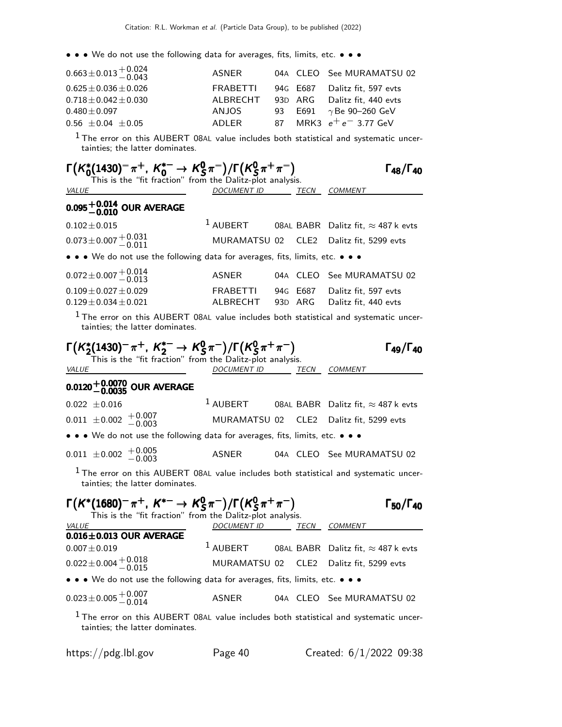• • • We do not use the following data for averages, fits, limits, etc. • • •

| | | | | |
|---|---|---|---|---|
| $0.663 \pm 0.013 ^{+0.024}_{-0.043}$ | ASNER | 04A | CLEO | See MURAMATSU 02 |
| $0.625 \pm 0.036 \pm 0.026$ | FRABETTI | 94G | E687 | Dalitz fit, 597 evts |
| $0.718 \pm 0.042 \pm 0.030$ | ALBRECHT | 93D | ARG | Dalitz fit, 440 evts |
| $0.480 \pm 0.097$ | ANJOS | 93 | E691 | $\gamma$ Be 90–260 GeV |
| $0.56 \pm 0.04 \pm 0.05$ | ADLER | 87 | MRK3 | $e^+ e^-$ 3.77 GeV |

[1] The error on this AUBERT 08AL value includes both statistical and systematic uncertainties; the latter dominates.

### $\Gamma(K_0^*(1430)^- \pi^+, K_0^{*-} \to K_S^0 \pi^-)/\Gamma(K_S^0 \pi^+ \pi^-)$ — $\Gamma_{48}/\Gamma_{40}$

This is the "fit fraction" from the Dalitz-plot analysis.

| *VALUE* | *DOCUMENT ID* | | *TECN* | *COMMENT* |
|---|---|---|---|---|
| **$0.095^{+0.014}_{-0.010}$ OUR AVERAGE** | | | | |
| $0.102 \pm 0.015$ | [1] AUBERT | 08AL | BABR | Dalitz fit, $\approx$ 487 k evts |
| $0.073 \pm 0.007 ^{+0.031}_{-0.011}$ | MURAMATSU | 02 | CLE2 | Dalitz fit, 5299 evts |

• • • We do not use the following data for averages, fits, limits, etc. • • •

| | | | | |
|---|---|---|---|---|
| $0.072 \pm 0.007 ^{+0.014}_{-0.013}$ | ASNER | 04A | CLEO | See MURAMATSU 02 |
| $0.109 \pm 0.027 \pm 0.029$ | FRABETTI | 94G | E687 | Dalitz fit, 597 evts |
| $0.129 \pm 0.034 \pm 0.021$ | ALBRECHT | 93D | ARG | Dalitz fit, 440 evts |

[1] The error on this AUBERT 08AL value includes both statistical and systematic uncertainties; the latter dominates.

### $\Gamma(K_2^*(1430)^- \pi^+, K_2^{*-} \to K_S^0 \pi^-)/\Gamma(K_S^0 \pi^+ \pi^-)$ — $\Gamma_{49}/\Gamma_{40}$

This is the "fit fraction" from the Dalitz-plot analysis.

| *VALUE* | *DOCUMENT ID* | | *TECN* | *COMMENT* |
|---|---|---|---|---|
| **$0.0120^{+0.0070}_{-0.0035}$ OUR AVERAGE** | | | | |
| $0.022 \pm 0.016$ | [1] AUBERT | 08AL | BABR | Dalitz fit, $\approx$ 487 k evts |
| $0.011 \pm 0.002 ^{+0.007}_{-0.003}$ | MURAMATSU | 02 | CLE2 | Dalitz fit, 5299 evts |

• • • We do not use the following data for averages, fits, limits, etc. • • •

| | | | | |
|---|---|---|---|---|
| $0.011 \pm 0.002 ^{+0.005}_{-0.003}$ | ASNER | 04A | CLEO | See MURAMATSU 02 |

[1] The error on this AUBERT 08AL value includes both statistical and systematic uncertainties; the latter dominates.

### $\Gamma(K^*(1680)^- \pi^+, K^{*-} \to K_S^0 \pi^-)/\Gamma(K_S^0 \pi^+ \pi^-)$ — $\Gamma_{50}/\Gamma_{40}$

This is the "fit fraction" from the Dalitz-plot analysis.

| *VALUE* | *DOCUMENT ID* | | *TECN* | *COMMENT* |
|---|---|---|---|---|
| **$0.016 \pm 0.013$ OUR AVERAGE** | | | | |
| $0.007 \pm 0.019$ | [1] AUBERT | 08AL | BABR | Dalitz fit, $\approx$ 487 k evts |
| $0.022 \pm 0.004 ^{+0.018}_{-0.015}$ | MURAMATSU | 02 | CLE2 | Dalitz fit, 5299 evts |

• • • We do not use the following data for averages, fits, limits, etc. • • •

| | | | | |
|---|---|---|---|---|
| $0.023 \pm 0.005 ^{+0.007}_{-0.014}$ | ASNER | 04A | CLEO | See MURAMATSU 02 |

[1] The error on this AUBERT 08AL value includes both statistical and systematic uncertainties; the latter dominates.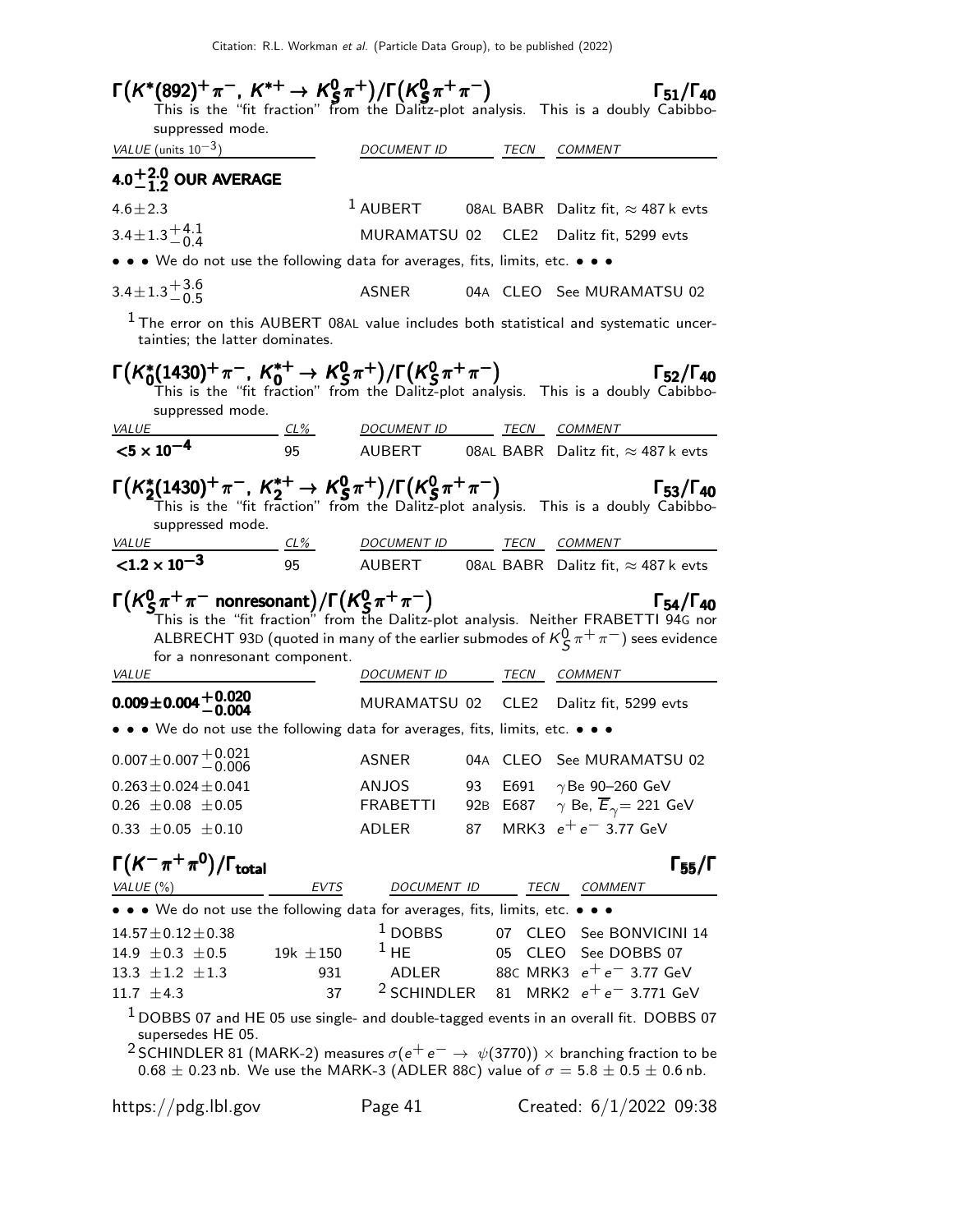### $\Gamma\big(K^*(892)^+\pi^-,\ K^{*+}\to K^0_S\pi^+\big)/\Gamma\big(K^0_S\pi^+\pi^-\big)$ $\quad\Gamma_{51}/\Gamma_{40}$

This is the "fit fraction" from the Dalitz-plot analysis. This is a doubly Cabibbo-suppressed mode.

| VALUE (units $10^{-3}$) | DOCUMENT ID | | TECN | COMMENT |
|---|---|---|---|---|
| $\mathbf{4.0^{+2.0}_{-1.2}}$ **OUR AVERAGE** | | | | |
| $4.6\pm2.3$ | [1] AUBERT | 08AL | BABR | Dalitz fit, $\approx 487$ k evts |
| $3.4\pm1.3^{+4.1}_{-0.4}$ | MURAMATSU | 02 | CLE2 | Dalitz fit, 5299 evts |
| • • • We do not use the following data for averages, fits, limits, etc. • • • | | | | |
| $3.4\pm1.3^{+3.6}_{-0.5}$ | ASNER | 04A | CLEO | See MURAMATSU 02 |

[1] The error on this AUBERT 08AL value includes both statistical and systematic uncertainties; the latter dominates.

### $\Gamma\big(K^*_0(1430)^+\pi^-,\ K^{*+}_0\to K^0_S\pi^+\big)/\Gamma\big(K^0_S\pi^+\pi^-\big)$ $\quad\Gamma_{52}/\Gamma_{40}$

This is the "fit fraction" from the Dalitz-plot analysis. This is a doubly Cabibbo-suppressed mode.

| VALUE | CL% | DOCUMENT ID | | TECN | COMMENT |
|---|---|---|---|---|---|
| $\mathbf{<5\times10^{-4}}$ | 95 | AUBERT | 08AL | BABR | Dalitz fit, $\approx 487$ k evts |

### $\Gamma\big(K^*_2(1430)^+\pi^-,\ K^{*+}_2\to K^0_S\pi^+\big)/\Gamma\big(K^0_S\pi^+\pi^-\big)$ $\quad\Gamma_{53}/\Gamma_{40}$

This is the "fit fraction" from the Dalitz-plot analysis. This is a doubly Cabibbo-suppressed mode.

| VALUE | CL% | DOCUMENT ID | | TECN | COMMENT |
|---|---|---|---|---|---|
| $\mathbf{<1.2\times10^{-3}}$ | 95 | AUBERT | 08AL | BABR | Dalitz fit, $\approx 487$ k evts |

### $\Gamma\big(K^0_S\pi^+\pi^-\text{ nonresonant}\big)/\Gamma\big(K^0_S\pi^+\pi^-\big)$ $\quad\Gamma_{54}/\Gamma_{40}$

This is the "fit fraction" from the Dalitz-plot analysis. Neither FRABETTI 94G nor ALBRECHT 93D (quoted in many of the earlier submodes of $K^0_S\pi^+\pi^-$) sees evidence for a nonresonant component.

| VALUE | DOCUMENT ID | | TECN | COMMENT |
|---|---|---|---|---|
| $\mathbf{0.009\pm0.004^{+0.020}_{-0.004}}$ | MURAMATSU | 02 | CLE2 | Dalitz fit, 5299 evts |
| • • • We do not use the following data for averages, fits, limits, etc. • • • | | | | |
| $0.007\pm0.007^{+0.021}_{-0.006}$ | ASNER | 04A | CLEO | See MURAMATSU 02 |
| $0.263\pm0.024\pm0.041$ | ANJOS | 93 | E691 | $\gamma$Be 90–260 GeV |
| $0.26\ \pm0.08\ \pm0.05$ | FRABETTI | 92B | E687 | $\gamma$ Be, $\overline{E}_\gamma = 221$ GeV |
| $0.33\ \pm0.05\ \pm0.10$ | ADLER | 87 | MRK3 | $e^+e^-$ 3.77 GeV |

### $\Gamma\big(K^-\pi^+\pi^0\big)/\Gamma_{\text{total}}$ $\quad\Gamma_{55}/\Gamma$

| VALUE (%) | EVTS | DOCUMENT ID | | TECN | COMMENT |
|---|---|---|---|---|---|
| • • • We do not use the following data for averages, fits, limits, etc. • • • | | | | | |
| $14.57\pm0.12\pm0.38$ | | [1] DOBBS | 07 | CLEO | See BONVICINI 14 |
| $14.9\ \pm0.3\ \pm0.5$ | $19\text{k}\pm150$ | [1] HE | 05 | CLEO | See DOBBS 07 |
| $13.3\ \pm1.2\ \pm1.3$ | 931 | ADLER | 88C | MRK3 | $e^+e^-$ 3.77 GeV |
| $11.7\ \pm4.3$ | 37 | [2] SCHINDLER | 81 | MRK2 | $e^+e^-$ 3.771 GeV |

[1] DOBBS 07 and HE 05 use single- and double-tagged events in an overall fit. DOBBS 07 supersedes HE 05.

[2] SCHINDLER 81 (MARK-2) measures $\sigma(e^+e^-\to\psi(3770))\times$ branching fraction to be $0.68\pm0.23$ nb. We use the MARK-3 (ADLER 88C) value of $\sigma = 5.8\pm0.5\pm0.6$ nb.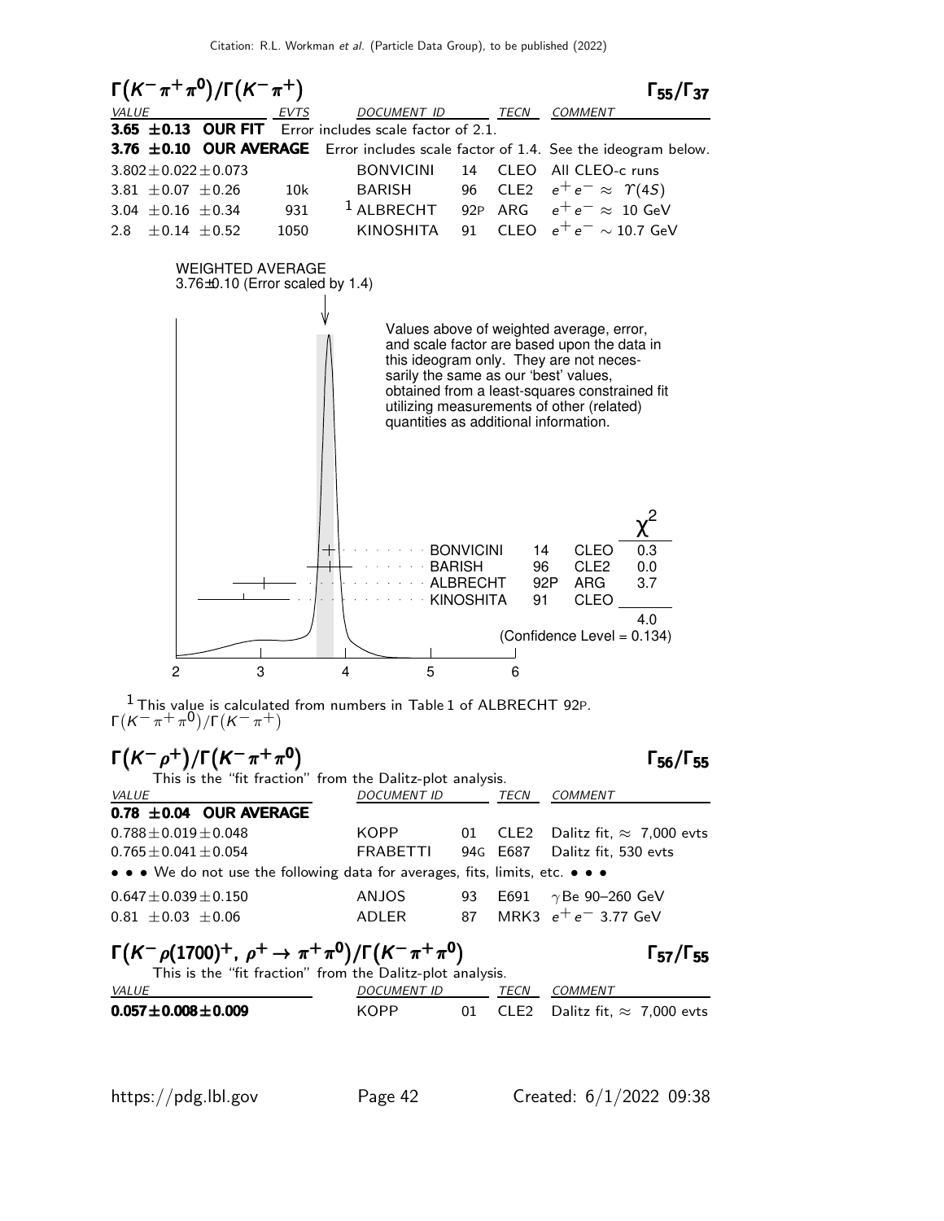## $\Gamma(K^-\pi^+\pi^0)/\Gamma(K^-\pi^+)$ — $\Gamma_{55}/\Gamma_{37}$

| VALUE | EVTS | DOCUMENT ID | | TECN | COMMENT |
|---|---|---|---|---|---|
| **3.65 ±0.13 OUR FIT** | | Error includes scale factor of 2.1. | | | |
| **3.76 ±0.10 OUR AVERAGE** | | Error includes scale factor of 1.4. See the ideogram below. | | | |
| $3.802 \pm 0.022 \pm 0.073$ | | BONVICINI | 14 | CLEO | All CLEO-c runs |
| $3.81 \pm 0.07 \pm 0.26$ | 10k | BARISH | 96 | CLE2 | $e^+e^- \approx \Upsilon(4S)$ |
| $3.04 \pm 0.16 \pm 0.34$ | 931 | [1] ALBRECHT | 92P | ARG | $e^+e^- \approx 10$ GeV |
| $2.8 \pm 0.14 \pm 0.52$ | 1050 | KINOSHITA | 91 | CLEO | $e^+e^- \sim 10.7$ GeV |

WEIGHTED AVERAGE
3.76±0.10 (Error scaled by 1.4)

Values above of weighted average, error, and scale factor are based upon the data in this ideogram only. They are not necessarily the same as our 'best' values, obtained from a least-squares constrained fit utilizing measurements of other (related) quantities as additional information.

| | | | $\chi^2$ |
|---|---|---|---|
| BONVICINI | 14 | CLEO | 0.3 |
| BARISH | 96 | CLE2 | 0.0 |
| ALBRECHT | 92P | ARG | 3.7 |
| KINOSHITA | 91 | CLEO | |
| | | | 4.0 |

(Confidence Level = 0.134)

$\Gamma(K^-\pi^+\pi^0)/\Gamma(K^-\pi^+)$

[1] This value is calculated from numbers in Table 1 of ALBRECHT 92P.

## $\Gamma(K^-\rho^+)/\Gamma(K^-\pi^+\pi^0)$ — $\Gamma_{56}/\Gamma_{55}$

This is the "fit fraction" from the Dalitz-plot analysis.

| VALUE | DOCUMENT ID | | TECN | COMMENT |
|---|---|---|---|---|
| **0.78 ±0.04 OUR AVERAGE** | | | | |
| $0.788 \pm 0.019 \pm 0.048$ | KOPP | 01 | CLE2 | Dalitz fit, $\approx$ 7,000 evts |
| $0.765 \pm 0.041 \pm 0.054$ | FRABETTI | 94G | E687 | Dalitz fit, 530 evts |
| • • • We do not use the following data for averages, fits, limits, etc. • • • | | | | |
| $0.647 \pm 0.039 \pm 0.150$ | ANJOS | 93 | E691 | $\gamma$Be 90–260 GeV |
| $0.81 \pm 0.03 \pm 0.06$ | ADLER | 87 | MRK3 | $e^+e^-$ 3.77 GeV |

## $\Gamma(K^-\rho(1700)^+,\ \rho^+ \to \pi^+\pi^0)/\Gamma(K^-\pi^+\pi^0)$ — $\Gamma_{57}/\Gamma_{55}$

This is the "fit fraction" from the Dalitz-plot analysis.

| VALUE | DOCUMENT ID | | TECN | COMMENT |
|---|---|---|---|---|
| $\mathbf{0.057 \pm 0.008 \pm 0.009}$ | KOPP | 01 | CLE2 | Dalitz fit, $\approx$ 7,000 evts |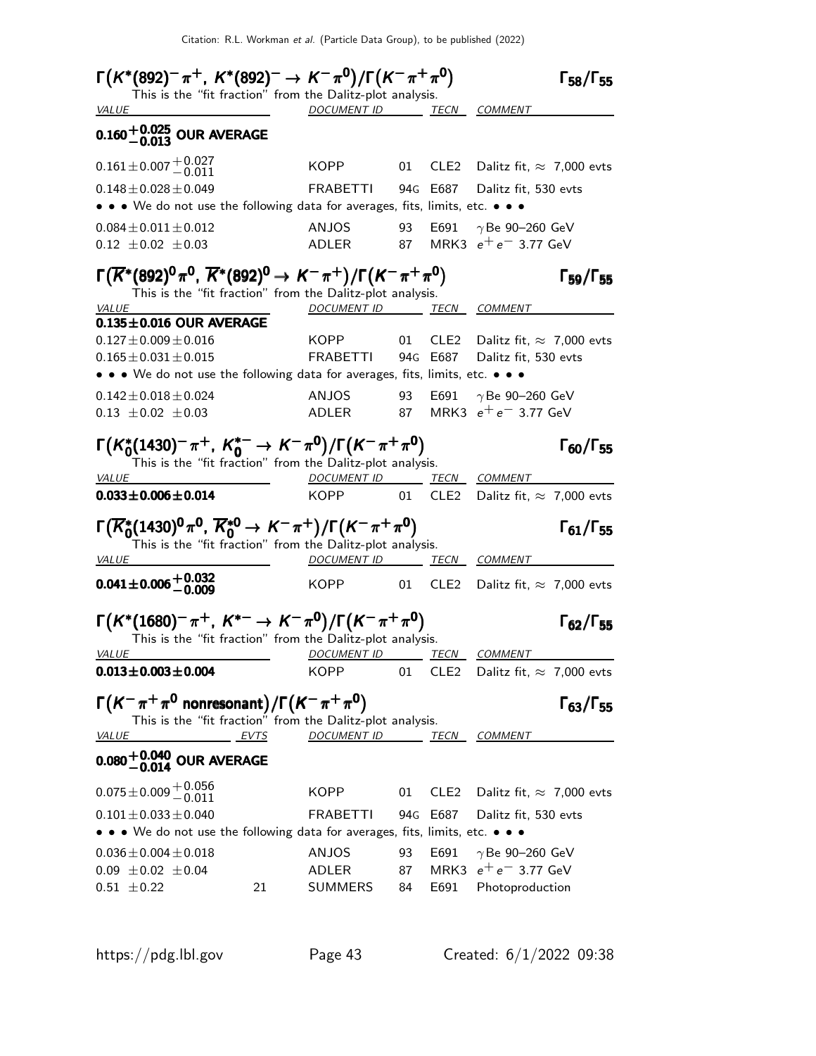### $\Gamma\big(K^*(892)^-\pi^+,\ K^*(892)^- \to K^-\pi^0\big)/\Gamma\big(K^-\pi^+\pi^0\big)$ — $\Gamma_{58}/\Gamma_{55}$

This is the "fit fraction" from the Dalitz-plot analysis.

| VALUE | DOCUMENT ID | | TECN | COMMENT |
|---|---|---|---|---|
| $0.160^{+0.025}_{-0.013}$ **OUR AVERAGE** | | | | |
| $0.161 \pm 0.007 ^{+0.027}_{-0.011}$ | KOPP | 01 | CLE2 | Dalitz fit, $\approx$ 7,000 evts |
| $0.148 \pm 0.028 \pm 0.049$ | FRABETTI | 94G | E687 | Dalitz fit, 530 evts |
| • • • We do not use the following data for averages, fits, limits, etc. • • • | | | | |
| $0.084 \pm 0.011 \pm 0.012$ | ANJOS | 93 | E691 | $\gamma$Be 90–260 GeV |
| $0.12 \pm 0.02 \pm 0.03$ | ADLER | 87 | MRK3 | $e^+e^-$ 3.77 GeV |

### $\Gamma\big(\overline{K}^*(892)^0\pi^0,\ \overline{K}^*(892)^0 \to K^-\pi^+\big)/\Gamma\big(K^-\pi^+\pi^0\big)$ — $\Gamma_{59}/\Gamma_{55}$

This is the "fit fraction" from the Dalitz-plot analysis.

| VALUE | DOCUMENT ID | | TECN | COMMENT |
|---|---|---|---|---|
| $0.135 \pm 0.016$ **OUR AVERAGE** | | | | |
| $0.127 \pm 0.009 \pm 0.016$ | KOPP | 01 | CLE2 | Dalitz fit, $\approx$ 7,000 evts |
| $0.165 \pm 0.031 \pm 0.015$ | FRABETTI | 94G | E687 | Dalitz fit, 530 evts |
| • • • We do not use the following data for averages, fits, limits, etc. • • • | | | | |
| $0.142 \pm 0.018 \pm 0.024$ | ANJOS | 93 | E691 | $\gamma$Be 90–260 GeV |
| $0.13 \pm 0.02 \pm 0.03$ | ADLER | 87 | MRK3 | $e^+e^-$ 3.77 GeV |

### $\Gamma\big(K_0^*(1430)^-\pi^+,\ K_0^{*-} \to K^-\pi^0\big)/\Gamma\big(K^-\pi^+\pi^0\big)$ — $\Gamma_{60}/\Gamma_{55}$

This is the "fit fraction" from the Dalitz-plot analysis.

| VALUE | DOCUMENT ID | | TECN | COMMENT |
|---|---|---|---|---|
| $\mathbf{0.033 \pm 0.006 \pm 0.014}$ | KOPP | 01 | CLE2 | Dalitz fit, $\approx$ 7,000 evts |

### $\Gamma\big(\overline{K}_0^*(1430)^0\pi^0,\ \overline{K}_0^{*0} \to K^-\pi^+\big)/\Gamma\big(K^-\pi^+\pi^0\big)$ — $\Gamma_{61}/\Gamma_{55}$

This is the "fit fraction" from the Dalitz-plot analysis.

| VALUE | DOCUMENT ID | | TECN | COMMENT |
|---|---|---|---|---|
| $\mathbf{0.041 \pm 0.006 ^{+0.032}_{-0.009}}$ | KOPP | 01 | CLE2 | Dalitz fit, $\approx$ 7,000 evts |

### $\Gamma\big(K^*(1680)^-\pi^+,\ K^{*-} \to K^-\pi^0\big)/\Gamma\big(K^-\pi^+\pi^0\big)$ — $\Gamma_{62}/\Gamma_{55}$

This is the "fit fraction" from the Dalitz-plot analysis.

| VALUE | DOCUMENT ID | | TECN | COMMENT |
|---|---|---|---|---|
| $\mathbf{0.013 \pm 0.003 \pm 0.004}$ | KOPP | 01 | CLE2 | Dalitz fit, $\approx$ 7,000 evts |

### $\Gamma\big(K^-\pi^+\pi^0 \text{ nonresonant}\big)/\Gamma\big(K^-\pi^+\pi^0\big)$ — $\Gamma_{63}/\Gamma_{55}$

This is the "fit fraction" from the Dalitz-plot analysis.

| VALUE | EVTS | DOCUMENT ID | | TECN | COMMENT |
|---|---|---|---|---|---|
| $0.080^{+0.040}_{-0.014}$ **OUR AVERAGE** | | | | | |
| $0.075 \pm 0.009 ^{+0.056}_{-0.011}$ | | KOPP | 01 | CLE2 | Dalitz fit, $\approx$ 7,000 evts |
| $0.101 \pm 0.033 \pm 0.040$ | | FRABETTI | 94G | E687 | Dalitz fit, 530 evts |
| • • • We do not use the following data for averages, fits, limits, etc. • • • | | | | | |
| $0.036 \pm 0.004 \pm 0.018$ | | ANJOS | 93 | E691 | $\gamma$Be 90–260 GeV |
| $0.09 \pm 0.02 \pm 0.04$ | | ADLER | 87 | MRK3 | $e^+e^-$ 3.77 GeV |
| $0.51 \pm 0.22$ | 21 | SUMMERS | 84 | E691 | Photoproduction |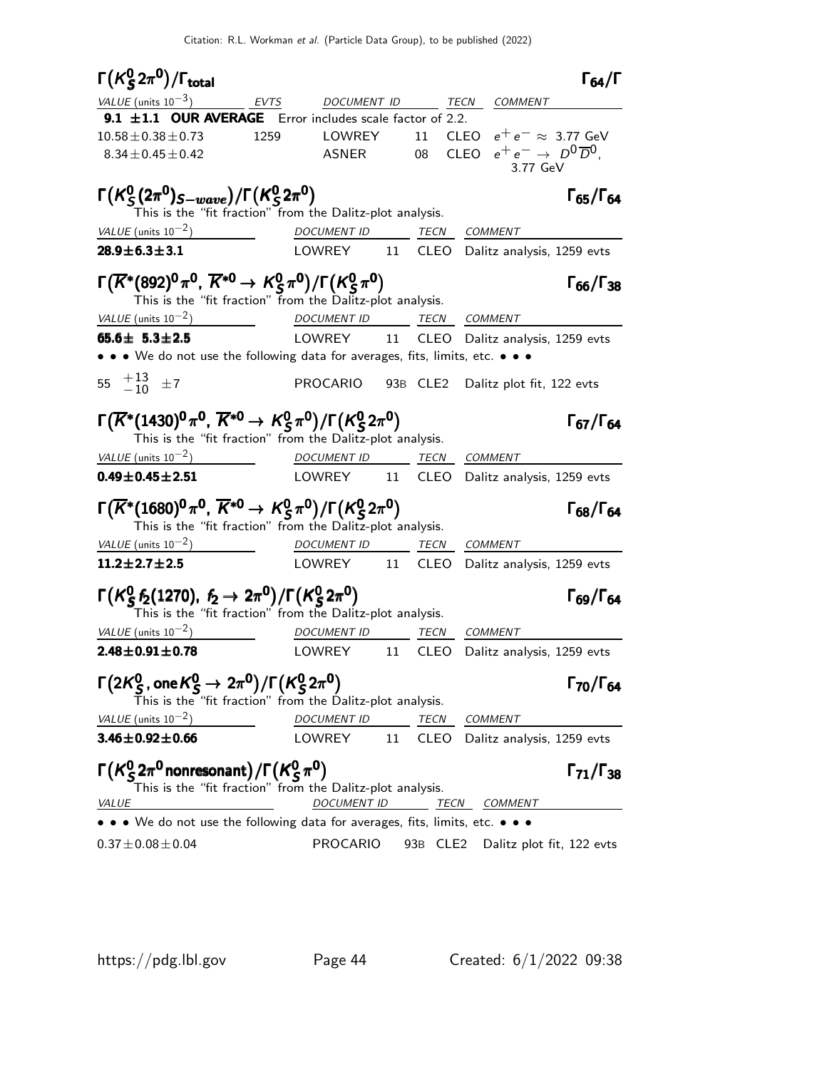## $\Gamma(K^0_S 2\pi^0)/\Gamma_{total}$ — $\Gamma_{64}/\Gamma$

| VALUE (units $10^{-3}$) | EVTS | DOCUMENT ID | | TECN | COMMENT |
|---|---|---|---|---|---|
| **9.1 ±1.1 OUR AVERAGE** | Error includes scale factor of 2.2. | | | | |
| $10.58\pm0.38\pm0.73$ | 1259 | LOWREY | 11 | CLEO | $e^+e^- \approx$ 3.77 GeV |
| $8.34\pm0.45\pm0.42$ | | ASNER | 08 | CLEO | $e^+e^- \to D^0\overline{D}^0$, 3.77 GeV |

## $\Gamma(K^0_S(2\pi^0)_{S-wave})/\Gamma(K^0_S 2\pi^0)$ — $\Gamma_{65}/\Gamma_{64}$

This is the "fit fraction" from the Dalitz-plot analysis.

| VALUE (units $10^{-2}$) | DOCUMENT ID | | TECN | COMMENT |
|---|---|---|---|---|
| **$28.9\pm6.3\pm3.1$** | LOWREY | 11 | CLEO | Dalitz analysis, 1259 evts |

## $\Gamma(\overline{K}^*(892)^0\pi^0,\ \overline{K}^{*0} \to K^0_S\pi^0)/\Gamma(K^0_S\pi^0)$ — $\Gamma_{66}/\Gamma_{38}$

This is the "fit fraction" from the Dalitz-plot analysis.

| VALUE (units $10^{-2}$) | DOCUMENT ID | | TECN | COMMENT |
|---|---|---|---|---|
| **$65.6\pm\ 5.3\pm2.5$** | LOWREY | 11 | CLEO | Dalitz analysis, 1259 evts |
| • • • We do not use the following data for averages, fits, limits, etc. • • • | | | | |
| $55\ ^{+13}_{-10}\ \pm7$ | PROCARIO | 93B | CLE2 | Dalitz plot fit, 122 evts |

## $\Gamma(\overline{K}^*(1430)^0\pi^0,\ \overline{K}^{*0} \to K^0_S\pi^0)/\Gamma(K^0_S 2\pi^0)$ — $\Gamma_{67}/\Gamma_{64}$

This is the "fit fraction" from the Dalitz-plot analysis.

| VALUE (units $10^{-2}$) | DOCUMENT ID | | TECN | COMMENT |
|---|---|---|---|---|
| **$0.49\pm0.45\pm2.51$** | LOWREY | 11 | CLEO | Dalitz analysis, 1259 evts |

## $\Gamma(\overline{K}^*(1680)^0\pi^0,\ \overline{K}^{*0} \to K^0_S\pi^0)/\Gamma(K^0_S 2\pi^0)$ — $\Gamma_{68}/\Gamma_{64}$

This is the "fit fraction" from the Dalitz-plot analysis.

| VALUE (units $10^{-2}$) | DOCUMENT ID | | TECN | COMMENT |
|---|---|---|---|---|
| **$11.2\pm2.7\pm2.5$** | LOWREY | 11 | CLEO | Dalitz analysis, 1259 evts |

## $\Gamma(K^0_S f_2(1270),\ f_2 \to 2\pi^0)/\Gamma(K^0_S 2\pi^0)$ — $\Gamma_{69}/\Gamma_{64}$

This is the "fit fraction" from the Dalitz-plot analysis.

| VALUE (units $10^{-2}$) | DOCUMENT ID | | TECN | COMMENT |
|---|---|---|---|---|
| **$2.48\pm0.91\pm0.78$** | LOWREY | 11 | CLEO | Dalitz analysis, 1259 evts |

## $\Gamma(2K^0_S,\ \text{one}\ K^0_S \to 2\pi^0)/\Gamma(K^0_S 2\pi^0)$ — $\Gamma_{70}/\Gamma_{64}$

This is the "fit fraction" from the Dalitz-plot analysis.

| VALUE (units $10^{-2}$) | DOCUMENT ID | | TECN | COMMENT |
|---|---|---|---|---|
| **$3.46\pm0.92\pm0.66$** | LOWREY | 11 | CLEO | Dalitz analysis, 1259 evts |

## $\Gamma(K^0_S 2\pi^0\ \text{nonresonant})/\Gamma(K^0_S\pi^0)$ — $\Gamma_{71}/\Gamma_{38}$

This is the "fit fraction" from the Dalitz-plot analysis.

| VALUE | DOCUMENT ID | | TECN | COMMENT |
|---|---|---|---|---|
| • • • We do not use the following data for averages, fits, limits, etc. • • • | | | | |
| $0.37\pm0.08\pm0.04$ | PROCARIO | 93B | CLE2 | Dalitz plot fit, 122 evts |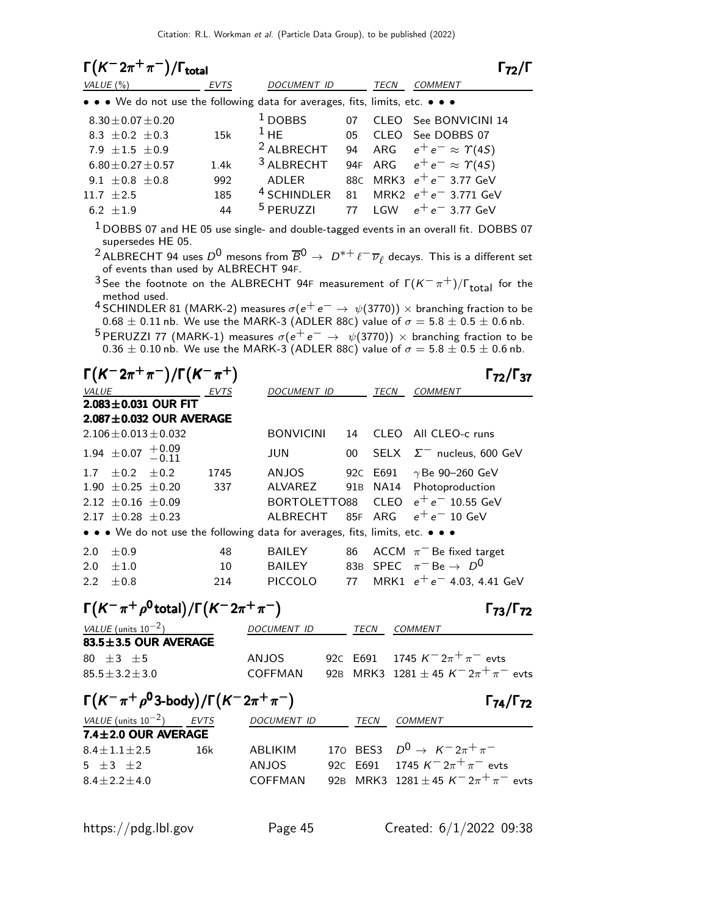## $\Gamma(K^- 2\pi^+ \pi^-)/\Gamma_{total}$ $\Gamma_{72}/\Gamma$

| VALUE (%) | EVTS | DOCUMENT ID | | TECN | COMMENT |
|---|---|---|---|---|---|
| • • • We do not use the following data for averages, fits, limits, etc. • • • | | | | | |
| $8.30 \pm 0.07 \pm 0.20$ | | [1] DOBBS | 07 | CLEO | See BONVICINI 14 |
| $8.3 \pm 0.2 \pm 0.3$ | 15k | [1] HE | 05 | CLEO | See DOBBS 07 |
| $7.9 \pm 1.5 \pm 0.9$ | | [2] ALBRECHT | 94 | ARG | $e^+ e^- \approx \Upsilon(4S)$ |
| $6.80 \pm 0.27 \pm 0.57$ | 1.4k | [3] ALBRECHT | 94F | ARG | $e^+ e^- \approx \Upsilon(4S)$ |
| $9.1 \pm 0.8 \pm 0.8$ | 992 | ADLER | 88C | MRK3 | $e^+ e^-$ 3.77 GeV |
| $11.7 \pm 2.5$ | 185 | [4] SCHINDLER | 81 | MRK2 | $e^+ e^-$ 3.771 GeV |
| $6.2 \pm 1.9$ | 44 | [5] PERUZZI | 77 | LGW | $e^+ e^-$ 3.77 GeV |

[1] DOBBS 07 and HE 05 use single- and double-tagged events in an overall fit. DOBBS 07 supersedes HE 05.

[2] ALBRECHT 94 uses $D^0$ mesons from $\overline{B}^0 \to D^{*+} \ell^- \overline{\nu}_\ell$ decays. This is a different set of events than used by ALBRECHT 94F.

[3] See the footnote on the ALBRECHT 94F measurement of $\Gamma(K^- \pi^+)/\Gamma_{total}$ for the method used.

[4] SCHINDLER 81 (MARK-2) measures $\sigma(e^+ e^- \to \psi(3770)) \times$ branching fraction to be $0.68 \pm 0.11$ nb. We use the MARK-3 (ADLER 88C) value of $\sigma = 5.8 \pm 0.5 \pm 0.6$ nb.

[5] PERUZZI 77 (MARK-1) measures $\sigma(e^+ e^- \to \psi(3770)) \times$ branching fraction to be $0.36 \pm 0.10$ nb. We use the MARK-3 (ADLER 88C) value of $\sigma = 5.8 \pm 0.5 \pm 0.6$ nb.

## $\Gamma(K^- 2\pi^+ \pi^-)/\Gamma(K^- \pi^+)$ $\Gamma_{72}/\Gamma_{37}$

| VALUE | EVTS | DOCUMENT ID | | TECN | COMMENT |
|---|---|---|---|---|---|
| **2.083±0.031 OUR FIT** | | | | | |
| **2.087±0.032 OUR AVERAGE** | | | | | |
| $2.106 \pm 0.013 \pm 0.032$ | | BONVICINI | 14 | CLEO | All CLEO-c runs |
| $1.94 \pm 0.07 \, ^{+0.09}_{-0.11}$ | | JUN | 00 | SELX | $\Sigma^-$ nucleus, 600 GeV |
| $1.7 \pm 0.2 \pm 0.2$ | 1745 | ANJOS | 92C | E691 | $\gamma$Be 90–260 GeV |
| $1.90 \pm 0.25 \pm 0.20$ | 337 | ALVAREZ | 91B | NA14 | Photoproduction |
| $2.12 \pm 0.16 \pm 0.09$ | | BORTOLETTO | 88 | CLEO | $e^+ e^-$ 10.55 GeV |
| $2.17 \pm 0.28 \pm 0.23$ | | ALBRECHT | 85F | ARG | $e^+ e^-$ 10 GeV |
| • • • We do not use the following data for averages, fits, limits, etc. • • • | | | | | |
| $2.0 \pm 0.9$ | 48 | BAILEY | 86 | ACCM | $\pi^-$ Be fixed target |
| $2.0 \pm 1.0$ | 10 | BAILEY | 83B | SPEC | $\pi^-$ Be $\to D^0$ |
| $2.2 \pm 0.8$ | 214 | PICCOLO | 77 | MRK1 | $e^+ e^-$ 4.03, 4.41 GeV |

## $\Gamma(K^- \pi^+ \rho^0 \text{total})/\Gamma(K^- 2\pi^+ \pi^-)$ $\Gamma_{73}/\Gamma_{72}$

| VALUE (units $10^{-2}$) | DOCUMENT ID | | TECN | COMMENT |
|---|---|---|---|---|
| **83.5±3.5 OUR AVERAGE** | | | | |
| $80 \pm 3 \pm 5$ | ANJOS | 92C | E691 | 1745 $K^- 2\pi^+ \pi^-$ evts |
| $85.5 \pm 3.2 \pm 3.0$ | COFFMAN | 92B | MRK3 | $1281 \pm 45$ $K^- 2\pi^+ \pi^-$ evts |

## $\Gamma(K^- \pi^+ \rho^0 \text{3-body})/\Gamma(K^- 2\pi^+ \pi^-)$ $\Gamma_{74}/\Gamma_{72}$

| VALUE (units $10^{-2}$) | EVTS | DOCUMENT ID | | TECN | COMMENT |
|---|---|---|---|---|---|
| **7.4±2.0 OUR AVERAGE** | | | | | |
| $8.4 \pm 1.1 \pm 2.5$ | 16k | ABLIKIM | 17O | BES3 | $D^0 \to K^- 2\pi^+ \pi^-$ |
| $5 \pm 3 \pm 2$ | | ANJOS | 92C | E691 | 1745 $K^- 2\pi^+ \pi^-$ evts |
| $8.4 \pm 2.2 \pm 4.0$ | | COFFMAN | 92B | MRK3 | $1281 \pm 45$ $K^- 2\pi^+ \pi^-$ evts |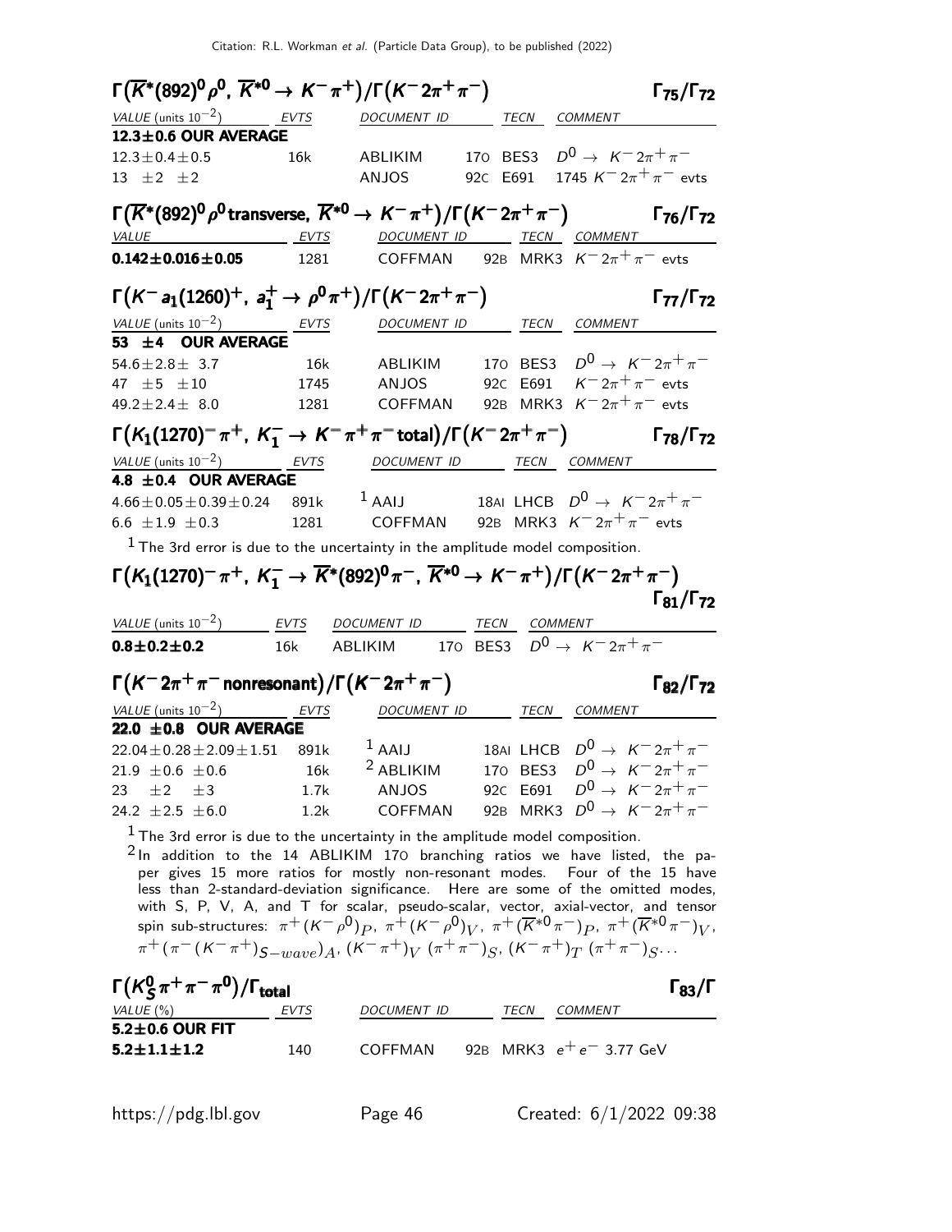### $\Gamma\big(\overline{K}^*(892)^0 \rho^0,\ \overline{K}^{*0} \to K^- \pi^+\big)/\Gamma\big(K^- 2\pi^+ \pi^-\big)$ $\Gamma_{75}/\Gamma_{72}$

| VALUE (units $10^{-2}$) | EVTS | DOCUMENT ID | | TECN | COMMENT |
|---|---|---|---|---|---|
| **12.3±0.6 OUR AVERAGE** | | | | | |
| 12.3±0.4±0.5 | 16k | ABLIKIM | 17O | BES3 | $D^0 \to K^- 2\pi^+ \pi^-$ |
| 13 ±2 ±2 | | ANJOS | 92C | E691 | 1745 $K^- 2\pi^+ \pi^-$ evts |

### $\Gamma\big(\overline{K}^*(892)^0 \rho^0 \text{transverse},\ \overline{K}^{*0} \to K^- \pi^+\big)/\Gamma\big(K^- 2\pi^+ \pi^-\big)$ $\Gamma_{76}/\Gamma_{72}$

| VALUE | EVTS | DOCUMENT ID | | TECN | COMMENT |
|---|---|---|---|---|---|
| **0.142±0.016±0.05** | 1281 | COFFMAN | 92B | MRK3 | $K^- 2\pi^+ \pi^-$ evts |

### $\Gamma\big(K^- a_1(1260)^+,\ a_1^+ \to \rho^0 \pi^+\big)/\Gamma\big(K^- 2\pi^+ \pi^-\big)$ $\Gamma_{77}/\Gamma_{72}$

| VALUE (units $10^{-2}$) | EVTS | DOCUMENT ID | | TECN | COMMENT |
|---|---|---|---|---|---|
| **53 ±4 OUR AVERAGE** | | | | | |
| 54.6±2.8± 3.7 | 16k | ABLIKIM | 17O | BES3 | $D^0 \to K^- 2\pi^+ \pi^-$ |
| 47 ±5 ±10 | 1745 | ANJOS | 92C | E691 | $K^- 2\pi^+ \pi^-$ evts |
| 49.2±2.4± 8.0 | 1281 | COFFMAN | 92B | MRK3 | $K^- 2\pi^+ \pi^-$ evts |

### $\Gamma\big(K_1(1270)^- \pi^+,\ K_1^- \to K^- \pi^+ \pi^- \text{total}\big)/\Gamma\big(K^- 2\pi^+ \pi^-\big)$ $\Gamma_{78}/\Gamma_{72}$

| VALUE (units $10^{-2}$) | EVTS | DOCUMENT ID | | TECN | COMMENT |
|---|---|---|---|---|---|
| **4.8 ±0.4 OUR AVERAGE** | | | | | |
| 4.66±0.05±0.39±0.24 | 891k | [1] AAIJ | 18AI | LHCB | $D^0 \to K^- 2\pi^+ \pi^-$ |
| 6.6 ±1.9 ±0.3 | 1281 | COFFMAN | 92B | MRK3 | $K^- 2\pi^+ \pi^-$ evts |

[1] The 3rd error is due to the uncertainty in the amplitude model composition.

### $\Gamma\big(K_1(1270)^- \pi^+,\ K_1^- \to \overline{K}^*(892)^0 \pi^-,\ \overline{K}^{*0} \to K^- \pi^+\big)/\Gamma\big(K^- 2\pi^+ \pi^-\big)$ $\Gamma_{81}/\Gamma_{72}$

| VALUE (units $10^{-2}$) | EVTS | DOCUMENT ID | | TECN | COMMENT |
|---|---|---|---|---|---|
| **0.8±0.2±0.2** | 16k | ABLIKIM | 17O | BES3 | $D^0 \to K^- 2\pi^+ \pi^-$ |

### $\Gamma\big(K^- 2\pi^+ \pi^- \text{nonresonant}\big)/\Gamma\big(K^- 2\pi^+ \pi^-\big)$ $\Gamma_{82}/\Gamma_{72}$

| VALUE (units $10^{-2}$) | EVTS | DOCUMENT ID | | TECN | COMMENT |
|---|---|---|---|---|---|
| **22.0 ±0.8 OUR AVERAGE** | | | | | |
| 22.04±0.28±2.09±1.51 | 891k | [1] AAIJ | 18AI | LHCB | $D^0 \to K^- 2\pi^+ \pi^-$ |
| 21.9 ±0.6 ±0.6 | 16k | [2] ABLIKIM | 17O | BES3 | $D^0 \to K^- 2\pi^+ \pi^-$ |
| 23 ±2 ±3 | 1.7k | ANJOS | 92C | E691 | $D^0 \to K^- 2\pi^+ \pi^-$ |
| 24.2 ±2.5 ±6.0 | 1.2k | COFFMAN | 92B | MRK3 | $D^0 \to K^- 2\pi^+ \pi^-$ |

[1] The 3rd error is due to the uncertainty in the amplitude model composition.

[2] In addition to the 14 ABLIKIM 17O branching ratios we have listed, the paper gives 15 more ratios for mostly non-resonant modes. Four of the 15 have less than 2-standard-deviation significance. Here are some of the omitted modes, with S, P, V, A, and T for scalar, pseudo-scalar, vector, axial-vector, and tensor spin sub-structures: $\pi^+(K^-\rho^0)_P$, $\pi^+(K^-\rho^0)_V$, $\pi^+(\overline{K}^{*0}\pi^-)_P$, $\pi^+(\overline{K}^{*0}\pi^-)_V$, $\pi^+(\pi^-(K^-\pi^+)_{S-wave})_A$, $(K^-\pi^+)_V\,(\pi^+\pi^-)_S$, $(K^-\pi^+)_T\,(\pi^+\pi^-)_S\ldots$

### $\Gamma\big(K_S^0 \pi^+ \pi^- \pi^0\big)/\Gamma_{\text{total}}$ $\Gamma_{83}/\Gamma$

| VALUE (%) | EVTS | DOCUMENT ID | | TECN | COMMENT |
|---|---|---|---|---|---|
| **5.2±0.6 OUR FIT** | | | | | |
| **5.2±1.1±1.2** | 140 | COFFMAN | 92B | MRK3 | $e^+ e^-$ 3.77 GeV |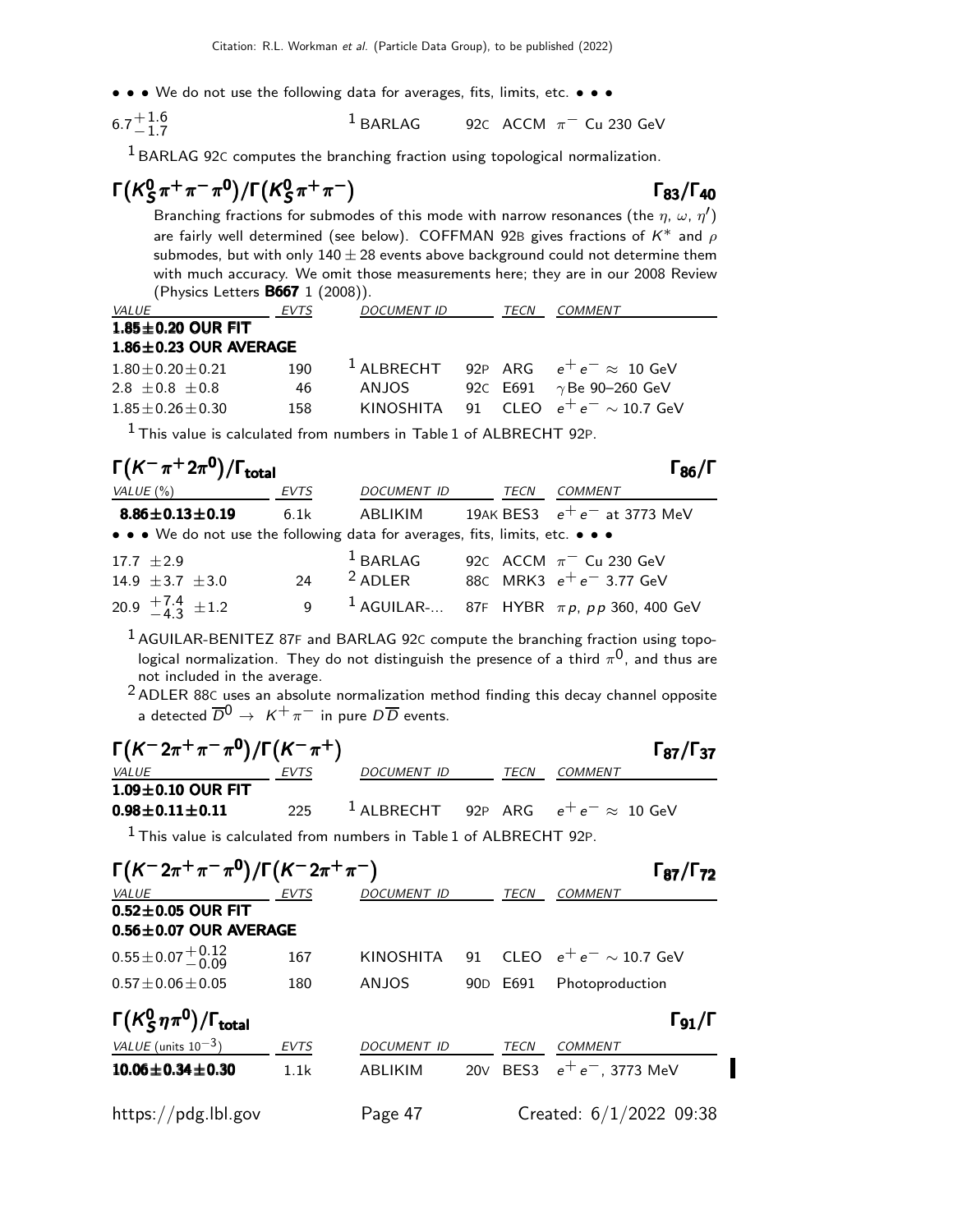• • • We do not use the following data for averages, fits, limits, etc. • • •

| | | | | |
|---|---|---|---|---|
| $6.7^{+1.6}_{-1.7}$ | | [1] BARLAG | 92C ACCM | $\pi^-$ Cu 230 GeV |

[1] BARLAG 92C computes the branching fraction using topological normalization.

### $\Gamma(K^0_S\pi^+\pi^-\pi^0)/\Gamma(K^0_S\pi^+\pi^-)$ $\quad\Gamma_{83}/\Gamma_{40}$

Branching fractions for submodes of this mode with narrow resonances (the $\eta$, $\omega$, $\eta'$) are fairly well determined (see below). COFFMAN 92B gives fractions of $K^*$ and $\rho$ submodes, but with only $140 \pm 28$ events above background could not determine them with much accuracy. We omit those measurements here; they are in our 2008 Review (Physics Letters **B667** 1 (2008)).

| *VALUE* | *EVTS* | *DOCUMENT ID* | *TECN* | *COMMENT* |
|---|---|---|---|---|
| **1.85±0.20 OUR FIT** | | | | |
| **1.86±0.23 OUR AVERAGE** | | | | |
| $1.80 \pm 0.20 \pm 0.21$ | 190 | [1] ALBRECHT | 92P ARG | $e^+e^- \approx$ 10 GeV |
| $2.8 \pm 0.8 \pm 0.8$ | 46 | ANJOS | 92C E691 | $\gamma$Be 90–260 GeV |
| $1.85 \pm 0.26 \pm 0.30$ | 158 | KINOSHITA | 91 CLEO | $e^+e^- \sim$ 10.7 GeV |

[1] This value is calculated from numbers in Table 1 of ALBRECHT 92P.

### $\Gamma(K^-\pi^+2\pi^0)/\Gamma_{\text{total}}$ $\quad\Gamma_{86}/\Gamma$

| *VALUE* (%) | *EVTS* | *DOCUMENT ID* | *TECN* | *COMMENT* |
|---|---|---|---|---|
| **8.86±0.13±0.19** | 6.1k | ABLIKIM | 19AK BES3 | $e^+e^-$ at 3773 MeV |
| • • • We do not use the following data for averages, fits, limits, etc. • • • | | | | |
| $17.7 \pm 2.9$ | | [1] BARLAG | 92C ACCM | $\pi^-$ Cu 230 GeV |
| $14.9 \pm 3.7 \pm 3.0$ | 24 | [2] ADLER | 88C MRK3 | $e^+e^-$ 3.77 GeV |
| $20.9 ^{+7.4}_{-4.3} \pm 1.2$ | 9 | [1] AGUILAR-... | 87F HYBR | $\pi p$, $pp$ 360, 400 GeV |

[1] AGUILAR-BENITEZ 87F and BARLAG 92C compute the branching fraction using topological normalization. They do not distinguish the presence of a third $\pi^0$, and thus are not included in the average.

[2] ADLER 88C uses an absolute normalization method finding this decay channel opposite a detected $\overline{D}^0 \to K^+\pi^-$ in pure $D\overline{D}$ events.

### $\Gamma(K^-2\pi^+\pi^-\pi^0)/\Gamma(K^-\pi^+)$ $\quad\Gamma_{87}/\Gamma_{37}$

| *VALUE* | *EVTS* | *DOCUMENT ID* | *TECN* | *COMMENT* |
|---|---|---|---|---|
| **1.09±0.10 OUR FIT** | | | | |
| **0.98±0.11±0.11** | 225 | [1] ALBRECHT | 92P ARG | $e^+e^- \approx$ 10 GeV |

[1] This value is calculated from numbers in Table 1 of ALBRECHT 92P.

### $\Gamma(K^-2\pi^+\pi^-\pi^0)/\Gamma(K^-2\pi^+\pi^-)$ $\quad\Gamma_{87}/\Gamma_{72}$

| *VALUE* | *EVTS* | *DOCUMENT ID* | *TECN* | *COMMENT* |
|---|---|---|---|---|
| **0.52±0.05 OUR FIT** | | | | |
| **0.56±0.07 OUR AVERAGE** | | | | |
| $0.55 \pm 0.07 ^{+0.12}_{-0.09}$ | 167 | KINOSHITA | 91 CLEO | $e^+e^- \sim$ 10.7 GeV |
| $0.57 \pm 0.06 \pm 0.05$ | 180 | ANJOS | 90D E691 | Photoproduction |

### $\Gamma(K^0_S\eta\pi^0)/\Gamma_{\text{total}}$ $\quad\Gamma_{91}/\Gamma$

| *VALUE* (units $10^{-3}$) | *EVTS* | *DOCUMENT ID* | *TECN* | *COMMENT* |
|---|---|---|---|---|
| **10.06±0.34±0.30** | 1.1k | ABLIKIM | 20V BES3 | $e^+e^-$, 3773 MeV |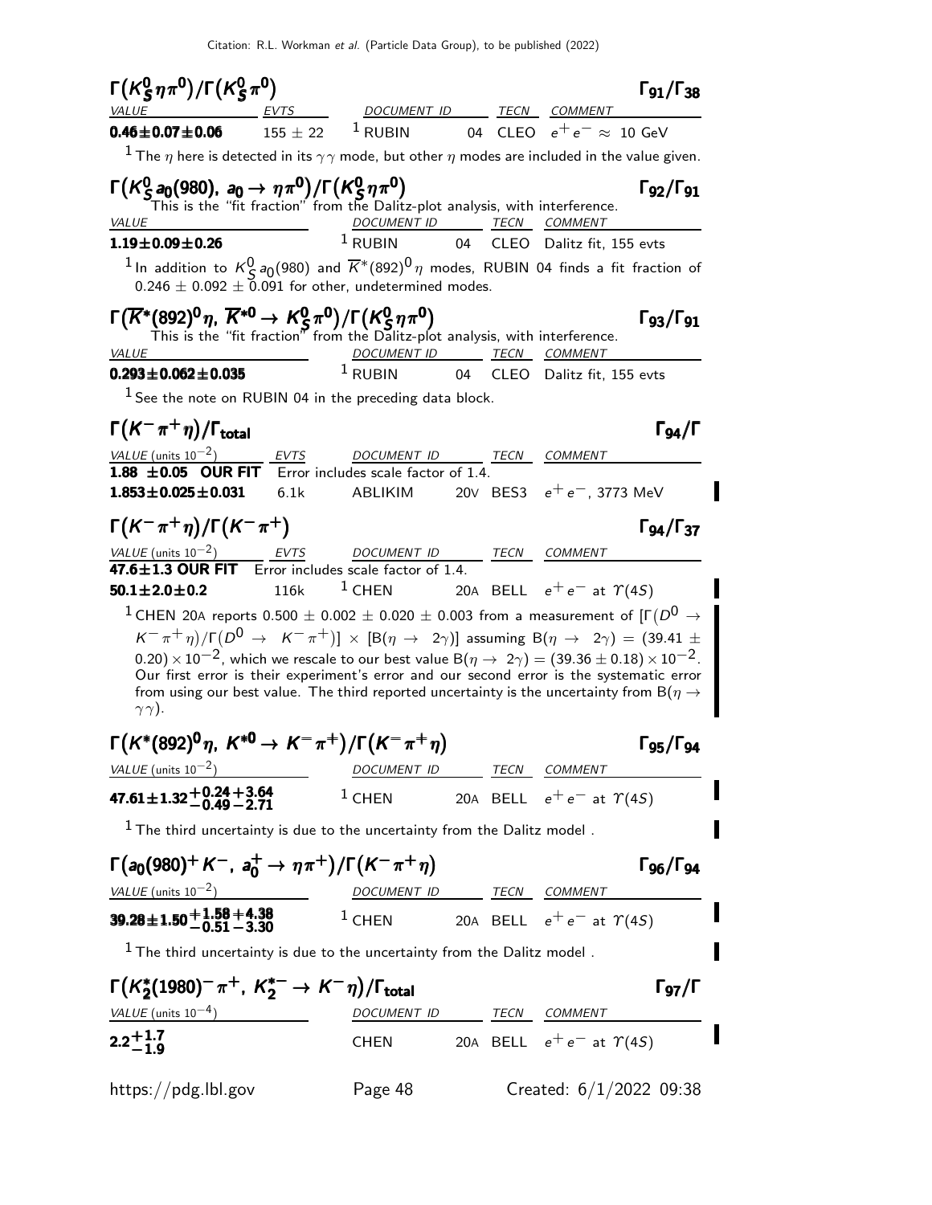### $\Gamma(K^0_S \eta \pi^0)/\Gamma(K^0_S \pi^0)$ — $\Gamma_{91}/\Gamma_{38}$

| VALUE | EVTS | DOCUMENT ID | | TECN | COMMENT |
|---|---|---|---|---|---|
| **0.46±0.07±0.06** | 155 ± 22 | [1] RUBIN | 04 | CLEO | $e^+e^- \approx$ 10 GeV |

[1] The $\eta$ here is detected in its $\gamma\gamma$ mode, but other $\eta$ modes are included in the value given.

### $\Gamma(K^0_S a_0(980),\ a_0 \to \eta\pi^0)/\Gamma(K^0_S \eta \pi^0)$ — $\Gamma_{92}/\Gamma_{91}$

This is the "fit fraction" from the Dalitz-plot analysis, with interference.

| VALUE | DOCUMENT ID | | TECN | COMMENT |
|---|---|---|---|---|
| **1.19±0.09±0.26** | [1] RUBIN | 04 | CLEO | Dalitz fit, 155 evts |

[1] In addition to $K^0_S a_0(980)$ and $\overline{K}^*(892)^0 \eta$ modes, RUBIN 04 finds a fit fraction of $0.246 \pm 0.092 \pm 0.091$ for other, undetermined modes.

### $\Gamma(\overline{K}^*(892)^0 \eta,\ \overline{K}^{*0} \to K^0_S \pi^0)/\Gamma(K^0_S \eta \pi^0)$ — $\Gamma_{93}/\Gamma_{91}$

This is the "fit fraction" from the Dalitz-plot analysis, with interference.

| VALUE | DOCUMENT ID | | TECN | COMMENT |
|---|---|---|---|---|
| **0.293±0.062±0.035** | [1] RUBIN | 04 | CLEO | Dalitz fit, 155 evts |

[1] See the note on RUBIN 04 in the preceding data block.

### $\Gamma(K^-\pi^+\eta)/\Gamma_{\text{total}}$ — $\Gamma_{94}/\Gamma$

| VALUE (units $10^{-2}$) | EVTS | DOCUMENT ID | | TECN | COMMENT |
|---|---|---|---|---|---|
| **1.88 ±0.05 OUR FIT** | Error includes scale factor of 1.4. | | | | |
| **1.853±0.025±0.031** | 6.1k | ABLIKIM | 20V | BES3 | $e^+e^-$, 3773 MeV |

### $\Gamma(K^-\pi^+\eta)/\Gamma(K^-\pi^+)$ — $\Gamma_{94}/\Gamma_{37}$

| VALUE (units $10^{-2}$) | EVTS | DOCUMENT ID | | TECN | COMMENT |
|---|---|---|---|---|---|
| **47.6±1.3 OUR FIT** | Error includes scale factor of 1.4. | | | | |
| **50.1±2.0±0.2** | 116k | [1] CHEN | 20A | BELL | $e^+e^-$ at $\Upsilon(4S)$ |

[1] CHEN 20A reports $0.500 \pm 0.002 \pm 0.020 \pm 0.003$ from a measurement of $[\Gamma(D^0 \to K^-\pi^+\eta)/\Gamma(D^0 \to K^-\pi^+)] \times [B(\eta \to 2\gamma)]$ assuming $B(\eta \to 2\gamma) = (39.41 \pm 0.20) \times 10^{-2}$, which we rescale to our best value $B(\eta \to 2\gamma) = (39.36 \pm 0.18) \times 10^{-2}$. Our first error is their experiment's error and our second error is the systematic error from using our best value. The third reported uncertainty is the uncertainty from $B(\eta \to \gamma\gamma)$.

### $\Gamma(K^*(892)^0 \eta,\ K^{*0} \to K^-\pi^+)/\Gamma(K^-\pi^+\eta)$ — $\Gamma_{95}/\Gamma_{94}$

| VALUE (units $10^{-2}$) | DOCUMENT ID | | TECN | COMMENT |
|---|---|---|---|---|
| **$47.61 \pm 1.32^{+0.24}_{-0.49}{}^{+3.64}_{-2.71}$** | [1] CHEN | 20A | BELL | $e^+e^-$ at $\Upsilon(4S)$ |

[1] The third uncertainty is due to the uncertainty from the Dalitz model .

### $\Gamma(a_0(980)^+ K^-,\ a_0^+ \to \eta\pi^+)/\Gamma(K^-\pi^+\eta)$ — $\Gamma_{96}/\Gamma_{94}$

| VALUE (units $10^{-2}$) | DOCUMENT ID | | TECN | COMMENT |
|---|---|---|---|---|
| **$39.28 \pm 1.50^{+1.58}_{-0.51}{}^{+4.38}_{-3.30}$** | [1] CHEN | 20A | BELL | $e^+e^-$ at $\Upsilon(4S)$ |

[1] The third uncertainty is due to the uncertainty from the Dalitz model .

### $\Gamma(K_2^*(1980)^- \pi^+,\ K_2^{*-} \to K^-\eta)/\Gamma_{\text{total}}$ — $\Gamma_{97}/\Gamma$

| VALUE (units $10^{-4}$) | DOCUMENT ID | | TECN | COMMENT |
|---|---|---|---|---|
| **$2.2^{+1.7}_{-1.9}$** | CHEN | 20A | BELL | $e^+e^-$ at $\Upsilon(4S)$ |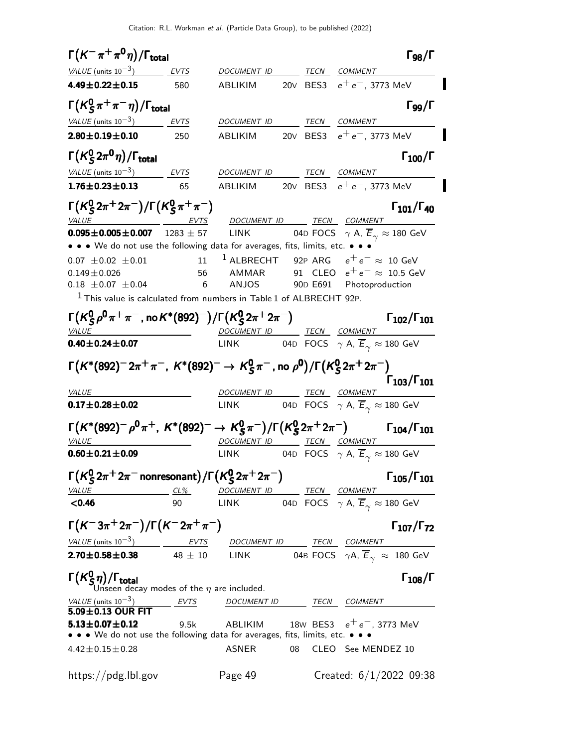### $\Gamma(K^- \pi^+ \pi^0 \eta)/\Gamma_{total}$ — $\Gamma_{98}/\Gamma$

| VALUE (units $10^{-3}$) | EVTS | DOCUMENT ID | | TECN | COMMENT |
|---|---|---|---|---|---|
| **4.49±0.22±0.15** | 580 | ABLIKIM | 20V | BES3 | $e^+e^-$, 3773 MeV |

### $\Gamma(K^0_S \pi^+ \pi^- \eta)/\Gamma_{total}$ — $\Gamma_{99}/\Gamma$

| VALUE (units $10^{-3}$) | EVTS | DOCUMENT ID | | TECN | COMMENT |
|---|---|---|---|---|---|
| **2.80±0.19±0.10** | 250 | ABLIKIM | 20V | BES3 | $e^+e^-$, 3773 MeV |

### $\Gamma(K^0_S 2\pi^0 \eta)/\Gamma_{total}$ — $\Gamma_{100}/\Gamma$

| VALUE (units $10^{-3}$) | EVTS | DOCUMENT ID | | TECN | COMMENT |
|---|---|---|---|---|---|
| **1.76±0.23±0.13** | 65 | ABLIKIM | 20V | BES3 | $e^+e^-$, 3773 MeV |

### $\Gamma(K^0_S 2\pi^+ 2\pi^-)/\Gamma(K^0_S \pi^+ \pi^-)$ — $\Gamma_{101}/\Gamma_{40}$

| VALUE | EVTS | DOCUMENT ID | | TECN | COMMENT |
|---|---|---|---|---|---|
| **0.095±0.005±0.007** | 1283 ± 57 | LINK | 04D | FOCS | $\gamma$ A, $\overline{E}_\gamma \approx$ 180 GeV |
| • • • We do not use the following data for averages, fits, limits, etc. • • • | | | | | |
| 0.07 ±0.02 ±0.01 | 11 | [1] ALBRECHT | 92P | ARG | $e^+e^- \approx$ 10 GeV |
| 0.149±0.026 | 56 | AMMAR | 91 | CLEO | $e^+e^- \approx$ 10.5 GeV |
| 0.18 ±0.07 ±0.04 | 6 | ANJOS | 90D | E691 | Photoproduction |

[1] This value is calculated from numbers in Table 1 of ALBRECHT 92P.

### $\Gamma(K^0_S \rho^0 \pi^+ \pi^-, \text{no } K^*(892)^-)/\Gamma(K^0_S 2\pi^+ 2\pi^-)$ — $\Gamma_{102}/\Gamma_{101}$

| VALUE | DOCUMENT ID | | TECN | COMMENT |
|---|---|---|---|---|
| **0.40±0.24±0.07** | LINK | 04D | FOCS | $\gamma$ A, $\overline{E}_\gamma \approx$ 180 GeV |

### $\Gamma(K^*(892)^- 2\pi^+ \pi^-,\ K^*(892)^- \to K^0_S \pi^-, \text{no } \rho^0)/\Gamma(K^0_S 2\pi^+ 2\pi^-)$ — $\Gamma_{103}/\Gamma_{101}$

| VALUE | DOCUMENT ID | | TECN | COMMENT |
|---|---|---|---|---|
| **0.17±0.28±0.02** | LINK | 04D | FOCS | $\gamma$ A, $\overline{E}_\gamma \approx$ 180 GeV |

### $\Gamma(K^*(892)^- \rho^0 \pi^+,\ K^*(892)^- \to K^0_S \pi^-)/\Gamma(K^0_S 2\pi^+ 2\pi^-)$ — $\Gamma_{104}/\Gamma_{101}$

| VALUE | DOCUMENT ID | | TECN | COMMENT |
|---|---|---|---|---|
| **0.60±0.21±0.09** | LINK | 04D | FOCS | $\gamma$ A, $\overline{E}_\gamma \approx$ 180 GeV |

### $\Gamma(K^0_S 2\pi^+ 2\pi^- \text{nonresonant})/\Gamma(K^0_S 2\pi^+ 2\pi^-)$ — $\Gamma_{105}/\Gamma_{101}$

| VALUE | CL% | DOCUMENT ID | | TECN | COMMENT |
|---|---|---|---|---|---|
| **<0.46** | 90 | LINK | 04D | FOCS | $\gamma$ A, $\overline{E}_\gamma \approx$ 180 GeV |

### $\Gamma(K^- 3\pi^+ 2\pi^-)/\Gamma(K^- 2\pi^+ \pi^-)$ — $\Gamma_{107}/\Gamma_{72}$

| VALUE (units $10^{-3}$) | EVTS | DOCUMENT ID | | TECN | COMMENT |
|---|---|---|---|---|---|
| **2.70±0.58±0.38** | 48 ± 10 | LINK | 04B | FOCS | $\gamma$A, $\overline{E}_\gamma \approx$ 180 GeV |

### $\Gamma(K^0_S \eta)/\Gamma_{total}$ — $\Gamma_{108}/\Gamma$

Unseen decay modes of the $\eta$ are included.

| VALUE (units $10^{-3}$) | EVTS | DOCUMENT ID | | TECN | COMMENT |
|---|---|---|---|---|---|
| **5.09±0.13 OUR FIT** | | | | | |
| **5.13±0.07±0.12** | 9.5k | ABLIKIM | 18W | BES3 | $e^+e^-$, 3773 MeV |
| • • • We do not use the following data for averages, fits, limits, etc. • • • | | | | | |
| 4.42±0.15±0.28 | | ASNER | 08 | CLEO | See MENDEZ 10 |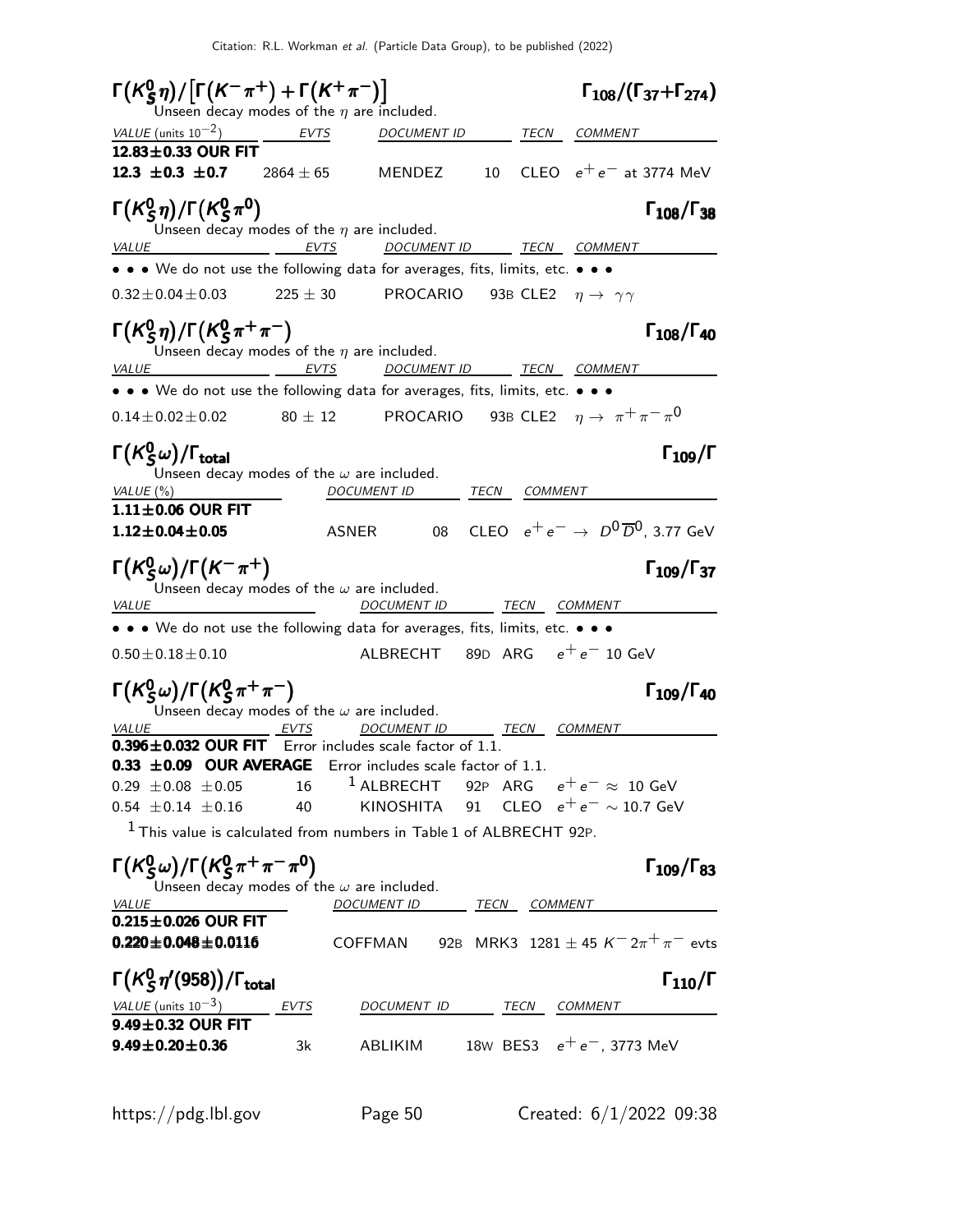## $\Gamma\big(K^0_S\eta\big)/\big[\Gamma\big(K^-\pi^+\big)+\Gamma\big(K^+\pi^-\big)\big]$ $\qquad\Gamma_{108}/(\Gamma_{37}+\Gamma_{274})$

Unseen decay modes of the $\eta$ are included.

| VALUE (units $10^{-2}$) | EVTS | DOCUMENT ID | | TECN | COMMENT |
|---|---|---|---|---|---|
| **12.83±0.33 OUR FIT** | | | | | |
| **12.3 ±0.3 ±0.7** | 2864 ± 65 | MENDEZ | 10 | CLEO | $e^+e^-$ at 3774 MeV |

## $\Gamma\big(K^0_S\eta\big)/\Gamma\big(K^0_S\pi^0\big)$ $\qquad\Gamma_{108}/\Gamma_{38}$

Unseen decay modes of the $\eta$ are included.

| VALUE | EVTS | DOCUMENT ID | | TECN | COMMENT |
|---|---|---|---|---|---|
| • • • We do not use the following data for averages, fits, limits, etc. • • • | | | | | |
| 0.32±0.04±0.03 | 225 ± 30 | PROCARIO | 93B | CLE2 | $\eta \to \gamma\gamma$ |

## $\Gamma\big(K^0_S\eta\big)/\Gamma\big(K^0_S\pi^+\pi^-\big)$ $\qquad\Gamma_{108}/\Gamma_{40}$

Unseen decay modes of the $\eta$ are included.

| VALUE | EVTS | DOCUMENT ID | | TECN | COMMENT |
|---|---|---|---|---|---|
| • • • We do not use the following data for averages, fits, limits, etc. • • • | | | | | |
| 0.14±0.02±0.02 | 80 ± 12 | PROCARIO | 93B | CLE2 | $\eta \to \pi^+\pi^-\pi^0$ |

## $\Gamma\big(K^0_S\omega\big)/\Gamma_{\rm total}$ $\qquad\Gamma_{109}/\Gamma$

Unseen decay modes of the $\omega$ are included.

| VALUE (%) | DOCUMENT ID | | TECN | COMMENT |
|---|---|---|---|---|
| **1.11±0.06 OUR FIT** | | | | |
| **1.12±0.04±0.05** | ASNER | 08 | CLEO | $e^+e^- \to D^0\overline{D}{}^0$, 3.77 GeV |

## $\Gamma\big(K^0_S\omega\big)/\Gamma\big(K^-\pi^+\big)$ $\qquad\Gamma_{109}/\Gamma_{37}$

Unseen decay modes of the $\omega$ are included.

| VALUE | DOCUMENT ID | | TECN | COMMENT |
|---|---|---|---|---|
| • • • We do not use the following data for averages, fits, limits, etc. • • • | | | | |
| 0.50±0.18±0.10 | ALBRECHT | 89D | ARG | $e^+e^-$ 10 GeV |

## $\Gamma\big(K^0_S\omega\big)/\Gamma\big(K^0_S\pi^+\pi^-\big)$ $\qquad\Gamma_{109}/\Gamma_{40}$

Unseen decay modes of the $\omega$ are included.

| VALUE | EVTS | DOCUMENT ID | | TECN | COMMENT |
|---|---|---|---|---|---|
| **0.396±0.032 OUR FIT** Error includes scale factor of 1.1. | | | | | |
| **0.33 ±0.09 OUR AVERAGE** Error includes scale factor of 1.1. | | | | | |
| 0.29 ±0.08 ±0.05 | 16 | [1] ALBRECHT | 92P | ARG | $e^+e^- \approx$ 10 GeV |
| 0.54 ±0.14 ±0.16 | 40 | KINOSHITA | 91 | CLEO | $e^+e^- \sim$ 10.7 GeV |

[1] This value is calculated from numbers in Table 1 of ALBRECHT 92P.

## $\Gamma\big(K^0_S\omega\big)/\Gamma\big(K^0_S\pi^+\pi^-\pi^0\big)$ $\qquad\Gamma_{109}/\Gamma_{83}$

Unseen decay modes of the $\omega$ are included.

| VALUE | DOCUMENT ID | | TECN | COMMENT |
|---|---|---|---|---|
| **0.215±0.026 OUR FIT** | | | | |
| **0.220±0.048±0.0116** | COFFMAN | 92B | MRK3 | 1281 ± 45 $K^-2\pi^+\pi^-$ evts |

## $\Gamma\big(K^0_S\eta'(958)\big)/\Gamma_{\rm total}$ $\qquad\Gamma_{110}/\Gamma$

| VALUE (units $10^{-3}$) | EVTS | DOCUMENT ID | | TECN | COMMENT |
|---|---|---|---|---|---|
| **9.49±0.32 OUR FIT** | | | | | |
| **9.49±0.20±0.36** | 3k | ABLIKIM | 18W | BES3 | $e^+e^-$, 3773 MeV |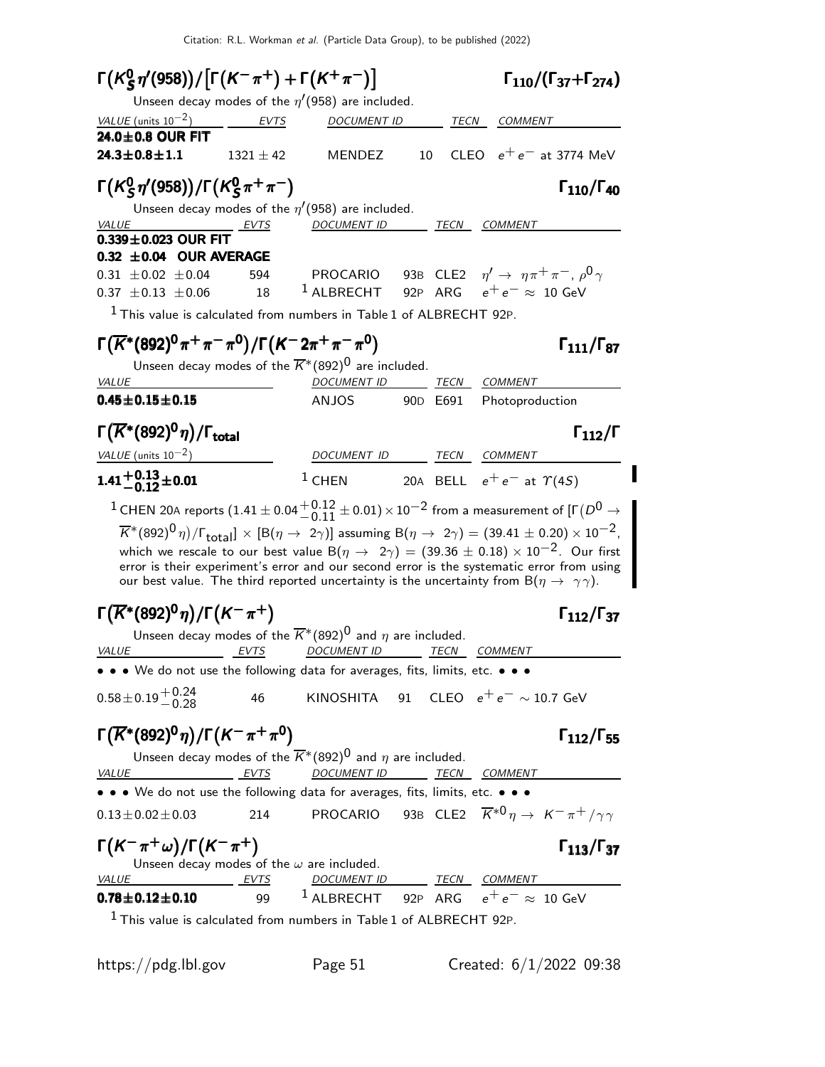Citation: R.L. Workman *et al.* (Particle Data Group), to be published (2022)

### $\Gamma\big(K^0_S \eta'(958)\big)/\big[\Gamma(K^-\pi^+)+\Gamma(K^+\pi^-)\big]$ — $\Gamma_{110}/(\Gamma_{37}+\Gamma_{274})$

Unseen decay modes of the $\eta'(958)$ are included.

| VALUE (units $10^{-2}$) | EVTS | DOCUMENT ID | | TECN | COMMENT |
|---|---|---|---|---|---|
| **24.0±0.8 OUR FIT** | | | | | |
| **24.3±0.8±1.1** | $1321 \pm 42$ | MENDEZ | 10 | CLEO | $e^+e^-$ at 3774 MeV |

### $\Gamma\big(K^0_S \eta'(958)\big)/\Gamma\big(K^0_S \pi^+\pi^-\big)$ — $\Gamma_{110}/\Gamma_{40}$

Unseen decay modes of the $\eta'(958)$ are included.

| VALUE | EVTS | DOCUMENT ID | | TECN | COMMENT |
|---|---|---|---|---|---|
| **0.339±0.023 OUR FIT** | | | | | |
| **0.32 ±0.04 OUR AVERAGE** | | | | | |
| 0.31 ±0.02 ±0.04 | 594 | PROCARIO | 93B | CLE2 | $\eta' \to \eta\pi^+\pi^-$, $\rho^0\gamma$ |
| 0.37 ±0.13 ±0.06 | 18 | [1] ALBRECHT | 92P | ARG | $e^+e^- \approx$ 10 GeV |

[1] This value is calculated from numbers in Table 1 of ALBRECHT 92P.

### $\Gamma\big(\overline{K}^*(892)^0\pi^+\pi^-\pi^0\big)/\Gamma\big(K^- 2\pi^+\pi^-\pi^0\big)$ — $\Gamma_{111}/\Gamma_{87}$

Unseen decay modes of the $\overline{K}^*(892)^0$ are included.

| VALUE | DOCUMENT ID | | TECN | COMMENT |
|---|---|---|---|---|
| **0.45±0.15±0.15** | ANJOS | 90D | E691 | Photoproduction |

### $\Gamma\big(\overline{K}^*(892)^0\eta\big)/\Gamma_{\text{total}}$ — $\Gamma_{112}/\Gamma$

| VALUE (units $10^{-2}$) | DOCUMENT ID | | TECN | COMMENT |
|---|---|---|---|---|
| $\mathbf{1.41^{+0.13}_{-0.12}\pm0.01}$ | [1] CHEN | 20A | BELL | $e^+e^-$ at $\Upsilon(4S)$ |

[1] CHEN 20A reports $(1.41 \pm 0.04 ^{+0.12}_{-0.11} \pm 0.01) \times 10^{-2}$ from a measurement of $[\Gamma(D^0 \to \overline{K}^*(892)^0\eta)/\Gamma_{\text{total}}] \times [B(\eta \to 2\gamma)]$ assuming $B(\eta \to 2\gamma) = (39.41 \pm 0.20) \times 10^{-2}$, which we rescale to our best value $B(\eta \to 2\gamma) = (39.36 \pm 0.18) \times 10^{-2}$. Our first error is their experiment's error and our second error is the systematic error from using our best value. The third reported uncertainty is the uncertainty from $B(\eta \to \gamma\gamma)$.

### $\Gamma\big(\overline{K}^*(892)^0\eta\big)/\Gamma\big(K^-\pi^+\big)$ — $\Gamma_{112}/\Gamma_{37}$

Unseen decay modes of the $\overline{K}^*(892)^0$ and $\eta$ are included.

| VALUE | EVTS | DOCUMENT ID | | TECN | COMMENT |
|---|---|---|---|---|---|
| • • • We do not use the following data for averages, fits, limits, etc. • • • | | | | | |
| $0.58\pm0.19^{+0.24}_{-0.28}$ | 46 | KINOSHITA | 91 | CLEO | $e^+e^- \sim$ 10.7 GeV |

### $\Gamma\big(\overline{K}^*(892)^0\eta\big)/\Gamma\big(K^-\pi^+\pi^0\big)$ — $\Gamma_{112}/\Gamma_{55}$

Unseen decay modes of the $\overline{K}^*(892)^0$ and $\eta$ are included.

| VALUE | EVTS | DOCUMENT ID | | TECN | COMMENT |
|---|---|---|---|---|---|
| • • • We do not use the following data for averages, fits, limits, etc. • • • | | | | | |
| 0.13±0.02±0.03 | 214 | PROCARIO | 93B | CLE2 | $\overline{K}^{*0}\eta \to K^-\pi^+/\gamma\gamma$ |

### $\Gamma\big(K^-\pi^+\omega\big)/\Gamma\big(K^-\pi^+\big)$ — $\Gamma_{113}/\Gamma_{37}$

Unseen decay modes of the $\omega$ are included.

| VALUE | EVTS | DOCUMENT ID | | TECN | COMMENT |
|---|---|---|---|---|---|
| **0.78±0.12±0.10** | 99 | [1] ALBRECHT | 92P | ARG | $e^+e^- \approx$ 10 GeV |

[1] This value is calculated from numbers in Table 1 of ALBRECHT 92P.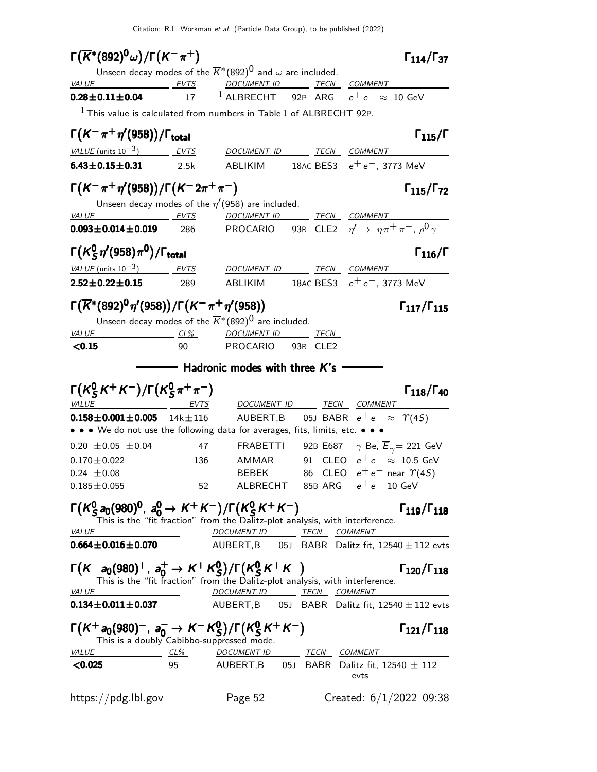### $\Gamma\big(\overline{K}^*(892)^0\omega\big)/\Gamma\big(K^-\pi^+\big)$ $\Gamma_{114}/\Gamma_{37}$

Unseen decay modes of the $\overline{K}^*(892)^0$ and $\omega$ are included.

| VALUE | EVTS | DOCUMENT ID | | TECN | COMMENT |
|---|---|---|---|---|---|
| **0.28±0.11±0.04** | 17 | [1] ALBRECHT | 92P | ARG | $e^+e^- \approx$ 10 GeV |

[1] This value is calculated from numbers in Table 1 of ALBRECHT 92P.

### $\Gamma\big(K^-\pi^+\eta'(958)\big)/\Gamma_{\text{total}}$ $\Gamma_{115}/\Gamma$

| VALUE (units $10^{-3}$) | EVTS | DOCUMENT ID | | TECN | COMMENT |
|---|---|---|---|---|---|
| **6.43±0.15±0.31** | 2.5k | ABLIKIM | 18AC | BES3 | $e^+e^-$, 3773 MeV |

### $\Gamma\big(K^-\pi^+\eta'(958)\big)/\Gamma\big(K^-2\pi^+\pi^-\big)$ $\Gamma_{115}/\Gamma_{72}$

Unseen decay modes of the $\eta'(958)$ are included.

| VALUE | EVTS | DOCUMENT ID | | TECN | COMMENT |
|---|---|---|---|---|---|
| **0.093±0.014±0.019** | 286 | PROCARIO | 93B | CLE2 | $\eta' \to \eta\pi^+\pi^-$, $\rho^0\gamma$ |

### $\Gamma\big(K^0_S\eta'(958)\pi^0\big)/\Gamma_{\text{total}}$ $\Gamma_{116}/\Gamma$

| VALUE (units $10^{-3}$) | EVTS | DOCUMENT ID | | TECN | COMMENT |
|---|---|---|---|---|---|
| **2.52±0.22±0.15** | 289 | ABLIKIM | 18AC | BES3 | $e^+e^-$, 3773 MeV |

### $\Gamma\big(\overline{K}^*(892)^0\eta'(958)\big)/\Gamma\big(K^-\pi^+\eta'(958)\big)$ $\Gamma_{117}/\Gamma_{115}$

Unseen decay modes of the $\overline{K}^*(892)^0$ are included.

| VALUE | CL% | DOCUMENT ID | | TECN |
|---|---|---|---|---|
| **<0.15** | 90 | PROCARIO | 93B | CLE2 |

## Hadronic modes with three K's

### $\Gamma\big(K^0_S K^+K^-\big)/\Gamma\big(K^0_S\pi^+\pi^-\big)$ $\Gamma_{118}/\Gamma_{40}$

| VALUE | EVTS | DOCUMENT ID | | TECN | COMMENT |
|---|---|---|---|---|---|
| **0.158±0.001±0.005** | 14k±116 | AUBERT,B | 05J | BABR | $e^+e^- \approx \Upsilon(4S)$ |
| • • • We do not use the following data for averages, fits, limits, etc. • • • | | | | | |
| 0.20 ±0.05 ±0.04 | 47 | FRABETTI | 92B | E687 | $\gamma$ Be, $\overline{E}_\gamma$= 221 GeV |
| 0.170±0.022 | 136 | AMMAR | 91 | CLEO | $e^+e^- \approx$ 10.5 GeV |
| 0.24 ±0.08 | | BEBEK | 86 | CLEO | $e^+e^-$ near $\Upsilon(4S)$ |
| 0.185±0.055 | 52 | ALBRECHT | 85B | ARG | $e^+e^-$ 10 GeV |

### $\Gamma\big(K^0_S a_0(980)^0,\ a^0_0 \to K^+K^-\big)/\Gamma\big(K^0_S K^+K^-\big)$ $\Gamma_{119}/\Gamma_{118}$

This is the "fit fraction" from the Dalitz-plot analysis, with interference.

| VALUE | DOCUMENT ID | | TECN | COMMENT |
|---|---|---|---|---|
| **0.664±0.016±0.070** | AUBERT,B | 05J | BABR | Dalitz fit, 12540 ± 112 evts |

### $\Gamma\big(K^- a_0(980)^+,\ a^+_0 \to K^+K^0_S\big)/\Gamma\big(K^0_S K^+K^-\big)$ $\Gamma_{120}/\Gamma_{118}$

This is the "fit fraction" from the Dalitz-plot analysis, with interference.

| VALUE | DOCUMENT ID | | TECN | COMMENT |
|---|---|---|---|---|
| **0.134±0.011±0.037** | AUBERT,B | 05J | BABR | Dalitz fit, 12540 ± 112 evts |

### $\Gamma\big(K^+ a_0(980)^-,\ a^-_0 \to K^-K^0_S\big)/\Gamma\big(K^0_S K^+K^-\big)$ $\Gamma_{121}/\Gamma_{118}$

This is a doubly Cabibbo-suppressed mode.

| VALUE | CL% | DOCUMENT ID | | TECN | COMMENT |
|---|---|---|---|---|---|
| **<0.025** | 95 | AUBERT,B | 05J | BABR | Dalitz fit, 12540 ± 112 evts |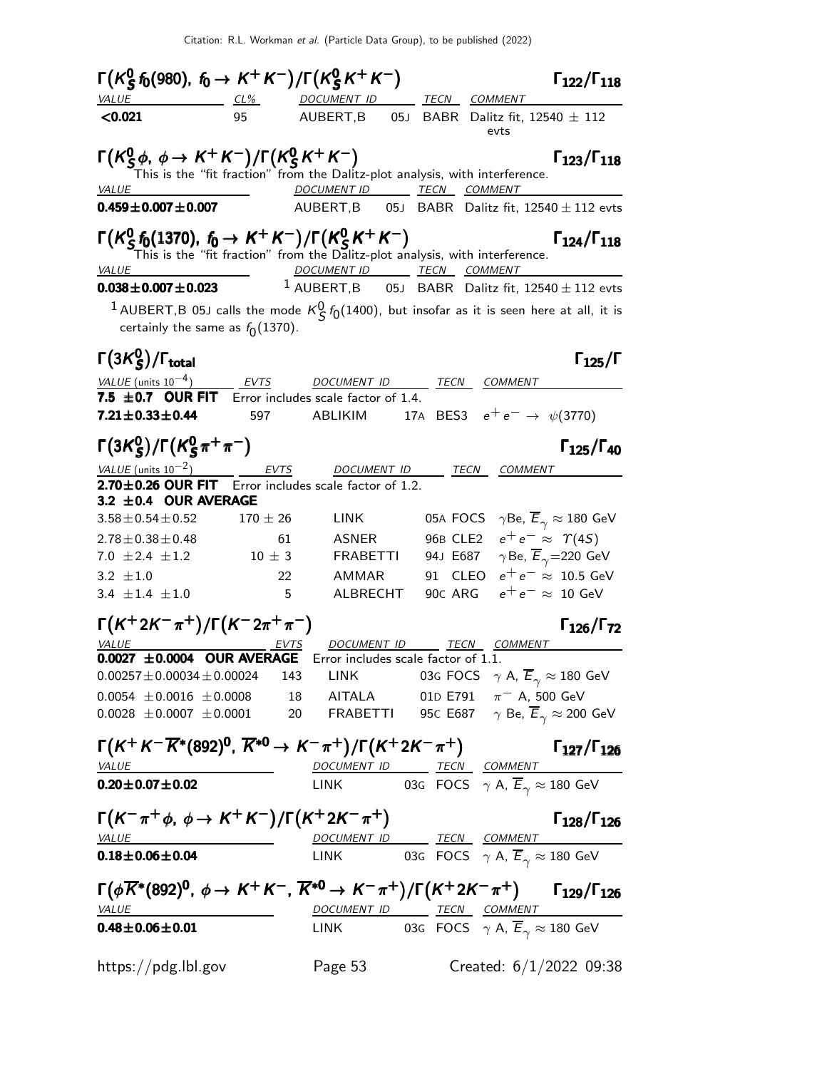### $\Gamma(K^0_S f_0(980),\ f_0 \to K^+K^-)/\Gamma(K^0_S K^+K^-)$ — $\Gamma_{122}/\Gamma_{118}$

| VALUE | CL% | DOCUMENT ID | | TECN | COMMENT |
|---|---|---|---|---|---|
| **<0.021** | 95 | AUBERT,B | 05J | BABR | Dalitz fit, 12540 ± 112 evts |

### $\Gamma(K^0_S \phi,\ \phi \to K^+K^-)/\Gamma(K^0_S K^+K^-)$ — $\Gamma_{123}/\Gamma_{118}$

This is the "fit fraction" from the Dalitz-plot analysis, with interference.

| VALUE | DOCUMENT ID | | TECN | COMMENT |
|---|---|---|---|---|
| **0.459±0.007±0.007** | AUBERT,B | 05J | BABR | Dalitz fit, 12540 ± 112 evts |

### $\Gamma(K^0_S f_0(1370),\ f_0 \to K^+K^-)/\Gamma(K^0_S K^+K^-)$ — $\Gamma_{124}/\Gamma_{118}$

This is the "fit fraction" from the Dalitz-plot analysis, with interference.

| VALUE | DOCUMENT ID | | TECN | COMMENT |
|---|---|---|---|---|
| **0.038±0.007±0.023** | [1] AUBERT,B | 05J | BABR | Dalitz fit, 12540 ± 112 evts |

[1] AUBERT,B 05J calls the mode $K^0_S f_0(1400)$, but insofar as it is seen here at all, it is certainly the same as $f_0(1370)$.

### $\Gamma(3K^0_S)/\Gamma_{\text{total}}$ — $\Gamma_{125}/\Gamma$

| VALUE (units $10^{-4}$) | EVTS | DOCUMENT ID | | TECN | COMMENT |
|---|---|---|---|---|---|
| **7.5 ±0.7 OUR FIT** Error includes scale factor of 1.4. | | | | | |
| **7.21±0.33±0.44** | 597 | ABLIKIM | 17A | BES3 | $e^+e^- \to \psi(3770)$ |

### $\Gamma(3K^0_S)/\Gamma(K^0_S \pi^+\pi^-)$ — $\Gamma_{125}/\Gamma_{40}$

| VALUE (units $10^{-2}$) | EVTS | DOCUMENT ID | | TECN | COMMENT |
|---|---|---|---|---|---|
| **2.70±0.26 OUR FIT** Error includes scale factor of 1.2. | | | | | |
| **3.2 ±0.4 OUR AVERAGE** | | | | | |
| 3.58±0.54±0.52 | 170 ± 26 | LINK | 05A | FOCS | $\gamma$Be, $\overline{E}_\gamma \approx$ 180 GeV |
| 2.78±0.38±0.48 | 61 | ASNER | 96B | CLE2 | $e^+e^- \approx \Upsilon(4S)$ |
| 7.0 ±2.4 ±1.2 | 10 ± 3 | FRABETTI | 94J | E687 | $\gamma$Be, $\overline{E}_\gamma$=220 GeV |
| 3.2 ±1.0 | 22 | AMMAR | 91 | CLEO | $e^+e^- \approx$ 10.5 GeV |
| 3.4 ±1.4 ±1.0 | 5 | ALBRECHT | 90C | ARG | $e^+e^- \approx$ 10 GeV |

### $\Gamma(K^+ 2K^- \pi^+)/\Gamma(K^- 2\pi^+ \pi^-)$ — $\Gamma_{126}/\Gamma_{72}$

| VALUE | EVTS | DOCUMENT ID | | TECN | COMMENT |
|---|---|---|---|---|---|
| **0.0027 ±0.0004 OUR AVERAGE** Error includes scale factor of 1.1. | | | | | |
| 0.00257±0.00034±0.00024 | 143 | LINK | 03G | FOCS | $\gamma$ A, $\overline{E}_\gamma \approx$ 180 GeV |
| 0.0054 ±0.0016 ±0.0008 | 18 | AITALA | 01D | E791 | $\pi^-$ A, 500 GeV |
| 0.0028 ±0.0007 ±0.0001 | 20 | FRABETTI | 95C | E687 | $\gamma$ Be, $\overline{E}_\gamma \approx$ 200 GeV |

### $\Gamma(K^+K^-\overline{K}^*(892)^0,\ \overline{K}^{*0} \to K^-\pi^+)/\Gamma(K^+ 2K^- \pi^+)$ — $\Gamma_{127}/\Gamma_{126}$

| VALUE | DOCUMENT ID | | TECN | COMMENT |
|---|---|---|---|---|
| **0.20±0.07±0.02** | LINK | 03G | FOCS | $\gamma$ A, $\overline{E}_\gamma \approx$ 180 GeV |

### $\Gamma(K^-\pi^+\phi,\ \phi \to K^+K^-)/\Gamma(K^+ 2K^- \pi^+)$ — $\Gamma_{128}/\Gamma_{126}$

| VALUE | DOCUMENT ID | | TECN | COMMENT |
|---|---|---|---|---|
| **0.18±0.06±0.04** | LINK | 03G | FOCS | $\gamma$ A, $\overline{E}_\gamma \approx$ 180 GeV |

### $\Gamma(\phi\overline{K}^*(892)^0,\ \phi \to K^+K^-,\ \overline{K}^{*0} \to K^-\pi^+)/\Gamma(K^+ 2K^- \pi^+)$ — $\Gamma_{129}/\Gamma_{126}$

| VALUE | DOCUMENT ID | | TECN | COMMENT |
|---|---|---|---|---|
| **0.48±0.06±0.01** | LINK | 03G | FOCS | $\gamma$ A, $\overline{E}_\gamma \approx$ 180 GeV |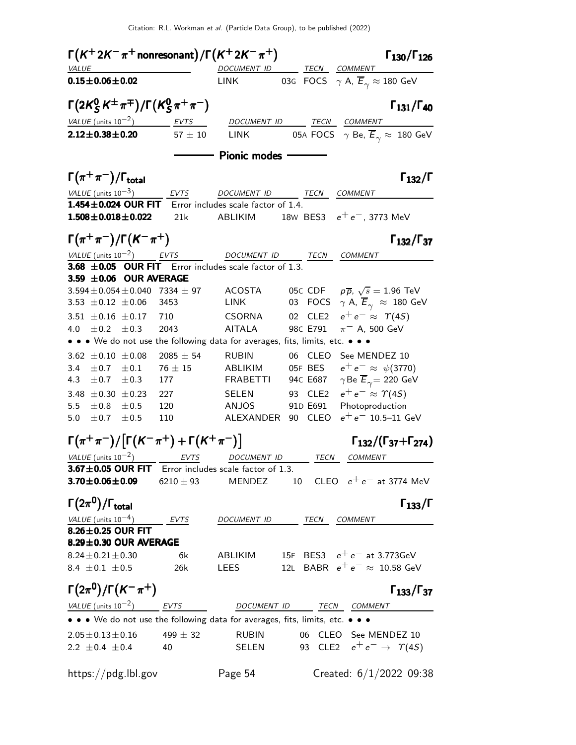### $\Gamma(K^+ 2K^- \pi^+ \text{nonresonant})/\Gamma(K^+ 2K^- \pi^+)$ — $\Gamma_{130}/\Gamma_{126}$

| VALUE | DOCUMENT ID | | TECN | COMMENT |
|---|---|---|---|---|
| **0.15±0.06±0.02** | LINK | 03G | FOCS | $\gamma$ A, $\overline{E}_\gamma \approx 180$ GeV |

### $\Gamma(2K^0_S K^\pm \pi^\mp)/\Gamma(K^0_S \pi^+ \pi^-)$ — $\Gamma_{131}/\Gamma_{40}$

| VALUE (units $10^{-2}$) | EVTS | DOCUMENT ID | | TECN | COMMENT |
|---|---|---|---|---|---|
| **2.12±0.38±0.20** | 57 ± 10 | LINK | 05A | FOCS | $\gamma$ Be, $\overline{E}_\gamma \approx 180$ GeV |

## Pionic modes

### $\Gamma(\pi^+\pi^-)/\Gamma_{\text{total}}$ — $\Gamma_{132}/\Gamma$

| VALUE (units $10^{-3}$) | EVTS | DOCUMENT ID | | TECN | COMMENT |
|---|---|---|---|---|---|
| **1.454±0.024 OUR FIT** | Error includes scale factor of 1.4. | | | | |
| **1.508±0.018±0.022** | 21k | ABLIKIM | 18W | BES3 | $e^+e^-$, 3773 MeV |

### $\Gamma(\pi^+\pi^-)/\Gamma(K^-\pi^+)$ — $\Gamma_{132}/\Gamma_{37}$

| VALUE (units $10^{-2}$) | EVTS | DOCUMENT ID | | TECN | COMMENT |
|---|---|---|---|---|---|
| **3.68 ±0.05 OUR FIT** | Error includes scale factor of 1.3. | | | | |
| **3.59 ±0.06 OUR AVERAGE** | | | | | |
| 3.594±0.054±0.040 | 7334 ± 97 | ACOSTA | 05C | CDF | $p\overline{p}$, $\sqrt{s} = 1.96$ TeV |
| 3.53 ±0.12 ±0.06 | 3453 | LINK | 03 | FOCS | $\gamma$ A, $\overline{E}_\gamma \approx 180$ GeV |
| 3.51 ±0.16 ±0.17 | 710 | CSORNA | 02 | CLE2 | $e^+e^- \approx \Upsilon(4S)$ |
| 4.0 ±0.2 ±0.3 | 2043 | AITALA | 98C | E791 | $\pi^-$ A, 500 GeV |
| • • • We do not use the following data for averages, fits, limits, etc. • • • | | | | | |
| 3.62 ±0.10 ±0.08 | 2085 ± 54 | RUBIN | 06 | CLEO | See MENDEZ 10 |
| 3.4 ±0.7 ±0.1 | 76 ± 15 | ABLIKIM | 05F | BES | $e^+e^- \approx \psi(3770)$ |
| 4.3 ±0.7 ±0.3 | 177 | FRABETTI | 94C | E687 | $\gamma$Be $\overline{E}_\gamma = 220$ GeV |
| 3.48 ±0.30 ±0.23 | 227 | SELEN | 93 | CLE2 | $e^+e^- \approx \Upsilon(4S)$ |
| 5.5 ±0.8 ±0.5 | 120 | ANJOS | 91D | E691 | Photoproduction |
| 5.0 ±0.7 ±0.5 | 110 | ALEXANDER | 90 | CLEO | $e^+e^-$ 10.5–11 GeV |

### $\Gamma(\pi^+\pi^-)/[\Gamma(K^-\pi^+)+\Gamma(K^+\pi^-)]$ — $\Gamma_{132}/(\Gamma_{37}+\Gamma_{274})$

| VALUE (units $10^{-2}$) | EVTS | DOCUMENT ID | | TECN | COMMENT |
|---|---|---|---|---|---|
| **3.67±0.05 OUR FIT** | Error includes scale factor of 1.3. | | | | |
| **3.70±0.06±0.09** | 6210 ± 93 | MENDEZ | 10 | CLEO | $e^+e^-$ at 3774 MeV |

### $\Gamma(2\pi^0)/\Gamma_{\text{total}}$ — $\Gamma_{133}/\Gamma$

| VALUE (units $10^{-4}$) | EVTS | DOCUMENT ID | | TECN | COMMENT |
|---|---|---|---|---|---|
| **8.26±0.25 OUR FIT** | | | | | |
| **8.29±0.30 OUR AVERAGE** | | | | | |
| 8.24±0.21±0.30 | 6k | ABLIKIM | 15F | BES3 | $e^+e^-$ at 3.773GeV |
| 8.4 ±0.1 ±0.5 | 26k | LEES | 12L | BABR | $e^+e^- \approx 10.58$ GeV |

### $\Gamma(2\pi^0)/\Gamma(K^-\pi^+)$ — $\Gamma_{133}/\Gamma_{37}$

| VALUE (units $10^{-2}$) | EVTS | DOCUMENT ID | | TECN | COMMENT |
|---|---|---|---|---|---|
| • • • We do not use the following data for averages, fits, limits, etc. • • • | | | | | |
| 2.05±0.13±0.16 | 499 ± 32 | RUBIN | 06 | CLEO | See MENDEZ 10 |
| 2.2 ±0.4 ±0.4 | 40 | SELEN | 93 | CLE2 | $e^+e^- \rightarrow \Upsilon(4S)$ |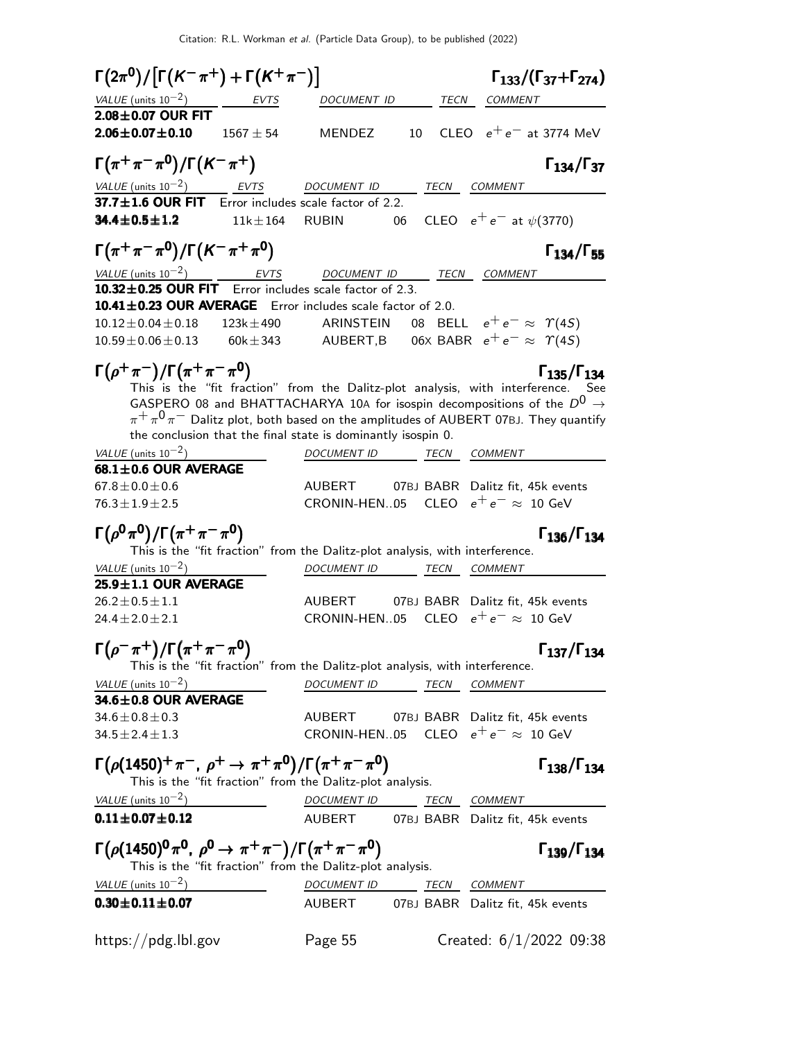### $\Gamma(2\pi^0)/[\Gamma(K^-\pi^+)+\Gamma(K^+\pi^-)]$ — $\Gamma_{133}/(\Gamma_{37}+\Gamma_{274})$

| VALUE (units $10^{-2}$) | EVTS | DOCUMENT ID | | TECN | COMMENT |
|---|---|---|---|---|---|
| **2.08±0.07 OUR FIT** | | | | | |
| **2.06±0.07±0.10** | 1567 ± 54 | MENDEZ | 10 | CLEO | $e^+e^-$ at 3774 MeV |

### $\Gamma(\pi^+\pi^-\pi^0)/\Gamma(K^-\pi^+)$ — $\Gamma_{134}/\Gamma_{37}$

| VALUE (units $10^{-2}$) | EVTS | DOCUMENT ID | | TECN | COMMENT |
|---|---|---|---|---|---|
| **37.7±1.6 OUR FIT** | Error includes scale factor of 2.2. | | | | |
| **34.4±0.5±1.2** | 11k ± 164 | RUBIN | 06 | CLEO | $e^+e^-$ at $\psi(3770)$ |

### $\Gamma(\pi^+\pi^-\pi^0)/\Gamma(K^-\pi^+\pi^0)$ — $\Gamma_{134}/\Gamma_{55}$

| VALUE (units $10^{-2}$) | EVTS | DOCUMENT ID | | TECN | COMMENT |
|---|---|---|---|---|---|
| **10.32±0.25 OUR FIT** | Error includes scale factor of 2.3. | | | | |
| **10.41±0.23 OUR AVERAGE** | Error includes scale factor of 2.0. | | | | |
| 10.12±0.04±0.18 | 123k ± 490 | ARINSTEIN | 08 | BELL | $e^+e^- \approx \Upsilon(4S)$ |
| 10.59±0.06±0.13 | 60k ± 343 | AUBERT,B | 06X | BABR | $e^+e^- \approx \Upsilon(4S)$ |

### $\Gamma(\rho^+\pi^-)/\Gamma(\pi^+\pi^-\pi^0)$ — $\Gamma_{135}/\Gamma_{134}$

This is the "fit fraction" from the Dalitz-plot analysis, with interference. See GASPERO 08 and BHATTACHARYA 10A for isospin decompositions of the $D^0 \rightarrow \pi^+\pi^0\pi^-$ Dalitz plot, both based on the amplitudes of AUBERT 07BJ. They quantify the conclusion that the final state is dominantly isospin 0.

| VALUE (units $10^{-2}$) | DOCUMENT ID | | TECN | COMMENT |
|---|---|---|---|---|
| **68.1±0.6 OUR AVERAGE** | | | | |
| 67.8±0.0±0.6 | AUBERT | 07BJ | BABR | Dalitz fit, 45k events |
| 76.3±1.9±2.5 | CRONIN-HEN..05 | | CLEO | $e^+e^- \approx 10$ GeV |

### $\Gamma(\rho^0\pi^0)/\Gamma(\pi^+\pi^-\pi^0)$ — $\Gamma_{136}/\Gamma_{134}$

This is the "fit fraction" from the Dalitz-plot analysis, with interference.

| VALUE (units $10^{-2}$) | DOCUMENT ID | | TECN | COMMENT |
|---|---|---|---|---|
| **25.9±1.1 OUR AVERAGE** | | | | |
| 26.2±0.5±1.1 | AUBERT | 07BJ | BABR | Dalitz fit, 45k events |
| 24.4±2.0±2.1 | CRONIN-HEN..05 | | CLEO | $e^+e^- \approx 10$ GeV |

### $\Gamma(\rho^-\pi^+)/\Gamma(\pi^+\pi^-\pi^0)$ — $\Gamma_{137}/\Gamma_{134}$

This is the "fit fraction" from the Dalitz-plot analysis, with interference.

| VALUE (units $10^{-2}$) | DOCUMENT ID | | TECN | COMMENT |
|---|---|---|---|---|
| **34.6±0.8 OUR AVERAGE** | | | | |
| 34.6±0.8±0.3 | AUBERT | 07BJ | BABR | Dalitz fit, 45k events |
| 34.5±2.4±1.3 | CRONIN-HEN..05 | | CLEO | $e^+e^- \approx 10$ GeV |

### $\Gamma(\rho(1450)^+\pi^-,\ \rho^+ \rightarrow \pi^+\pi^0)/\Gamma(\pi^+\pi^-\pi^0)$ — $\Gamma_{138}/\Gamma_{134}$

This is the "fit fraction" from the Dalitz-plot analysis.

| VALUE (units $10^{-2}$) | DOCUMENT ID | | TECN | COMMENT |
|---|---|---|---|---|
| **0.11±0.07±0.12** | AUBERT | 07BJ | BABR | Dalitz fit, 45k events |

### $\Gamma(\rho(1450)^0\pi^0,\ \rho^0 \rightarrow \pi^+\pi^-)/\Gamma(\pi^+\pi^-\pi^0)$ — $\Gamma_{139}/\Gamma_{134}$

This is the "fit fraction" from the Dalitz-plot analysis.

| VALUE (units $10^{-2}$) | DOCUMENT ID | | TECN | COMMENT |
|---|---|---|---|---|
| **0.30±0.11±0.07** | AUBERT | 07BJ | BABR | Dalitz fit, 45k events |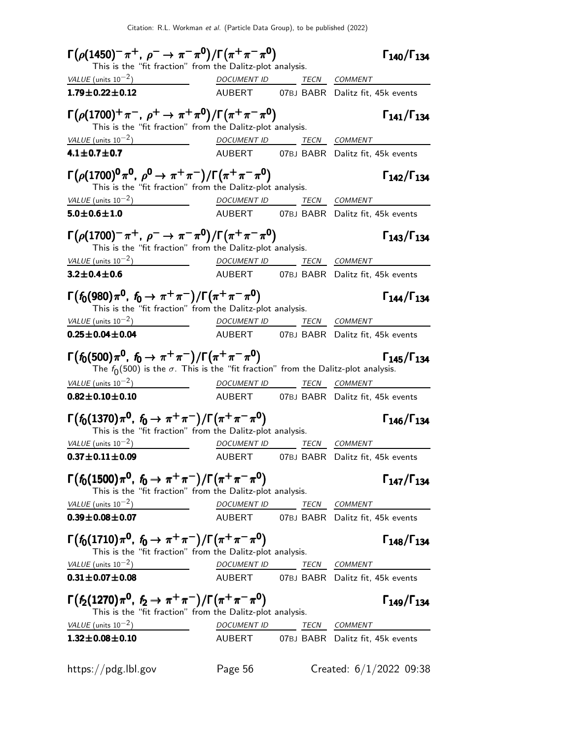**$\Gamma(\rho(1450)^- \pi^+,\ \rho^- \to \pi^- \pi^0)/\Gamma(\pi^+ \pi^- \pi^0)$** $\Gamma_{140}/\Gamma_{134}$

This is the "fit fraction" from the Dalitz-plot analysis.

| VALUE (units $10^{-2}$) | DOCUMENT ID | TECN | COMMENT |
|---|---|---|---|
| **1.79±0.22±0.12** | AUBERT 07BJ | BABR | Dalitz fit, 45k events |

**$\Gamma(\rho(1700)^+ \pi^-,\ \rho^+ \to \pi^+ \pi^0)/\Gamma(\pi^+ \pi^- \pi^0)$** $\Gamma_{141}/\Gamma_{134}$

This is the "fit fraction" from the Dalitz-plot analysis.

| VALUE (units $10^{-2}$) | DOCUMENT ID | TECN | COMMENT |
|---|---|---|---|
| **4.1±0.7±0.7** | AUBERT 07BJ | BABR | Dalitz fit, 45k events |

**$\Gamma(\rho(1700)^0 \pi^0,\ \rho^0 \to \pi^+ \pi^-)/\Gamma(\pi^+ \pi^- \pi^0)$** $\Gamma_{142}/\Gamma_{134}$

This is the "fit fraction" from the Dalitz-plot analysis.

| VALUE (units $10^{-2}$) | DOCUMENT ID | TECN | COMMENT |
|---|---|---|---|
| **5.0±0.6±1.0** | AUBERT 07BJ | BABR | Dalitz fit, 45k events |

**$\Gamma(\rho(1700)^- \pi^+,\ \rho^- \to \pi^- \pi^0)/\Gamma(\pi^+ \pi^- \pi^0)$** $\Gamma_{143}/\Gamma_{134}$

This is the "fit fraction" from the Dalitz-plot analysis.

| VALUE (units $10^{-2}$) | DOCUMENT ID | TECN | COMMENT |
|---|---|---|---|
| **3.2±0.4±0.6** | AUBERT 07BJ | BABR | Dalitz fit, 45k events |

**$\Gamma(f_0(980) \pi^0,\ f_0 \to \pi^+ \pi^-)/\Gamma(\pi^+ \pi^- \pi^0)$** $\Gamma_{144}/\Gamma_{134}$

This is the "fit fraction" from the Dalitz-plot analysis.

| VALUE (units $10^{-2}$) | DOCUMENT ID | TECN | COMMENT |
|---|---|---|---|
| **0.25±0.04±0.04** | AUBERT 07BJ | BABR | Dalitz fit, 45k events |

**$\Gamma(f_0(500) \pi^0,\ f_0 \to \pi^+ \pi^-)/\Gamma(\pi^+ \pi^- \pi^0)$** $\Gamma_{145}/\Gamma_{134}$

The $f_0(500)$ is the $\sigma$. This is the "fit fraction" from the Dalitz-plot analysis.

| VALUE (units $10^{-2}$) | DOCUMENT ID | TECN | COMMENT |
|---|---|---|---|
| **0.82±0.10±0.10** | AUBERT 07BJ | BABR | Dalitz fit, 45k events |

**$\Gamma(f_0(1370) \pi^0,\ f_0 \to \pi^+ \pi^-)/\Gamma(\pi^+ \pi^- \pi^0)$** $\Gamma_{146}/\Gamma_{134}$

This is the "fit fraction" from the Dalitz-plot analysis.

| VALUE (units $10^{-2}$) | DOCUMENT ID | TECN | COMMENT |
|---|---|---|---|
| **0.37±0.11±0.09** | AUBERT 07BJ | BABR | Dalitz fit, 45k events |

**$\Gamma(f_0(1500) \pi^0,\ f_0 \to \pi^+ \pi^-)/\Gamma(\pi^+ \pi^- \pi^0)$** $\Gamma_{147}/\Gamma_{134}$

This is the "fit fraction" from the Dalitz-plot analysis.

| VALUE (units $10^{-2}$) | DOCUMENT ID | TECN | COMMENT |
|---|---|---|---|
| **0.39±0.08±0.07** | AUBERT 07BJ | BABR | Dalitz fit, 45k events |

**$\Gamma(f_0(1710) \pi^0,\ f_0 \to \pi^+ \pi^-)/\Gamma(\pi^+ \pi^- \pi^0)$** $\Gamma_{148}/\Gamma_{134}$

This is the "fit fraction" from the Dalitz-plot analysis.

| VALUE (units $10^{-2}$) | DOCUMENT ID | TECN | COMMENT |
|---|---|---|---|
| **0.31±0.07±0.08** | AUBERT 07BJ | BABR | Dalitz fit, 45k events |

**$\Gamma(f_2(1270) \pi^0,\ f_2 \to \pi^+ \pi^-)/\Gamma(\pi^+ \pi^- \pi^0)$** $\Gamma_{149}/\Gamma_{134}$

This is the "fit fraction" from the Dalitz-plot analysis.

| VALUE (units $10^{-2}$) | DOCUMENT ID | TECN | COMMENT |
|---|---|---|---|
| **1.32±0.08±0.10** | AUBERT 07BJ | BABR | Dalitz fit, 45k events |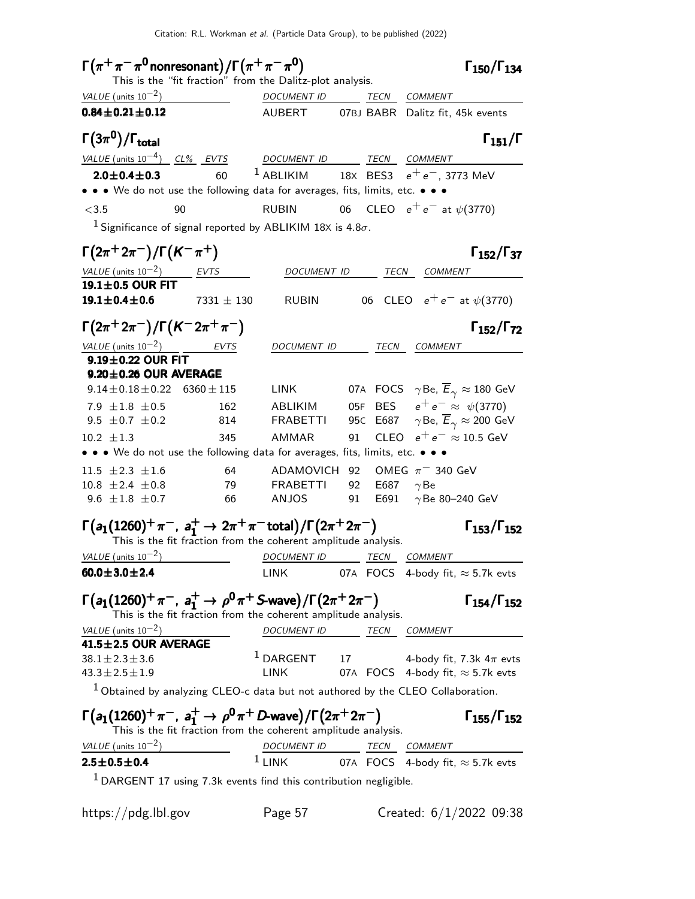### $\Gamma(\pi^+\pi^-\pi^0 \text{ nonresonant})/\Gamma(\pi^+\pi^-\pi^0)$ — $\Gamma_{150}/\Gamma_{134}$

This is the "fit fraction" from the Dalitz-plot analysis.

| VALUE (units $10^{-2}$) | DOCUMENT ID | | TECN | COMMENT |
|---|---|---|---|---|
| **0.84±0.21±0.12** | AUBERT | 07BJ | BABR | Dalitz fit, 45k events |

### $\Gamma(3\pi^0)/\Gamma_{\text{total}}$ — $\Gamma_{151}/\Gamma$

| VALUE (units $10^{-4}$) | CL% | EVTS | DOCUMENT ID | | TECN | COMMENT |
|---|---|---|---|---|---|---|
| **2.0±0.4±0.3** | | 60 | [1] ABLIKIM | 18X | BES3 | $e^+e^-$, 3773 MeV |
| • • • We do not use the following data for averages, fits, limits, etc. • • • | | | | | | |
| <3.5 | 90 | | RUBIN | 06 | CLEO | $e^+e^-$ at $\psi(3770)$ |

[1] Significance of signal reported by ABLIKIM 18X is 4.8$\sigma$.

### $\Gamma(2\pi^+2\pi^-)/\Gamma(K^-\pi^+)$ — $\Gamma_{152}/\Gamma_{37}$

| VALUE (units $10^{-2}$) | EVTS | DOCUMENT ID | | TECN | COMMENT |
|---|---|---|---|---|---|
| **19.1±0.5 OUR FIT** | | | | | |
| **19.1±0.4±0.6** | 7331 ± 130 | RUBIN | 06 | CLEO | $e^+e^-$ at $\psi(3770)$ |

### $\Gamma(2\pi^+2\pi^-)/\Gamma(K^-2\pi^+\pi^-)$ — $\Gamma_{152}/\Gamma_{72}$

| VALUE (units $10^{-2}$) | EVTS | DOCUMENT ID | | TECN | COMMENT |
|---|---|---|---|---|---|
| **9.19±0.22 OUR FIT** | | | | | |
| **9.20±0.26 OUR AVERAGE** | | | | | |
| 9.14±0.18±0.22 | 6360 ± 115 | LINK | 07A | FOCS | $\gamma$Be, $\overline{E}_\gamma \approx$ 180 GeV |
| 7.9 ±1.8 ±0.5 | 162 | ABLIKIM | 05F | BES | $e^+e^- \approx \psi(3770)$ |
| 9.5 ±0.7 ±0.2 | 814 | FRABETTI | 95C | E687 | $\gamma$Be, $\overline{E}_\gamma \approx$ 200 GeV |
| 10.2 ±1.3 | 345 | AMMAR | 91 | CLEO | $e^+e^- \approx$ 10.5 GeV |
| • • • We do not use the following data for averages, fits, limits, etc. • • • | | | | | |
| 11.5 ±2.3 ±1.6 | 64 | ADAMOVICH | 92 | OMEG | $\pi^-$ 340 GeV |
| 10.8 ±2.4 ±0.8 | 79 | FRABETTI | 92 | E687 | $\gamma$Be |
| 9.6 ±1.8 ±0.7 | 66 | ANJOS | 91 | E691 | $\gamma$Be 80–240 GeV |

### $\Gamma(a_1(1260)^+\pi^-,\ a_1^+ \to 2\pi^+\pi^- \text{ total})/\Gamma(2\pi^+2\pi^-)$ — $\Gamma_{153}/\Gamma_{152}$

This is the fit fraction from the coherent amplitude analysis.

| VALUE (units $10^{-2}$) | DOCUMENT ID | | TECN | COMMENT |
|---|---|---|---|---|
| **60.0±3.0±2.4** | LINK | 07A | FOCS | 4-body fit, ≈ 5.7k evts |

### $\Gamma(a_1(1260)^+\pi^-,\ a_1^+ \to \rho^0\pi^+ \text{ S-wave})/\Gamma(2\pi^+2\pi^-)$ — $\Gamma_{154}/\Gamma_{152}$

This is the fit fraction from the coherent amplitude analysis.

| VALUE (units $10^{-2}$) | DOCUMENT ID | | TECN | COMMENT |
|---|---|---|---|---|
| **41.5±2.5 OUR AVERAGE** | | | | |
| 38.1±2.3±3.6 | [1] DARGENT | 17 | | 4-body fit, 7.3k $4\pi$ evts |
| 43.3±2.5±1.9 | LINK | 07A | FOCS | 4-body fit, ≈ 5.7k evts |

[1] Obtained by analyzing CLEO-c data but not authored by the CLEO Collaboration.

### $\Gamma(a_1(1260)^+\pi^-,\ a_1^+ \to \rho^0\pi^+ \text{ D-wave})/\Gamma(2\pi^+2\pi^-)$ — $\Gamma_{155}/\Gamma_{152}$

This is the fit fraction from the coherent amplitude analysis.

| VALUE (units $10^{-2}$) | DOCUMENT ID | | TECN | COMMENT |
|---|---|---|---|---|
| **2.5±0.5±0.4** | [1] LINK | 07A | FOCS | 4-body fit, ≈ 5.7k evts |

[1] DARGENT 17 using 7.3k events find this contribution negligible.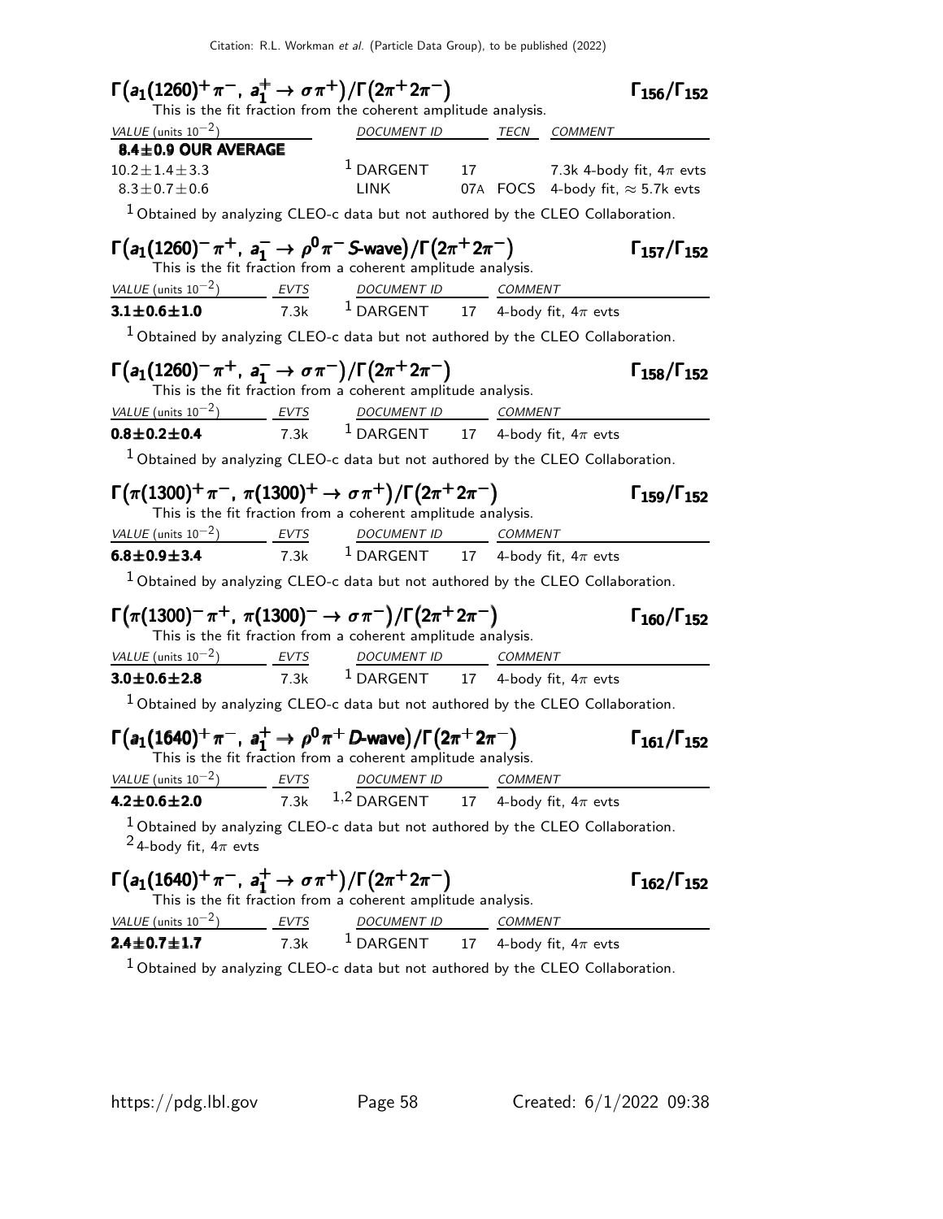### $\Gamma\big(a_1(1260)^+\pi^-,\ a_1^+\to\sigma\pi^+\big)/\Gamma\big(2\pi^+2\pi^-\big)$ — $\Gamma_{156}/\Gamma_{152}$

This is the fit fraction from the coherent amplitude analysis.

| VALUE (units $10^{-2}$) | DOCUMENT ID | | TECN | COMMENT |
|---|---|---|---|---|
| **8.4±0.9 OUR AVERAGE** | | | | |
| $10.2\pm1.4\pm3.3$ | [1] DARGENT | 17 | | 7.3k 4-body fit, $4\pi$ evts |
| $8.3\pm0.7\pm0.6$ | LINK | 07A | FOCS | 4-body fit, $\approx 5.7$k evts |

[1] Obtained by analyzing CLEO-c data but not authored by the CLEO Collaboration.

### $\Gamma\big(a_1(1260)^-\pi^+,\ a_1^-\to\rho^0\pi^-\ S\text{-wave}\big)/\Gamma\big(2\pi^+2\pi^-\big)$ — $\Gamma_{157}/\Gamma_{152}$

This is the fit fraction from a coherent amplitude analysis.

| VALUE (units $10^{-2}$) | EVTS | DOCUMENT ID | | COMMENT |
|---|---|---|---|---|
| **3.1±0.6±1.0** | 7.3k | [1] DARGENT | 17 | 4-body fit, $4\pi$ evts |

[1] Obtained by analyzing CLEO-c data but not authored by the CLEO Collaboration.

### $\Gamma\big(a_1(1260)^-\pi^+,\ a_1^-\to\sigma\pi^-\big)/\Gamma\big(2\pi^+2\pi^-\big)$ — $\Gamma_{158}/\Gamma_{152}$

This is the fit fraction from a coherent amplitude analysis.

| VALUE (units $10^{-2}$) | EVTS | DOCUMENT ID | | COMMENT |
|---|---|---|---|---|
| **0.8±0.2±0.4** | 7.3k | [1] DARGENT | 17 | 4-body fit, $4\pi$ evts |

[1] Obtained by analyzing CLEO-c data but not authored by the CLEO Collaboration.

### $\Gamma\big(\pi(1300)^+\pi^-,\ \pi(1300)^+\to\sigma\pi^+\big)/\Gamma\big(2\pi^+2\pi^-\big)$ — $\Gamma_{159}/\Gamma_{152}$

This is the fit fraction from a coherent amplitude analysis.

| VALUE (units $10^{-2}$) | EVTS | DOCUMENT ID | | COMMENT |
|---|---|---|---|---|
| **6.8±0.9±3.4** | 7.3k | [1] DARGENT | 17 | 4-body fit, $4\pi$ evts |

[1] Obtained by analyzing CLEO-c data but not authored by the CLEO Collaboration.

### $\Gamma\big(\pi(1300)^-\pi^+,\ \pi(1300)^-\to\sigma\pi^-\big)/\Gamma\big(2\pi^+2\pi^-\big)$ — $\Gamma_{160}/\Gamma_{152}$

This is the fit fraction from a coherent amplitude analysis.

| VALUE (units $10^{-2}$) | EVTS | DOCUMENT ID | | COMMENT |
|---|---|---|---|---|
| **3.0±0.6±2.8** | 7.3k | [1] DARGENT | 17 | 4-body fit, $4\pi$ evts |

[1] Obtained by analyzing CLEO-c data but not authored by the CLEO Collaboration.

### $\Gamma\big(a_1(1640)^+\pi^-,\ a_1^+\Rightarrow\rho^0\pi^+\ D\text{-wave}\big)/\Gamma\big(2\pi^+2\pi^-\big)$ — $\Gamma_{161}/\Gamma_{152}$

This is the fit fraction from a coherent amplitude analysis.

| VALUE (units $10^{-2}$) | EVTS | DOCUMENT ID | | COMMENT |
|---|---|---|---|---|
| **4.2±0.6±2.0** | 7.3k | [1,2] DARGENT | 17 | 4-body fit, $4\pi$ evts |

[1] Obtained by analyzing CLEO-c data but not authored by the CLEO Collaboration.
[2] 4-body fit, $4\pi$ evts

### $\Gamma\big(a_1(1640)^+\pi^-,\ a_1^+\to\sigma\pi^+\big)/\Gamma\big(2\pi^+2\pi^-\big)$ — $\Gamma_{162}/\Gamma_{152}$

This is the fit fraction from a coherent amplitude analysis.

| VALUE (units $10^{-2}$) | EVTS | DOCUMENT ID | | COMMENT |
|---|---|---|---|---|
| **2.4±0.7±1.7** | 7.3k | [1] DARGENT | 17 | 4-body fit, $4\pi$ evts |

[1] Obtained by analyzing CLEO-c data but not authored by the CLEO Collaboration.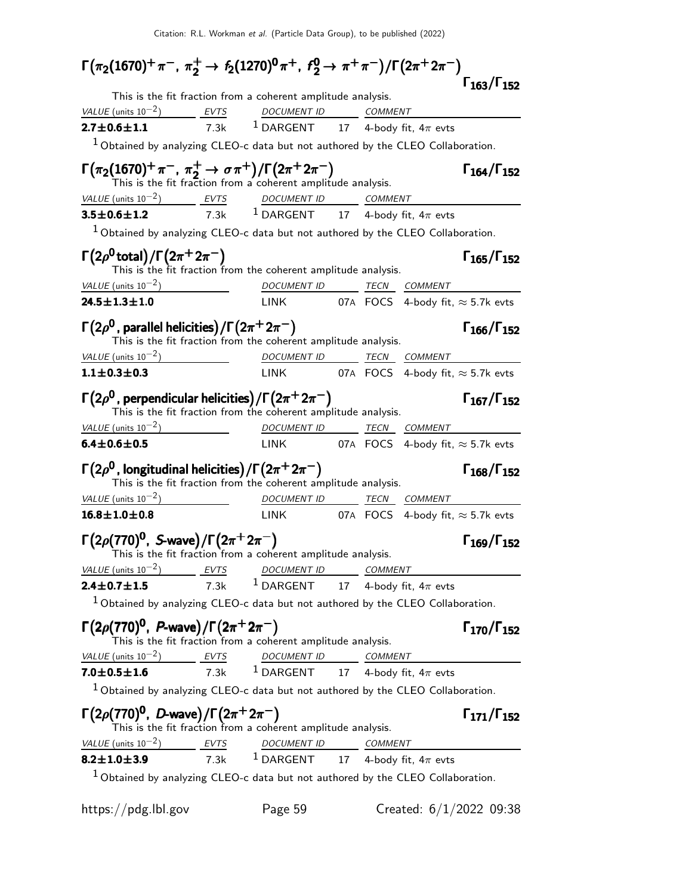### $\Gamma(\pi_2(1670)^+\pi^-,\ \pi_2^+ \to f_2(1270)^0\pi^+,\ f_2^0 \to \pi^+\pi^-)/\Gamma(2\pi^+2\pi^-)$ — $\Gamma_{163}/\Gamma_{152}$

This is the fit fraction from a coherent amplitude analysis.

| VALUE (units $10^{-2}$) | EVTS | DOCUMENT ID | | COMMENT |
|---|---|---|---|---|
| **2.7±0.6±1.1** | 7.3k | [1] DARGENT | 17 | 4-body fit, $4\pi$ evts |

[1] Obtained by analyzing CLEO-c data but not authored by the CLEO Collaboration.

### $\Gamma(\pi_2(1670)^+\pi^-,\ \pi_2^+ \to \sigma\pi^+)/\Gamma(2\pi^+2\pi^-)$ — $\Gamma_{164}/\Gamma_{152}$

This is the fit fraction from a coherent amplitude analysis.

| VALUE (units $10^{-2}$) | EVTS | DOCUMENT ID | | COMMENT |
|---|---|---|---|---|
| **3.5±0.6±1.2** | 7.3k | [1] DARGENT | 17 | 4-body fit, $4\pi$ evts |

[1] Obtained by analyzing CLEO-c data but not authored by the CLEO Collaboration.

### $\Gamma(2\rho^0\,\text{total})/\Gamma(2\pi^+2\pi^-)$ — $\Gamma_{165}/\Gamma_{152}$

This is the fit fraction from the coherent amplitude analysis.

| VALUE (units $10^{-2}$) | DOCUMENT ID | | TECN | COMMENT |
|---|---|---|---|---|
| **24.5±1.3±1.0** | LINK | 07A | FOCS | 4-body fit, $\approx$ 5.7k evts |

### $\Gamma(2\rho^0,\ \text{parallel helicities})/\Gamma(2\pi^+2\pi^-)$ — $\Gamma_{166}/\Gamma_{152}$

This is the fit fraction from the coherent amplitude analysis.

| VALUE (units $10^{-2}$) | DOCUMENT ID | | TECN | COMMENT |
|---|---|---|---|---|
| **1.1±0.3±0.3** | LINK | 07A | FOCS | 4-body fit, $\approx$ 5.7k evts |

### $\Gamma(2\rho^0,\ \text{perpendicular helicities})/\Gamma(2\pi^+2\pi^-)$ — $\Gamma_{167}/\Gamma_{152}$

This is the fit fraction from the coherent amplitude analysis.

| VALUE (units $10^{-2}$) | DOCUMENT ID | | TECN | COMMENT |
|---|---|---|---|---|
| **6.4±0.6±0.5** | LINK | 07A | FOCS | 4-body fit, $\approx$ 5.7k evts |

### $\Gamma(2\rho^0,\ \text{longitudinal helicities})/\Gamma(2\pi^+2\pi^-)$ — $\Gamma_{168}/\Gamma_{152}$

This is the fit fraction from the coherent amplitude analysis.

| VALUE (units $10^{-2}$) | DOCUMENT ID | | TECN | COMMENT |
|---|---|---|---|---|
| **16.8±1.0±0.8** | LINK | 07A | FOCS | 4-body fit, $\approx$ 5.7k evts |

### $\Gamma(2\rho(770)^0,\ S\text{-wave})/\Gamma(2\pi^+2\pi^-)$ — $\Gamma_{169}/\Gamma_{152}$

This is the fit fraction from a coherent amplitude analysis.

| VALUE (units $10^{-2}$) | EVTS | DOCUMENT ID | | COMMENT |
|---|---|---|---|---|
| **2.4±0.7±1.5** | 7.3k | [1] DARGENT | 17 | 4-body fit, $4\pi$ evts |

[1] Obtained by analyzing CLEO-c data but not authored by the CLEO Collaboration.

### $\Gamma(2\rho(770)^0,\ P\text{-wave})/\Gamma(2\pi^+2\pi^-)$ — $\Gamma_{170}/\Gamma_{152}$

This is the fit fraction from a coherent amplitude analysis.

| VALUE (units $10^{-2}$) | EVTS | DOCUMENT ID | | COMMENT |
|---|---|---|---|---|
| **7.0±0.5±1.6** | 7.3k | [1] DARGENT | 17 | 4-body fit, $4\pi$ evts |

[1] Obtained by analyzing CLEO-c data but not authored by the CLEO Collaboration.

### $\Gamma(2\rho(770)^0,\ D\text{-wave})/\Gamma(2\pi^+2\pi^-)$ — $\Gamma_{171}/\Gamma_{152}$

This is the fit fraction from a coherent amplitude analysis.

| VALUE (units $10^{-2}$) | EVTS | DOCUMENT ID | | COMMENT |
|---|---|---|---|---|
| **8.2±1.0±3.9** | 7.3k | [1] DARGENT | 17 | 4-body fit, $4\pi$ evts |

[1] Obtained by analyzing CLEO-c data but not authored by the CLEO Collaboration.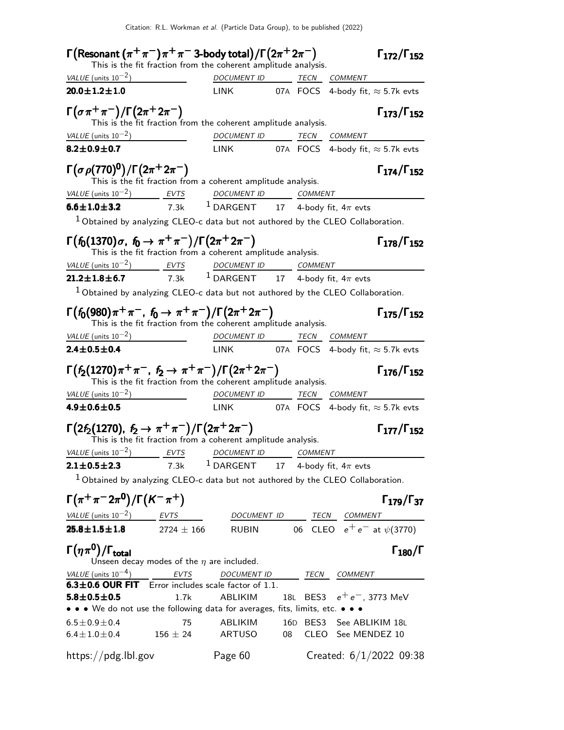### $\Gamma\big(\text{Resonant }(\pi^+\pi^-)\pi^+\pi^-\text{ 3-body total}\big)/\Gamma\big(2\pi^+2\pi^-\big)$ $\Gamma_{172}/\Gamma_{152}$

This is the fit fraction from the coherent amplitude analysis.

| VALUE (units $10^{-2}$) | DOCUMENT ID | | TECN | COMMENT |
|---|---|---|---|---|
| **20.0±1.2±1.0** | LINK | 07A | FOCS | 4-body fit, ≈ 5.7k evts |

### $\Gamma\big(\sigma\pi^+\pi^-\big)/\Gamma\big(2\pi^+2\pi^-\big)$ $\Gamma_{173}/\Gamma_{152}$

This is the fit fraction from the coherent amplitude analysis.

| VALUE (units $10^{-2}$) | DOCUMENT ID | | TECN | COMMENT |
|---|---|---|---|---|
| **8.2±0.9±0.7** | LINK | 07A | FOCS | 4-body fit, ≈ 5.7k evts |

### $\Gamma\big(\sigma\rho(770)^0\big)/\Gamma\big(2\pi^+2\pi^-\big)$ $\Gamma_{174}/\Gamma_{152}$

This is the fit fraction from a coherent amplitude analysis.

| VALUE (units $10^{-2}$) | EVTS | DOCUMENT ID | | COMMENT |
|---|---|---|---|---|
| **6.6±1.0±3.2** | 7.3k | [1] DARGENT | 17 | 4-body fit, $4\pi$ evts |

[1] Obtained by analyzing CLEO-c data but not authored by the CLEO Collaboration.

### $\Gamma\big(f_0(1370)\sigma,\ f_0\to\pi^+\pi^-\big)/\Gamma\big(2\pi^+2\pi^-\big)$ $\Gamma_{178}/\Gamma_{152}$

This is the fit fraction from a coherent amplitude analysis.

| VALUE (units $10^{-2}$) | EVTS | DOCUMENT ID | | COMMENT |
|---|---|---|---|---|
| **21.2±1.8±6.7** | 7.3k | [1] DARGENT | 17 | 4-body fit, $4\pi$ evts |

[1] Obtained by analyzing CLEO-c data but not authored by the CLEO Collaboration.

### $\Gamma\big(f_0(980)\pi^+\pi^-,\ f_0\to\pi^+\pi^-\big)/\Gamma\big(2\pi^+2\pi^-\big)$ $\Gamma_{175}/\Gamma_{152}$

This is the fit fraction from the coherent amplitude analysis.

| VALUE (units $10^{-2}$) | DOCUMENT ID | | TECN | COMMENT |
|---|---|---|---|---|
| **2.4±0.5±0.4** | LINK | 07A | FOCS | 4-body fit, ≈ 5.7k evts |

### $\Gamma\big(f_2(1270)\pi^+\pi^-,\ f_2\to\pi^+\pi^-\big)/\Gamma\big(2\pi^+2\pi^-\big)$ $\Gamma_{176}/\Gamma_{152}$

This is the fit fraction from the coherent amplitude analysis.

| VALUE (units $10^{-2}$) | DOCUMENT ID | | TECN | COMMENT |
|---|---|---|---|---|
| **4.9±0.6±0.5** | LINK | 07A | FOCS | 4-body fit, ≈ 5.7k evts |

### $\Gamma\big(2f_2(1270),\ f_2\to\pi^+\pi^-\big)/\Gamma\big(2\pi^+2\pi^-\big)$ $\Gamma_{177}/\Gamma_{152}$

This is the fit fraction from a coherent amplitude analysis.

| VALUE (units $10^{-2}$) | EVTS | DOCUMENT ID | | COMMENT |
|---|---|---|---|---|
| **2.1±0.5±2.3** | 7.3k | [1] DARGENT | 17 | 4-body fit, $4\pi$ evts |

[1] Obtained by analyzing CLEO-c data but not authored by the CLEO Collaboration.

### $\Gamma\big(\pi^+\pi^-2\pi^0\big)/\Gamma\big(K^-\pi^+\big)$ $\Gamma_{179}/\Gamma_{37}$

| VALUE (units $10^{-2}$) | EVTS | DOCUMENT ID | | TECN | COMMENT |
|---|---|---|---|---|---|
| **25.8±1.5±1.8** | 2724 ± 166 | RUBIN | 06 | CLEO | $e^+e^-$ at $\psi(3770)$ |

### $\Gamma\big(\eta\pi^0\big)/\Gamma_{\text{total}}$ $\Gamma_{180}/\Gamma$

Unseen decay modes of the $\eta$ are included.

| VALUE (units $10^{-4}$) | EVTS | DOCUMENT ID | | TECN | COMMENT |
|---|---|---|---|---|---|
| **6.3±0.6 OUR FIT** | Error includes scale factor of 1.1. | | | | |
| **5.8±0.5±0.5** | 1.7k | ABLIKIM | 18L | BES3 | $e^+e^-$, 3773 MeV |
| • • • We do not use the following data for averages, fits, limits, etc. • • • | | | | | |
| 6.5±0.9±0.4 | 75 | ABLIKIM | 16D | BES3 | See ABLIKIM 18L |
| 6.4±1.0±0.4 | 156 ± 24 | ARTUSO | 08 | CLEO | See MENDEZ 10 |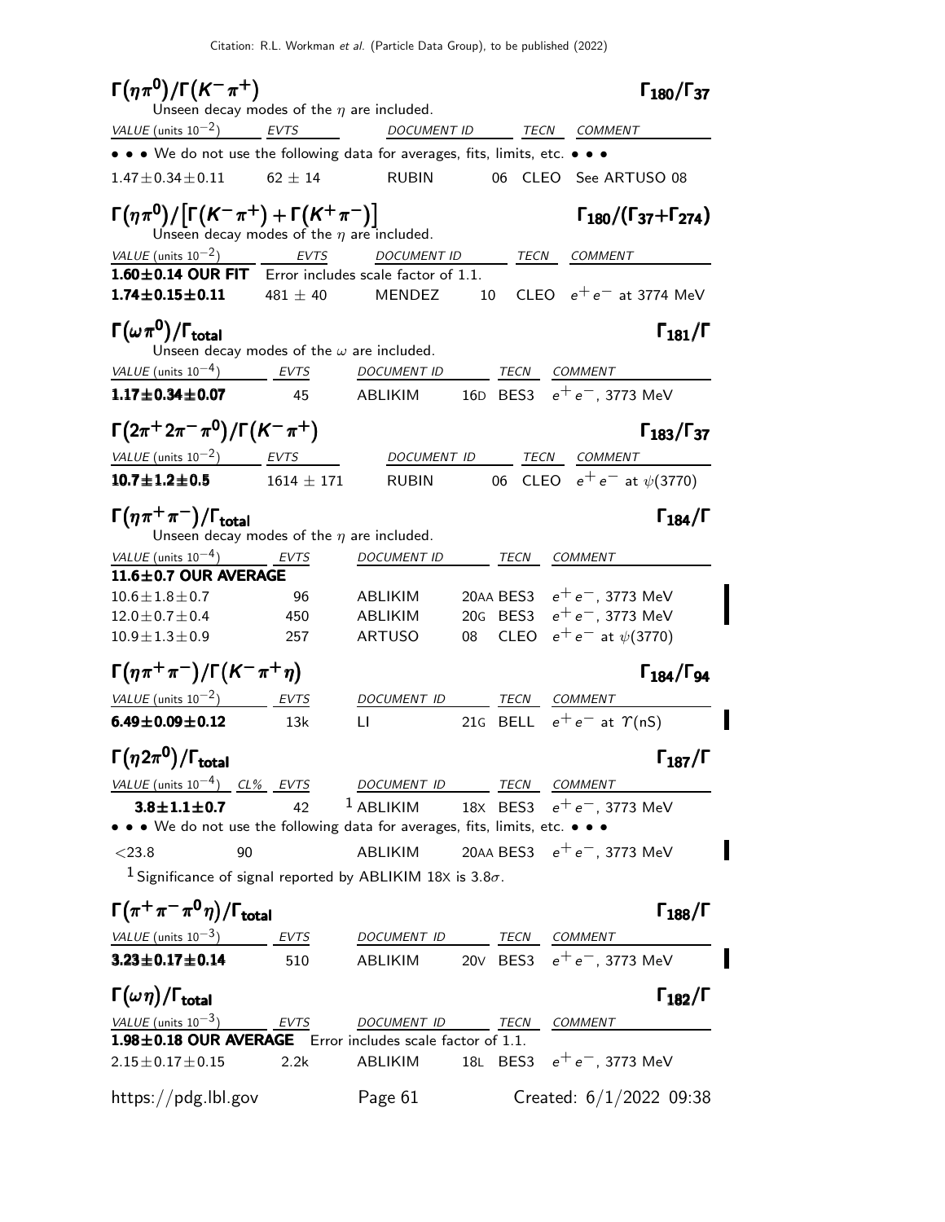### $\Gamma(\eta\pi^0)/\Gamma(K^-\pi^+)$ — $\Gamma_{180}/\Gamma_{37}$

Unseen decay modes of the $\eta$ are included.

| VALUE (units $10^{-2}$) | EVTS | DOCUMENT ID | | TECN | COMMENT |
|---|---|---|---|---|---|
| • • • We do not use the following data for averages, fits, limits, etc. • • • | | | | | |
| $1.47\pm0.34\pm0.11$ | $62\pm14$ | RUBIN | 06 | CLEO | See ARTUSO 08 |

### $\Gamma(\eta\pi^0)/[\Gamma(K^-\pi^+)+\Gamma(K^+\pi^-)]$ — $\Gamma_{180}/(\Gamma_{37}+\Gamma_{274})$

Unseen decay modes of the $\eta$ are included.

| VALUE (units $10^{-2}$) | EVTS | DOCUMENT ID | | TECN | COMMENT |
|---|---|---|---|---|---|
| **1.60±0.14 OUR FIT** | Error includes scale factor of 1.1. | | | | |
| **1.74±0.15±0.11** | $481\pm40$ | MENDEZ | 10 | CLEO | $e^+e^-$ at 3774 MeV |

### $\Gamma(\omega\pi^0)/\Gamma_{\text{total}}$ — $\Gamma_{181}/\Gamma$

Unseen decay modes of the $\omega$ are included.

| VALUE (units $10^{-4}$) | EVTS | DOCUMENT ID | | TECN | COMMENT |
|---|---|---|---|---|---|
| **1.17±0.34±0.07** | 45 | ABLIKIM | 16D | BES3 | $e^+e^-$, 3773 MeV |

### $\Gamma(2\pi^+2\pi^-\pi^0)/\Gamma(K^-\pi^+)$ — $\Gamma_{183}/\Gamma_{37}$

| VALUE (units $10^{-2}$) | EVTS | DOCUMENT ID | | TECN | COMMENT |
|---|---|---|---|---|---|
| **10.7±1.2±0.5** | $1614\pm171$ | RUBIN | 06 | CLEO | $e^+e^-$ at $\psi(3770)$ |

### $\Gamma(\eta\pi^+\pi^-)/\Gamma_{\text{total}}$ — $\Gamma_{184}/\Gamma$

Unseen decay modes of the $\eta$ are included.

| VALUE (units $10^{-4}$) | EVTS | DOCUMENT ID | | TECN | COMMENT |
|---|---|---|---|---|---|
| **11.6±0.7 OUR AVERAGE** | | | | | |
| $10.6\pm1.8\pm0.7$ | 96 | ABLIKIM | 20AA | BES3 | $e^+e^-$, 3773 MeV |
| $12.0\pm0.7\pm0.4$ | 450 | ABLIKIM | 20G | BES3 | $e^+e^-$, 3773 MeV |
| $10.9\pm1.3\pm0.9$ | 257 | ARTUSO | 08 | CLEO | $e^+e^-$ at $\psi(3770)$ |

### $\Gamma(\eta\pi^+\pi^-)/\Gamma(K^-\pi^+\eta)$ — $\Gamma_{184}/\Gamma_{94}$

| VALUE (units $10^{-2}$) | EVTS | DOCUMENT ID | | TECN | COMMENT |
|---|---|---|---|---|---|
| **6.49±0.09±0.12** | 13k | LI | 21G | BELL | $e^+e^-$ at $\Upsilon(nS)$ |

### $\Gamma(\eta 2\pi^0)/\Gamma_{\text{total}}$ — $\Gamma_{187}/\Gamma$

| VALUE (units $10^{-4}$) | CL% | EVTS | DOCUMENT ID | | TECN | COMMENT |
|---|---|---|---|---|---|---|
| **3.8±1.1±0.7** | | 42 | [1] ABLIKIM | 18X | BES3 | $e^+e^-$, 3773 MeV |
| • • • We do not use the following data for averages, fits, limits, etc. • • • | | | | | | |
| $<23.8$ | 90 | | ABLIKIM | 20AA | BES3 | $e^+e^-$, 3773 MeV |

[1] Significance of signal reported by ABLIKIM 18X is $3.8\sigma$.

### $\Gamma(\pi^+\pi^-\pi^0\eta)/\Gamma_{\text{total}}$ — $\Gamma_{188}/\Gamma$

| VALUE (units $10^{-3}$) | EVTS | DOCUMENT ID | | TECN | COMMENT |
|---|---|---|---|---|---|
| **3.23±0.17±0.14** | 510 | ABLIKIM | 20V | BES3 | $e^+e^-$, 3773 MeV |

### $\Gamma(\omega\eta)/\Gamma_{\text{total}}$ — $\Gamma_{182}/\Gamma$

| VALUE (units $10^{-3}$) | EVTS | DOCUMENT ID | | TECN | COMMENT |
|---|---|---|---|---|---|
| **1.98±0.18 OUR AVERAGE** | Error includes scale factor of 1.1. | | | | |
| $2.15\pm0.17\pm0.15$ | 2.2k | ABLIKIM | 18L | BES3 | $e^+e^-$, 3773 MeV |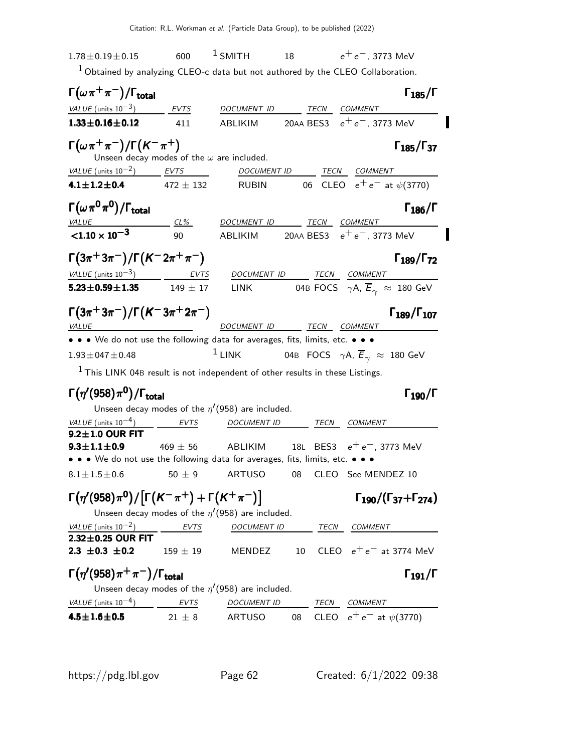| | | | | | |
|---|---|---|---|---|---|
| $1.78 \pm 0.19 \pm 0.15$ | 600 | SMITH[1] | 18 | | $e^+e^-$, 3773 MeV |

[1] Obtained by analyzing CLEO-c data but not authored by the CLEO Collaboration.

### $\Gamma(\omega\pi^+\pi^-)/\Gamma_{\text{total}}$ — $\Gamma_{185}/\Gamma$

| VALUE (units $10^{-3}$) | EVTS | DOCUMENT ID | | TECN | COMMENT |
|---|---|---|---|---|---|
| **1.33±0.16±0.12** | 411 | ABLIKIM | 20AA | BES3 | $e^+e^-$, 3773 MeV |

### $\Gamma(\omega\pi^+\pi^-)/\Gamma(K^-\pi^+)$ — $\Gamma_{185}/\Gamma_{37}$

Unseen decay modes of the $\omega$ are included.

| VALUE (units $10^{-2}$) | EVTS | DOCUMENT ID | | TECN | COMMENT |
|---|---|---|---|---|---|
| **4.1±1.2±0.4** | $472 \pm 132$ | RUBIN | 06 | CLEO | $e^+e^-$ at $\psi(3770)$ |

### $\Gamma(\omega\pi^0\pi^0)/\Gamma_{\text{total}}$ — $\Gamma_{186}/\Gamma$

| VALUE | CL% | DOCUMENT ID | | TECN | COMMENT |
|---|---|---|---|---|---|
| **$<1.10 \times 10^{-3}$** | 90 | ABLIKIM | 20AA | BES3 | $e^+e^-$, 3773 MeV |

### $\Gamma(3\pi^+3\pi^-)/\Gamma(K^-2\pi^+\pi^-)$ — $\Gamma_{189}/\Gamma_{72}$

| VALUE (units $10^{-3}$) | EVTS | DOCUMENT ID | | TECN | COMMENT |
|---|---|---|---|---|---|
| **5.23±0.59±1.35** | $149 \pm 17$ | LINK | 04B | FOCS | $\gamma$A, $\overline{E}_\gamma \approx$ 180 GeV |

### $\Gamma(3\pi^+3\pi^-)/\Gamma(K^-3\pi^+2\pi^-)$ — $\Gamma_{189}/\Gamma_{107}$

| VALUE | DOCUMENT ID | | TECN | COMMENT |
|---|---|---|---|---|
| • • • We do not use the following data for averages, fits, limits, etc. • • • | | | | |
| $1.93 \pm 047 \pm 0.48$ | LINK[1] | 04B | FOCS | $\gamma$A, $\overline{E}_\gamma \approx$ 180 GeV |

[1] This LINK 04B result is not independent of other results in these Listings.

### $\Gamma(\eta'(958)\pi^0)/\Gamma_{\text{total}}$ — $\Gamma_{190}/\Gamma$

Unseen decay modes of the $\eta'(958)$ are included.

| VALUE (units $10^{-4}$) | EVTS | DOCUMENT ID | | TECN | COMMENT |
|---|---|---|---|---|---|
| **9.2±1.0 OUR FIT** | | | | | |
| **9.3±1.1±0.9** | $469 \pm 56$ | ABLIKIM | 18L | BES3 | $e^+e^-$, 3773 MeV |
| • • • We do not use the following data for averages, fits, limits, etc. • • • | | | | | |
| $8.1 \pm 1.5 \pm 0.6$ | $50 \pm 9$ | ARTUSO | 08 | CLEO | See MENDEZ 10 |

### $\Gamma(\eta'(958)\pi^0)/\left[\Gamma(K^-\pi^+)+\Gamma(K^+\pi^-)\right]$ — $\Gamma_{190}/(\Gamma_{37}+\Gamma_{274})$

Unseen decay modes of the $\eta'(958)$ are included.

| VALUE (units $10^{-2}$) | EVTS | DOCUMENT ID | | TECN | COMMENT |
|---|---|---|---|---|---|
| **2.32±0.25 OUR FIT** | | | | | |
| **2.3 ±0.3 ±0.2** | $159 \pm 19$ | MENDEZ | 10 | CLEO | $e^+e^-$ at 3774 MeV |

### $\Gamma(\eta'(958)\pi^+\pi^-)/\Gamma_{\text{total}}$ — $\Gamma_{191}/\Gamma$

Unseen decay modes of the $\eta'(958)$ are included.

| VALUE (units $10^{-4}$) | EVTS | DOCUMENT ID | | TECN | COMMENT |
|---|---|---|---|---|---|
| **4.5±1.6±0.5** | $21 \pm 8$ | ARTUSO | 08 | CLEO | $e^+e^-$ at $\psi(3770)$ |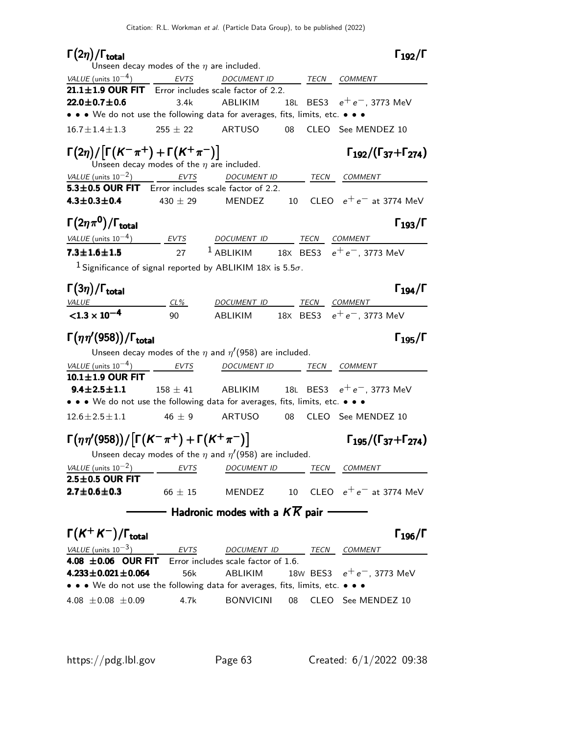### $\Gamma(2\eta)/\Gamma_{\text{total}}$ $\Gamma_{192}/\Gamma$

Unseen decay modes of the $\eta$ are included.

| VALUE (units $10^{-4}$) | EVTS | DOCUMENT ID | | TECN | COMMENT |
|---|---|---|---|---|---|
| **21.1±1.9 OUR FIT** Error includes scale factor of 2.2. | | | | | |
| **22.0±0.7±0.6** | 3.4k | ABLIKIM | 18L | BES3 | $e^+e^-$, 3773 MeV |
| • • • We do not use the following data for averages, fits, limits, etc. • • • | | | | | |
| 16.7±1.4±1.3 | 255 ± 22 | ARTUSO | 08 | CLEO | See MENDEZ 10 |

### $\Gamma(2\eta)/\left[\Gamma(K^-\pi^+)+\Gamma(K^+\pi^-)\right]$ $\Gamma_{192}/(\Gamma_{37}+\Gamma_{274})$

Unseen decay modes of the $\eta$ are included.

| VALUE (units $10^{-2}$) | EVTS | DOCUMENT ID | | TECN | COMMENT |
|---|---|---|---|---|---|
| **5.3±0.5 OUR FIT** Error includes scale factor of 2.2. | | | | | |
| **4.3±0.3±0.4** | 430 ± 29 | MENDEZ | 10 | CLEO | $e^+e^-$ at 3774 MeV |

### $\Gamma(2\eta\pi^0)/\Gamma_{\text{total}}$ $\Gamma_{193}/\Gamma$

| VALUE (units $10^{-4}$) | EVTS | DOCUMENT ID | | TECN | COMMENT |
|---|---|---|---|---|---|
| **7.3±1.6±1.5** | 27 | [1] ABLIKIM | 18X | BES3 | $e^+e^-$, 3773 MeV |

[1] Significance of signal reported by ABLIKIM 18X is 5.5$\sigma$.

### $\Gamma(3\eta)/\Gamma_{\text{total}}$ $\Gamma_{194}/\Gamma$

| VALUE | CL% | DOCUMENT ID | | TECN | COMMENT |
|---|---|---|---|---|---|
| **$<1.3 \times 10^{-4}$** | 90 | ABLIKIM | 18X | BES3 | $e^+e^-$, 3773 MeV |

### $\Gamma(\eta\eta'(958))/\Gamma_{\text{total}}$ $\Gamma_{195}/\Gamma$

Unseen decay modes of the $\eta$ and $\eta'(958)$ are included.

| VALUE (units $10^{-4}$) | EVTS | DOCUMENT ID | | TECN | COMMENT |
|---|---|---|---|---|---|
| **10.1±1.9 OUR FIT** | | | | | |
| **9.4±2.5±1.1** | 158 ± 41 | ABLIKIM | 18L | BES3 | $e^+e^-$, 3773 MeV |
| • • • We do not use the following data for averages, fits, limits, etc. • • • | | | | | |
| 12.6±2.5±1.1 | 46 ± 9 | ARTUSO | 08 | CLEO | See MENDEZ 10 |

### $\Gamma(\eta\eta'(958))/\left[\Gamma(K^-\pi^+)+\Gamma(K^+\pi^-)\right]$ $\Gamma_{195}/(\Gamma_{37}+\Gamma_{274})$

Unseen decay modes of the $\eta$ and $\eta'(958)$ are included.

| VALUE (units $10^{-2}$) | EVTS | DOCUMENT ID | | TECN | COMMENT |
|---|---|---|---|---|---|
| **2.5±0.5 OUR FIT** | | | | | |
| **2.7±0.6±0.3** | 66 ± 15 | MENDEZ | 10 | CLEO | $e^+e^-$ at 3774 MeV |

## Hadronic modes with a $K\overline{K}$ pair

### $\Gamma(K^+K^-)/\Gamma_{\text{total}}$ $\Gamma_{196}/\Gamma$

| VALUE (units $10^{-3}$) | EVTS | DOCUMENT ID | | TECN | COMMENT |
|---|---|---|---|---|---|
| **4.08 ±0.06 OUR FIT** Error includes scale factor of 1.6. | | | | | |
| **4.233±0.021±0.064** | 56k | ABLIKIM | 18W | BES3 | $e^+e^-$, 3773 MeV |
| • • • We do not use the following data for averages, fits, limits, etc. • • • | | | | | |
| 4.08 ±0.08 ±0.09 | 4.7k | BONVICINI | 08 | CLEO | See MENDEZ 10 |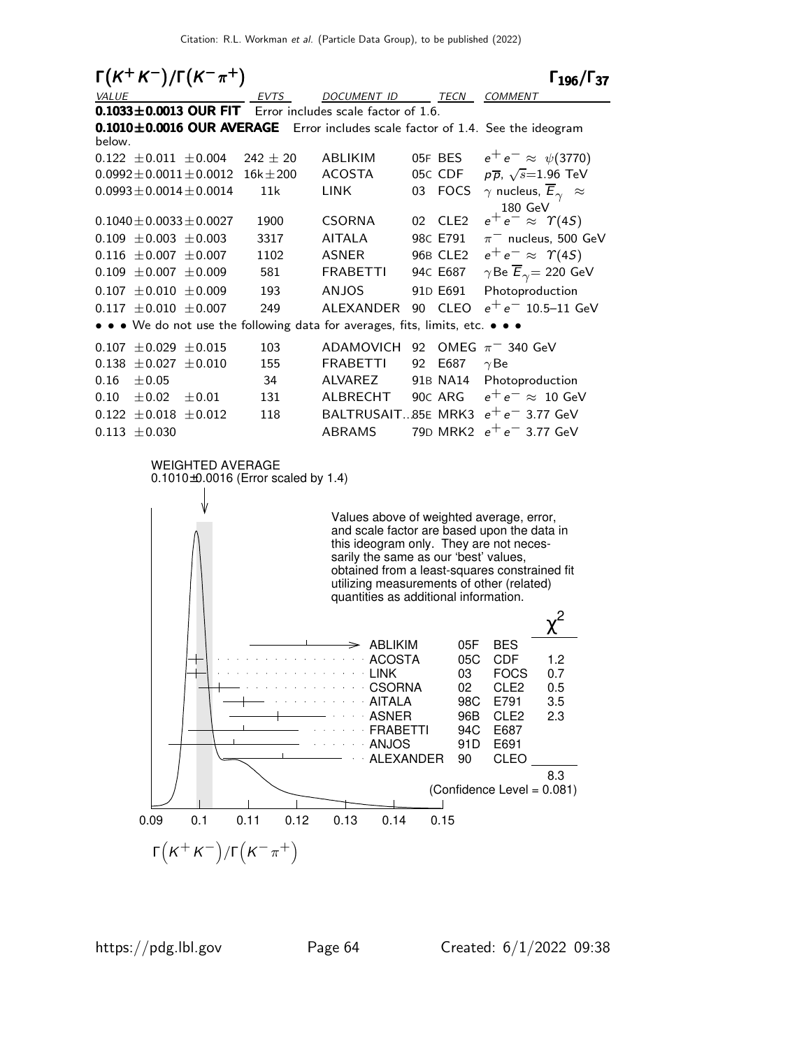## $\Gamma(K^+K^-)/\Gamma(K^-\pi^+)$ $\qquad\qquad\qquad\qquad\qquad\qquad\qquad\qquad\qquad\qquad \Gamma_{196}/\Gamma_{37}$

| VALUE | EVTS | DOCUMENT ID | | TECN | COMMENT |
|---|---|---|---|---|---|
| **0.1033±0.0013 OUR FIT** | Error includes scale factor of 1.6. | | | | |
| **0.1010±0.0016 OUR AVERAGE** | Error includes scale factor of 1.4. See the ideogram below. | | | | |
| $0.122\ \pm0.011\ \pm0.004$ | $242 \pm 20$ | ABLIKIM | 05F | BES | $e^+e^- \approx \psi(3770)$ |
| $0.0992\pm0.0011\pm0.0012$ | $16\text{k}\pm200$ | ACOSTA | 05C | CDF | $p\overline{p}$, $\sqrt{s}$=1.96 TeV |
| $0.0993\pm0.0014\pm0.0014$ | 11k | LINK | 03 | FOCS | $\gamma$ nucleus, $\overline{E}_\gamma \approx$ 180 GeV |
| $0.1040\pm0.0033\pm0.0027$ | 1900 | CSORNA | 02 | CLE2 | $e^+e^- \approx \Upsilon(4S)$ |
| $0.109\ \pm0.003\ \pm0.003$ | 3317 | AITALA | 98C | E791 | $\pi^-$ nucleus, 500 GeV |
| $0.116\ \pm0.007\ \pm0.007$ | 1102 | ASNER | 96B | CLE2 | $e^+e^- \approx \Upsilon(4S)$ |
| $0.109\ \pm0.007\ \pm0.009$ | 581 | FRABETTI | 94C | E687 | $\gamma$Be $\overline{E}_\gamma$= 220 GeV |
| $0.107\ \pm0.010\ \pm0.009$ | 193 | ANJOS | 91D | E691 | Photoproduction |
| $0.117\ \pm0.010\ \pm0.007$ | 249 | ALEXANDER | 90 | CLEO | $e^+e^-$ 10.5–11 GeV |
| • • • We do not use the following data for averages, fits, limits, etc. • • • | | | | | |
| $0.107\ \pm0.029\ \pm0.015$ | 103 | ADAMOVICH | 92 | OMEG | $\pi^-$ 340 GeV |
| $0.138\ \pm0.027\ \pm0.010$ | 155 | FRABETTI | 92 | E687 | $\gamma$Be |
| $0.16\ \ \pm0.05$ | 34 | ALVAREZ | 91B | NA14 | Photoproduction |
| $0.10\ \ \pm0.02\ \ \pm0.01$ | 131 | ALBRECHT | 90C | ARG | $e^+e^- \approx$ 10 GeV |
| $0.122\ \pm0.018\ \pm0.012$ | 118 | BALTRUSAIT...85E | | MRK3 | $e^+e^-$ 3.77 GeV |
| $0.113\ \pm0.030$ | | ABRAMS | 79D | MRK2 | $e^+e^-$ 3.77 GeV |

WEIGHTED AVERAGE
0.1010±0.0016 (Error scaled by 1.4)

Values above of weighted average, error, and scale factor are based upon the data in this ideogram only. They are not necessarily the same as our 'best' values, obtained from a least-squares constrained fit utilizing measurements of other (related) quantities as additional information.

| | | | $\chi^2$ |
|---|---|---|---|
| ABLIKIM | 05F | BES | |
| ACOSTA | 05C | CDF | 1.2 |
| LINK | 03 | FOCS | 0.7 |
| CSORNA | 02 | CLE2 | 0.5 |
| AITALA | 98C | E791 | 3.5 |
| ASNER | 96B | CLE2 | 2.3 |
| FRABETTI | 94C | E687 | |
| ANJOS | 91D | E691 | |
| ALEXANDER | 90 | CLEO | |
| | | | 8.3 |

(Confidence Level = 0.081)

$\Gamma\left(K^+K^-\right)/\Gamma\left(K^-\pi^+\right)$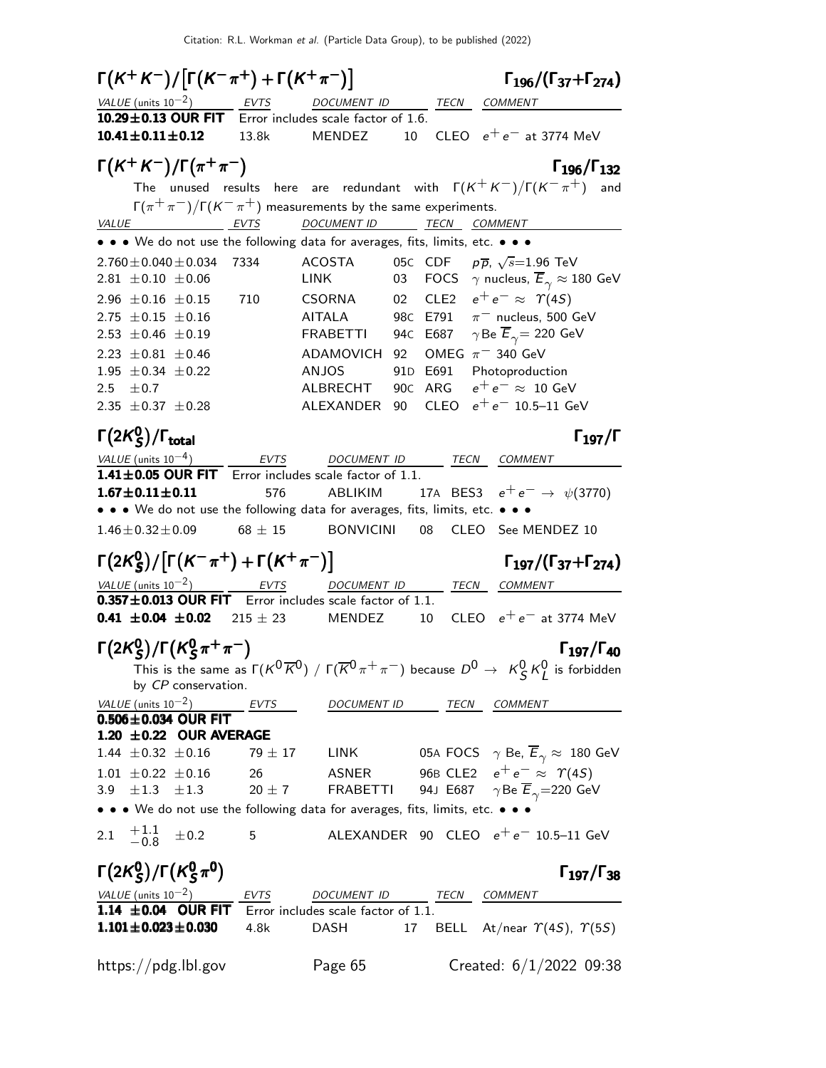## $\Gamma(K^+K^-)/[\Gamma(K^-\pi^+)+\Gamma(K^+\pi^-)]$ — $\Gamma_{196}/(\Gamma_{37}+\Gamma_{274})$

| VALUE (units $10^{-2}$) | EVTS | DOCUMENT ID | | TECN | COMMENT |
|---|---|---|---|---|---|
| **10.29±0.13 OUR FIT** | Error includes scale factor of 1.6. | | | | |
| **10.41±0.11±0.12** | 13.8k | MENDEZ | 10 | CLEO | $e^+e^-$ at 3774 MeV |

## $\Gamma(K^+K^-)/\Gamma(\pi^+\pi^-)$ — $\Gamma_{196}/\Gamma_{132}$

The unused results here are redundant with $\Gamma(K^+K^-)/\Gamma(K^-\pi^+)$ and $\Gamma(\pi^+\pi^-)/\Gamma(K^-\pi^+)$ measurements by the same experiments.

| VALUE | EVTS | DOCUMENT ID | | TECN | COMMENT |
|---|---|---|---|---|---|
| • • • We do not use the following data for averages, fits, limits, etc. • • • | | | | | |
| 2.760±0.040±0.034 | 7334 | ACOSTA | 05C | CDF | $p\overline{p}$, $\sqrt{s}$=1.96 TeV |
| 2.81 ±0.10 ±0.06 | | LINK | 03 | FOCS | $\gamma$ nucleus, $\overline{E}_\gamma \approx$ 180 GeV |
| 2.96 ±0.16 ±0.15 | 710 | CSORNA | 02 | CLE2 | $e^+e^- \approx \Upsilon(4S)$ |
| 2.75 ±0.15 ±0.16 | | AITALA | 98C | E791 | $\pi^-$ nucleus, 500 GeV |
| 2.53 ±0.46 ±0.19 | | FRABETTI | 94C | E687 | $\gamma$Be $\overline{E}_\gamma$= 220 GeV |
| 2.23 ±0.81 ±0.46 | | ADAMOVICH | 92 | OMEG | $\pi^-$ 340 GeV |
| 1.95 ±0.34 ±0.22 | | ANJOS | 91D | E691 | Photoproduction |
| 2.5 ±0.7 | | ALBRECHT | 90C | ARG | $e^+e^- \approx$ 10 GeV |
| 2.35 ±0.37 ±0.28 | | ALEXANDER | 90 | CLEO | $e^+e^-$ 10.5–11 GeV |

## $\Gamma(2K^0_S)/\Gamma_{\text{total}}$ — $\Gamma_{197}/\Gamma$

| VALUE (units $10^{-4}$) | EVTS | DOCUMENT ID | | TECN | COMMENT |
|---|---|---|---|---|---|
| **1.41±0.05 OUR FIT** | Error includes scale factor of 1.1. | | | | |
| **1.67±0.11±0.11** | 576 | ABLIKIM | 17A | BES3 | $e^+e^- \to \psi(3770)$ |
| • • • We do not use the following data for averages, fits, limits, etc. • • • | | | | | |
| 1.46±0.32±0.09 | 68 ± 15 | BONVICINI | 08 | CLEO | See MENDEZ 10 |

## $\Gamma(2K^0_S)/[\Gamma(K^-\pi^+)+\Gamma(K^+\pi^-)]$ — $\Gamma_{197}/(\Gamma_{37}+\Gamma_{274})$

| VALUE (units $10^{-2}$) | EVTS | DOCUMENT ID | | TECN | COMMENT |
|---|---|---|---|---|---|
| **0.357±0.013 OUR FIT** | Error includes scale factor of 1.1. | | | | |
| **0.41 ±0.04 ±0.02** | 215 ± 23 | MENDEZ | 10 | CLEO | $e^+e^-$ at 3774 MeV |

## $\Gamma(2K^0_S)/\Gamma(K^0_S\pi^+\pi^-)$ — $\Gamma_{197}/\Gamma_{40}$

This is the same as $\Gamma(K^0\overline{K}^0)$ / $\Gamma(\overline{K}^0\pi^+\pi^-)$ because $D^0 \to K^0_S K^0_L$ is forbidden by *CP* conservation.

| VALUE (units $10^{-2}$) | EVTS | DOCUMENT ID | | TECN | COMMENT |
|---|---|---|---|---|---|
| **0.506±0.034 OUR FIT** | | | | | |
| **1.20 ±0.22 OUR AVERAGE** | | | | | |
| 1.44 ±0.32 ±0.16 | 79 ± 17 | LINK | 05A | FOCS | $\gamma$ Be, $\overline{E}_\gamma \approx$ 180 GeV |
| 1.01 ±0.22 ±0.16 | 26 | ASNER | 96B | CLE2 | $e^+e^- \approx \Upsilon(4S)$ |
| 3.9 ±1.3 ±1.3 | 20 ± 7 | FRABETTI | 94J | E687 | $\gamma$Be $\overline{E}_\gamma$=220 GeV |
| • • • We do not use the following data for averages, fits, limits, etc. • • • | | | | | |
| 2.1 $^{+1.1}_{-0.8}$ ±0.2 | 5 | ALEXANDER | 90 | CLEO | $e^+e^-$ 10.5–11 GeV |

## $\Gamma(2K^0_S)/\Gamma(K^0_S\pi^0)$ — $\Gamma_{197}/\Gamma_{38}$

| VALUE (units $10^{-2}$) | EVTS | DOCUMENT ID | | TECN | COMMENT |
|---|---|---|---|---|---|
| **1.14 ±0.04 OUR FIT** | Error includes scale factor of 1.1. | | | | |
| **1.101±0.023±0.030** | 4.8k | DASH | 17 | BELL | At/near $\Upsilon(4S)$, $\Upsilon(5S)$ |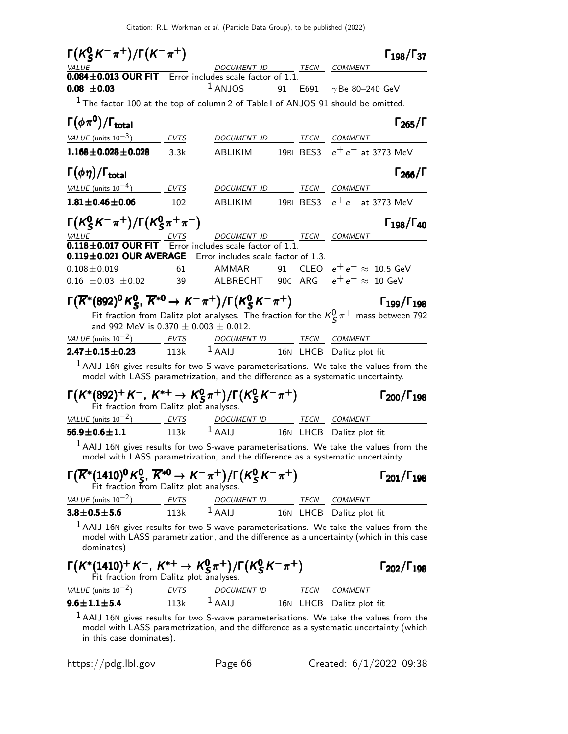Citation: R.L. Workman et al. (Particle Data Group), to be published (2022)

### $\Gamma(K^0_S K^- \pi^+)/\Gamma(K^- \pi^+)$ — $\Gamma_{198}/\Gamma_{37}$

| VALUE | DOCUMENT ID | TECN | COMMENT |
|---|---|---|---|
| **0.084±0.013 OUR FIT** Error includes scale factor of 1.1. | | | |
| **0.08 ±0.03** | [1] ANJOS 91 | E691 | $\gamma$ Be 80–240 GeV |

[1] The factor 100 at the top of column 2 of Table I of ANJOS 91 should be omitted.

### $\Gamma(\phi\pi^0)/\Gamma_{\text{total}}$ — $\Gamma_{265}/\Gamma$

| VALUE (units $10^{-3}$) | EVTS | DOCUMENT ID | TECN | COMMENT |
|---|---|---|---|---|
| **1.168±0.028±0.028** | 3.3k | ABLIKIM 19BI | BES3 | $e^+e^-$ at 3773 MeV |

### $\Gamma(\phi\eta)/\Gamma_{\text{total}}$ — $\Gamma_{266}/\Gamma$

| VALUE (units $10^{-4}$) | EVTS | DOCUMENT ID | TECN | COMMENT |
|---|---|---|---|---|
| **1.81±0.46±0.06** | 102 | ABLIKIM 19BI | BES3 | $e^+e^-$ at 3773 MeV |

### $\Gamma(K^0_S K^- \pi^+)/\Gamma(K^0_S \pi^+ \pi^-)$ — $\Gamma_{198}/\Gamma_{40}$

| VALUE | EVTS | DOCUMENT ID | TECN | COMMENT |
|---|---|---|---|---|
| **0.118±0.017 OUR FIT** Error includes scale factor of 1.1. | | | | |
| **0.119±0.021 OUR AVERAGE** Error includes scale factor of 1.3. | | | | |
| 0.108±0.019 | 61 | AMMAR 91 | CLEO | $e^+e^- \approx$ 10.5 GeV |
| 0.16 ±0.03 ±0.02 | 39 | ALBRECHT 90C | ARG | $e^+e^- \approx$ 10 GeV |

### $\Gamma(\overline{K}^*(892)^0 K^0_S,\ \overline{K}^{*0} \to K^- \pi^+)/\Gamma(K^0_S K^- \pi^+)$ — $\Gamma_{199}/\Gamma_{198}$

Fit fraction from Dalitz plot analyses. The fraction for the $K^0_S \pi^+$ mass between 792 and 992 MeV is 0.370 ± 0.003 ± 0.012.

| VALUE (units $10^{-2}$) | EVTS | DOCUMENT ID | TECN | COMMENT |
|---|---|---|---|---|
| **2.47±0.15±0.23** | 113k | [1] AAIJ 16N | LHCB | Dalitz plot fit |

[1] AAIJ 16N gives results for two S-wave parameterisations. We take the values from the model with LASS parametrization, and the difference as a systematic uncertainty.

### $\Gamma(K^*(892)^+ K^-,\ K^{*+} \to K^0_S \pi^+)/\Gamma(K^0_S K^- \pi^+)$ — $\Gamma_{200}/\Gamma_{198}$

Fit fraction from Dalitz plot analyses.

| VALUE (units $10^{-2}$) | EVTS | DOCUMENT ID | TECN | COMMENT |
|---|---|---|---|---|
| **56.9±0.6±1.1** | 113k | [1] AAIJ 16N | LHCB | Dalitz plot fit |

[1] AAIJ 16N gives results for two S-wave parameterisations. We take the values from the model with LASS parametrization, and the difference as a systematic uncertainty.

### $\Gamma(\overline{K}^*(1410)^0 K^0_S,\ \overline{K}^{*0} \to K^- \pi^+)/\Gamma(K^0_S K^- \pi^+)$ — $\Gamma_{201}/\Gamma_{198}$

Fit fraction from Dalitz plot analyses.

| VALUE (units $10^{-2}$) | EVTS | DOCUMENT ID | TECN | COMMENT |
|---|---|---|---|---|
| **3.8±0.5±5.6** | 113k | [1] AAIJ 16N | LHCB | Dalitz plot fit |

[1] AAIJ 16N gives results for two S-wave parameterisations. We take the values from the model with LASS parametrization, and the difference as a uncertainty (which in this case dominates)

### $\Gamma(K^*(1410)^+ K^-,\ K^{*+} \to K^0_S \pi^+)/\Gamma(K^0_S K^- \pi^+)$ — $\Gamma_{202}/\Gamma_{198}$

Fit fraction from Dalitz plot analyses.

| VALUE (units $10^{-2}$) | EVTS | DOCUMENT ID | TECN | COMMENT |
|---|---|---|---|---|
| **9.6±1.1±5.4** | 113k | [1] AAIJ 16N | LHCB | Dalitz plot fit |

[1] AAIJ 16N gives results for two S-wave parameterisations. We take the values from the model with LASS parametrization, and the difference as a systematic uncertainty (which in this case dominates).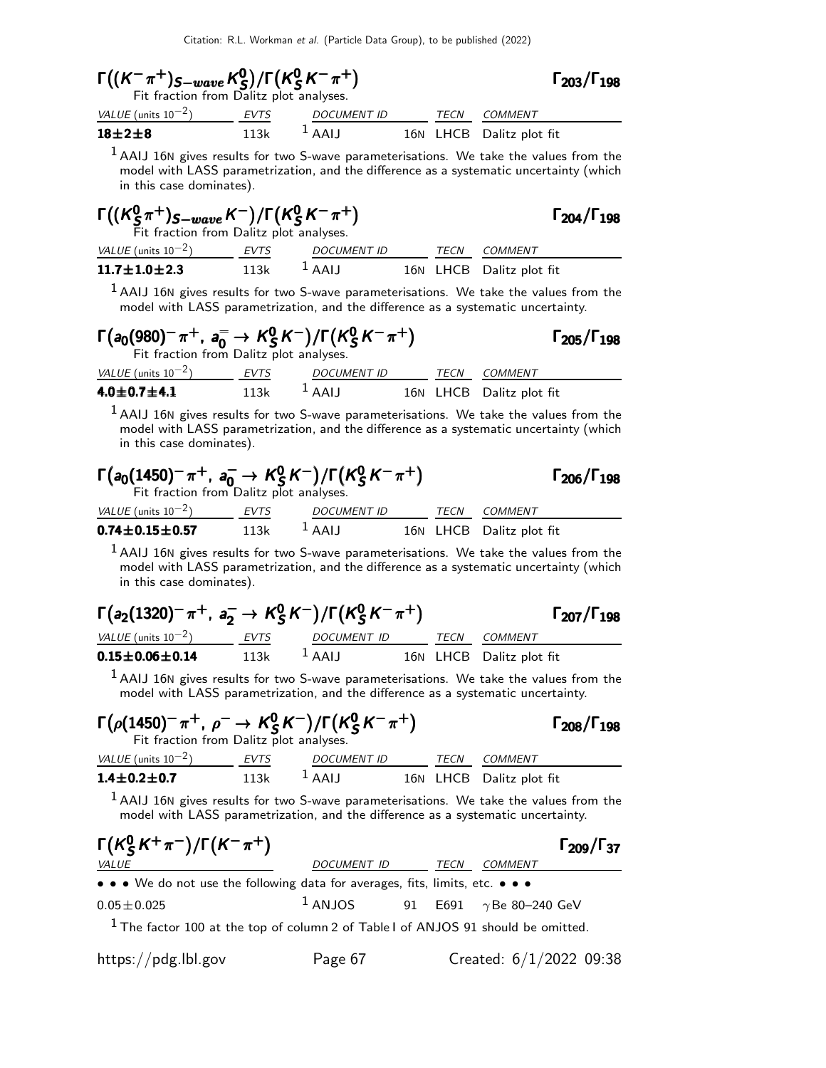Citation: R.L. Workman et al. (Particle Data Group), to be published (2022)

### $\Gamma\big((K^-\pi^+)_{S-wave} K^0_S\big)/\Gamma\big(K^0_S K^-\pi^+\big)$ $\qquad\Gamma_{203}/\Gamma_{198}$

Fit fraction from Dalitz plot analyses.

| VALUE (units $10^{-2}$) | EVTS | DOCUMENT ID | | TECN | COMMENT |
|---|---|---|---|---|---|
| **18±2±8** | 113k | [1] AAIJ | 16N | LHCB | Dalitz plot fit |

[1] AAIJ 16N gives results for two S-wave parameterisations. We take the values from the model with LASS parametrization, and the difference as a systematic uncertainty (which in this case dominates).

### $\Gamma\big((K^0_S\pi^+)_{S-wave} K^-\big)/\Gamma\big(K^0_S K^-\pi^+\big)$ $\qquad\Gamma_{204}/\Gamma_{198}$

Fit fraction from Dalitz plot analyses.

| VALUE (units $10^{-2}$) | EVTS | DOCUMENT ID | | TECN | COMMENT |
|---|---|---|---|---|---|
| **11.7±1.0±2.3** | 113k | [1] AAIJ | 16N | LHCB | Dalitz plot fit |

[1] AAIJ 16N gives results for two S-wave parameterisations. We take the values from the model with LASS parametrization, and the difference as a systematic uncertainty.

### $\Gamma\big(a_0(980)^-\pi^+,\ a_0^- \to K^0_S K^-\big)/\Gamma\big(K^0_S K^-\pi^+\big)$ $\qquad\Gamma_{205}/\Gamma_{198}$

Fit fraction from Dalitz plot analyses.

| VALUE (units $10^{-2}$) | EVTS | DOCUMENT ID | | TECN | COMMENT |
|---|---|---|---|---|---|
| **4.0±0.7±4.1** | 113k | [1] AAIJ | 16N | LHCB | Dalitz plot fit |

[1] AAIJ 16N gives results for two S-wave parameterisations. We take the values from the model with LASS parametrization, and the difference as a systematic uncertainty (which in this case dominates).

### $\Gamma\big(a_0(1450)^-\pi^+,\ a_0^- \to K^0_S K^-\big)/\Gamma\big(K^0_S K^-\pi^+\big)$ $\qquad\Gamma_{206}/\Gamma_{198}$

Fit fraction from Dalitz plot analyses.

| VALUE (units $10^{-2}$) | EVTS | DOCUMENT ID | | TECN | COMMENT |
|---|---|---|---|---|---|
| **0.74±0.15±0.57** | 113k | [1] AAIJ | 16N | LHCB | Dalitz plot fit |

[1] AAIJ 16N gives results for two S-wave parameterisations. We take the values from the model with LASS parametrization, and the difference as a systematic uncertainty (which in this case dominates).

### $\Gamma\big(a_2(1320)^-\pi^+,\ a_2^- \to K^0_S K^-\big)/\Gamma\big(K^0_S K^-\pi^+\big)$ $\qquad\Gamma_{207}/\Gamma_{198}$

| VALUE (units $10^{-2}$) | EVTS | DOCUMENT ID | | TECN | COMMENT |
|---|---|---|---|---|---|
| **0.15±0.06±0.14** | 113k | [1] AAIJ | 16N | LHCB | Dalitz plot fit |

[1] AAIJ 16N gives results for two S-wave parameterisations. We take the values from the model with LASS parametrization, and the difference as a systematic uncertainty.

### $\Gamma\big(\rho(1450)^-\pi^+,\ \rho^- \to K^0_S K^-\big)/\Gamma\big(K^0_S K^-\pi^+\big)$ $\qquad\Gamma_{208}/\Gamma_{198}$

Fit fraction from Dalitz plot analyses.

| VALUE (units $10^{-2}$) | EVTS | DOCUMENT ID | | TECN | COMMENT |
|---|---|---|---|---|---|
| **1.4±0.2±0.7** | 113k | [1] AAIJ | 16N | LHCB | Dalitz plot fit |

[1] AAIJ 16N gives results for two S-wave parameterisations. We take the values from the model with LASS parametrization, and the difference as a systematic uncertainty.

### $\Gamma\big(K^0_S K^+\pi^-\big)/\Gamma\big(K^-\pi^+\big)$ $\qquad\Gamma_{209}/\Gamma_{37}$

| VALUE | DOCUMENT ID | | TECN | COMMENT |
|---|---|---|---|---|
| • • • We do not use the following data for averages, fits, limits, etc. • • • | | | | |
| 0.05±0.025 | [1] ANJOS | 91 | E691 | $\gamma$Be 80–240 GeV |

[1] The factor 100 at the top of column 2 of Table I of ANJOS 91 should be omitted.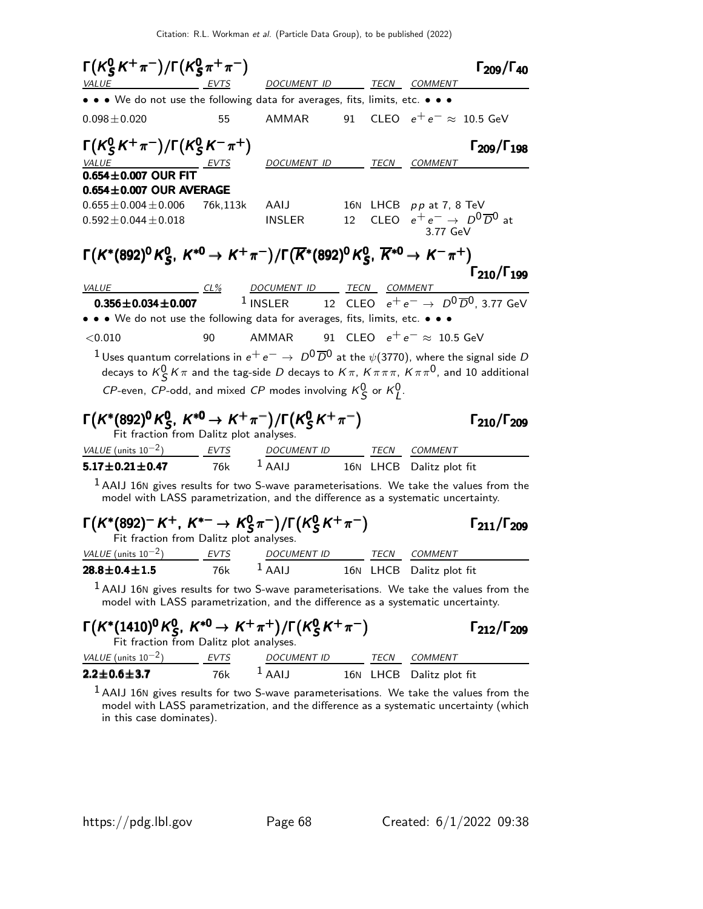Citation: R.L. Workman et al. (Particle Data Group), to be published (2022)

### $\Gamma(K^0_S K^+ \pi^-)/\Gamma(K^0_S \pi^+ \pi^-)$ — $\Gamma_{209}/\Gamma_{40}$

| VALUE | EVTS | DOCUMENT ID | | TECN | COMMENT |
|---|---|---|---|---|---|
| • • • We do not use the following data for averages, fits, limits, etc. • • • | | | | | |
| $0.098 \pm 0.020$ | 55 | AMMAR | 91 | CLEO | $e^+e^- \approx$ 10.5 GeV |

### $\Gamma(K^0_S K^+ \pi^-)/\Gamma(K^0_S K^- \pi^+)$ — $\Gamma_{209}/\Gamma_{198}$

| VALUE | EVTS | DOCUMENT ID | | TECN | COMMENT |
|---|---|---|---|---|---|
| **0.654±0.007 OUR FIT** | | | | | |
| **0.654±0.007 OUR AVERAGE** | | | | | |
| $0.655 \pm 0.004 \pm 0.006$ | 76k,113k | AAIJ | 16N | LHCB | $pp$ at 7, 8 TeV |
| $0.592 \pm 0.044 \pm 0.018$ | | INSLER | 12 | CLEO | $e^+e^- \to D^0\overline{D}{}^0$ at 3.77 GeV |

### $\Gamma(K^*(892)^0 K^0_S,\ K^{*0} \to K^+\pi^-)/\Gamma(\overline{K}{}^*(892)^0 K^0_S,\ \overline{K}{}^{*0} \to K^-\pi^+)$ — $\Gamma_{210}/\Gamma_{199}$

| VALUE | CL% | DOCUMENT ID | | TECN | COMMENT |
|---|---|---|---|---|---|
| **0.356±0.034±0.007** | | [1] INSLER | 12 | CLEO | $e^+e^- \to D^0\overline{D}{}^0$, 3.77 GeV |
| • • • We do not use the following data for averages, fits, limits, etc. • • • | | | | | |
| $<0.010$ | 90 | AMMAR | 91 | CLEO | $e^+e^- \approx$ 10.5 GeV |

[1] Uses quantum correlations in $e^+e^- \to D^0\overline{D}{}^0$ at the $\psi(3770)$, where the signal side $D$ decays to $K^0_S K\pi$ and the tag-side $D$ decays to $K\pi$, $K\pi\pi\pi$, $K\pi\pi^0$, and 10 additional $CP$-even, $CP$-odd, and mixed $CP$ modes involving $K^0_S$ or $K^0_L$.

### $\Gamma(K^*(892)^0 K^0_S,\ K^{*0} \to K^+\pi^-)/\Gamma(K^0_S K^+\pi^-)$ — $\Gamma_{210}/\Gamma_{209}$

Fit fraction from Dalitz plot analyses.

| VALUE (units $10^{-2}$) | EVTS | DOCUMENT ID | | TECN | COMMENT |
|---|---|---|---|---|---|
| **5.17±0.21±0.47** | 76k | [1] AAIJ | 16N | LHCB | Dalitz plot fit |

[1] AAIJ 16N gives results for two S-wave parameterisations. We take the values from the model with LASS parametrization, and the difference as a systematic uncertainty.

### $\Gamma(K^*(892)^- K^+,\ K^{*-} \to K^0_S\pi^-)/\Gamma(K^0_S K^+\pi^-)$ — $\Gamma_{211}/\Gamma_{209}$

Fit fraction from Dalitz plot analyses.

| VALUE (units $10^{-2}$) | EVTS | DOCUMENT ID | | TECN | COMMENT |
|---|---|---|---|---|---|
| **28.8±0.4±1.5** | 76k | [1] AAIJ | 16N | LHCB | Dalitz plot fit |

[1] AAIJ 16N gives results for two S-wave parameterisations. We take the values from the model with LASS parametrization, and the difference as a systematic uncertainty.

### $\Gamma(K^*(1410)^0 K^0_S,\ K^{*0} \to K^+\pi^+)/\Gamma(K^0_S K^+\pi^-)$ — $\Gamma_{212}/\Gamma_{209}$

Fit fraction from Dalitz plot analyses.

| VALUE (units $10^{-2}$) | EVTS | DOCUMENT ID | | TECN | COMMENT |
|---|---|---|---|---|---|
| **2.2±0.6±3.7** | 76k | [1] AAIJ | 16N | LHCB | Dalitz plot fit |

[1] AAIJ 16N gives results for two S-wave parameterisations. We take the values from the model with LASS parametrization, and the difference as a systematic uncertainty (which in this case dominates).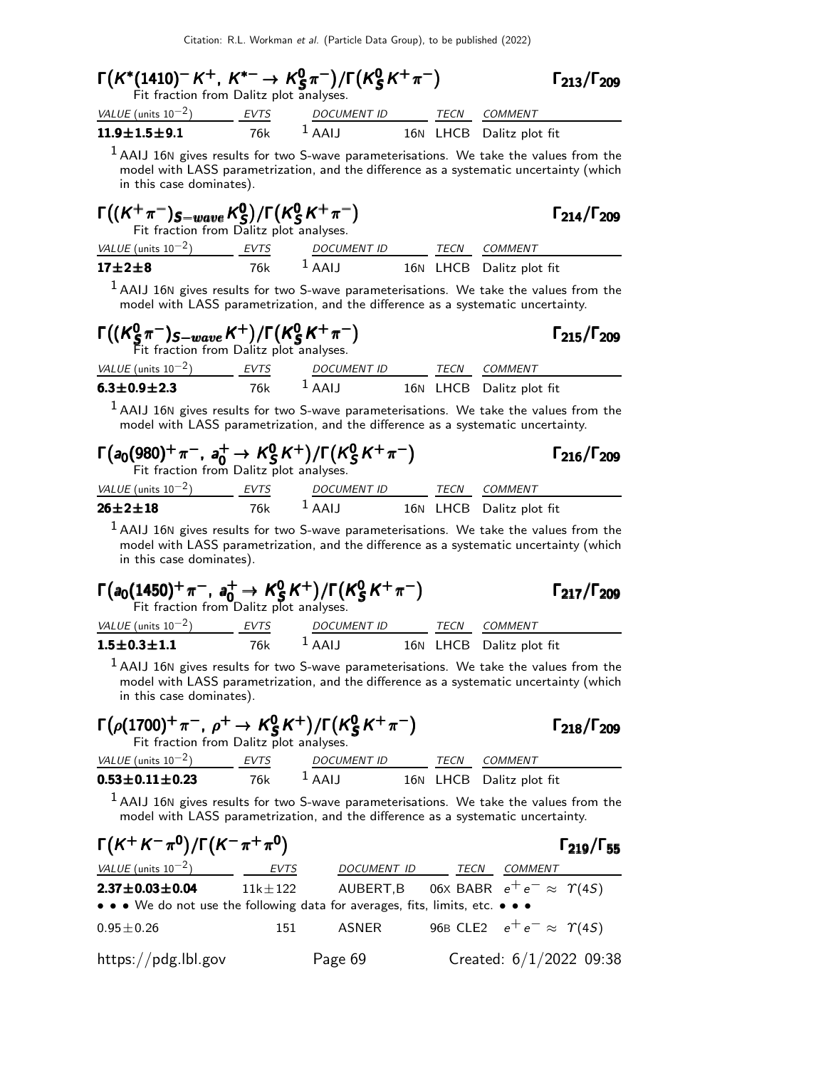### $\Gamma\big(K^*(1410)^- K^+,\ K^{*-} \to K^0_S \pi^-\big)/\Gamma\big(K^0_S K^+ \pi^-\big)$ $\Gamma_{213}/\Gamma_{209}$

Fit fraction from Dalitz plot analyses.

| VALUE (units $10^{-2}$) | EVTS | DOCUMENT ID | | TECN | COMMENT |
|---|---|---|---|---|---|
| **11.9±1.5±9.1** | 76k | [1] AAIJ | 16N | LHCB | Dalitz plot fit |

[1] AAIJ 16N gives results for two S-wave parameterisations. We take the values from the model with LASS parametrization, and the difference as a systematic uncertainty (which in this case dominates).

### $\Gamma\big((K^+\pi^-)_{S-wave} K^0_S\big)/\Gamma\big(K^0_S K^+ \pi^-\big)$ $\Gamma_{214}/\Gamma_{209}$

Fit fraction from Dalitz plot analyses.

| VALUE (units $10^{-2}$) | EVTS | DOCUMENT ID | | TECN | COMMENT |
|---|---|---|---|---|---|
| **17±2±8** | 76k | [1] AAIJ | 16N | LHCB | Dalitz plot fit |

[1] AAIJ 16N gives results for two S-wave parameterisations. We take the values from the model with LASS parametrization, and the difference as a systematic uncertainty.

### $\Gamma\big((K^0_S\pi^-)_{S-wave} K^+\big)/\Gamma\big(K^0_S K^+ \pi^-\big)$ $\Gamma_{215}/\Gamma_{209}$

Fit fraction from Dalitz plot analyses.

| VALUE (units $10^{-2}$) | EVTS | DOCUMENT ID | | TECN | COMMENT |
|---|---|---|---|---|---|
| **6.3±0.9±2.3** | 76k | [1] AAIJ | 16N | LHCB | Dalitz plot fit |

[1] AAIJ 16N gives results for two S-wave parameterisations. We take the values from the model with LASS parametrization, and the difference as a systematic uncertainty.

### $\Gamma\big(a_0(980)^+\pi^-,\ a_0^+ \to K^0_S K^+\big)/\Gamma\big(K^0_S K^+ \pi^-\big)$ $\Gamma_{216}/\Gamma_{209}$

Fit fraction from Dalitz plot analyses.

| VALUE (units $10^{-2}$) | EVTS | DOCUMENT ID | | TECN | COMMENT |
|---|---|---|---|---|---|
| **26±2±18** | 76k | [1] AAIJ | 16N | LHCB | Dalitz plot fit |

[1] AAIJ 16N gives results for two S-wave parameterisations. We take the values from the model with LASS parametrization, and the difference as a systematic uncertainty (which in this case dominates).

### $\Gamma\big(a_0(1450)^+\pi^-,\ a_0^+ \to K^0_S K^+\big)/\Gamma\big(K^0_S K^+ \pi^-\big)$ $\Gamma_{217}/\Gamma_{209}$

Fit fraction from Dalitz plot analyses.

| VALUE (units $10^{-2}$) | EVTS | DOCUMENT ID | | TECN | COMMENT |
|---|---|---|---|---|---|
| **1.5±0.3±1.1** | 76k | [1] AAIJ | 16N | LHCB | Dalitz plot fit |

[1] AAIJ 16N gives results for two S-wave parameterisations. We take the values from the model with LASS parametrization, and the difference as a systematic uncertainty (which in this case dominates).

### $\Gamma\big(\rho(1700)^+\pi^-,\ \rho^+ \to K^0_S K^+\big)/\Gamma\big(K^0_S K^+ \pi^-\big)$ $\Gamma_{218}/\Gamma_{209}$

Fit fraction from Dalitz plot analyses.

| VALUE (units $10^{-2}$) | EVTS | DOCUMENT ID | | TECN | COMMENT |
|---|---|---|---|---|---|
| **0.53±0.11±0.23** | 76k | [1] AAIJ | 16N | LHCB | Dalitz plot fit |

[1] AAIJ 16N gives results for two S-wave parameterisations. We take the values from the model with LASS parametrization, and the difference as a systematic uncertainty.

### $\Gamma\big(K^+K^-\pi^0\big)/\Gamma\big(K^-\pi^+\pi^0\big)$ $\Gamma_{219}/\Gamma_{55}$

| VALUE (units $10^{-2}$) | EVTS | DOCUMENT ID | | TECN | COMMENT |
|---|---|---|---|---|---|
| **2.37±0.03±0.04** | 11k±122 | AUBERT,B | 06X | BABR | $e^+e^- \approx \Upsilon(4S)$ |
| • • • We do not use the following data for averages, fits, limits, etc. • • • | | | | | |
| 0.95±0.26 | 151 | ASNER | 96B | CLE2 | $e^+e^- \approx \Upsilon(4S)$ |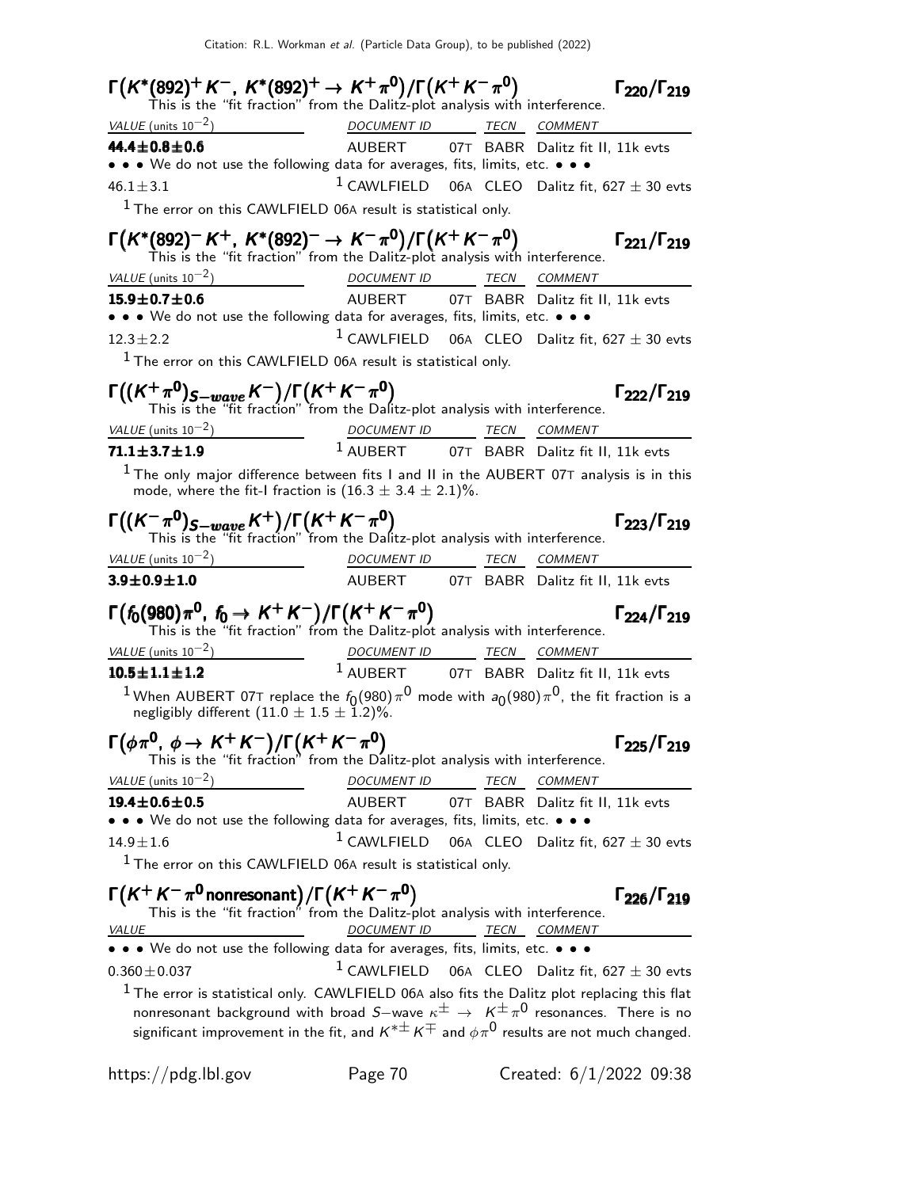### $\Gamma\big(K^*(892)^+ K^-,\ K^*(892)^+ \to K^+ \pi^0\big)/\Gamma\big(K^+ K^- \pi^0\big)$ $\qquad \Gamma_{220}/\Gamma_{219}$

This is the "fit fraction" from the Dalitz-plot analysis with interference.

| VALUE (units $10^{-2}$) | DOCUMENT ID | | TECN | COMMENT |
|---|---|---|---|---|
| **44.4±0.8±0.6** | AUBERT | 07T | BABR | Dalitz fit II, 11k evts |
| • • • We do not use the following data for averages, fits, limits, etc. • • • | | | | |
| $46.1 \pm 3.1$ | [1] CAWLFIELD | 06A | CLEO | Dalitz fit, $627 \pm 30$ evts |

[1] The error on this CAWLFIELD 06A result is statistical only.

### $\Gamma\big(K^*(892)^- K^+,\ K^*(892)^- \to K^- \pi^0\big)/\Gamma\big(K^+ K^- \pi^0\big)$ $\qquad \Gamma_{221}/\Gamma_{219}$

This is the "fit fraction" from the Dalitz-plot analysis with interference.

| VALUE (units $10^{-2}$) | DOCUMENT ID | | TECN | COMMENT |
|---|---|---|---|---|
| **15.9±0.7±0.6** | AUBERT | 07T | BABR | Dalitz fit II, 11k evts |
| • • • We do not use the following data for averages, fits, limits, etc. • • • | | | | |
| $12.3 \pm 2.2$ | [1] CAWLFIELD | 06A | CLEO | Dalitz fit, $627 \pm 30$ evts |

[1] The error on this CAWLFIELD 06A result is statistical only.

### $\Gamma\big((K^+ \pi^0)_{S-wave} K^-\big)/\Gamma\big(K^+ K^- \pi^0\big)$ $\qquad \Gamma_{222}/\Gamma_{219}$

This is the "fit fraction" from the Dalitz-plot analysis with interference.

| VALUE (units $10^{-2}$) | DOCUMENT ID | | TECN | COMMENT |
|---|---|---|---|---|
| **71.1±3.7±1.9** | [1] AUBERT | 07T | BABR | Dalitz fit II, 11k evts |

[1] The only major difference between fits I and II in the AUBERT 07T analysis is in this mode, where the fit-I fraction is $(16.3 \pm 3.4 \pm 2.1)$%.

### $\Gamma\big((K^- \pi^0)_{S-wave} K^+\big)/\Gamma\big(K^+ K^- \pi^0\big)$ $\qquad \Gamma_{223}/\Gamma_{219}$

This is the "fit fraction" from the Dalitz-plot analysis with interference.

| VALUE (units $10^{-2}$) | DOCUMENT ID | | TECN | COMMENT |
|---|---|---|---|---|
| **3.9±0.9±1.0** | AUBERT | 07T | BABR | Dalitz fit II, 11k evts |

### $\Gamma\big(f_0(980)\pi^0,\ f_0 \to K^+ K^-\big)/\Gamma\big(K^+ K^- \pi^0\big)$ $\qquad \Gamma_{224}/\Gamma_{219}$

This is the "fit fraction" from the Dalitz-plot analysis with interference.

| VALUE (units $10^{-2}$) | DOCUMENT ID | | TECN | COMMENT |
|---|---|---|---|---|
| **10.5±1.1±1.2** | [1] AUBERT | 07T | BABR | Dalitz fit II, 11k evts |

[1] When AUBERT 07T replace the $f_0(980)\pi^0$ mode with $a_0(980)\pi^0$, the fit fraction is a negligibly different $(11.0 \pm 1.5 \pm 1.2)$%.

### $\Gamma\big(\phi\pi^0,\ \phi \to K^+ K^-\big)/\Gamma\big(K^+ K^- \pi^0\big)$ $\qquad \Gamma_{225}/\Gamma_{219}$

This is the "fit fraction" from the Dalitz-plot analysis with interference.

| VALUE (units $10^{-2}$) | DOCUMENT ID | | TECN | COMMENT |
|---|---|---|---|---|
| **19.4±0.6±0.5** | AUBERT | 07T | BABR | Dalitz fit II, 11k evts |
| • • • We do not use the following data for averages, fits, limits, etc. • • • | | | | |
| $14.9 \pm 1.6$ | [1] CAWLFIELD | 06A | CLEO | Dalitz fit, $627 \pm 30$ evts |

[1] The error on this CAWLFIELD 06A result is statistical only.

### $\Gamma\big(K^+ K^- \pi^0 \text{ nonresonant}\big)/\Gamma\big(K^+ K^- \pi^0\big)$ $\qquad \Gamma_{226}/\Gamma_{219}$

This is the "fit fraction" from the Dalitz-plot analysis with interference.

| VALUE | DOCUMENT ID | | TECN | COMMENT |
|---|---|---|---|---|
| • • • We do not use the following data for averages, fits, limits, etc. • • • | | | | |
| $0.360 \pm 0.037$ | [1] CAWLFIELD | 06A | CLEO | Dalitz fit, $627 \pm 30$ evts |

[1] The error is statistical only. CAWLFIELD 06A also fits the Dalitz plot replacing this flat nonresonant background with broad $S$−wave $\kappa^\pm \to K^\pm \pi^0$ resonances. There is no significant improvement in the fit, and $K^{*\pm} K^\mp$ and $\phi\pi^0$ results are not much changed.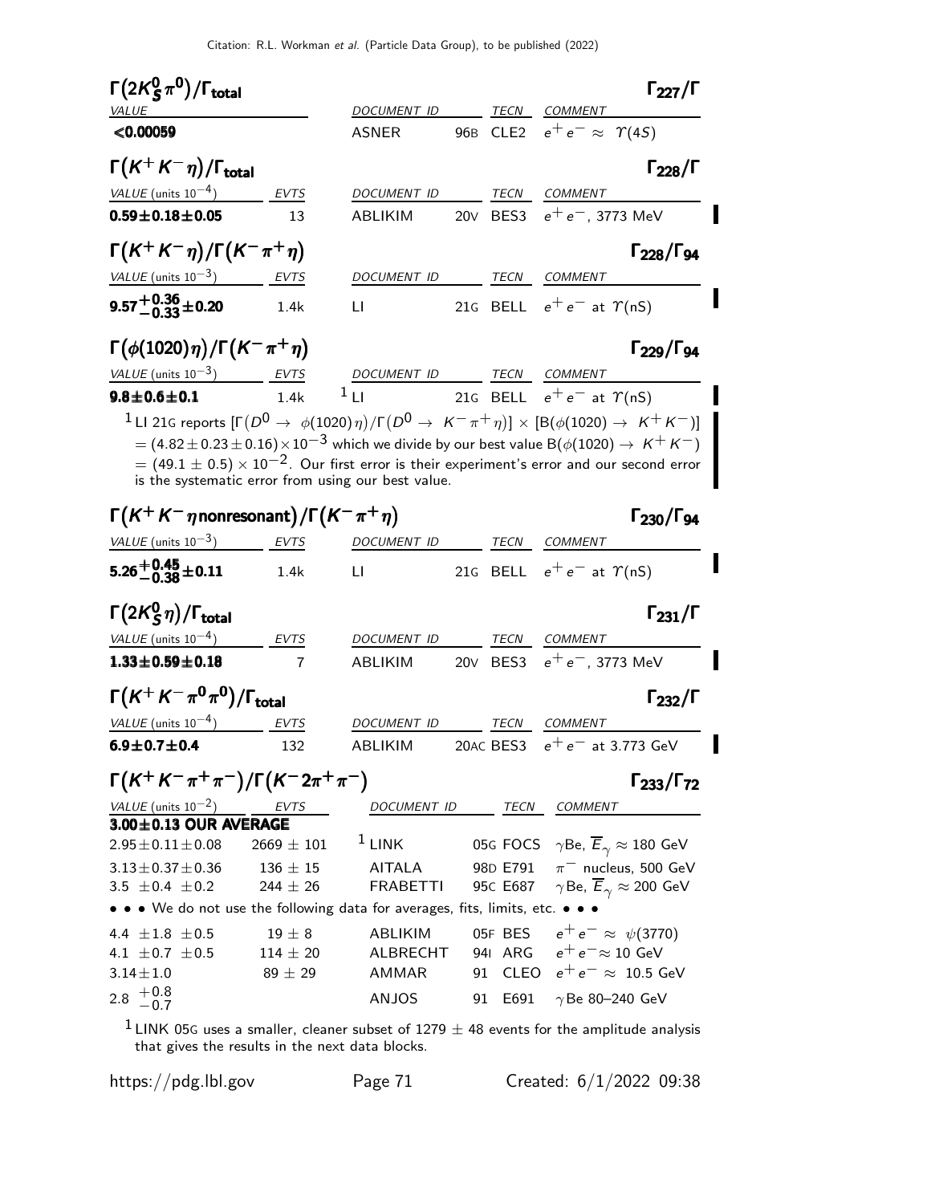### $\Gamma(2K^0_S\pi^0)/\Gamma_{total}$ — $\Gamma_{227}/\Gamma$

| VALUE | DOCUMENT ID | | TECN | COMMENT |
|---|---|---|---|---|
| **<0.00059** | ASNER | 96B | CLE2 | $e^+e^- \approx \Upsilon(4S)$ |

### $\Gamma(K^+K^-\eta)/\Gamma_{total}$ — $\Gamma_{228}/\Gamma$

| VALUE (units $10^{-4}$) | EVTS | DOCUMENT ID | | TECN | COMMENT |
|---|---|---|---|---|---|
| **0.59±0.18±0.05** | 13 | ABLIKIM | 20V | BES3 | $e^+e^-$, 3773 MeV |

### $\Gamma(K^+K^-\eta)/\Gamma(K^-\pi^+\eta)$ — $\Gamma_{228}/\Gamma_{94}$

| VALUE (units $10^{-3}$) | EVTS | DOCUMENT ID | | TECN | COMMENT |
|---|---|---|---|---|---|
| $\mathbf{9.57^{+0.36}_{-0.33}\pm0.20}$ | 1.4k | LI | 21G | BELL | $e^+e^-$ at $\Upsilon(nS)$ |

### $\Gamma(\phi(1020)\eta)/\Gamma(K^-\pi^+\eta)$ — $\Gamma_{229}/\Gamma_{94}$

| VALUE (units $10^{-3}$) | EVTS | DOCUMENT ID | | TECN | COMMENT |
|---|---|---|---|---|---|
| **9.8±0.6±0.1** | 1.4k | [1] LI | 21G | BELL | $e^+e^-$ at $\Upsilon(nS)$ |

[1] LI 21G reports $[\Gamma(D^0 \to \phi(1020)\eta)/\Gamma(D^0 \to K^-\pi^+\eta)] \times [B(\phi(1020) \to K^+K^-)] = (4.82 \pm 0.23 \pm 0.16) \times 10^{-3}$ which we divide by our best value $B(\phi(1020) \to K^+K^-) = (49.1 \pm 0.5) \times 10^{-2}$. Our first error is their experiment's error and our second error is the systematic error from using our best value.

### $\Gamma(K^+K^-\eta\,\text{nonresonant})/\Gamma(K^-\pi^+\eta)$ — $\Gamma_{230}/\Gamma_{94}$

| VALUE (units $10^{-3}$) | EVTS | DOCUMENT ID | | TECN | COMMENT |
|---|---|---|---|---|---|
| $\mathbf{5.26^{+0.45}_{-0.38}\pm0.11}$ | 1.4k | LI | 21G | BELL | $e^+e^-$ at $\Upsilon(nS)$ |

### $\Gamma(2K^0_S\eta)/\Gamma_{total}$ — $\Gamma_{231}/\Gamma$

| VALUE (units $10^{-4}$) | EVTS | DOCUMENT ID | | TECN | COMMENT |
|---|---|---|---|---|---|
| **1.33±0.59±0.18** | 7 | ABLIKIM | 20V | BES3 | $e^+e^-$, 3773 MeV |

### $\Gamma(K^+K^-\pi^0\pi^0)/\Gamma_{total}$ — $\Gamma_{232}/\Gamma$

| VALUE (units $10^{-4}$) | EVTS | DOCUMENT ID | | TECN | COMMENT |
|---|---|---|---|---|---|
| **6.9±0.7±0.4** | 132 | ABLIKIM | 20AC | BES3 | $e^+e^-$ at 3.773 GeV |

### $\Gamma(K^+K^-\pi^+\pi^-)/\Gamma(K^-2\pi^+\pi^-)$ — $\Gamma_{233}/\Gamma_{72}$

| VALUE (units $10^{-2}$) | EVTS | DOCUMENT ID | | TECN | COMMENT |
|---|---|---|---|---|---|
| **3.00±0.13 OUR AVERAGE** | | | | | |
| 2.95±0.11±0.08 | 2669 ± 101 | [1] LINK | 05G | FOCS | $\gamma$Be, $\overline{E}_\gamma \approx 180$ GeV |
| 3.13±0.37±0.36 | 136 ± 15 | AITALA | 98D | E791 | $\pi^-$ nucleus, 500 GeV |
| 3.5 ±0.4 ±0.2 | 244 ± 26 | FRABETTI | 95C | E687 | $\gamma$Be, $\overline{E}_\gamma \approx 200$ GeV |
| • • • We do not use the following data for averages, fits, limits, etc. • • • | | | | | |
| 4.4 ±1.8 ±0.5 | 19 ± 8 | ABLIKIM | 05F | BES | $e^+e^- \approx \psi(3770)$ |
| 4.1 ±0.7 ±0.5 | 114 ± 20 | ALBRECHT | 94I | ARG | $e^+e^- \approx 10$ GeV |
| 3.14±1.0 | 89 ± 29 | AMMAR | 91 | CLEO | $e^+e^- \approx 10.5$ GeV |
| $2.8\ ^{+0.8}_{-0.7}$ | | ANJOS | 91 | E691 | $\gamma$Be 80–240 GeV |

[1] LINK 05G uses a smaller, cleaner subset of 1279 ± 48 events for the amplitude analysis that gives the results in the next data blocks.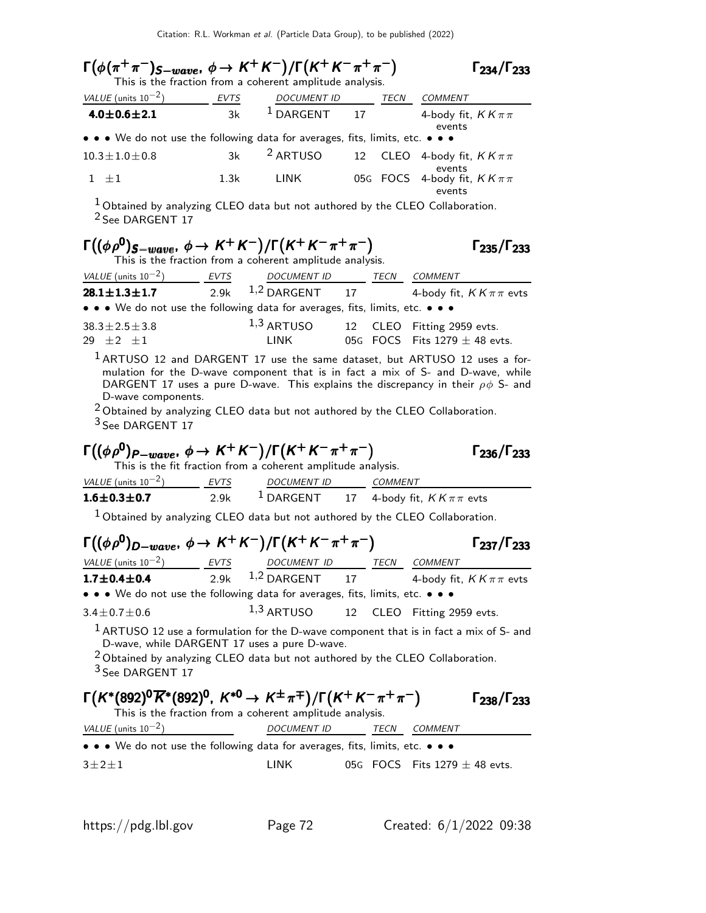### $\Gamma\big(\phi(\pi^+\pi^-)_{S-wave},\ \phi\to K^+K^-\big)/\Gamma\big(K^+K^-\pi^+\pi^-\big)$ $\qquad\Gamma_{234}/\Gamma_{233}$

This is the fraction from a coherent amplitude analysis.

| VALUE (units $10^{-2}$) | EVTS | DOCUMENT ID | | TECN | COMMENT |
|---|---|---|---|---|---|
| **4.0±0.6±2.1** | 3k | [1] DARGENT | 17 | | 4-body fit, $KK\pi\pi$ events |
| • • • We do not use the following data for averages, fits, limits, etc. • • • | | | | | |
| $10.3\pm1.0\pm0.8$ | 3k | [2] ARTUSO | 12 | CLEO | 4-body fit, $KK\pi\pi$ events |
| $1\ \pm1$ | 1.3k | LINK | 05G | FOCS | 4-body fit, $KK\pi\pi$ events |

[1] Obtained by analyzing CLEO data but not authored by the CLEO Collaboration.
[2] See DARGENT 17

### $\Gamma\big((\phi\rho^0)_{S-wave},\ \phi\to K^+K^-\big)/\Gamma\big(K^+K^-\pi^+\pi^-\big)$ $\qquad\Gamma_{235}/\Gamma_{233}$

This is the fraction from a coherent amplitude analysis.

| VALUE (units $10^{-2}$) | EVTS | DOCUMENT ID | | TECN | COMMENT |
|---|---|---|---|---|---|
| **28.1±1.3±1.7** | 2.9k | [1,2] DARGENT | 17 | | 4-body fit, $KK\pi\pi$ evts |
| • • • We do not use the following data for averages, fits, limits, etc. • • • | | | | | |
| $38.3\pm2.5\pm3.8$ | | [1,3] ARTUSO | 12 | CLEO | Fitting 2959 evts. |
| $29\ \pm2\ \pm1$ | | LINK | 05G | FOCS | Fits $1279\pm48$ evts. |

[1] ARTUSO 12 and DARGENT 17 use the same dataset, but ARTUSO 12 uses a formulation for the D-wave component that is in fact a mix of S- and D-wave, while DARGENT 17 uses a pure D-wave. This explains the discrepancy in their $\rho\phi$ S- and D-wave components.
[2] Obtained by analyzing CLEO data but not authored by the CLEO Collaboration.
[3] See DARGENT 17

### $\Gamma\big((\phi\rho^0)_{P-wave},\ \phi\to K^+K^-\big)/\Gamma\big(K^+K^-\pi^+\pi^-\big)$ $\qquad\Gamma_{236}/\Gamma_{233}$

This is the fit fraction from a coherent amplitude analysis.

| VALUE (units $10^{-2}$) | EVTS | DOCUMENT ID | | COMMENT |
|---|---|---|---|---|
| **1.6±0.3±0.7** | 2.9k | [1] DARGENT | 17 | 4-body fit, $KK\pi\pi$ evts |

[1] Obtained by analyzing CLEO data but not authored by the CLEO Collaboration.

### $\Gamma\big((\phi\rho^0)_{D-wave},\ \phi\to K^+K^-\big)/\Gamma\big(K^+K^-\pi^+\pi^-\big)$ $\qquad\Gamma_{237}/\Gamma_{233}$

| VALUE (units $10^{-2}$) | EVTS | DOCUMENT ID | | TECN | COMMENT |
|---|---|---|---|---|---|
| **1.7±0.4±0.4** | 2.9k | [1,2] DARGENT | 17 | | 4-body fit, $KK\pi\pi$ evts |
| • • • We do not use the following data for averages, fits, limits, etc. • • • | | | | | |
| $3.4\pm0.7\pm0.6$ | | [1,3] ARTUSO | 12 | CLEO | Fitting 2959 evts. |

[1] ARTUSO 12 use a formulation for the D-wave component that is in fact a mix of S- and D-wave, while DARGENT 17 uses a pure D-wave.
[2] Obtained by analyzing CLEO data but not authored by the CLEO Collaboration.
[3] See DARGENT 17

### $\Gamma\big(K^*(892)^0\overline{K}^*(892)^0,\ K^{*0}\to K^\pm\pi^\mp\big)/\Gamma\big(K^+K^-\pi^+\pi^-\big)$ $\qquad\Gamma_{238}/\Gamma_{233}$

This is the fraction from a coherent amplitude analysis.

| VALUE (units $10^{-2}$) | DOCUMENT ID | | TECN | COMMENT |
|---|---|---|---|---|
| • • • We do not use the following data for averages, fits, limits, etc. • • • | | | | |
| $3\pm2\pm1$ | LINK | 05G | FOCS | Fits $1279\pm48$ evts. |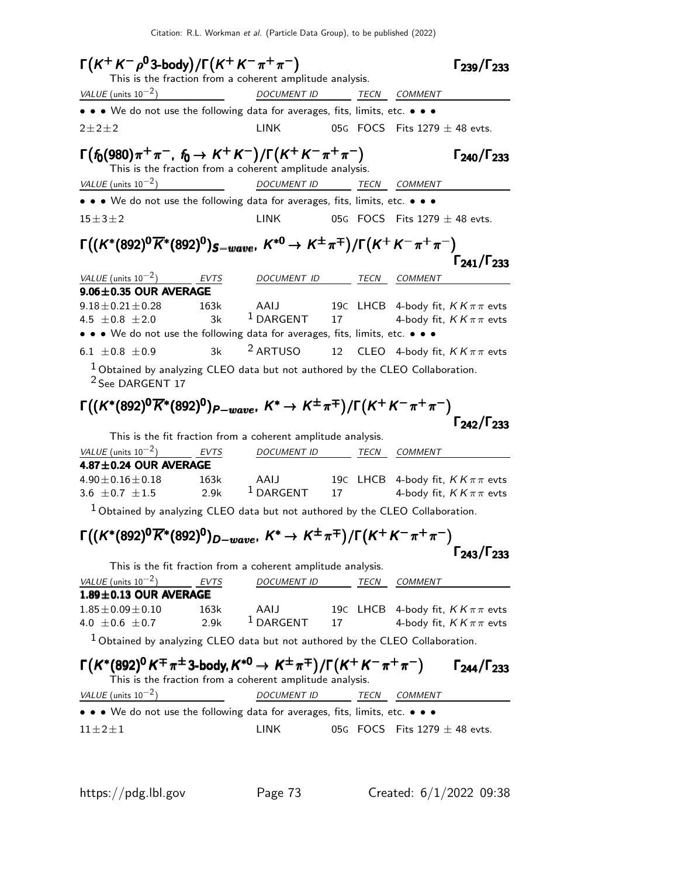### $\Gamma(K^+K^-\rho^0\text{3-body})/\Gamma(K^+K^-\pi^+\pi^-)$ $\Gamma_{239}/\Gamma_{233}$

This is the fraction from a coherent amplitude analysis.

| VALUE (units $10^{-2}$) | DOCUMENT ID | | TECN | COMMENT |
|---|---|---|---|---|
| • • • We do not use the following data for averages, fits, limits, etc. • • • | | | | |
| $2\pm2\pm2$ | LINK | 05G | FOCS | Fits $1279\pm48$ evts. |

### $\Gamma(f_0(980)\pi^+\pi^-,\ f_0\to K^+K^-)/\Gamma(K^+K^-\pi^+\pi^-)$ $\Gamma_{240}/\Gamma_{233}$

This is the fraction from a coherent amplitude analysis.

| VALUE (units $10^{-2}$) | DOCUMENT ID | | TECN | COMMENT |
|---|---|---|---|---|
| • • • We do not use the following data for averages, fits, limits, etc. • • • | | | | |
| $15\pm3\pm2$ | LINK | 05G | FOCS | Fits $1279\pm48$ evts. |

### $\Gamma((K^*(892)^0\overline{K}^*(892)^0)_{S-wave},\ K^{*0}\to K^\pm\pi^\mp)/\Gamma(K^+K^-\pi^+\pi^-)$ $\Gamma_{241}/\Gamma_{233}$

| VALUE (units $10^{-2}$) | EVTS | DOCUMENT ID | | TECN | COMMENT |
|---|---|---|---|---|---|
| **9.06±0.35 OUR AVERAGE** | | | | | |
| $9.18\pm0.21\pm0.28$ | 163k | AAIJ | 19C | LHCB | 4-body fit, $KK\pi\pi$ evts |
| $4.5\ \pm0.8\ \pm2.0$ | 3k | [1] DARGENT | 17 | | 4-body fit, $KK\pi\pi$ evts |
| • • • We do not use the following data for averages, fits, limits, etc. • • • | | | | | |
| $6.1\ \pm0.8\ \pm0.9$ | 3k | [2] ARTUSO | 12 | CLEO | 4-body fit, $KK\pi\pi$ evts |

[1] Obtained by analyzing CLEO data but not authored by the CLEO Collaboration.
[2] See DARGENT 17

### $\Gamma((K^*(892)^0\overline{K}^*(892)^0)_{P-wave},\ K^*\to K^\pm\pi^\mp)/\Gamma(K^+K^-\pi^+\pi^-)$ $\Gamma_{242}/\Gamma_{233}$

This is the fit fraction from a coherent amplitude analysis.

| VALUE (units $10^{-2}$) | EVTS | DOCUMENT ID | | TECN | COMMENT |
|---|---|---|---|---|---|
| **4.87±0.24 OUR AVERAGE** | | | | | |
| $4.90\pm0.16\pm0.18$ | 163k | AAIJ | 19C | LHCB | 4-body fit, $KK\pi\pi$ evts |
| $3.6\ \pm0.7\ \pm1.5$ | 2.9k | [1] DARGENT | 17 | | 4-body fit, $KK\pi\pi$ evts |

[1] Obtained by analyzing CLEO data but not authored by the CLEO Collaboration.

### $\Gamma((K^*(892)^0\overline{K}^*(892)^0)_{D-wave},\ K^*\to K^\pm\pi^\mp)/\Gamma(K^+K^-\pi^+\pi^-)$ $\Gamma_{243}/\Gamma_{233}$

This is the fit fraction from a coherent amplitude analysis.

| VALUE (units $10^{-2}$) | EVTS | DOCUMENT ID | | TECN | COMMENT |
|---|---|---|---|---|---|
| **1.89±0.13 OUR AVERAGE** | | | | | |
| $1.85\pm0.09\pm0.10$ | 163k | AAIJ | 19C | LHCB | 4-body fit, $KK\pi\pi$ evts |
| $4.0\ \pm0.6\ \pm0.7$ | 2.9k | [1] DARGENT | 17 | | 4-body fit, $KK\pi\pi$ evts |

[1] Obtained by analyzing CLEO data but not authored by the CLEO Collaboration.

### $\Gamma(K^*(892)^0K^\mp\pi^\pm\text{3-body},K^{*0}\to K^\pm\pi^\mp)/\Gamma(K^+K^-\pi^+\pi^-)$ $\Gamma_{244}/\Gamma_{233}$

This is the fraction from a coherent amplitude analysis.

| VALUE (units $10^{-2}$) | DOCUMENT ID | | TECN | COMMENT |
|---|---|---|---|---|
| • • • We do not use the following data for averages, fits, limits, etc. • • • | | | | |
| $11\pm2\pm1$ | LINK | 05G | FOCS | Fits $1279\pm48$ evts. |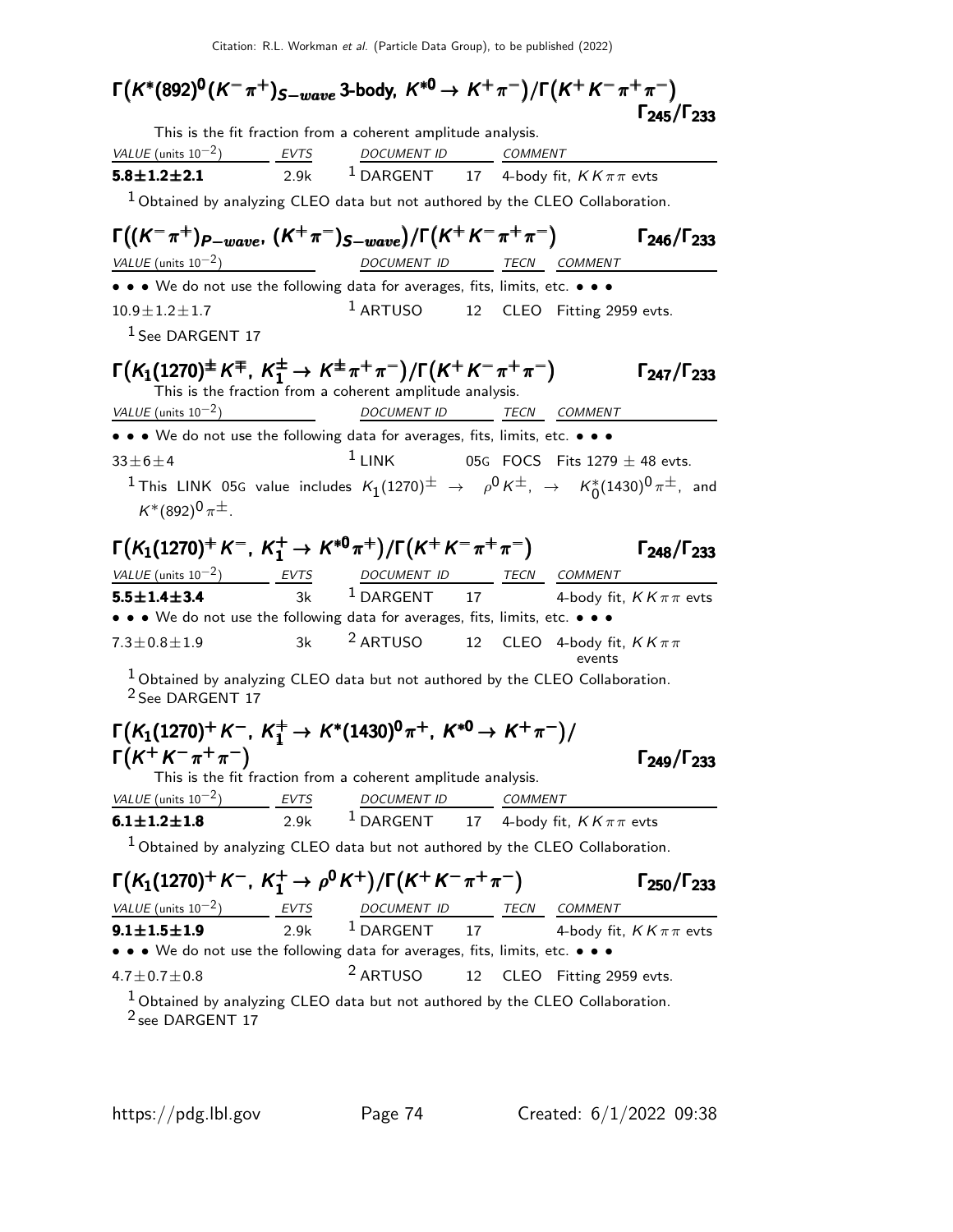### $\Gamma\big(K^*(892)^0 (K^-\pi^+)_{S-wave}$ 3-body, $K^{*0} \to K^+\pi^-\big)/\Gamma\big(K^+K^-\pi^+\pi^-\big)$ $\Gamma_{245}/\Gamma_{233}$

This is the fit fraction from a coherent amplitude analysis.

| VALUE (units $10^{-2}$) | EVTS | DOCUMENT ID | | COMMENT |
|---|---|---|---|---|
| **5.8±1.2±2.1** | 2.9k | [1] DARGENT | 17 | 4-body fit, $KK\pi\pi$ evts |

[1] Obtained by analyzing CLEO data but not authored by the CLEO Collaboration.

### $\Gamma\big((K^-\pi^+)_{P-wave},\ (K^+\pi^-)_{S-wave}\big)/\Gamma\big(K^+K^-\pi^+\pi^-\big)$ $\Gamma_{246}/\Gamma_{233}$

| VALUE (units $10^{-2}$) | DOCUMENT ID | | TECN | COMMENT |
|---|---|---|---|---|
| • • • We do not use the following data for averages, fits, limits, etc. • • • | | | | |
| $10.9\pm1.2\pm1.7$ | [1] ARTUSO | 12 | CLEO | Fitting 2959 evts. |

[1] See DARGENT 17

### $\Gamma\big(K_1(1270)^{\pm} K^{\mp},\ K_1^{\pm} \to K^{\pm}\pi^+\pi^-\big)/\Gamma\big(K^+K^-\pi^+\pi^-\big)$ $\Gamma_{247}/\Gamma_{233}$

This is the fraction from a coherent amplitude analysis.

| VALUE (units $10^{-2}$) | DOCUMENT ID | | TECN | COMMENT |
|---|---|---|---|---|
| • • • We do not use the following data for averages, fits, limits, etc. • • • | | | | |
| $33\pm6\pm4$ | [1] LINK | 05G | FOCS | Fits $1279 \pm 48$ evts. |

[1] This LINK 05G value includes $K_1(1270)^{\pm} \to \rho^0 K^{\pm}$, $\to K_0^*(1430)^0\pi^{\pm}$, and $K^*(892)^0\pi^{\pm}$.

### $\Gamma\big(K_1(1270)^+ K^-,\ K_1^+ \to K^{*0}\pi^+\big)/\Gamma\big(K^+K^-\pi^+\pi^-\big)$ $\Gamma_{248}/\Gamma_{233}$

| VALUE (units $10^{-2}$) | EVTS | DOCUMENT ID | | TECN | COMMENT |
|---|---|---|---|---|---|
| **5.5±1.4±3.4** | 3k | [1] DARGENT | 17 | | 4-body fit, $KK\pi\pi$ evts |
| • • • We do not use the following data for averages, fits, limits, etc. • • • | | | | | |
| $7.3\pm0.8\pm1.9$ | 3k | [2] ARTUSO | 12 | CLEO | 4-body fit, $KK\pi\pi$ events |

[1] Obtained by analyzing CLEO data but not authored by the CLEO Collaboration.
[2] See DARGENT 17

### $\Gamma\big(K_1(1270)^+ K^-,\ K_1^+ \to K^*(1430)^0\pi^+,\ K^{*0} \to K^+\pi^-\big)/\Gamma\big(K^+K^-\pi^+\pi^-\big)$ $\Gamma_{249}/\Gamma_{233}$

This is the fit fraction from a coherent amplitude analysis.

| VALUE (units $10^{-2}$) | EVTS | DOCUMENT ID | | COMMENT |
|---|---|---|---|---|
| **6.1±1.2±1.8** | 2.9k | [1] DARGENT | 17 | 4-body fit, $KK\pi\pi$ evts |

[1] Obtained by analyzing CLEO data but not authored by the CLEO Collaboration.

### $\Gamma\big(K_1(1270)^+ K^-,\ K_1^+ \to \rho^0 K^+\big)/\Gamma\big(K^+K^-\pi^+\pi^-\big)$ $\Gamma_{250}/\Gamma_{233}$

| VALUE (units $10^{-2}$) | EVTS | DOCUMENT ID | | TECN | COMMENT |
|---|---|---|---|---|---|
| **9.1±1.5±1.9** | 2.9k | [1] DARGENT | 17 | | 4-body fit, $KK\pi\pi$ evts |
| • • • We do not use the following data for averages, fits, limits, etc. • • • | | | | | |
| $4.7\pm0.7\pm0.8$ | | [2] ARTUSO | 12 | CLEO | Fitting 2959 evts. |

[1] Obtained by analyzing CLEO data but not authored by the CLEO Collaboration.
[2] see DARGENT 17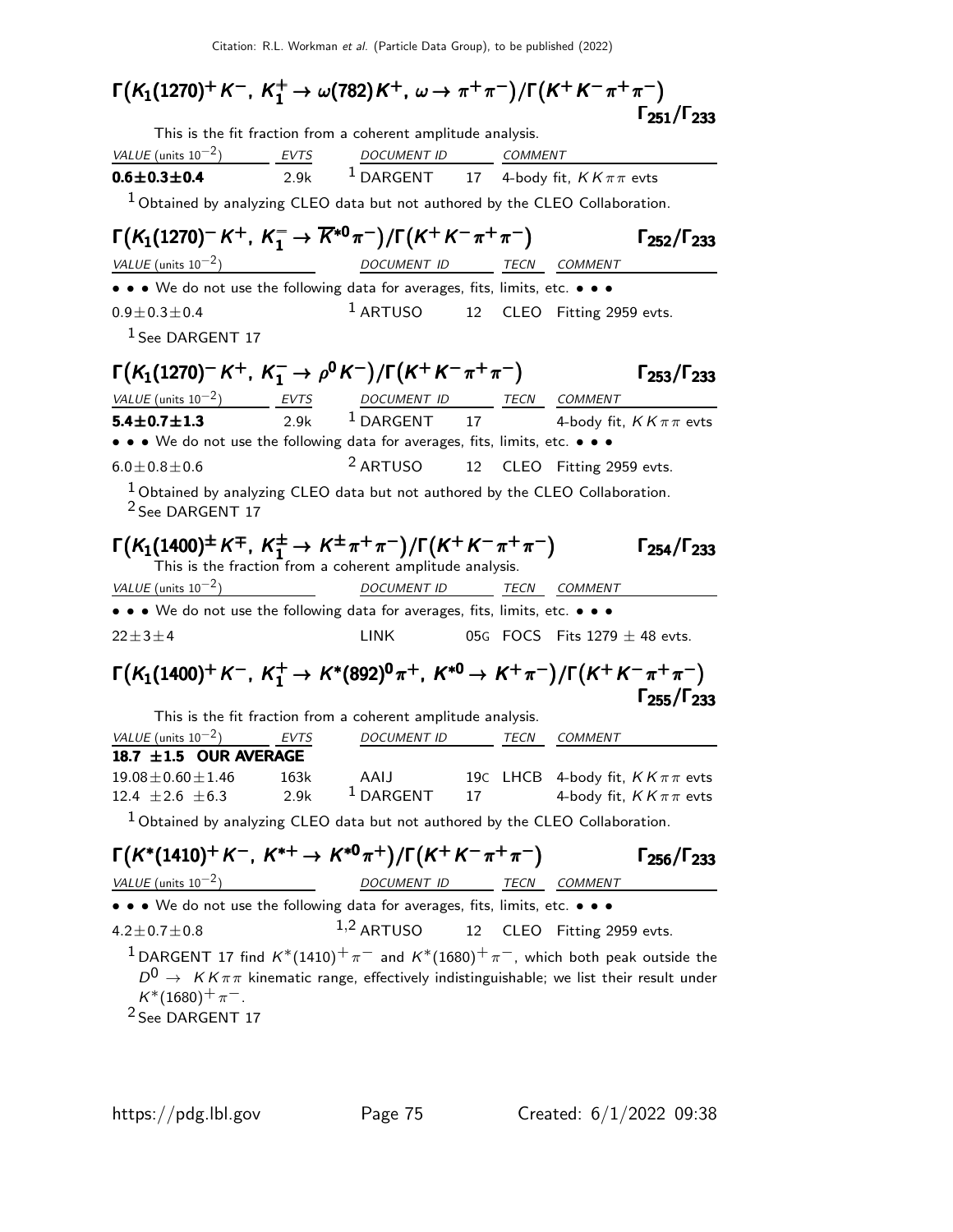### $\Gamma\big(K_1(1270)^+ K^-,\ K_1^+ \to \omega(782) K^+,\ \omega \to \pi^+\pi^-\big)/\Gamma\big(K^+K^-\pi^+\pi^-\big)$ $\qquad\Gamma_{251}/\Gamma_{233}$

This is the fit fraction from a coherent amplitude analysis.

| VALUE (units $10^{-2}$) | EVTS | DOCUMENT ID | | COMMENT |
|---|---|---|---|---|
| **0.6±0.3±0.4** | 2.9k | [1] DARGENT | 17 | 4-body fit, $KK\pi\pi$ evts |

[1] Obtained by analyzing CLEO data but not authored by the CLEO Collaboration.

### $\Gamma\big(K_1(1270)^- K^+,\ K_1^- \to \overline{K}^{*0}\pi^-\big)/\Gamma\big(K^+K^-\pi^+\pi^-\big)$ $\qquad\Gamma_{252}/\Gamma_{233}$

| VALUE (units $10^{-2}$) | DOCUMENT ID | | TECN | COMMENT |
|---|---|---|---|---|
| • • • We do not use the following data for averages, fits, limits, etc. • • • | | | | |
| $0.9\pm0.3\pm0.4$ | [1] ARTUSO | 12 | CLEO | Fitting 2959 evts. |

[1] See DARGENT 17

### $\Gamma\big(K_1(1270)^- K^+,\ K_1^- \to \rho^0 K^-\big)/\Gamma\big(K^+K^-\pi^+\pi^-\big)$ $\qquad\Gamma_{253}/\Gamma_{233}$

| VALUE (units $10^{-2}$) | EVTS | DOCUMENT ID | | TECN | COMMENT |
|---|---|---|---|---|---|
| **5.4±0.7±1.3** | 2.9k | [1] DARGENT | 17 | | 4-body fit, $KK\pi\pi$ evts |
| • • • We do not use the following data for averages, fits, limits, etc. • • • | | | | | |
| $6.0\pm0.8\pm0.6$ | | [2] ARTUSO | 12 | CLEO | Fitting 2959 evts. |

[1] Obtained by analyzing CLEO data but not authored by the CLEO Collaboration.
[2] See DARGENT 17

### $\Gamma\big(K_1(1400)^\pm K^\mp,\ K_1^\pm \to K^\pm\pi^+\pi^-\big)/\Gamma\big(K^+K^-\pi^+\pi^-\big)$ $\qquad\Gamma_{254}/\Gamma_{233}$

This is the fraction from a coherent amplitude analysis.

| VALUE (units $10^{-2}$) | DOCUMENT ID | | TECN | COMMENT |
|---|---|---|---|---|
| • • • We do not use the following data for averages, fits, limits, etc. • • • | | | | |
| $22\pm3\pm4$ | LINK | 05G | FOCS | Fits $1279\pm48$ evts. |

### $\Gamma\big(K_1(1400)^+ K^-,\ K_1^+ \to K^*(892)^0\pi^+,\ K^{*0} \to K^+\pi^-\big)/\Gamma\big(K^+K^-\pi^+\pi^-\big)$ $\qquad\Gamma_{255}/\Gamma_{233}$

This is the fit fraction from a coherent amplitude analysis.

| VALUE (units $10^{-2}$) | EVTS | DOCUMENT ID | | TECN | COMMENT |
|---|---|---|---|---|---|
| **18.7 ±1.5 OUR AVERAGE** | | | | | |
| $19.08\pm0.60\pm1.46$ | 163k | AAIJ | 19C | LHCB | 4-body fit, $KK\pi\pi$ evts |
| $12.4\ \pm2.6\ \pm6.3$ | 2.9k | [1] DARGENT | 17 | | 4-body fit, $KK\pi\pi$ evts |

[1] Obtained by analyzing CLEO data but not authored by the CLEO Collaboration.

### $\Gamma\big(K^*(1410)^+ K^-,\ K^{*+} \to K^{*0}\pi^+\big)/\Gamma\big(K^+K^-\pi^+\pi^-\big)$ $\qquad\Gamma_{256}/\Gamma_{233}$

| VALUE (units $10^{-2}$) | DOCUMENT ID | | TECN | COMMENT |
|---|---|---|---|---|
| • • • We do not use the following data for averages, fits, limits, etc. • • • | | | | |
| $4.2\pm0.7\pm0.8$ | [1,2] ARTUSO | 12 | CLEO | Fitting 2959 evts. |

[1] DARGENT 17 find $K^*(1410)^+\pi^-$ and $K^*(1680)^+\pi^-$, which both peak outside the $D^0 \to KK\pi\pi$ kinematic range, effectively indistinguishable; we list their result under $K^*(1680)^+\pi^-$.
[2] See DARGENT 17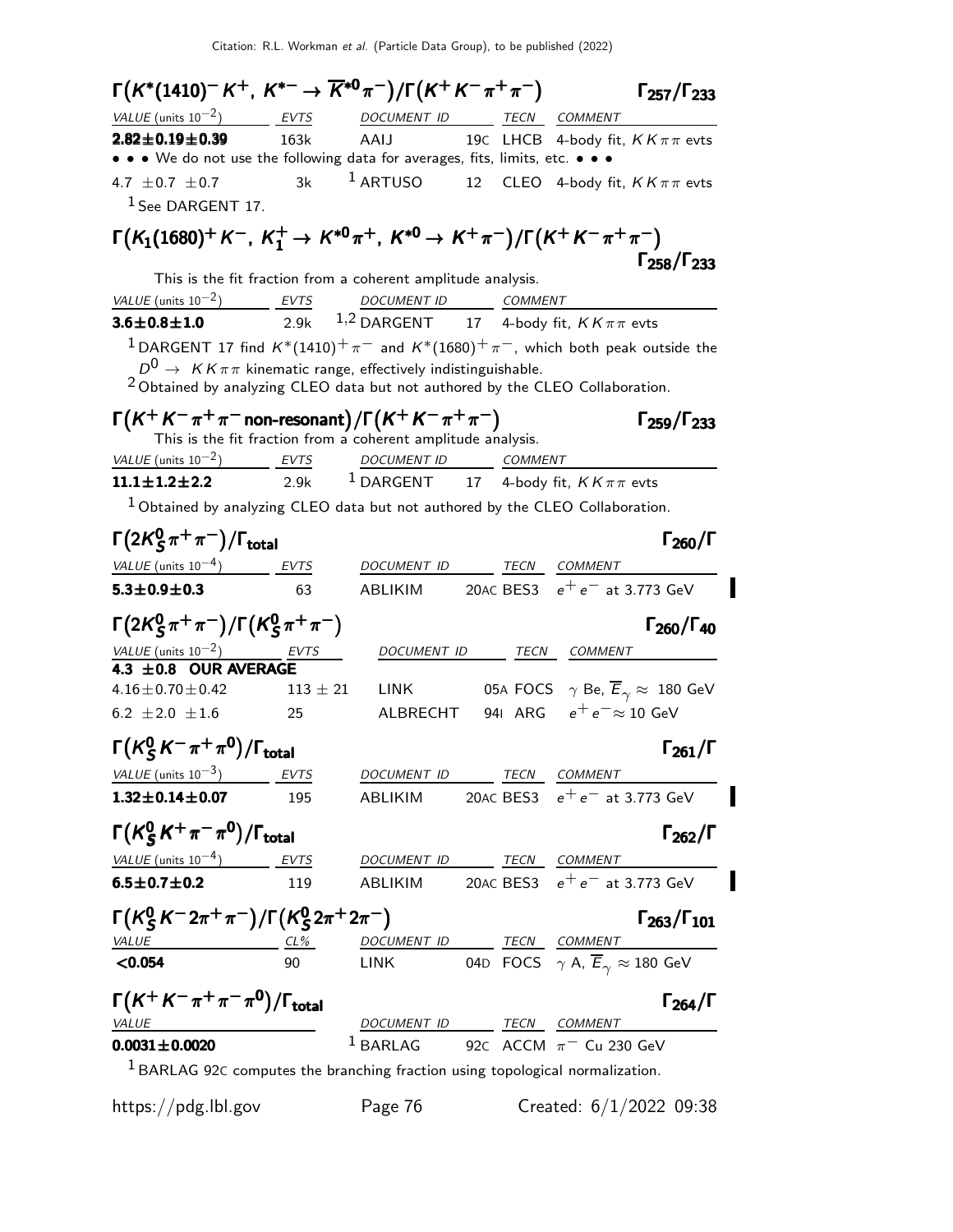## $\Gamma(K^*(1410)^- K^+,\ K^{*-} \to \overline{K}^{*0}\pi^-)/\Gamma(K^+K^-\pi^+\pi^-)$ — $\Gamma_{257}/\Gamma_{233}$

| VALUE (units $10^{-2}$) | EVTS | DOCUMENT ID | | TECN | COMMENT |
|---|---|---|---|---|---|
| **2.82±0.19±0.39** | 163k | AAIJ | 19C | LHCB | 4-body fit, $KK\pi\pi$ evts |
| • • • We do not use the following data for averages, fits, limits, etc. • • • | | | | | |
| $4.7 \pm 0.7 \pm 0.7$ | 3k | [1] ARTUSO | 12 | CLEO | 4-body fit, $KK\pi\pi$ evts |

[1] See DARGENT 17.

## $\Gamma(K_1(1680)^+ K^-,\ K_1^+ \to K^{*0}\pi^+,\ K^{*0} \to K^+\pi^-)/\Gamma(K^+K^-\pi^+\pi^-)$ — $\Gamma_{258}/\Gamma_{233}$

This is the fit fraction from a coherent amplitude analysis.

| VALUE (units $10^{-2}$) | EVTS | DOCUMENT ID | | COMMENT |
|---|---|---|---|---|
| **3.6±0.8±1.0** | 2.9k | [1,2] DARGENT | 17 | 4-body fit, $KK\pi\pi$ evts |

[1] DARGENT 17 find $K^*(1410)^+\pi^-$ and $K^*(1680)^+\pi^-$, which both peak outside the $D^0 \to KK\pi\pi$ kinematic range, effectively indistinguishable.

[2] Obtained by analyzing CLEO data but not authored by the CLEO Collaboration.

## $\Gamma(K^+K^-\pi^+\pi^-\ \text{non-resonant})/\Gamma(K^+K^-\pi^+\pi^-)$ — $\Gamma_{259}/\Gamma_{233}$

This is the fit fraction from a coherent amplitude analysis.

| VALUE (units $10^{-2}$) | EVTS | DOCUMENT ID | | COMMENT |
|---|---|---|---|---|
| **11.1±1.2±2.2** | 2.9k | [1] DARGENT | 17 | 4-body fit, $KK\pi\pi$ evts |

[1] Obtained by analyzing CLEO data but not authored by the CLEO Collaboration.

## $\Gamma(2K_S^0\pi^+\pi^-)/\Gamma_{\text{total}}$ — $\Gamma_{260}/\Gamma$

| VALUE (units $10^{-4}$) | EVTS | DOCUMENT ID | | TECN | COMMENT |
|---|---|---|---|---|---|
| **5.3±0.9±0.3** | 63 | ABLIKIM | 20AC | BES3 | $e^+e^-$ at 3.773 GeV |

## $\Gamma(2K_S^0\pi^+\pi^-)/\Gamma(K_S^0\pi^+\pi^-)$ — $\Gamma_{260}/\Gamma_{40}$

| VALUE (units $10^{-2}$) | EVTS | DOCUMENT ID | | TECN | COMMENT |
|---|---|---|---|---|---|
| **4.3 ±0.8 OUR AVERAGE** | | | | | |
| $4.16\pm0.70\pm0.42$ | $113\pm21$ | LINK | 05A | FOCS | $\gamma$ Be, $\overline{E}_\gamma \approx$ 180 GeV |
| $6.2 \pm2.0 \pm1.6$ | 25 | ALBRECHT | 94I | ARG | $e^+e^- \approx$ 10 GeV |

## $\Gamma(K_S^0 K^-\pi^+\pi^0)/\Gamma_{\text{total}}$ — $\Gamma_{261}/\Gamma$

| VALUE (units $10^{-3}$) | EVTS | DOCUMENT ID | | TECN | COMMENT |
|---|---|---|---|---|---|
| **1.32±0.14±0.07** | 195 | ABLIKIM | 20AC | BES3 | $e^+e^-$ at 3.773 GeV |

## $\Gamma(K_S^0 K^+\pi^-\pi^0)/\Gamma_{\text{total}}$ — $\Gamma_{262}/\Gamma$

| VALUE (units $10^{-4}$) | EVTS | DOCUMENT ID | | TECN | COMMENT |
|---|---|---|---|---|---|
| **6.5±0.7±0.2** | 119 | ABLIKIM | 20AC | BES3 | $e^+e^-$ at 3.773 GeV |

## $\Gamma(K_S^0 K^- 2\pi^+\pi^-)/\Gamma(K_S^0 2\pi^+ 2\pi^-)$ — $\Gamma_{263}/\Gamma_{101}$

| VALUE | CL% | DOCUMENT ID | | TECN | COMMENT |
|---|---|---|---|---|---|
| **<0.054** | 90 | LINK | 04D | FOCS | $\gamma$ A, $\overline{E}_\gamma \approx$ 180 GeV |

## $\Gamma(K^+K^-\pi^+\pi^-\pi^0)/\Gamma_{\text{total}}$ — $\Gamma_{264}/\Gamma$

| VALUE | DOCUMENT ID | | TECN | COMMENT |
|---|---|---|---|---|
| **0.0031±0.0020** | [1] BARLAG | 92C | ACCM | $\pi^-$ Cu 230 GeV |

[1] BARLAG 92C computes the branching fraction using topological normalization.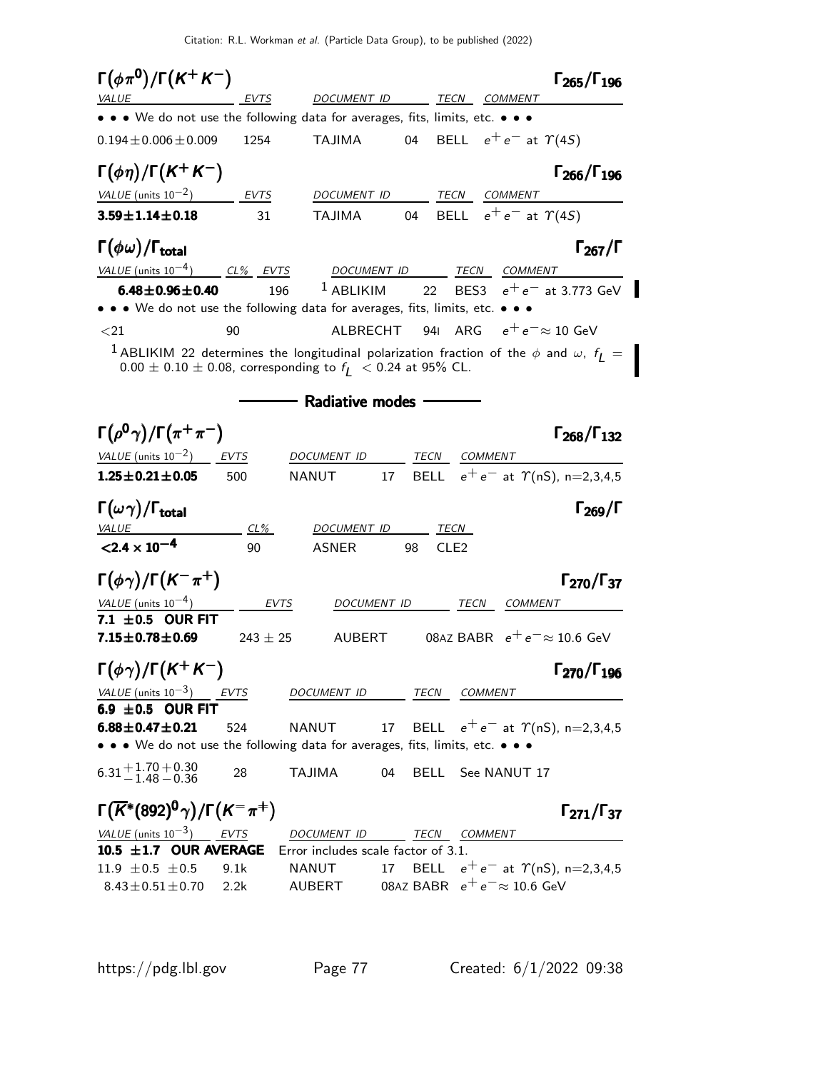### $\Gamma(\phi\pi^0)/\Gamma(K^+K^-)$ — $\Gamma_{265}/\Gamma_{196}$

| VALUE | EVTS | DOCUMENT ID | | TECN | COMMENT |
|---|---|---|---|---|---|
| • • • We do not use the following data for averages, fits, limits, etc. • • • | | | | | |
| $0.194\pm0.006\pm0.009$ | 1254 | TAJIMA | 04 | BELL | $e^+e^-$ at $\Upsilon(4S)$ |

### $\Gamma(\phi\eta)/\Gamma(K^+K^-)$ — $\Gamma_{266}/\Gamma_{196}$

| VALUE (units $10^{-2}$) | EVTS | DOCUMENT ID | | TECN | COMMENT |
|---|---|---|---|---|---|
| **$3.59\pm1.14\pm0.18$** | 31 | TAJIMA | 04 | BELL | $e^+e^-$ at $\Upsilon(4S)$ |

### $\Gamma(\phi\omega)/\Gamma_{\text{total}}$ — $\Gamma_{267}/\Gamma$

| VALUE (units $10^{-4}$) | CL% | EVTS | DOCUMENT ID | | TECN | COMMENT |
|---|---|---|---|---|---|---|
| **$6.48\pm0.96\pm0.40$** | | 196 | [1] ABLIKIM | 22 | BES3 | $e^+e^-$ at 3.773 GeV |
| • • • We do not use the following data for averages, fits, limits, etc. • • • | | | | | | |
| $<21$ | 90 | | ALBRECHT | 94I | ARG | $e^+e^-\approx 10$ GeV |

[1] ABLIKIM 22 determines the longitudinal polarization fraction of the $\phi$ and $\omega$, $f_L = 0.00 \pm 0.10 \pm 0.08$, corresponding to $f_L < 0.24$ at 95% CL.

## Radiative modes

### $\Gamma(\rho^0\gamma)/\Gamma(\pi^+\pi^-)$ — $\Gamma_{268}/\Gamma_{132}$

| VALUE (units $10^{-2}$) | EVTS | DOCUMENT ID | | TECN | COMMENT |
|---|---|---|---|---|---|
| **$1.25\pm0.21\pm0.05$** | 500 | NANUT | 17 | BELL | $e^+e^-$ at $\Upsilon$(nS), n=2,3,4,5 |

### $\Gamma(\omega\gamma)/\Gamma_{\text{total}}$ — $\Gamma_{269}/\Gamma$

| VALUE | CL% | DOCUMENT ID | | TECN |
|---|---|---|---|---|
| **$<2.4\times10^{-4}$** | 90 | ASNER | 98 | CLE2 |

### $\Gamma(\phi\gamma)/\Gamma(K^-\pi^+)$ — $\Gamma_{270}/\Gamma_{37}$

| VALUE (units $10^{-4}$) | EVTS | DOCUMENT ID | | TECN | COMMENT |
|---|---|---|---|---|---|
| **7.1 ±0.5 OUR FIT** | | | | | |
| **$7.15\pm0.78\pm0.69$** | $243\pm25$ | AUBERT | 08AZ | BABR | $e^+e^-\approx 10.6$ GeV |

### $\Gamma(\phi\gamma)/\Gamma(K^+K^-)$ — $\Gamma_{270}/\Gamma_{196}$

| VALUE (units $10^{-3}$) | EVTS | DOCUMENT ID | | TECN | COMMENT |
|---|---|---|---|---|---|
| **6.9 ±0.5 OUR FIT** | | | | | |
| **$6.88\pm0.47\pm0.21$** | 524 | NANUT | 17 | BELL | $e^+e^-$ at $\Upsilon$(nS), n=2,3,4,5 |
| • • • We do not use the following data for averages, fits, limits, etc. • • • | | | | | |
| $6.31^{+1.70+0.30}_{-1.48-0.36}$ | 28 | TAJIMA | 04 | BELL | See NANUT 17 |

### $\Gamma(\overline{K}^*(892)^0\gamma)/\Gamma(K^-\pi^+)$ — $\Gamma_{271}/\Gamma_{37}$

| VALUE (units $10^{-3}$) | EVTS | DOCUMENT ID | | TECN | COMMENT |
|---|---|---|---|---|---|
| **10.5 ±1.7 OUR AVERAGE** | Error includes scale factor of 3.1. | | | | |
| $11.9\pm0.5\pm0.5$ | 9.1k | NANUT | 17 | BELL | $e^+e^-$ at $\Upsilon$(nS), n=2,3,4,5 |
| $8.43\pm0.51\pm0.70$ | 2.2k | AUBERT | 08AZ | BABR | $e^+e^-\approx 10.6$ GeV |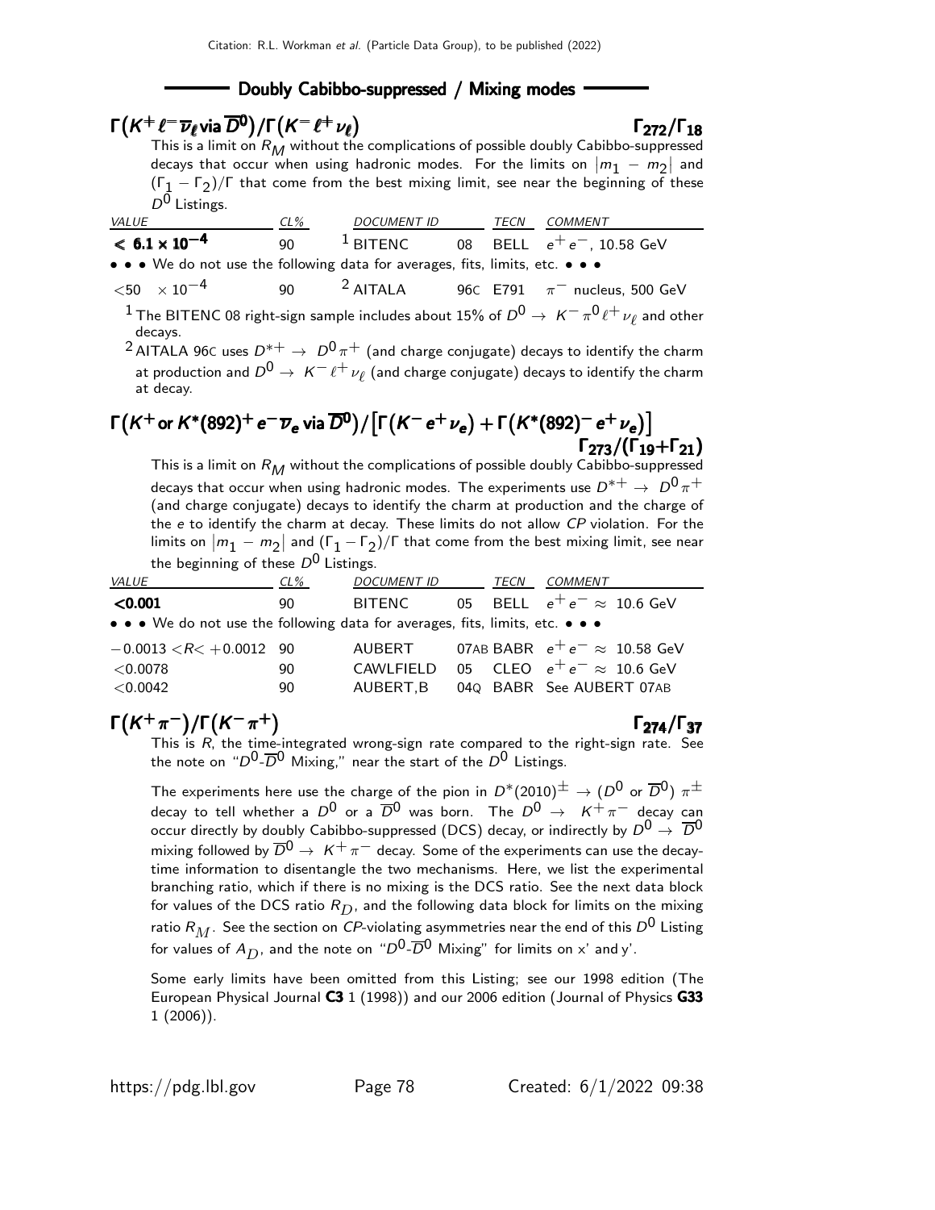## Doubly Cabibbo-suppressed / Mixing modes

### $\Gamma(K^+ \ell^- \overline{\nu}_\ell \text{ via } \overline{D}^0)/\Gamma(K^- \ell^+ \nu_\ell)$ $\Gamma_{272}/\Gamma_{18}$

This is a limit on $R_M$ without the complications of possible doubly Cabibbo-suppressed decays that occur when using hadronic modes. For the limits on $|m_1 - m_2|$ and $(\Gamma_1 - \Gamma_2)/\Gamma$ that come from the best mixing limit, see near the beginning of these $D^0$ Listings.

| VALUE | CL% | DOCUMENT ID | | TECN | COMMENT |
|---|---|---|---|---|---|
| **$< 6.1 \times 10^{-4}$** | 90 | [1] BITENC | 08 | BELL | $e^+e^-$, 10.58 GeV |
| • • • We do not use the following data for averages, fits, limits, etc. • • • | | | | | |
| $<50 \times 10^{-4}$ | 90 | [2] AITALA | 96C | E791 | $\pi^-$ nucleus, 500 GeV |

[1] The BITENC 08 right-sign sample includes about 15% of $D^0 \to K^- \pi^0 \ell^+ \nu_\ell$ and other decays.

[2] AITALA 96C uses $D^{*+} \to D^0 \pi^+$ (and charge conjugate) decays to identify the charm at production and $D^0 \to K^- \ell^+ \nu_\ell$ (and charge conjugate) decays to identify the charm at decay.

### $\Gamma(K^+ \text{ or } K^*(892)^+ e^- \overline{\nu}_e \text{ via } \overline{D}^0)/[\Gamma(K^- e^+ \nu_e) + \Gamma(K^*(892)^- e^+ \nu_e)]$ $\Gamma_{273}/(\Gamma_{19}+\Gamma_{21})$

This is a limit on $R_M$ without the complications of possible doubly Cabibbo-suppressed decays that occur when using hadronic modes. The experiments use $D^{*+} \to D^0 \pi^+$ (and charge conjugate) decays to identify the charm at production and the charge of the $e$ to identify the charm at decay. These limits do not allow *CP* violation. For the limits on $|m_1 - m_2|$ and $(\Gamma_1 - \Gamma_2)/\Gamma$ that come from the best mixing limit, see near the beginning of these $D^0$ Listings.

| VALUE | CL% | DOCUMENT ID | | TECN | COMMENT |
|---|---|---|---|---|---|
| **<0.001** | 90 | BITENC | 05 | BELL | $e^+e^- \approx$ 10.6 GeV |
| • • • We do not use the following data for averages, fits, limits, etc. • • • | | | | | |
| $-0.0013 < R < +0.0012$ | 90 | AUBERT | 07AB | BABR | $e^+e^- \approx$ 10.58 GeV |
| <0.0078 | 90 | CAWLFIELD | 05 | CLEO | $e^+e^- \approx$ 10.6 GeV |
| <0.0042 | 90 | AUBERT,B | 04Q | BABR | See AUBERT 07AB |

### $\Gamma(K^+ \pi^-)/\Gamma(K^- \pi^+)$ $\Gamma_{274}/\Gamma_{37}$

This is $R$, the time-integrated wrong-sign rate compared to the right-sign rate. See the note on "$D^0$-$\overline{D}^0$ Mixing," near the start of the $D^0$ Listings.

The experiments here use the charge of the pion in $D^*(2010)^\pm \to (D^0 \text{ or } \overline{D}^0)\, \pi^\pm$ decay to tell whether a $D^0$ or a $\overline{D}^0$ was born. The $D^0 \to K^+ \pi^-$ decay can occur directly by doubly Cabibbo-suppressed (DCS) decay, or indirectly by $D^0 \to \overline{D}^0$ mixing followed by $\overline{D}^0 \to K^+ \pi^-$ decay. Some of the experiments can use the decay-time information to disentangle the two mechanisms. Here, we list the experimental branching ratio, which if there is no mixing is the DCS ratio. See the next data block for values of the DCS ratio $R_D$, and the following data block for limits on the mixing ratio $R_M$. See the section on *CP*-violating asymmetries near the end of this $D^0$ Listing for values of $A_D$, and the note on "$D^0$-$\overline{D}^0$ Mixing" for limits on x' and y'.

Some early limits have been omitted from this Listing; see our 1998 edition (The European Physical Journal **C3** 1 (1998)) and our 2006 edition (Journal of Physics **G33** 1 (2006)).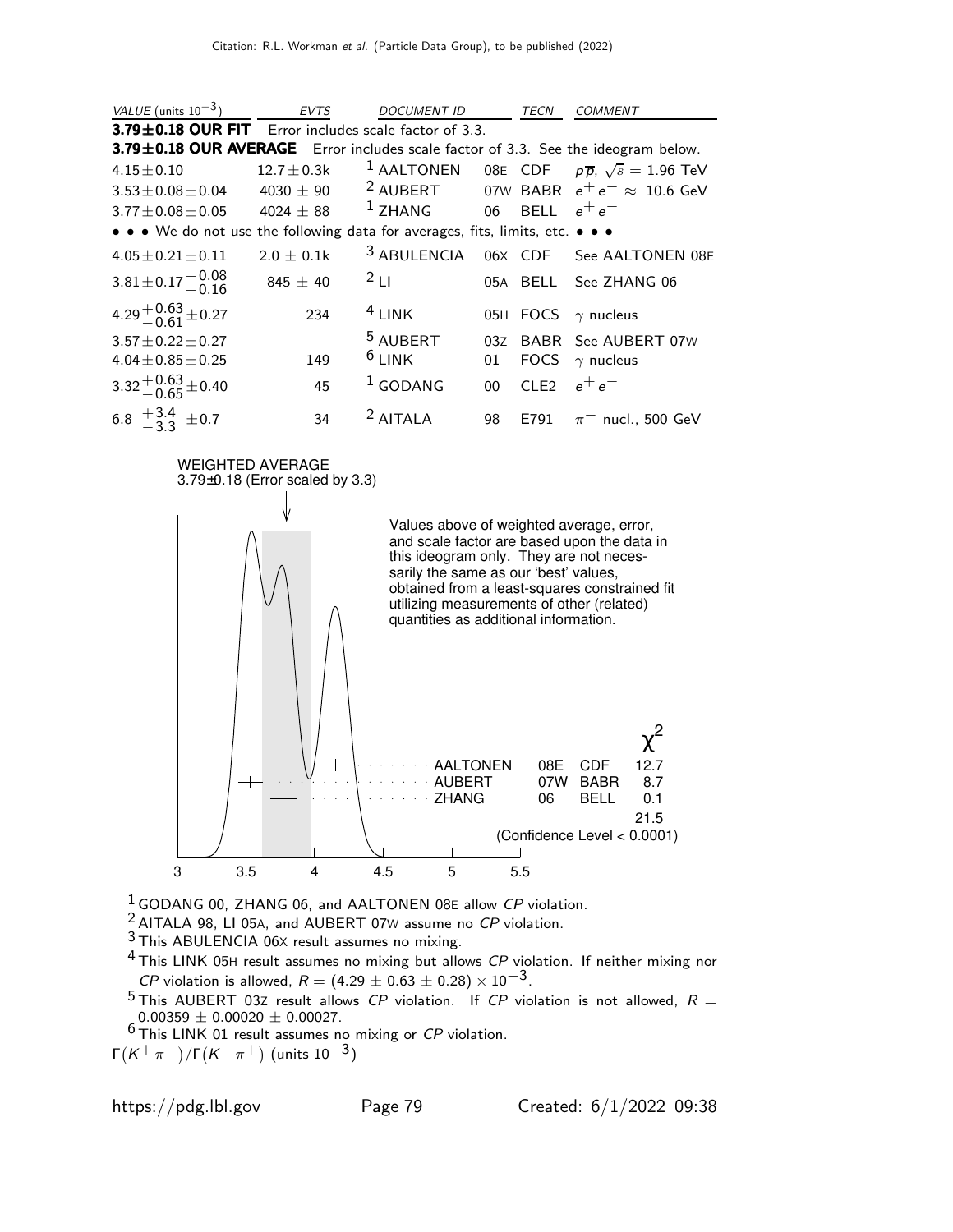Citation: R.L. Workman *et al.* (Particle Data Group), to be published (2022)

| *VALUE* (units $10^{-3}$) | *EVTS* | *DOCUMENT ID* | | *TECN* | *COMMENT* |
|---|---|---|---|---|---|
| **3.79±0.18 OUR FIT** Error includes scale factor of 3.3. | | | | | |
| **3.79±0.18 OUR AVERAGE** Error includes scale factor of 3.3. See the ideogram below. | | | | | |
| $4.15 \pm 0.10$ | $12.7 \pm 0.3$k | [1] AALTONEN | 08E | CDF | $p\overline{p}$, $\sqrt{s} = 1.96$ TeV |
| $3.53 \pm 0.08 \pm 0.04$ | $4030 \pm 90$ | [2] AUBERT | 07W | BABR | $e^+e^- \approx 10.6$ GeV |
| $3.77 \pm 0.08 \pm 0.05$ | $4024 \pm 88$ | [1] ZHANG | 06 | BELL | $e^+e^-$ |
| • • • We do not use the following data for averages, fits, limits, etc. • • • | | | | | |
| $4.05 \pm 0.21 \pm 0.11$ | $2.0 \pm 0.1$k | [3] ABULENCIA | 06X | CDF | See AALTONEN 08E |
| $3.81 \pm 0.17 {}^{+0.08}_{-0.16}$ | $845 \pm 40$ | [2] LI | 05A | BELL | See ZHANG 06 |
| $4.29 {}^{+0.63}_{-0.61} \pm 0.27$ | 234 | [4] LINK | 05H | FOCS | $\gamma$ nucleus |
| $3.57 \pm 0.22 \pm 0.27$ | | [5] AUBERT | 03Z | BABR | See AUBERT 07W |
| $4.04 \pm 0.85 \pm 0.25$ | 149 | [6] LINK | 01 | FOCS | $\gamma$ nucleus |
| $3.32 {}^{+0.63}_{-0.65} \pm 0.40$ | 45 | [1] GODANG | 00 | CLE2 | $e^+e^-$ |
| $6.8 \ {}^{+3.4}_{-3.3} \ \pm 0.7$ | 34 | [2] AITALA | 98 | E791 | $\pi^-$ nucl., 500 GeV |

WEIGHTED AVERAGE
3.79±0.18 (Error scaled by 3.3)

Values above of weighted average, error, and scale factor are based upon the data in this ideogram only. They are not necessarily the same as our 'best' values, obtained from a least-squares constrained fit utilizing measurements of other (related) quantities as additional information.

| | | | $\chi^2$ |
|---|---|---|---|
| AALTONEN | 08E | CDF | 12.7 |
| AUBERT | 07W | BABR | 8.7 |
| ZHANG | 06 | BELL | 0.1 |
| | | | 21.5 |

(Confidence Level < 0.0001)

[1] GODANG 00, ZHANG 06, and AALTONEN 08E allow *CP* violation.

[2] AITALA 98, LI 05A, and AUBERT 07W assume no *CP* violation.

[3] This ABULENCIA 06X result assumes no mixing.

[4] This LINK 05H result assumes no mixing but allows *CP* violation. If neither mixing nor *CP* violation is allowed, $R = (4.29 \pm 0.63 \pm 0.28) \times 10^{-3}$.

[5] This AUBERT 03Z result allows *CP* violation. If *CP* violation is not allowed, $R = 0.00359 \pm 0.00020 \pm 0.00027$.

[6] This LINK 01 result assumes no mixing or *CP* violation.

$\Gamma(K^+\pi^-)/\Gamma(K^-\pi^+)$ (units $10^{-3}$)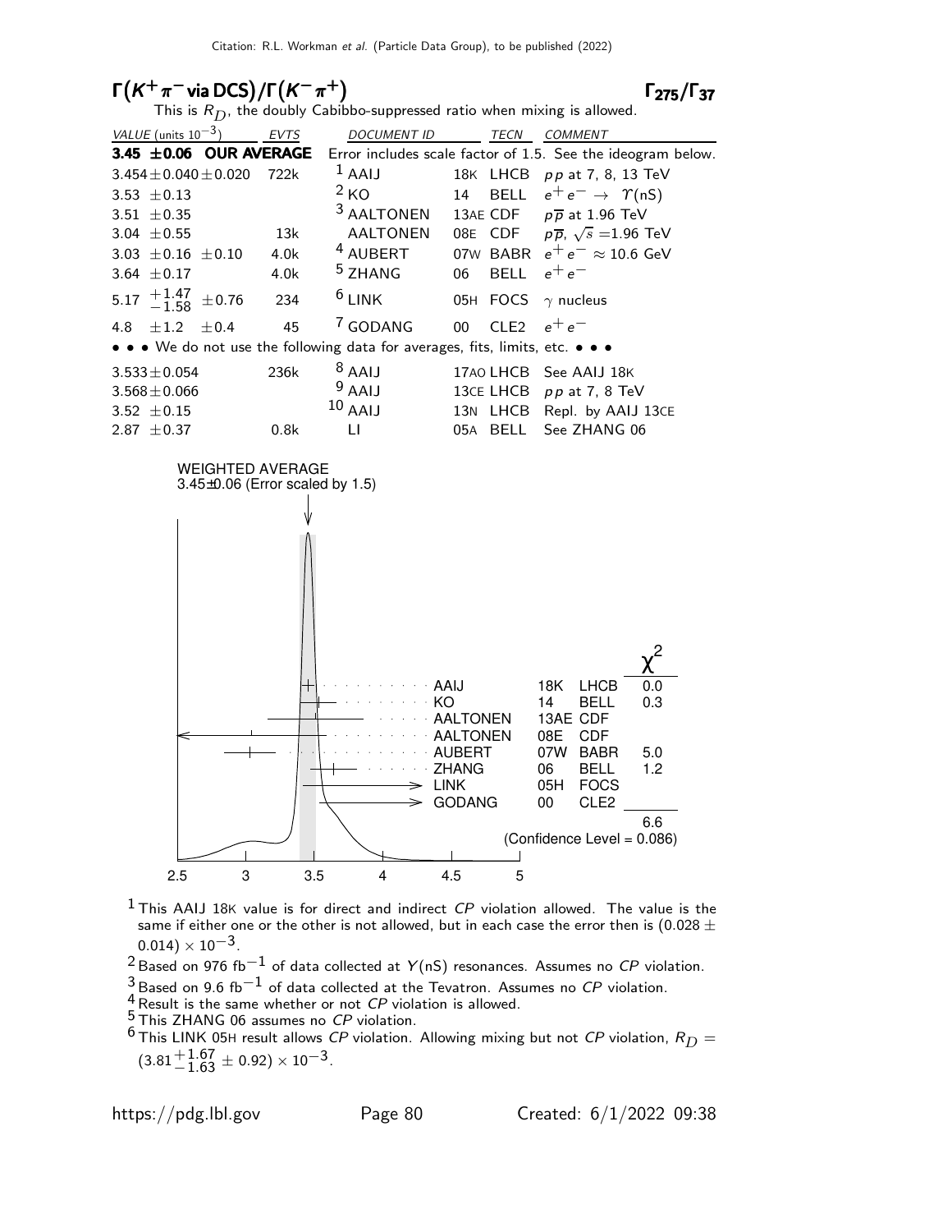## $\Gamma(K^+\pi^- \text{ via DCS})/\Gamma(K^-\pi^+)$ $\qquad\qquad$ $\Gamma_{275}/\Gamma_{37}$

This is $R_D$, the doubly Cabibbo-suppressed ratio when mixing is allowed.

| VALUE (units $10^{-3}$) | EVTS | DOCUMENT ID | | TECN | COMMENT |
|---|---|---|---|---|---|
| **3.45 ±0.06 OUR AVERAGE** | | Error includes scale factor of 1.5. See the ideogram below. | | | |
| $3.454 \pm 0.040 \pm 0.020$ | 722k | [1] AAIJ | 18K | LHCB | $pp$ at 7, 8, 13 TeV |
| $3.53 \pm 0.13$ | | [2] KO | 14 | BELL | $e^+e^- \rightarrow \Upsilon(nS)$ |
| $3.51 \pm 0.35$ | | [3] AALTONEN | 13AE | CDF | $p\overline{p}$ at 1.96 TeV |
| $3.04 \pm 0.55$ | 13k | AALTONEN | 08E | CDF | $p\overline{p}$, $\sqrt{s}$ =1.96 TeV |
| $3.03 \pm 0.16 \pm 0.10$ | 4.0k | [4] AUBERT | 07W | BABR | $e^+e^- \approx 10.6$ GeV |
| $3.64 \pm 0.17$ | 4.0k | [5] ZHANG | 06 | BELL | $e^+e^-$ |
| $5.17 {}^{+1.47}_{-1.58} \pm 0.76$ | 234 | [6] LINK | 05H | FOCS | $\gamma$ nucleus |
| $4.8 \pm 1.2 \pm 0.4$ | 45 | [7] GODANG | 00 | CLE2 | $e^+e^-$ |
| • • • We do not use the following data for averages, fits, limits, etc. • • • | | | | | |
| $3.533 \pm 0.054$ | 236k | [8] AAIJ | 17AO | LHCB | See AAIJ 18K |
| $3.568 \pm 0.066$ | | [9] AAIJ | 13CE | LHCB | $pp$ at 7, 8 TeV |
| $3.52 \pm 0.15$ | | [10] AAIJ | 13N | LHCB | Repl. by AAIJ 13CE |
| $2.87 \pm 0.37$ | 0.8k | LI | 05A | BELL | See ZHANG 06 |

WEIGHTED AVERAGE
3.45±0.06 (Error scaled by 1.5)

| | | | $\chi^2$ |
|---|---|---|---|
| AAIJ | 18K | LHCB | 0.0 |
| KO | 14 | BELL | 0.3 |
| AALTONEN | 13AE | CDF | |
| AALTONEN | 08E | CDF | |
| AUBERT | 07W | BABR | 5.0 |
| ZHANG | 06 | BELL | 1.2 |
| LINK | 05H | FOCS | |
| GODANG | 00 | CLE2 | |
| | | | 6.6 |

(Confidence Level = 0.086)

[1] This AAIJ 18K value is for direct and indirect $CP$ violation allowed. The value is the same if either one or the other is not allowed, but in each case the error then is $(0.028 \pm 0.014) \times 10^{-3}$.

[2] Based on 976 fb$^{-1}$ of data collected at $Y(nS)$ resonances. Assumes no $CP$ violation.

[3] Based on 9.6 fb$^{-1}$ of data collected at the Tevatron. Assumes no $CP$ violation.

[4] Result is the same whether or not $CP$ violation is allowed.

[5] This ZHANG 06 assumes no $CP$ violation.

[6] This LINK 05H result allows $CP$ violation. Allowing mixing but not $CP$ violation, $R_D = (3.81{}^{+1.67}_{-1.63} \pm 0.92) \times 10^{-3}$.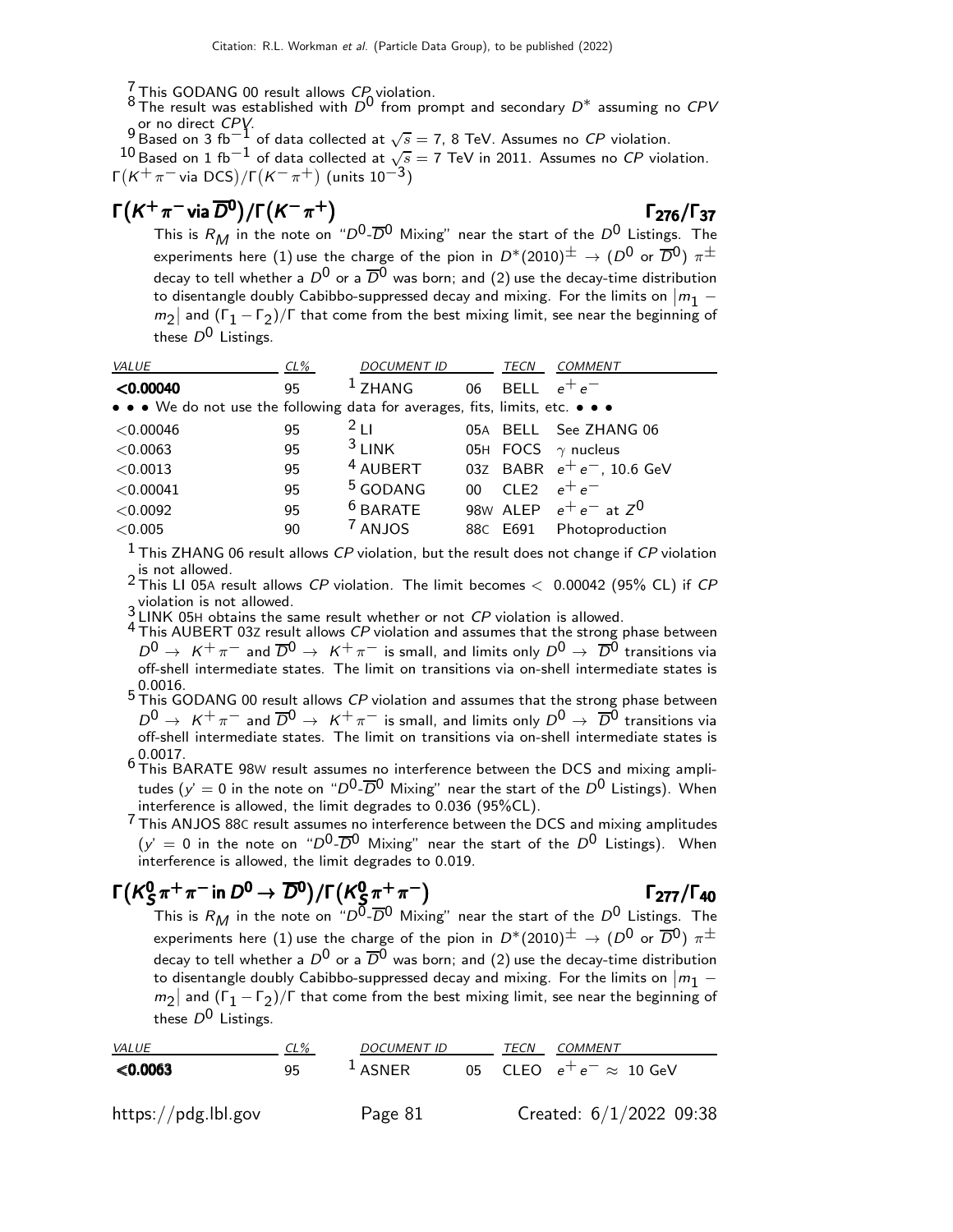[7] This GODANG 00 result allows *CP* violation.

[8] The result was established with $D^0$ from prompt and secondary $D^*$ assuming no *CPV* or no direct *CPV*.

[9] Based on 3 $\text{fb}^{-1}$ of data collected at $\sqrt{s}$ = 7, 8 TeV. Assumes no *CP* violation.

[10] Based on 1 $\text{fb}^{-1}$ of data collected at $\sqrt{s}$ = 7 TeV in 2011. Assumes no *CP* violation.

$\Gamma(K^+\pi^- \text{ via DCS})/\Gamma(K^-\pi^+)$ (units $10^{-3}$)

## $\Gamma(K^+\pi^- \text{ via } \overline{D}^0)/\Gamma(K^-\pi^+)$ — $\Gamma_{276}/\Gamma_{37}$

This is $R_M$ in the note on "$D^0$-$\overline{D}^0$ Mixing" near the start of the $D^0$ Listings. The experiments here (1) use the charge of the pion in $D^*(2010)^\pm \to (D^0 \text{ or } \overline{D}^0)\,\pi^\pm$ decay to tell whether a $D^0$ or a $\overline{D}^0$ was born; and (2) use the decay-time distribution to disentangle doubly Cabibbo-suppressed decay and mixing. For the limits on $|m_1 - m_2|$ and $(\Gamma_1 - \Gamma_2)/\Gamma$ that come from the best mixing limit, see near the beginning of these $D^0$ Listings.

| VALUE | CL% | DOCUMENT ID | | TECN | COMMENT |
|---|---|---|---|---|---|
| **<0.00040** | 95 | [1] ZHANG | 06 | BELL | $e^+e^-$ |
| • • • We do not use the following data for averages, fits, limits, etc. • • • | | | | | |
| <0.00046 | 95 | [2] LI | 05A | BELL | See ZHANG 06 |
| <0.0063 | 95 | [3] LINK | 05H | FOCS | $\gamma$ nucleus |
| <0.0013 | 95 | [4] AUBERT | 03Z | BABR | $e^+e^-$, 10.6 GeV |
| <0.00041 | 95 | [5] GODANG | 00 | CLE2 | $e^+e^-$ |
| <0.0092 | 95 | [6] BARATE | 98W | ALEP | $e^+e^-$ at $Z^0$ |
| <0.005 | 90 | [7] ANJOS | 88C | E691 | Photoproduction |

[1] This ZHANG 06 result allows *CP* violation, but the result does not change if *CP* violation is not allowed.

[2] This LI 05A result allows *CP* violation. The limit becomes < 0.00042 (95% CL) if *CP* violation is not allowed.

[3] LINK 05H obtains the same result whether or not *CP* violation is allowed.

[4] This AUBERT 03Z result allows *CP* violation and assumes that the strong phase between $D^0 \to K^+\pi^-$ and $\overline{D}^0 \to K^+\pi^-$ is small, and limits only $D^0 \to \overline{D}^0$ transitions via off-shell intermediate states. The limit on transitions via on-shell intermediate states is 0.0016.

[5] This GODANG 00 result allows *CP* violation and assumes that the strong phase between $D^0 \to K^+\pi^-$ and $\overline{D}^0 \to K^+\pi^-$ is small, and limits only $D^0 \to \overline{D}^0$ transitions via off-shell intermediate states. The limit on transitions via on-shell intermediate states is 0.0017.

[6] This BARATE 98W result assumes no interference between the DCS and mixing amplitudes ($y' = 0$ in the note on "$D^0$-$\overline{D}^0$ Mixing" near the start of the $D^0$ Listings). When interference is allowed, the limit degrades to 0.036 (95%CL).

[7] This ANJOS 88C result assumes no interference between the DCS and mixing amplitudes ($y' = 0$ in the note on "$D^0$-$\overline{D}^0$ Mixing" near the start of the $D^0$ Listings). When interference is allowed, the limit degrades to 0.019.

## $\Gamma(K^0_S\pi^+\pi^- \text{ in } D^0 \to \overline{D}^0)/\Gamma(K^0_S\pi^+\pi^-)$ — $\Gamma_{277}/\Gamma_{40}$

This is $R_M$ in the note on "$D^0$-$\overline{D}^0$ Mixing" near the start of the $D^0$ Listings. The experiments here (1) use the charge of the pion in $D^*(2010)^\pm \to (D^0 \text{ or } \overline{D}^0)\,\pi^\pm$ decay to tell whether a $D^0$ or a $\overline{D}^0$ was born; and (2) use the decay-time distribution to disentangle doubly Cabibbo-suppressed decay and mixing. For the limits on $|m_1 - m_2|$ and $(\Gamma_1 - \Gamma_2)/\Gamma$ that come from the best mixing limit, see near the beginning of these $D^0$ Listings.

| VALUE | CL% | DOCUMENT ID | | TECN | COMMENT |
|---|---|---|---|---|---|
| **<0.0063** | 95 | [1] ASNER | 05 | CLEO | $e^+e^- \approx$ 10 GeV |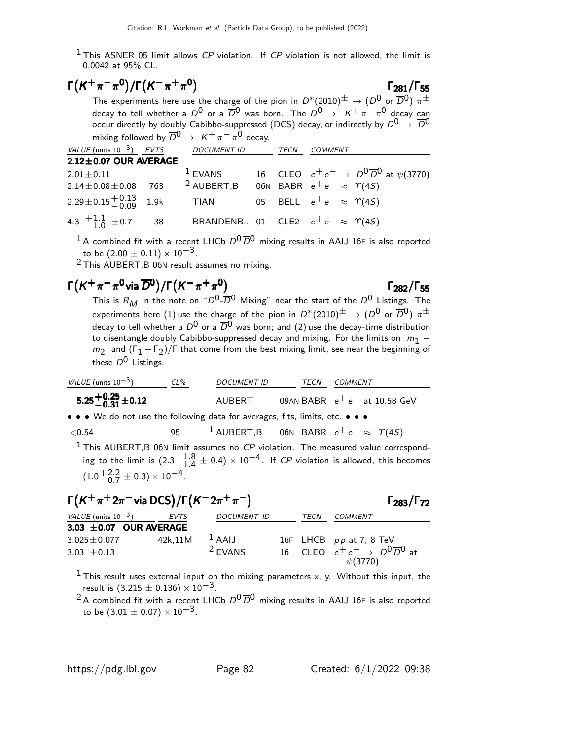[1] This ASNER 05 limit allows $CP$ violation. If $CP$ violation is not allowed, the limit is 0.0042 at 95% CL.

## $\Gamma(K^+\pi^-\pi^0)/\Gamma(K^-\pi^+\pi^0)$ $\Gamma_{281}/\Gamma_{55}$

The experiments here use the charge of the pion in $D^*(2010)^\pm \to (D^0 \text{ or } \overline{D}^0)\,\pi^\pm$ decay to tell whether a $D^0$ or a $\overline{D}^0$ was born. The $D^0 \to K^+\pi^-\pi^0$ decay can occur directly by doubly Cabibbo-suppressed (DCS) decay, or indirectly by $D^0 \to \overline{D}^0$ mixing followed by $\overline{D}^0 \to K^+\pi^-\pi^0$ decay.

| VALUE (units $10^{-3}$) | EVTS | DOCUMENT ID | | TECN | COMMENT |
|---|---|---|---|---|---|
| **2.12±0.07 OUR AVERAGE** | | | | | |
| $2.01\pm0.11$ | | [1] EVANS | 16 | CLEO | $e^+e^- \to D^0\overline{D}^0$ at $\psi(3770)$ |
| $2.14\pm0.08\pm0.08$ | 763 | [2] AUBERT,B | 06N | BABR | $e^+e^- \approx \Upsilon(4S)$ |
| $2.29\pm0.15^{+0.13}_{-0.09}$ | 1.9k | TIAN | 05 | BELL | $e^+e^- \approx \Upsilon(4S)$ |
| $4.3\ ^{+1.1}_{-1.0}\pm0.7$ | 38 | BRANDENB... | 01 | CLE2 | $e^+e^- \approx \Upsilon(4S)$ |

[1] A combined fit with a recent LHCb $D^0\overline{D}^0$ mixing results in AAIJ 16F is also reported to be $(2.00\pm0.11)\times10^{-3}$.

[2] This AUBERT,B 06N result assumes no mixing.

## $\Gamma(K^+\pi^-\pi^0\,\text{via}\,\overline{D}^0)/\Gamma(K^-\pi^+\pi^0)$ $\Gamma_{282}/\Gamma_{55}$

This is $R_M$ in the note on "$D^0$-$\overline{D}^0$ Mixing" near the start of the $D^0$ Listings. The experiments here (1) use the charge of the pion in $D^*(2010)^\pm \to (D^0 \text{ or } \overline{D}^0)\,\pi^\pm$ decay to tell whether a $D^0$ or a $\overline{D}^0$ was born; and (2) use the decay-time distribution to disentangle doubly Cabibbo-suppressed decay and mixing. For the limits on $|m_1 - m_2|$ and $(\Gamma_1-\Gamma_2)/\Gamma$ that come from the best mixing limit, see near the beginning of these $D^0$ Listings.

| VALUE (units $10^{-3}$) | CL% | DOCUMENT ID | | TECN | COMMENT |
|---|---|---|---|---|---|
| $\mathbf{5.25^{+0.25}_{-0.31}\pm0.12}$ | | AUBERT | 09AN | BABR | $e^+e^-$ at 10.58 GeV |
| • • • We do not use the following data for averages, fits, limits, etc. • • • | | | | | |
| $<0.54$ | 95 | [1] AUBERT,B | 06N | BABR | $e^+e^- \approx \Upsilon(4S)$ |

[1] This AUBERT,B 06N limit assumes no $CP$ violation. The measured value corresponding to the limit is $(2.3^{+1.8}_{-1.4}\pm0.4)\times10^{-4}$. If $CP$ violation is allowed, this becomes $(1.0^{+2.2}_{-0.7}\pm0.3)\times10^{-4}$.

## $\Gamma(K^+\pi^+2\pi^-\,\text{via DCS})/\Gamma(K^-2\pi^+\pi^-)$ $\Gamma_{283}/\Gamma_{72}$

| VALUE (units $10^{-3}$) | EVTS | DOCUMENT ID | | TECN | COMMENT |
|---|---|---|---|---|---|
| **3.03 ±0.07 OUR AVERAGE** | | | | | |
| $3.025\pm0.077$ | 42k,11M | [1] AAIJ | 16F | LHCB | $pp$ at 7, 8 TeV |
| $3.03\ \pm0.13$ | | [2] EVANS | 16 | CLEO | $e^+e^- \to D^0\overline{D}^0$ at $\psi(3770)$ |

[1] This result uses external input on the mixing parameters x, y. Without this input, the result is $(3.215\pm0.136)\times10^{-3}$.

[2] A combined fit with a recent LHCb $D^0\overline{D}^0$ mixing results in AAIJ 16F is also reported to be $(3.01\pm0.07)\times10^{-3}$.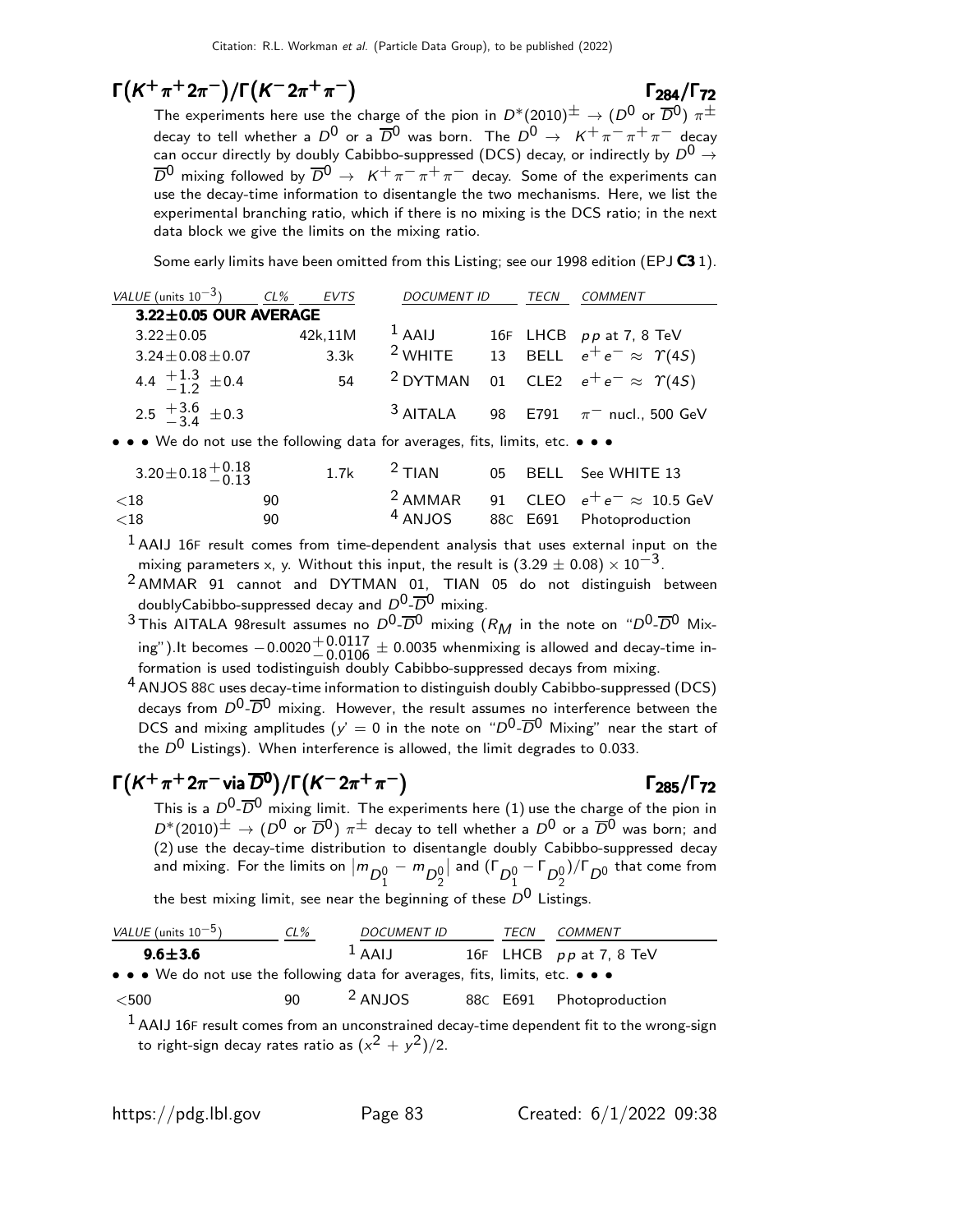## $\Gamma(K^+\pi^+2\pi^-)/\Gamma(K^-2\pi^+\pi^-)$ $\Gamma_{284}/\Gamma_{72}$

The experiments here use the charge of the pion in $D^*(2010)^\pm \to (D^0$ or $\overline{D}^0)\ \pi^\pm$ decay to tell whether a $D^0$ or a $\overline{D}^0$ was born. The $D^0 \to K^+\pi^-\pi^+\pi^-$ decay can occur directly by doubly Cabibbo-suppressed (DCS) decay, or indirectly by $D^0 \to \overline{D}^0$ mixing followed by $\overline{D}^0 \to K^+\pi^-\pi^+\pi^-$ decay. Some of the experiments can use the decay-time information to disentangle the two mechanisms. Here, we list the experimental branching ratio, which if there is no mixing is the DCS ratio; in the next data block we give the limits on the mixing ratio.

Some early limits have been omitted from this Listing; see our 1998 edition (EPJ **C3** 1).

| VALUE (units $10^{-3}$) | CL% | EVTS | DOCUMENT ID | | TECN | COMMENT |
|---|---|---|---|---|---|---|
| **3.22±0.05 OUR AVERAGE** | | | | | | |
| $3.22\pm0.05$ | | 42k,11M | [1] AAIJ | 16F | LHCB | $pp$ at 7, 8 TeV |
| $3.24\pm0.08\pm0.07$ | | 3.3k | [2] WHITE | 13 | BELL | $e^+e^- \approx \Upsilon(4S)$ |
| $4.4\ ^{+1.3}_{-1.2}\ \pm0.4$ | | 54 | [2] DYTMAN | 01 | CLE2 | $e^+e^- \approx \Upsilon(4S)$ |
| $2.5\ ^{+3.6}_{-3.4}\ \pm0.3$ | | | [3] AITALA | 98 | E791 | $\pi^-$ nucl., 500 GeV |
| • • • We do not use the following data for averages, fits, limits, etc. • • • | | | | | | |
| $3.20\pm0.18\ ^{+0.18}_{-0.13}$ | | 1.7k | [2] TIAN | 05 | BELL | See WHITE 13 |
| $<18$ | 90 | | [2] AMMAR | 91 | CLEO | $e^+e^- \approx 10.5$ GeV |
| $<18$ | 90 | | [4] ANJOS | 88C | E691 | Photoproduction |

[1] AAIJ 16F result comes from time-dependent analysis that uses external input on the mixing parameters x, y. Without this input, the result is $(3.29\pm0.08)\times10^{-3}$.

[2] AMMAR 91 cannot and DYTMAN 01, TIAN 05 do not distinguish between doublyCabibbo-suppressed decay and $D^0$-$\overline{D}^0$ mixing.

[3] This AITALA 98result assumes no $D^0$-$\overline{D}^0$ mixing ($R_M$ in the note on "$D^0$-$\overline{D}^0$ Mixing").It becomes $-0.0020^{+0.0117}_{-0.0106}\pm0.0035$ whenmixing is allowed and decay-time information is used todistinguish doubly Cabibbo-suppressed decays from mixing.

[4] ANJOS 88C uses decay-time information to distinguish doubly Cabibbo-suppressed (DCS) decays from $D^0$-$\overline{D}^0$ mixing. However, the result assumes no interference between the DCS and mixing amplitudes ($y' = 0$ in the note on "$D^0$-$\overline{D}^0$ Mixing" near the start of the $D^0$ Listings). When interference is allowed, the limit degrades to 0.033.

## $\Gamma(K^+\pi^+2\pi^-\ \text{via}\ \overline{D}^0)/\Gamma(K^-2\pi^+\pi^-)$ $\Gamma_{285}/\Gamma_{72}$

This is a $D^0$-$\overline{D}^0$ mixing limit. The experiments here (1) use the charge of the pion in $D^*(2010)^\pm \to (D^0$ or $\overline{D}^0)\ \pi^\pm$ decay to tell whether a $D^0$ or a $\overline{D}^0$ was born; and (2) use the decay-time distribution to disentangle doubly Cabibbo-suppressed decay and mixing. For the limits on $|m_{D^0_1} - m_{D^0_2}|$ and $(\Gamma_{D^0_1} - \Gamma_{D^0_2})/\Gamma_{D^0}$ that come from the best mixing limit, see near the beginning of these $D^0$ Listings.

| VALUE (units $10^{-5}$) | CL% | DOCUMENT ID | | TECN | COMMENT |
|---|---|---|---|---|---|
| **9.6±3.6** | | [1] AAIJ | 16F | LHCB | $pp$ at 7, 8 TeV |
| • • • We do not use the following data for averages, fits, limits, etc. • • • | | | | | |
| $<500$ | 90 | [2] ANJOS | 88C | E691 | Photoproduction |

[1] AAIJ 16F result comes from an unconstrained decay-time dependent fit to the wrong-sign to right-sign decay rates ratio as $(x^2 + y^2)/2$.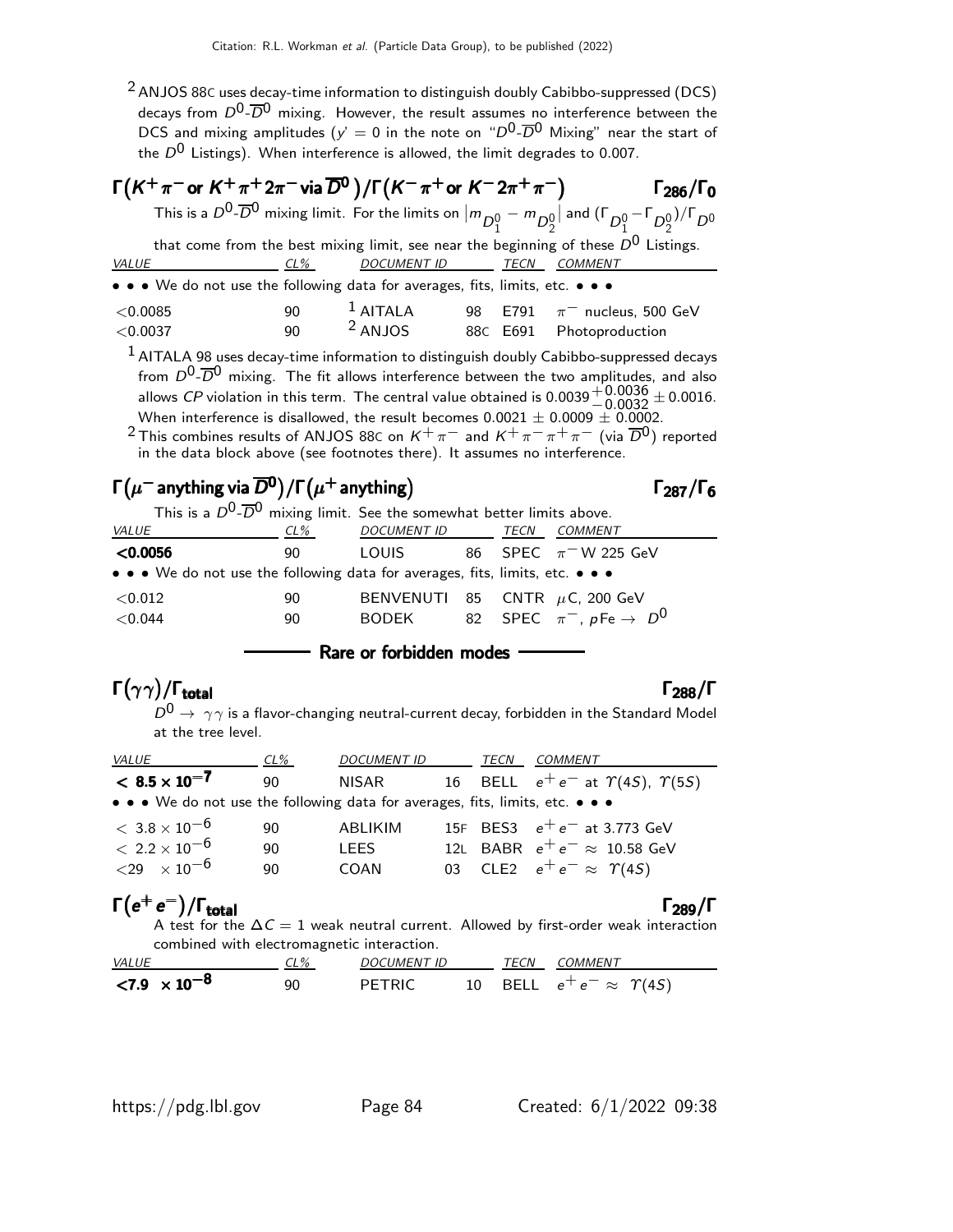[2] ANJOS 88C uses decay-time information to distinguish doubly Cabibbo-suppressed (DCS) decays from $D^0$-$\overline{D}^0$ mixing. However, the result assumes no interference between the DCS and mixing amplitudes ($y' = 0$ in the note on "$D^0$-$\overline{D}^0$ Mixing" near the start of the $D^0$ Listings). When interference is allowed, the limit degrades to 0.007.

### $\Gamma(K^+\pi^- \text{ or } K^+\pi^+2\pi^- \text{ via } \overline{D}^0)/\Gamma(K^-\pi^+ \text{ or } K^-2\pi^+\pi^-)$ — $\Gamma_{286}/\Gamma_0$

This is a $D^0$-$\overline{D}^0$ mixing limit. For the limits on $|m_{D_1^0} - m_{D_2^0}|$ and $(\Gamma_{D_1^0} - \Gamma_{D_2^0})/\Gamma_{D^0}$ that come from the best mixing limit, see near the beginning of these $D^0$ Listings.

| VALUE | CL% | DOCUMENT ID | | TECN | COMMENT |
|---|---|---|---|---|---|
| • • • We do not use the following data for averages, fits, limits, etc. • • • | | | | | |
| $<0.0085$ | 90 | [1] AITALA | 98 | E791 | $\pi^-$ nucleus, 500 GeV |
| $<0.0037$ | 90 | [2] ANJOS | 88C | E691 | Photoproduction |

[1] AITALA 98 uses decay-time information to distinguish doubly Cabibbo-suppressed decays from $D^0$-$\overline{D}^0$ mixing. The fit allows interference between the two amplitudes, and also allows $CP$ violation in this term. The central value obtained is $0.0039^{+0.0036}_{-0.0032} \pm 0.0016$. When interference is disallowed, the result becomes $0.0021 \pm 0.0009 \pm 0.0002$.

[2] This combines results of ANJOS 88C on $K^+\pi^-$ and $K^+\pi^-\pi^+\pi^-$ (via $\overline{D}^0$) reported in the data block above (see footnotes there). It assumes no interference.

### $\Gamma(\mu^- \text{ anything via } \overline{D}^0)/\Gamma(\mu^+ \text{ anything})$ — $\Gamma_{287}/\Gamma_6$

This is a $D^0$-$\overline{D}^0$ mixing limit. See the somewhat better limits above.

| VALUE | CL% | DOCUMENT ID | | TECN | COMMENT |
|---|---|---|---|---|---|
| **<0.0056** | 90 | LOUIS | 86 | SPEC | $\pi^-$ W 225 GeV |
| • • • We do not use the following data for averages, fits, limits, etc. • • • | | | | | |
| $<0.012$ | 90 | BENVENUTI | 85 | CNTR | $\mu$C, 200 GeV |
| $<0.044$ | 90 | BODEK | 82 | SPEC | $\pi^-$, $p$Fe $\rightarrow D^0$ |

## Rare or forbidden modes

### $\Gamma(\gamma\gamma)/\Gamma_{\text{total}}$ — $\Gamma_{288}/\Gamma$

$D^0 \rightarrow \gamma\gamma$ is a flavor-changing neutral-current decay, forbidden in the Standard Model at the tree level.

| VALUE | CL% | DOCUMENT ID | | TECN | COMMENT |
|---|---|---|---|---|---|
| $\mathbf{< 8.5 \times 10^{-7}}$ | 90 | NISAR | 16 | BELL | $e^+e^-$ at $\Upsilon(4S)$, $\Upsilon(5S)$ |
| • • • We do not use the following data for averages, fits, limits, etc. • • • | | | | | |
| $< 3.8 \times 10^{-6}$ | 90 | ABLIKIM | 15F | BES3 | $e^+e^-$ at 3.773 GeV |
| $< 2.2 \times 10^{-6}$ | 90 | LEES | 12L | BABR | $e^+e^- \approx$ 10.58 GeV |
| $<29 \times 10^{-6}$ | 90 | COAN | 03 | CLE2 | $e^+e^- \approx \Upsilon(4S)$ |

### $\Gamma(e^+e^-)/\Gamma_{\text{total}}$ — $\Gamma_{289}/\Gamma$

A test for the $\Delta C = 1$ weak neutral current. Allowed by first-order weak interaction combined with electromagnetic interaction.

| VALUE | CL% | DOCUMENT ID | | TECN | COMMENT |
|---|---|---|---|---|---|
| $\mathbf{<7.9 \times 10^{-8}}$ | 90 | PETRIC | 10 | BELL | $e^+e^- \approx \Upsilon(4S)$ |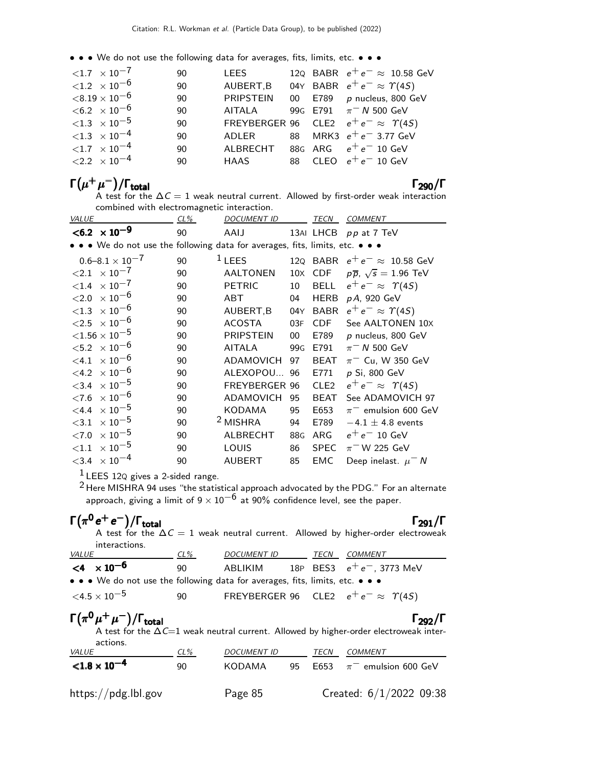• • • We do not use the following data for averages, fits, limits, etc. • • •

| | | | | | |
|---|---|---|---|---|---|
| $<1.7 \times 10^{-7}$ | 90 | LEES | 12Q | BABR | $e^+e^- \approx$ 10.58 GeV |
| $<1.2 \times 10^{-6}$ | 90 | AUBERT,B | 04Y | BABR | $e^+e^- \approx \Upsilon(4S)$ |
| $<8.19 \times 10^{-6}$ | 90 | PRIPSTEIN | 00 | E789 | $p$ nucleus, 800 GeV |
| $<6.2 \times 10^{-6}$ | 90 | AITALA | 99G | E791 | $\pi^- N$ 500 GeV |
| $<1.3 \times 10^{-5}$ | 90 | FREYBERGER | 96 | CLE2 | $e^+e^- \approx \Upsilon(4S)$ |
| $<1.3 \times 10^{-4}$ | 90 | ADLER | 88 | MRK3 | $e^+e^-$ 3.77 GeV |
| $<1.7 \times 10^{-4}$ | 90 | ALBRECHT | 88G | ARG | $e^+e^-$ 10 GeV |
| $<2.2 \times 10^{-4}$ | 90 | HAAS | 88 | CLEO | $e^+e^-$ 10 GeV |

## $\Gamma(\mu^+\mu^-)/\Gamma_{\text{total}}$ $\qquad\qquad \Gamma_{290}/\Gamma$

A test for the $\Delta C = 1$ weak neutral current. Allowed by first-order weak interaction combined with electromagnetic interaction.

| VALUE | CL% | DOCUMENT ID | | TECN | COMMENT |
|---|---|---|---|---|---|
| $\mathbf{<6.2 \times 10^{-9}}$ | 90 | AAIJ | 13AI | LHCB | $pp$ at 7 TeV |
| • • • We do not use the following data for averages, fits, limits, etc. • • • | | | | | |
| $0.6–8.1 \times 10^{-7}$ | 90 | [1] LEES | 12Q | BABR | $e^+e^- \approx$ 10.58 GeV |
| $<2.1 \times 10^{-7}$ | 90 | AALTONEN | 10X | CDF | $p\overline{p}$, $\sqrt{s} = 1.96$ TeV |
| $<1.4 \times 10^{-7}$ | 90 | PETRIC | 10 | BELL | $e^+e^- \approx \Upsilon(4S)$ |
| $<2.0 \times 10^{-6}$ | 90 | ABT | 04 | HERB | $pA$, 920 GeV |
| $<1.3 \times 10^{-6}$ | 90 | AUBERT,B | 04Y | BABR | $e^+e^- \approx \Upsilon(4S)$ |
| $<2.5 \times 10^{-6}$ | 90 | ACOSTA | 03F | CDF | See AALTONEN 10X |
| $<1.56 \times 10^{-5}$ | 90 | PRIPSTEIN | 00 | E789 | $p$ nucleus, 800 GeV |
| $<5.2 \times 10^{-6}$ | 90 | AITALA | 99G | E791 | $\pi^- N$ 500 GeV |
| $<4.1 \times 10^{-6}$ | 90 | ADAMOVICH | 97 | BEAT | $\pi^-$ Cu, W 350 GeV |
| $<4.2 \times 10^{-6}$ | 90 | ALEXOPOU... | 96 | E771 | $p$ Si, 800 GeV |
| $<3.4 \times 10^{-5}$ | 90 | FREYBERGER | 96 | CLE2 | $e^+e^- \approx \Upsilon(4S)$ |
| $<7.6 \times 10^{-6}$ | 90 | ADAMOVICH | 95 | BEAT | See ADAMOVICH 97 |
| $<4.4 \times 10^{-5}$ | 90 | KODAMA | 95 | E653 | $\pi^-$ emulsion 600 GeV |
| $<3.1 \times 10^{-5}$ | 90 | [2] MISHRA | 94 | E789 | $-4.1 \pm 4.8$ events |
| $<7.0 \times 10^{-5}$ | 90 | ALBRECHT | 88G | ARG | $e^+e^-$ 10 GeV |
| $<1.1 \times 10^{-5}$ | 90 | LOUIS | 86 | SPEC | $\pi^-$ W 225 GeV |
| $<3.4 \times 10^{-4}$ | 90 | AUBERT | 85 | EMC | Deep inelast. $\mu^- N$ |

[1] LEES 12Q gives a 2-sided range.

[2] Here MISHRA 94 uses "the statistical approach advocated by the PDG." For an alternate approach, giving a limit of $9 \times 10^{-6}$ at 90% confidence level, see the paper.

## $\Gamma(\pi^0 e^+e^-)/\Gamma_{\text{total}}$ $\qquad\qquad \Gamma_{291}/\Gamma$

A test for the $\Delta C = 1$ weak neutral current. Allowed by higher-order electroweak interactions.

| VALUE | CL% | DOCUMENT ID | | TECN | COMMENT |
|---|---|---|---|---|---|
| $\mathbf{<4 \times 10^{-6}}$ | 90 | ABLIKIM | 18P | BES3 | $e^+e^-$, 3773 MeV |
| • • • We do not use the following data for averages, fits, limits, etc. • • • | | | | | |
| $<4.5 \times 10^{-5}$ | 90 | FREYBERGER | 96 | CLE2 | $e^+e^- \approx \Upsilon(4S)$ |

## $\Gamma(\pi^0 \mu^+\mu^-)/\Gamma_{\text{total}}$ $\qquad\qquad \Gamma_{292}/\Gamma$

A test for the $\Delta C$=1 weak neutral current. Allowed by higher-order electroweak interactions.

| VALUE | CL% | DOCUMENT ID | | TECN | COMMENT |
|---|---|---|---|---|---|
| $\mathbf{<1.8 \times 10^{-4}}$ | 90 | KODAMA | 95 | E653 | $\pi^-$ emulsion 600 GeV |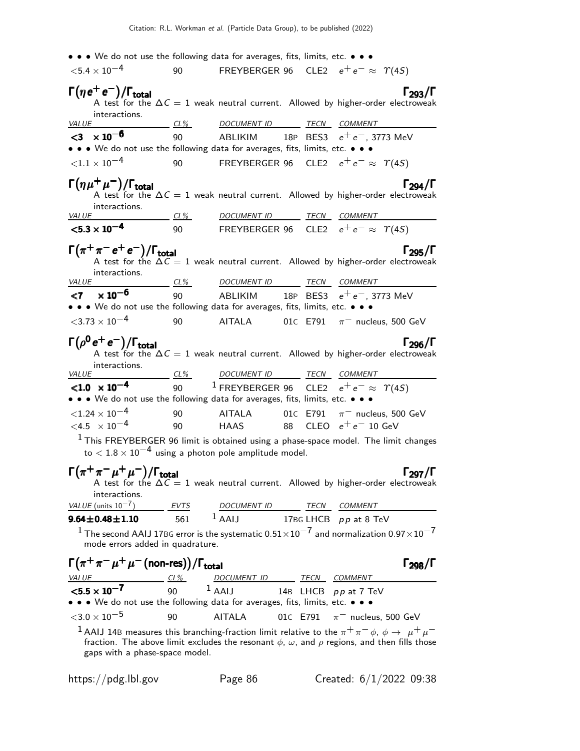• • • We do not use the following data for averages, fits, limits, etc. • • •

| | | | | |
|---|---|---|---|---|
| $<5.4 \times 10^{-4}$ | 90 | FREYBERGER 96 | CLE2 | $e^+e^- \approx \Upsilon(4S)$ |

## $\Gamma(\eta e^+ e^-)/\Gamma_{total}$ $\Gamma_{293}/\Gamma$

A test for the $\Delta C = 1$ weak neutral current. Allowed by higher-order electroweak interactions.

| VALUE | CL% | DOCUMENT ID | TECN | COMMENT |
|---|---|---|---|---|
| **$<3 \times 10^{-6}$** | 90 | ABLIKIM 18P | BES3 | $e^+e^-$, 3773 MeV |
| • • • We do not use the following data for averages, fits, limits, etc. • • • | | | | |
| $<1.1 \times 10^{-4}$ | 90 | FREYBERGER 96 | CLE2 | $e^+e^- \approx \Upsilon(4S)$ |

## $\Gamma(\eta \mu^+ \mu^-)/\Gamma_{total}$ $\Gamma_{294}/\Gamma$

A test for the $\Delta C = 1$ weak neutral current. Allowed by higher-order electroweak interactions.

| VALUE | CL% | DOCUMENT ID | TECN | COMMENT |
|---|---|---|---|---|
| **$<5.3 \times 10^{-4}$** | 90 | FREYBERGER 96 | CLE2 | $e^+e^- \approx \Upsilon(4S)$ |

## $\Gamma(\pi^+ \pi^- e^+ e^-)/\Gamma_{total}$ $\Gamma_{295}/\Gamma$

A test for the $\Delta C = 1$ weak neutral current. Allowed by higher-order electroweak interactions.

| VALUE | CL% | DOCUMENT ID | TECN | COMMENT |
|---|---|---|---|---|
| **$<7 \times 10^{-6}$** | 90 | ABLIKIM 18P | BES3 | $e^+e^-$, 3773 MeV |
| • • • We do not use the following data for averages, fits, limits, etc. • • • | | | | |
| $<3.73 \times 10^{-4}$ | 90 | AITALA 01C | E791 | $\pi^-$ nucleus, 500 GeV |

## $\Gamma(\rho^0 e^+ e^-)/\Gamma_{total}$ $\Gamma_{296}/\Gamma$

A test for the $\Delta C = 1$ weak neutral current. Allowed by higher-order electroweak interactions.

| VALUE | CL% | DOCUMENT ID | TECN | COMMENT |
|---|---|---|---|---|
| **$<1.0 \times 10^{-4}$** | 90 | [1] FREYBERGER 96 | CLE2 | $e^+e^- \approx \Upsilon(4S)$ |
| • • • We do not use the following data for averages, fits, limits, etc. • • • | | | | |
| $<1.24 \times 10^{-4}$ | 90 | AITALA 01C | E791 | $\pi^-$ nucleus, 500 GeV |
| $<4.5 \times 10^{-4}$ | 90 | HAAS 88 | CLEO | $e^+e^-$ 10 GeV |

[1] This FREYBERGER 96 limit is obtained using a phase-space model. The limit changes to $< 1.8 \times 10^{-4}$ using a photon pole amplitude model.

## $\Gamma(\pi^+ \pi^- \mu^+ \mu^-)/\Gamma_{total}$ $\Gamma_{297}/\Gamma$

A test for the $\Delta C = 1$ weak neutral current. Allowed by higher-order electroweak interactions.

| VALUE (units $10^{-7}$) | EVTS | DOCUMENT ID | TECN | COMMENT |
|---|---|---|---|---|
| **$9.64 \pm 0.48 \pm 1.10$** | 561 | [1] AAIJ 17BG | LHCB | $pp$ at 8 TeV |

[1] The second AAIJ 17BG error is the systematic $0.51 \times 10^{-7}$ and normalization $0.97 \times 10^{-7}$ mode errors added in quadrature.

## $\Gamma(\pi^+ \pi^- \mu^+ \mu^- \text{(non-res)})/\Gamma_{total}$ $\Gamma_{298}/\Gamma$

| VALUE | CL% | DOCUMENT ID | TECN | COMMENT |
|---|---|---|---|---|
| **$<5.5 \times 10^{-7}$** | 90 | [1] AAIJ 14B | LHCB | $pp$ at 7 TeV |
| • • • We do not use the following data for averages, fits, limits, etc. • • • | | | | |
| $<3.0 \times 10^{-5}$ | 90 | AITALA 01C | E791 | $\pi^-$ nucleus, 500 GeV |

[1] AAIJ 14B measures this branching-fraction limit relative to the $\pi^+\pi^-\phi$, $\phi \to \mu^+\mu^-$ fraction. The above limit excludes the resonant $\phi$, $\omega$, and $\rho$ regions, and then fills those gaps with a phase-space model.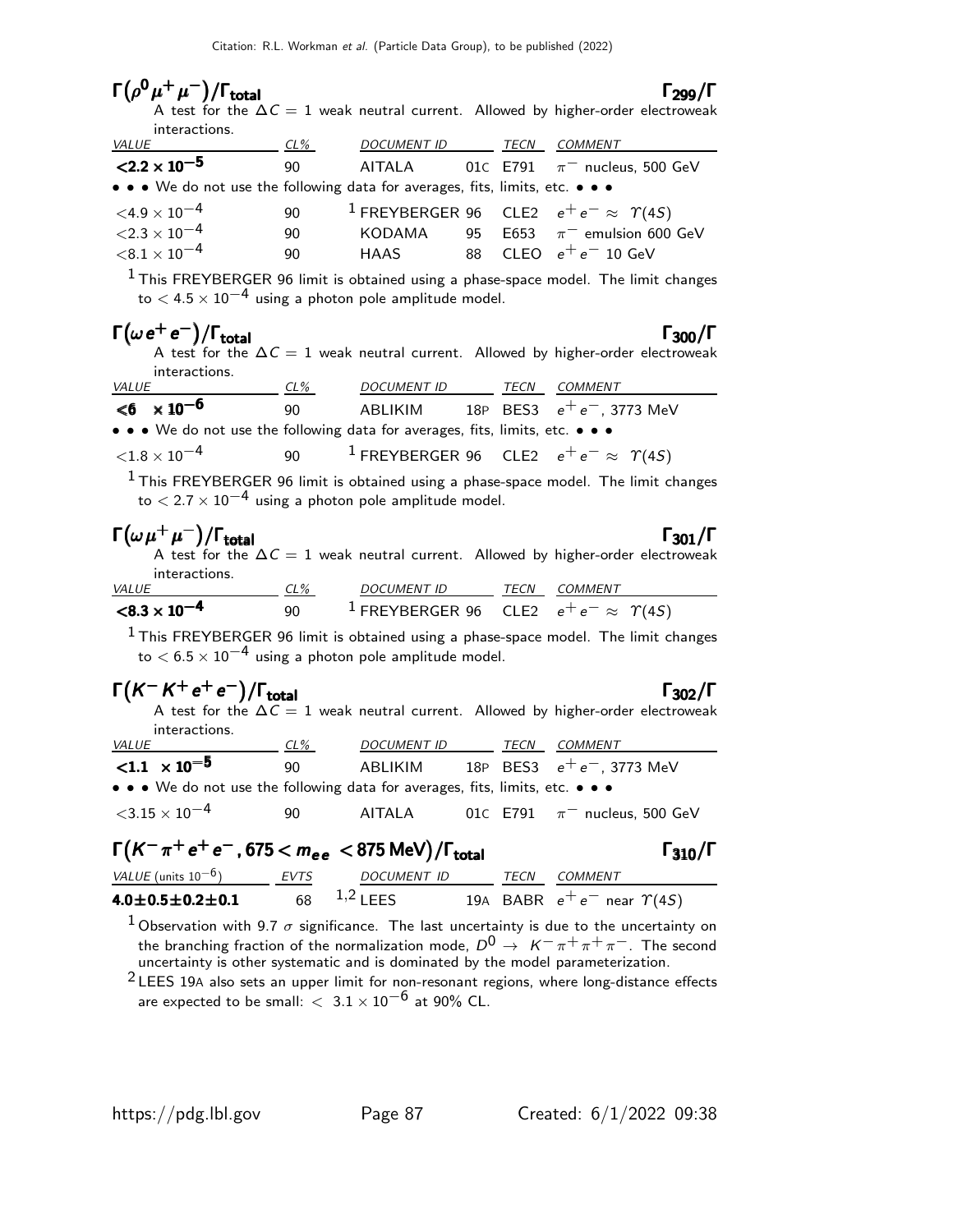### $\Gamma(\rho^0 \mu^+ \mu^-)/\Gamma_{total}$ — $\Gamma_{299}/\Gamma$

A test for the $\Delta C = 1$ weak neutral current. Allowed by higher-order electroweak interactions.

| VALUE | CL% | DOCUMENT ID | | TECN | COMMENT |
|---|---|---|---|---|---|
| **$<2.2 \times 10^{-5}$** | 90 | AITALA | 01C | E791 | $\pi^-$ nucleus, 500 GeV |
| • • • We do not use the following data for averages, fits, limits, etc. • • • | | | | | |
| $<4.9 \times 10^{-4}$ | 90 | [1] FREYBERGER | 96 | CLE2 | $e^+ e^- \approx \Upsilon(4S)$ |
| $<2.3 \times 10^{-4}$ | 90 | KODAMA | 95 | E653 | $\pi^-$ emulsion 600 GeV |
| $<8.1 \times 10^{-4}$ | 90 | HAAS | 88 | CLEO | $e^+ e^-$ 10 GeV |

[1] This FREYBERGER 96 limit is obtained using a phase-space model. The limit changes to $< 4.5 \times 10^{-4}$ using a photon pole amplitude model.

### $\Gamma(\omega e^+ e^-)/\Gamma_{total}$ — $\Gamma_{300}/\Gamma$

A test for the $\Delta C = 1$ weak neutral current. Allowed by higher-order electroweak interactions.

| VALUE | CL% | DOCUMENT ID | | TECN | COMMENT |
|---|---|---|---|---|---|
| **$<6 \times 10^{-6}$** | 90 | ABLIKIM | 18P | BES3 | $e^+ e^-$, 3773 MeV |
| • • • We do not use the following data for averages, fits, limits, etc. • • • | | | | | |
| $<1.8 \times 10^{-4}$ | 90 | [1] FREYBERGER | 96 | CLE2 | $e^+ e^- \approx \Upsilon(4S)$ |

[1] This FREYBERGER 96 limit is obtained using a phase-space model. The limit changes to $< 2.7 \times 10^{-4}$ using a photon pole amplitude model.

### $\Gamma(\omega \mu^+ \mu^-)/\Gamma_{total}$ — $\Gamma_{301}/\Gamma$

A test for the $\Delta C = 1$ weak neutral current. Allowed by higher-order electroweak interactions.

| VALUE | CL% | DOCUMENT ID | | TECN | COMMENT |
|---|---|---|---|---|---|
| **$<8.3 \times 10^{-4}$** | 90 | [1] FREYBERGER | 96 | CLE2 | $e^+ e^- \approx \Upsilon(4S)$ |

[1] This FREYBERGER 96 limit is obtained using a phase-space model. The limit changes to $< 6.5 \times 10^{-4}$ using a photon pole amplitude model.

### $\Gamma(K^- K^+ e^+ e^-)/\Gamma_{total}$ — $\Gamma_{302}/\Gamma$

A test for the $\Delta C = 1$ weak neutral current. Allowed by higher-order electroweak interactions.

| VALUE | CL% | DOCUMENT ID | | TECN | COMMENT |
|---|---|---|---|---|---|
| **$<1.1 \times 10^{-5}$** | 90 | ABLIKIM | 18P | BES3 | $e^+ e^-$, 3773 MeV |
| • • • We do not use the following data for averages, fits, limits, etc. • • • | | | | | |
| $<3.15 \times 10^{-4}$ | 90 | AITALA | 01C | E791 | $\pi^-$ nucleus, 500 GeV |

### $\Gamma(K^- \pi^+ e^+ e^-, 675 < m_{ee} < 875 \text{ MeV})/\Gamma_{total}$ — $\Gamma_{310}/\Gamma$

| VALUE (units $10^{-6}$) | EVTS | DOCUMENT ID | | TECN | COMMENT |
|---|---|---|---|---|---|
| **$4.0 \pm 0.5 \pm 0.2 \pm 0.1$** | 68 | [1,2] LEES | 19A | BABR | $e^+ e^-$ near $\Upsilon(4S)$ |

[1] Observation with 9.7 $\sigma$ significance. The last uncertainty is due to the uncertainty on the branching fraction of the normalization mode, $D^0 \to K^- \pi^+ \pi^+ \pi^-$. The second uncertainty is other systematic and is dominated by the model parameterization.

[2] LEES 19A also sets an upper limit for non-resonant regions, where long-distance effects are expected to be small: $< 3.1 \times 10^{-6}$ at 90% CL.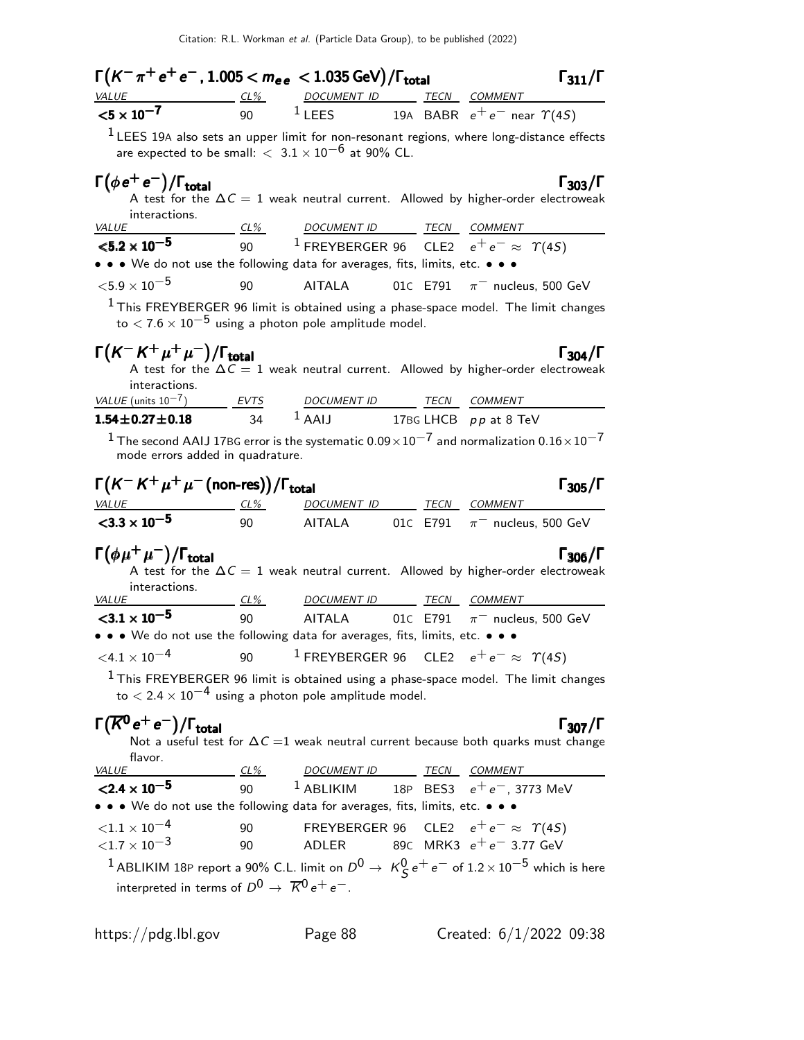### $\Gamma\left(K^- \pi^+ e^+ e^-, 1.005 < m_{ee} < 1.035\ \text{GeV}\right)/\Gamma_{\text{total}}$ — $\Gamma_{311}/\Gamma$

| VALUE | CL% | DOCUMENT ID | TECN | COMMENT |
|---|---|---|---|---|
| **$<5 \times 10^{-7}$** | 90 | [1] LEES 19A | BABR | $e^+ e^-$ near $\Upsilon(4S)$ |

[1] LEES 19A also sets an upper limit for non-resonant regions, where long-distance effects are expected to be small: $< 3.1 \times 10^{-6}$ at 90% CL.

### $\Gamma\left(\phi e^+ e^-\right)/\Gamma_{\text{total}}$ — $\Gamma_{303}/\Gamma$

A test for the $\Delta C = 1$ weak neutral current. Allowed by higher-order electroweak interactions.

| VALUE | CL% | DOCUMENT ID | TECN | COMMENT |
|---|---|---|---|---|
| **$<5.2 \times 10^{-5}$** | 90 | [1] FREYBERGER 96 | CLE2 | $e^+ e^- \approx \Upsilon(4S)$ |
| • • • We do not use the following data for averages, fits, limits, etc. • • • | | | | |
| $<5.9 \times 10^{-5}$ | 90 | AITALA 01C | E791 | $\pi^-$ nucleus, 500 GeV |

[1] This FREYBERGER 96 limit is obtained using a phase-space model. The limit changes to $< 7.6 \times 10^{-5}$ using a photon pole amplitude model.

### $\Gamma\left(K^- K^+ \mu^+ \mu^-\right)/\Gamma_{\text{total}}$ — $\Gamma_{304}/\Gamma$

A test for the $\Delta C = 1$ weak neutral current. Allowed by higher-order electroweak interactions.

| VALUE (units $10^{-7}$) | EVTS | DOCUMENT ID | TECN | COMMENT |
|---|---|---|---|---|
| **$1.54 \pm 0.27 \pm 0.18$** | 34 | [1] AAIJ 17BG | LHCB | $pp$ at 8 TeV |

[1] The second AAIJ 17BG error is the systematic $0.09 \times 10^{-7}$ and normalization $0.16 \times 10^{-7}$ mode errors added in quadrature.

### $\Gamma\left(K^- K^+ \mu^+ \mu^- \text{(non-res)}\right)/\Gamma_{\text{total}}$ — $\Gamma_{305}/\Gamma$

| VALUE | CL% | DOCUMENT ID | TECN | COMMENT |
|---|---|---|---|---|
| **$<3.3 \times 10^{-5}$** | 90 | AITALA 01C | E791 | $\pi^-$ nucleus, 500 GeV |

### $\Gamma\left(\phi \mu^+ \mu^-\right)/\Gamma_{\text{total}}$ — $\Gamma_{306}/\Gamma$

A test for the $\Delta C = 1$ weak neutral current. Allowed by higher-order electroweak interactions.

| VALUE | CL% | DOCUMENT ID | TECN | COMMENT |
|---|---|---|---|---|
| **$<3.1 \times 10^{-5}$** | 90 | AITALA 01C | E791 | $\pi^-$ nucleus, 500 GeV |
| • • • We do not use the following data for averages, fits, limits, etc. • • • | | | | |
| $<4.1 \times 10^{-4}$ | 90 | [1] FREYBERGER 96 | CLE2 | $e^+ e^- \approx \Upsilon(4S)$ |

[1] This FREYBERGER 96 limit is obtained using a phase-space model. The limit changes to $< 2.4 \times 10^{-4}$ using a photon pole amplitude model.

### $\Gamma\left(\overline{K}^0 e^+ e^-\right)/\Gamma_{\text{total}}$ — $\Gamma_{307}/\Gamma$

Not a useful test for $\Delta C = 1$ weak neutral current because both quarks must change flavor.

| VALUE | CL% | DOCUMENT ID | TECN | COMMENT |
|---|---|---|---|---|
| **$<2.4 \times 10^{-5}$** | 90 | [1] ABLIKIM 18P | BES3 | $e^+ e^-$, 3773 MeV |
| • • • We do not use the following data for averages, fits, limits, etc. • • • | | | | |
| $<1.1 \times 10^{-4}$ | 90 | FREYBERGER 96 | CLE2 | $e^+ e^- \approx \Upsilon(4S)$ |
| $<1.7 \times 10^{-3}$ | 90 | ADLER 89C | MRK3 | $e^+ e^-$ 3.77 GeV |

[1] ABLIKIM 18P report a 90% C.L. limit on $D^0 \to K^0_S e^+ e^-$ of $1.2 \times 10^{-5}$ which is here interpreted in terms of $D^0 \to \overline{K}^0 e^+ e^-$.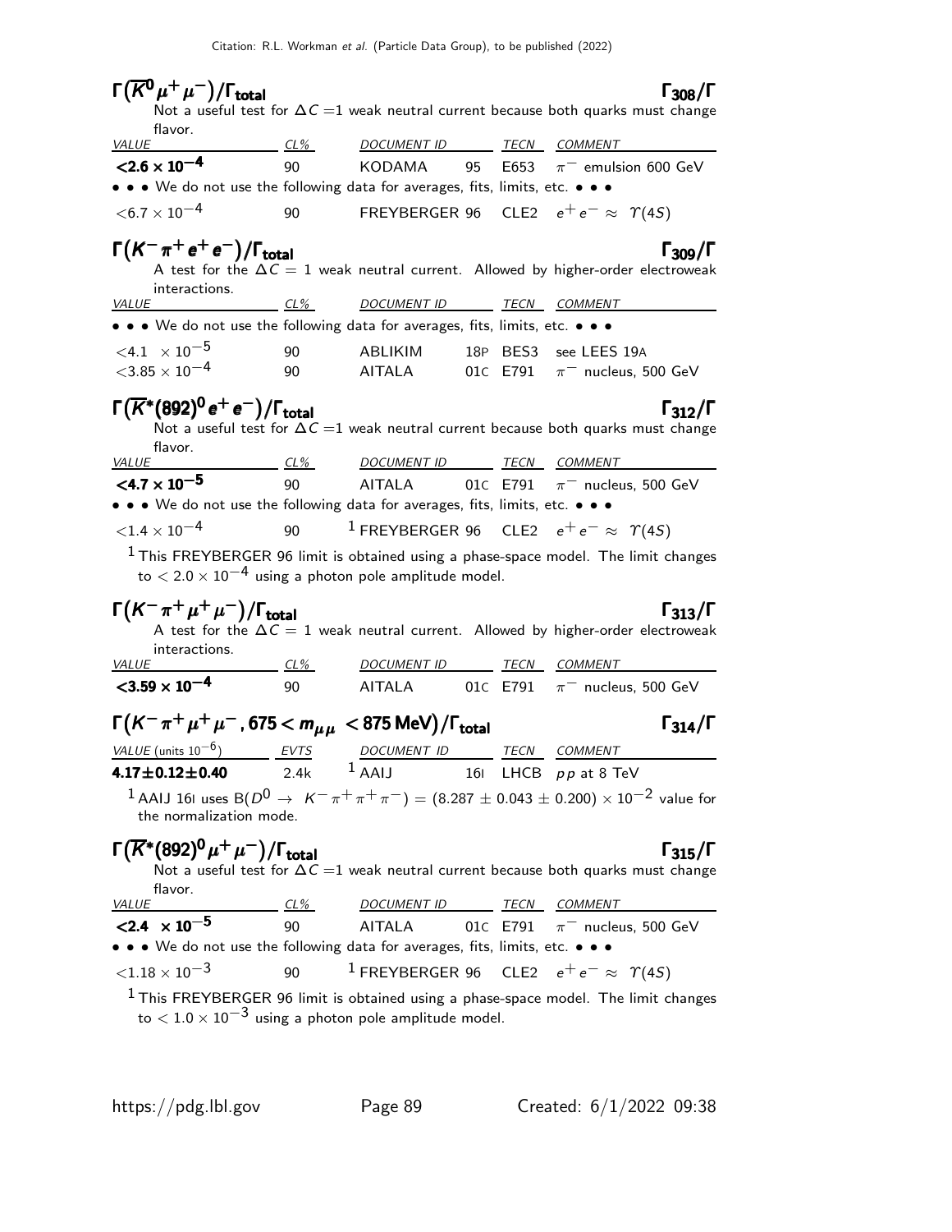### $\Gamma(\overline{K}^0 \mu^+ \mu^-)/\Gamma_{\text{total}}$ $\Gamma_{308}/\Gamma$

Not a useful test for $\Delta C = 1$ weak neutral current because both quarks must change flavor.

| VALUE | CL% | DOCUMENT ID | | TECN | COMMENT |
|---|---|---|---|---|---|
| **$<2.6 \times 10^{-4}$** | 90 | KODAMA | 95 | E653 | $\pi^-$ emulsion 600 GeV |
| • • • We do not use the following data for averages, fits, limits, etc. • • • | | | | | |
| $<6.7 \times 10^{-4}$ | 90 | FREYBERGER | 96 | CLE2 | $e^+ e^- \approx \Upsilon(4S)$ |

### $\Gamma(K^- \pi^+ e^+ e^-)/\Gamma_{\text{total}}$ $\Gamma_{309}/\Gamma$

A test for the $\Delta C = 1$ weak neutral current. Allowed by higher-order electroweak interactions.

| VALUE | CL% | DOCUMENT ID | | TECN | COMMENT |
|---|---|---|---|---|---|
| • • • We do not use the following data for averages, fits, limits, etc. • • • | | | | | |
| $<4.1 \times 10^{-5}$ | 90 | ABLIKIM | 18P | BES3 | see LEES 19A |
| $<3.85 \times 10^{-4}$ | 90 | AITALA | 01C | E791 | $\pi^-$ nucleus, 500 GeV |

### $\Gamma(\overline{K}^*(892)^0 e^+ e^-)/\Gamma_{\text{total}}$ $\Gamma_{312}/\Gamma$

Not a useful test for $\Delta C = 1$ weak neutral current because both quarks must change flavor.

| VALUE | CL% | DOCUMENT ID | | TECN | COMMENT |
|---|---|---|---|---|---|
| **$<4.7 \times 10^{-5}$** | 90 | AITALA | 01C | E791 | $\pi^-$ nucleus, 500 GeV |
| • • • We do not use the following data for averages, fits, limits, etc. • • • | | | | | |
| $<1.4 \times 10^{-4}$ | 90 | [1] FREYBERGER | 96 | CLE2 | $e^+ e^- \approx \Upsilon(4S)$ |

[1] This FREYBERGER 96 limit is obtained using a phase-space model. The limit changes to $< 2.0 \times 10^{-4}$ using a photon pole amplitude model.

### $\Gamma(K^- \pi^+ \mu^+ \mu^-)/\Gamma_{\text{total}}$ $\Gamma_{313}/\Gamma$

A test for the $\Delta C = 1$ weak neutral current. Allowed by higher-order electroweak interactions.

| VALUE | CL% | DOCUMENT ID | | TECN | COMMENT |
|---|---|---|---|---|---|
| **$<3.59 \times 10^{-4}$** | 90 | AITALA | 01C | E791 | $\pi^-$ nucleus, 500 GeV |

### $\Gamma(K^- \pi^+ \mu^+ \mu^-, 675 < m_{\mu\mu} < 875 \text{ MeV})/\Gamma_{\text{total}}$ $\Gamma_{314}/\Gamma$

| VALUE (units $10^{-6}$) | EVTS | DOCUMENT ID | | TECN | COMMENT |
|---|---|---|---|---|---|
| **$4.17 \pm 0.12 \pm 0.40$** | 2.4k | [1] AAIJ | 16I | LHCB | $pp$ at 8 TeV |

[1] AAIJ 16I uses $B(D^0 \to K^- \pi^+ \pi^+ \pi^-) = (8.287 \pm 0.043 \pm 0.200) \times 10^{-2}$ value for the normalization mode.

### $\Gamma(\overline{K}^*(892)^0 \mu^+ \mu^-)/\Gamma_{\text{total}}$ $\Gamma_{315}/\Gamma$

Not a useful test for $\Delta C = 1$ weak neutral current because both quarks must change flavor.

| VALUE | CL% | DOCUMENT ID | | TECN | COMMENT |
|---|---|---|---|---|---|
| **$<2.4 \times 10^{-5}$** | 90 | AITALA | 01C | E791 | $\pi^-$ nucleus, 500 GeV |
| • • • We do not use the following data for averages, fits, limits, etc. • • • | | | | | |
| $<1.18 \times 10^{-3}$ | 90 | [1] FREYBERGER | 96 | CLE2 | $e^+ e^- \approx \Upsilon(4S)$ |

[1] This FREYBERGER 96 limit is obtained using a phase-space model. The limit changes to $< 1.0 \times 10^{-3}$ using a photon pole amplitude model.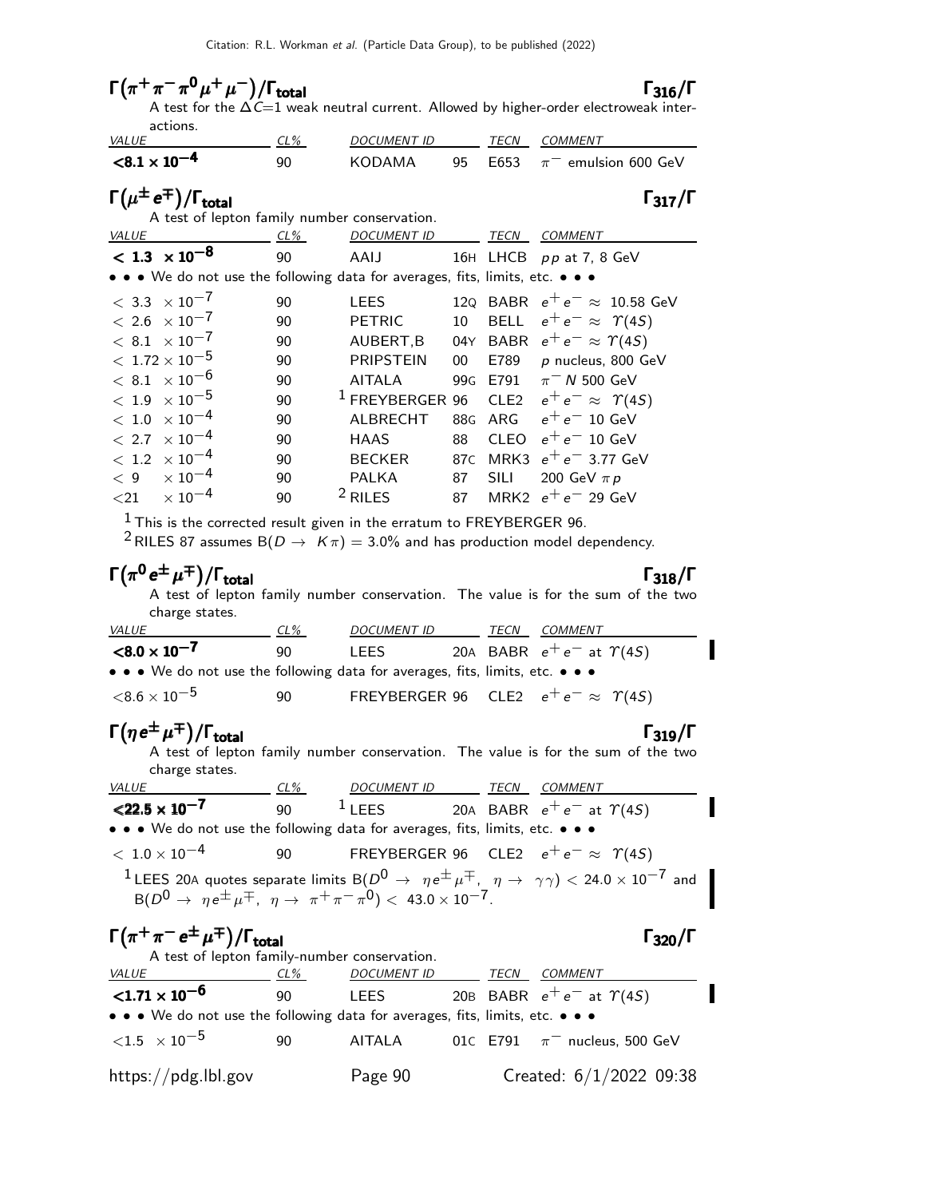### $\Gamma(\pi^+\pi^-\pi^0\mu^+\mu^-)/\Gamma_{total}$ — $\Gamma_{316}/\Gamma$

A test for the $\Delta C$=1 weak neutral current. Allowed by higher-order electroweak interactions.

| VALUE | CL% | DOCUMENT ID | | TECN | COMMENT |
|---|---|---|---|---|---|
| **<8.1 × 10$^{-4}$** | 90 | KODAMA | 95 | E653 | $\pi^-$ emulsion 600 GeV |

### $\Gamma(\mu^\pm e^\mp)/\Gamma_{total}$ — $\Gamma_{317}/\Gamma$

A test of lepton family number conservation.

| VALUE | CL% | DOCUMENT ID | | TECN | COMMENT |
|---|---|---|---|---|---|
| **< 1.3 × 10$^{-8}$** | 90 | AAIJ | 16H | LHCB | $pp$ at 7, 8 GeV |
| • • • We do not use the following data for averages, fits, limits, etc. • • • | | | | | |
| < 3.3 × 10$^{-7}$ | 90 | LEES | 12Q | BABR | $e^+e^- \approx$ 10.58 GeV |
| < 2.6 × 10$^{-7}$ | 90 | PETRIC | 10 | BELL | $e^+e^- \approx \Upsilon(4S)$ |
| < 8.1 × 10$^{-7}$ | 90 | AUBERT,B | 04Y | BABR | $e^+e^- \approx \Upsilon(4S)$ |
| < 1.72 × 10$^{-5}$ | 90 | PRIPSTEIN | 00 | E789 | $p$ nucleus, 800 GeV |
| < 8.1 × 10$^{-6}$ | 90 | AITALA | 99G | E791 | $\pi^- N$ 500 GeV |
| < 1.9 × 10$^{-5}$ | 90 | [1] FREYBERGER | 96 | CLE2 | $e^+e^- \approx \Upsilon(4S)$ |
| < 1.0 × 10$^{-4}$ | 90 | ALBRECHT | 88G | ARG | $e^+e^-$ 10 GeV |
| < 2.7 × 10$^{-4}$ | 90 | HAAS | 88 | CLEO | $e^+e^-$ 10 GeV |
| < 1.2 × 10$^{-4}$ | 90 | BECKER | 87C | MRK3 | $e^+e^-$ 3.77 GeV |
| < 9 × 10$^{-4}$ | 90 | PALKA | 87 | SILI | 200 GeV $\pi p$ |
| <21 × 10$^{-4}$ | 90 | [2] RILES | 87 | MRK2 | $e^+e^-$ 29 GeV |

[1] This is the corrected result given in the erratum to FREYBERGER 96.

[2] RILES 87 assumes B($D \to K\pi$) = 3.0% and has production model dependency.

### $\Gamma(\pi^0 e^\pm \mu^\mp)/\Gamma_{total}$ — $\Gamma_{318}/\Gamma$

A test of lepton family number conservation. The value is for the sum of the two charge states.

| VALUE | CL% | DOCUMENT ID | | TECN | COMMENT |
|---|---|---|---|---|---|
| **<8.0 × 10$^{-7}$** | 90 | LEES | 20A | BABR | $e^+e^-$ at $\Upsilon(4S)$ |
| • • • We do not use the following data for averages, fits, limits, etc. • • • | | | | | |
| <8.6 × 10$^{-5}$ | 90 | FREYBERGER | 96 | CLE2 | $e^+e^- \approx \Upsilon(4S)$ |

### $\Gamma(\eta e^\pm \mu^\mp)/\Gamma_{total}$ — $\Gamma_{319}/\Gamma$

A test of lepton family number conservation. The value is for the sum of the two charge states.

| VALUE | CL% | DOCUMENT ID | | TECN | COMMENT |
|---|---|---|---|---|---|
| **<22.5 × 10$^{-7}$** | 90 | [1] LEES | 20A | BABR | $e^+e^-$ at $\Upsilon(4S)$ |
| • • • We do not use the following data for averages, fits, limits, etc. • • • | | | | | |
| < 1.0 × 10$^{-4}$ | 90 | FREYBERGER | 96 | CLE2 | $e^+e^- \approx \Upsilon(4S)$ |

[1] LEES 20A quotes separate limits B($D^0 \to \eta e^\pm \mu^\mp$, $\eta \to \gamma\gamma$) < 24.0 × 10$^{-7}$ and B($D^0 \to \eta e^\pm \mu^\mp$, $\eta \to \pi^+\pi^-\pi^0$) < 43.0 × 10$^{-7}$.

### $\Gamma(\pi^+\pi^- e^\pm \mu^\mp)/\Gamma_{total}$ — $\Gamma_{320}/\Gamma$

A test of lepton family-number conservation.

| VALUE | CL% | DOCUMENT ID | | TECN | COMMENT |
|---|---|---|---|---|---|
| **<1.71 × 10$^{-6}$** | 90 | LEES | 20B | BABR | $e^+e^-$ at $\Upsilon(4S)$ |
| • • • We do not use the following data for averages, fits, limits, etc. • • • | | | | | |
| <1.5 × 10$^{-5}$ | 90 | AITALA | 01C | E791 | $\pi^-$ nucleus, 500 GeV |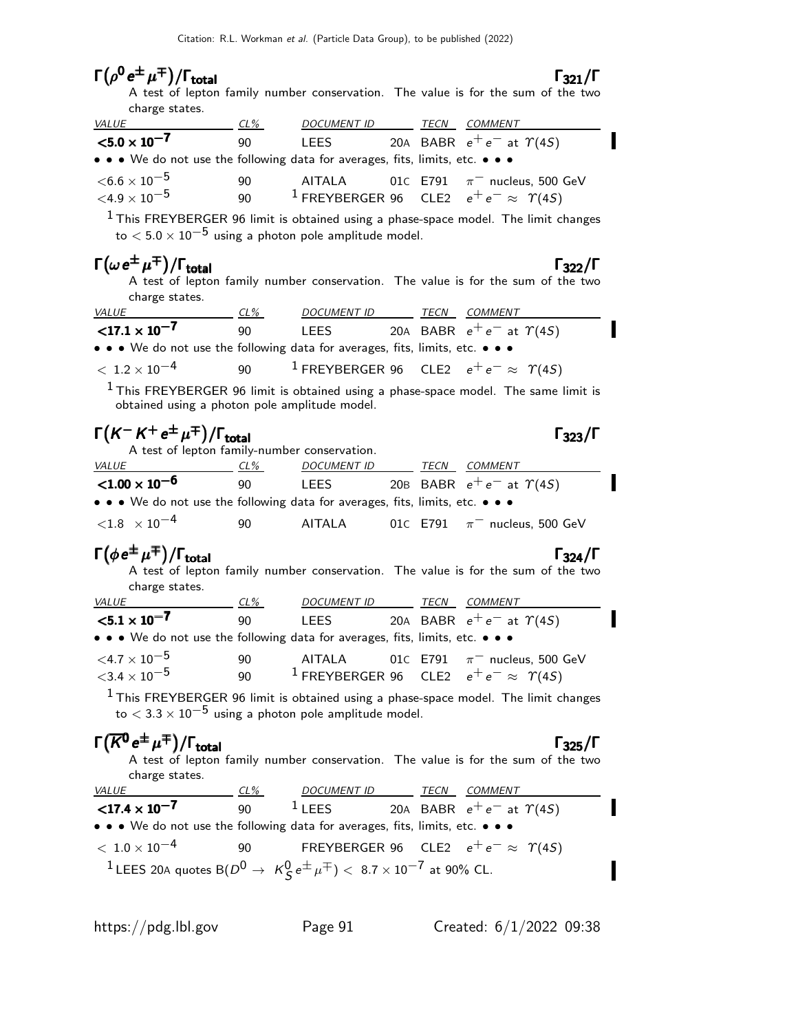## $\Gamma(\rho^0 e^\pm \mu^\mp)/\Gamma_{\text{total}}$ — $\Gamma_{321}/\Gamma$

A test of lepton family number conservation. The value is for the sum of the two charge states.

| VALUE | CL% | DOCUMENT ID | | TECN | COMMENT |
|---|---|---|---|---|---|
| $<5.0 \times 10^{-7}$ | 90 | LEES | 20A | BABR | $e^+e^-$ at $\Upsilon(4S)$ |
| • • • We do not use the following data for averages, fits, limits, etc. • • • | | | | | |
| $<6.6 \times 10^{-5}$ | 90 | AITALA | 01C | E791 | $\pi^-$ nucleus, 500 GeV |
| $<4.9 \times 10^{-5}$ | 90 | [1] FREYBERGER | 96 | CLE2 | $e^+e^- \approx \Upsilon(4S)$ |

[1] This FREYBERGER 96 limit is obtained using a phase-space model. The limit changes to $< 5.0 \times 10^{-5}$ using a photon pole amplitude model.

## $\Gamma(\omega e^\pm \mu^\mp)/\Gamma_{\text{total}}$ — $\Gamma_{322}/\Gamma$

A test of lepton family number conservation. The value is for the sum of the two charge states.

| VALUE | CL% | DOCUMENT ID | | TECN | COMMENT |
|---|---|---|---|---|---|
| $<17.1 \times 10^{-7}$ | 90 | LEES | 20A | BABR | $e^+e^-$ at $\Upsilon(4S)$ |
| • • • We do not use the following data for averages, fits, limits, etc. • • • | | | | | |
| $< 1.2 \times 10^{-4}$ | 90 | [1] FREYBERGER | 96 | CLE2 | $e^+e^- \approx \Upsilon(4S)$ |

[1] This FREYBERGER 96 limit is obtained using a phase-space model. The same limit is obtained using a photon pole amplitude model.

## $\Gamma(K^- K^+ e^\pm \mu^\mp)/\Gamma_{\text{total}}$ — $\Gamma_{323}/\Gamma$

A test of lepton family-number conservation.

| VALUE | CL% | DOCUMENT ID | | TECN | COMMENT |
|---|---|---|---|---|---|
| $<1.00 \times 10^{-6}$ | 90 | LEES | 20B | BABR | $e^+e^-$ at $\Upsilon(4S)$ |
| • • • We do not use the following data for averages, fits, limits, etc. • • • | | | | | |
| $<1.8 \times 10^{-4}$ | 90 | AITALA | 01C | E791 | $\pi^-$ nucleus, 500 GeV |

## $\Gamma(\phi e^\pm \mu^\mp)/\Gamma_{\text{total}}$ — $\Gamma_{324}/\Gamma$

A test of lepton family number conservation. The value is for the sum of the two charge states.

| VALUE | CL% | DOCUMENT ID | | TECN | COMMENT |
|---|---|---|---|---|---|
| $<5.1 \times 10^{-7}$ | 90 | LEES | 20A | BABR | $e^+e^-$ at $\Upsilon(4S)$ |
| • • • We do not use the following data for averages, fits, limits, etc. • • • | | | | | |
| $<4.7 \times 10^{-5}$ | 90 | AITALA | 01C | E791 | $\pi^-$ nucleus, 500 GeV |
| $<3.4 \times 10^{-5}$ | 90 | [1] FREYBERGER | 96 | CLE2 | $e^+e^- \approx \Upsilon(4S)$ |

[1] This FREYBERGER 96 limit is obtained using a phase-space model. The limit changes to $< 3.3 \times 10^{-5}$ using a photon pole amplitude model.

## $\Gamma(\overline{K}^0 e^\pm \mu^\mp)/\Gamma_{\text{total}}$ — $\Gamma_{325}/\Gamma$

A test of lepton family number conservation. The value is for the sum of the two charge states.

| VALUE | CL% | DOCUMENT ID | | TECN | COMMENT |
|---|---|---|---|---|---|
| $<17.4 \times 10^{-7}$ | 90 | [1] LEES | 20A | BABR | $e^+e^-$ at $\Upsilon(4S)$ |
| • • • We do not use the following data for averages, fits, limits, etc. • • • | | | | | |
| $< 1.0 \times 10^{-4}$ | 90 | FREYBERGER | 96 | CLE2 | $e^+e^- \approx \Upsilon(4S)$ |

[1] LEES 20A quotes $B(D^0 \to K^0_S e^\pm \mu^\mp) < 8.7 \times 10^{-7}$ at 90% CL.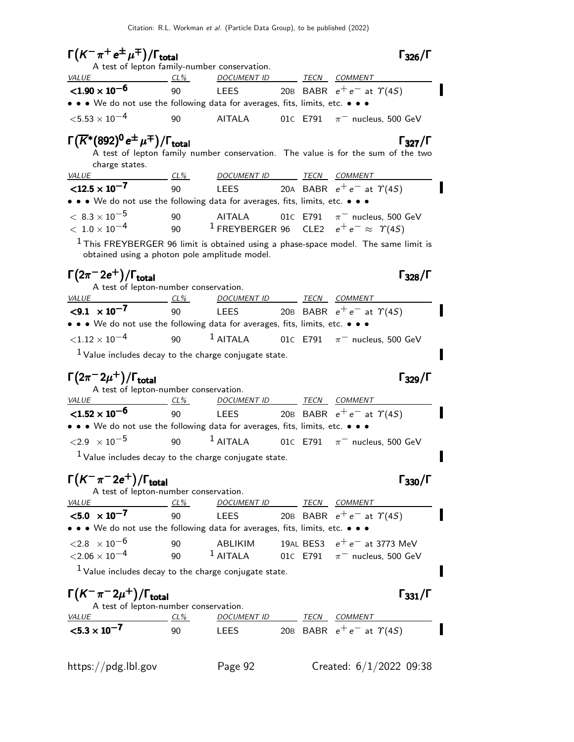### $\Gamma(K^- \pi^+ e^\pm \mu^\mp)/\Gamma_{\text{total}}$ — $\Gamma_{326}/\Gamma$

A test of lepton family-number conservation.

| VALUE | CL% | DOCUMENT ID | | TECN | COMMENT |
|---|---|---|---|---|---|
| **<1.90 × 10$^{-6}$** | 90 | LEES | 20B | BABR | $e^+e^-$ at $\Upsilon(4S)$ |
| • • • We do not use the following data for averages, fits, limits, etc. • • • | | | | | |
| $<5.53 \times 10^{-4}$ | 90 | AITALA | 01C | E791 | $\pi^-$ nucleus, 500 GeV |

### $\Gamma(\overline{K}^*(892)^0 e^\pm \mu^\mp)/\Gamma_{\text{total}}$ — $\Gamma_{327}/\Gamma$

A test of lepton family number conservation. The value is for the sum of the two charge states.

| VALUE | CL% | DOCUMENT ID | | TECN | COMMENT |
|---|---|---|---|---|---|
| **<12.5 × 10$^{-7}$** | 90 | LEES | 20A | BABR | $e^+e^-$ at $\Upsilon(4S)$ |
| • • • We do not use the following data for averages, fits, limits, etc. • • • | | | | | |
| $< 8.3 \times 10^{-5}$ | 90 | AITALA | 01C | E791 | $\pi^-$ nucleus, 500 GeV |
| $< 1.0 \times 10^{-4}$ | 90 | [1] FREYBERGER | 96 | CLE2 | $e^+e^- \approx \Upsilon(4S)$ |

[1] This FREYBERGER 96 limit is obtained using a phase-space model. The same limit is obtained using a photon pole amplitude model.

### $\Gamma(2\pi^- 2e^+)/\Gamma_{\text{total}}$ — $\Gamma_{328}/\Gamma$

A test of lepton-number conservation.

| VALUE | CL% | DOCUMENT ID | | TECN | COMMENT |
|---|---|---|---|---|---|
| **<9.1 × 10$^{-7}$** | 90 | LEES | 20B | BABR | $e^+e^-$ at $\Upsilon(4S)$ |
| • • • We do not use the following data for averages, fits, limits, etc. • • • | | | | | |
| $<1.12 \times 10^{-4}$ | 90 | [1] AITALA | 01C | E791 | $\pi^-$ nucleus, 500 GeV |

[1] Value includes decay to the charge conjugate state.

### $\Gamma(2\pi^- 2\mu^+)/\Gamma_{\text{total}}$ — $\Gamma_{329}/\Gamma$

A test of lepton-number conservation.

| VALUE | CL% | DOCUMENT ID | | TECN | COMMENT |
|---|---|---|---|---|---|
| **<1.52 × 10$^{-6}$** | 90 | LEES | 20B | BABR | $e^+e^-$ at $\Upsilon(4S)$ |
| • • • We do not use the following data for averages, fits, limits, etc. • • • | | | | | |
| $<2.9 \times 10^{-5}$ | 90 | [1] AITALA | 01C | E791 | $\pi^-$ nucleus, 500 GeV |

[1] Value includes decay to the charge conjugate state.

### $\Gamma(K^- \pi^- 2e^+)/\Gamma_{\text{total}}$ — $\Gamma_{330}/\Gamma$

A test of lepton-number conservation.

| VALUE | CL% | DOCUMENT ID | | TECN | COMMENT |
|---|---|---|---|---|---|
| **<5.0 × 10$^{-7}$** | 90 | LEES | 20B | BABR | $e^+e^-$ at $\Upsilon(4S)$ |
| • • • We do not use the following data for averages, fits, limits, etc. • • • | | | | | |
| $<2.8 \times 10^{-6}$ | 90 | ABLIKIM | 19AL | BES3 | $e^+e^-$ at 3773 MeV |
| $<2.06 \times 10^{-4}$ | 90 | [1] AITALA | 01C | E791 | $\pi^-$ nucleus, 500 GeV |

[1] Value includes decay to the charge conjugate state.

### $\Gamma(K^- \pi^- 2\mu^+)/\Gamma_{\text{total}}$ — $\Gamma_{331}/\Gamma$

A test of lepton-number conservation.

| VALUE | CL% | DOCUMENT ID | | TECN | COMMENT |
|---|---|---|---|---|---|
| **<5.3 × 10$^{-7}$** | 90 | LEES | 20B | BABR | $e^+e^-$ at $\Upsilon(4S)$ |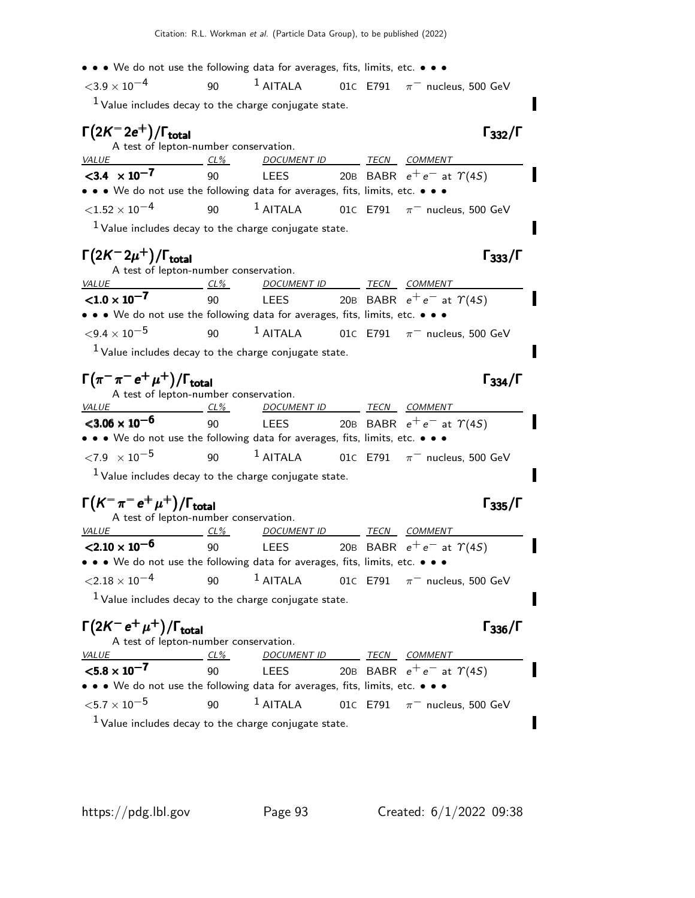• • • We do not use the following data for averages, fits, limits, etc. • • •

| | | | | | |
|---|---|---|---|---|---|
| $<3.9 \times 10^{-4}$ | 90 | [1] AITALA | 01C | E791 | $\pi^-$ nucleus, 500 GeV |

[1] Value includes decay to the charge conjugate state.

### $\Gamma(2K^- 2e^+)/\Gamma_{\text{total}}$ — $\Gamma_{332}/\Gamma$

A test of lepton-number conservation.

| VALUE | CL% | DOCUMENT ID | | TECN | COMMENT |
|---|---|---|---|---|---|
| **$<3.4 \times 10^{-7}$** | 90 | LEES | 20B | BABR | $e^+ e^-$ at $\Upsilon(4S)$ |
| • • • We do not use the following data for averages, fits, limits, etc. • • • | | | | | |
| $<1.52 \times 10^{-4}$ | 90 | [1] AITALA | 01C | E791 | $\pi^-$ nucleus, 500 GeV |

[1] Value includes decay to the charge conjugate state.

### $\Gamma(2K^- 2\mu^+)/\Gamma_{\text{total}}$ — $\Gamma_{333}/\Gamma$

A test of lepton-number conservation.

| VALUE | CL% | DOCUMENT ID | | TECN | COMMENT |
|---|---|---|---|---|---|
| **$<1.0 \times 10^{-7}$** | 90 | LEES | 20B | BABR | $e^+ e^-$ at $\Upsilon(4S)$ |
| • • • We do not use the following data for averages, fits, limits, etc. • • • | | | | | |
| $<9.4 \times 10^{-5}$ | 90 | [1] AITALA | 01C | E791 | $\pi^-$ nucleus, 500 GeV |

[1] Value includes decay to the charge conjugate state.

### $\Gamma(\pi^- \pi^- e^+ \mu^+)/\Gamma_{\text{total}}$ — $\Gamma_{334}/\Gamma$

A test of lepton-number conservation.

| VALUE | CL% | DOCUMENT ID | | TECN | COMMENT |
|---|---|---|---|---|---|
| **$<3.06 \times 10^{-6}$** | 90 | LEES | 20B | BABR | $e^+ e^-$ at $\Upsilon(4S)$ |
| • • • We do not use the following data for averages, fits, limits, etc. • • • | | | | | |
| $<7.9 \times 10^{-5}$ | 90 | [1] AITALA | 01C | E791 | $\pi^-$ nucleus, 500 GeV |

[1] Value includes decay to the charge conjugate state.

### $\Gamma(K^- \pi^- e^+ \mu^+)/\Gamma_{\text{total}}$ — $\Gamma_{335}/\Gamma$

A test of lepton-number conservation.

| VALUE | CL% | DOCUMENT ID | | TECN | COMMENT |
|---|---|---|---|---|---|
| **$<2.10 \times 10^{-6}$** | 90 | LEES | 20B | BABR | $e^+ e^-$ at $\Upsilon(4S)$ |
| • • • We do not use the following data for averages, fits, limits, etc. • • • | | | | | |
| $<2.18 \times 10^{-4}$ | 90 | [1] AITALA | 01C | E791 | $\pi^-$ nucleus, 500 GeV |

[1] Value includes decay to the charge conjugate state.

### $\Gamma(2K^- e^+ \mu^+)/\Gamma_{\text{total}}$ — $\Gamma_{336}/\Gamma$

A test of lepton-number conservation.

| VALUE | CL% | DOCUMENT ID | | TECN | COMMENT |
|---|---|---|---|---|---|
| **$<5.8 \times 10^{-7}$** | 90 | LEES | 20B | BABR | $e^+ e^-$ at $\Upsilon(4S)$ |
| • • • We do not use the following data for averages, fits, limits, etc. • • • | | | | | |
| $<5.7 \times 10^{-5}$ | 90 | [1] AITALA | 01C | E791 | $\pi^-$ nucleus, 500 GeV |

[1] Value includes decay to the charge conjugate state.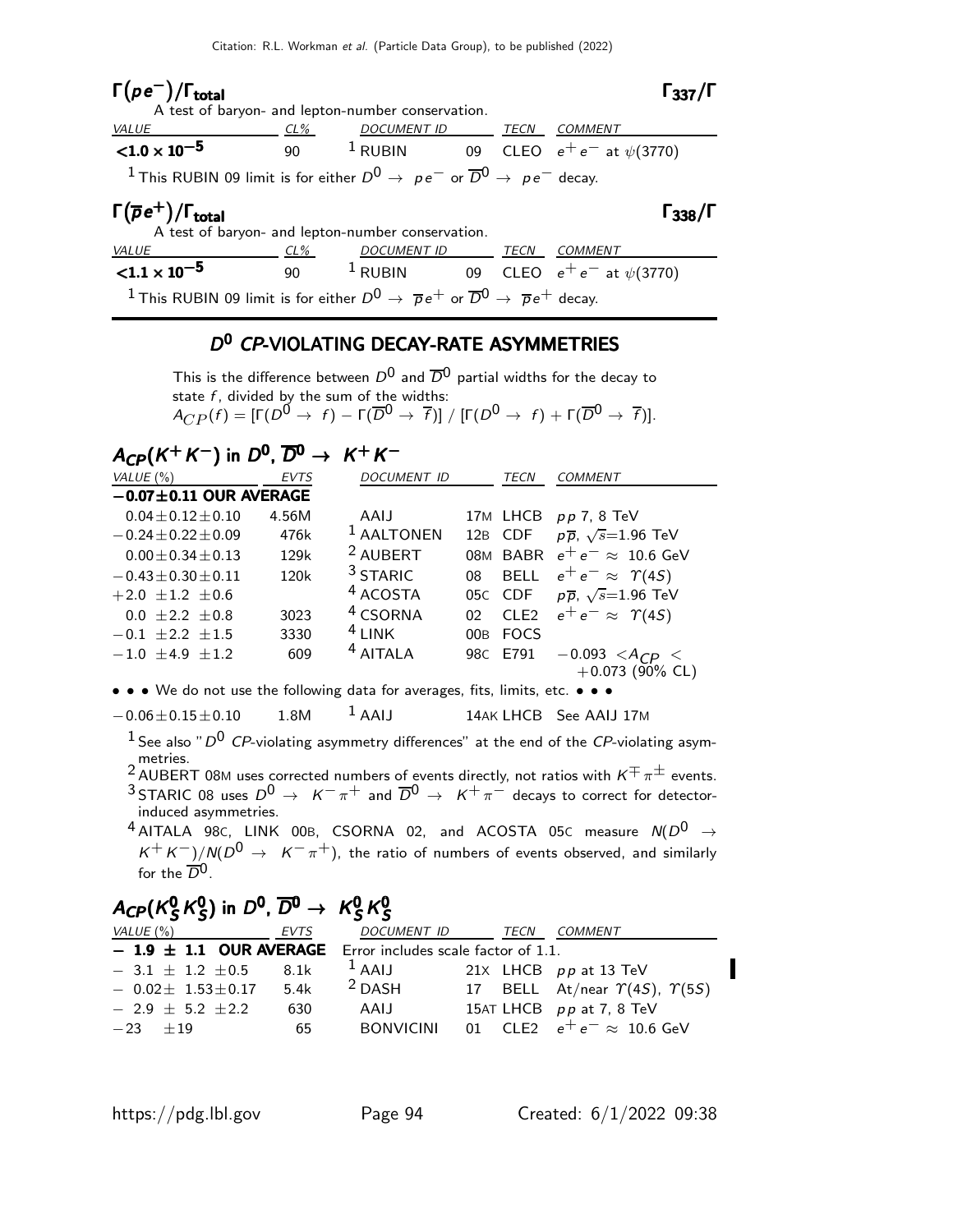## $\Gamma(pe^-)/\Gamma_{\rm total}$ $\Gamma_{337}/\Gamma$

A test of baryon- and lepton-number conservation.

| VALUE | CL% | DOCUMENT ID | | TECN | COMMENT |
|---|---|---|---|---|---|
| **$<1.0 \times 10^{-5}$** | 90 | [1] RUBIN | 09 | CLEO | $e^+e^-$ at $\psi(3770)$ |

[1] This RUBIN 09 limit is for either $D^0 \to pe^-$ or $\overline{D}^0 \to pe^-$ decay.

## $\Gamma(\overline{p}e^+)/\Gamma_{\rm total}$ $\Gamma_{338}/\Gamma$

A test of baryon- and lepton-number conservation.

| VALUE | CL% | DOCUMENT ID | | TECN | COMMENT |
|---|---|---|---|---|---|
| **$<1.1 \times 10^{-5}$** | 90 | [1] RUBIN | 09 | CLEO | $e^+e^-$ at $\psi(3770)$ |

[1] This RUBIN 09 limit is for either $D^0 \to \overline{p}e^+$ or $\overline{D}^0 \to \overline{p}e^+$ decay.

# $D^0$ *CP*-VIOLATING DECAY-RATE ASYMMETRIES

This is the difference between $D^0$ and $\overline{D}^0$ partial widths for the decay to state $f$, divided by the sum of the widths:
$A_{CP}(f) = [\Gamma(D^0 \to f) - \Gamma(\overline{D}^0 \to \overline{f})] \,/\, [\Gamma(D^0 \to f) + \Gamma(\overline{D}^0 \to \overline{f})]$.

## $A_{CP}(K^+K^-)$ in $D^0, \overline{D}^0 \to K^+K^-$

| VALUE (%) | EVTS | DOCUMENT ID | | TECN | COMMENT |
|---|---|---|---|---|---|
| **$-0.07\pm0.11$ OUR AVERAGE** | | | | | |
| $0.04\pm0.12\pm0.10$ | 4.56M | AAIJ | 17M | LHCB | $pp$ 7, 8 TeV |
| $-0.24\pm0.22\pm0.09$ | 476k | [1] AALTONEN | 12B | CDF | $p\overline{p}$, $\sqrt{s}$=1.96 TeV |
| $0.00\pm0.34\pm0.13$ | 129k | [2] AUBERT | 08M | BABR | $e^+e^- \approx$ 10.6 GeV |
| $-0.43\pm0.30\pm0.11$ | 120k | [3] STARIC | 08 | BELL | $e^+e^- \approx \Upsilon(4S)$ |
| $+2.0\ \pm1.2\ \pm0.6$ | | [4] ACOSTA | 05C | CDF | $p\overline{p}$, $\sqrt{s}$=1.96 TeV |
| $0.0\ \pm2.2\ \pm0.8$ | 3023 | [4] CSORNA | 02 | CLE2 | $e^+e^- \approx \Upsilon(4S)$ |
| $-0.1\ \pm2.2\ \pm1.5$ | 3330 | [4] LINK | 00B | FOCS | |
| $-1.0\ \pm4.9\ \pm1.2$ | 609 | [4] AITALA | 98C | E791 | $-0.093 < A_{CP} < +0.073$ (90% CL) |

• • • We do not use the following data for averages, fits, limits, etc. • • •

| | | | | | |
|---|---|---|---|---|---|
| $-0.06\pm0.15\pm0.10$ | 1.8M | [1] AAIJ | 14AK | LHCB | See AAIJ 17M |

[1] See also "$D^0$ *CP*-violating asymmetry differences" at the end of the *CP*-violating asymmetries.

[2] AUBERT 08M uses corrected numbers of events directly, not ratios with $K^{\mp}\pi^{\pm}$ events.

[3] STARIC 08 uses $D^0 \to K^-\pi^+$ and $\overline{D}^0 \to K^+\pi^-$ decays to correct for detector-induced asymmetries.

[4] AITALA 98C, LINK 00B, CSORNA 02, and ACOSTA 05C measure $N(D^0 \to K^+K^-)/N(D^0 \to K^-\pi^+)$, the ratio of numbers of events observed, and similarly for the $\overline{D}^0$.

## $A_{CP}(K^0_SK^0_S)$ in $D^0, \overline{D}^0 \to K^0_SK^0_S$

| VALUE (%) | EVTS | DOCUMENT ID | | TECN | COMMENT |
|---|---|---|---|---|---|
| **$-1.9\pm1.1$ OUR AVERAGE** | | Error includes scale factor of 1.1. | | | |
| $-3.1\ \pm1.2\ \pm0.5$ | 8.1k | [1] AAIJ | 21X | LHCB | $pp$ at 13 TeV |
| $-0.02\pm1.53\pm0.17$ | 5.4k | [2] DASH | 17 | BELL | At/near $\Upsilon(4S)$, $\Upsilon(5S)$ |
| $-2.9\ \pm5.2\ \pm2.2$ | 630 | AAIJ | 15AT | LHCB | $pp$ at 7, 8 TeV |
| $-23\ \pm19$ | 65 | BONVICINI | 01 | CLE2 | $e^+e^- \approx$ 10.6 GeV |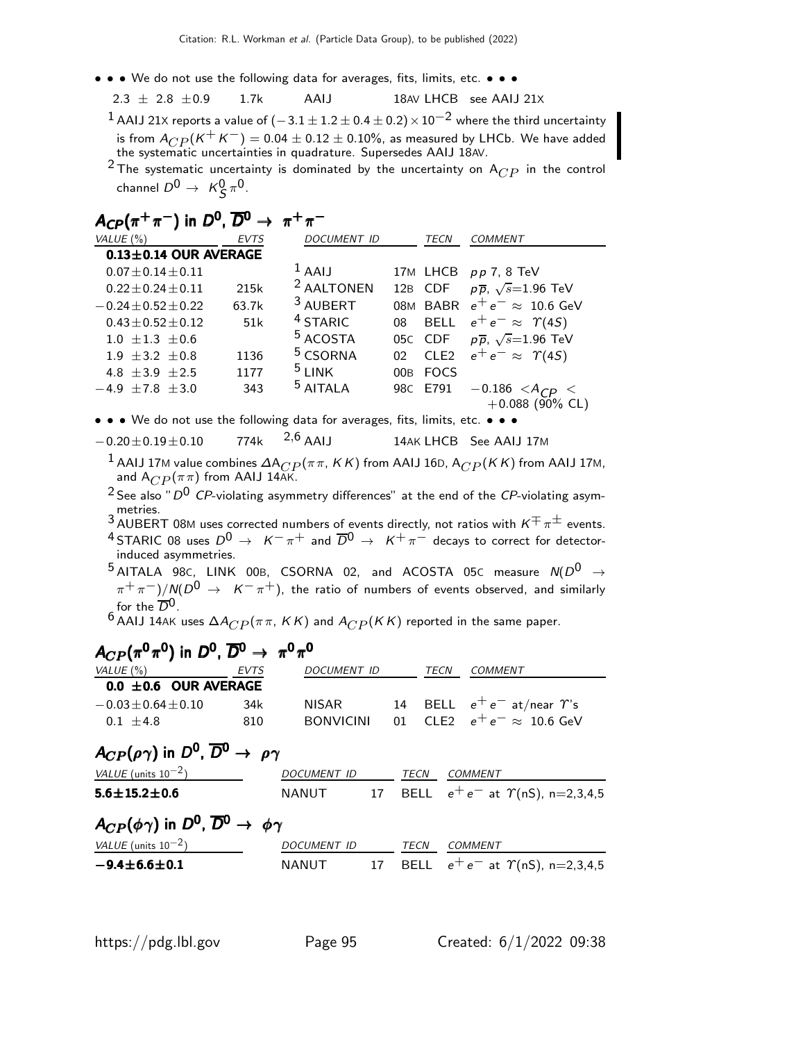• • • We do not use the following data for averages, fits, limits, etc. • • •

| | | | | |
|---|---|---|---|---|
| $2.3 \pm 2.8 \pm 0.9$ | 1.7k | AAIJ | 18AV LHCB | see AAIJ 21X |

[1] AAIJ 21X reports a value of $(-3.1 \pm 1.2 \pm 0.4 \pm 0.2) \times 10^{-2}$ where the third uncertainty is from $A_{CP}(K^+ K^-) = 0.04 \pm 0.12 \pm 0.10\%$, as measured by LHCb. We have added the systematic uncertainties in quadrature. Supersedes AAIJ 18AV.

[2] The systematic uncertainty is dominated by the uncertainty on $A_{CP}$ in the control channel $D^0 \rightarrow K^0_S \pi^0$.

## $A_{CP}(\pi^+\pi^-)$ in $D^0$, $\overline{D}^0 \rightarrow \pi^+\pi^-$

| VALUE (%) | EVTS | DOCUMENT ID | | TECN | COMMENT |
|---|---|---|---|---|---|
| **0.13±0.14 OUR AVERAGE** | | | | | |
| $0.07 \pm 0.14 \pm 0.11$ | | [1] AAIJ | 17M | LHCB | $pp$ 7, 8 TeV |
| $0.22 \pm 0.24 \pm 0.11$ | 215k | [2] AALTONEN | 12B | CDF | $p\overline{p}$, $\sqrt{s}$=1.96 TeV |
| $-0.24 \pm 0.52 \pm 0.22$ | 63.7k | [3] AUBERT | 08M | BABR | $e^+e^- \approx$ 10.6 GeV |
| $0.43 \pm 0.52 \pm 0.12$ | 51k | [4] STARIC | 08 | BELL | $e^+e^- \approx \Upsilon(4S)$ |
| $1.0 \pm 1.3 \pm 0.6$ | | [5] ACOSTA | 05C | CDF | $p\overline{p}$, $\sqrt{s}$=1.96 TeV |
| $1.9 \pm 3.2 \pm 0.8$ | 1136 | [5] CSORNA | 02 | CLE2 | $e^+e^- \approx \Upsilon(4S)$ |
| $4.8 \pm 3.9 \pm 2.5$ | 1177 | [5] LINK | 00B | FOCS | |
| $-4.9 \pm 7.8 \pm 3.0$ | 343 | [5] AITALA | 98C | E791 | $-0.186 < A_{CP} < +0.088$ (90% CL) |

• • • We do not use the following data for averages, fits, limits, etc. • • •

| | | | | | |
|---|---|---|---|---|---|
| $-0.20 \pm 0.19 \pm 0.10$ | 774k | [2,6] AAIJ | 14AK | LHCB | See AAIJ 17M |

[1] AAIJ 17M value combines $\Delta A_{CP}(\pi\pi, KK)$ from AAIJ 16D, $A_{CP}(KK)$ from AAIJ 17M, and $A_{CP}(\pi\pi)$ from AAIJ 14AK.

[2] See also "$D^0$ $CP$-violating asymmetry differences" at the end of the $CP$-violating asymmetries.

[3] AUBERT 08M uses corrected numbers of events directly, not ratios with $K^\mp\pi^\pm$ events.

[4] STARIC 08 uses $D^0 \rightarrow K^-\pi^+$ and $\overline{D}^0 \rightarrow K^+\pi^-$ decays to correct for detector-induced asymmetries.

[5] AITALA 98C, LINK 00B, CSORNA 02, and ACOSTA 05C measure $N(D^0 \rightarrow \pi^+\pi^-)/N(D^0 \rightarrow K^-\pi^+)$, the ratio of numbers of events observed, and similarly for the $\overline{D}^0$.

[6] AAIJ 14AK uses $\Delta A_{CP}(\pi\pi, KK)$ and $A_{CP}(KK)$ reported in the same paper.

## $A_{CP}(\pi^0\pi^0)$ in $D^0$, $\overline{D}^0 \rightarrow \pi^0\pi^0$

| VALUE (%) | EVTS | DOCUMENT ID | | TECN | COMMENT |
|---|---|---|---|---|---|
| **0.0 ±0.6 OUR AVERAGE** | | | | | |
| $-0.03 \pm 0.64 \pm 0.10$ | 34k | NISAR | 14 | BELL | $e^+e^-$ at/near $\Upsilon$'s |
| $0.1 \pm 4.8$ | 810 | BONVICINI | 01 | CLE2 | $e^+e^- \approx$ 10.6 GeV |

## $A_{CP}(\rho\gamma)$ in $D^0$, $\overline{D}^0 \rightarrow \rho\gamma$

| VALUE (units $10^{-2}$) | DOCUMENT ID | | TECN | COMMENT |
|---|---|---|---|---|
| **5.6±15.2±0.6** | NANUT | 17 | BELL | $e^+e^-$ at $\Upsilon$(nS), n=2,3,4,5 |

## $A_{CP}(\phi\gamma)$ in $D^0$, $\overline{D}^0 \rightarrow \phi\gamma$

| VALUE (units $10^{-2}$) | DOCUMENT ID | | TECN | COMMENT |
|---|---|---|---|---|
| **−9.4±6.6±0.1** | NANUT | 17 | BELL | $e^+e^-$ at $\Upsilon$(nS), n=2,3,4,5 |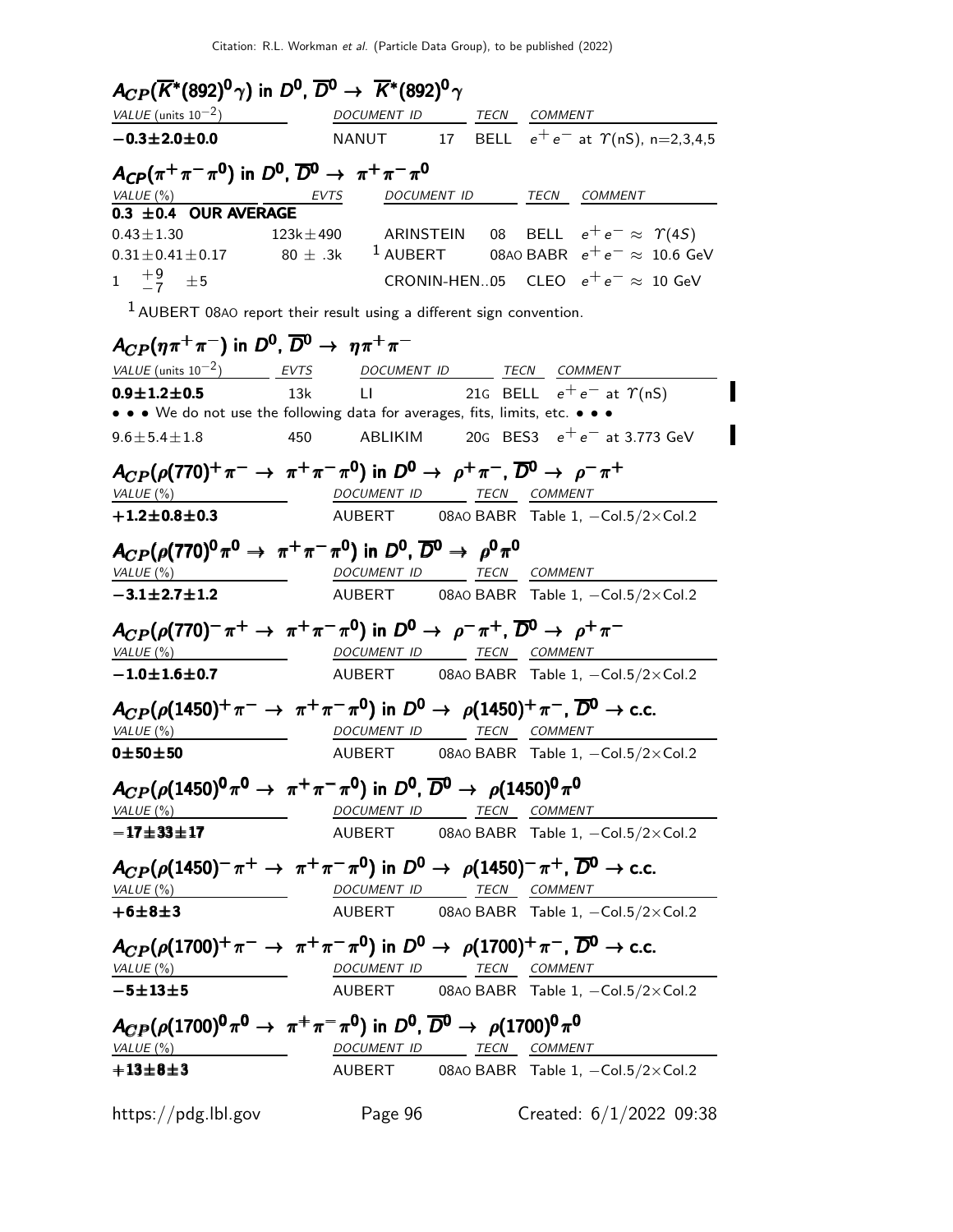## $A_{CP}(\overline{K}^*(892)^0\gamma)$ in $D^0$, $\overline{D}^0 \to \overline{K}^*(892)^0\gamma$

| VALUE (units $10^{-2}$) | DOCUMENT ID | | TECN | COMMENT |
|---|---|---|---|---|
| **$-0.3\pm2.0\pm0.0$** | NANUT | 17 | BELL | $e^+e^-$ at $\Upsilon$(nS), n=2,3,4,5 |

## $A_{CP}(\pi^+\pi^-\pi^0)$ in $D^0$, $\overline{D}^0 \to \pi^+\pi^-\pi^0$

| VALUE (%) | EVTS | DOCUMENT ID | | TECN | COMMENT |
|---|---|---|---|---|---|
| **0.3 ±0.4 OUR AVERAGE** | | | | | |
| $0.43\pm1.30$ | $123k\pm490$ | ARINSTEIN | 08 | BELL | $e^+e^- \approx \Upsilon(4S)$ |
| $0.31\pm0.41\pm0.17$ | $80\pm.3k$ | [1] AUBERT | 08AO | BABR | $e^+e^- \approx$ 10.6 GeV |
| $1\ ^{+9}_{-7}\ \pm5$ | | CRONIN-HEN..05 | | CLEO | $e^+e^- \approx$ 10 GeV |

[1] AUBERT 08AO report their result using a different sign convention.

## $A_{CP}(\eta\pi^+\pi^-)$ in $D^0$, $\overline{D}^0 \to \eta\pi^+\pi^-$

| VALUE (units $10^{-2}$) | EVTS | DOCUMENT ID | | TECN | COMMENT |
|---|---|---|---|---|---|
| **$0.9\pm1.2\pm0.5$** | 13k | LI | 21G | BELL | $e^+e^-$ at $\Upsilon$(nS) |
| • • • We do not use the following data for averages, fits, limits, etc. • • • | | | | | |
| $9.6\pm5.4\pm1.8$ | 450 | ABLIKIM | 20G | BES3 | $e^+e^-$ at 3.773 GeV |

## $A_{CP}(\rho(770)^+\pi^- \to \pi^+\pi^-\pi^0)$ in $D^0 \to \rho^+\pi^-$, $\overline{D}^0 \to \rho^-\pi^+$

| VALUE (%) | DOCUMENT ID | TECN | COMMENT |
|---|---|---|---|
| **$+1.2\pm0.8\pm0.3$** | AUBERT | 08AO BABR | Table 1, $-$Col.5/2$\times$Col.2 |

## $A_{CP}(\rho(770)^0\pi^0 \to \pi^+\pi^-\pi^0)$ in $D^0$, $\overline{D}^0 \to \rho^0\pi^0$

| VALUE (%) | DOCUMENT ID | TECN | COMMENT |
|---|---|---|---|
| **$-3.1\pm2.7\pm1.2$** | AUBERT | 08AO BABR | Table 1, $-$Col.5/2$\times$Col.2 |

## $A_{CP}(\rho(770)^-\pi^+ \to \pi^+\pi^-\pi^0)$ in $D^0 \to \rho^-\pi^+$, $\overline{D}^0 \to \rho^+\pi^-$

| VALUE (%) | DOCUMENT ID | TECN | COMMENT |
|---|---|---|---|
| **$-1.0\pm1.6\pm0.7$** | AUBERT | 08AO BABR | Table 1, $-$Col.5/2$\times$Col.2 |

## $A_{CP}(\rho(1450)^+\pi^- \to \pi^+\pi^-\pi^0)$ in $D^0 \to \rho(1450)^+\pi^-$, $\overline{D}^0 \to$ c.c.

| VALUE (%) | DOCUMENT ID | TECN | COMMENT |
|---|---|---|---|
| **$0\pm50\pm50$** | AUBERT | 08AO BABR | Table 1, $-$Col.5/2$\times$Col.2 |

## $A_{CP}(\rho(1450)^0\pi^0 \to \pi^+\pi^-\pi^0)$ in $D^0$, $\overline{D}^0 \to \rho(1450)^0\pi^0$

| VALUE (%) | DOCUMENT ID | TECN | COMMENT |
|---|---|---|---|
| **$-17\pm33\pm17$** | AUBERT | 08AO BABR | Table 1, $-$Col.5/2$\times$Col.2 |

## $A_{CP}(\rho(1450)^-\pi^+ \to \pi^+\pi^-\pi^0)$ in $D^0 \to \rho(1450)^-\pi^+$, $\overline{D}^0 \to$ c.c.

| VALUE (%) | DOCUMENT ID | TECN | COMMENT |
|---|---|---|---|
| **$+6\pm8\pm3$** | AUBERT | 08AO BABR | Table 1, $-$Col.5/2$\times$Col.2 |

## $A_{CP}(\rho(1700)^+\pi^- \to \pi^+\pi^-\pi^0)$ in $D^0 \to \rho(1700)^+\pi^-$, $\overline{D}^0 \to$ c.c.

| VALUE (%) | DOCUMENT ID | TECN | COMMENT |
|---|---|---|---|
| **$-5\pm13\pm5$** | AUBERT | 08AO BABR | Table 1, $-$Col.5/2$\times$Col.2 |

## $A_{CP}(\rho(1700)^0\pi^0 \to \pi^+\pi^-\pi^0)$ in $D^0$, $\overline{D}^0 \to \rho(1700)^0\pi^0$

| VALUE (%) | DOCUMENT ID | TECN | COMMENT |
|---|---|---|---|
| **$+13\pm8\pm3$** | AUBERT | 08AO BABR | Table 1, $-$Col.5/2$\times$Col.2 |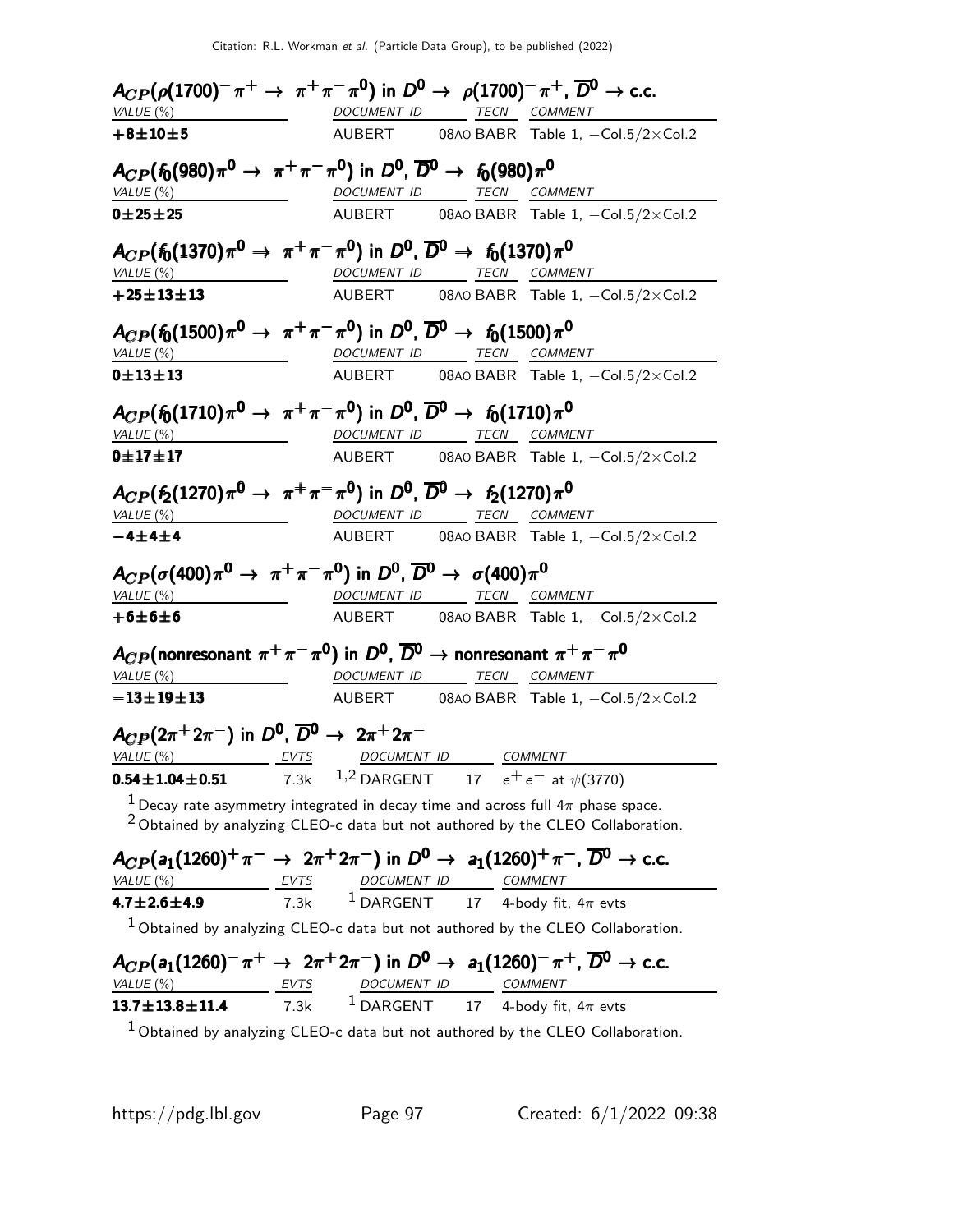### $A_{CP}(\rho(1700)^-\pi^+ \rightarrow \pi^+\pi^-\pi^0)$ in $D^0 \rightarrow \rho(1700)^-\pi^+$, $\overline{D}^0 \rightarrow$ c.c.

| VALUE (%) | DOCUMENT ID | TECN | COMMENT |
|---|---|---|---|
| **+8±10±5** | AUBERT 08AO | BABR | Table 1, −Col.5/2×Col.2 |

### $A_{CP}(f_0(980)\pi^0 \rightarrow \pi^+\pi^-\pi^0)$ in $D^0$, $\overline{D}^0 \rightarrow f_0(980)\pi^0$

| VALUE (%) | DOCUMENT ID | TECN | COMMENT |
|---|---|---|---|
| **0±25±25** | AUBERT 08AO | BABR | Table 1, −Col.5/2×Col.2 |

### $A_{CP}(f_0(1370)\pi^0 \rightarrow \pi^+\pi^-\pi^0)$ in $D^0$, $\overline{D}^0 \rightarrow f_0(1370)\pi^0$

| VALUE (%) | DOCUMENT ID | TECN | COMMENT |
|---|---|---|---|
| **+25±13±13** | AUBERT 08AO | BABR | Table 1, −Col.5/2×Col.2 |

### $A_{CP}(f_0(1500)\pi^0 \rightarrow \pi^+\pi^-\pi^0)$ in $D^0$, $\overline{D}^0 \rightarrow f_0(1500)\pi^0$

| VALUE (%) | DOCUMENT ID | TECN | COMMENT |
|---|---|---|---|
| **0±13±13** | AUBERT 08AO | BABR | Table 1, −Col.5/2×Col.2 |

### $A_{CP}(f_0(1710)\pi^0 \rightarrow \pi^+\pi^-\pi^0)$ in $D^0$, $\overline{D}^0 \rightarrow f_0(1710)\pi^0$

| VALUE (%) | DOCUMENT ID | TECN | COMMENT |
|---|---|---|---|
| **0±17±17** | AUBERT 08AO | BABR | Table 1, −Col.5/2×Col.2 |

### $A_{CP}(f_2(1270)\pi^0 \rightarrow \pi^+\pi^-\pi^0)$ in $D^0$, $\overline{D}^0 \rightarrow f_2(1270)\pi^0$

| VALUE (%) | DOCUMENT ID | TECN | COMMENT |
|---|---|---|---|
| **−4±4±4** | AUBERT 08AO | BABR | Table 1, −Col.5/2×Col.2 |

### $A_{CP}(\sigma(400)\pi^0 \rightarrow \pi^+\pi^-\pi^0)$ in $D^0$, $\overline{D}^0 \rightarrow \sigma(400)\pi^0$

| VALUE (%) | DOCUMENT ID | TECN | COMMENT |
|---|---|---|---|
| **+6±6±6** | AUBERT 08AO | BABR | Table 1, −Col.5/2×Col.2 |

### $A_{CP}$(nonresonant $\pi^+\pi^-\pi^0$) in $D^0$, $\overline{D}^0 \rightarrow$ nonresonant $\pi^+\pi^-\pi^0$

| VALUE (%) | DOCUMENT ID | TECN | COMMENT |
|---|---|---|---|
| **−13±19±13** | AUBERT 08AO | BABR | Table 1, −Col.5/2×Col.2 |

### $A_{CP}(2\pi^+2\pi^-)$ in $D^0$, $\overline{D}^0 \rightarrow 2\pi^+2\pi^-$

| VALUE (%) | EVTS | DOCUMENT ID | COMMENT |
|---|---|---|---|
| **0.54±1.04±0.51** | 7.3k | [1,2] DARGENT 17 | $e^+e^-$ at $\psi(3770)$ |

[1] Decay rate asymmetry integrated in decay time and across full $4\pi$ phase space.
[2] Obtained by analyzing CLEO-c data but not authored by the CLEO Collaboration.

### $A_{CP}(a_1(1260)^+\pi^- \rightarrow 2\pi^+2\pi^-)$ in $D^0 \rightarrow a_1(1260)^+\pi^-$, $\overline{D}^0 \rightarrow$ c.c.

| VALUE (%) | EVTS | DOCUMENT ID | COMMENT |
|---|---|---|---|
| **4.7±2.6±4.9** | 7.3k | [1] DARGENT 17 | 4-body fit, $4\pi$ evts |

[1] Obtained by analyzing CLEO-c data but not authored by the CLEO Collaboration.

### $A_{CP}(a_1(1260)^-\pi^+ \rightarrow 2\pi^+2\pi^-)$ in $D^0 \rightarrow a_1(1260)^-\pi^+$, $\overline{D}^0 \rightarrow$ c.c.

| VALUE (%) | EVTS | DOCUMENT ID | COMMENT |
|---|---|---|---|
| **13.7±13.8±11.4** | 7.3k | [1] DARGENT 17 | 4-body fit, $4\pi$ evts |

[1] Obtained by analyzing CLEO-c data but not authored by the CLEO Collaboration.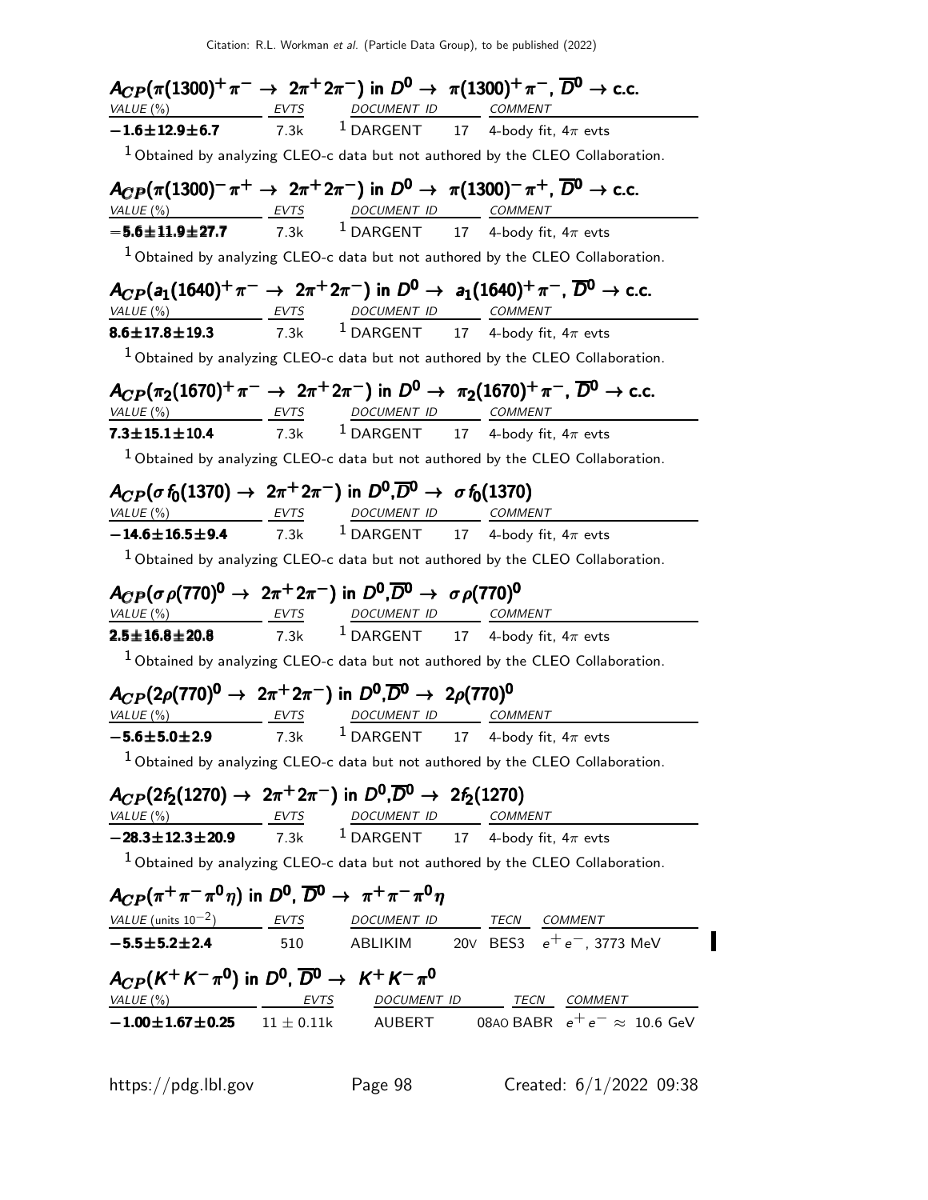### $A_{CP}(\pi(1300)^+\pi^- \to 2\pi^+2\pi^-)$ in $D^0 \to \pi(1300)^+\pi^-$, $\overline{D}^0 \to$ c.c.

| VALUE (%) | EVTS | DOCUMENT ID | | COMMENT |
|---|---|---|---|---|
| **$-1.6 \pm 12.9 \pm 6.7$** | 7.3k | [1] DARGENT | 17 | 4-body fit, $4\pi$ evts |

[1] Obtained by analyzing CLEO-c data but not authored by the CLEO Collaboration.

### $A_{CP}(\pi(1300)^-\pi^+ \to 2\pi^+2\pi^-)$ in $D^0 \to \pi(1300)^-\pi^+$, $\overline{D}^0 \to$ c.c.

| VALUE (%) | EVTS | DOCUMENT ID | | COMMENT |
|---|---|---|---|---|
| **$-5.6 \pm 11.9 \pm 27.7$** | 7.3k | [1] DARGENT | 17 | 4-body fit, $4\pi$ evts |

[1] Obtained by analyzing CLEO-c data but not authored by the CLEO Collaboration.

### $A_{CP}(a_1(1640)^+\pi^- \to 2\pi^+2\pi^-)$ in $D^0 \to a_1(1640)^+\pi^-$, $\overline{D}^0 \to$ c.c.

| VALUE (%) | EVTS | DOCUMENT ID | | COMMENT |
|---|---|---|---|---|
| **$8.6 \pm 17.8 \pm 19.3$** | 7.3k | [1] DARGENT | 17 | 4-body fit, $4\pi$ evts |

[1] Obtained by analyzing CLEO-c data but not authored by the CLEO Collaboration.

### $A_{CP}(\pi_2(1670)^+\pi^- \to 2\pi^+2\pi^-)$ in $D^0 \to \pi_2(1670)^+\pi^-$, $\overline{D}^0 \to$ c.c.

| VALUE (%) | EVTS | DOCUMENT ID | | COMMENT |
|---|---|---|---|---|
| **$7.3 \pm 15.1 \pm 10.4$** | 7.3k | [1] DARGENT | 17 | 4-body fit, $4\pi$ evts |

[1] Obtained by analyzing CLEO-c data but not authored by the CLEO Collaboration.

### $A_{CP}(\sigma f_0(1370) \to 2\pi^+2\pi^-)$ in $D^0,\overline{D}^0 \to \sigma f_0(1370)$

| VALUE (%) | EVTS | DOCUMENT ID | | COMMENT |
|---|---|---|---|---|
| **$-14.6 \pm 16.5 \pm 9.4$** | 7.3k | [1] DARGENT | 17 | 4-body fit, $4\pi$ evts |

[1] Obtained by analyzing CLEO-c data but not authored by the CLEO Collaboration.

### $A_{CP}(\sigma \rho(770)^0 \to 2\pi^+2\pi^-)$ in $D^0,\overline{D}^0 \to \sigma \rho(770)^0$

| VALUE (%) | EVTS | DOCUMENT ID | | COMMENT |
|---|---|---|---|---|
| **$2.5 \pm 16.8 \pm 20.8$** | 7.3k | [1] DARGENT | 17 | 4-body fit, $4\pi$ evts |

[1] Obtained by analyzing CLEO-c data but not authored by the CLEO Collaboration.

### $A_{CP}(2\rho(770)^0 \to 2\pi^+2\pi^-)$ in $D^0,\overline{D}^0 \to 2\rho(770)^0$

| VALUE (%) | EVTS | DOCUMENT ID | | COMMENT |
|---|---|---|---|---|
| **$-5.6 \pm 5.0 \pm 2.9$** | 7.3k | [1] DARGENT | 17 | 4-body fit, $4\pi$ evts |

[1] Obtained by analyzing CLEO-c data but not authored by the CLEO Collaboration.

### $A_{CP}(2f_2(1270) \to 2\pi^+2\pi^-)$ in $D^0,\overline{D}^0 \to 2f_2(1270)$

| VALUE (%) | EVTS | DOCUMENT ID | | COMMENT |
|---|---|---|---|---|
| **$-28.3 \pm 12.3 \pm 20.9$** | 7.3k | [1] DARGENT | 17 | 4-body fit, $4\pi$ evts |

[1] Obtained by analyzing CLEO-c data but not authored by the CLEO Collaboration.

### $A_{CP}(\pi^+\pi^-\pi^0\eta)$ in $D^0$, $\overline{D}^0 \to \pi^+\pi^-\pi^0\eta$

| VALUE (units $10^{-2}$) | EVTS | DOCUMENT ID | | TECN | COMMENT |
|---|---|---|---|---|---|
| **$-5.5 \pm 5.2 \pm 2.4$** | 510 | ABLIKIM | 20V | BES3 | $e^+e^-$, 3773 MeV |

### $A_{CP}(K^+K^-\pi^0)$ in $D^0$, $\overline{D}^0 \to K^+K^-\pi^0$

| VALUE (%) | EVTS | DOCUMENT ID | | TECN | COMMENT |
|---|---|---|---|---|---|
| **$-1.00 \pm 1.67 \pm 0.25$** | $11 \pm 0.11$k | AUBERT | 08AO | BABR | $e^+e^- \approx 10.6$ GeV |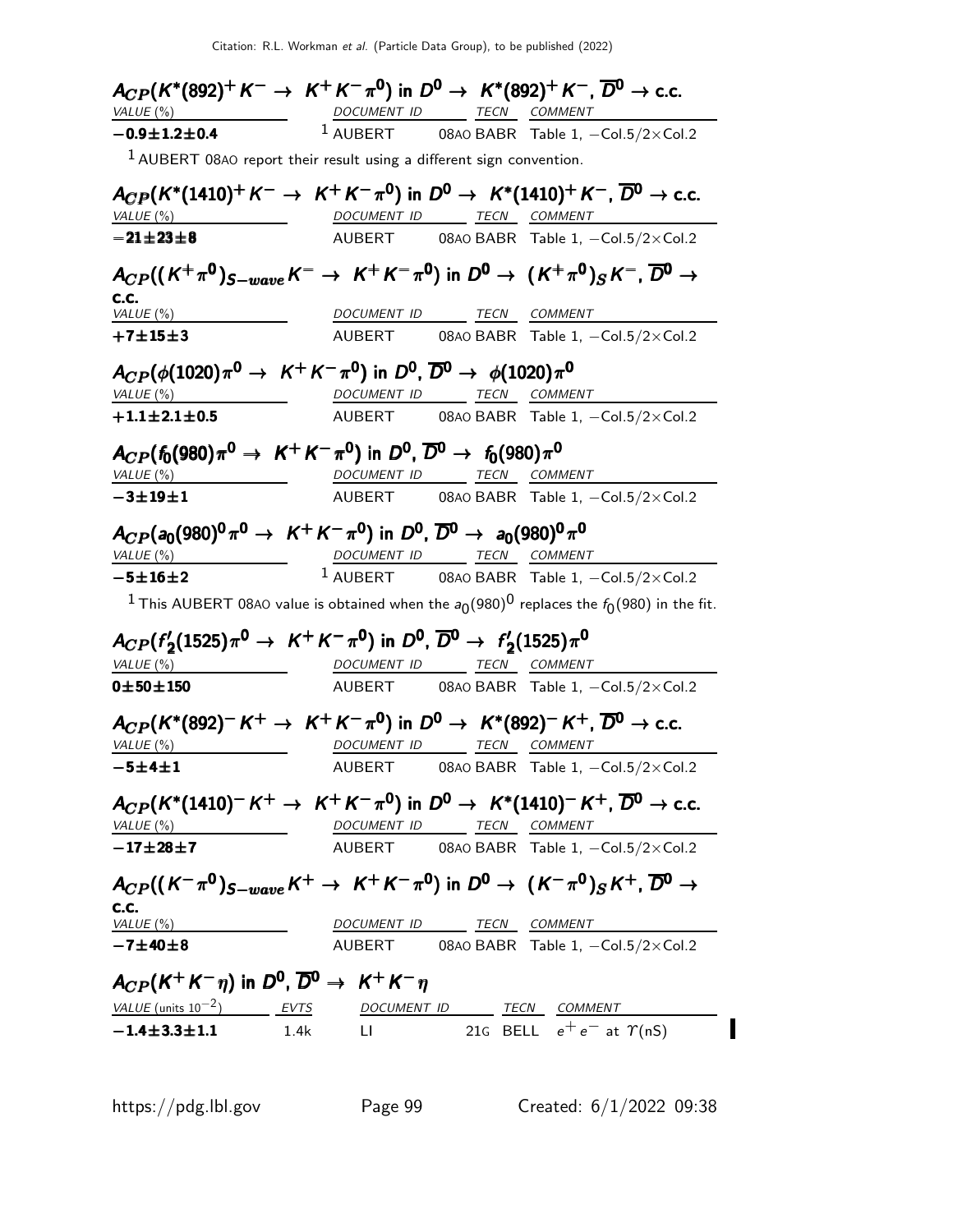### $A_{CP}(K^*(892)^+ K^- \to K^+ K^- \pi^0)$ in $D^0 \to K^*(892)^+ K^-$, $\overline{D}^0 \to$ c.c.

| VALUE (%) | DOCUMENT ID | TECN | COMMENT |
|---|---|---|---|
| **$-0.9 \pm 1.2 \pm 0.4$** | [1] AUBERT 08AO | BABR | Table 1, $-$Col.5/2×Col.2 |

[1] AUBERT 08AO report their result using a different sign convention.

### $A_{CP}(K^*(1410)^+ K^- \to K^+ K^- \pi^0)$ in $D^0 \to K^*(1410)^+ K^-$, $\overline{D}^0 \to$ c.c.

| VALUE (%) | DOCUMENT ID | TECN | COMMENT |
|---|---|---|---|
| **$-21 \pm 23 \pm 8$** | AUBERT 08AO | BABR | Table 1, $-$Col.5/2×Col.2 |

### $A_{CP}((K^+\pi^0)_{S-wave} K^- \to K^+ K^- \pi^0)$ in $D^0 \to (K^+\pi^0)_S K^-$, $\overline{D}^0 \to$ c.c.

| VALUE (%) | DOCUMENT ID | TECN | COMMENT |
|---|---|---|---|
| **$+7 \pm 15 \pm 3$** | AUBERT 08AO | BABR | Table 1, $-$Col.5/2×Col.2 |

### $A_{CP}(\phi(1020)\pi^0 \to K^+ K^- \pi^0)$ in $D^0$, $\overline{D}^0 \to \phi(1020)\pi^0$

| VALUE (%) | DOCUMENT ID | TECN | COMMENT |
|---|---|---|---|
| **$+1.1 \pm 2.1 \pm 0.5$** | AUBERT 08AO | BABR | Table 1, $-$Col.5/2×Col.2 |

### $A_{CP}(f_0(980)\pi^0 \to K^+ K^- \pi^0)$ in $D^0$, $\overline{D}^0 \to f_0(980)\pi^0$

| VALUE (%) | DOCUMENT ID | TECN | COMMENT |
|---|---|---|---|
| **$-3 \pm 19 \pm 1$** | AUBERT 08AO | BABR | Table 1, $-$Col.5/2×Col.2 |

### $A_{CP}(a_0(980)^0\pi^0 \to K^+ K^- \pi^0)$ in $D^0$, $\overline{D}^0 \to a_0(980)^0\pi^0$

| VALUE (%) | DOCUMENT ID | TECN | COMMENT |
|---|---|---|---|
| **$-5 \pm 16 \pm 2$** | [1] AUBERT 08AO | BABR | Table 1, $-$Col.5/2×Col.2 |

[1] This AUBERT 08AO value is obtained when the $a_0(980)^0$ replaces the $f_0(980)$ in the fit.

### $A_{CP}(f_2'(1525)\pi^0 \to K^+ K^- \pi^0)$ in $D^0$, $\overline{D}^0 \to f_2'(1525)\pi^0$

| VALUE (%) | DOCUMENT ID | TECN | COMMENT |
|---|---|---|---|
| **$0 \pm 50 \pm 150$** | AUBERT 08AO | BABR | Table 1, $-$Col.5/2×Col.2 |

### $A_{CP}(K^*(892)^- K^+ \to K^+ K^- \pi^0)$ in $D^0 \to K^*(892)^- K^+$, $\overline{D}^0 \to$ c.c.

| VALUE (%) | DOCUMENT ID | TECN | COMMENT |
|---|---|---|---|
| **$-5 \pm 4 \pm 1$** | AUBERT 08AO | BABR | Table 1, $-$Col.5/2×Col.2 |

### $A_{CP}(K^*(1410)^- K^+ \to K^+ K^- \pi^0)$ in $D^0 \to K^*(1410)^- K^+$, $\overline{D}^0 \to$ c.c.

| VALUE (%) | DOCUMENT ID | TECN | COMMENT |
|---|---|---|---|
| **$-17 \pm 28 \pm 7$** | AUBERT 08AO | BABR | Table 1, $-$Col.5/2×Col.2 |

### $A_{CP}((K^-\pi^0)_{S-wave} K^+ \to K^+ K^- \pi^0)$ in $D^0 \to (K^-\pi^0)_S K^+$, $\overline{D}^0 \to$ c.c.

| VALUE (%) | DOCUMENT ID | TECN | COMMENT |
|---|---|---|---|
| **$-7 \pm 40 \pm 8$** | AUBERT 08AO | BABR | Table 1, $-$Col.5/2×Col.2 |

### $A_{CP}(K^+ K^- \eta)$ in $D^0$, $\overline{D}^0 \to K^+ K^- \eta$

| VALUE (units $10^{-2}$) | EVTS | DOCUMENT ID | TECN | COMMENT |
|---|---|---|---|---|
| **$-1.4 \pm 3.3 \pm 1.1$** | 1.4k | LI 21G | BELL | $e^+ e^-$ at $\Upsilon(nS)$ |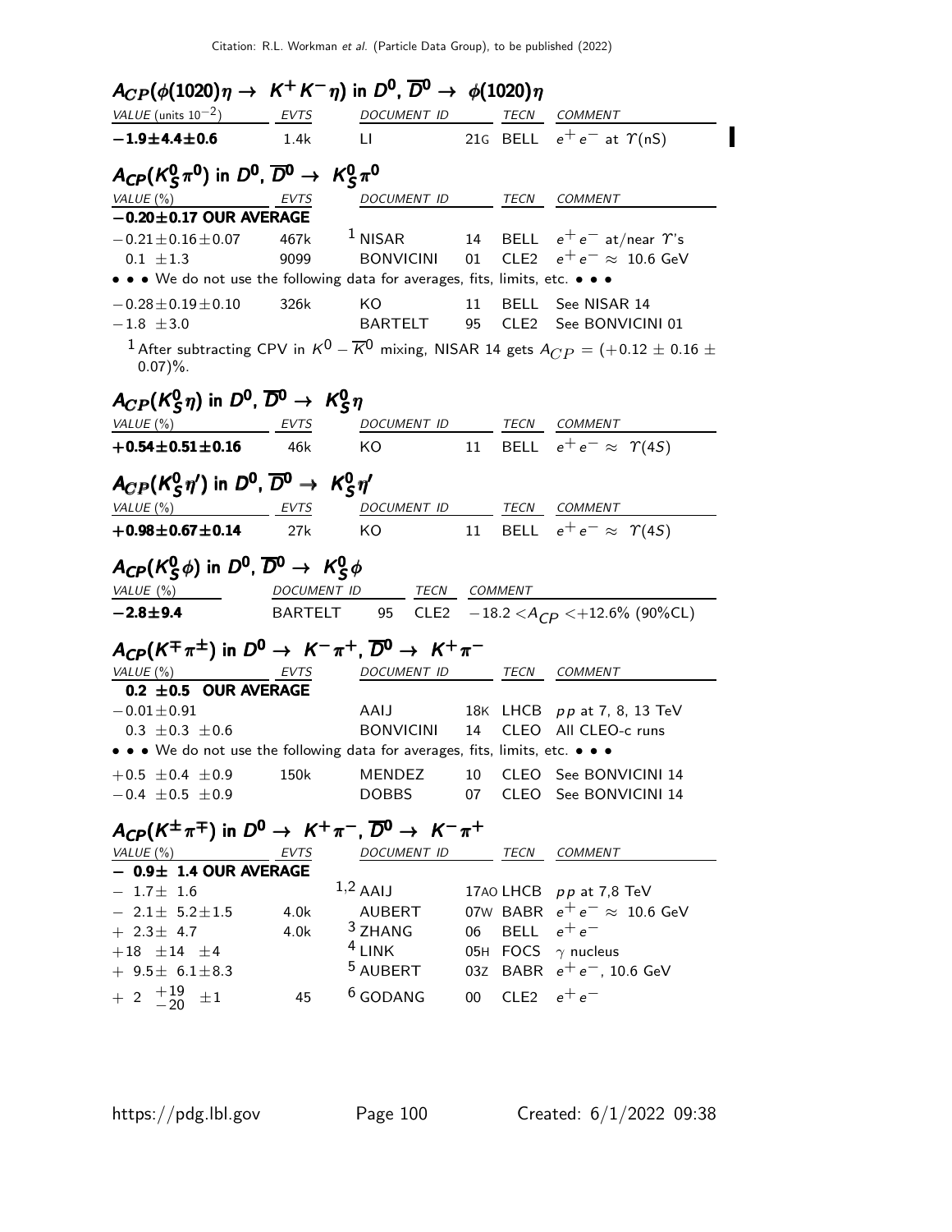## $A_{CP}(\phi(1020)\eta \to K^+K^-\eta)$ in $D^0$, $\overline{D}^0 \to \phi(1020)\eta$

| VALUE (units $10^{-2}$) | EVTS | DOCUMENT ID | | TECN | COMMENT |
|---|---|---|---|---|---|
| **$-1.9 \pm 4.4 \pm 0.6$** | 1.4k | LI | 21G | BELL | $e^+e^-$ at $\Upsilon(nS)$ |

## $A_{CP}(K^0_S\pi^0)$ in $D^0$, $\overline{D}^0 \to K^0_S\pi^0$

| VALUE (%) | EVTS | DOCUMENT ID | | TECN | COMMENT |
|---|---|---|---|---|---|
| **$-0.20 \pm 0.17$ OUR AVERAGE** | | | | | |
| $-0.21 \pm 0.16 \pm 0.07$ | 467k | [1] NISAR | 14 | BELL | $e^+e^-$ at/near $\Upsilon$'s |
| $0.1 \pm 1.3$ | 9099 | BONVICINI | 01 | CLE2 | $e^+e^- \approx 10.6$ GeV |
| • • • We do not use the following data for averages, fits, limits, etc. • • • | | | | | |
| $-0.28 \pm 0.19 \pm 0.10$ | 326k | KO | 11 | BELL | See NISAR 14 |
| $-1.8 \pm 3.0$ | | BARTELT | 95 | CLE2 | See BONVICINI 01 |

[1] After subtracting CPV in $K^0 - \overline{K}^0$ mixing, NISAR 14 gets $A_{CP} = (+0.12 \pm 0.16 \pm 0.07)\%$.

## $A_{CP}(K^0_S\eta)$ in $D^0$, $\overline{D}^0 \to K^0_S\eta$

| VALUE (%) | EVTS | DOCUMENT ID | | TECN | COMMENT |
|---|---|---|---|---|---|
| **$+0.54 \pm 0.51 \pm 0.16$** | 46k | KO | 11 | BELL | $e^+e^- \approx \Upsilon(4S)$ |

## $A_{CP}(K^0_S\eta')$ in $D^0$, $\overline{D}^0 \to K^0_S\eta'$

| VALUE (%) | EVTS | DOCUMENT ID | | TECN | COMMENT |
|---|---|---|---|---|---|
| **$+0.98 \pm 0.67 \pm 0.14$** | 27k | KO | 11 | BELL | $e^+e^- \approx \Upsilon(4S)$ |

## $A_{CP}(K^0_S\phi)$ in $D^0$, $\overline{D}^0 \to K^0_S\phi$

| VALUE (%) | DOCUMENT ID | | TECN | COMMENT |
|---|---|---|---|---|
| **$-2.8 \pm 9.4$** | BARTELT | 95 | CLE2 | $-18.2 < A_{CP} < +12.6\%$ (90%CL) |

## $A_{CP}(K^\mp\pi^\pm)$ in $D^0 \to K^-\pi^+$, $\overline{D}^0 \to K^+\pi^-$

| VALUE (%) | EVTS | DOCUMENT ID | | TECN | COMMENT |
|---|---|---|---|---|---|
| **$0.2 \pm 0.5$ OUR AVERAGE** | | | | | |
| $-0.01 \pm 0.91$ | | AAIJ | 18K | LHCB | $pp$ at 7, 8, 13 TeV |
| $0.3 \pm 0.3 \pm 0.6$ | | BONVICINI | 14 | CLEO | All CLEO-c runs |
| • • • We do not use the following data for averages, fits, limits, etc. • • • | | | | | |
| $+0.5 \pm 0.4 \pm 0.9$ | 150k | MENDEZ | 10 | CLEO | See BONVICINI 14 |
| $-0.4 \pm 0.5 \pm 0.9$ | | DOBBS | 07 | CLEO | See BONVICINI 14 |

## $A_{CP}(K^\pm\pi^\mp)$ in $D^0 \to K^+\pi^-$, $\overline{D}^0 \to K^-\pi^+$

| VALUE (%) | EVTS | DOCUMENT ID | | TECN | COMMENT |
|---|---|---|---|---|---|
| **$-0.9 \pm 1.4$ OUR AVERAGE** | | | | | |
| $-1.7 \pm 1.6$ | | [1,2] AAIJ | 17AO | LHCB | $pp$ at 7,8 TeV |
| $-2.1 \pm 5.2 \pm 1.5$ | 4.0k | AUBERT | 07W | BABR | $e^+e^- \approx 10.6$ GeV |
| $+2.3 \pm 4.7$ | 4.0k | [3] ZHANG | 06 | BELL | $e^+e^-$ |
| $+18 \pm 14 \pm 4$ | | [4] LINK | 05H | FOCS | $\gamma$ nucleus |
| $+9.5 \pm 6.1 \pm 8.3$ | | [5] AUBERT | 03Z | BABR | $e^+e^-$, 10.6 GeV |
| $+2\ ^{+19}_{-20} \pm 1$ | 45 | [6] GODANG | 00 | CLE2 | $e^+e^-$ |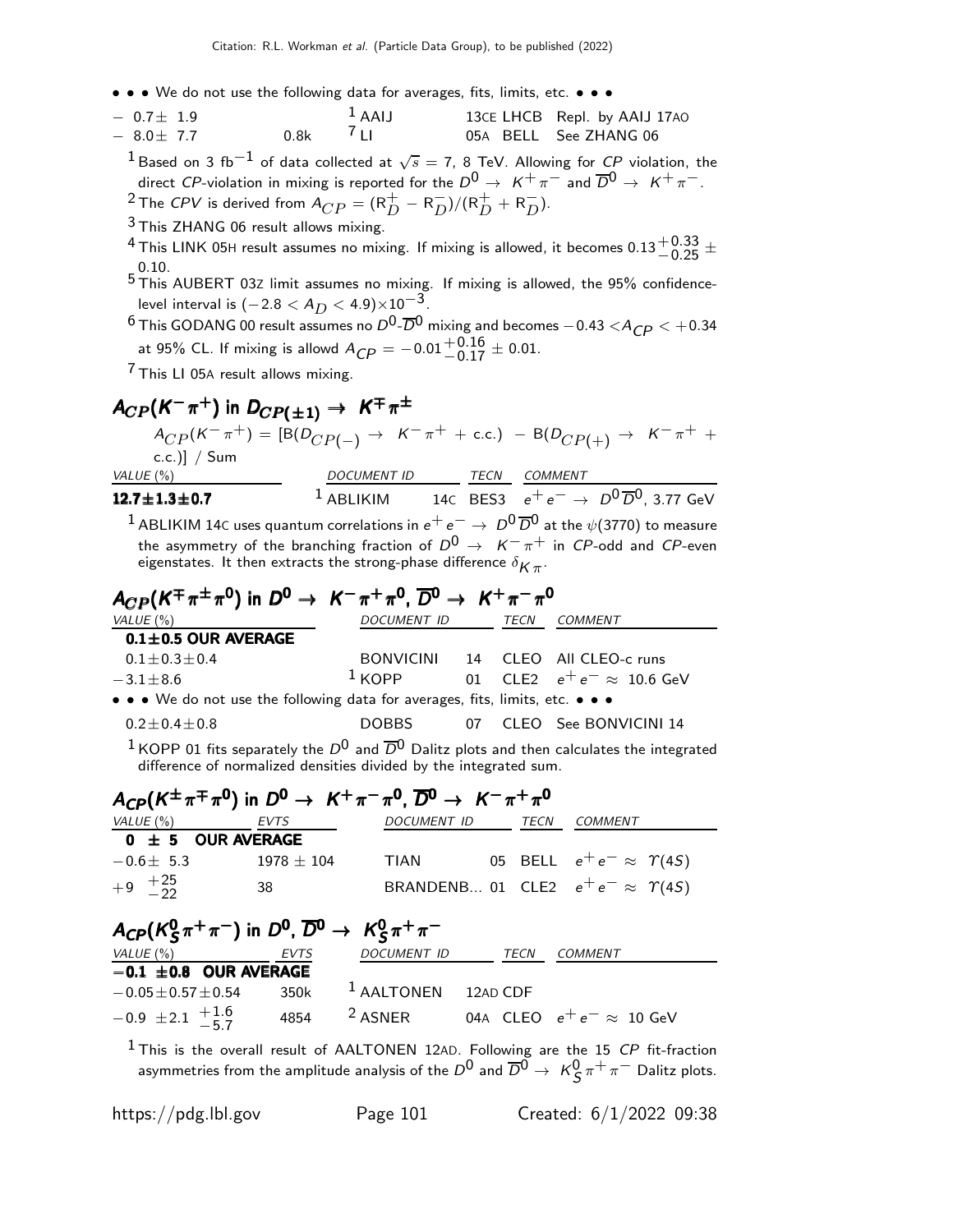• • • We do not use the following data for averages, fits, limits, etc. • • •

| | | | | |
|---|---|---|---|---|
| $-$ 0.7$\pm$ 1.9 | | [1] AAIJ | 13CE LHCB | Repl. by AAIJ 17AO |
| $-$ 8.0$\pm$ 7.7 | 0.8k | [7] LI | 05A BELL | See ZHANG 06 |

[1] Based on 3 fb$^{-1}$ of data collected at $\sqrt{s}$ = 7, 8 TeV. Allowing for $CP$ violation, the direct $CP$-violation in mixing is reported for the $D^0 \rightarrow K^+\pi^-$ and $\overline{D}^0 \rightarrow K^+\pi^-$.

[2] The $CPV$ is derived from $A_{CP} = (R_D^+ - R_D^-)/(R_D^+ + R_D^-)$.

[3] This ZHANG 06 result allows mixing.

[4] This LINK 05H result assumes no mixing. If mixing is allowed, it becomes $0.13^{+0.33}_{-0.25} \pm 0.10$.

[5] This AUBERT 03Z limit assumes no mixing. If mixing is allowed, the 95% confidence-level interval is $(-2.8 < A_D < 4.9) \times 10^{-3}$.

[6] This GODANG 00 result assumes no $D^0$-$\overline{D}^0$ mixing and becomes $-0.43 < A_{CP} < +0.34$ at 95% CL. If mixing is allowd $A_{CP} = -0.01^{+0.16}_{-0.17} \pm 0.01$.

[7] This LI 05A result allows mixing.

## $A_{CP}(K^-\pi^+)$ in $D_{CP(\pm1)} \rightarrow K^\mp\pi^\pm$

$A_{CP}(K^-\pi^+)$ = [B($D_{CP(-)} \rightarrow K^-\pi^+$ + c.c.) $-$ B($D_{CP(+)} \rightarrow K^-\pi^+$ + c.c.)] / Sum

| VALUE (%) | DOCUMENT ID | TECN | COMMENT |
|---|---|---|---|
| **12.7$\pm$1.3$\pm$0.7** | [1] ABLIKIM 14C | BES3 | $e^+e^- \rightarrow D^0\overline{D}^0$, 3.77 GeV |

[1] ABLIKIM 14C uses quantum correlations in $e^+e^- \rightarrow D^0\overline{D}^0$ at the $\psi(3770)$ to measure the asymmetry of the branching fraction of $D^0 \rightarrow K^-\pi^+$ in $CP$-odd and $CP$-even eigenstates. It then extracts the strong-phase difference $\delta_{K\pi}$.

## $A_{CP}(K^\mp\pi^\pm\pi^0)$ in $D^0 \rightarrow K^-\pi^+\pi^0$, $\overline{D}^0 \rightarrow K^+\pi^-\pi^0$

| VALUE (%) | DOCUMENT ID | | TECN | COMMENT |
|---|---|---|---|---|
| **0.1$\pm$0.5 OUR AVERAGE** | | | | |
| 0.1$\pm$0.3$\pm$0.4 | BONVICINI | 14 | CLEO | All CLEO-c runs |
| $-$3.1$\pm$8.6 | [1] KOPP | 01 | CLE2 | $e^+e^- \approx$ 10.6 GeV |
| • • • We do not use the following data for averages, fits, limits, etc. • • • | | | | |
| 0.2$\pm$0.4$\pm$0.8 | DOBBS | 07 | CLEO | See BONVICINI 14 |

[1] KOPP 01 fits separately the $D^0$ and $\overline{D}^0$ Dalitz plots and then calculates the integrated difference of normalized densities divided by the integrated sum.

## $A_{CP}(K^\pm\pi^\mp\pi^0)$ in $D^0 \rightarrow K^+\pi^-\pi^0$, $\overline{D}^0 \rightarrow K^-\pi^+\pi^0$

| VALUE (%) | EVTS | DOCUMENT ID | | TECN | COMMENT |
|---|---|---|---|---|---|
| **0 $\pm$ 5 OUR AVERAGE** | | | | | |
| $-$0.6$\pm$ 5.3 | 1978 $\pm$ 104 | TIAN | 05 | BELL | $e^+e^- \approx \Upsilon(4S)$ |
| $+9\ ^{+25}_{-22}$ | 38 | BRANDENB... | 01 | CLE2 | $e^+e^- \approx \Upsilon(4S)$ |

## $A_{CP}(K_S^0\pi^+\pi^-)$ in $D^0$, $\overline{D}^0 \rightarrow K_S^0\pi^+\pi^-$

| VALUE (%) | EVTS | DOCUMENT ID | | TECN | COMMENT |
|---|---|---|---|---|---|
| **$-$0.1 $\pm$0.8 OUR AVERAGE** | | | | | |
| $-$0.05$\pm$0.57$\pm$0.54 | 350k | [1] AALTONEN | 12AD | CDF | |
| $-0.9\ \pm2.1\ ^{+1.6}_{-5.7}$ | 4854 | [2] ASNER | 04A | CLEO | $e^+e^- \approx$ 10 GeV |

[1] This is the overall result of AALTONEN 12AD. Following are the 15 $CP$ fit-fraction asymmetries from the amplitude analysis of the $D^0$ and $\overline{D}^0 \rightarrow K_S^0\pi^+\pi^-$ Dalitz plots.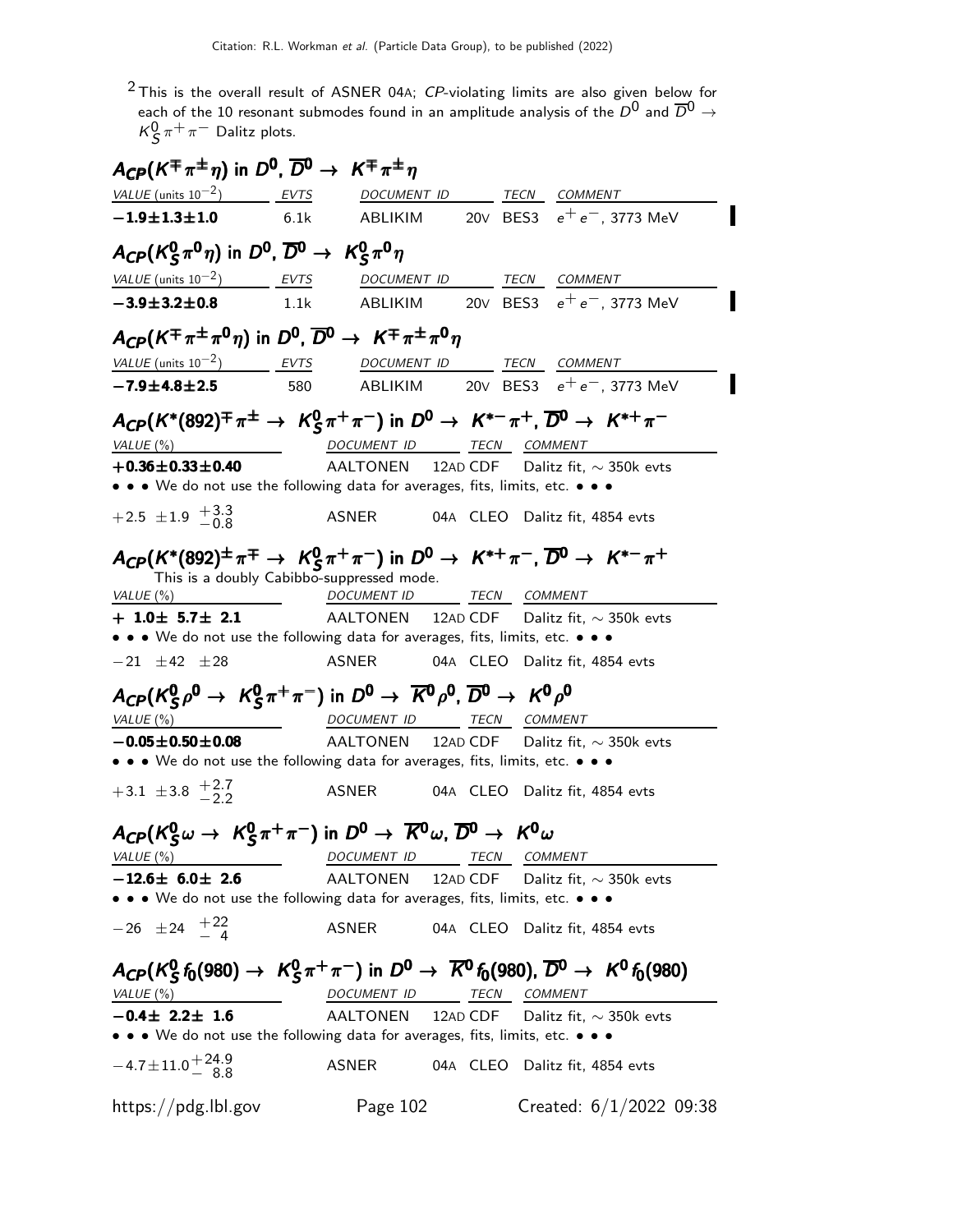[2] This is the overall result of ASNER 04A; $CP$-violating limits are also given below for each of the 10 resonant submodes found in an amplitude analysis of the $D^0$ and $\overline{D}^0 \to K^0_S \pi^+ \pi^-$ Dalitz plots.

### $A_{CP}(K^\mp \pi^\pm \eta)$ in $D^0$, $\overline{D}^0 \to K^\mp \pi^\pm \eta$

| VALUE (units $10^{-2}$) | EVTS | DOCUMENT ID | | TECN | COMMENT |
|---|---|---|---|---|---|
| **$-1.9 \pm 1.3 \pm 1.0$** | 6.1k | ABLIKIM | 20V | BES3 | $e^+e^-$, 3773 MeV |

### $A_{CP}(K^0_S \pi^0 \eta)$ in $D^0$, $\overline{D}^0 \to K^0_S \pi^0 \eta$

| VALUE (units $10^{-2}$) | EVTS | DOCUMENT ID | | TECN | COMMENT |
|---|---|---|---|---|---|
| **$-3.9 \pm 3.2 \pm 0.8$** | 1.1k | ABLIKIM | 20V | BES3 | $e^+e^-$, 3773 MeV |

### $A_{CP}(K^\mp \pi^\pm \pi^0 \eta)$ in $D^0$, $\overline{D}^0 \to K^\mp \pi^\pm \pi^0 \eta$

| VALUE (units $10^{-2}$) | EVTS | DOCUMENT ID | | TECN | COMMENT |
|---|---|---|---|---|---|
| **$-7.9 \pm 4.8 \pm 2.5$** | 580 | ABLIKIM | 20V | BES3 | $e^+e^-$, 3773 MeV |

### $A_{CP}(K^*(892)^\mp \pi^\pm \to K^0_S \pi^+ \pi^-)$ in $D^0 \to K^{*-} \pi^+$, $\overline{D}^0 \to K^{*+} \pi^-$

| VALUE (%) | DOCUMENT ID | | TECN | COMMENT |
|---|---|---|---|---|
| **$+0.36 \pm 0.33 \pm 0.40$** | AALTONEN | 12AD | CDF | Dalitz fit, $\sim$ 350k evts |

• • • We do not use the following data for averages, fits, limits, etc. • • •

| | | | | |
|---|---|---|---|---|
| $+2.5 \pm 1.9 \, ^{+3.3}_{-0.8}$ | ASNER | 04A | CLEO | Dalitz fit, 4854 evts |

### $A_{CP}(K^*(892)^\pm \pi^\mp \to K^0_S \pi^+ \pi^-)$ in $D^0 \to K^{*+} \pi^-$, $\overline{D}^0 \to K^{*-} \pi^+$

This is a doubly Cabibbo-suppressed mode.

| VALUE (%) | DOCUMENT ID | | TECN | COMMENT |
|---|---|---|---|---|
| **$+1.0 \pm 5.7 \pm 2.1$** | AALTONEN | 12AD | CDF | Dalitz fit, $\sim$ 350k evts |

• • • We do not use the following data for averages, fits, limits, etc. • • •

| | | | | |
|---|---|---|---|---|
| $-21 \pm 42 \pm 28$ | ASNER | 04A | CLEO | Dalitz fit, 4854 evts |

### $A_{CP}(K^0_S \rho^0 \to K^0_S \pi^+ \pi^=)$ in $D^0 \to \overline{K}^0 \rho^0$, $\overline{D}^0 \to K^0 \rho^0$

| VALUE (%) | DOCUMENT ID | | TECN | COMMENT |
|---|---|---|---|---|
| **$-0.05 \pm 0.50 \pm 0.08$** | AALTONEN | 12AD | CDF | Dalitz fit, $\sim$ 350k evts |

• • • We do not use the following data for averages, fits, limits, etc. • • •

| | | | | |
|---|---|---|---|---|
| $+3.1 \pm 3.8 \, ^{+2.7}_{-2.2}$ | ASNER | 04A | CLEO | Dalitz fit, 4854 evts |

### $A_{CP}(K^0_S \omega \to K^0_S \pi^+ \pi^-)$ in $D^0 \to \overline{K}^0 \omega$, $\overline{D}^0 \to K^0 \omega$

| VALUE (%) | DOCUMENT ID | | TECN | COMMENT |
|---|---|---|---|---|
| **$-12.6 \pm 6.0 \pm 2.6$** | AALTONEN | 12AD | CDF | Dalitz fit, $\sim$ 350k evts |

• • • We do not use the following data for averages, fits, limits, etc. • • •

| | | | | |
|---|---|---|---|---|
| $-26 \pm 24 \, ^{+22}_{-\ 4}$ | ASNER | 04A | CLEO | Dalitz fit, 4854 evts |

### $A_{CP}(K^0_S f_0(980) \to K^0_S \pi^+ \pi^-)$ in $D^0 \to \overline{K}^0 f_0(980)$, $\overline{D}^0 \to K^0 f_0(980)$

| VALUE (%) | DOCUMENT ID | | TECN | COMMENT |
|---|---|---|---|---|
| **$-0.4 \pm 2.2 \pm 1.6$** | AALTONEN | 12AD | CDF | Dalitz fit, $\sim$ 350k evts |

• • • We do not use the following data for averages, fits, limits, etc. • • •

| | | | | |
|---|---|---|---|---|
| $-4.7 \pm 11.0 \, ^{+24.9}_{-\ 8.8}$ | ASNER | 04A | CLEO | Dalitz fit, 4854 evts |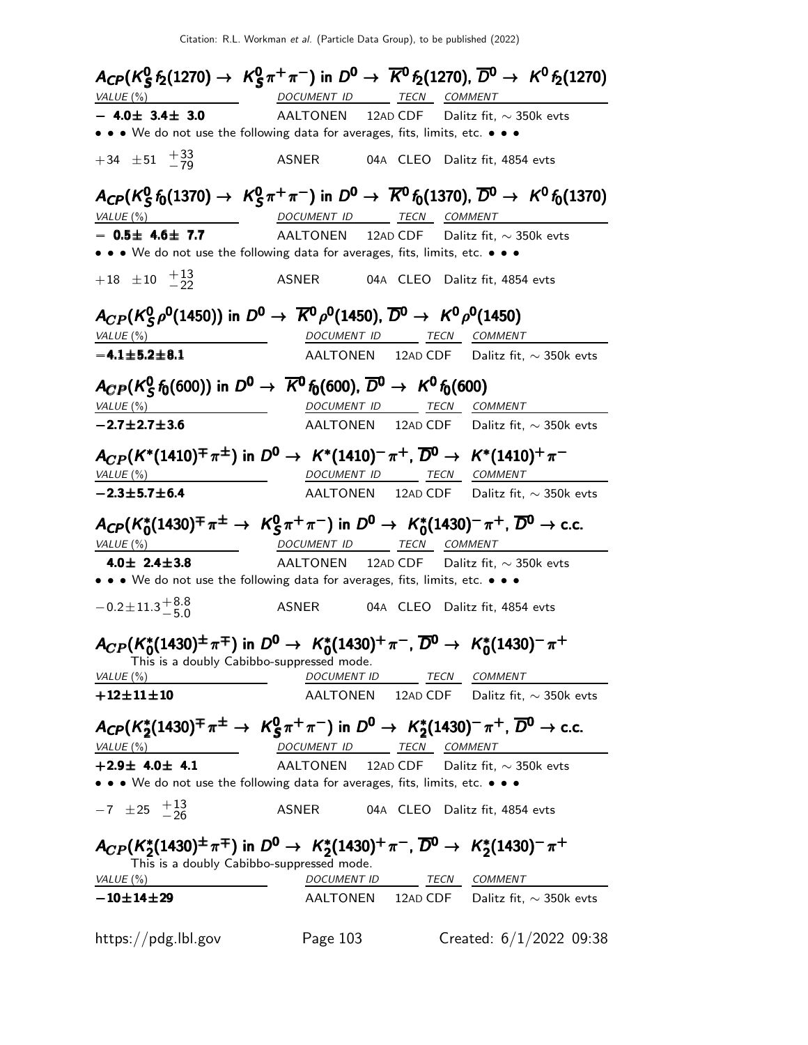### $A_{CP}(K^0_S f_2(1270) \to K^0_S \pi^+\pi^-)$ in $D^0 \to \overline{K}^0 f_2(1270)$, $\overline{D}^0 \to K^0 f_2(1270)$

| VALUE (%) | DOCUMENT ID | | TECN | COMMENT |
|---|---|---|---|---|
| **$-$ 4.0$\pm$ 3.4$\pm$ 3.0** | AALTONEN | 12AD | CDF | Dalitz fit, $\sim$ 350k evts |

• • • We do not use the following data for averages, fits, limits, etc. • • •

| | | | | |
|---|---|---|---|---|
| $+34 \pm 51 {}^{+33}_{-79}$ | ASNER | 04A | CLEO | Dalitz fit, 4854 evts |

### $A_{CP}(K^0_S f_0(1370) \to K^0_S \pi^+\pi^-)$ in $D^0 \to \overline{K}^0 f_0(1370)$, $\overline{D}^0 \to K^0 f_0(1370)$

| VALUE (%) | DOCUMENT ID | | TECN | COMMENT |
|---|---|---|---|---|
| **$-$ 0.5$\pm$ 4.6$\pm$ 7.7** | AALTONEN | 12AD | CDF | Dalitz fit, $\sim$ 350k evts |

• • • We do not use the following data for averages, fits, limits, etc. • • •

| | | | | |
|---|---|---|---|---|
| $+18 \pm 10 {}^{+13}_{-22}$ | ASNER | 04A | CLEO | Dalitz fit, 4854 evts |

### $A_{CP}(K^0_S \rho^0(1450))$ in $D^0 \to \overline{K}^0 \rho^0(1450)$, $\overline{D}^0 \to K^0 \rho^0(1450)$

| VALUE (%) | DOCUMENT ID | | TECN | COMMENT |
|---|---|---|---|---|
| **$-$4.1$\pm$5.2$\pm$8.1** | AALTONEN | 12AD | CDF | Dalitz fit, $\sim$ 350k evts |

### $A_{CP}(K^0_S f_0(600))$ in $D^0 \to \overline{K}^0 f_0(600)$, $\overline{D}^0 \to K^0 f_0(600)$

| VALUE (%) | DOCUMENT ID | | TECN | COMMENT |
|---|---|---|---|---|
| **$-$2.7$\pm$2.7$\pm$3.6** | AALTONEN | 12AD | CDF | Dalitz fit, $\sim$ 350k evts |

### $A_{CP}(K^*(1410)^{\mp}\pi^{\pm})$ in $D^0 \to K^*(1410)^-\pi^+$, $\overline{D}^0 \to K^*(1410)^+\pi^-$

| VALUE (%) | DOCUMENT ID | | TECN | COMMENT |
|---|---|---|---|---|
| **$-$2.3$\pm$5.7$\pm$6.4** | AALTONEN | 12AD | CDF | Dalitz fit, $\sim$ 350k evts |

### $A_{CP}(K^*_0(1430)^{\mp}\pi^{\pm} \to K^0_S \pi^+\pi^-)$ in $D^0 \to K^*_0(1430)^-\pi^+$, $\overline{D}^0 \to$ c.c.

| VALUE (%) | DOCUMENT ID | | TECN | COMMENT |
|---|---|---|---|---|
| **4.0$\pm$ 2.4$\pm$3.8** | AALTONEN | 12AD | CDF | Dalitz fit, $\sim$ 350k evts |

• • • We do not use the following data for averages, fits, limits, etc. • • •

| | | | | |
|---|---|---|---|---|
| $-0.2 \pm 11.3 {}^{+8.8}_{-5.0}$ | ASNER | 04A | CLEO | Dalitz fit, 4854 evts |

### $A_{CP}(K^*_0(1430)^{\pm}\pi^{\mp})$ in $D^0 \to K^*_0(1430)^+\pi^-$, $\overline{D}^0 \to K^*_0(1430)^-\pi^+$

This is a doubly Cabibbo-suppressed mode.

| VALUE (%) | DOCUMENT ID | | TECN | COMMENT |
|---|---|---|---|---|
| **+12$\pm$11$\pm$10** | AALTONEN | 12AD | CDF | Dalitz fit, $\sim$ 350k evts |

### $A_{CP}(K^*_2(1430)^{\mp}\pi^{\pm} \to K^0_S \pi^+\pi^-)$ in $D^0 \to K^*_2(1430)^-\pi^+$, $\overline{D}^0 \to$ c.c.

| VALUE (%) | DOCUMENT ID | | TECN | COMMENT |
|---|---|---|---|---|
| **+2.9$\pm$ 4.0$\pm$ 4.1** | AALTONEN | 12AD | CDF | Dalitz fit, $\sim$ 350k evts |

• • • We do not use the following data for averages, fits, limits, etc. • • •

| | | | | |
|---|---|---|---|---|
| $-7 \pm 25 {}^{+13}_{-26}$ | ASNER | 04A | CLEO | Dalitz fit, 4854 evts |

### $A_{CP}(K^*_2(1430)^{\pm}\pi^{\mp})$ in $D^0 \to K^*_2(1430)^+\pi^-$, $\overline{D}^0 \to K^*_2(1430)^-\pi^+$

This is a doubly Cabibbo-suppressed mode.

| VALUE (%) | DOCUMENT ID | | TECN | COMMENT |
|---|---|---|---|---|
| **$-$10$\pm$14$\pm$29** | AALTONEN | 12AD | CDF | Dalitz fit, $\sim$ 350k evts |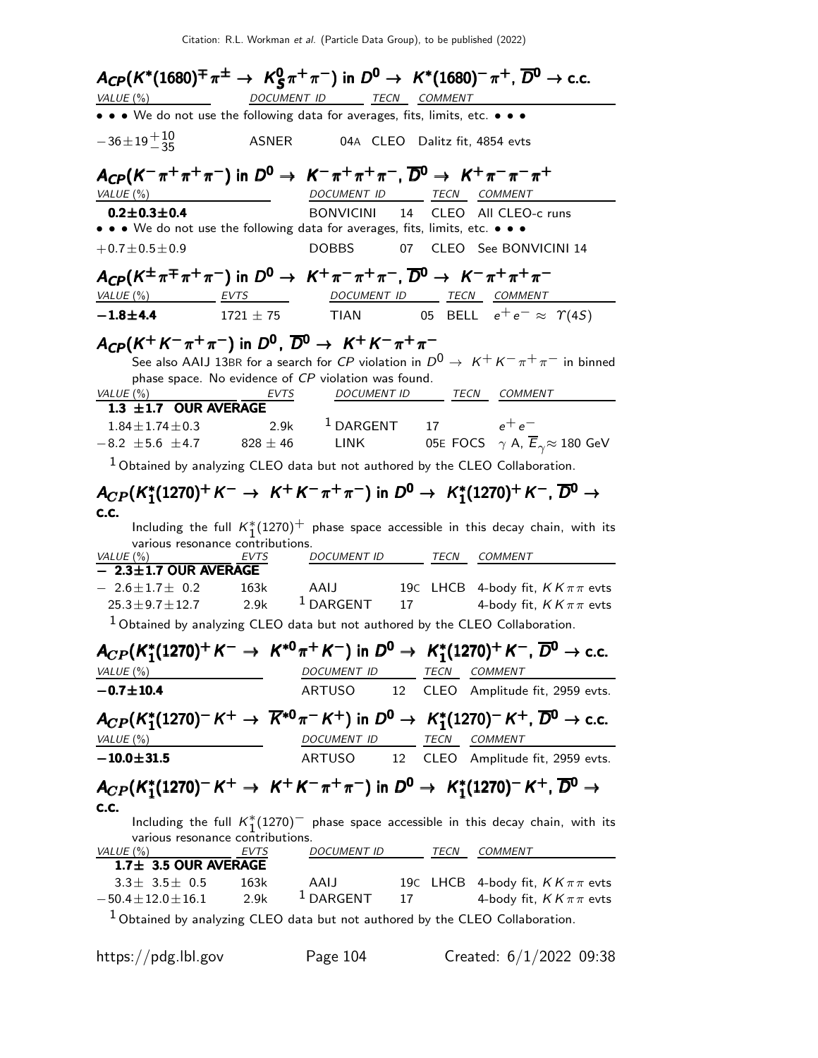### $A_{CP}(K^*(1680)^{\mp}\pi^{\pm} \rightarrow K_S^0\pi^+\pi^-)$ in $D^0 \rightarrow K^*(1680)^-\pi^+$, $\overline{D}^0 \rightarrow$ c.c.

| VALUE (%) | DOCUMENT ID | | TECN | COMMENT |
|---|---|---|---|---|
| • • • We do not use the following data for averages, fits, limits, etc. • • • | | | | |
| $-36\pm19^{+10}_{-35}$ | ASNER | 04A | CLEO | Dalitz fit, 4854 evts |

### $A_{CP}(K^-\pi^+\pi^+\pi^-)$ in $D^0 \rightarrow K^-\pi^+\pi^+\pi^-$, $\overline{D}^0 \rightarrow K^+\pi^-\pi^-\pi^+$

| VALUE (%) | DOCUMENT ID | | TECN | COMMENT |
|---|---|---|---|---|
| **0.2±0.3±0.4** | BONVICINI | 14 | CLEO | All CLEO-c runs |
| • • • We do not use the following data for averages, fits, limits, etc. • • • | | | | |
| $+0.7\pm0.5\pm0.9$ | DOBBS | 07 | CLEO | See BONVICINI 14 |

### $A_{CP}(K^{\pm}\pi^{\mp}\pi^+\pi^-)$ in $D^0 \rightarrow K^+\pi^-\pi^+\pi^-$, $\overline{D}^0 \rightarrow K^-\pi^+\pi^+\pi^-$

| VALUE (%) | EVTS | DOCUMENT ID | | TECN | COMMENT |
|---|---|---|---|---|---|
| **−1.8±4.4** | 1721 ± 75 | TIAN | 05 | BELL | $e^+e^- \approx \Upsilon(4S)$ |

### $A_{CP}(K^+K^-\pi^+\pi^-)$ in $D^0$, $\overline{D}^0 \rightarrow K^+K^-\pi^+\pi^-$

See also AAIJ 13BR for a search for *CP* violation in $D^0 \rightarrow K^+K^-\pi^+\pi^-$ in binned phase space. No evidence of *CP* violation was found.

| VALUE (%) | EVTS | DOCUMENT ID | | TECN | COMMENT |
|---|---|---|---|---|---|
| **1.3 ±1.7 OUR AVERAGE** | | | | | |
| $1.84\pm1.74\pm0.3$ | 2.9k | DARGENT [1] | 17 | | $e^+e^-$ |
| $-8.2\ \pm5.6\ \pm4.7$ | 828 ± 46 | LINK | 05E | FOCS | $\gamma$ A, $\overline{E}_{\gamma}\approx$ 180 GeV |

[1] Obtained by analyzing CLEO data but not authored by the CLEO Collaboration.

### $A_{CP}(K_1^*(1270)^+K^- \rightarrow K^+K^-\pi^+\pi^-)$ in $D^0 \rightarrow K_1^*(1270)^+K^-$, $\overline{D}^0 \rightarrow$ c.c.

Including the full $K_1^*(1270)^+$ phase space accessible in this decay chain, with its various resonance contributions.

| VALUE (%) | EVTS | DOCUMENT ID | | TECN | COMMENT |
|---|---|---|---|---|---|
| **− 2.3±1.7 OUR AVERAGE** | | | | | |
| $-\ 2.6\pm1.7\pm\ 0.2$ | 163k | AAIJ | 19C | LHCB | 4-body fit, $KK\pi\pi$ evts |
| $25.3\pm9.7\pm12.7$ | 2.9k | DARGENT [1] | 17 | | 4-body fit, $KK\pi\pi$ evts |

[1] Obtained by analyzing CLEO data but not authored by the CLEO Collaboration.

### $A_{CP}(K_1^*(1270)^+K^- \rightarrow K^{*0}\pi^+K^-)$ in $D^0 \rightarrow K_1^*(1270)^+K^-$, $\overline{D}^0 \rightarrow$ c.c.

| VALUE (%) | DOCUMENT ID | | TECN | COMMENT |
|---|---|---|---|---|
| **−0.7±10.4** | ARTUSO | 12 | CLEO | Amplitude fit, 2959 evts. |

### $A_{CP}(K_1^*(1270)^-K^+ \rightarrow \overline{K}^{*0}\pi^-K^+)$ in $D^0 \rightarrow K_1^*(1270)^-K^+$, $\overline{D}^0 \rightarrow$ c.c.

| VALUE (%) | DOCUMENT ID | | TECN | COMMENT |
|---|---|---|---|---|
| **−10.0±31.5** | ARTUSO | 12 | CLEO | Amplitude fit, 2959 evts. |

### $A_{CP}(K_1^*(1270)^-K^+ \rightarrow K^+K^-\pi^+\pi^-)$ in $D^0 \rightarrow K_1^*(1270)^-K^+$, $\overline{D}^0 \rightarrow$ c.c.

Including the full $K_1^*(1270)^-$ phase space accessible in this decay chain, with its various resonance contributions.

| VALUE (%) | EVTS | DOCUMENT ID | | TECN | COMMENT |
|---|---|---|---|---|---|
| **1.7± 3.5 OUR AVERAGE** | | | | | |
| $3.3\pm\ 3.5\pm\ 0.5$ | 163k | AAIJ | 19C | LHCB | 4-body fit, $KK\pi\pi$ evts |
| $-50.4\pm12.0\pm16.1$ | 2.9k | DARGENT [1] | 17 | | 4-body fit, $KK\pi\pi$ evts |

[1] Obtained by analyzing CLEO data but not authored by the CLEO Collaboration.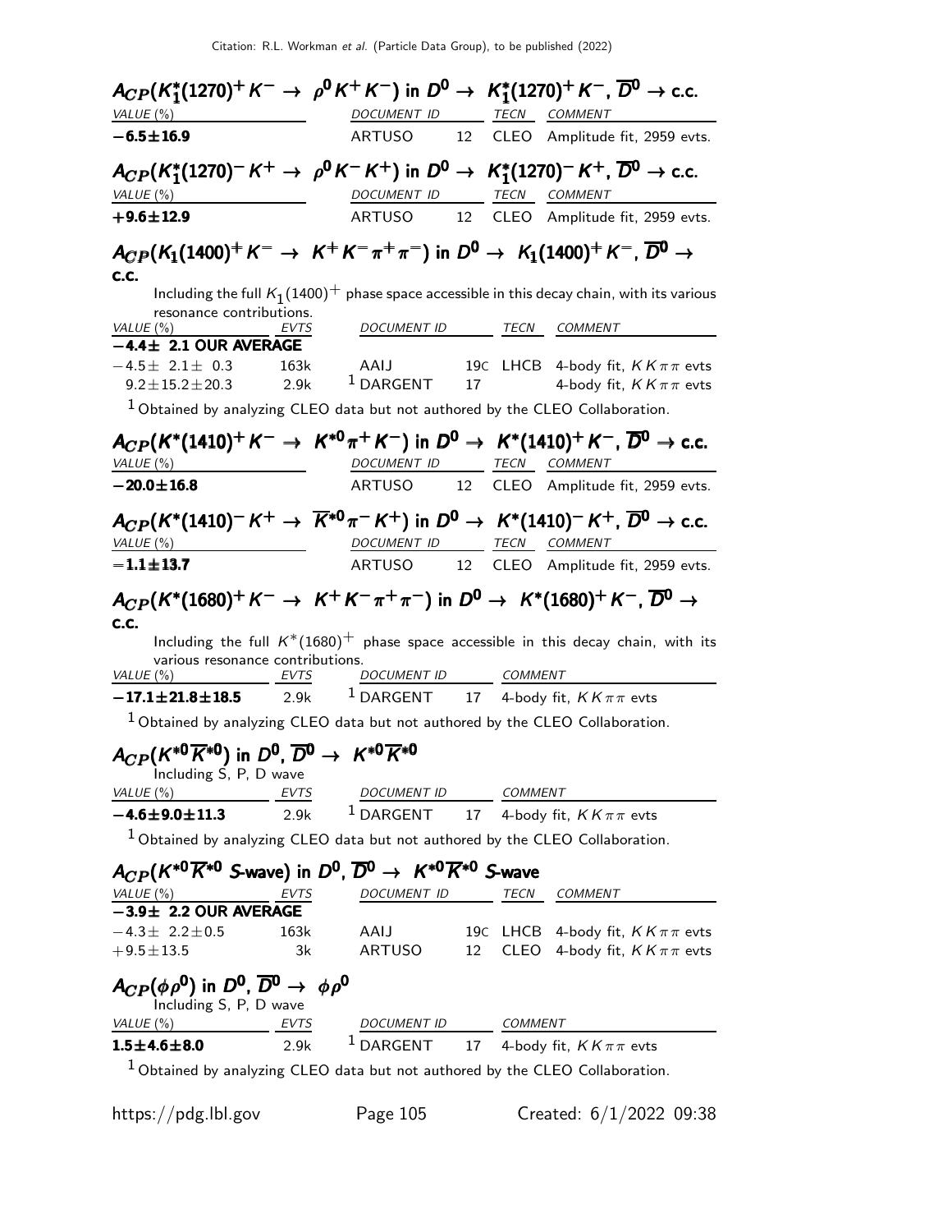### $A_{CP}(K_1^*(1270)^+ K^- \rightarrow \rho^0 K^+ K^-)$ in $D^0 \rightarrow K_1^*(1270)^+ K^-$, $\overline{D}^0 \rightarrow$ c.c.

| VALUE (%) | DOCUMENT ID | | TECN | COMMENT |
|---|---|---|---|---|
| **$-6.5 \pm 16.9$** | ARTUSO | 12 | CLEO | Amplitude fit, 2959 evts. |

### $A_{CP}(K_1^*(1270)^- K^+ \rightarrow \rho^0 K^- K^+)$ in $D^0 \rightarrow K_1^*(1270)^- K^+$, $\overline{D}^0 \rightarrow$ c.c.

| VALUE (%) | DOCUMENT ID | | TECN | COMMENT |
|---|---|---|---|---|
| **$+9.6 \pm 12.9$** | ARTUSO | 12 | CLEO | Amplitude fit, 2959 evts. |

### $A_{CP}(K_1(1400)^+ K^- \rightarrow K^+ K^- \pi^+ \pi^-)$ in $D^0 \rightarrow K_1(1400)^+ K^-$, $\overline{D}^0 \rightarrow$ c.c.

Including the full $K_1(1400)^+$ phase space accessible in this decay chain, with its various resonance contributions.

| VALUE (%) | EVTS | DOCUMENT ID | | TECN | COMMENT |
|---|---|---|---|---|---|
| **$-4.4 \pm 2.1$ OUR AVERAGE** | | | | | |
| $-4.5 \pm 2.1 \pm 0.3$ | 163k | AAIJ | 19C | LHCB | 4-body fit, $KK\pi\pi$ evts |
| $9.2 \pm 15.2 \pm 20.3$ | 2.9k | [1] DARGENT | 17 | | 4-body fit, $KK\pi\pi$ evts |

[1] Obtained by analyzing CLEO data but not authored by the CLEO Collaboration.

### $A_{CP}(K^*(1410)^+ K^- \rightarrow K^{*0} \pi^+ K^-)$ in $D^0 \rightarrow K^*(1410)^+ K^-$, $\overline{D}^0 \rightarrow$ c.c.

| VALUE (%) | DOCUMENT ID | | TECN | COMMENT |
|---|---|---|---|---|
| **$-20.0 \pm 16.8$** | ARTUSO | 12 | CLEO | Amplitude fit, 2959 evts. |

### $A_{CP}(K^*(1410)^- K^+ \rightarrow \overline{K}^{*0} \pi^- K^+)$ in $D^0 \rightarrow K^*(1410)^- K^+$, $\overline{D}^0 \rightarrow$ c.c.

| VALUE (%) | DOCUMENT ID | | TECN | COMMENT |
|---|---|---|---|---|
| **$-1.1 \pm 13.7$** | ARTUSO | 12 | CLEO | Amplitude fit, 2959 evts. |

### $A_{CP}(K^*(1680)^+ K^- \rightarrow K^+ K^- \pi^+ \pi^-)$ in $D^0 \rightarrow K^*(1680)^+ K^-$, $\overline{D}^0 \rightarrow$ c.c.

Including the full $K^*(1680)^+$ phase space accessible in this decay chain, with its various resonance contributions.

| VALUE (%) | EVTS | DOCUMENT ID | | COMMENT |
|---|---|---|---|---|
| **$-17.1 \pm 21.8 \pm 18.5$** | 2.9k | [1] DARGENT | 17 | 4-body fit, $KK\pi\pi$ evts |

[1] Obtained by analyzing CLEO data but not authored by the CLEO Collaboration.

### $A_{CP}(K^{*0}\overline{K}^{*0})$ in $D^0, \overline{D}^0 \rightarrow K^{*0}\overline{K}^{*0}$

Including S, P, D wave

| VALUE (%) | EVTS | DOCUMENT ID | | COMMENT |
|---|---|---|---|---|
| **$-4.6 \pm 9.0 \pm 11.3$** | 2.9k | [1] DARGENT | 17 | 4-body fit, $KK\pi\pi$ evts |

[1] Obtained by analyzing CLEO data but not authored by the CLEO Collaboration.

### $A_{CP}(K^{*0}\overline{K}^{*0}$ S-wave$)$ in $D^0, \overline{D}^0 \rightarrow K^{*0}\overline{K}^{*0}$ S-wave

| VALUE (%) | EVTS | DOCUMENT ID | | TECN | COMMENT |
|---|---|---|---|---|---|
| **$-3.9 \pm 2.2$ OUR AVERAGE** | | | | | |
| $-4.3 \pm 2.2 \pm 0.5$ | 163k | AAIJ | 19C | LHCB | 4-body fit, $KK\pi\pi$ evts |
| $+9.5 \pm 13.5$ | 3k | ARTUSO | 12 | CLEO | 4-body fit, $KK\pi\pi$ evts |

### $A_{CP}(\phi\rho^0)$ in $D^0, \overline{D}^0 \rightarrow \phi\rho^0$

Including S, P, D wave

| VALUE (%) | EVTS | DOCUMENT ID | | COMMENT |
|---|---|---|---|---|
| **$1.5 \pm 4.6 \pm 8.0$** | 2.9k | [1] DARGENT | 17 | 4-body fit, $KK\pi\pi$ evts |

[1] Obtained by analyzing CLEO data but not authored by the CLEO Collaboration.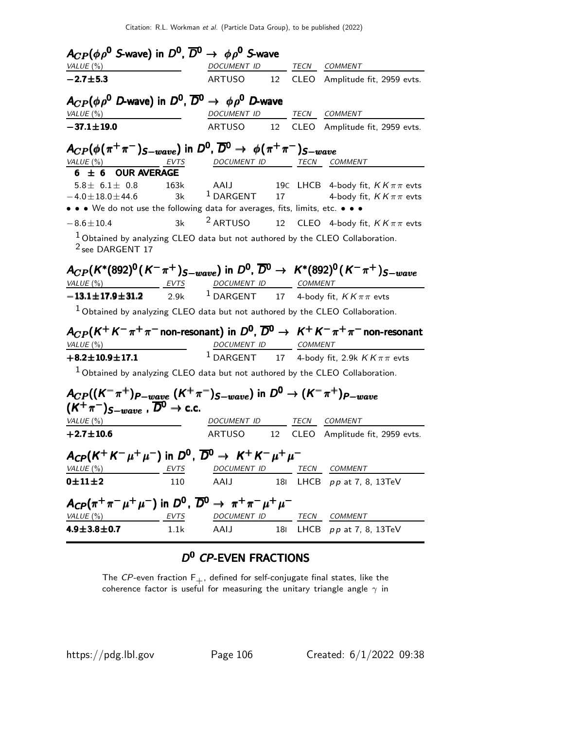### $A_{CP}(\phi\rho^0$ S-wave) in $D^0$, $\overline{D}^0 \rightarrow \phi\rho^0$ S-wave

| VALUE (%) | DOCUMENT ID | | TECN | COMMENT |
|---|---|---|---|---|
| **−2.7±5.3** | ARTUSO | 12 | CLEO | Amplitude fit, 2959 evts. |

### $A_{CP}(\phi\rho^0$ D-wave) in $D^0$, $\overline{D}^0 \rightarrow \phi\rho^0$ D-wave

| VALUE (%) | DOCUMENT ID | | TECN | COMMENT |
|---|---|---|---|---|
| **−37.1±19.0** | ARTUSO | 12 | CLEO | Amplitude fit, 2959 evts. |

### $A_{CP}(\phi(\pi^+\pi^-)_{S-wave})$ in $D^0$, $\overline{D}^0 \rightarrow \phi(\pi^+\pi^-)_{S-wave}$

| VALUE (%) | EVTS | DOCUMENT ID | | TECN | COMMENT |
|---|---|---|---|---|---|
| **6 ± 6 OUR AVERAGE** | | | | | |
| 5.8± 6.1± 0.8 | 163k | AAIJ | 19C | LHCB | 4-body fit, $KK\pi\pi$ evts |
| −4.0±18.0±44.6 | 3k | [1] DARGENT | 17 | | 4-body fit, $KK\pi\pi$ evts |
| • • • We do not use the following data for averages, fits, limits, etc. • • • | | | | | |
| −8.6±10.4 | 3k | [2] ARTUSO | 12 | CLEO | 4-body fit, $KK\pi\pi$ evts |

[1] Obtained by analyzing CLEO data but not authored by the CLEO Collaboration.
[2] see DARGENT 17

### $A_{CP}(K^*(892)^0(K^-\pi^+)_{S-wave})$ in $D^0$, $\overline{D}^0 \rightarrow K^*(892)^0(K^-\pi^+)_{S-wave}$

| VALUE (%) | EVTS | DOCUMENT ID | | COMMENT |
|---|---|---|---|---|
| **−13.1±17.9±31.2** | 2.9k | [1] DARGENT | 17 | 4-body fit, $KK\pi\pi$ evts |

[1] Obtained by analyzing CLEO data but not authored by the CLEO Collaboration.

### $A_{CP}(K^+K^-\pi^+\pi^-$ non-resonant) in $D^0$, $\overline{D}^0 \rightarrow K^+K^-\pi^+\pi^-$ non-resonant

| VALUE (%) | DOCUMENT ID | | COMMENT |
|---|---|---|---|
| **+8.2±10.9±17.1** | [1] DARGENT | 17 | 4-body fit, 2.9k $KK\pi\pi$ evts |

[1] Obtained by analyzing CLEO data but not authored by the CLEO Collaboration.

### $A_{CP}((K^-\pi^+)_{P-wave}\ (K^+\pi^-)_{S-wave})$ in $D^0 \rightarrow (K^-\pi^+)_{P-wave}$ $(K^+\pi^-)_{S-wave}$ , $\overline{D}^0 \rightarrow$ c.c.

| VALUE (%) | DOCUMENT ID | | TECN | COMMENT |
|---|---|---|---|---|
| **+2.7±10.6** | ARTUSO | 12 | CLEO | Amplitude fit, 2959 evts. |

### $A_{CP}(K^+K^-\mu^+\mu^-)$ in $D^0$, $\overline{D}^0 \rightarrow K^+K^-\mu^+\mu^-$

| VALUE (%) | EVTS | DOCUMENT ID | | TECN | COMMENT |
|---|---|---|---|---|---|
| **0±11±2** | 110 | AAIJ | 18I | LHCB | $pp$ at 7, 8, 13TeV |

### $A_{CP}(\pi^+\pi^-\mu^+\mu^-)$ in $D^0$, $\overline{D}^0 \rightarrow \pi^+\pi^-\mu^+\mu^-$

| VALUE (%) | EVTS | DOCUMENT ID | | TECN | COMMENT |
|---|---|---|---|---|---|
| **4.9±3.8±0.7** | 1.1k | AAIJ | 18I | LHCB | $pp$ at 7, 8, 13TeV |

## $D^0$ CP-EVEN FRACTIONS

The $CP$-even fraction $F_+$, defined for self-conjugate final states, like the coherence factor is useful for measuring the unitary triangle angle $\gamma$ in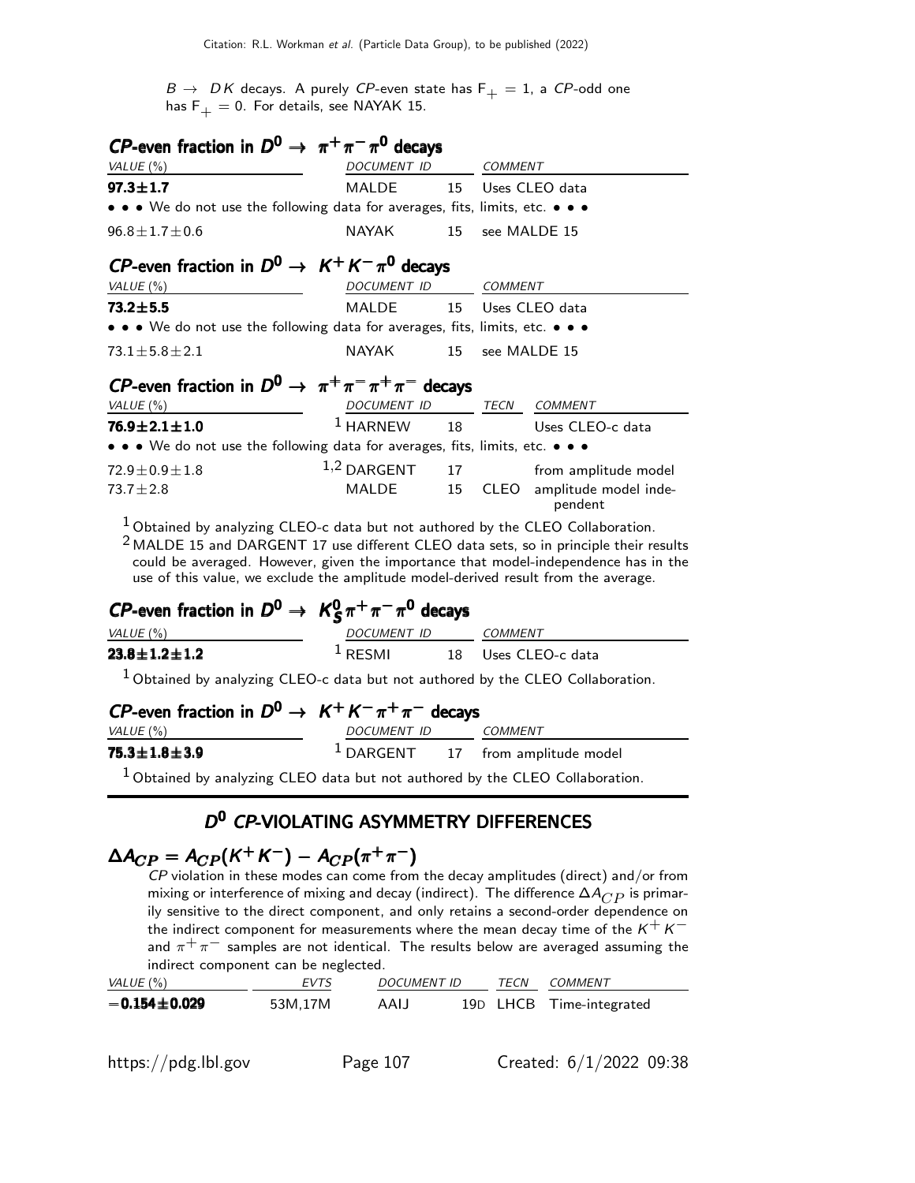$B \to DK$ decays. A purely $CP$-even state has $F_+ = 1$, a $CP$-odd one has $F_+ = 0$. For details, see NAYAK 15.

### $CP$-even fraction in $D^0 \to \pi^+\pi^-\pi^0$ decays

| VALUE (%) | DOCUMENT ID | | COMMENT |
|---|---|---|---|
| **97.3±1.7** | MALDE | 15 | Uses CLEO data |
| • • • We do not use the following data for averages, fits, limits, etc. • • • | | | |
| 96.8±1.7±0.6 | NAYAK | 15 | see MALDE 15 |

### $CP$-even fraction in $D^0 \to K^+K^-\pi^0$ decays

| VALUE (%) | DOCUMENT ID | | COMMENT |
|---|---|---|---|
| **73.2±5.5** | MALDE | 15 | Uses CLEO data |
| • • • We do not use the following data for averages, fits, limits, etc. • • • | | | |
| 73.1±5.8±2.1 | NAYAK | 15 | see MALDE 15 |

### $CP$-even fraction in $D^0 \to \pi^+\pi^-\pi^+\pi^-$ decays

| VALUE (%) | DOCUMENT ID | | TECN | COMMENT |
|---|---|---|---|---|
| **76.9±2.1±1.0** | [1] HARNEW | 18 | | Uses CLEO-c data |
| • • • We do not use the following data for averages, fits, limits, etc. • • • | | | | |
| 72.9±0.9±1.8 | [1,2] DARGENT | 17 | | from amplitude model |
| 73.7±2.8 | MALDE | 15 | CLEO | amplitude model independent |

[1] Obtained by analyzing CLEO-c data but not authored by the CLEO Collaboration.

[2] MALDE 15 and DARGENT 17 use different CLEO data sets, so in principle their results could be averaged. However, given the importance that model-independence has in the use of this value, we exclude the amplitude model-derived result from the average.

### $CP$-even fraction in $D^0 \to K_S^0\pi^+\pi^-\pi^0$ decays

| VALUE (%) | DOCUMENT ID | | COMMENT |
|---|---|---|---|
| **23.8±1.2±1.2** | [1] RESMI | 18 | Uses CLEO-c data |

[1] Obtained by analyzing CLEO-c data but not authored by the CLEO Collaboration.

### $CP$-even fraction in $D^0 \to K^+K^-\pi^+\pi^-$ decays

| VALUE (%) | DOCUMENT ID | | COMMENT |
|---|---|---|---|
| **75.3±1.8±3.9** | [1] DARGENT | 17 | from amplitude model |

[1] Obtained by analyzing CLEO data but not authored by the CLEO Collaboration.

## $D^0$ $CP$-VIOLATING ASYMMETRY DIFFERENCES

### $\Delta A_{CP} = A_{CP}(K^+K^-) - A_{CP}(\pi^+\pi^-)$

$CP$ violation in these modes can come from the decay amplitudes (direct) and/or from mixing or interference of mixing and decay (indirect). The difference $\Delta A_{CP}$ is primarily sensitive to the direct component, and only retains a second-order dependence on the indirect component for measurements where the mean decay time of the $K^+K^-$ and $\pi^+\pi^-$ samples are not identical. The results below are averaged assuming the indirect component can be neglected.

| VALUE (%) | EVTS | DOCUMENT ID | | TECN | COMMENT |
|---|---|---|---|---|---|
| **−0.154±0.029** | 53M,17M | AAIJ | 19D | LHCB | Time-integrated |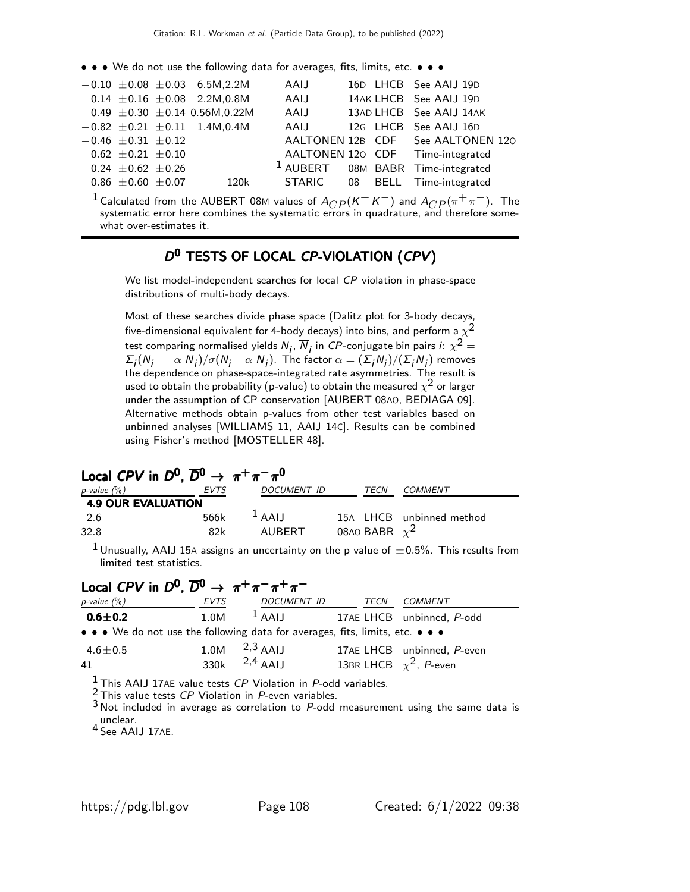• • • We do not use the following data for averages, fits, limits, etc. • • •

| | | | | | |
|---|---|---|---|---|---|
| $-0.10 \pm 0.08 \pm 0.03$ | 6.5M,2.2M | AAIJ | 16D | LHCB | See AAIJ 19D |
| $0.14 \pm 0.16 \pm 0.08$ | 2.2M,0.8M | AAIJ | 14AK | LHCB | See AAIJ 19D |
| $0.49 \pm 0.30 \pm 0.14$ | 0.56M,0.22M | AAIJ | 13AD | LHCB | See AAIJ 14AK |
| $-0.82 \pm 0.21 \pm 0.11$ | 1.4M,0.4M | AAIJ | 12G | LHCB | See AAIJ 16D |
| $-0.46 \pm 0.31 \pm 0.12$ | | AALTONEN | 12B | CDF | See AALTONEN 12O |
| $-0.62 \pm 0.21 \pm 0.10$ | | AALTONEN | 12O | CDF | Time-integrated |
| $0.24 \pm 0.62 \pm 0.26$ | | [1] AUBERT | 08M | BABR | Time-integrated |
| $-0.86 \pm 0.60 \pm 0.07$ | 120k | STARIC | 08 | BELL | Time-integrated |

[1] Calculated from the AUBERT 08M values of $A_{CP}(K^+K^-)$ and $A_{CP}(\pi^+\pi^-)$. The systematic error here combines the systematic errors in quadrature, and therefore somewhat over-estimates it.

## $D^0$ TESTS OF LOCAL *CP*-VIOLATION (*CPV*)

We list model-independent searches for local *CP* violation in phase-space distributions of multi-body decays.

Most of these searches divide phase space (Dalitz plot for 3-body decays, five-dimensional equivalent for 4-body decays) into bins, and perform a $\chi^2$ test comparing normalised yields $N_i$, $\overline{N}_i$ in *CP*-conjugate bin pairs $i$: $\chi^2 = \Sigma_i(N_i - \alpha\,\overline{N}_i)/\sigma(N_i - \alpha\,\overline{N}_i)$. The factor $\alpha = (\Sigma_i N_i)/(\Sigma_i \overline{N}_i)$ removes the dependence on phase-space-integrated rate asymmetries. The result is used to obtain the probability (p-value) to obtain the measured $\chi^2$ or larger under the assumption of CP conservation [AUBERT 08AO, BEDIAGA 09]. Alternative methods obtain p-values from other test variables based on unbinned analyses [WILLIAMS 11, AAIJ 14C]. Results can be combined using Fisher's method [MOSTELLER 48].

### Local *CPV* in $D^0$, $\overline{D}^0 \to \pi^+\pi^-\pi^0$

| *p-value* (%) | *EVTS* | *DOCUMENT ID* | | *TECN* | *COMMENT* |
|---|---|---|---|---|---|
| **4.9 OUR EVALUATION** | | | | | |
| 2.6 | 566k | [1] AAIJ | 15A | LHCB | unbinned method |
| 32.8 | 82k | AUBERT | 08AO | BABR | $\chi^2$ |

[1] Unusually, AAIJ 15A assigns an uncertainty on the p value of $\pm 0.5\%$. This results from limited test statistics.

### Local *CPV* in $D^0$, $\overline{D}^0 \to \pi^+\pi^-\pi^+\pi^-$

| *p-value* (%) | *EVTS* | *DOCUMENT ID* | | *TECN* | *COMMENT* |
|---|---|---|---|---|---|
| **0.6±0.2** | 1.0M | [1] AAIJ | 17AE | LHCB | unbinned, *P*-odd |
| • • • We do not use the following data for averages, fits, limits, etc. • • • | | | | | |
| 4.6±0.5 | 1.0M | [2,3] AAIJ | 17AE | LHCB | unbinned, *P*-even |
| 41 | 330k | [2,4] AAIJ | 13BR | LHCB | $\chi^2$, *P*-even |

[1] This AAIJ 17AE value tests *CP* Violation in *P*-odd variables.
[2] This value tests *CP* Violation in *P*-even variables.
[3] Not included in average as correlation to *P*-odd measurement using the same data is unclear.
[4] See AAIJ 17AE.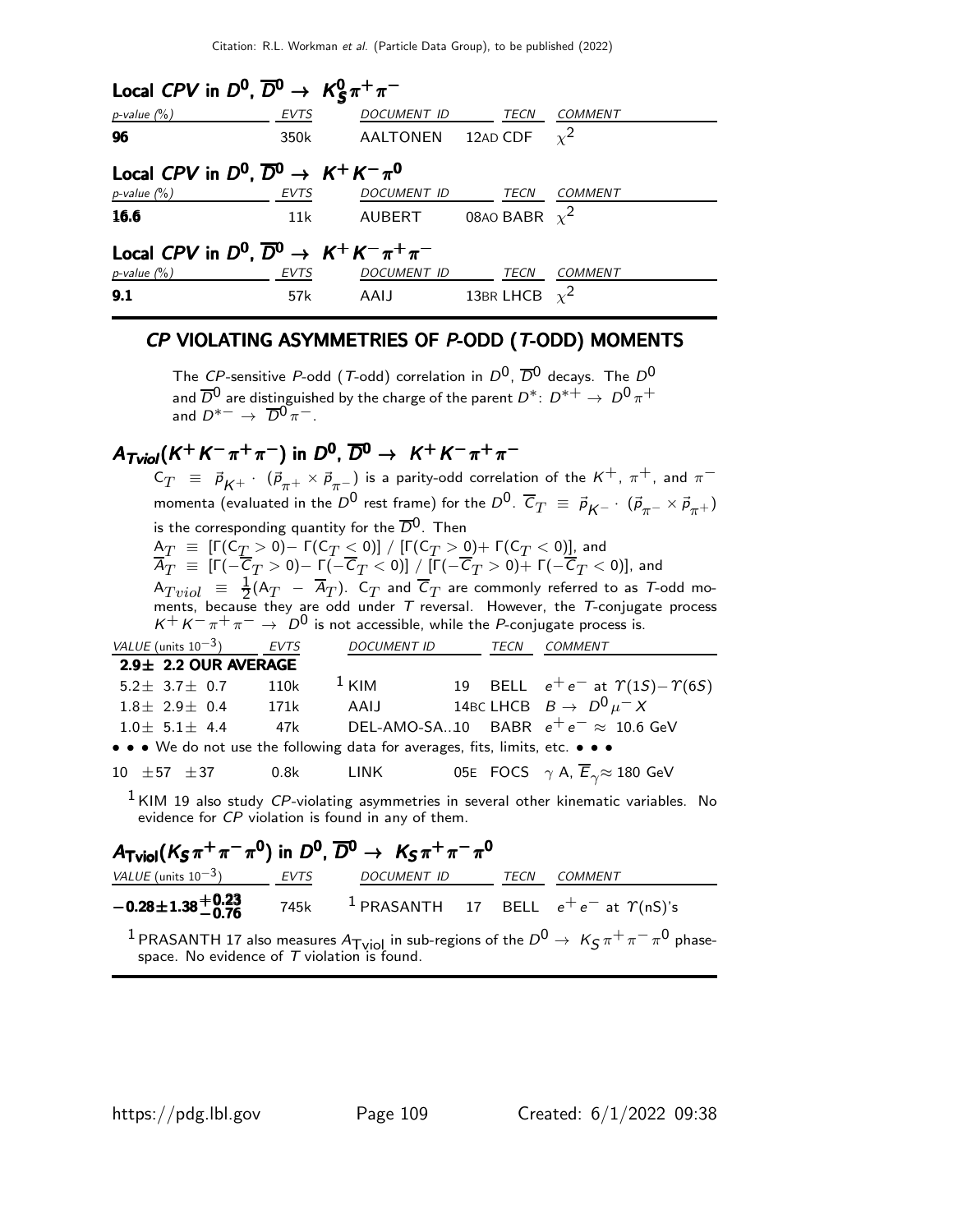### Local $CPV$ in $D^0$, $\overline{D}^0 \to K^0_S \pi^+ \pi^-$

| p-value (%) | EVTS | DOCUMENT ID | TECN | COMMENT |
|---|---|---|---|---|
| **96** | 350k | AALTONEN 12AD | CDF | $\chi^2$ |

### Local $CPV$ in $D^0$, $\overline{D}^0 \to K^+ K^- \pi^0$

| p-value (%) | EVTS | DOCUMENT ID | TECN | COMMENT |
|---|---|---|---|---|
| **16.6** | 11k | AUBERT 08AO | BABR | $\chi^2$ |

### Local $CPV$ in $D^0$, $\overline{D}^0 \to K^+ K^- \pi^+ \pi^-$

| p-value (%) | EVTS | DOCUMENT ID | TECN | COMMENT |
|---|---|---|---|---|
| **9.1** | 57k | AAIJ 13BR | LHCB | $\chi^2$ |

## CP VIOLATING ASYMMETRIES OF P-ODD (T-ODD) MOMENTS

The $CP$-sensitive $P$-odd ($T$-odd) correlation in $D^0$, $\overline{D}^0$ decays. The $D^0$ and $\overline{D}^0$ are distinguished by the charge of the parent $D^*$: $D^{*+} \to D^0 \pi^+$ and $D^{*-} \to \overline{D}^0 \pi^-$.

### $A_{Tviol}(K^+ K^- \pi^+ \pi^-)$ in $D^0$, $\overline{D}^0 \to K^+ K^- \pi^+ \pi^-$

$C_T \equiv \vec{p}_{K^+} \cdot (\vec{p}_{\pi^+} \times \vec{p}_{\pi^-})$ is a parity-odd correlation of the $K^+$, $\pi^+$, and $\pi^-$ momenta (evaluated in the $D^0$ rest frame) for the $D^0$. $\overline{C}_T \equiv \vec{p}_{K^-} \cdot (\vec{p}_{\pi^-} \times \vec{p}_{\pi^+})$ is the corresponding quantity for the $\overline{D}^0$. Then
$A_T \equiv [\Gamma(C_T > 0) - \Gamma(C_T < 0)] \,/\, [\Gamma(C_T > 0) + \Gamma(C_T < 0)]$, and
$\overline{A}_T \equiv [\Gamma(-\overline{C}_T > 0) - \Gamma(-\overline{C}_T < 0)] \,/\, [\Gamma(-\overline{C}_T > 0) + \Gamma(-\overline{C}_T < 0)]$, and
$A_{Tviol} \equiv \frac{1}{2}(A_T - \overline{A}_T)$. $C_T$ and $\overline{C}_T$ are commonly referred to as $T$-odd moments, because they are odd under $T$ reversal. However, the $T$-conjugate process $K^+ K^- \pi^+ \pi^- \to D^0$ is not accessible, while the $P$-conjugate process is.

| VALUE (units $10^{-3}$) | EVTS | DOCUMENT ID | TECN | COMMENT |
|---|---|---|---|---|
| **2.9± 2.2 OUR AVERAGE** | | | | |
| 5.2± 3.7± 0.7 | 110k | [1] KIM 19 | BELL | $e^+ e^-$ at $\Upsilon(1S)$–$\Upsilon(6S)$ |
| 1.8± 2.9± 0.4 | 171k | AAIJ 14BC | LHCB | $B \to D^0 \mu^- X$ |
| 1.0± 5.1± 4.4 | 47k | DEL-AMO-SA...10 | BABR | $e^+ e^- \approx$ 10.6 GeV |
| • • • We do not use the following data for averages, fits, limits, etc. • • • | | | | |
| 10 ±57 ±37 | 0.8k | LINK 05E | FOCS | $\gamma$ A, $\overline{E}_\gamma \approx$ 180 GeV |

[1] KIM 19 also study $CP$-violating asymmetries in several other kinematic variables. No evidence for $CP$ violation is found in any of them.

### $A_{Tviol}(K_S \pi^+ \pi^- \pi^0)$ in $D^0$, $\overline{D}^0 \to K_S \pi^+ \pi^- \pi^0$

| VALUE (units $10^{-3}$) | EVTS | DOCUMENT ID | TECN | COMMENT |
|---|---|---|---|---|
| $\mathbf{-0.28 \pm 1.38 ^{+0.23}_{-0.76}}$ | 745k | [1] PRASANTH 17 | BELL | $e^+ e^-$ at $\Upsilon(nS)$'s |

[1] PRASANTH 17 also measures $A_{Tviol}$ in sub-regions of the $D^0 \to K_S \pi^+ \pi^- \pi^0$ phase-space. No evidence of $T$ violation is found.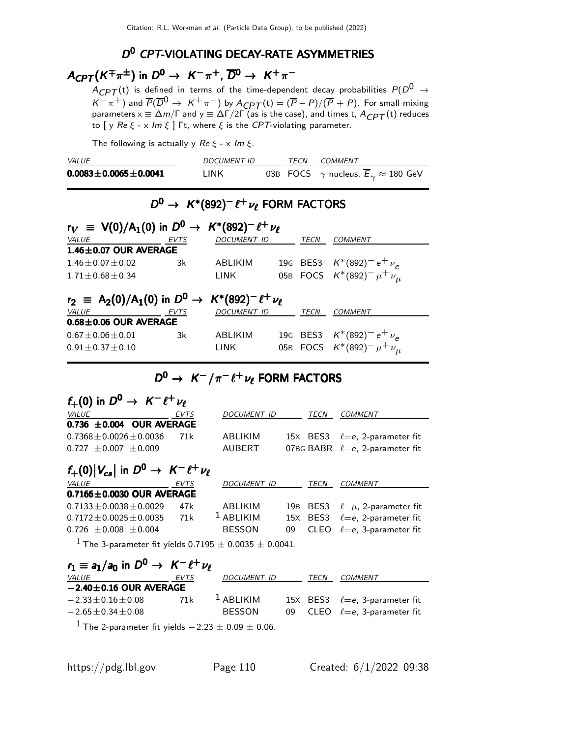## $D^0$ *CPT*-VIOLATING DECAY-RATE ASYMMETRIES

### $A_{CPT}(K^{\mp}\pi^{\pm})$ in $D^0 \to K^-\pi^+$, $\overline{D}^0 \to K^+\pi^-$

$A_{CPT}(t)$ is defined in terms of the time-dependent decay probabilities $P(D^0 \to K^-\pi^+)$ and $\overline{P}(\overline{D}^0 \to K^+\pi^-)$ by $A_{CPT}(t) = (\overline{P} - P)/(\overline{P} + P)$. For small mixing parameters $x \equiv \Delta m/\Gamma$ and $y \equiv \Delta\Gamma/2\Gamma$ (as is the case), and times t, $A_{CPT}(t)$ reduces to [ y $Re\ \xi$ - x $Im\ \xi$ ] $\Gamma$t, where $\xi$ is the *CPT*-violating parameter.

The following is actually y $Re\ \xi$ - x $Im\ \xi$.

| VALUE | DOCUMENT ID | | TECN | COMMENT |
|---|---|---|---|---|
| **$0.0083 \pm 0.0065 \pm 0.0041$** | LINK | 03B | FOCS | $\gamma$ nucleus, $\overline{E}_\gamma \approx 180$ GeV |

## $D^0 \to K^*(892)^- \ell^+ \nu_\ell$ FORM FACTORS

### $r_V \equiv V(0)/A_1(0)$ in $D^0 \to K^*(892)^- \ell^+ \nu_\ell$

| VALUE | EVTS | DOCUMENT ID | | TECN | COMMENT |
|---|---|---|---|---|---|
| **$1.46 \pm 0.07$ OUR AVERAGE** | | | | | |
| $1.46 \pm 0.07 \pm 0.02$ | 3k | ABLIKIM | 19G | BES3 | $K^*(892)^- e^+ \nu_e$ |
| $1.71 \pm 0.68 \pm 0.34$ | | LINK | 05B | FOCS | $K^*(892)^- \mu^+ \nu_\mu$ |

### $r_2 \equiv A_2(0)/A_1(0)$ in $D^0 \to K^*(892)^- \ell^+ \nu_\ell$

| VALUE | EVTS | DOCUMENT ID | | TECN | COMMENT |
|---|---|---|---|---|---|
| **$0.68 \pm 0.06$ OUR AVERAGE** | | | | | |
| $0.67 \pm 0.06 \pm 0.01$ | 3k | ABLIKIM | 19G | BES3 | $K^*(892)^- e^+ \nu_e$ |
| $0.91 \pm 0.37 \pm 0.10$ | | LINK | 05B | FOCS | $K^*(892)^- \mu^+ \nu_\mu$ |

## $D^0 \to K^- / \pi^- \ell^+ \nu_\ell$ FORM FACTORS

### $f_+(0)$ in $D^0 \to K^- \ell^+ \nu_\ell$

| VALUE | EVTS | DOCUMENT ID | | TECN | COMMENT |
|---|---|---|---|---|---|
| **$0.736 \pm 0.004$ OUR AVERAGE** | | | | | |
| $0.7368 \pm 0.0026 \pm 0.0036$ | 71k | ABLIKIM | 15X | BES3 | $\ell$=e, 2-parameter fit |
| $0.727 \pm 0.007 \pm 0.009$ | | AUBERT | 07BG | BABR | $\ell$=e, 2-parameter fit |

### $f_+(0)\lvert V_{cs}\rvert$ in $D^0 \to K^- \ell^+ \nu_\ell$

| VALUE | EVTS | DOCUMENT ID | | TECN | COMMENT |
|---|---|---|---|---|---|
| **$0.7166 \pm 0.0030$ OUR AVERAGE** | | | | | |
| $0.7133 \pm 0.0038 \pm 0.0029$ | 47k | ABLIKIM | 19B | BES3 | $\ell$=$\mu$, 2-parameter fit |
| $0.7172 \pm 0.0025 \pm 0.0035$ | 71k | [1] ABLIKIM | 15X | BES3 | $\ell$=e, 2-parameter fit |
| $0.726 \pm 0.008 \pm 0.004$ | | BESSON | 09 | CLEO | $\ell$=e, 3-parameter fit |

[1] The 3-parameter fit yields $0.7195 \pm 0.0035 \pm 0.0041$.

### $r_1 \equiv a_1/a_0$ in $D^0 \to K^- \ell^+ \nu_\ell$

| VALUE | EVTS | DOCUMENT ID | | TECN | COMMENT |
|---|---|---|---|---|---|
| **$-2.40 \pm 0.16$ OUR AVERAGE** | | | | | |
| $-2.33 \pm 0.16 \pm 0.08$ | 71k | [1] ABLIKIM | 15X | BES3 | $\ell$=e, 3-parameter fit |
| $-2.65 \pm 0.34 \pm 0.08$ | | BESSON | 09 | CLEO | $\ell$=e, 3-parameter fit |

[1] The 2-parameter fit yields $-2.23 \pm 0.09 \pm 0.06$.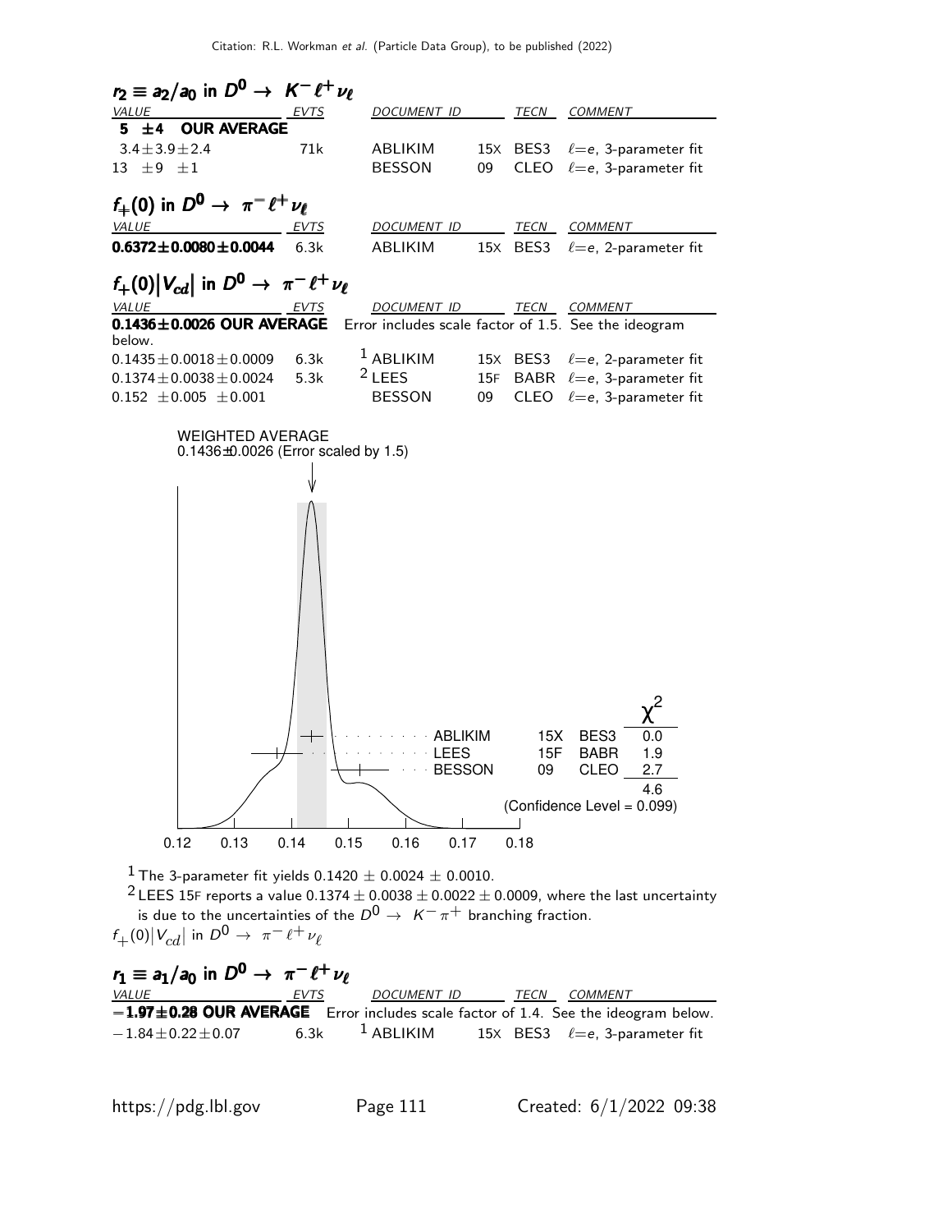## $r_2 \equiv a_2/a_0$ in $D^0 \to K^- \ell^+ \nu_\ell$

| VALUE | EVTS | DOCUMENT ID | | TECN | COMMENT |
|---|---|---|---|---|---|
| **5 ±4 OUR AVERAGE** | | | | | |
| 3.4±3.9±2.4 | 71k | ABLIKIM | 15X | BES3 | $\ell=e$, 3-parameter fit |
| 13 ±9 ±1 | | BESSON | 09 | CLEO | $\ell=e$, 3-parameter fit |

## $f_+(0)$ in $D^0 \to \pi^- \ell^+ \nu_\ell$

| VALUE | EVTS | DOCUMENT ID | | TECN | COMMENT |
|---|---|---|---|---|---|
| **0.6372±0.0080±0.0044** | 6.3k | ABLIKIM | 15X | BES3 | $\ell=e$, 2-parameter fit |

## $f_+(0)\lvert V_{cd}\rvert$ in $D^0 \to \pi^- \ell^+ \nu_\ell$

| VALUE | EVTS | DOCUMENT ID | | TECN | COMMENT |
|---|---|---|---|---|---|
| **0.1436±0.0026 OUR AVERAGE** | | Error includes scale factor of 1.5. See the ideogram below. | | | |
| 0.1435±0.0018±0.0009 | 6.3k | [1] ABLIKIM | 15X | BES3 | $\ell=e$, 2-parameter fit |
| 0.1374±0.0038±0.0024 | 5.3k | [2] LEES | 15F | BABR | $\ell=e$, 3-parameter fit |
| 0.152 ±0.005 ±0.001 | | BESSON | 09 | CLEO | $\ell=e$, 3-parameter fit |

WEIGHTED AVERAGE
0.1436±0.0026 (Error scaled by 1.5)

| | | | $\chi^2$ |
|---|---|---|---|
| ABLIKIM | 15X | BES3 | 0.0 |
| LEES | 15F | BABR | 1.9 |
| BESSON | 09 | CLEO | 2.7 |
| | | | 4.6 |

(Confidence Level = 0.099)

[1] The 3-parameter fit yields 0.1420 ± 0.0024 ± 0.0010.

[2] LEES 15F reports a value 0.1374 ± 0.0038 ± 0.0022 ± 0.0009, where the last uncertainty is due to the uncertainties of the $D^0 \to K^- \pi^+$ branching fraction.

$f_+(0)\lvert V_{cd}\rvert$ in $D^0 \to \pi^- \ell^+ \nu_\ell$

## $r_1 \equiv a_1/a_0$ in $D^0 \to \pi^- \ell^+ \nu_\ell$

| VALUE | EVTS | DOCUMENT ID | | TECN | COMMENT |
|---|---|---|---|---|---|
| **−1.97±0.28 OUR AVERAGE** | | Error includes scale factor of 1.4. See the ideogram below. | | | |
| −1.84±0.22±0.07 | 6.3k | [1] ABLIKIM | 15X | BES3 | $\ell=e$, 3-parameter fit |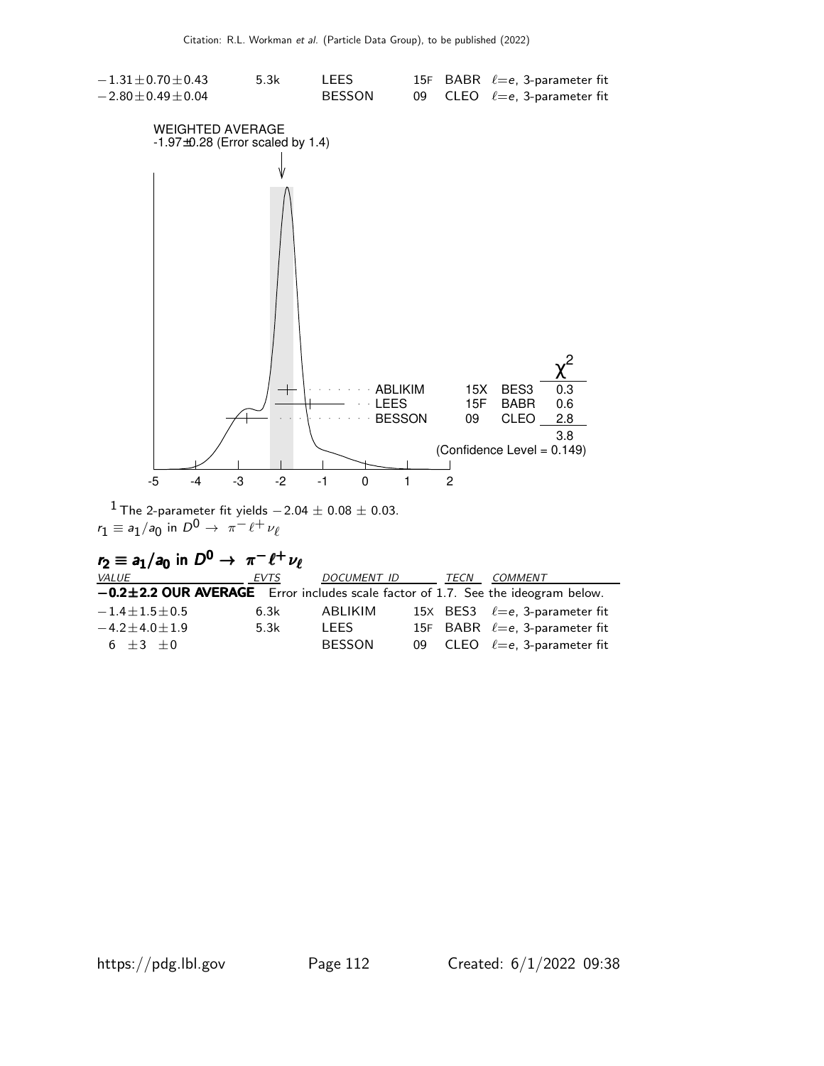| | | | | |
|---|---|---|---|---|
| $-1.31\pm0.70\pm0.43$ | 5.3k | LEES | 15F BABR | $\ell=e$, 3-parameter fit |
| $-2.80\pm0.49\pm0.04$ | | BESSON | 09 CLEO | $\ell=e$, 3-parameter fit |

WEIGHTED AVERAGE
-1.97±0.28 (Error scaled by 1.4)

| | | | $\chi^2$ |
|---|---|---|---|
| ABLIKIM | 15X | BES3 | 0.3 |
| LEES | 15F | BABR | 0.6 |
| BESSON | 09 | CLEO | 2.8 |
| | | | 3.8 |

(Confidence Level = 0.149)

[1] The 2-parameter fit yields $-2.04 \pm 0.08 \pm 0.03$.

$r_1 \equiv a_1/a_0$ in $D^0 \to \pi^- \ell^+ \nu_\ell$

### $r_2 \equiv a_1/a_0$ in $D^0 \to \pi^- \ell^+ \nu_\ell$

| VALUE | EVTS | DOCUMENT ID | TECN | COMMENT |
|---|---|---|---|---|
| **$-0.2\pm2.2$ OUR AVERAGE** | | Error includes scale factor of 1.7. See the ideogram below. | | |
| $-1.4\pm1.5\pm0.5$ | 6.3k | ABLIKIM | 15X BES3 | $\ell=e$, 3-parameter fit |
| $-4.2\pm4.0\pm1.9$ | 5.3k | LEES | 15F BABR | $\ell=e$, 3-parameter fit |
| $6 \pm3 \pm0$ | | BESSON | 09 CLEO | $\ell=e$, 3-parameter fit |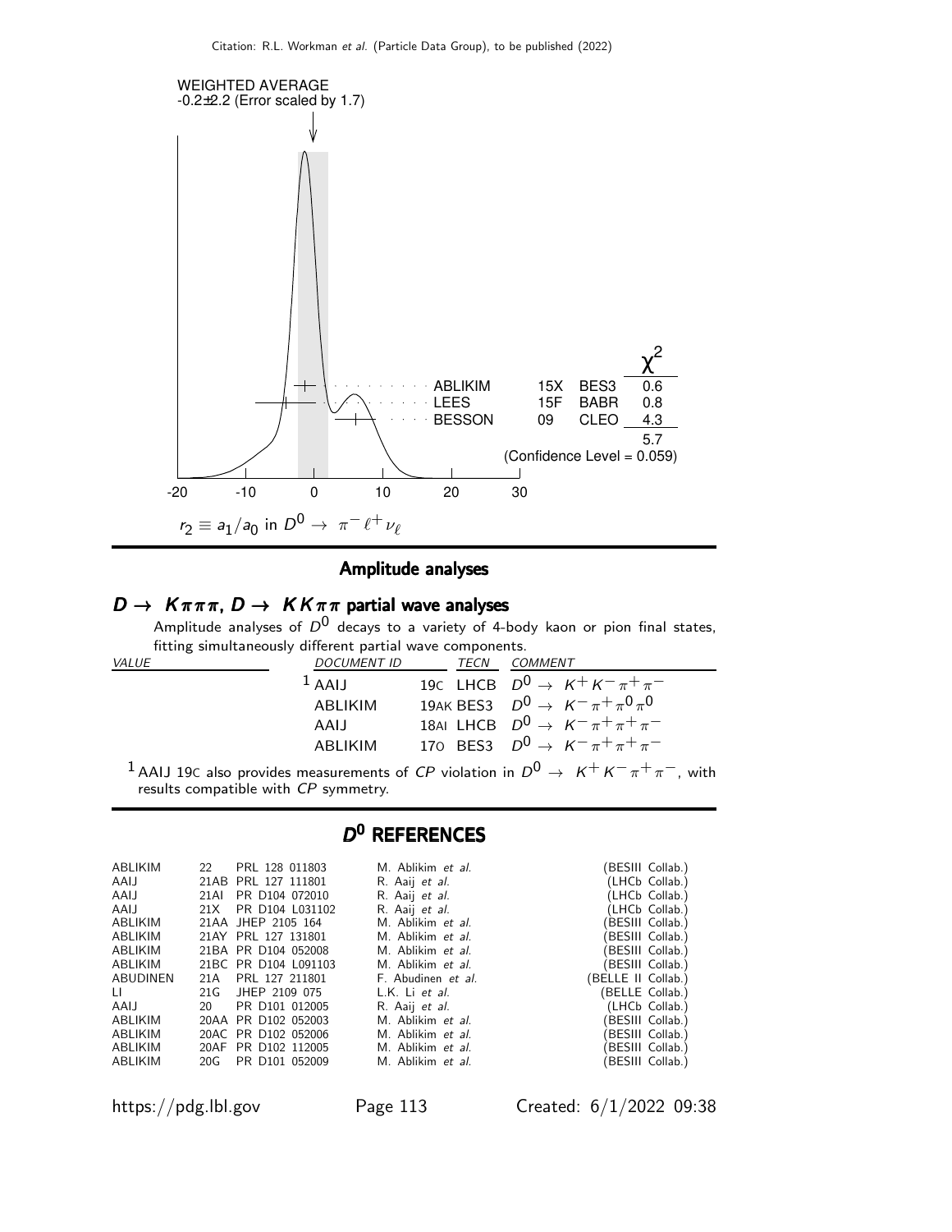WEIGHTED AVERAGE
-0.2±2.2 (Error scaled by 1.7)

| | | | $\chi^2$ |
|---|---|---|---|
| ABLIKIM | 15X | BES3 | 0.6 |
| LEES | 15F | BABR | 0.8 |
| BESSON | 09 | CLEO | 4.3 |
| | | | 5.7 |

(Confidence Level = 0.059)

$r_2 \equiv a_1/a_0$ in $D^0 \rightarrow \pi^- \ell^+ \nu_\ell$

## Amplitude analyses

### $D \rightarrow K\pi\pi\pi$, $D \rightarrow KK\pi\pi$ partial wave analyses

Amplitude analyses of $D^0$ decays to a variety of 4-body kaon or pion final states, fitting simultaneously different partial wave components.

| VALUE | DOCUMENT ID | | TECN | COMMENT |
|---|---|---|---|---|
| | [1] AAIJ | 19C | LHCB | $D^0 \rightarrow K^+ K^- \pi^+ \pi^-$ |
| | ABLIKIM | 19AK | BES3 | $D^0 \rightarrow K^- \pi^+ \pi^0 \pi^0$ |
| | AAIJ | 18AI | LHCB | $D^0 \rightarrow K^- \pi^+ \pi^+ \pi^-$ |
| | ABLIKIM | 17O | BES3 | $D^0 \rightarrow K^- \pi^+ \pi^+ \pi^-$ |

[1] AAIJ 19C also provides measurements of $CP$ violation in $D^0 \rightarrow K^+ K^- \pi^+ \pi^-$, with results compatible with $CP$ symmetry.

## $D^0$ REFERENCES

| | | | | |
|---|---|---|---|---|
| ABLIKIM | 22 | PRL 128 011803 | M. Ablikim *et al.* | (BESIII Collab.) |
| AAIJ | 21AB | PRL 127 111801 | R. Aaij *et al.* | (LHCb Collab.) |
| AAIJ | 21AI | PR D104 072010 | R. Aaij *et al.* | (LHCb Collab.) |
| AAIJ | 21X | PR D104 L031102 | R. Aaij *et al.* | (LHCb Collab.) |
| ABLIKIM | 21AA | JHEP 2105 164 | M. Ablikim *et al.* | (BESIII Collab.) |
| ABLIKIM | 21AY | PRL 127 131801 | M. Ablikim *et al.* | (BESIII Collab.) |
| ABLIKIM | 21BA | PR D104 052008 | M. Ablikim *et al.* | (BESIII Collab.) |
| ABLIKIM | 21BC | PR D104 L091103 | M. Ablikim *et al.* | (BESIII Collab.) |
| ABUDINEN | 21A | PRL 127 211801 | F. Abudinen *et al.* | (BELLE II Collab.) |
| LI | 21G | JHEP 2109 075 | L.K. Li *et al.* | (BELLE Collab.) |
| AAIJ | 20 | PR D101 012005 | R. Aaij *et al.* | (LHCb Collab.) |
| ABLIKIM | 20AA | PR D102 052003 | M. Ablikim *et al.* | (BESIII Collab.) |
| ABLIKIM | 20AC | PR D102 052006 | M. Ablikim *et al.* | (BESIII Collab.) |
| ABLIKIM | 20AF | PR D102 112005 | M. Ablikim *et al.* | (BESIII Collab.) |
| ABLIKIM | 20G | PR D101 052009 | M. Ablikim *et al.* | (BESIII Collab.) |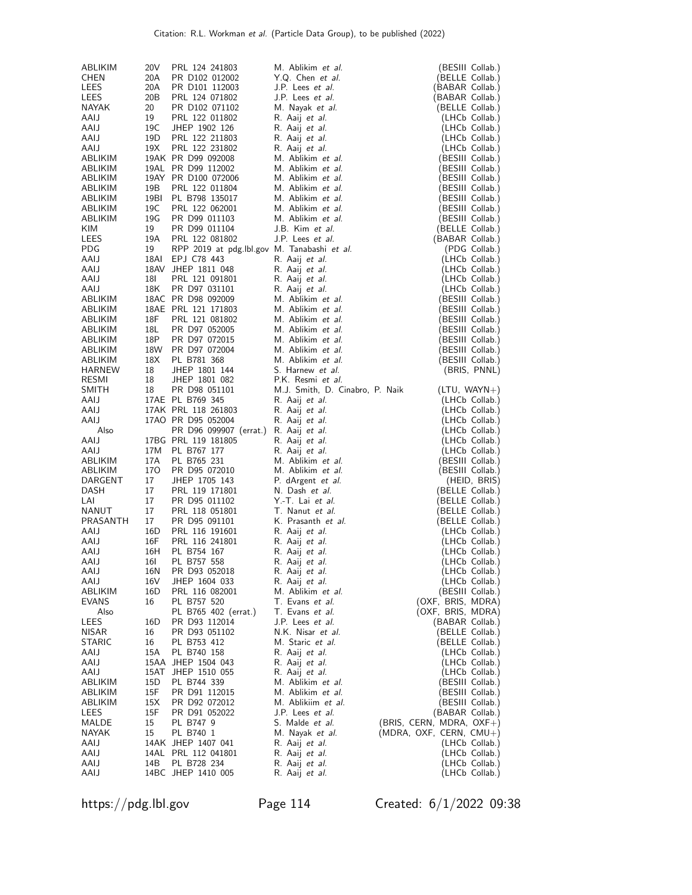| | | | | |
|---|---|---|---|---|
| ABLIKIM | 20V | PRL 124 241803 | M. Ablikim *et al.* | (BESIII Collab.) |
| CHEN | 20A | PR D102 012002 | Y.Q. Chen *et al.* | (BELLE Collab.) |
| LEES | 20A | PR D101 112003 | J.P. Lees *et al.* | (BABAR Collab.) |
| LEES | 20B | PRL 124 071802 | J.P. Lees *et al.* | (BABAR Collab.) |
| NAYAK | 20 | PR D102 071102 | M. Nayak *et al.* | (BELLE Collab.) |
| AAIJ | 19 | PRL 122 011802 | R. Aaij *et al.* | (LHCb Collab.) |
| AAIJ | 19C | JHEP 1902 126 | R. Aaij *et al.* | (LHCb Collab.) |
| AAIJ | 19D | PRL 122 211803 | R. Aaij *et al.* | (LHCb Collab.) |
| AAIJ | 19X | PRL 122 231802 | R. Aaij *et al.* | (LHCb Collab.) |
| ABLIKIM | 19AK | PR D99 092008 | M. Ablikim *et al.* | (BESIII Collab.) |
| ABLIKIM | 19AL | PR D99 112002 | M. Ablikim *et al.* | (BESIII Collab.) |
| ABLIKIM | 19AY | PR D100 072006 | M. Ablikim *et al.* | (BESIII Collab.) |
| ABLIKIM | 19B | PRL 122 011804 | M. Ablikim *et al.* | (BESIII Collab.) |
| ABLIKIM | 19BI | PL B798 135017 | M. Ablikim *et al.* | (BESIII Collab.) |
| ABLIKIM | 19C | PRL 122 062001 | M. Ablikim *et al.* | (BESIII Collab.) |
| ABLIKIM | 19G | PR D99 011103 | M. Ablikim *et al.* | (BESIII Collab.) |
| KIM | 19 | PR D99 011104 | J.B. Kim *et al.* | (BELLE Collab.) |
| LEES | 19A | PRL 122 081802 | J.P. Lees *et al.* | (BABAR Collab.) |
| PDG | 19 | RPP 2019 at pdg.lbl.gov | M. Tanabashi *et al.* | (PDG Collab.) |
| AAIJ | 18AI | EPJ C78 443 | R. Aaij *et al.* | (LHCb Collab.) |
| AAIJ | 18AV | JHEP 1811 048 | R. Aaij *et al.* | (LHCb Collab.) |
| AAIJ | 18I | PRL 121 091801 | R. Aaij *et al.* | (LHCb Collab.) |
| AAIJ | 18K | PR D97 031101 | R. Aaij *et al.* | (LHCb Collab.) |
| ABLIKIM | 18AC | PR D98 092009 | M. Ablikim *et al.* | (BESIII Collab.) |
| ABLIKIM | 18AE | PRL 121 171803 | M. Ablikim *et al.* | (BESIII Collab.) |
| ABLIKIM | 18F | PRL 121 081802 | M. Ablikim *et al.* | (BESIII Collab.) |
| ABLIKIM | 18L | PR D97 052005 | M. Ablikim *et al.* | (BESIII Collab.) |
| ABLIKIM | 18P | PR D97 072015 | M. Ablikim *et al.* | (BESIII Collab.) |
| ABLIKIM | 18W | PR D97 072004 | M. Ablikim *et al.* | (BESIII Collab.) |
| ABLIKIM | 18X | PL B781 368 | M. Ablikim *et al.* | (BESIII Collab.) |
| HARNEW | 18 | JHEP 1801 144 | S. Harnew *et al.* | (BRIS, PNNL) |
| RESMI | 18 | JHEP 1801 082 | P.K. Resmi *et al.* | |
| SMITH | 18 | PR D98 051101 | M.J. Smith, D. Cinabro, P. Naik | (LTU, WAYN+) |
| AAIJ | 17AE | PL B769 345 | R. Aaij *et al.* | (LHCb Collab.) |
| AAIJ | 17AK | PRL 118 261803 | R. Aaij *et al.* | (LHCb Collab.) |
| AAIJ | 17AO | PR D95 052004 | R. Aaij *et al.* | (LHCb Collab.) |
| Also | | PR D96 099907 (errat.) | R. Aaij *et al.* | (LHCb Collab.) |
| AAIJ | 17BG | PRL 119 181805 | R. Aaij *et al.* | (LHCb Collab.) |
| AAIJ | 17M | PL B767 177 | R. Aaij *et al.* | (LHCb Collab.) |
| ABLIKIM | 17A | PL B765 231 | M. Ablikim *et al.* | (BESIII Collab.) |
| ABLIKIM | 17O | PR D95 072010 | M. Ablikim *et al.* | (BESIII Collab.) |
| DARGENT | 17 | JHEP 1705 143 | P. dArgent *et al.* | (HEID, BRIS) |
| DASH | 17 | PRL 119 171801 | N. Dash *et al.* | (BELLE Collab.) |
| LAI | 17 | PR D95 011102 | Y.-T. Lai *et al.* | (BELLE Collab.) |
| NANUT | 17 | PRL 118 051801 | T. Nanut *et al.* | (BELLE Collab.) |
| PRASANTH | 17 | PR D95 091101 | K. Prasanth *et al.* | (BELLE Collab.) |
| AAIJ | 16D | PRL 116 191601 | R. Aaij *et al.* | (LHCb Collab.) |
| AAIJ | 16F | PRL 116 241801 | R. Aaij *et al.* | (LHCb Collab.) |
| AAIJ | 16H | PL B754 167 | R. Aaij *et al.* | (LHCb Collab.) |
| AAIJ | 16I | PL B757 558 | R. Aaij *et al.* | (LHCb Collab.) |
| AAIJ | 16N | PR D93 052018 | R. Aaij *et al.* | (LHCb Collab.) |
| AAIJ | 16V | JHEP 1604 033 | R. Aaij *et al.* | (LHCb Collab.) |
| ABLIKIM | 16D | PRL 116 082001 | M. Ablikim *et al.* | (BESIII Collab.) |
| EVANS | 16 | PL B757 520 | T. Evans *et al.* | (OXF, BRIS, MDRA) |
| Also | | PL B765 402 (errat.) | T. Evans *et al.* | (OXF, BRIS, MDRA) |
| LEES | 16D | PR D93 112014 | J.P. Lees *et al.* | (BABAR Collab.) |
| NISAR | 16 | PR D93 051102 | N.K. Nisar *et al.* | (BELLE Collab.) |
| STARIC | 16 | PL B753 412 | M. Staric *et al.* | (BELLE Collab.) |
| AAIJ | 15A | PL B740 158 | R. Aaij *et al.* | (LHCb Collab.) |
| AAIJ | 15AA | JHEP 1504 043 | R. Aaij *et al.* | (LHCb Collab.) |
| AAIJ | 15AT | JHEP 1510 055 | R. Aaij *et al.* | (LHCb Collab.) |
| ABLIKIM | 15D | PL B744 339 | M. Ablikim *et al.* | (BESIII Collab.) |
| ABLIKIM | 15F | PR D91 112015 | M. Ablikim *et al.* | (BESIII Collab.) |
| ABLIKIM | 15X | PR D92 072012 | M. Ablikiim *et al.* | (BESIII Collab.) |
| LEES | 15F | PR D91 052022 | J.P. Lees *et al.* | (BABAR Collab.) |
| MALDE | 15 | PL B747 9 | S. Malde *et al.* | (BRIS, CERN, MDRA, OXF+) |
| NAYAK | 15 | PL B740 1 | M. Nayak *et al.* | (MDRA, OXF, CERN, CMU+) |
| AAIJ | 14AK | JHEP 1407 041 | R. Aaij *et al.* | (LHCb Collab.) |
| AAIJ | 14AL | PRL 112 041801 | R. Aaij *et al.* | (LHCb Collab.) |
| AAIJ | 14B | PL B728 234 | R. Aaij *et al.* | (LHCb Collab.) |
| AAIJ | 14BC | JHEP 1410 005 | R. Aaij *et al.* | (LHCb Collab.) |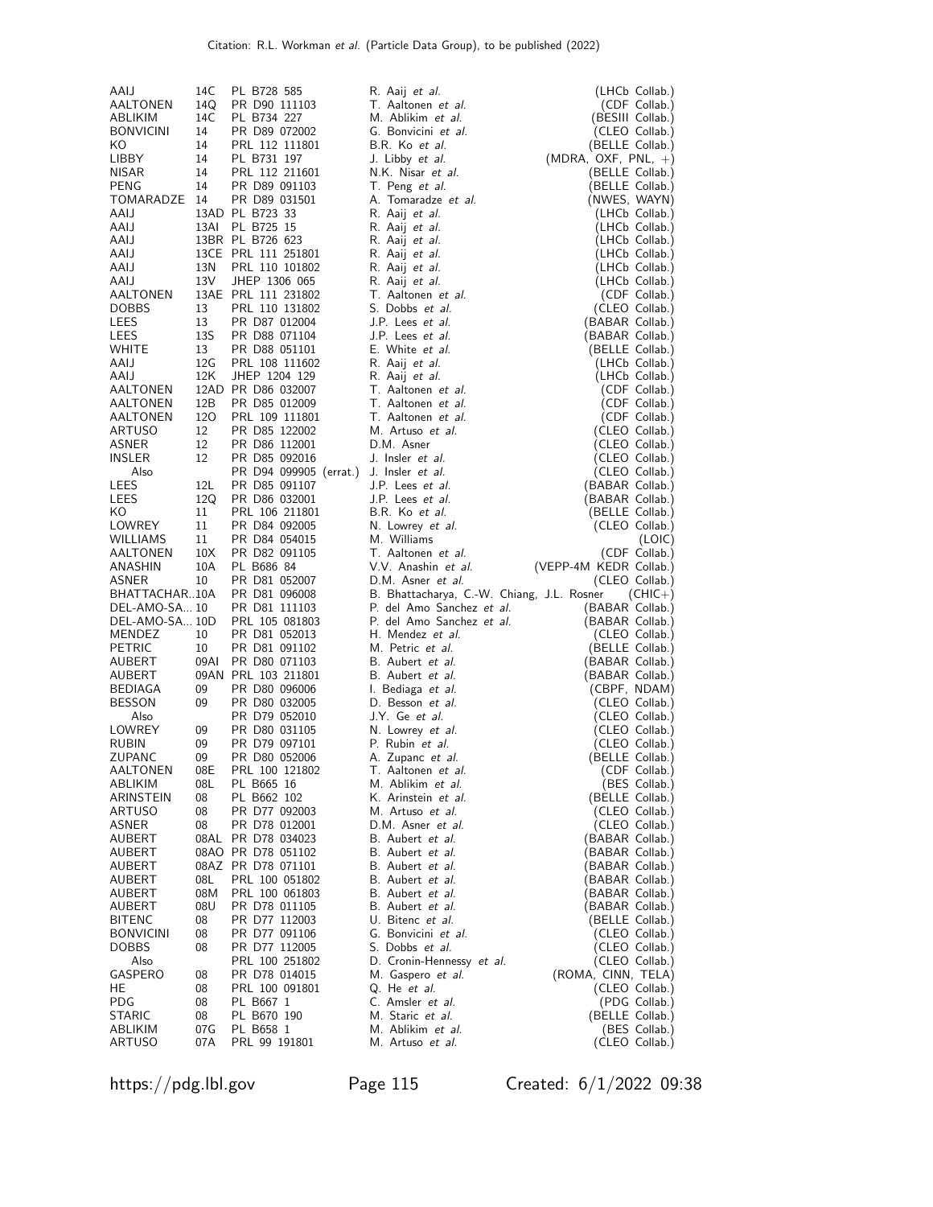| | | | | |
|---|---|---|---|---|
| AAIJ | 14C | PL B728 585 | R. Aaij *et al.* | (LHCb Collab.) |
| AALTONEN | 14Q | PR D90 111103 | T. Aaltonen *et al.* | (CDF Collab.) |
| ABLIKIM | 14C | PL B734 227 | M. Ablikim *et al.* | (BESIII Collab.) |
| BONVICINI | 14 | PR D89 072002 | G. Bonvicini *et al.* | (CLEO Collab.) |
| KO | 14 | PRL 112 111801 | B.R. Ko *et al.* | (BELLE Collab.) |
| LIBBY | 14 | PL B731 197 | J. Libby *et al.* | (MDRA, OXF, PNL, +) |
| NISAR | 14 | PRL 112 211601 | N.K. Nisar *et al.* | (BELLE Collab.) |
| PENG | 14 | PR D89 091103 | T. Peng *et al.* | (BELLE Collab.) |
| TOMARADZE | 14 | PR D89 031501 | A. Tomaradze *et al.* | (NWES, WAYN) |
| AAIJ | 13AD | PL B723 33 | R. Aaij *et al.* | (LHCb Collab.) |
| AAIJ | 13AI | PL B725 15 | R. Aaij *et al.* | (LHCb Collab.) |
| AAIJ | 13BR | PL B726 623 | R. Aaij *et al.* | (LHCb Collab.) |
| AAIJ | 13CE | PRL 111 251801 | R. Aaij *et al.* | (LHCb Collab.) |
| AAIJ | 13N | PRL 110 101802 | R. Aaij *et al.* | (LHCb Collab.) |
| AAIJ | 13V | JHEP 1306 065 | R. Aaij *et al.* | (LHCb Collab.) |
| AALTONEN | 13AE | PRL 111 231802 | T. Aaltonen *et al.* | (CDF Collab.) |
| DOBBS | 13 | PRL 110 131802 | S. Dobbs *et al.* | (CLEO Collab.) |
| LEES | 13 | PR D87 012004 | J.P. Lees *et al.* | (BABAR Collab.) |
| LEES | 13S | PR D88 071104 | J.P. Lees *et al.* | (BABAR Collab.) |
| WHITE | 13 | PR D88 051101 | E. White *et al.* | (BELLE Collab.) |
| AAIJ | 12G | PRL 108 111602 | R. Aaij *et al.* | (LHCb Collab.) |
| AAIJ | 12K | JHEP 1204 129 | R. Aaij *et al.* | (LHCb Collab.) |
| AALTONEN | 12AD | PR D86 032007 | T. Aaltonen *et al.* | (CDF Collab.) |
| AALTONEN | 12B | PR D85 012009 | T. Aaltonen *et al.* | (CDF Collab.) |
| AALTONEN | 12O | PRL 109 111801 | T. Aaltonen *et al.* | (CDF Collab.) |
| ARTUSO | 12 | PR D85 122002 | M. Artuso *et al.* | (CLEO Collab.) |
| ASNER | 12 | PR D86 112001 | D.M. Asner | (CLEO Collab.) |
| INSLER | 12 | PR D85 092016 | J. Insler *et al.* | (CLEO Collab.) |
| Also | | PR D94 099905 (errat.) | J. Insler *et al.* | (CLEO Collab.) |
| LEES | 12L | PR D85 091107 | J.P. Lees *et al.* | (BABAR Collab.) |
| LEES | 12Q | PR D86 032001 | J.P. Lees *et al.* | (BABAR Collab.) |
| KO | 11 | PRL 106 211801 | B.R. Ko *et al.* | (BELLE Collab.) |
| LOWREY | 11 | PR D84 092005 | N. Lowrey *et al.* | (CLEO Collab.) |
| WILLIAMS | 11 | PR D84 054015 | M. Williams | (LOIC) |
| AALTONEN | 10X | PR D82 091105 | T. Aaltonen *et al.* | (CDF Collab.) |
| ANASHIN | 10A | PL B686 84 | V.V. Anashin *et al.* | (VEPP-4M KEDR Collab.) |
| ASNER | 10 | PR D81 052007 | D.M. Asner *et al.* | (CLEO Collab.) |
| BHATTACHAR... | 10A | PR D81 096008 | B. Bhattacharya, C.-W. Chiang, J.L. Rosner | (CHIC+) |
| DEL-AMO-SA... | 10 | PR D81 111103 | P. del Amo Sanchez *et al.* | (BABAR Collab.) |
| DEL-AMO-SA... | 10D | PRL 105 081803 | P. del Amo Sanchez *et al.* | (BABAR Collab.) |
| MENDEZ | 10 | PR D81 052013 | H. Mendez *et al.* | (CLEO Collab.) |
| PETRIC | 10 | PR D81 091102 | M. Petric *et al.* | (BELLE Collab.) |
| AUBERT | 09AI | PR D80 071103 | B. Aubert *et al.* | (BABAR Collab.) |
| AUBERT | 09AN | PRL 103 211801 | B. Aubert *et al.* | (BABAR Collab.) |
| BEDIAGA | 09 | PR D80 096006 | I. Bediaga *et al.* | (CBPF, NDAM) |
| BESSON | 09 | PR D80 032005 | D. Besson *et al.* | (CLEO Collab.) |
| Also | | PR D79 052010 | J.Y. Ge *et al.* | (CLEO Collab.) |
| LOWREY | 09 | PR D80 031105 | N. Lowrey *et al.* | (CLEO Collab.) |
| RUBIN | 09 | PR D79 097101 | P. Rubin *et al.* | (CLEO Collab.) |
| ZUPANC | 09 | PR D80 052006 | A. Zupanc *et al.* | (BELLE Collab.) |
| AALTONEN | 08E | PRL 100 121802 | T. Aaltonen *et al.* | (CDF Collab.) |
| ABLIKIM | 08L | PL B665 16 | M. Ablikim *et al.* | (BES Collab.) |
| ARINSTEIN | 08 | PL B662 102 | K. Arinstein *et al.* | (BELLE Collab.) |
| ARTUSO | 08 | PR D77 092003 | M. Artuso *et al.* | (CLEO Collab.) |
| ASNER | 08 | PR D78 012001 | D.M. Asner *et al.* | (CLEO Collab.) |
| AUBERT | 08AL | PR D78 034023 | B. Aubert *et al.* | (BABAR Collab.) |
| AUBERT | 08AO | PR D78 051102 | B. Aubert *et al.* | (BABAR Collab.) |
| AUBERT | 08AZ | PR D78 071101 | B. Aubert *et al.* | (BABAR Collab.) |
| AUBERT | 08L | PRL 100 051802 | B. Aubert *et al.* | (BABAR Collab.) |
| AUBERT | 08M | PRL 100 061803 | B. Aubert *et al.* | (BABAR Collab.) |
| AUBERT | 08U | PR D78 011105 | B. Aubert *et al.* | (BABAR Collab.) |
| BITENC | 08 | PR D77 112003 | U. Bitenc *et al.* | (BELLE Collab.) |
| BONVICINI | 08 | PR D77 091106 | G. Bonvicini *et al.* | (CLEO Collab.) |
| DOBBS | 08 | PR D77 112005 | S. Dobbs *et al.* | (CLEO Collab.) |
| Also | | PRL 100 251802 | D. Cronin-Hennessy *et al.* | (CLEO Collab.) |
| GASPERO | 08 | PR D78 014015 | M. Gaspero *et al.* | (ROMA, CINN, TELA) |
| HE | 08 | PRL 100 091801 | Q. He *et al.* | (CLEO Collab.) |
| PDG | 08 | PL B667 1 | C. Amsler *et al.* | (PDG Collab.) |
| STARIC | 08 | PL B670 190 | M. Staric *et al.* | (BELLE Collab.) |
| ABLIKIM | 07G | PL B658 1 | M. Ablikim *et al.* | (BES Collab.) |
| ARTUSO | 07A | PRL 99 191801 | M. Artuso *et al.* | (CLEO Collab.) |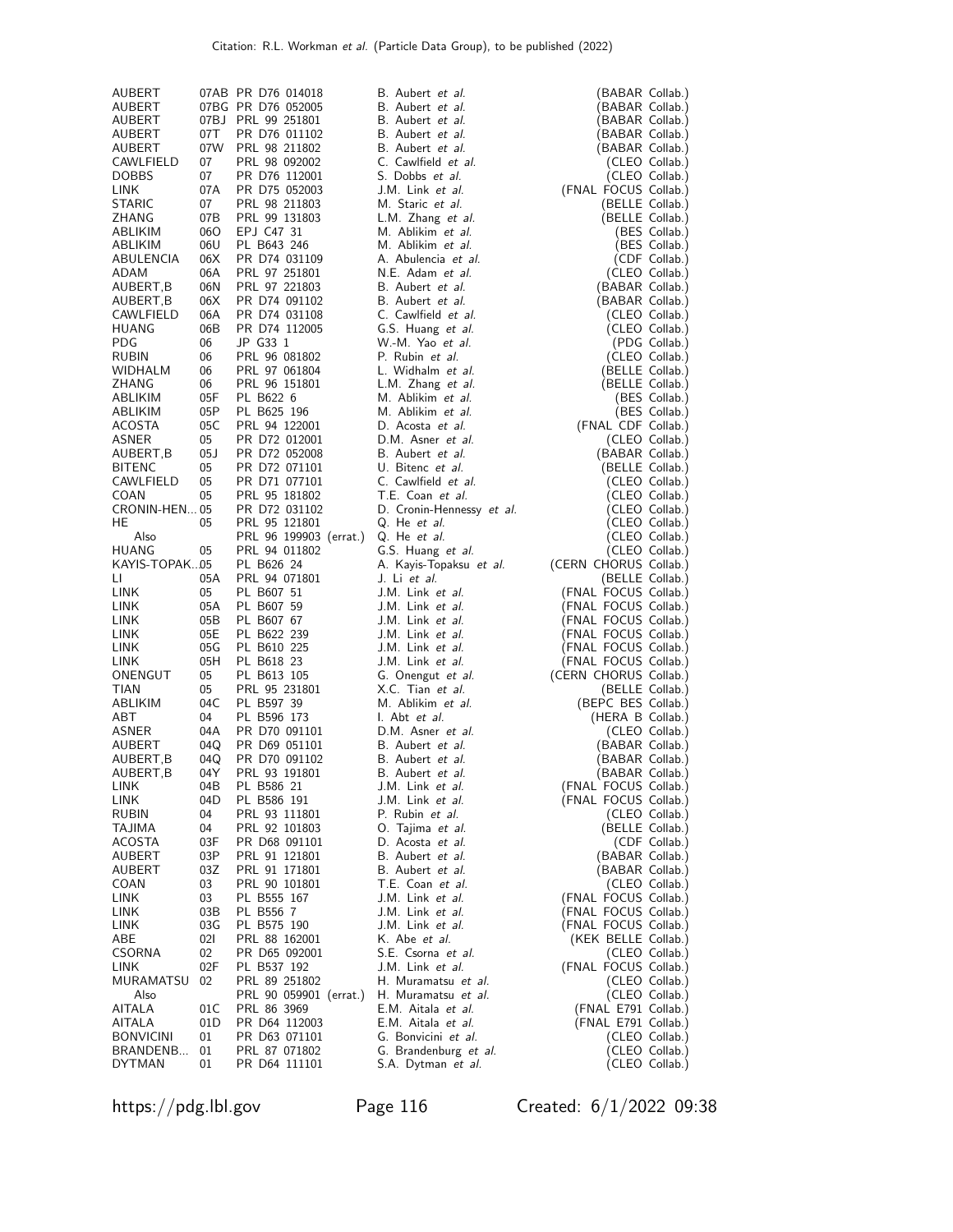| | | | | |
|---|---|---|---|---|
| AUBERT | 07AB | PR D76 014018 | B. Aubert *et al.* | (BABAR Collab.) |
| AUBERT | 07BG | PR D76 052005 | B. Aubert *et al.* | (BABAR Collab.) |
| AUBERT | 07BJ | PRL 99 251801 | B. Aubert *et al.* | (BABAR Collab.) |
| AUBERT | 07T | PR D76 011102 | B. Aubert *et al.* | (BABAR Collab.) |
| AUBERT | 07W | PRL 98 211802 | B. Aubert *et al.* | (BABAR Collab.) |
| CAWLFIELD | 07 | PRL 98 092002 | C. Cawlfield *et al.* | (CLEO Collab.) |
| DOBBS | 07 | PR D76 112001 | S. Dobbs *et al.* | (CLEO Collab.) |
| LINK | 07A | PR D75 052003 | J.M. Link *et al.* | (FNAL FOCUS Collab.) |
| STARIC | 07 | PRL 98 211803 | M. Staric *et al.* | (BELLE Collab.) |
| ZHANG | 07B | PRL 99 131803 | L.M. Zhang *et al.* | (BELLE Collab.) |
| ABLIKIM | 06O | EPJ C47 31 | M. Ablikim *et al.* | (BES Collab.) |
| ABLIKIM | 06U | PL B643 246 | M. Ablikim *et al.* | (BES Collab.) |
| ABULENCIA | 06X | PR D74 031109 | A. Abulencia *et al.* | (CDF Collab.) |
| ADAM | 06A | PRL 97 251801 | N.E. Adam *et al.* | (CLEO Collab.) |
| AUBERT,B | 06N | PRL 97 221803 | B. Aubert *et al.* | (BABAR Collab.) |
| AUBERT,B | 06X | PR D74 091102 | B. Aubert *et al.* | (BABAR Collab.) |
| CAWLFIELD | 06A | PR D74 031108 | C. Cawlfield *et al.* | (CLEO Collab.) |
| HUANG | 06B | PR D74 112005 | G.S. Huang *et al.* | (CLEO Collab.) |
| PDG | 06 | JP G33 1 | W.-M. Yao *et al.* | (PDG Collab.) |
| RUBIN | 06 | PRL 96 081802 | P. Rubin *et al.* | (CLEO Collab.) |
| WIDHALM | 06 | PRL 97 061804 | L. Widhalm *et al.* | (BELLE Collab.) |
| ZHANG | 06 | PRL 96 151801 | L.M. Zhang *et al.* | (BELLE Collab.) |
| ABLIKIM | 05F | PL B622 6 | M. Ablikim *et al.* | (BES Collab.) |
| ABLIKIM | 05P | PL B625 196 | M. Ablikim *et al.* | (BES Collab.) |
| ACOSTA | 05C | PRL 94 122001 | D. Acosta *et al.* | (FNAL CDF Collab.) |
| ASNER | 05 | PR D72 012001 | D.M. Asner *et al.* | (CLEO Collab.) |
| AUBERT,B | 05J | PR D72 052008 | B. Aubert *et al.* | (BABAR Collab.) |
| BITENC | 05 | PR D72 071101 | U. Bitenc *et al.* | (BELLE Collab.) |
| CAWLFIELD | 05 | PR D71 077101 | C. Cawlfield *et al.* | (CLEO Collab.) |
| COAN | 05 | PRL 95 181802 | T.E. Coan *et al.* | (CLEO Collab.) |
| CRONIN-HEN... | 05 | PR D72 031102 | D. Cronin-Hennessy *et al.* | (CLEO Collab.) |
| HE | 05 | PRL 95 121801 | Q. He *et al.* | (CLEO Collab.) |
| Also | | PRL 96 199903 (errat.) | Q. He *et al.* | (CLEO Collab.) |
| HUANG | 05 | PRL 94 011802 | G.S. Huang *et al.* | (CLEO Collab.) |
| KAYIS-TOPAK... | 05 | PL B626 24 | A. Kayis-Topaksu *et al.* | (CERN CHORUS Collab.) |
| LI | 05A | PRL 94 071801 | J. Li *et al.* | (BELLE Collab.) |
| LINK | 05 | PL B607 51 | J.M. Link *et al.* | (FNAL FOCUS Collab.) |
| LINK | 05A | PL B607 59 | J.M. Link *et al.* | (FNAL FOCUS Collab.) |
| LINK | 05B | PL B607 67 | J.M. Link *et al.* | (FNAL FOCUS Collab.) |
| LINK | 05E | PL B622 239 | J.M. Link *et al.* | (FNAL FOCUS Collab.) |
| LINK | 05G | PL B610 225 | J.M. Link *et al.* | (FNAL FOCUS Collab.) |
| LINK | 05H | PL B618 23 | J.M. Link *et al.* | (FNAL FOCUS Collab.) |
| ONENGUT | 05 | PL B613 105 | G. Onengut *et al.* | (CERN CHORUS Collab.) |
| TIAN | 05 | PRL 95 231801 | X.C. Tian *et al.* | (BELLE Collab.) |
| ABLIKIM | 04C | PL B597 39 | M. Ablikim *et al.* | (BEPC BES Collab.) |
| ABT | 04 | PL B596 173 | I. Abt *et al.* | (HERA B Collab.) |
| ASNER | 04A | PR D70 091101 | D.M. Asner *et al.* | (CLEO Collab.) |
| AUBERT | 04Q | PR D69 051101 | B. Aubert *et al.* | (BABAR Collab.) |
| AUBERT,B | 04Q | PR D70 091102 | B. Aubert *et al.* | (BABAR Collab.) |
| AUBERT,B | 04Y | PRL 93 191801 | B. Aubert *et al.* | (BABAR Collab.) |
| LINK | 04B | PL B586 21 | J.M. Link *et al.* | (FNAL FOCUS Collab.) |
| LINK | 04D | PL B586 191 | J.M. Link *et al.* | (FNAL FOCUS Collab.) |
| RUBIN | 04 | PRL 93 111801 | P. Rubin *et al.* | (CLEO Collab.) |
| TAJIMA | 04 | PRL 92 101803 | O. Tajima *et al.* | (BELLE Collab.) |
| ACOSTA | 03F | PR D68 091101 | D. Acosta *et al.* | (CDF Collab.) |
| AUBERT | 03P | PRL 91 121801 | B. Aubert *et al.* | (BABAR Collab.) |
| AUBERT | 03Z | PRL 91 171801 | B. Aubert *et al.* | (BABAR Collab.) |
| COAN | 03 | PRL 90 101801 | T.E. Coan *et al.* | (CLEO Collab.) |
| LINK | 03 | PL B555 167 | J.M. Link *et al.* | (FNAL FOCUS Collab.) |
| LINK | 03B | PL B556 7 | J.M. Link *et al.* | (FNAL FOCUS Collab.) |
| LINK | 03G | PL B575 190 | J.M. Link *et al.* | (FNAL FOCUS Collab.) |
| ABE | 02I | PRL 88 162001 | K. Abe *et al.* | (KEK BELLE Collab.) |
| CSORNA | 02 | PR D65 092001 | S.E. Csorna *et al.* | (CLEO Collab.) |
| LINK | 02F | PL B537 192 | J.M. Link *et al.* | (FNAL FOCUS Collab.) |
| MURAMATSU | 02 | PRL 89 251802 | H. Muramatsu *et al.* | (CLEO Collab.) |
| Also | | PRL 90 059901 (errat.) | H. Muramatsu *et al.* | (CLEO Collab.) |
| AITALA | 01C | PRL 86 3969 | E.M. Aitala *et al.* | (FNAL E791 Collab.) |
| AITALA | 01D | PR D64 112003 | E.M. Aitala *et al.* | (FNAL E791 Collab.) |
| BONVICINI | 01 | PR D63 071101 | G. Bonvicini *et al.* | (CLEO Collab.) |
| BRANDENB... | 01 | PRL 87 071802 | G. Brandenburg *et al.* | (CLEO Collab.) |
| DYTMAN | 01 | PR D64 111101 | S.A. Dytman *et al.* | (CLEO Collab.) |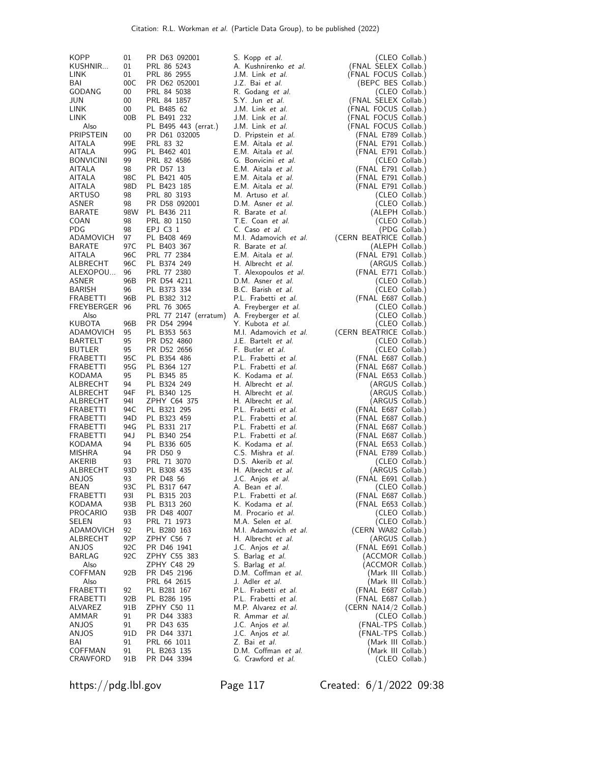| | | | | |
|---|---|---|---|---|
| KOPP | 01 | PR D63 092001 | S. Kopp *et al.* | (CLEO Collab.) |
| KUSHNIR... | 01 | PRL 86 5243 | A. Kushnirenko *et al.* | (FNAL SELEX Collab.) |
| LINK | 01 | PRL 86 2955 | J.M. Link *et al.* | (FNAL FOCUS Collab.) |
| BAI | 00C | PR D62 052001 | J.Z. Bai *et al.* | (BEPC BES Collab.) |
| GODANG | 00 | PRL 84 5038 | R. Godang *et al.* | (CLEO Collab.) |
| JUN | 00 | PRL 84 1857 | S.Y. Jun *et al.* | (FNAL SELEX Collab.) |
| LINK | 00 | PL B485 62 | J.M. Link *et al.* | (FNAL FOCUS Collab.) |
| LINK | 00B | PL B491 232 | J.M. Link *et al.* | (FNAL FOCUS Collab.) |
| Also | | PL B495 443 (errat.) | J.M. Link *et al.* | (FNAL FOCUS Collab.) |
| PRIPSTEIN | 00 | PR D61 032005 | D. Pripstein *et al.* | (FNAL E789 Collab.) |
| AITALA | 99E | PRL 83 32 | E.M. Aitala *et al.* | (FNAL E791 Collab.) |
| AITALA | 99G | PL B462 401 | E.M. Aitala *et al.* | (FNAL E791 Collab.) |
| BONVICINI | 99 | PRL 82 4586 | G. Bonvicini *et al.* | (CLEO Collab.) |
| AITALA | 98 | PR D57 13 | E.M. Aitala *et al.* | (FNAL E791 Collab.) |
| AITALA | 98C | PL B421 405 | E.M. Aitala *et al.* | (FNAL E791 Collab.) |
| AITALA | 98D | PL B423 185 | E.M. Aitala *et al.* | (FNAL E791 Collab.) |
| ARTUSO | 98 | PRL 80 3193 | M. Artuso *et al.* | (CLEO Collab.) |
| ASNER | 98 | PR D58 092001 | D.M. Asner *et al.* | (CLEO Collab.) |
| BARATE | 98W | PL B436 211 | R. Barate *et al.* | (ALEPH Collab.) |
| COAN | 98 | PRL 80 1150 | T.E. Coan *et al.* | (CLEO Collab.) |
| PDG | 98 | EPJ C3 1 | C. Caso *et al.* | (PDG Collab.) |
| ADAMOVICH | 97 | PL B408 469 | M.I. Adamovich *et al.* | (CERN BEATRICE Collab.) |
| BARATE | 97C | PL B403 367 | R. Barate *et al.* | (ALEPH Collab.) |
| AITALA | 96C | PRL 77 2384 | E.M. Aitala *et al.* | (FNAL E791 Collab.) |
| ALBRECHT | 96C | PL B374 249 | H. Albrecht *et al.* | (ARGUS Collab.) |
| ALEXOPOU... | 96 | PRL 77 2380 | T. Alexopoulos *et al.* | (FNAL E771 Collab.) |
| ASNER | 96B | PR D54 4211 | D.M. Asner *et al.* | (CLEO Collab.) |
| BARISH | 96 | PL B373 334 | B.C. Barish *et al.* | (CLEO Collab.) |
| FRABETTI | 96B | PL B382 312 | P.L. Frabetti *et al.* | (FNAL E687 Collab.) |
| FREYBERGER | 96 | PRL 76 3065 | A. Freyberger *et al.* | (CLEO Collab.) |
| Also | | PRL 77 2147 (erratum) | A. Freyberger *et al.* | (CLEO Collab.) |
| KUBOTA | 96B | PR D54 2994 | Y. Kubota *et al.* | (CLEO Collab.) |
| ADAMOVICH | 95 | PL B353 563 | M.I. Adamovich *et al.* | (CERN BEATRICE Collab.) |
| BARTELT | 95 | PR D52 4860 | J.E. Bartelt *et al.* | (CLEO Collab.) |
| BUTLER | 95 | PR D52 2656 | F. Butler *et al.* | (CLEO Collab.) |
| FRABETTI | 95C | PL B354 486 | P.L. Frabetti *et al.* | (FNAL E687 Collab.) |
| FRABETTI | 95G | PL B364 127 | P.L. Frabetti *et al.* | (FNAL E687 Collab.) |
| KODAMA | 95 | PL B345 85 | K. Kodama *et al.* | (FNAL E653 Collab.) |
| ALBRECHT | 94 | PL B324 249 | H. Albrecht *et al.* | (ARGUS Collab.) |
| ALBRECHT | 94F | PL B340 125 | H. Albrecht *et al.* | (ARGUS Collab.) |
| ALBRECHT | 94I | ZPHY C64 375 | H. Albrecht *et al.* | (ARGUS Collab.) |
| FRABETTI | 94C | PL B321 295 | P.L. Frabetti *et al.* | (FNAL E687 Collab.) |
| FRABETTI | 94D | PL B323 459 | P.L. Frabetti *et al.* | (FNAL E687 Collab.) |
| FRABETTI | 94G | PL B331 217 | P.L. Frabetti *et al.* | (FNAL E687 Collab.) |
| FRABETTI | 94J | PL B340 254 | P.L. Frabetti *et al.* | (FNAL E687 Collab.) |
| KODAMA | 94 | PL B336 605 | K. Kodama *et al.* | (FNAL E653 Collab.) |
| MISHRA | 94 | PR D50 9 | C.S. Mishra *et al.* | (FNAL E789 Collab.) |
| AKERIB | 93 | PRL 71 3070 | D.S. Akerib *et al.* | (CLEO Collab.) |
| ALBRECHT | 93D | PL B308 435 | H. Albrecht *et al.* | (ARGUS Collab.) |
| ANJOS | 93 | PR D48 56 | J.C. Anjos *et al.* | (FNAL E691 Collab.) |
| BEAN | 93C | PL B317 647 | A. Bean *et al.* | (CLEO Collab.) |
| FRABETTI | 93I | PL B315 203 | P.L. Frabetti *et al.* | (FNAL E687 Collab.) |
| KODAMA | 93B | PL B313 260 | K. Kodama *et al.* | (FNAL E653 Collab.) |
| PROCARIO | 93B | PR D48 4007 | M. Procario *et al.* | (CLEO Collab.) |
| SELEN | 93 | PRL 71 1973 | M.A. Selen *et al.* | (CLEO Collab.) |
| ADAMOVICH | 92 | PL B280 163 | M.I. Adamovich *et al.* | (CERN WA82 Collab.) |
| ALBRECHT | 92P | ZPHY C56 7 | H. Albrecht *et al.* | (ARGUS Collab.) |
| ANJOS | 92C | PR D46 1941 | J.C. Anjos *et al.* | (FNAL E691 Collab.) |
| BARLAG | 92C | ZPHY C55 383 | S. Barlag *et al.* | (ACCMOR Collab.) |
| Also | | ZPHY C48 29 | S. Barlag *et al.* | (ACCMOR Collab.) |
| COFFMAN | 92B | PR D45 2196 | D.M. Coffman *et al.* | (Mark III Collab.) |
| Also | | PRL 64 2615 | J. Adler *et al.* | (Mark III Collab.) |
| FRABETTI | 92 | PL B281 167 | P.L. Frabetti *et al.* | (FNAL E687 Collab.) |
| FRABETTI | 92B | PL B286 195 | P.L. Frabetti *et al.* | (FNAL E687 Collab.) |
| ALVAREZ | 91B | ZPHY C50 11 | M.P. Alvarez *et al.* | (CERN NA14/2 Collab.) |
| AMMAR | 91 | PR D44 3383 | R. Ammar *et al.* | (CLEO Collab.) |
| ANJOS | 91 | PR D43 635 | J.C. Anjos *et al.* | (FNAL-TPS Collab.) |
| ANJOS | 91D | PR D44 3371 | J.C. Anjos *et al.* | (FNAL-TPS Collab.) |
| BAI | 91 | PRL 66 1011 | Z. Bai *et al.* | (Mark III Collab.) |
| COFFMAN | 91 | PL B263 135 | D.M. Coffman *et al.* | (Mark III Collab.) |
| CRAWFORD | 91B | PR D44 3394 | G. Crawford *et al.* | (CLEO Collab.) |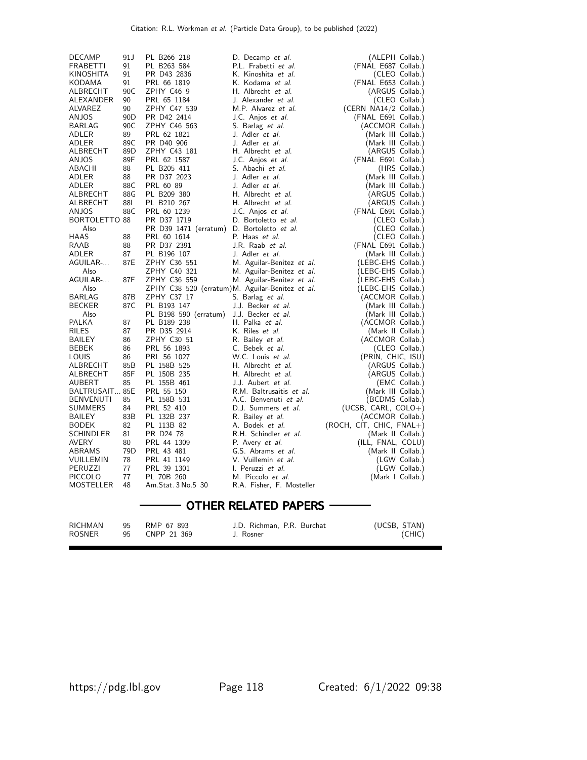| | | | | |
|---|---|---|---|---|
| DECAMP | 91J | PL B266 218 | D. Decamp *et al.* | (ALEPH Collab.) |
| FRABETTI | 91 | PL B263 584 | P.L. Frabetti *et al.* | (FNAL E687 Collab.) |
| KINOSHITA | 91 | PR D43 2836 | K. Kinoshita *et al.* | (CLEO Collab.) |
| KODAMA | 91 | PRL 66 1819 | K. Kodama *et al.* | (FNAL E653 Collab.) |
| ALBRECHT | 90C | ZPHY C46 9 | H. Albrecht *et al.* | (ARGUS Collab.) |
| ALEXANDER | 90 | PRL 65 1184 | J. Alexander *et al.* | (CLEO Collab.) |
| ALVAREZ | 90 | ZPHY C47 539 | M.P. Alvarez *et al.* | (CERN NA14/2 Collab.) |
| ANJOS | 90D | PR D42 2414 | J.C. Anjos *et al.* | (FNAL E691 Collab.) |
| BARLAG | 90C | ZPHY C46 563 | S. Barlag *et al.* | (ACCMOR Collab.) |
| ADLER | 89 | PRL 62 1821 | J. Adler *et al.* | (Mark III Collab.) |
| ADLER | 89C | PR D40 906 | J. Adler *et al.* | (Mark III Collab.) |
| ALBRECHT | 89D | ZPHY C43 181 | H. Albrecht *et al.* | (ARGUS Collab.) |
| ANJOS | 89F | PRL 62 1587 | J.C. Anjos *et al.* | (FNAL E691 Collab.) |
| ABACHI | 88 | PL B205 411 | S. Abachi *et al.* | (HRS Collab.) |
| ADLER | 88 | PR D37 2023 | J. Adler *et al.* | (Mark III Collab.) |
| ADLER | 88C | PRL 60 89 | J. Adler *et al.* | (Mark III Collab.) |
| ALBRECHT | 88G | PL B209 380 | H. Albrecht *et al.* | (ARGUS Collab.) |
| ALBRECHT | 88I | PL B210 267 | H. Albrecht *et al.* | (ARGUS Collab.) |
| ANJOS | 88C | PRL 60 1239 | J.C. Anjos *et al.* | (FNAL E691 Collab.) |
| BORTOLETTO | 88 | PR D37 1719 | D. Bortoletto *et al.* | (CLEO Collab.) |
| Also | | PR D39 1471 (erratum) | D. Bortoletto *et al.* | (CLEO Collab.) |
| HAAS | 88 | PRL 60 1614 | P. Haas *et al.* | (CLEO Collab.) |
| RAAB | 88 | PR D37 2391 | J.R. Raab *et al.* | (FNAL E691 Collab.) |
| ADLER | 87 | PL B196 107 | J. Adler *et al.* | (Mark III Collab.) |
| AGUILAR-... | 87E | ZPHY C36 551 | M. Aguilar-Benitez *et al.* | (LEBC-EHS Collab.) |
| Also | | ZPHY C40 321 | M. Aguilar-Benitez *et al.* | (LEBC-EHS Collab.) |
| AGUILAR-... | 87F | ZPHY C36 559 | M. Aguilar-Benitez *et al.* | (LEBC-EHS Collab.) |
| Also | | ZPHY C38 520 (erratum) | M. Aguilar-Benitez *et al.* | (LEBC-EHS Collab.) |
| BARLAG | 87B | ZPHY C37 17 | S. Barlag *et al.* | (ACCMOR Collab.) |
| BECKER | 87C | PL B193 147 | J.J. Becker *et al.* | (Mark III Collab.) |
| Also | | PL B198 590 (erratum) | J.J. Becker *et al.* | (Mark III Collab.) |
| PALKA | 87 | PL B189 238 | H. Palka *et al.* | (ACCMOR Collab.) |
| RILES | 87 | PR D35 2914 | K. Riles *et al.* | (Mark II Collab.) |
| BAILEY | 86 | ZPHY C30 51 | R. Bailey *et al.* | (ACCMOR Collab.) |
| BEBEK | 86 | PRL 56 1893 | C. Bebek *et al.* | (CLEO Collab.) |
| LOUIS | 86 | PRL 56 1027 | W.C. Louis *et al.* | (PRIN, CHIC, ISU) |
| ALBRECHT | 85B | PL 158B 525 | H. Albrecht *et al.* | (ARGUS Collab.) |
| ALBRECHT | 85F | PL 150B 235 | H. Albrecht *et al.* | (ARGUS Collab.) |
| AUBERT | 85 | PL 155B 461 | J.J. Aubert *et al.* | (EMC Collab.) |
| BALTRUSAIT... | 85E | PRL 55 150 | R.M. Baltrusaitis *et al.* | (Mark III Collab.) |
| BENVENUTI | 85 | PL 158B 531 | A.C. Benvenuti *et al.* | (BCDMS Collab.) |
| SUMMERS | 84 | PRL 52 410 | D.J. Summers *et al.* | (UCSB, CARL, COLO+) |
| BAILEY | 83B | PL 132B 237 | R. Bailey *et al.* | (ACCMOR Collab.) |
| BODEK | 82 | PL 113B 82 | A. Bodek *et al.* | (ROCH, CIT, CHIC, FNAL+) |
| SCHINDLER | 81 | PR D24 78 | R.H. Schindler *et al.* | (Mark II Collab.) |
| AVERY | 80 | PRL 44 1309 | P. Avery *et al.* | (ILL, FNAL, COLU) |
| ABRAMS | 79D | PRL 43 481 | G.S. Abrams *et al.* | (Mark II Collab.) |
| VUILLEMIN | 78 | PRL 41 1149 | V. Vuillemin *et al.* | (LGW Collab.) |
| PERUZZI | 77 | PRL 39 1301 | I. Peruzzi *et al.* | (LGW Collab.) |
| PICCOLO | 77 | PL 70B 260 | M. Piccolo *et al.* | (Mark I Collab.) |
| MOSTELLER | 48 | Am.Stat. 3 No.5 30 | R.A. Fisher, F. Mosteller | |

## OTHER RELATED PAPERS

| | | | | |
|---|---|---|---|---|
| RICHMAN | 95 | RMP 67 893 | J.D. Richman, P.R. Burchat | (UCSB, STAN) |
| ROSNER | 95 | CNPP 21 369 | J. Rosner | (CHIC) |